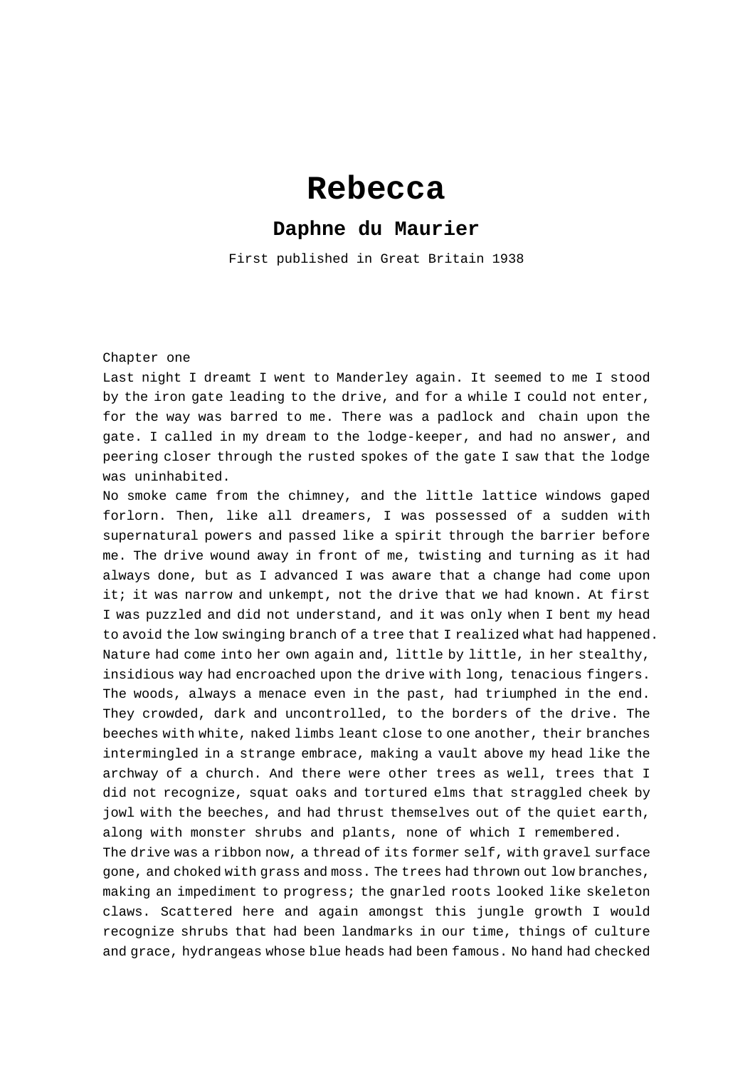# Rebecca

## Daphne du Maurier

First published in Great Britain 1938

Chapter one

Last night I dreamt I went to Manderley again. It seemed to me I stood by the iron gate leading to the drive, and for a while I could not enter, for the way was barred to me. There was a padlock and chain upon the gate. I called in my dream to the lodge-keeper, and had no answer, and peering closer through the rusted spokes of the gate I saw that the lodge was uninhabited.

No smoke came from the chimney, and the little lattice windows gaped forlorn. Then, like all dreamers, I was possessed of a sudden with supernatural powers and passed like a spirit through the barrier before me. The drive wound away in front of me, twisting and turning as it had always done, but as I advanced I was aware that a change had come upon it; it was narrow and unkempt, not the drive that we had known. At first I was puzzled and did not understand, and it was only when I bent my head to avoid the low swinging branch of a tree that I realized what had happened. Nature had come into her own again and, little by little, in her stealthy, insidious way had encroached upon the drive with long, tenacious fingers. The woods, always a menace even in the past, had triumphed in the end. They crowded, dark and uncontrolled, to the borders of the drive. The beeches with white, naked limbs leant close to one another, their branches intermingled in a strange embrace, making a vault above my head like the archway of a church. And there were other trees as well, trees that I did not recognize, squat oaks and tortured elms that straggled cheek by jowl with the beeches, and had thrust themselves out of the quiet earth, along with monster shrubs and plants, none of which I remembered.

The drive was a ribbon now, a thread of its former self, with gravel surface gone, and choked with grass and moss. The trees had thrown out low branches, making an impediment to progress; the gnarled roots looked like skeleton claws. Scattered here and again amongst this jungle growth I would recognize shrubs that had been landmarks in our time, things of culture and grace, hydrangeas whose blue heads had been famous. No hand had checked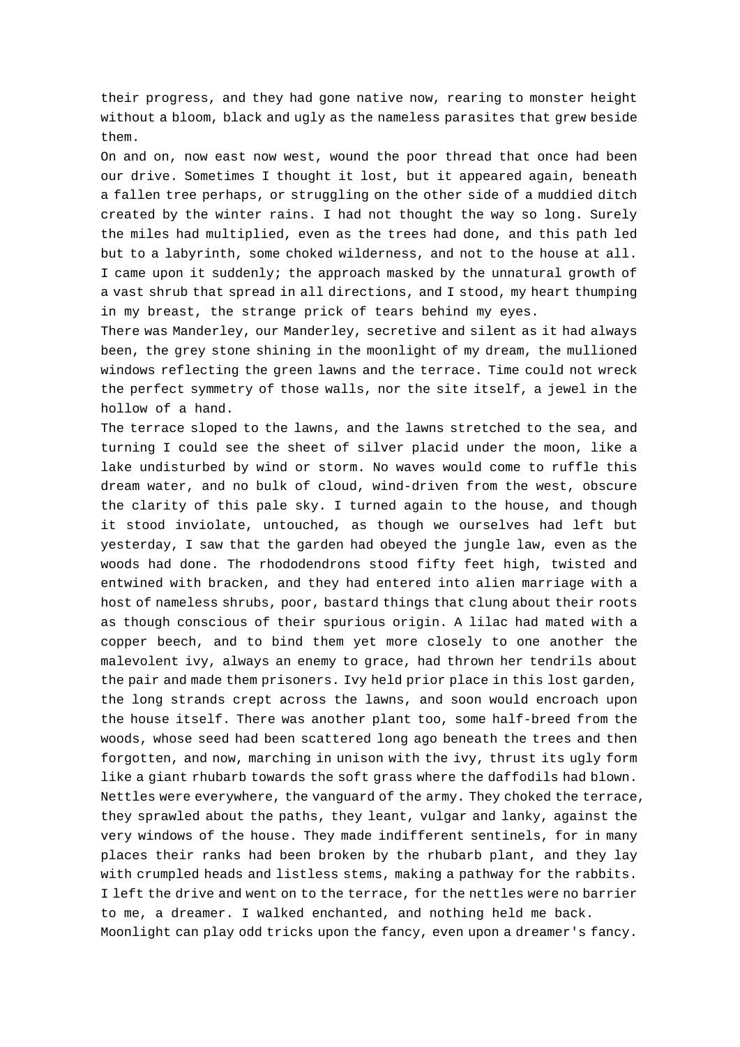their progress, and they had gone native now, rearing to monster height without a bloom, black and ugly as the nameless parasites that grew beside them.

On and on, now east now west, wound the poor thread that once had been our drive. Sometimes I thought it lost, but it appeared again, beneath a fallen tree perhaps, or struggling on the other side of a muddied ditch created by the winter rains. I had not thought the way so long. Surely the miles had multiplied, even as the trees had done, and this path led but to a labyrinth, some choked wilderness, and not to the house at all. I came upon it suddenly; the approach masked by the unnatural growth of a vast shrub that spread in all directions, and I stood, my heart thumping in my breast, the strange prick of tears behind my eyes.

There was Manderley, our Manderley, secretive and silent as it had always been, the grey stone shining in the moonlight of my dream, the mullioned windows reflecting the green lawns and the terrace. Time could not wreck the perfect symmetry of those walls, nor the site itself, a jewel in the hollow of a hand.

The terrace sloped to the lawns, and the lawns stretched to the sea, and turning I could see the sheet of silver placid under the moon, like a lake undisturbed by wind or storm. No waves would come to ruffle this dream water, and no bulk of cloud, wind-driven from the west, obscure the clarity of this pale sky. I turned again to the house, and though it stood inviolate, untouched, as though we ourselves had left but yesterday, I saw that the garden had obeyed the jungle law, even as the woods had done. The rhododendrons stood fifty feet high, twisted and entwined with bracken, and they had entered into alien marriage with a host of nameless shrubs, poor, bastard things that clung about their roots as though conscious of their spurious origin. A lilac had mated with a copper beech, and to bind them yet more closely to one another the malevolent ivy, always an enemy to grace, had thrown her tendrils about the pair and made them prisoners. Ivy held prior place in this lost garden, the long strands crept across the lawns, and soon would encroach upon the house itself. There was another plant too, some half-breed from the woods, whose seed had been scattered long ago beneath the trees and then forgotten, and now, marching in unison with the ivy, thrust its ugly form like a giant rhubarb towards the soft grass where the daffodils had blown. Nettles were everywhere, the vanguard of the army. They choked the terrace, they sprawled about the paths, they leant, vulgar and lanky, against the very windows of the house. They made indifferent sentinels, for in many places their ranks had been broken by the rhubarb plant, and they lay with crumpled heads and listless stems, making a pathway for the rabbits. I left the drive and went on to the terrace, for the nettles were no barrier to me, a dreamer. I walked enchanted, and nothing held me back.

Moonlight can play odd tricks upon the fancy, even upon a dreamer's fancy.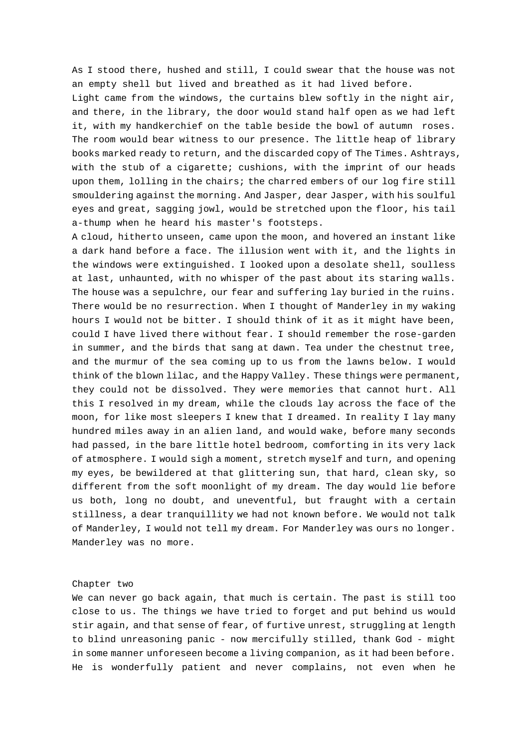As I stood there, hushed and still, I could swear that the house was not an empty shell but lived and breathed as it had lived before.

Light came from the windows, the curtains blew softly in the night air, and there, in the library, the door would stand half open as we had left it, with my handkerchief on the table beside the bowl of autumn roses. The room would bear witness to our presence. The little heap of library books marked ready to return, and the discarded copy of The Times. Ashtrays, with the stub of a cigarette; cushions, with the imprint of our heads upon them, lolling in the chairs; the charred embers of our log fire still smouldering against the morning. And Jasper, dear Jasper, with his soulful eyes and great, sagging jowl, would be stretched upon the floor, his tail a-thump when he heard his master's footsteps.

A cloud, hitherto unseen, came upon the moon, and hovered an instant like a dark hand before a face. The illusion went with it, and the lights in the windows were extinguished. I looked upon a desolate shell, soulless at last, unhaunted, with no whisper of the past about its staring walls. The house was a sepulchre, our fear and suffering lay buried in the ruins. There would be no resurrection. When I thought of Manderley in my waking hours I would not be bitter. I should think of it as it might have been, could I have lived there without fear. I should remember the rose-garden in summer, and the birds that sang at dawn. Tea under the chestnut tree, and the murmur of the sea coming up to us from the lawns below. I would think of the blown lilac, and the Happy Valley. These things were permanent, they could not be dissolved. They were memories that cannot hurt. All this I resolved in my dream, while the clouds lay across the face of the moon, for like most sleepers I knew that I dreamed. In reality I lay many hundred miles away in an alien land, and would wake, before many seconds had passed, in the bare little hotel bedroom, comforting in its very lack of atmosphere. I would sigh a moment, stretch myself and turn, and opening my eyes, be bewildered at that glittering sun, that hard, clean sky, so different from the soft moonlight of my dream. The day would lie before us both, long no doubt, and uneventful, but fraught with a certain stillness, a dear tranquillity we had not known before. We would not talk of Manderley, I would not tell my dream. For Manderley was ours no longer. Manderley was no more.

## Chapter two

We can never go back again, that much is certain. The past is still too close to us. The things we have tried to forget and put behind us would stir again, and that sense of fear, of furtive unrest, struggling at length to blind unreasoning panic - now mercifully stilled, thank God - might in some manner unforeseen become a living companion, as it had been before. He is wonderfully patient and never complains, not even when he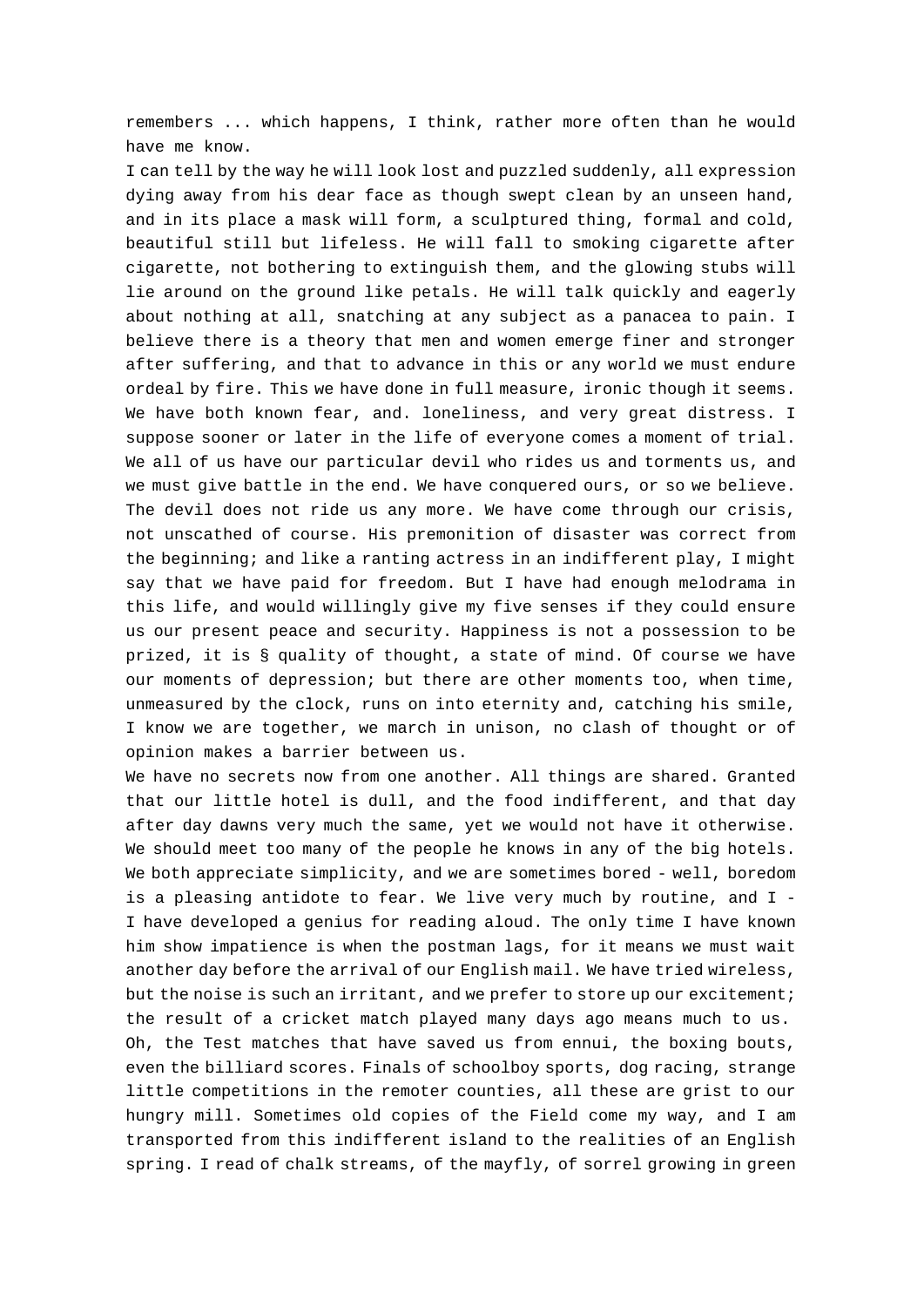remembers ... which happens, I think, rather more often than he would have me know.

I can tell by the way he will look lost and puzzled suddenly, all expression dying away from his dear face as though swept clean by an unseen hand, and in its place a mask will form, a sculptured thing, formal and cold, beautiful still but lifeless. He will fall to smoking cigarette after cigarette, not bothering to extinguish them, and the glowing stubs will lie around on the ground like petals. He will talk quickly and eagerly about nothing at all, snatching at any subject as a panacea to pain. I believe there is a theory that men and women emerge finer and stronger after suffering, and that to advance in this or any world we must endure ordeal by fire. This we have done in full measure, ironic though it seems. We have both known fear, and. loneliness, and very great distress. I suppose sooner or later in the life of everyone comes a moment of trial. We all of us have our particular devil who rides us and torments us, and we must give battle in the end. We have conquered ours, or so we believe. The devil does not ride us any more. We have come through our crisis, not unscathed of course. His premonition of disaster was correct from the beginning; and like a ranting actress in an indifferent play, I might say that we have paid for freedom. But I have had enough melodrama in this life, and would willingly give my five senses if they could ensure us our present peace and security. Happiness is not a possession to be prized, it is § quality of thought, a state of mind. Of course we have our moments of depression; but there are other moments too, when time, unmeasured by the clock, runs on into eternity and, catching his smile, I know we are together, we march in unison, no clash of thought or of opinion makes a barrier between us.

We have no secrets now from one another. All things are shared. Granted that our little hotel is dull, and the food indifferent, and that day after day dawns very much the same, yet we would not have it otherwise. We should meet too many of the people he knows in any of the big hotels. We both appreciate simplicity, and we are sometimes bored - well, boredom is a pleasing antidote to fear. We live very much by routine, and I - I have developed a genius for reading aloud. The only time I have known him show impatience is when the postman lags, for it means we must wait another day before the arrival of our English mail. We have tried wireless, but the noise is such an irritant, and we prefer to store up our excitement; the result of a cricket match played many days ago means much to us. Oh, the Test matches that have saved us from ennui, the boxing bouts, even the billiard scores. Finals of schoolboy sports, dog racing, strange little competitions in the remoter counties, all these are grist to our hungry mill. Sometimes old copies of the Field come my way, and I am transported from this indifferent island to the realities of an English spring. I read of chalk streams, of the mayfly, of sorrel growing in green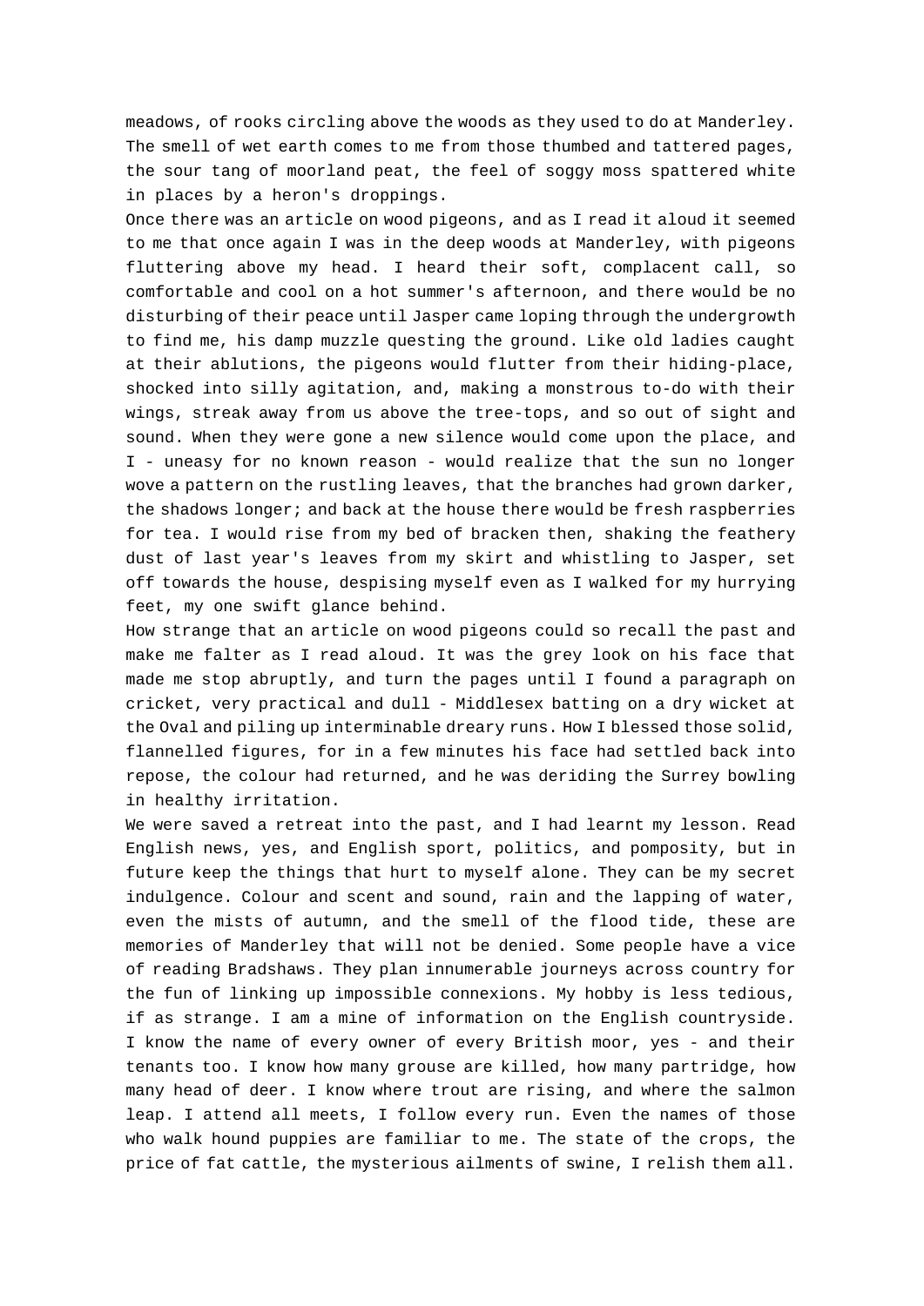meadows, of rooks circling above the woods as they used to do at Manderley. The smell of wet earth comes to me from those thumbed and tattered pages, the sour tang of moorland peat, the feel of soggy moss spattered white in places by a heron's droppings.

Once there was an article on wood pigeons, and as I read it aloud it seemed to me that once again I was in the deep woods at Manderley, with pigeons fluttering above my head. I heard their soft, complacent call, so comfortable and cool on a hot summer's afternoon, and there would be no disturbing of their peace until Jasper came loping through the undergrowth to find me, his damp muzzle questing the ground. Like old ladies caught at their ablutions, the pigeons would flutter from their hiding-place, shocked into silly agitation, and, making a monstrous to-do with their wings, streak away from us above the tree-tops, and so out of sight and sound. When they were gone a new silence would come upon the place, and I - uneasy for no known reason - would realize that the sun no longer wove a pattern on the rustling leaves, that the branches had grown darker, the shadows longer; and back at the house there would be fresh raspberries for tea. I would rise from my bed of bracken then, shaking the feathery dust of last year's leaves from my skirt and whistling to Jasper, set off towards the house, despising myself even as I walked for my hurrying feet, my one swift glance behind.

How strange that an article on wood pigeons could so recall the past and make me falter as I read aloud. It was the grey look on his face that made me stop abruptly, and turn the pages until I found a paragraph on cricket, very practical and dull - Middlesex batting on a dry wicket at the Oval and piling up interminable dreary runs. How I blessed those solid, flannelled figures, for in a few minutes his face had settled back into repose, the colour had returned, and he was deriding the Surrey bowling in healthy irritation.

We were saved a retreat into the past, and I had learnt my lesson. Read English news, yes, and English sport, politics, and pomposity, but in future keep the things that hurt to myself alone. They can be my secret indulgence. Colour and scent and sound, rain and the lapping of water, even the mists of autumn, and the smell of the flood tide, these are memories of Manderley that will not be denied. Some people have a vice of reading Bradshaws. They plan innumerable journeys across country for the fun of linking up impossible connexions. My hobby is less tedious, if as strange. I am a mine of information on the English countryside. I know the name of every owner of every British moor, yes - and their tenants too. I know how many grouse are killed, how many partridge, how many head of deer. I know where trout are rising, and where the salmon leap. I attend all meets, I follow every run. Even the names of those who walk hound puppies are familiar to me. The state of the crops, the price of fat cattle, the mysterious ailments of swine, I relish them all.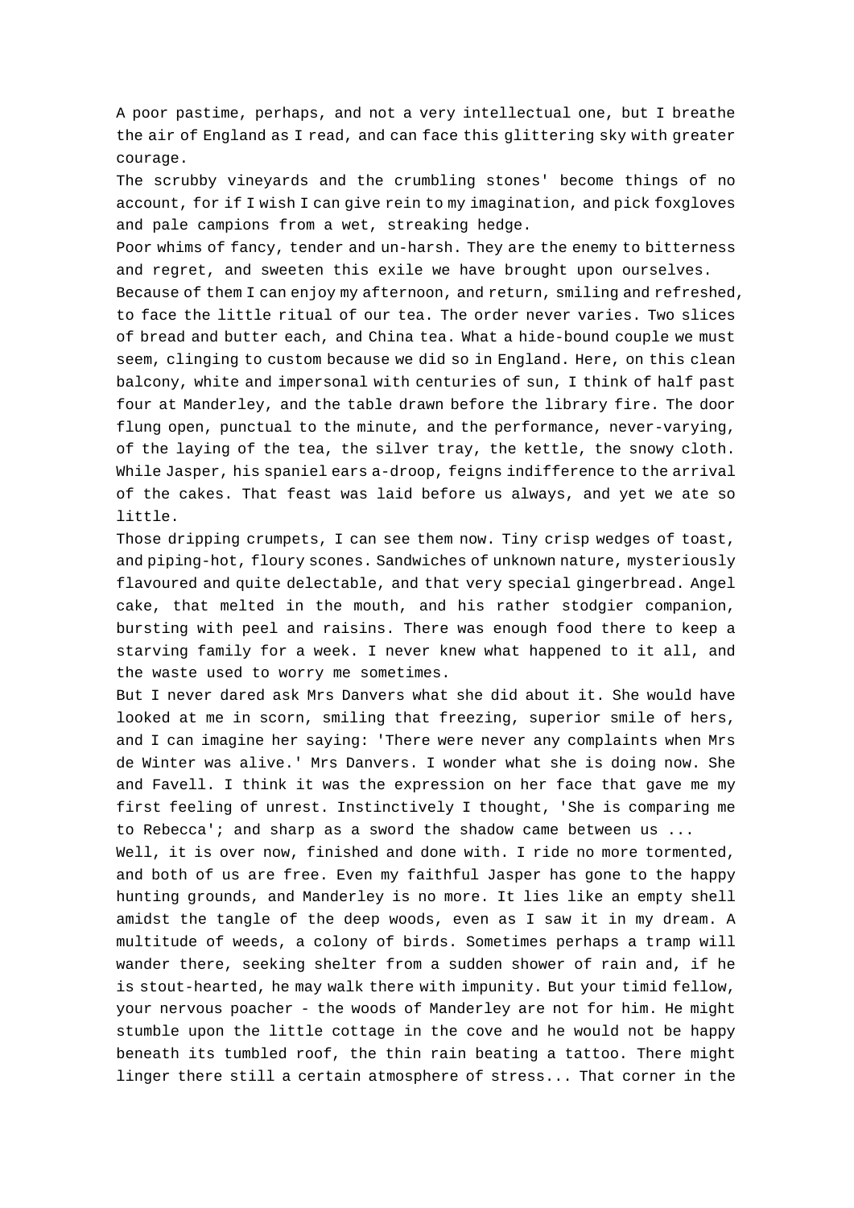A poor pastime, perhaps, and not a very intellectual one, but I breathe the air of England as I read, and can face this glittering sky with greater courage.

The scrubby vineyards and the crumbling stones' become things of no account, for if I wish I can give rein to my imagination, and pick foxgloves and pale campions from a wet, streaking hedge.

Poor whims of fancy, tender and un-harsh. They are the enemy to bitterness and regret, and sweeten this exile we have brought upon ourselves.

Because of them I can enjoy my afternoon, and return, smiling and refreshed, to face the little ritual of our tea. The order never varies. Two slices of bread and butter each, and China tea. What a hide-bound couple we must seem, clinging to custom because we did so in England. Here, on this clean balcony, white and impersonal with centuries of sun, I think of half past four at Manderley, and the table drawn before the library fire. The door flung open, punctual to the minute, and the performance, never-varying, of the laying of the tea, the silver tray, the kettle, the snowy cloth. While Jasper, his spaniel ears a-droop, feigns indifference to the arrival of the cakes. That feast was laid before us always, and yet we ate so little.

Those dripping crumpets, I can see them now. Tiny crisp wedges of toast, and piping-hot, floury scones. Sandwiches of unknown nature, mysteriously flavoured and quite delectable, and that very special gingerbread. Angel cake, that melted in the mouth, and his rather stodgier companion, bursting with peel and raisins. There was enough food there to keep a starving family for a week. I never knew what happened to it all, and the waste used to worry me sometimes.

But I never dared ask Mrs Danvers what she did about it. She would have looked at me in scorn, smiling that freezing, superior smile of hers, and I can imagine her saying: 'There were never any complaints when Mrs de Winter was alive.' Mrs Danvers. I wonder what she is doing now. She and Favell. I think it was the expression on her face that gave me my first feeling of unrest. Instinctively I thought, 'She is comparing me to Rebecca'; and sharp as a sword the shadow came between us ...

Well, it is over now, finished and done with. I ride no more tormented, and both of us are free. Even my faithful Jasper has gone to the happy hunting grounds, and Manderley is no more. It lies like an empty shell amidst the tangle of the deep woods, even as I saw it in my dream. A multitude of weeds, a colony of birds. Sometimes perhaps a tramp will wander there, seeking shelter from a sudden shower of rain and, if he is stout-hearted, he may walk there with impunity. But your timid fellow, your nervous poacher - the woods of Manderley are not for him. He might stumble upon the little cottage in the cove and he would not be happy beneath its tumbled roof, the thin rain beating a tattoo. There might linger there still a certain atmosphere of stress... That corner in the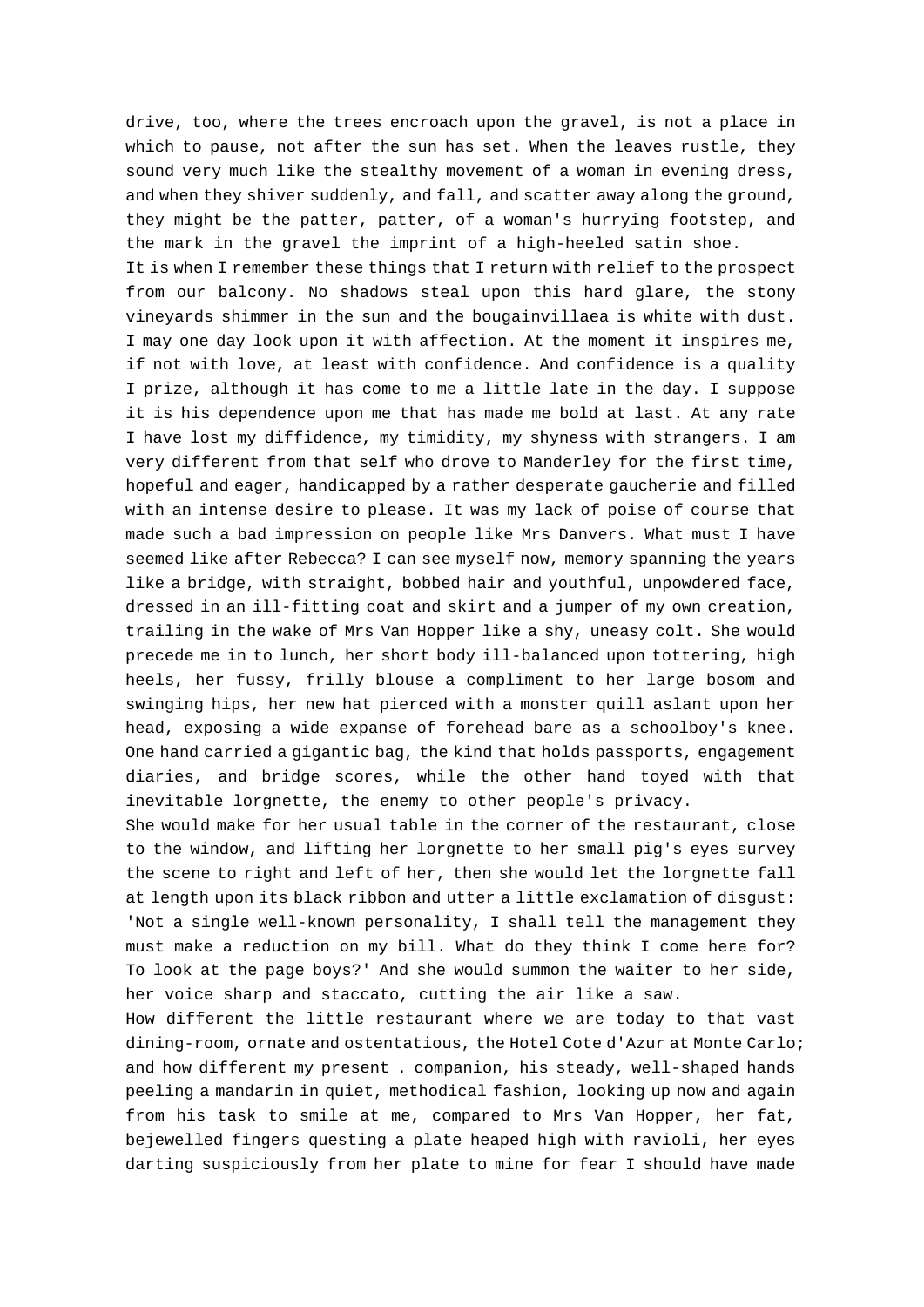drive, too, where the trees encroach upon the gravel, is not a place in which to pause, not after the sun has set. When the leaves rustle, they sound very much like the stealthy movement of a woman in evening dress, and when they shiver suddenly, and fall, and scatter away along the ground, they might be the patter, patter, of a woman's hurrying footstep, and the mark in the gravel the imprint of a high-heeled satin shoe.

It is when I remember these things that I return with relief to the prospect from our balcony. No shadows steal upon this hard glare, the stony vineyards shimmer in the sun and the bougainvillaea is white with dust. I may one day look upon it with affection. At the moment it inspires me, if not with love, at least with confidence. And confidence is a quality I prize, although it has come to me a little late in the day. I suppose it is his dependence upon me that has made me bold at last. At any rate I have lost my diffidence, my timidity, my shyness with strangers. I am very different from that self who drove to Manderley for the first time, hopeful and eager, handicapped by a rather desperate gaucherie and filled with an intense desire to please. It was my lack of poise of course that made such a bad impression on people like Mrs Danvers. What must I have seemed like after Rebecca? I can see myself now, memory spanning the years like a bridge, with straight, bobbed hair and youthful, unpowdered face, dressed in an ill-fitting coat and skirt and a jumper of my own creation, trailing in the wake of Mrs Van Hopper like a shy, uneasy colt. She would precede me in to lunch, her short body ill-balanced upon tottering, high heels, her fussy, frilly blouse a compliment to her large bosom and swinging hips, her new hat pierced with a monster quill aslant upon her head, exposing a wide expanse of forehead bare as a schoolboy's knee. One hand carried a gigantic bag, the kind that holds passports, engagement diaries, and bridge scores, while the other hand toyed with that inevitable lorgnette, the enemy to other people's privacy.

She would make for her usual table in the corner of the restaurant, close to the window, and lifting her lorgnette to her small pig's eyes survey the scene to right and left of her, then she would let the lorgnette fall at length upon its black ribbon and utter a little exclamation of disgust: 'Not a single well-known personality, I shall tell the management they must make a reduction on my bill. What do they think I come here for? To look at the page boys?' And she would summon the waiter to her side, her voice sharp and staccato, cutting the air like a saw.

How different the little restaurant where we are today to that vast dining-room, ornate and ostentatious, the Hotel Cote d'Azur at Monte Carlo; and how different my present . companion, his steady, well-shaped hands peeling a mandarin in quiet, methodical fashion, looking up now and again from his task to smile at me, compared to Mrs Van Hopper, her fat, bejewelled fingers questing a plate heaped high with ravioli, her eyes darting suspiciously from her plate to mine for fear I should have made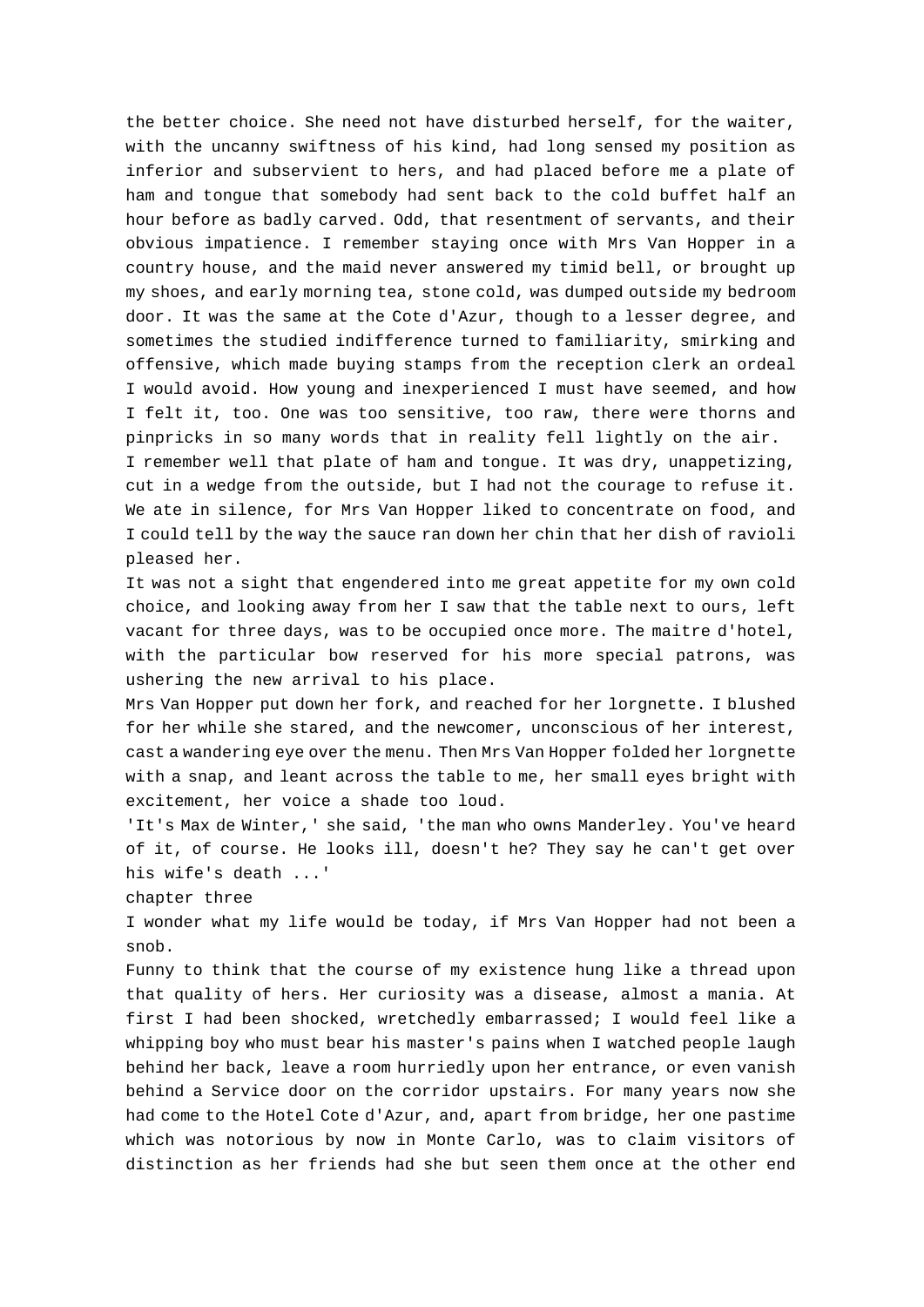the better choice. She need not have disturbed herself, for the waiter, with the uncanny swiftness of his kind, had long sensed my position as inferior and subservient to hers, and had placed before me a plate of ham and tongue that somebody had sent back to the cold buffet half an hour before as badly carved. Odd, that resentment of servants, and their obvious impatience. I remember staying once with Mrs Van Hopper in a country house, and the maid never answered my timid bell, or brought up my shoes, and early morning tea, stone cold, was dumped outside my bedroom door. It was the same at the Cote d'Azur, though to a lesser degree, and sometimes the studied indifference turned to familiarity, smirking and offensive, which made buying stamps from the reception clerk an ordeal I would avoid. How young and inexperienced I must have seemed, and how I felt it, too. One was too sensitive, too raw, there were thorns and pinpricks in so many words that in reality fell lightly on the air.

I remember well that plate of ham and tongue. It was dry, unappetizing, cut in a wedge from the outside, but I had not the courage to refuse it. We ate in silence, for Mrs Van Hopper liked to concentrate on food, and I could tell by the way the sauce ran down her chin that her dish of ravioli pleased her.

It was not a sight that engendered into me great appetite for my own cold choice, and looking away from her I saw that the table next to ours, left vacant for three days, was to be occupied once more. The maitre d'hotel, with the particular bow reserved for his more special patrons, was ushering the new arrival to his place.

Mrs Van Hopper put down her fork, and reached for her lorgnette. I blushed for her while she stared, and the newcomer, unconscious of her interest, cast a wandering eye over the menu. Then Mrs Van Hopper folded her lorgnette with a snap, and leant across the table to me, her small eyes bright with excitement, her voice a shade too loud.

'It's Max de Winter,' she said, 'the man who owns Manderley. You've heard of it, of course. He looks ill, doesn't he? They say he can't get over his wife's death ...'

## chapter three

I wonder what my life would be today, if Mrs Van Hopper had not been a snob.

Funny to think that the course of my existence hung like a thread upon that quality of hers. Her curiosity was a disease, almost a mania. At first I had been shocked, wretchedly embarrassed; I would feel like a whipping boy who must bear his master's pains when I watched people laugh behind her back, leave a room hurriedly upon her entrance, or even vanish behind a Service door on the corridor upstairs. For many years now she had come to the Hotel Cote d'Azur, and, apart from bridge, her one pastime which was notorious by now in Monte Carlo, was to claim visitors of distinction as her friends had she but seen them once at the other end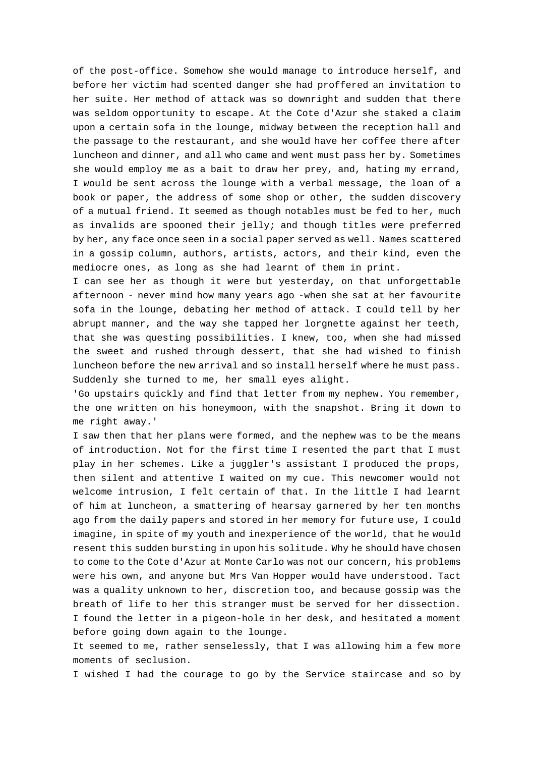of the post-office. Somehow she would manage to introduce herself, and before her victim had scented danger she had proffered an invitation to her suite. Her method of attack was so downright and sudden that there was seldom opportunity to escape. At the Cote d'Azur she staked a claim upon a certain sofa in the lounge, midway between the reception hall and the passage to the restaurant, and she would have her coffee there after luncheon and dinner, and all who came and went must pass her by. Sometimes she would employ me as a bait to draw her prey, and, hating my errand, I would be sent across the lounge with a verbal message, the loan of a book or paper, the address of some shop or other, the sudden discovery of a mutual friend. It seemed as though notables must be fed to her, much as invalids are spooned their jelly; and though titles were preferred by her, any face once seen in a social paper served as well. Names scattered in a gossip column, authors, artists, actors, and their kind, even the mediocre ones, as long as she had learnt of them in print.

I can see her as though it were but yesterday, on that unforgettable afternoon - never mind how many years ago -when she sat at her favourite sofa in the lounge, debating her method of attack. I could tell by her abrupt manner, and the way she tapped her lorgnette against her teeth, that she was questing possibilities. I knew, too, when she had missed the sweet and rushed through dessert, that she had wished to finish luncheon before the new arrival and so install herself where he must pass. Suddenly she turned to me, her small eyes alight.

'Go upstairs quickly and find that letter from my nephew. You remember, the one written on his honeymoon, with the snapshot. Bring it down to me right away.'

I saw then that her plans were formed, and the nephew was to be the means of introduction. Not for the first time I resented the part that I must play in her schemes. Like a juggler's assistant I produced the props, then silent and attentive I waited on my cue. This newcomer would not welcome intrusion, I felt certain of that. In the little I had learnt of him at luncheon, a smattering of hearsay garnered by her ten months ago from the daily papers and stored in her memory for future use, I could imagine, in spite of my youth and inexperience of the world, that he would resent this sudden bursting in upon his solitude. Why he should have chosen to come to the Cote d'Azur at Monte Carlo was not our concern, his problems were his own, and anyone but Mrs Van Hopper would have understood. Tact was a quality unknown to her, discretion too, and because gossip was the breath of life to her this stranger must be served for her dissection.

I found the letter in a pigeon-hole in her desk, and hesitated a moment before going down again to the lounge.

It seemed to me, rather senselessly, that I was allowing him a few more moments of seclusion.

I wished I had the courage to go by the Service staircase and so by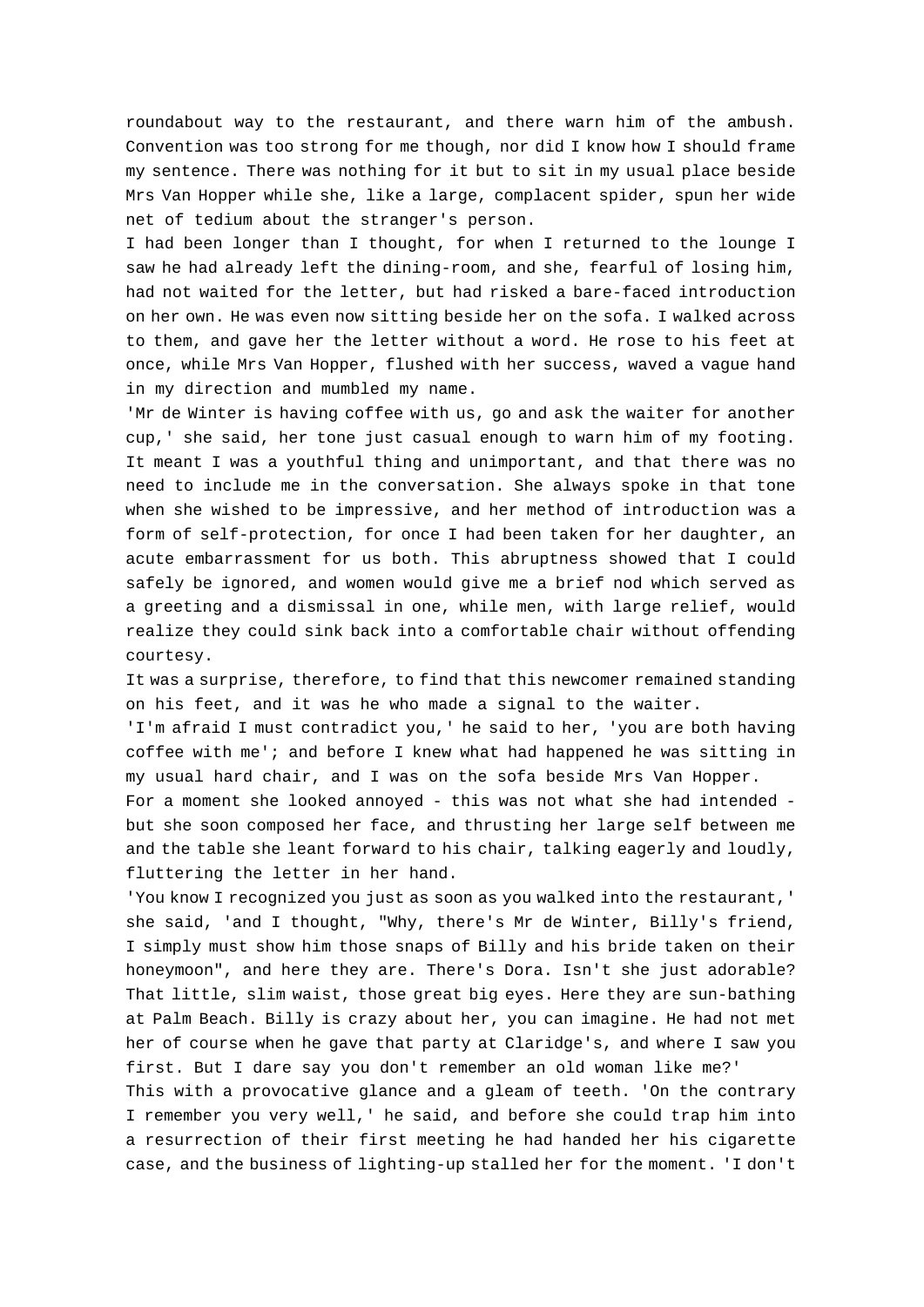roundabout way to the restaurant, and there warn him of the ambush. Convention was too strong for me though, nor did I know how I should frame my sentence. There was nothing for it but to sit in my usual place beside Mrs Van Hopper while she, like a large, complacent spider, spun her wide net of tedium about the stranger's person.

I had been longer than I thought, for when I returned to the lounge I saw he had already left the dining-room, and she, fearful of losing him, had not waited for the letter, but had risked a bare-faced introduction on her own. He was even now sitting beside her on the sofa. I walked across to them, and gave her the letter without a word. He rose to his feet at once, while Mrs Van Hopper, flushed with her success, waved a vague hand in my direction and mumbled my name.

'Mr de Winter is having coffee with us, go and ask the waiter for another cup,' she said, her tone just casual enough to warn him of my footing. It meant I was a youthful thing and unimportant, and that there was no need to include me in the conversation. She always spoke in that tone when she wished to be impressive, and her method of introduction was a form of self-protection, for once I had been taken for her daughter, an acute embarrassment for us both. This abruptness showed that I could safely be ignored, and women would give me a brief nod which served as a greeting and a dismissal in one, while men, with large relief, would realize they could sink back into a comfortable chair without offending courtesy.

It was a surprise, therefore, to find that this newcomer remained standing on his feet, and it was he who made a signal to the waiter.

'I'm afraid I must contradict you,' he said to her, 'you are both having coffee with me'; and before I knew what had happened he was sitting in my usual hard chair, and I was on the sofa beside Mrs Van Hopper.

For a moment she looked annoyed - this was not what she had intended - but she soon composed her face, and thrusting her large self between me and the table she leant forward to his chair, talking eagerly and loudly, fluttering the letter in her hand.

'You know I recognized you just as soon as you walked into the restaurant,' she said, 'and I thought, "Why, there's Mr de Winter, Billy's friend, I simply must show him those snaps of Billy and his bride taken on their honeymoon", and here they are. There's Dora. Isn't she just adorable? That little, slim waist, those great big eyes. Here they are sun-bathing at Palm Beach. Billy is crazy about her, you can imagine. He had not met her of course when he gave that party at Claridge's, and where I saw you first. But I dare say you don't remember an old woman like me?'

This with a provocative glance and a gleam of teeth. 'On the contrary I remember you very well,' he said, and before she could trap him into a resurrection of their first meeting he had handed her his cigarette case, and the business of lighting-up stalled her for the moment. 'I don't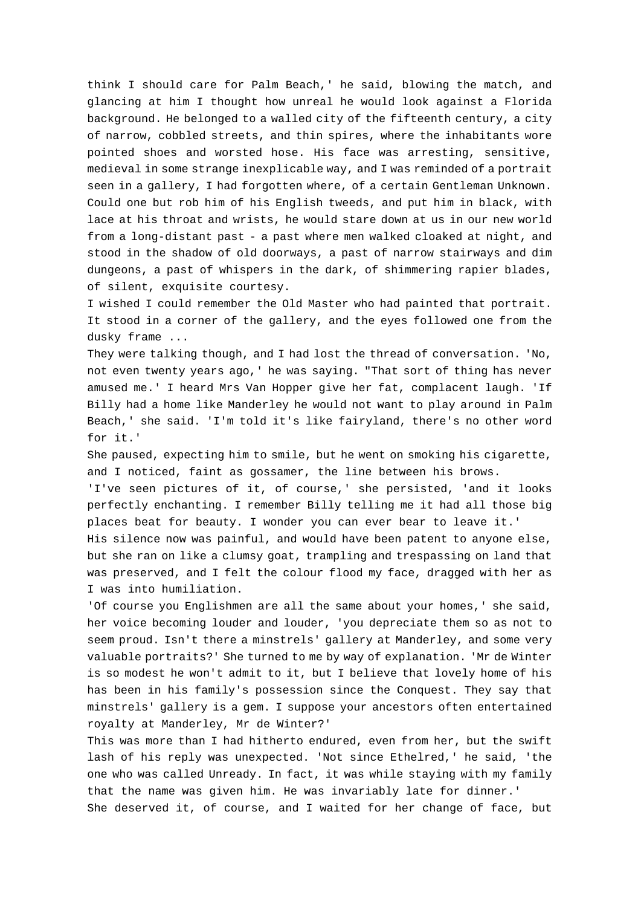think I should care for Palm Beach,' he said, blowing the match, and glancing at him I thought how unreal he would look against a Florida background. He belonged to a walled city of the fifteenth century, a city of narrow, cobbled streets, and thin spires, where the inhabitants wore pointed shoes and worsted hose. His face was arresting, sensitive, medieval in some strange inexplicable way, and I was reminded of a portrait seen in a gallery, I had forgotten where, of a certain Gentleman Unknown. Could one but rob him of his English tweeds, and put him in black, with lace at his throat and wrists, he would stare down at us in our new world from a long-distant past - a past where men walked cloaked at night, and stood in the shadow of old doorways, a past of narrow stairways and dim dungeons, a past of whispers in the dark, of shimmering rapier blades, of silent, exquisite courtesy.

I wished I could remember the Old Master who had painted that portrait. It stood in a corner of the gallery, and the eyes followed one from the dusky frame ...

They were talking though, and I had lost the thread of conversation. 'No, not even twenty years ago,' he was saying. "That sort of thing has never amused me.' I heard Mrs Van Hopper give her fat, complacent laugh. 'If Billy had a home like Manderley he would not want to play around in Palm Beach,' she said. 'I'm told it's like fairyland, there's no other word for it.'

She paused, expecting him to smile, but he went on smoking his cigarette, and I noticed, faint as gossamer, the line between his brows.

'I've seen pictures of it, of course,' she persisted, 'and it looks perfectly enchanting. I remember Billy telling me it had all those big places beat for beauty. I wonder you can ever bear to leave it.'

His silence now was painful, and would have been patent to anyone else, but she ran on like a clumsy goat, trampling and trespassing on land that was preserved, and I felt the colour flood my face, dragged with her as I was into humiliation.

'Of course you Englishmen are all the same about your homes,' she said, her voice becoming louder and louder, 'you depreciate them so as not to seem proud. Isn't there a minstrels' gallery at Manderley, and some very valuable portraits?' She turned to me by way of explanation. 'Mr de Winter is so modest he won't admit to it, but I believe that lovely home of his has been in his family's possession since the Conquest. They say that minstrels' gallery is a gem. I suppose your ancestors often entertained royalty at Manderley, Mr de Winter?'

This was more than I had hitherto endured, even from her, but the swift lash of his reply was unexpected. 'Not since Ethelred,' he said, 'the one who was called Unready. In fact, it was while staying with my family that the name was given him. He was invariably late for dinner.'

She deserved it, of course, and I waited for her change of face, but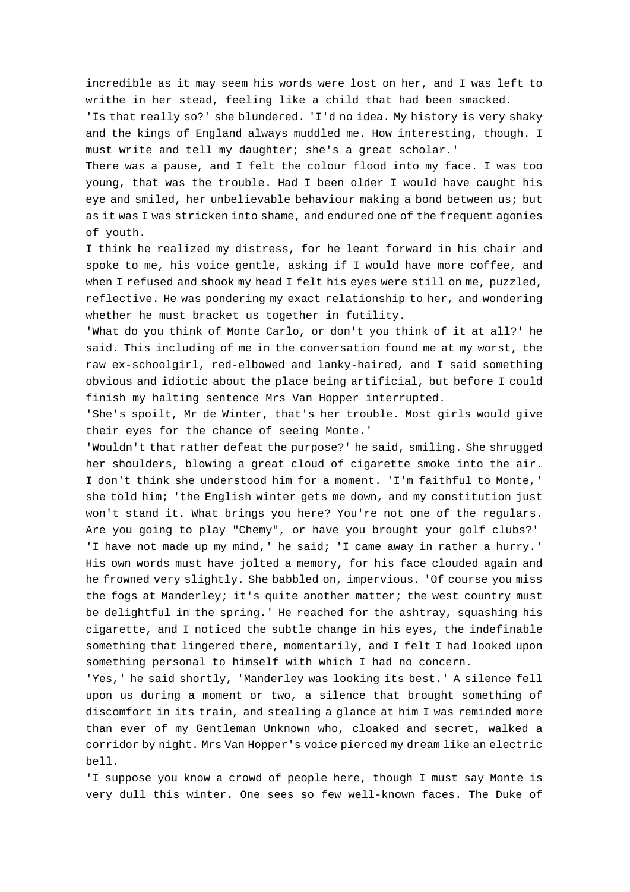incredible as it may seem his words were lost on her, and I was left to writhe in her stead, feeling like a child that had been smacked.

'Is that really so?' she blundered. 'I'd no idea. My history is very shaky and the kings of England always muddled me. How interesting, though. I must write and tell my daughter; she's a great scholar.'

There was a pause, and I felt the colour flood into my face. I was too young, that was the trouble. Had I been older I would have caught his eye and smiled, her unbelievable behaviour making a bond between us; but as it was I was stricken into shame, and endured one of the frequent agonies of youth.

I think he realized my distress, for he leant forward in his chair and spoke to me, his voice gentle, asking if I would have more coffee, and when I refused and shook my head I felt his eyes were still on me, puzzled, reflective. He was pondering my exact relationship to her, and wondering whether he must bracket us together in futility.

'What do you think of Monte Carlo, or don't you think of it at all?' he said. This including of me in the conversation found me at my worst, the raw ex-schoolgirl, red-elbowed and lanky-haired, and I said something obvious and idiotic about the place being artificial, but before I could finish my halting sentence Mrs Van Hopper interrupted.

'She's spoilt, Mr de Winter, that's her trouble. Most girls would give their eyes for the chance of seeing Monte.'

'Wouldn't that rather defeat the purpose?' he said, smiling. She shrugged her shoulders, blowing a great cloud of cigarette smoke into the air. I don't think she understood him for a moment. 'I'm faithful to Monte,' she told him; 'the English winter gets me down, and my constitution just won't stand it. What brings you here? You're not one of the regulars. Are you going to play "Chemy", or have you brought your golf clubs?'

'I have not made up my mind,' he said; 'I came away in rather a hurry.'

His own words must have jolted a memory, for his face clouded again and he frowned very slightly. She babbled on, impervious. 'Of course you miss the fogs at Manderley; it's quite another matter; the west country must be delightful in the spring.' He reached for the ashtray, squashing his cigarette, and I noticed the subtle change in his eyes, the indefinable something that lingered there, momentarily, and I felt I had looked upon something personal to himself with which I had no concern.

'Yes,' he said shortly, 'Manderley was looking its best.' A silence fell upon us during a moment or two, a silence that brought something of discomfort in its train, and stealing a glance at him I was reminded more than ever of my Gentleman Unknown who, cloaked and secret, walked a corridor by night. Mrs Van Hopper's voice pierced my dream like an electric bell.

'I suppose you know a crowd of people here, though I must say Monte is very dull this winter. One sees so few well-known faces. The Duke of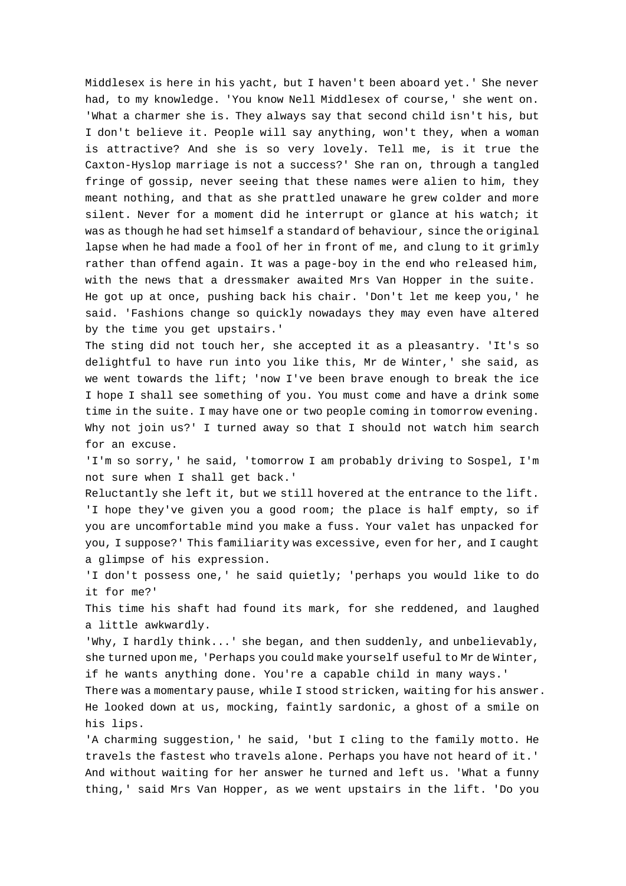Middlesex is here in his yacht, but I haven't been aboard yet.' She never had, to my knowledge. 'You know Nell Middlesex of course,' she went on. 'What a charmer she is. They always say that second child isn't his, but I don't believe it. People will say anything, won't they, when a woman is attractive? And she is so very lovely. Tell me, is it true the Caxton-Hyslop marriage is not a success?' She ran on, through a tangled fringe of gossip, never seeing that these names were alien to him, they meant nothing, and that as she prattled unaware he grew colder and more silent. Never for a moment did he interrupt or glance at his watch; it was as though he had set himself a standard of behaviour, since the original lapse when he had made a fool of her in front of me, and clung to it grimly rather than offend again. It was a page-boy in the end who released him, with the news that a dressmaker awaited Mrs Van Hopper in the suite.
He got up at once, pushing back his chair. 'Don't let me keep you,' he said. 'Fashions change so quickly nowadays they may even have altered by the time you get upstairs.'
The sting did not touch her, she accepted it as a pleasantry. 'It's so delightful to have run into you like this, Mr de Winter,' she said, as we went towards the lift; 'now I've been brave enough to break the ice I hope I shall see something of you. You must come and have a drink some time in the suite. I may have one or two people coming in tomorrow evening. Why not join us?' I turned away so that I should not watch him search for an excuse.
'I'm so sorry,' he said, 'tomorrow I am probably driving to Sospel, I'm not sure when I shall get back.'
Reluctantly she left it, but we still hovered at the entrance to the lift. 'I hope they've given you a good room; the place is half empty, so if you are uncomfortable mind you make a fuss. Your valet has unpacked for you, I suppose?' This familiarity was excessive, even for her, and I caught a glimpse of his expression.
'I don't possess one,' he said quietly; 'perhaps you would like to do it for me?'
This time his shaft had found its mark, for she reddened, and laughed a little awkwardly.
'Why, I hardly think...' she began, and then suddenly, and unbelievably, she turned upon me, 'Perhaps you could make yourself useful to Mr de Winter, if he wants anything done. You're a capable child in many ways.'
There was a momentary pause, while I stood stricken, waiting for his answer. He looked down at us, mocking, faintly sardonic, a ghost of a smile on his lips.
'A charming suggestion,' he said, 'but I cling to the family motto. He travels the fastest who travels alone. Perhaps you have not heard of it.' And without waiting for her answer he turned and left us. 'What a funny thing,' said Mrs Van Hopper, as we went upstairs in the lift. 'Do you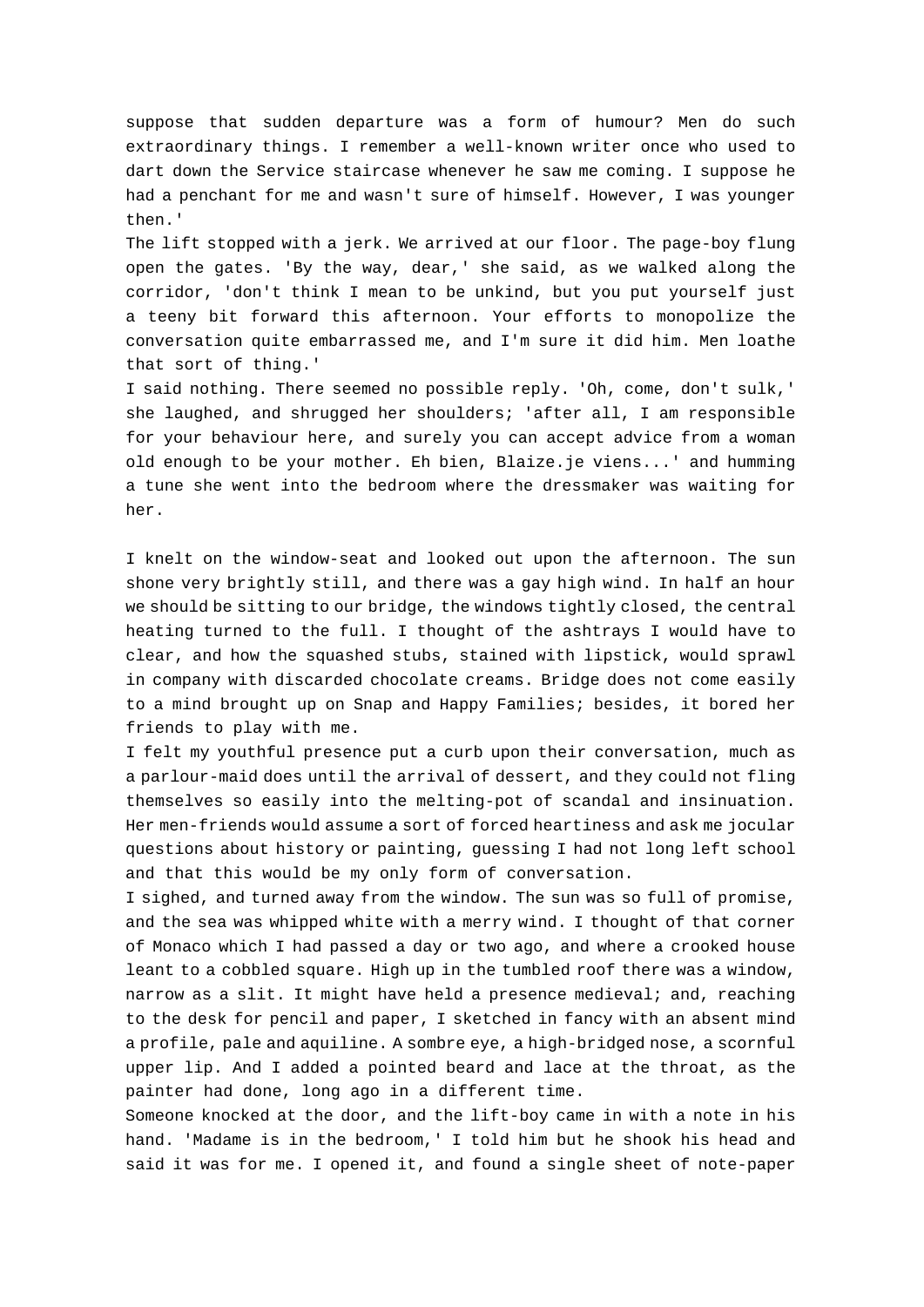suppose that sudden departure was a form of humour? Men do such extraordinary things. I remember a well-known writer once who used to dart down the Service staircase whenever he saw me coming. I suppose he had a penchant for me and wasn't sure of himself. However, I was younger then.'

The lift stopped with a jerk. We arrived at our floor. The page-boy flung open the gates. 'By the way, dear,' she said, as we walked along the corridor, 'don't think I mean to be unkind, but you put yourself just a teeny bit forward this afternoon. Your efforts to monopolize the conversation quite embarrassed me, and I'm sure it did him. Men loathe that sort of thing.'

I said nothing. There seemed no possible reply. 'Oh, come, don't sulk,' she laughed, and shrugged her shoulders; 'after all, I am responsible for your behaviour here, and surely you can accept advice from a woman old enough to be your mother. Eh bien, Blaize.je viens...' and humming a tune she went into the bedroom where the dressmaker was waiting for her.

I knelt on the window-seat and looked out upon the afternoon. The sun shone very brightly still, and there was a gay high wind. In half an hour we should be sitting to our bridge, the windows tightly closed, the central heating turned to the full. I thought of the ashtrays I would have to clear, and how the squashed stubs, stained with lipstick, would sprawl in company with discarded chocolate creams. Bridge does not come easily to a mind brought up on Snap and Happy Families; besides, it bored her friends to play with me.

I felt my youthful presence put a curb upon their conversation, much as a parlour-maid does until the arrival of dessert, and they could not fling themselves so easily into the melting-pot of scandal and insinuation. Her men-friends would assume a sort of forced heartiness and ask me jocular questions about history or painting, guessing I had not long left school and that this would be my only form of conversation.

I sighed, and turned away from the window. The sun was so full of promise, and the sea was whipped white with a merry wind. I thought of that corner of Monaco which I had passed a day or two ago, and where a crooked house leant to a cobbled square. High up in the tumbled roof there was a window, narrow as a slit. It might have held a presence medieval; and, reaching to the desk for pencil and paper, I sketched in fancy with an absent mind a profile, pale and aquiline. A sombre eye, a high-bridged nose, a scornful upper lip. And I added a pointed beard and lace at the throat, as the painter had done, long ago in a different time.

Someone knocked at the door, and the lift-boy came in with a note in his hand. 'Madame is in the bedroom,' I told him but he shook his head and said it was for me. I opened it, and found a single sheet of note-paper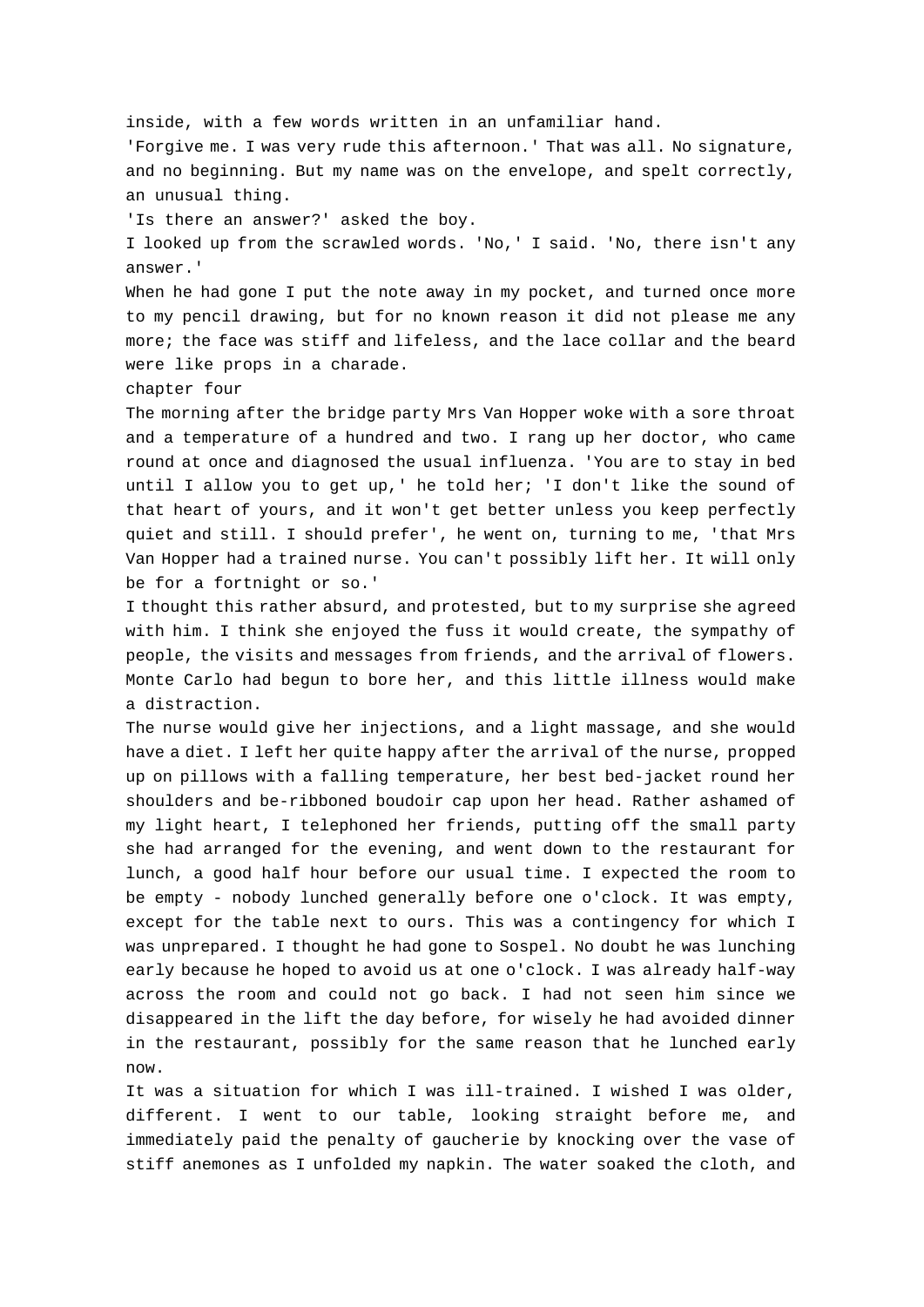inside, with a few words written in an unfamiliar hand.

'Forgive me. I was very rude this afternoon.' That was all. No signature, and no beginning. But my name was on the envelope, and spelt correctly, an unusual thing.

'Is there an answer?' asked the boy.

I looked up from the scrawled words. 'No,' I said. 'No, there isn't any answer.'

When he had gone I put the note away in my pocket, and turned once more to my pencil drawing, but for no known reason it did not please me any more; the face was stiff and lifeless, and the lace collar and the beard were like props in a charade.

## chapter four

The morning after the bridge party Mrs Van Hopper woke with a sore throat and a temperature of a hundred and two. I rang up her doctor, who came round at once and diagnosed the usual influenza. 'You are to stay in bed until I allow you to get up,' he told her; 'I don't like the sound of that heart of yours, and it won't get better unless you keep perfectly quiet and still. I should prefer', he went on, turning to me, 'that Mrs Van Hopper had a trained nurse. You can't possibly lift her. It will only be for a fortnight or so.'

I thought this rather absurd, and protested, but to my surprise she agreed with him. I think she enjoyed the fuss it would create, the sympathy of people, the visits and messages from friends, and the arrival of flowers. Monte Carlo had begun to bore her, and this little illness would make a distraction.

The nurse would give her injections, and a light massage, and she would have a diet. I left her quite happy after the arrival of the nurse, propped up on pillows with a falling temperature, her best bed-jacket round her shoulders and be-ribboned boudoir cap upon her head. Rather ashamed of my light heart, I telephoned her friends, putting off the small party she had arranged for the evening, and went down to the restaurant for lunch, a good half hour before our usual time. I expected the room to be empty - nobody lunched generally before one o'clock. It was empty, except for the table next to ours. This was a contingency for which I was unprepared. I thought he had gone to Sospel. No doubt he was lunching early because he hoped to avoid us at one o'clock. I was already half-way across the room and could not go back. I had not seen him since we disappeared in the lift the day before, for wisely he had avoided dinner in the restaurant, possibly for the same reason that he lunched early now.

It was a situation for which I was ill-trained. I wished I was older, different. I went to our table, looking straight before me, and immediately paid the penalty of gaucherie by knocking over the vase of stiff anemones as I unfolded my napkin. The water soaked the cloth, and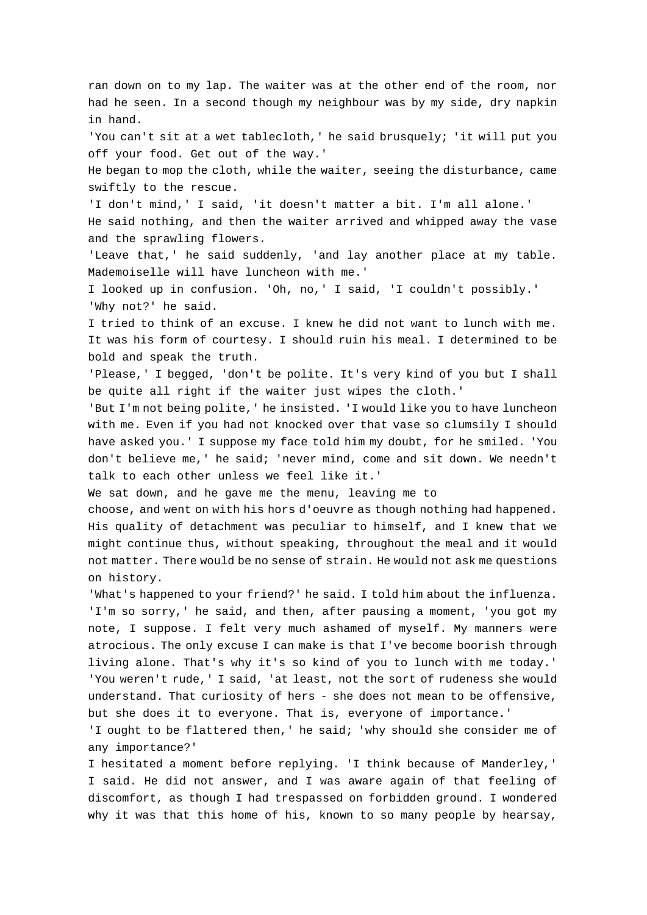ran down on to my lap. The waiter was at the other end of the room, nor had he seen. In a second though my neighbour was by my side, dry napkin in hand.

'You can't sit at a wet tablecloth,' he said brusquely; 'it will put you off your food. Get out of the way.'

He began to mop the cloth, while the waiter, seeing the disturbance, came swiftly to the rescue.

'I don't mind,' I said, 'it doesn't matter a bit. I'm all alone.'

He said nothing, and then the waiter arrived and whipped away the vase and the sprawling flowers.

'Leave that,' he said suddenly, 'and lay another place at my table. Mademoiselle will have luncheon with me.'

I looked up in confusion. 'Oh, no,' I said, 'I couldn't possibly.'

'Why not?' he said.

I tried to think of an excuse. I knew he did not want to lunch with me. It was his form of courtesy. I should ruin his meal. I determined to be bold and speak the truth.

'Please,' I begged, 'don't be polite. It's very kind of you but I shall be quite all right if the waiter just wipes the cloth.'

'But I'm not being polite,' he insisted. 'I would like you to have luncheon with me. Even if you had not knocked over that vase so clumsily I should have asked you.' I suppose my face told him my doubt, for he smiled. 'You don't believe me,' he said; 'never mind, come and sit down. We needn't talk to each other unless we feel like it.'

We sat down, and he gave me the menu, leaving me to choose, and went on with his hors d'oeuvre as though nothing had happened. His quality of detachment was peculiar to himself, and I knew that we might continue thus, without speaking, throughout the meal and it would not matter. There would be no sense of strain. He would not ask me questions on history.

'What's happened to your friend?' he said. I told him about the influenza.

'I'm so sorry,' he said, and then, after pausing a moment, 'you got my note, I suppose. I felt very much ashamed of myself. My manners were atrocious. The only excuse I can make is that I've become boorish through living alone. That's why it's so kind of you to lunch with me today.'

'You weren't rude,' I said, 'at least, not the sort of rudeness she would understand. That curiosity of hers - she does not mean to be offensive, but she does it to everyone. That is, everyone of importance.'

'I ought to be flattered then,' he said; 'why should she consider me of any importance?'

I hesitated a moment before replying. 'I think because of Manderley,' I said. He did not answer, and I was aware again of that feeling of discomfort, as though I had trespassed on forbidden ground. I wondered why it was that this home of his, known to so many people by hearsay,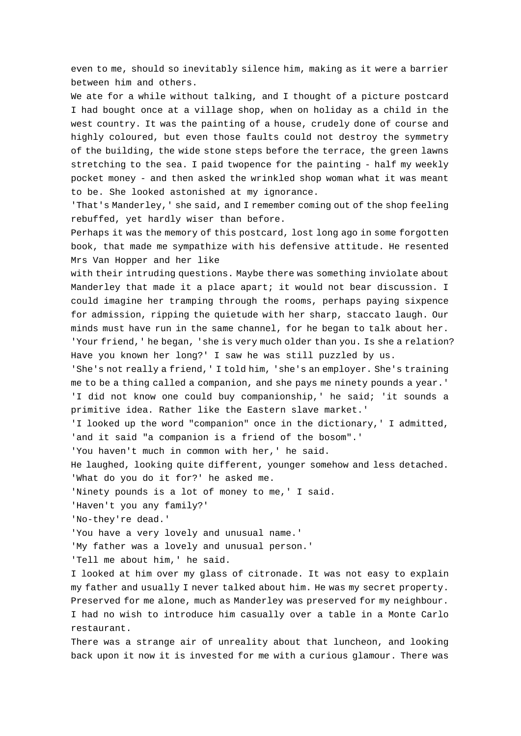even to me, should so inevitably silence him, making as it were a barrier between him and others.

We ate for a while without talking, and I thought of a picture postcard I had bought once at a village shop, when on holiday as a child in the west country. It was the painting of a house, crudely done of course and highly coloured, but even those faults could not destroy the symmetry of the building, the wide stone steps before the terrace, the green lawns stretching to the sea. I paid twopence for the painting - half my weekly pocket money - and then asked the wrinkled shop woman what it was meant to be. She looked astonished at my ignorance.

'That's Manderley,' she said, and I remember coming out of the shop feeling rebuffed, yet hardly wiser than before.

Perhaps it was the memory of this postcard, lost long ago in some forgotten book, that made me sympathize with his defensive attitude. He resented Mrs Van Hopper and her like with their intruding questions. Maybe there was something inviolate about Manderley that made it a place apart; it would not bear discussion. I could imagine her tramping through the rooms, perhaps paying sixpence for admission, ripping the quietude with her sharp, staccato laugh. Our minds must have run in the same channel, for he began to talk about her.

'Your friend,' he began, 'she is very much older than you. Is she a relation? Have you known her long?' I saw he was still puzzled by us.

'She's not really a friend,' I told him, 'she's an employer. She's training me to be a thing called a companion, and she pays me ninety pounds a year.'

'I did not know one could buy companionship,' he said; 'it sounds a primitive idea. Rather like the Eastern slave market.'

'I looked up the word "companion" once in the dictionary,' I admitted, 'and it said "a companion is a friend of the bosom".'

'You haven't much in common with her,' he said.

He laughed, looking quite different, younger somehow and less detached.

'What do you do it for?' he asked me.

'Ninety pounds is a lot of money to me,' I said.

'Haven't you any family?'

'No-they're dead.'

'You have a very lovely and unusual name.'

'My father was a lovely and unusual person.'

'Tell me about him,' he said.

I looked at him over my glass of citronade. It was not easy to explain my father and usually I never talked about him. He was my secret property. Preserved for me alone, much as Manderley was preserved for my neighbour. I had no wish to introduce him casually over a table in a Monte Carlo restaurant.

There was a strange air of unreality about that luncheon, and looking back upon it now it is invested for me with a curious glamour. There was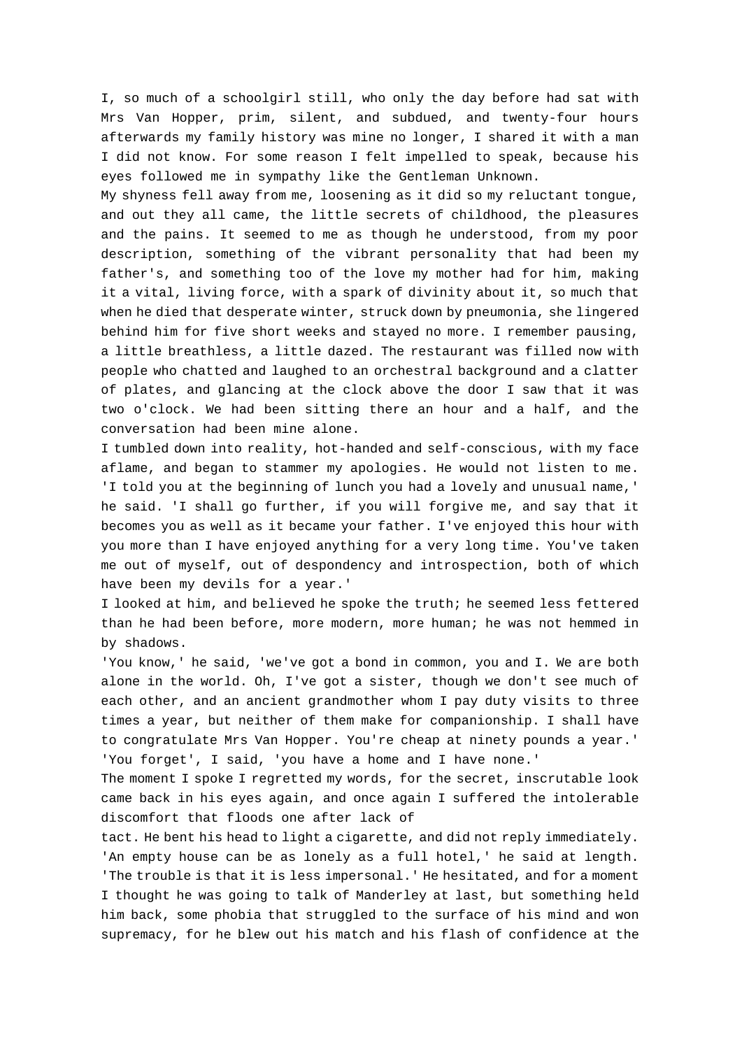I, so much of a schoolgirl still, who only the day before had sat with Mrs Van Hopper, prim, silent, and subdued, and twenty-four hours afterwards my family history was mine no longer, I shared it with a man I did not know. For some reason I felt impelled to speak, because his eyes followed me in sympathy like the Gentleman Unknown.

My shyness fell away from me, loosening as it did so my reluctant tongue, and out they all came, the little secrets of childhood, the pleasures and the pains. It seemed to me as though he understood, from my poor description, something of the vibrant personality that had been my father's, and something too of the love my mother had for him, making it a vital, living force, with a spark of divinity about it, so much that when he died that desperate winter, struck down by pneumonia, she lingered behind him for five short weeks and stayed no more. I remember pausing, a little breathless, a little dazed. The restaurant was filled now with people who chatted and laughed to an orchestral background and a clatter of plates, and glancing at the clock above the door I saw that it was two o'clock. We had been sitting there an hour and a half, and the conversation had been mine alone.

I tumbled down into reality, hot-handed and self-conscious, with my face aflame, and began to stammer my apologies. He would not listen to me. 'I told you at the beginning of lunch you had a lovely and unusual name,' he said. 'I shall go further, if you will forgive me, and say that it becomes you as well as it became your father. I've enjoyed this hour with you more than I have enjoyed anything for a very long time. You've taken me out of myself, out of despondency and introspection, both of which have been my devils for a year.'

I looked at him, and believed he spoke the truth; he seemed less fettered than he had been before, more modern, more human; he was not hemmed in by shadows.

'You know,' he said, 'we've got a bond in common, you and I. We are both alone in the world. Oh, I've got a sister, though we don't see much of each other, and an ancient grandmother whom I pay duty visits to three times a year, but neither of them make for companionship. I shall have to congratulate Mrs Van Hopper. You're cheap at ninety pounds a year.'

'You forget', I said, 'you have a home and I have none.'

The moment I spoke I regretted my words, for the secret, inscrutable look came back in his eyes again, and once again I suffered the intolerable discomfort that floods one after lack of tact. He bent his head to light a cigarette, and did not reply immediately. 'An empty house can be as lonely as a full hotel,' he said at length. 'The trouble is that it is less impersonal.' He hesitated, and for a moment I thought he was going to talk of Manderley at last, but something held him back, some phobia that struggled to the surface of his mind and won supremacy, for he blew out his match and his flash of confidence at the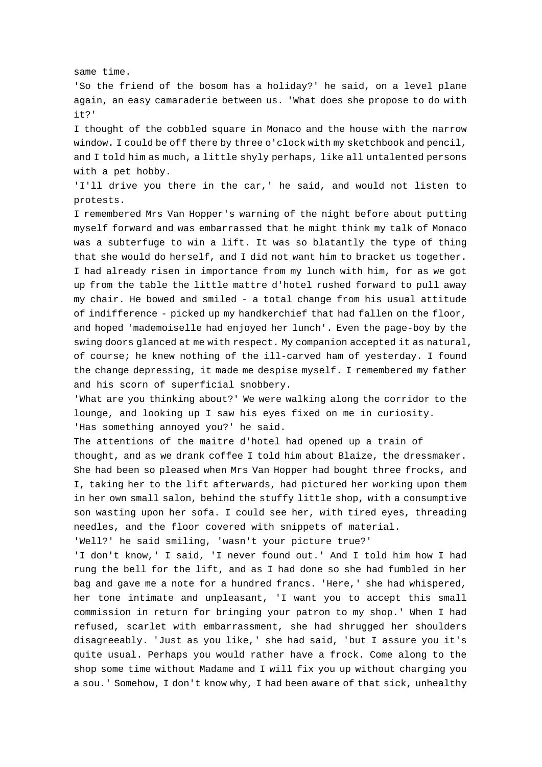same time.

'So the friend of the bosom has a holiday?' he said, on a level plane again, an easy camaraderie between us. 'What does she propose to do with it?'

I thought of the cobbled square in Monaco and the house with the narrow window. I could be off there by three o'clock with my sketchbook and pencil, and I told him as much, a little shyly perhaps, like all untalented persons with a pet hobby.

'I'll drive you there in the car,' he said, and would not listen to protests.

I remembered Mrs Van Hopper's warning of the night before about putting myself forward and was embarrassed that he might think my talk of Monaco was a subterfuge to win a lift. It was so blatantly the type of thing that she would do herself, and I did not want him to bracket us together. I had already risen in importance from my lunch with him, for as we got up from the table the little mattre d'hotel rushed forward to pull away my chair. He bowed and smiled - a total change from his usual attitude of indifference - picked up my handkerchief that had fallen on the floor, and hoped 'mademoiselle had enjoyed her lunch'. Even the page-boy by the swing doors glanced at me with respect. My companion accepted it as natural, of course; he knew nothing of the ill-carved ham of yesterday. I found the change depressing, it made me despise myself. I remembered my father and his scorn of superficial snobbery.

'What are you thinking about?' We were walking along the corridor to the lounge, and looking up I saw his eyes fixed on me in curiosity.

'Has something annoyed you?' he said.

The attentions of the maitre d'hotel had opened up a train of thought, and as we drank coffee I told him about Blaize, the dressmaker. She had been so pleased when Mrs Van Hopper had bought three frocks, and I, taking her to the lift afterwards, had pictured her working upon them in her own small salon, behind the stuffy little shop, with a consumptive son wasting upon her sofa. I could see her, with tired eyes, threading needles, and the floor covered with snippets of material.

'Well?' he said smiling, 'wasn't your picture true?'

'I don't know,' I said, 'I never found out.' And I told him how I had rung the bell for the lift, and as I had done so she had fumbled in her bag and gave me a note for a hundred francs. 'Here,' she had whispered, her tone intimate and unpleasant, 'I want you to accept this small commission in return for bringing your patron to my shop.' When I had refused, scarlet with embarrassment, she had shrugged her shoulders disagreeably. 'Just as you like,' she had said, 'but I assure you it's quite usual. Perhaps you would rather have a frock. Come along to the shop some time without Madame and I will fix you up without charging you a sou.' Somehow, I don't know why, I had been aware of that sick, unhealthy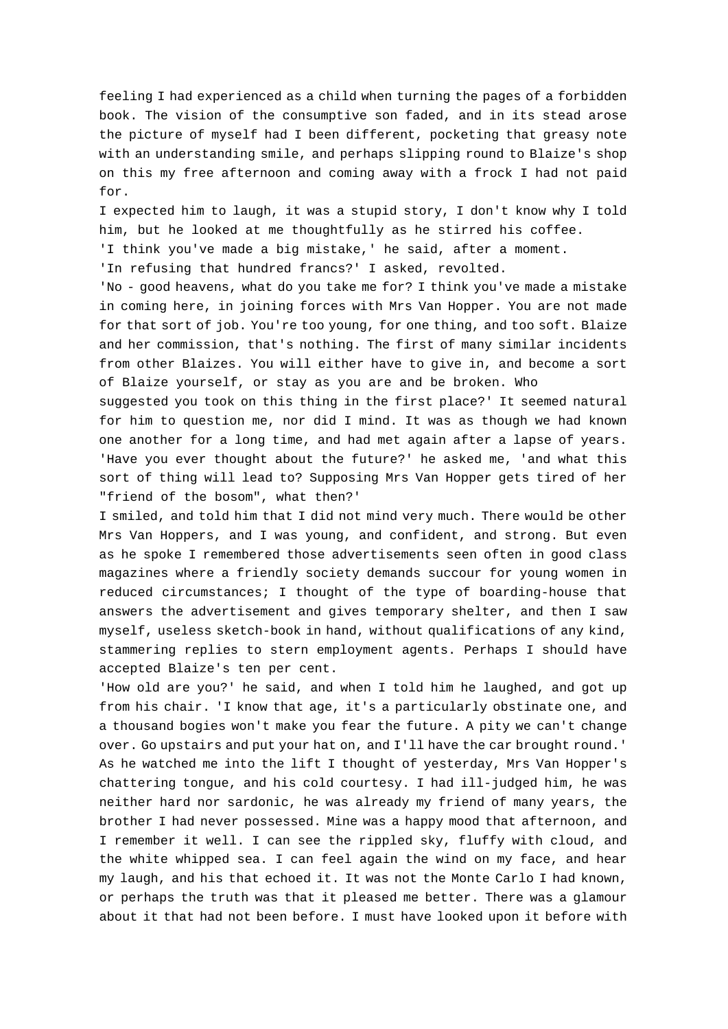feeling I had experienced as a child when turning the pages of a forbidden book. The vision of the consumptive son faded, and in its stead arose the picture of myself had I been different, pocketing that greasy note with an understanding smile, and perhaps slipping round to Blaize's shop on this my free afternoon and coming away with a frock I had not paid for.

I expected him to laugh, it was a stupid story, I don't know why I told him, but he looked at me thoughtfully as he stirred his coffee.

'I think you've made a big mistake,' he said, after a moment.

'In refusing that hundred francs?' I asked, revolted.

'No - good heavens, what do you take me for? I think you've made a mistake in coming here, in joining forces with Mrs Van Hopper. You are not made for that sort of job. You're too young, for one thing, and too soft. Blaize and her commission, that's nothing. The first of many similar incidents from other Blaizes. You will either have to give in, and become a sort of Blaize yourself, or stay as you are and be broken. Who suggested you took on this thing in the first place?' It seemed natural for him to question me, nor did I mind. It was as though we had known one another for a long time, and had met again after a lapse of years. 'Have you ever thought about the future?' he asked me, 'and what this sort of thing will lead to? Supposing Mrs Van Hopper gets tired of her "friend of the bosom", what then?'

I smiled, and told him that I did not mind very much. There would be other Mrs Van Hoppers, and I was young, and confident, and strong. But even as he spoke I remembered those advertisements seen often in good class magazines where a friendly society demands succour for young women in reduced circumstances; I thought of the type of boarding-house that answers the advertisement and gives temporary shelter, and then I saw myself, useless sketch-book in hand, without qualifications of any kind, stammering replies to stern employment agents. Perhaps I should have accepted Blaize's ten per cent.

'How old are you?' he said, and when I told him he laughed, and got up from his chair. 'I know that age, it's a particularly obstinate one, and a thousand bogies won't make you fear the future. A pity we can't change over. Go upstairs and put your hat on, and I'll have the car brought round.' As he watched me into the lift I thought of yesterday, Mrs Van Hopper's chattering tongue, and his cold courtesy. I had ill-judged him, he was neither hard nor sardonic, he was already my friend of many years, the brother I had never possessed. Mine was a happy mood that afternoon, and I remember it well. I can see the rippled sky, fluffy with cloud, and the white whipped sea. I can feel again the wind on my face, and hear my laugh, and his that echoed it. It was not the Monte Carlo I had known, or perhaps the truth was that it pleased me better. There was a glamour about it that had not been before. I must have looked upon it before with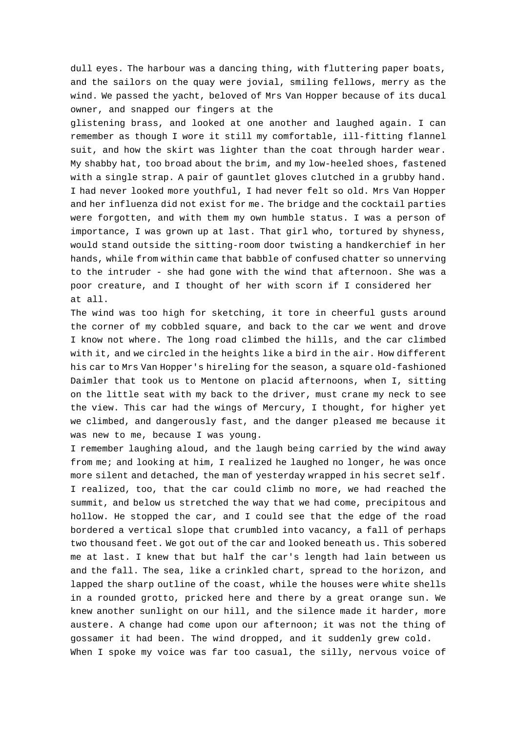dull eyes. The harbour was a dancing thing, with fluttering paper boats, and the sailors on the quay were jovial, smiling fellows, merry as the wind. We passed the yacht, beloved of Mrs Van Hopper because of its ducal owner, and snapped our fingers at the glistening brass, and looked at one another and laughed again. I can remember as though I wore it still my comfortable, ill-fitting flannel suit, and how the skirt was lighter than the coat through harder wear. My shabby hat, too broad about the brim, and my low-heeled shoes, fastened with a single strap. A pair of gauntlet gloves clutched in a grubby hand. I had never looked more youthful, I had never felt so old. Mrs Van Hopper and her influenza did not exist for me. The bridge and the cocktail parties were forgotten, and with them my own humble status. I was a person of importance, I was grown up at last. That girl who, tortured by shyness, would stand outside the sitting-room door twisting a handkerchief in her hands, while from within came that babble of confused chatter so unnerving to the intruder - she had gone with the wind that afternoon. She was a poor creature, and I thought of her with scorn if I considered her at all.

The wind was too high for sketching, it tore in cheerful gusts around the corner of my cobbled square, and back to the car we went and drove I know not where. The long road climbed the hills, and the car climbed with it, and we circled in the heights like a bird in the air. How different his car to Mrs Van Hopper's hireling for the season, a square old-fashioned Daimler that took us to Mentone on placid afternoons, when I, sitting on the little seat with my back to the driver, must crane my neck to see the view. This car had the wings of Mercury, I thought, for higher yet we climbed, and dangerously fast, and the danger pleased me because it was new to me, because I was young.

I remember laughing aloud, and the laugh being carried by the wind away from me; and looking at him, I realized he laughed no longer, he was once more silent and detached, the man of yesterday wrapped in his secret self. I realized, too, that the car could climb no more, we had reached the summit, and below us stretched the way that we had come, precipitous and hollow. He stopped the car, and I could see that the edge of the road bordered a vertical slope that crumbled into vacancy, a fall of perhaps two thousand feet. We got out of the car and looked beneath us. This sobered me at last. I knew that but half the car's length had lain between us and the fall. The sea, like a crinkled chart, spread to the horizon, and lapped the sharp outline of the coast, while the houses were white shells in a rounded grotto, pricked here and there by a great orange sun. We knew another sunlight on our hill, and the silence made it harder, more austere. A change had come upon our afternoon; it was not the thing of gossamer it had been. The wind dropped, and it suddenly grew cold.

When I spoke my voice was far too casual, the silly, nervous voice of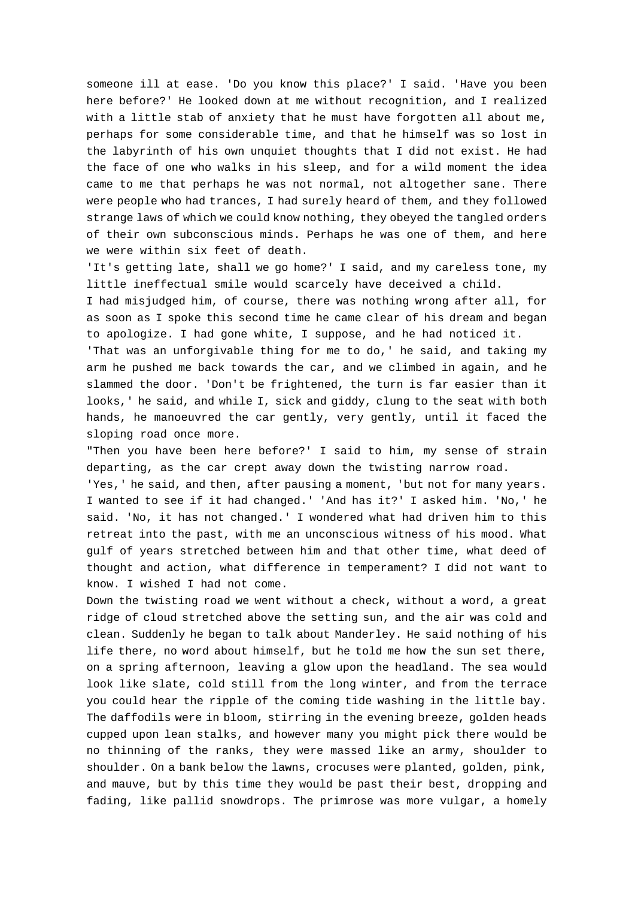someone ill at ease. 'Do you know this place?' I said. 'Have you been here before?' He looked down at me without recognition, and I realized with a little stab of anxiety that he must have forgotten all about me, perhaps for some considerable time, and that he himself was so lost in the labyrinth of his own unquiet thoughts that I did not exist. He had the face of one who walks in his sleep, and for a wild moment the idea came to me that perhaps he was not normal, not altogether sane. There were people who had trances, I had surely heard of them, and they followed strange laws of which we could know nothing, they obeyed the tangled orders of their own subconscious minds. Perhaps he was one of them, and here we were within six feet of death.

'It's getting late, shall we go home?' I said, and my careless tone, my little ineffectual smile would scarcely have deceived a child.

I had misjudged him, of course, there was nothing wrong after all, for as soon as I spoke this second time he came clear of his dream and began to apologize. I had gone white, I suppose, and he had noticed it.

'That was an unforgivable thing for me to do,' he said, and taking my arm he pushed me back towards the car, and we climbed in again, and he slammed the door. 'Don't be frightened, the turn is far easier than it looks,' he said, and while I, sick and giddy, clung to the seat with both hands, he manoeuvred the car gently, very gently, until it faced the sloping road once more.

"Then you have been here before?' I said to him, my sense of strain departing, as the car crept away down the twisting narrow road.

'Yes,' he said, and then, after pausing a moment, 'but not for many years. I wanted to see if it had changed.' 'And has it?' I asked him. 'No,' he said. 'No, it has not changed.' I wondered what had driven him to this retreat into the past, with me an unconscious witness of his mood. What gulf of years stretched between him and that other time, what deed of thought and action, what difference in temperament? I did not want to know. I wished I had not come.

Down the twisting road we went without a check, without a word, a great ridge of cloud stretched above the setting sun, and the air was cold and clean. Suddenly he began to talk about Manderley. He said nothing of his life there, no word about himself, but he told me how the sun set there, on a spring afternoon, leaving a glow upon the headland. The sea would look like slate, cold still from the long winter, and from the terrace you could hear the ripple of the coming tide washing in the little bay. The daffodils were in bloom, stirring in the evening breeze, golden heads cupped upon lean stalks, and however many you might pick there would be no thinning of the ranks, they were massed like an army, shoulder to shoulder. On a bank below the lawns, crocuses were planted, golden, pink, and mauve, but by this time they would be past their best, dropping and fading, like pallid snowdrops. The primrose was more vulgar, a homely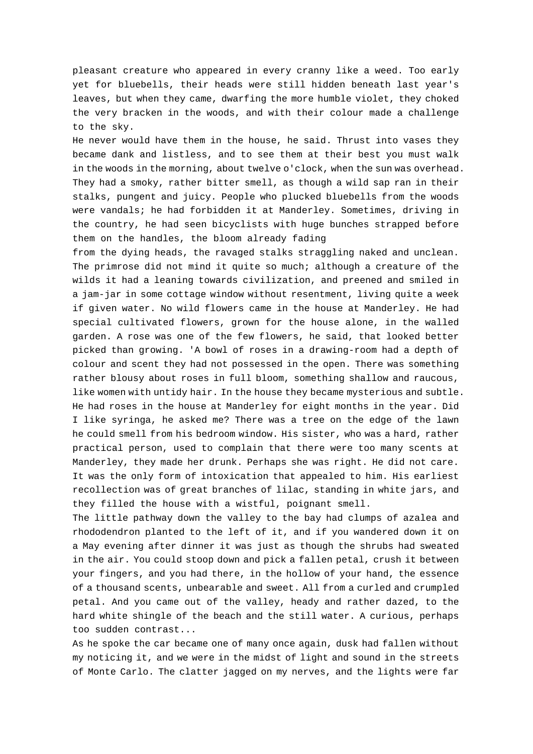pleasant creature who appeared in every cranny like a weed. Too early yet for bluebells, their heads were still hidden beneath last year's leaves, but when they came, dwarfing the more humble violet, they choked the very bracken in the woods, and with their colour made a challenge to the sky.

He never would have them in the house, he said. Thrust into vases they became dank and listless, and to see them at their best you must walk in the woods in the morning, about twelve o'clock, when the sun was overhead. They had a smoky, rather bitter smell, as though a wild sap ran in their stalks, pungent and juicy. People who plucked bluebells from the woods were vandals; he had forbidden it at Manderley. Sometimes, driving in the country, he had seen bicyclists with huge bunches strapped before them on the handles, the bloom already fading from the dying heads, the ravaged stalks straggling naked and unclean. The primrose did not mind it quite so much; although a creature of the wilds it had a leaning towards civilization, and preened and smiled in a jam-jar in some cottage window without resentment, living quite a week if given water. No wild flowers came in the house at Manderley. He had special cultivated flowers, grown for the house alone, in the walled garden. A rose was one of the few flowers, he said, that looked better picked than growing. 'A bowl of roses in a drawing-room had a depth of colour and scent they had not possessed in the open. There was something rather blousy about roses in full bloom, something shallow and raucous, like women with untidy hair. In the house they became mysterious and subtle. He had roses in the house at Manderley for eight months in the year. Did I like syringa, he asked me? There was a tree on the edge of the lawn he could smell from his bedroom window. His sister, who was a hard, rather practical person, used to complain that there were too many scents at Manderley, they made her drunk. Perhaps she was right. He did not care. It was the only form of intoxication that appealed to him. His earliest recollection was of great branches of lilac, standing in white jars, and they filled the house with a wistful, poignant smell.

The little pathway down the valley to the bay had clumps of azalea and rhododendron planted to the left of it, and if you wandered down it on a May evening after dinner it was just as though the shrubs had sweated in the air. You could stoop down and pick a fallen petal, crush it between your fingers, and you had there, in the hollow of your hand, the essence of a thousand scents, unbearable and sweet. All from a curled and crumpled petal. And you came out of the valley, heady and rather dazed, to the hard white shingle of the beach and the still water. A curious, perhaps too sudden contrast...

As he spoke the car became one of many once again, dusk had fallen without my noticing it, and we were in the midst of light and sound in the streets of Monte Carlo. The clatter jagged on my nerves, and the lights were far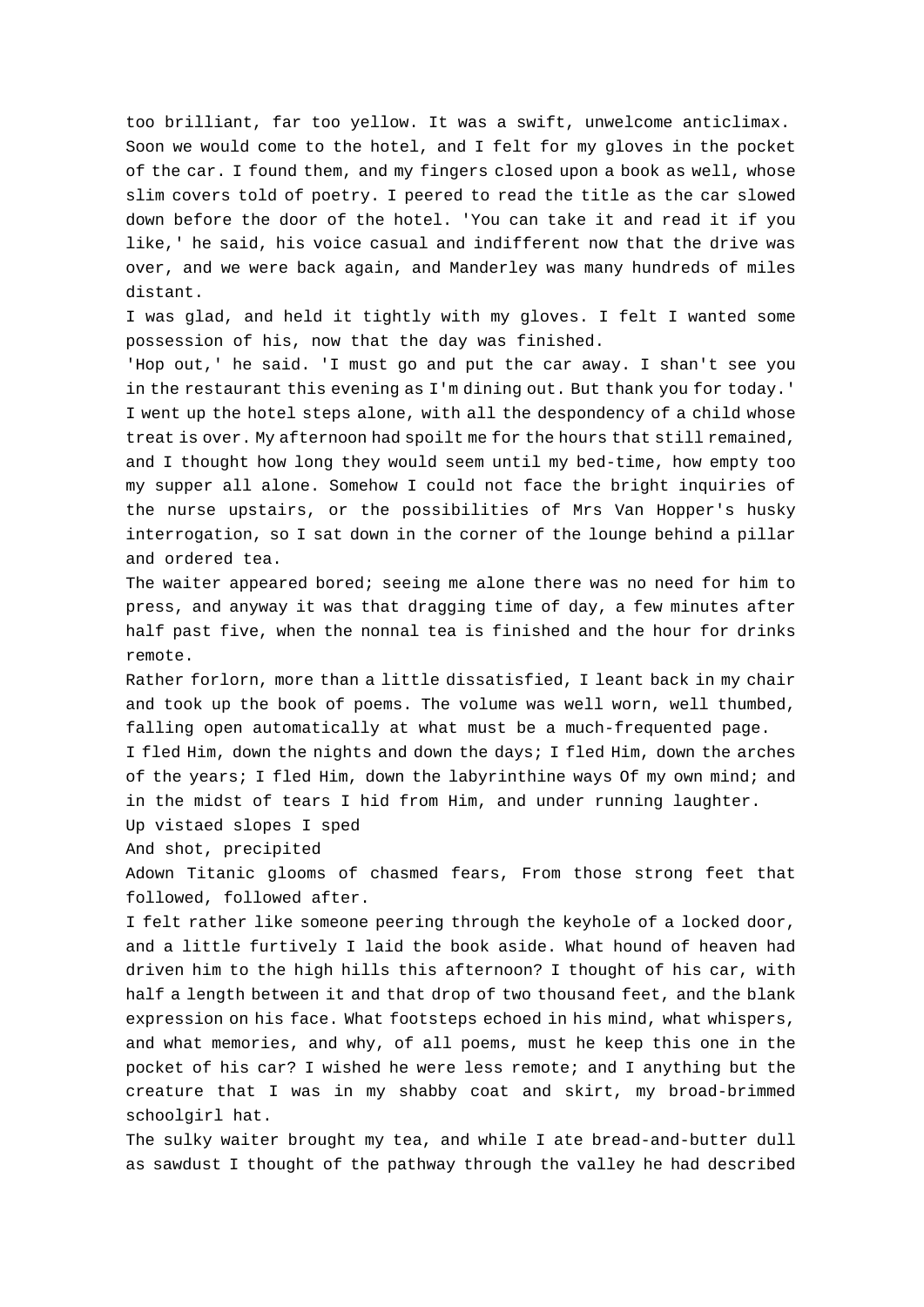too brilliant, far too yellow. It was a swift, unwelcome anticlimax. Soon we would come to the hotel, and I felt for my gloves in the pocket of the car. I found them, and my fingers closed upon a book as well, whose slim covers told of poetry. I peered to read the title as the car slowed down before the door of the hotel. 'You can take it and read it if you like,' he said, his voice casual and indifferent now that the drive was over, and we were back again, and Manderley was many hundreds of miles distant.

I was glad, and held it tightly with my gloves. I felt I wanted some possession of his, now that the day was finished.

'Hop out,' he said. 'I must go and put the car away. I shan't see you in the restaurant this evening as I'm dining out. But thank you for today.'

I went up the hotel steps alone, with all the despondency of a child whose treat is over. My afternoon had spoilt me for the hours that still remained, and I thought how long they would seem until my bed-time, how empty too my supper all alone. Somehow I could not face the bright inquiries of the nurse upstairs, or the possibilities of Mrs Van Hopper's husky interrogation, so I sat down in the corner of the lounge behind a pillar and ordered tea.

The waiter appeared bored; seeing me alone there was no need for him to press, and anyway it was that dragging time of day, a few minutes after half past five, when the nonnal tea is finished and the hour for drinks remote.

Rather forlorn, more than a little dissatisfied, I leant back in my chair and took up the book of poems. The volume was well worn, well thumbed, falling open automatically at what must be a much-frequented page.

I fled Him, down the nights and down the days; I fled Him, down the arches of the years; I fled Him, down the labyrinthine ways Of my own mind; and in the midst of tears I hid from Him, and under running laughter.

Up vistaed slopes I sped

And shot, precipited

Adown Titanic glooms of chasmed fears, From those strong feet that followed, followed after.

I felt rather like someone peering through the keyhole of a locked door, and a little furtively I laid the book aside. What hound of heaven had driven him to the high hills this afternoon? I thought of his car, with half a length between it and that drop of two thousand feet, and the blank expression on his face. What footsteps echoed in his mind, what whispers, and what memories, and why, of all poems, must he keep this one in the pocket of his car? I wished he were less remote; and I anything but the creature that I was in my shabby coat and skirt, my broad-brimmed schoolgirl hat.

The sulky waiter brought my tea, and while I ate bread-and-butter dull as sawdust I thought of the pathway through the valley he had described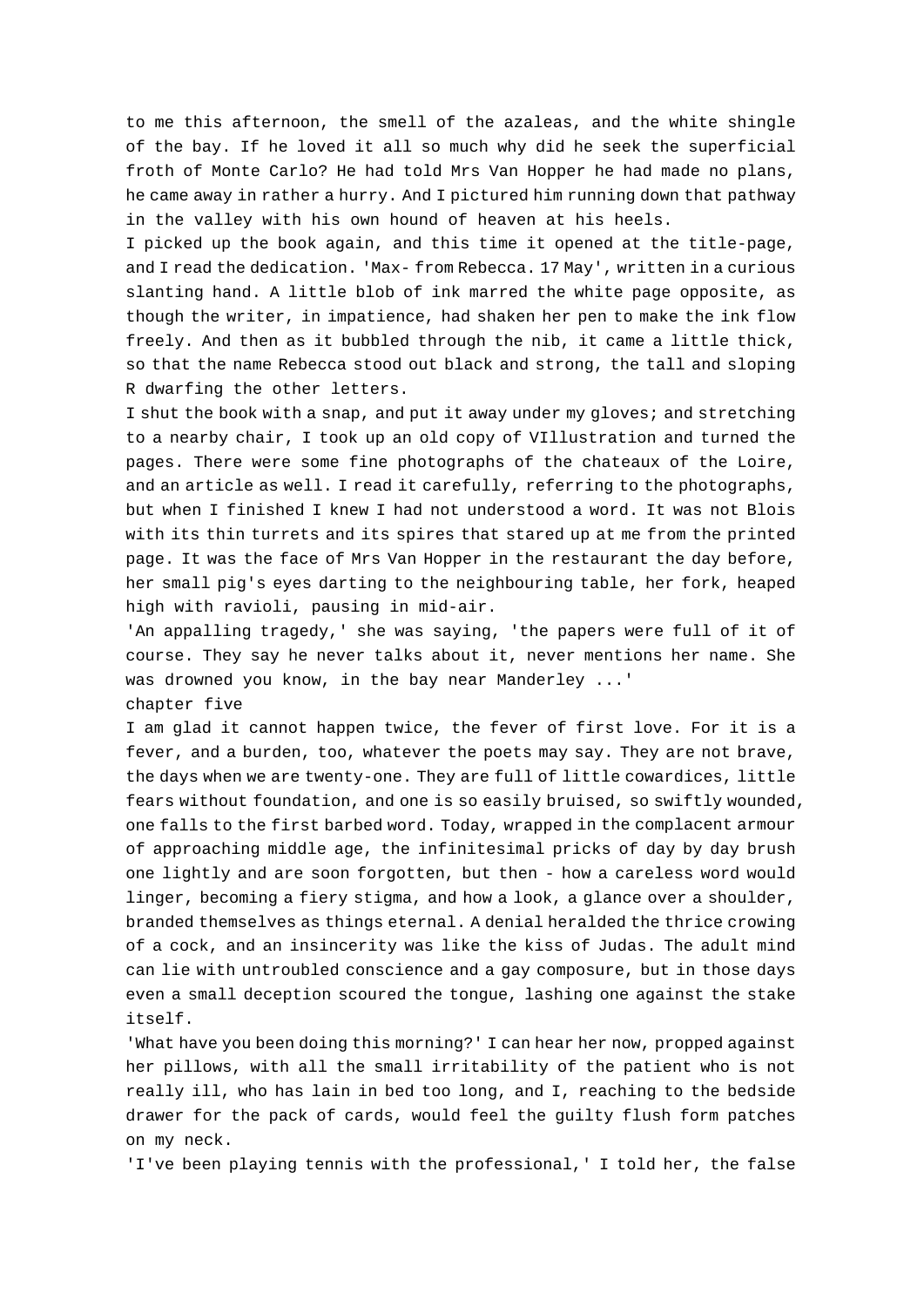to me this afternoon, the smell of the azaleas, and the white shingle of the bay. If he loved it all so much why did he seek the superficial froth of Monte Carlo? He had told Mrs Van Hopper he had made no plans, he came away in rather a hurry. And I pictured him running down that pathway in the valley with his own hound of heaven at his heels.

I picked up the book again, and this time it opened at the title-page, and I read the dedication. 'Max- from Rebecca. 17 May', written in a curious slanting hand. A little blob of ink marred the white page opposite, as though the writer, in impatience, had shaken her pen to make the ink flow freely. And then as it bubbled through the nib, it came a little thick, so that the name Rebecca stood out black and strong, the tall and sloping R dwarfing the other letters.

I shut the book with a snap, and put it away under my gloves; and stretching to a nearby chair, I took up an old copy of VIllustration and turned the pages. There were some fine photographs of the chateaux of the Loire, and an article as well. I read it carefully, referring to the photographs, but when I finished I knew I had not understood a word. It was not Blois with its thin turrets and its spires that stared up at me from the printed page. It was the face of Mrs Van Hopper in the restaurant the day before, her small pig's eyes darting to the neighbouring table, her fork, heaped high with ravioli, pausing in mid-air.

'An appalling tragedy,' she was saying, 'the papers were full of it of course. They say he never talks about it, never mentions her name. She was drowned you know, in the bay near Manderley ...'

## chapter five

I am glad it cannot happen twice, the fever of first love. For it is a fever, and a burden, too, whatever the poets may say. They are not brave, the days when we are twenty-one. They are full of little cowardices, little fears without foundation, and one is so easily bruised, so swiftly wounded, one falls to the first barbed word. Today, wrapped in the complacent armour of approaching middle age, the infinitesimal pricks of day by day brush one lightly and are soon forgotten, but then - how a careless word would linger, becoming a fiery stigma, and how a look, a glance over a shoulder, branded themselves as things eternal. A denial heralded the thrice crowing of a cock, and an insincerity was like the kiss of Judas. The adult mind can lie with untroubled conscience and a gay composure, but in those days even a small deception scoured the tongue, lashing one against the stake itself.

'What have you been doing this morning?' I can hear her now, propped against her pillows, with all the small irritability of the patient who is not really ill, who has lain in bed too long, and I, reaching to the bedside drawer for the pack of cards, would feel the guilty flush form patches on my neck.

'I've been playing tennis with the professional,' I told her, the false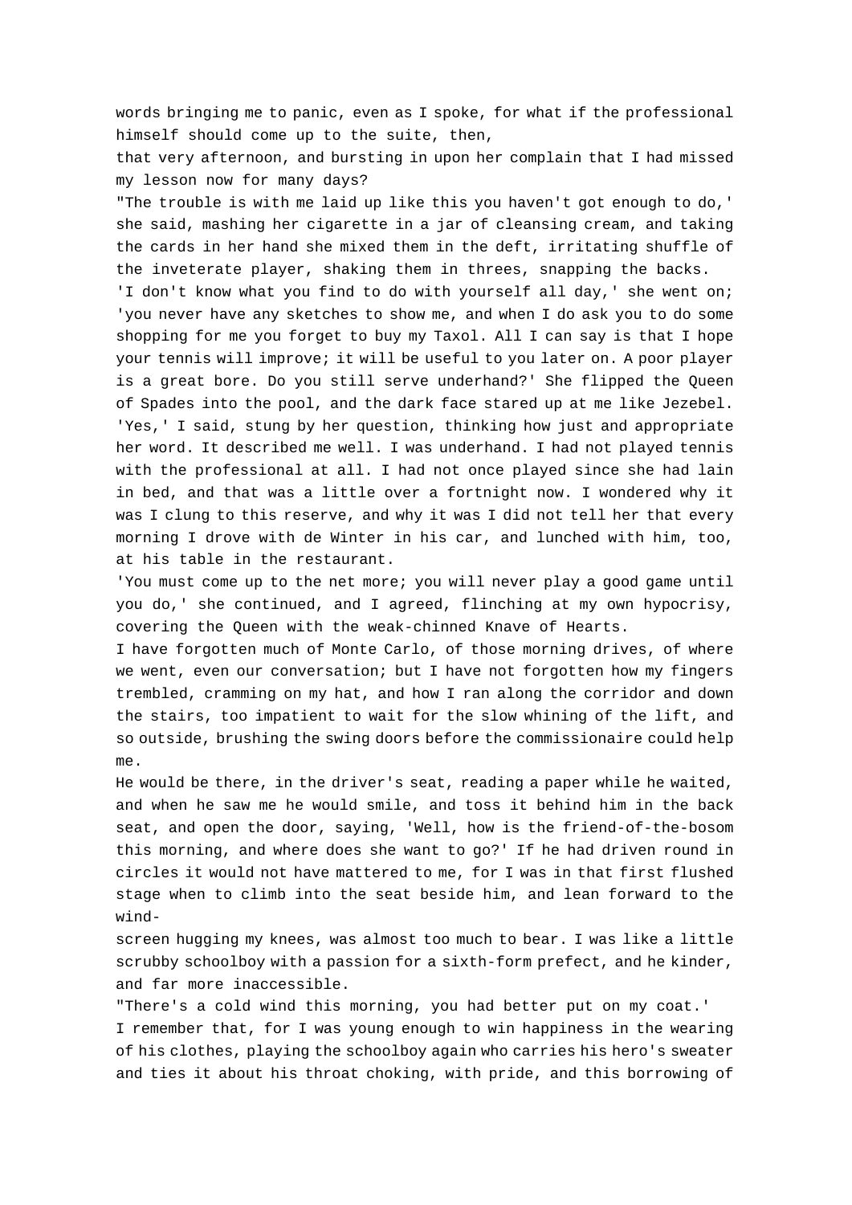words bringing me to panic, even as I spoke, for what if the professional himself should come up to the suite, then,
that very afternoon, and bursting in upon her complain that I had missed my lesson now for many days?

"The trouble is with me laid up like this you haven't got enough to do,' she said, mashing her cigarette in a jar of cleansing cream, and taking the cards in her hand she mixed them in the deft, irritating shuffle of the inveterate player, shaking them in threes, snapping the backs.

'I don't know what you find to do with yourself all day,' she went on; 'you never have any sketches to show me, and when I do ask you to do some shopping for me you forget to buy my Taxol. All I can say is that I hope your tennis will improve; it will be useful to you later on. A poor player is a great bore. Do you still serve underhand?' She flipped the Queen of Spades into the pool, and the dark face stared up at me like Jezebel.

'Yes,' I said, stung by her question, thinking how just and appropriate her word. It described me well. I was underhand. I had not played tennis with the professional at all. I had not once played since she had lain in bed, and that was a little over a fortnight now. I wondered why it was I clung to this reserve, and why it was I did not tell her that every morning I drove with de Winter in his car, and lunched with him, too, at his table in the restaurant.

'You must come up to the net more; you will never play a good game until you do,' she continued, and I agreed, flinching at my own hypocrisy, covering the Queen with the weak-chinned Knave of Hearts.

I have forgotten much of Monte Carlo, of those morning drives, of where we went, even our conversation; but I have not forgotten how my fingers trembled, cramming on my hat, and how I ran along the corridor and down the stairs, too impatient to wait for the slow whining of the lift, and so outside, brushing the swing doors before the commissionaire could help me.

He would be there, in the driver's seat, reading a paper while he waited, and when he saw me he would smile, and toss it behind him in the back seat, and open the door, saying, 'Well, how is the friend-of-the-bosom this morning, and where does she want to go?' If he had driven round in circles it would not have mattered to me, for I was in that first flushed stage when to climb into the seat beside him, and lean forward to the windscreen hugging my knees, was almost too much to bear. I was like a little scrubby schoolboy with a passion for a sixth-form prefect, and he kinder, and far more inaccessible.

"There's a cold wind this morning, you had better put on my coat.'

I remember that, for I was young enough to win happiness in the wearing of his clothes, playing the schoolboy again who carries his hero's sweater and ties it about his throat choking, with pride, and this borrowing of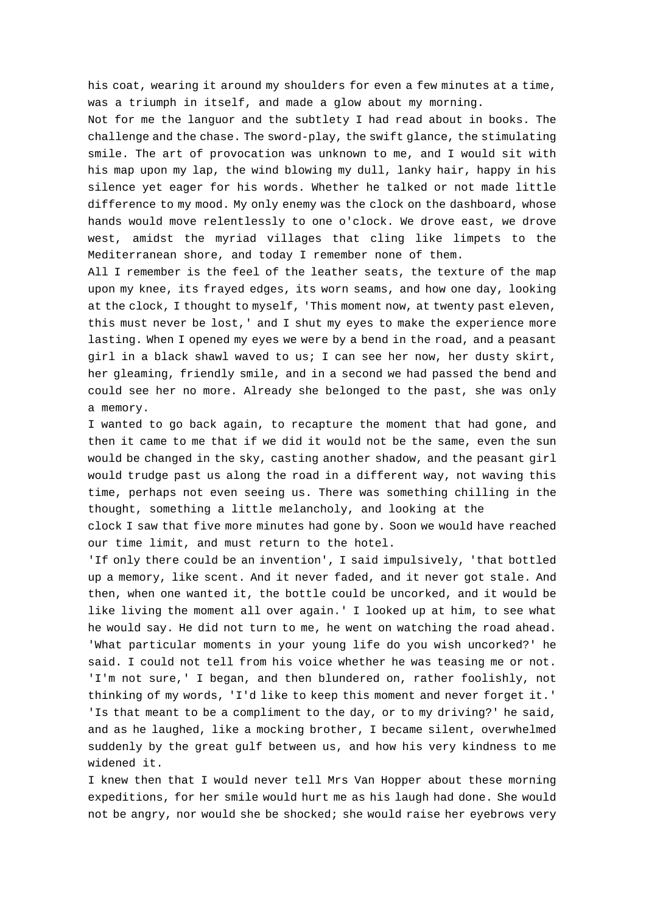his coat, wearing it around my shoulders for even a few minutes at a time, was a triumph in itself, and made a glow about my morning.

Not for me the languor and the subtlety I had read about in books. The challenge and the chase. The sword-play, the swift glance, the stimulating smile. The art of provocation was unknown to me, and I would sit with his map upon my lap, the wind blowing my dull, lanky hair, happy in his silence yet eager for his words. Whether he talked or not made little difference to my mood. My only enemy was the clock on the dashboard, whose hands would move relentlessly to one o'clock. We drove east, we drove west, amidst the myriad villages that cling like limpets to the Mediterranean shore, and today I remember none of them.

All I remember is the feel of the leather seats, the texture of the map upon my knee, its frayed edges, its worn seams, and how one day, looking at the clock, I thought to myself, 'This moment now, at twenty past eleven, this must never be lost,' and I shut my eyes to make the experience more lasting. When I opened my eyes we were by a bend in the road, and a peasant girl in a black shawl waved to us; I can see her now, her dusty skirt, her gleaming, friendly smile, and in a second we had passed the bend and could see her no more. Already she belonged to the past, she was only a memory.

I wanted to go back again, to recapture the moment that had gone, and then it came to me that if we did it would not be the same, even the sun would be changed in the sky, casting another shadow, and the peasant girl would trudge past us along the road in a different way, not waving this time, perhaps not even seeing us. There was something chilling in the thought, something a little melancholy, and looking at the clock I saw that five more minutes had gone by. Soon we would have reached our time limit, and must return to the hotel.

'If only there could be an invention', I said impulsively, 'that bottled up a memory, like scent. And it never faded, and it never got stale. And then, when one wanted it, the bottle could be uncorked, and it would be like living the moment all over again.' I looked up at him, to see what he would say. He did not turn to me, he went on watching the road ahead. 'What particular moments in your young life do you wish uncorked?' he said. I could not tell from his voice whether he was teasing me or not. 'I'm not sure,' I began, and then blundered on, rather foolishly, not thinking of my words, 'I'd like to keep this moment and never forget it.' 'Is that meant to be a compliment to the day, or to my driving?' he said, and as he laughed, like a mocking brother, I became silent, overwhelmed suddenly by the great gulf between us, and how his very kindness to me widened it.

I knew then that I would never tell Mrs Van Hopper about these morning expeditions, for her smile would hurt me as his laugh had done. She would not be angry, nor would she be shocked; she would raise her eyebrows very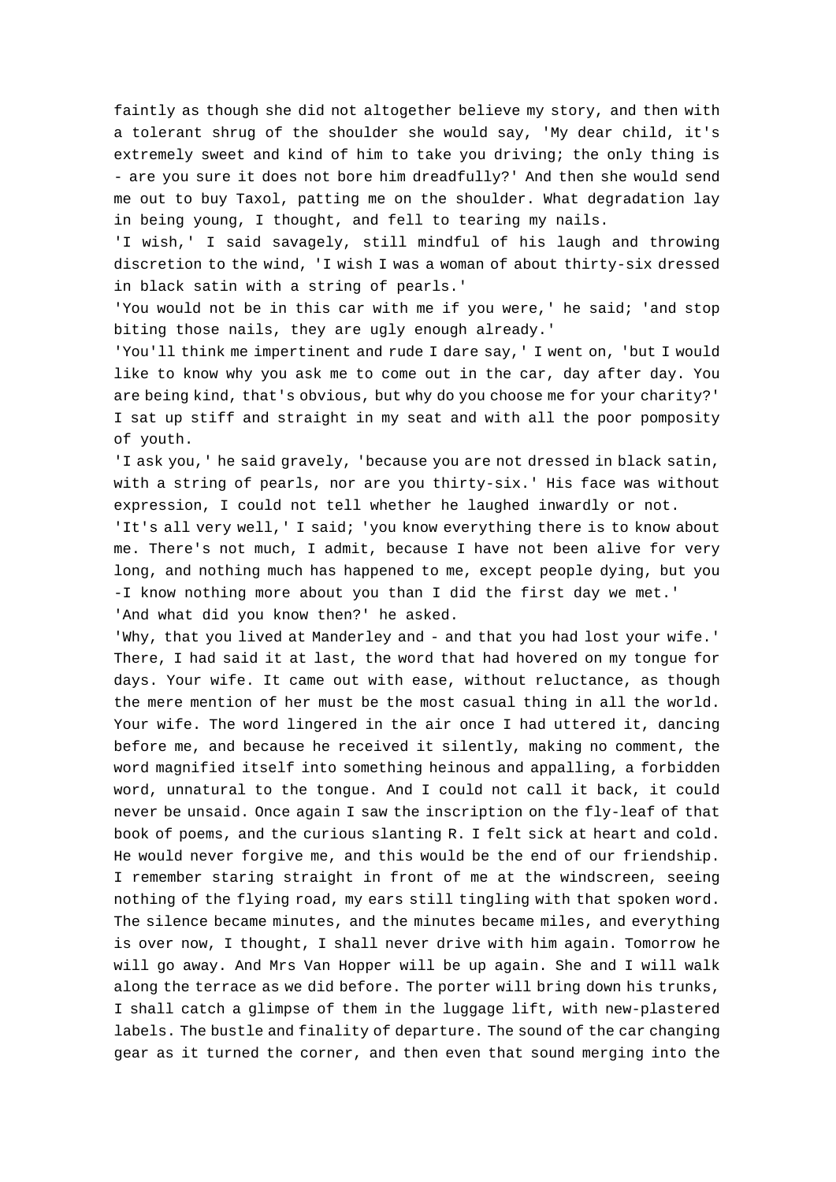faintly as though she did not altogether believe my story, and then with a tolerant shrug of the shoulder she would say, 'My dear child, it's extremely sweet and kind of him to take you driving; the only thing is - are you sure it does not bore him dreadfully?' And then she would send me out to buy Taxol, patting me on the shoulder. What degradation lay in being young, I thought, and fell to tearing my nails.

'I wish,' I said savagely, still mindful of his laugh and throwing discretion to the wind, 'I wish I was a woman of about thirty-six dressed in black satin with a string of pearls.'

'You would not be in this car with me if you were,' he said; 'and stop biting those nails, they are ugly enough already.'

'You'll think me impertinent and rude I dare say,' I went on, 'but I would like to know why you ask me to come out in the car, day after day. You are being kind, that's obvious, but why do you choose me for your charity?' I sat up stiff and straight in my seat and with all the poor pomposity of youth.

'I ask you,' he said gravely, 'because you are not dressed in black satin, with a string of pearls, nor are you thirty-six.' His face was without expression, I could not tell whether he laughed inwardly or not.

'It's all very well,' I said; 'you know everything there is to know about me. There's not much, I admit, because I have not been alive for very long, and nothing much has happened to me, except people dying, but you -I know nothing more about you than I did the first day we met.'

'And what did you know then?' he asked.

'Why, that you lived at Manderley and - and that you had lost your wife.' There, I had said it at last, the word that had hovered on my tongue for days. Your wife. It came out with ease, without reluctance, as though the mere mention of her must be the most casual thing in all the world. Your wife. The word lingered in the air once I had uttered it, dancing before me, and because he received it silently, making no comment, the word magnified itself into something heinous and appalling, a forbidden word, unnatural to the tongue. And I could not call it back, it could never be unsaid. Once again I saw the inscription on the fly-leaf of that book of poems, and the curious slanting R. I felt sick at heart and cold. He would never forgive me, and this would be the end of our friendship. I remember staring straight in front of me at the windscreen, seeing nothing of the flying road, my ears still tingling with that spoken word. The silence became minutes, and the minutes became miles, and everything is over now, I thought, I shall never drive with him again. Tomorrow he will go away. And Mrs Van Hopper will be up again. She and I will walk along the terrace as we did before. The porter will bring down his trunks, I shall catch a glimpse of them in the luggage lift, with new-plastered labels. The bustle and finality of departure. The sound of the car changing gear as it turned the corner, and then even that sound merging into the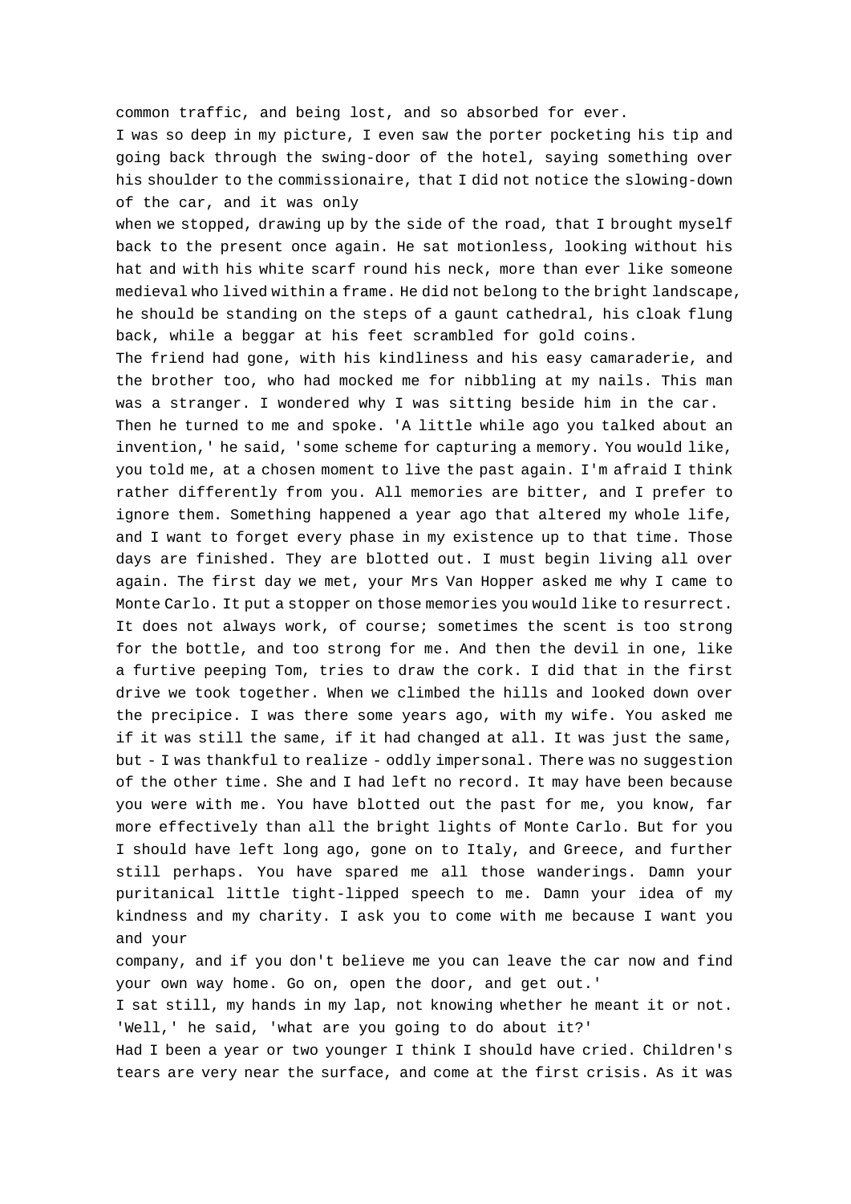common traffic, and being lost, and so absorbed for ever.

I was so deep in my picture, I even saw the porter pocketing his tip and going back through the swing-door of the hotel, saying something over his shoulder to the commissionaire, that I did not notice the slowing-down of the car, and it was only when we stopped, drawing up by the side of the road, that I brought myself back to the present once again. He sat motionless, looking without his hat and with his white scarf round his neck, more than ever like someone medieval who lived within a frame. He did not belong to the bright landscape, he should be standing on the steps of a gaunt cathedral, his cloak flung back, while a beggar at his feet scrambled for gold coins.

The friend had gone, with his kindliness and his easy camaraderie, and the brother too, who had mocked me for nibbling at my nails. This man was a stranger. I wondered why I was sitting beside him in the car.

Then he turned to me and spoke. 'A little while ago you talked about an invention,' he said, 'some scheme for capturing a memory. You would like, you told me, at a chosen moment to live the past again. I'm afraid I think rather differently from you. All memories are bitter, and I prefer to ignore them. Something happened a year ago that altered my whole life, and I want to forget every phase in my existence up to that time. Those days are finished. They are blotted out. I must begin living all over again. The first day we met, your Mrs Van Hopper asked me why I came to Monte Carlo. It put a stopper on those memories you would like to resurrect. It does not always work, of course; sometimes the scent is too strong for the bottle, and too strong for me. And then the devil in one, like a furtive peeping Tom, tries to draw the cork. I did that in the first drive we took together. When we climbed the hills and looked down over the precipice. I was there some years ago, with my wife. You asked me if it was still the same, if it had changed at all. It was just the same, but - I was thankful to realize - oddly impersonal. There was no suggestion of the other time. She and I had left no record. It may have been because you were with me. You have blotted out the past for me, you know, far more effectively than all the bright lights of Monte Carlo. But for you I should have left long ago, gone on to Italy, and Greece, and further still perhaps. You have spared me all those wanderings. Damn your puritanical little tight-lipped speech to me. Damn your idea of my kindness and my charity. I ask you to come with me because I want you and your company, and if you don't believe me you can leave the car now and find your own way home. Go on, open the door, and get out.'

I sat still, my hands in my lap, not knowing whether he meant it or not.

'Well,' he said, 'what are you going to do about it?'

Had I been a year or two younger I think I should have cried. Children's tears are very near the surface, and come at the first crisis. As it was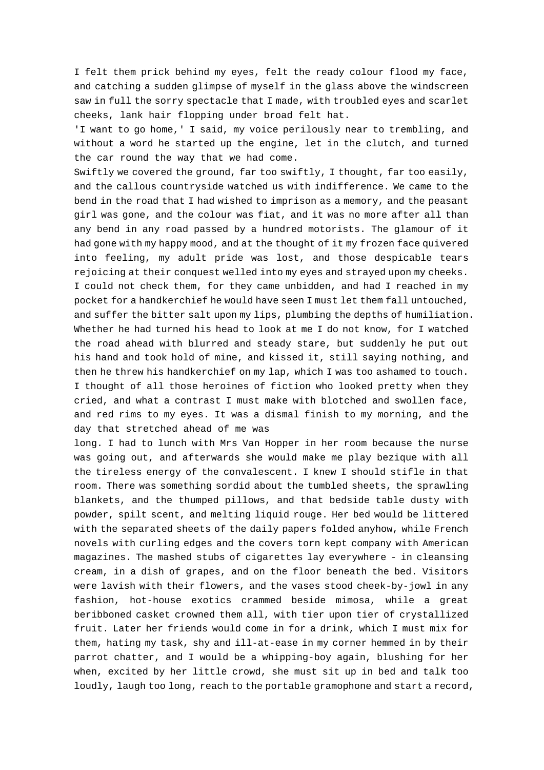I felt them prick behind my eyes, felt the ready colour flood my face, and catching a sudden glimpse of myself in the glass above the windscreen saw in full the sorry spectacle that I made, with troubled eyes and scarlet cheeks, lank hair flopping under broad felt hat.

'I want to go home,' I said, my voice perilously near to trembling, and without a word he started up the engine, let in the clutch, and turned the car round the way that we had come.

Swiftly we covered the ground, far too swiftly, I thought, far too easily, and the callous countryside watched us with indifference. We came to the bend in the road that I had wished to imprison as a memory, and the peasant girl was gone, and the colour was fiat, and it was no more after all than any bend in any road passed by a hundred motorists. The glamour of it had gone with my happy mood, and at the thought of it my frozen face quivered into feeling, my adult pride was lost, and those despicable tears rejoicing at their conquest welled into my eyes and strayed upon my cheeks. I could not check them, for they came unbidden, and had I reached in my pocket for a handkerchief he would have seen I must let them fall untouched, and suffer the bitter salt upon my lips, plumbing the depths of humiliation. Whether he had turned his head to look at me I do not know, for I watched the road ahead with blurred and steady stare, but suddenly he put out his hand and took hold of mine, and kissed it, still saying nothing, and then he threw his handkerchief on my lap, which I was too ashamed to touch. I thought of all those heroines of fiction who looked pretty when they cried, and what a contrast I must make with blotched and swollen face, and red rims to my eyes. It was a dismal finish to my morning, and the day that stretched ahead of me was long. I had to lunch with Mrs Van Hopper in her room because the nurse was going out, and afterwards she would make me play bezique with all the tireless energy of the convalescent. I knew I should stifle in that room. There was something sordid about the tumbled sheets, the sprawling blankets, and the thumped pillows, and that bedside table dusty with powder, spilt scent, and melting liquid rouge. Her bed would be littered with the separated sheets of the daily papers folded anyhow, while French novels with curling edges and the covers torn kept company with American magazines. The mashed stubs of cigarettes lay everywhere - in cleansing cream, in a dish of grapes, and on the floor beneath the bed. Visitors were lavish with their flowers, and the vases stood cheek-by-jowl in any fashion, hot-house exotics crammed beside mimosa, while a great beribboned casket crowned them all, with tier upon tier of crystallized fruit. Later her friends would come in for a drink, which I must mix for them, hating my task, shy and ill-at-ease in my corner hemmed in by their parrot chatter, and I would be a whipping-boy again, blushing for her when, excited by her little crowd, she must sit up in bed and talk too loudly, laugh too long, reach to the portable gramophone and start a record,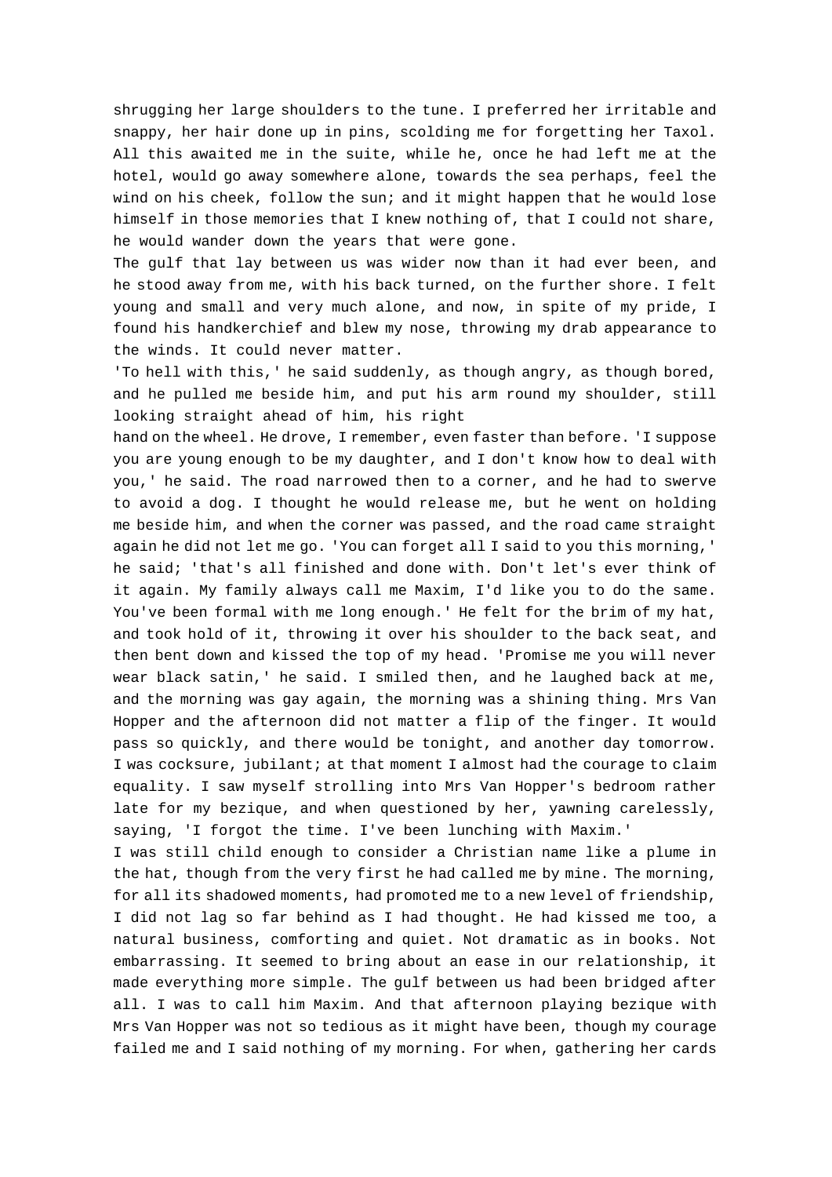shrugging her large shoulders to the tune. I preferred her irritable and snappy, her hair done up in pins, scolding me for forgetting her Taxol. All this awaited me in the suite, while he, once he had left me at the hotel, would go away somewhere alone, towards the sea perhaps, feel the wind on his cheek, follow the sun; and it might happen that he would lose himself in those memories that I knew nothing of, that I could not share, he would wander down the years that were gone.

The gulf that lay between us was wider now than it had ever been, and he stood away from me, with his back turned, on the further shore. I felt young and small and very much alone, and now, in spite of my pride, I found his handkerchief and blew my nose, throwing my drab appearance to the winds. It could never matter.

'To hell with this,' he said suddenly, as though angry, as though bored, and he pulled me beside him, and put his arm round my shoulder, still looking straight ahead of him, his right hand on the wheel. He drove, I remember, even faster than before. 'I suppose you are young enough to be my daughter, and I don't know how to deal with you,' he said. The road narrowed then to a corner, and he had to swerve to avoid a dog. I thought he would release me, but he went on holding me beside him, and when the corner was passed, and the road came straight again he did not let me go. 'You can forget all I said to you this morning,' he said; 'that's all finished and done with. Don't let's ever think of it again. My family always call me Maxim, I'd like you to do the same. You've been formal with me long enough.' He felt for the brim of my hat, and took hold of it, throwing it over his shoulder to the back seat, and then bent down and kissed the top of my head. 'Promise me you will never wear black satin,' he said. I smiled then, and he laughed back at me, and the morning was gay again, the morning was a shining thing. Mrs Van Hopper and the afternoon did not matter a flip of the finger. It would pass so quickly, and there would be tonight, and another day tomorrow. I was cocksure, jubilant; at that moment I almost had the courage to claim equality. I saw myself strolling into Mrs Van Hopper's bedroom rather late for my bezique, and when questioned by her, yawning carelessly, saying, 'I forgot the time. I've been lunching with Maxim.'

I was still child enough to consider a Christian name like a plume in the hat, though from the very first he had called me by mine. The morning, for all its shadowed moments, had promoted me to a new level of friendship, I did not lag so far behind as I had thought. He had kissed me too, a natural business, comforting and quiet. Not dramatic as in books. Not embarrassing. It seemed to bring about an ease in our relationship, it made everything more simple. The gulf between us had been bridged after all. I was to call him Maxim. And that afternoon playing bezique with Mrs Van Hopper was not so tedious as it might have been, though my courage failed me and I said nothing of my morning. For when, gathering her cards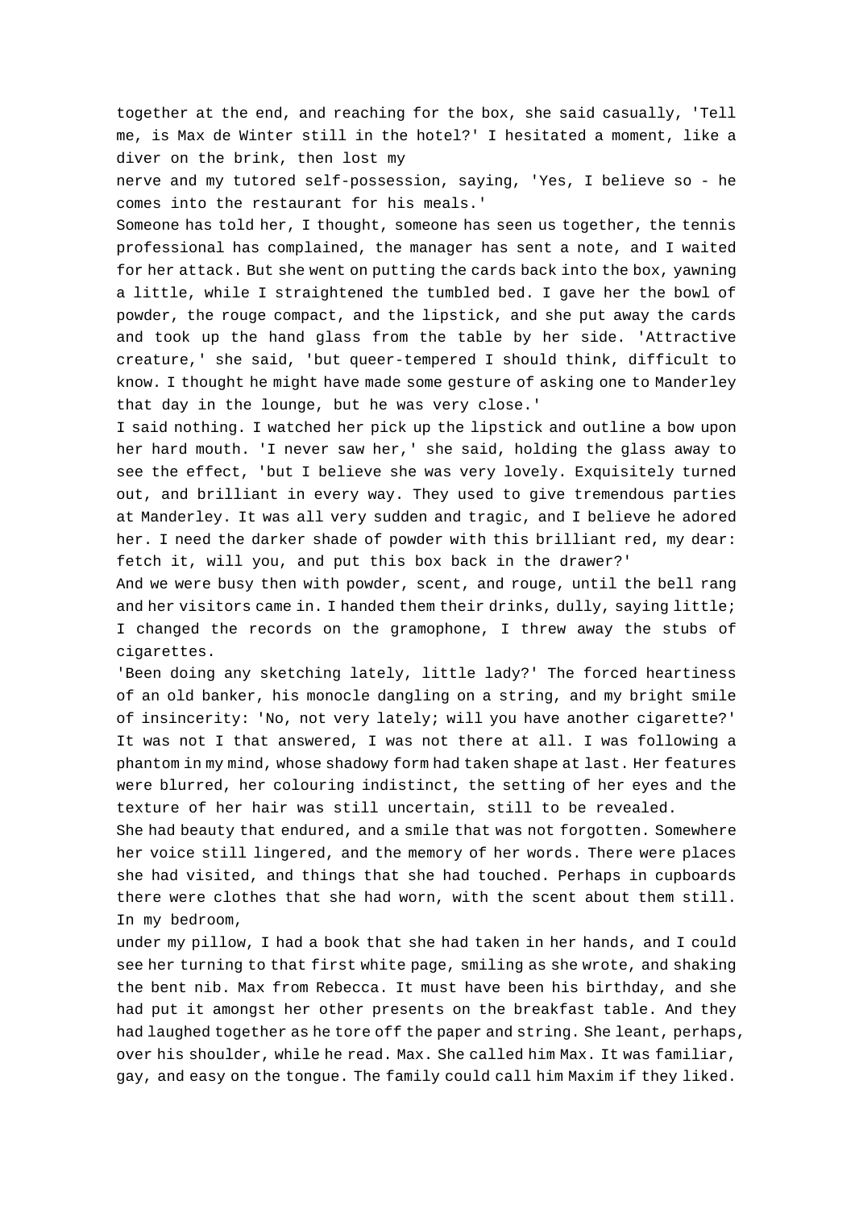together at the end, and reaching for the box, she said casually, 'Tell me, is Max de Winter still in the hotel?' I hesitated a moment, like a diver on the brink, then lost my nerve and my tutored self-possession, saying, 'Yes, I believe so - he comes into the restaurant for his meals.'

Someone has told her, I thought, someone has seen us together, the tennis professional has complained, the manager has sent a note, and I waited for her attack. But she went on putting the cards back into the box, yawning a little, while I straightened the tumbled bed. I gave her the bowl of powder, the rouge compact, and the lipstick, and she put away the cards and took up the hand glass from the table by her side. 'Attractive creature,' she said, 'but queer-tempered I should think, difficult to know. I thought he might have made some gesture of asking one to Manderley that day in the lounge, but he was very close.'

I said nothing. I watched her pick up the lipstick and outline a bow upon her hard mouth. 'I never saw her,' she said, holding the glass away to see the effect, 'but I believe she was very lovely. Exquisitely turned out, and brilliant in every way. They used to give tremendous parties at Manderley. It was all very sudden and tragic, and I believe he adored her. I need the darker shade of powder with this brilliant red, my dear: fetch it, will you, and put this box back in the drawer?'

And we were busy then with powder, scent, and rouge, until the bell rang and her visitors came in. I handed them their drinks, dully, saying little; I changed the records on the gramophone, I threw away the stubs of cigarettes.

'Been doing any sketching lately, little lady?' The forced heartiness of an old banker, his monocle dangling on a string, and my bright smile of insincerity: 'No, not very lately; will you have another cigarette?' It was not I that answered, I was not there at all. I was following a phantom in my mind, whose shadowy form had taken shape at last. Her features were blurred, her colouring indistinct, the setting of her eyes and the texture of her hair was still uncertain, still to be revealed.

She had beauty that endured, and a smile that was not forgotten. Somewhere her voice still lingered, and the memory of her words. There were places she had visited, and things that she had touched. Perhaps in cupboards there were clothes that she had worn, with the scent about them still. In my bedroom, under my pillow, I had a book that she had taken in her hands, and I could see her turning to that first white page, smiling as she wrote, and shaking the bent nib. Max from Rebecca. It must have been his birthday, and she had put it amongst her other presents on the breakfast table. And they had laughed together as he tore off the paper and string. She leant, perhaps, over his shoulder, while he read. Max. She called him Max. It was familiar, gay, and easy on the tongue. The family could call him Maxim if they liked.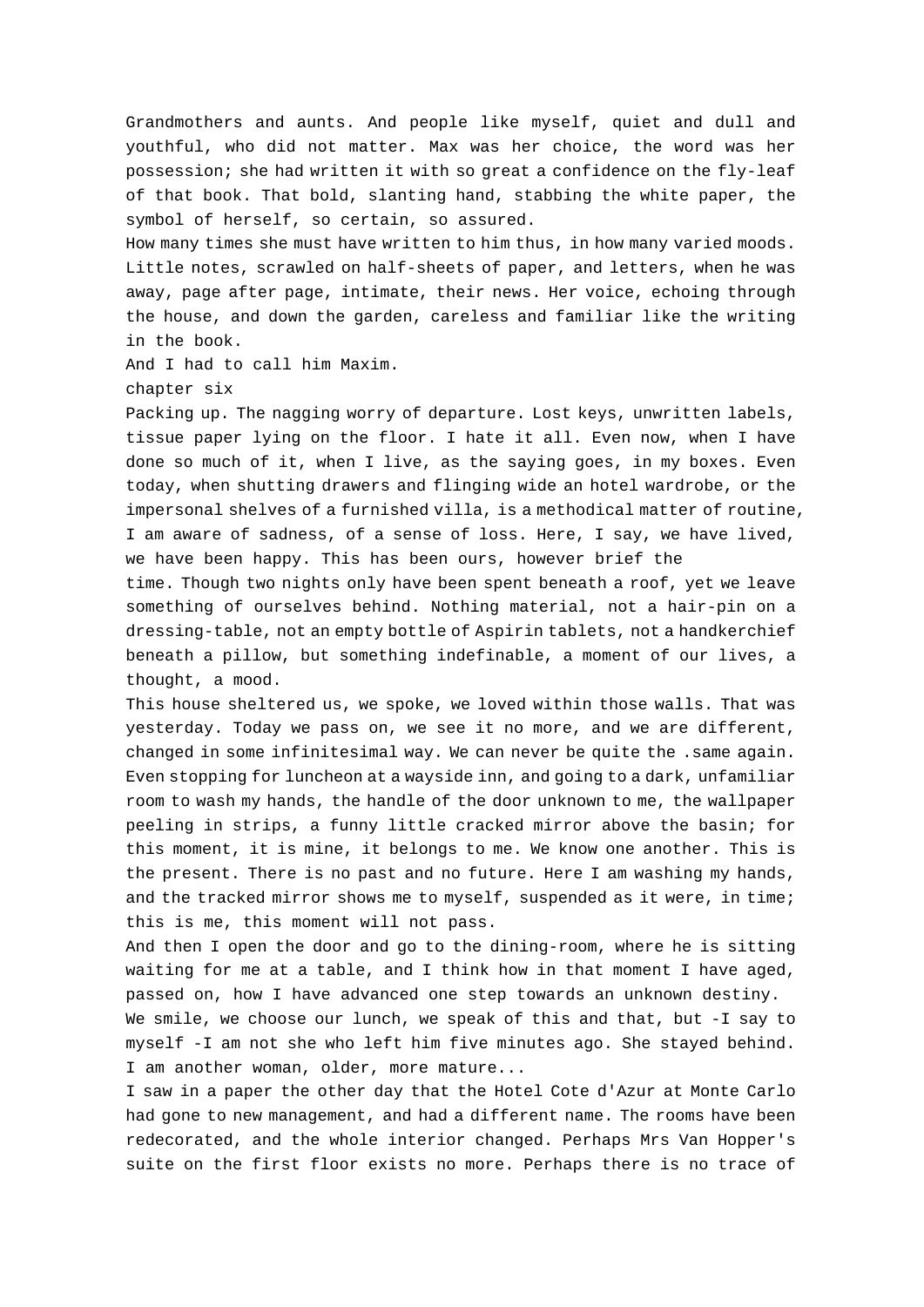Grandmothers and aunts. And people like myself, quiet and dull and youthful, who did not matter. Max was her choice, the word was her possession; she had written it with so great a confidence on the fly-leaf of that book. That bold, slanting hand, stabbing the white paper, the symbol of herself, so certain, so assured.

How many times she must have written to him thus, in how many varied moods. Little notes, scrawled on half-sheets of paper, and letters, when he was away, page after page, intimate, their news. Her voice, echoing through the house, and down the garden, careless and familiar like the writing in the book.

And I had to call him Maxim.

## chapter six

Packing up. The nagging worry of departure. Lost keys, unwritten labels, tissue paper lying on the floor. I hate it all. Even now, when I have done so much of it, when I live, as the saying goes, in my boxes. Even today, when shutting drawers and flinging wide an hotel wardrobe, or the impersonal shelves of a furnished villa, is a methodical matter of routine, I am aware of sadness, of a sense of loss. Here, I say, we have lived, we have been happy. This has been ours, however brief the time. Though two nights only have been spent beneath a roof, yet we leave something of ourselves behind. Nothing material, not a hair-pin on a dressing-table, not an empty bottle of Aspirin tablets, not a handkerchief beneath a pillow, but something indefinable, a moment of our lives, a thought, a mood.

This house sheltered us, we spoke, we loved within those walls. That was yesterday. Today we pass on, we see it no more, and we are different, changed in some infinitesimal way. We can never be quite the .same again. Even stopping for luncheon at a wayside inn, and going to a dark, unfamiliar room to wash my hands, the handle of the door unknown to me, the wallpaper peeling in strips, a funny little cracked mirror above the basin; for this moment, it is mine, it belongs to me. We know one another. This is the present. There is no past and no future. Here I am washing my hands, and the tracked mirror shows me to myself, suspended as it were, in time; this is me, this moment will not pass.

And then I open the door and go to the dining-room, where he is sitting waiting for me at a table, and I think how in that moment I have aged, passed on, how I have advanced one step towards an unknown destiny.

We smile, we choose our lunch, we speak of this and that, but -I say to myself -I am not she who left him five minutes ago. She stayed behind. I am another woman, older, more mature...

I saw in a paper the other day that the Hotel Cote d'Azur at Monte Carlo had gone to new management, and had a different name. The rooms have been redecorated, and the whole interior changed. Perhaps Mrs Van Hopper's suite on the first floor exists no more. Perhaps there is no trace of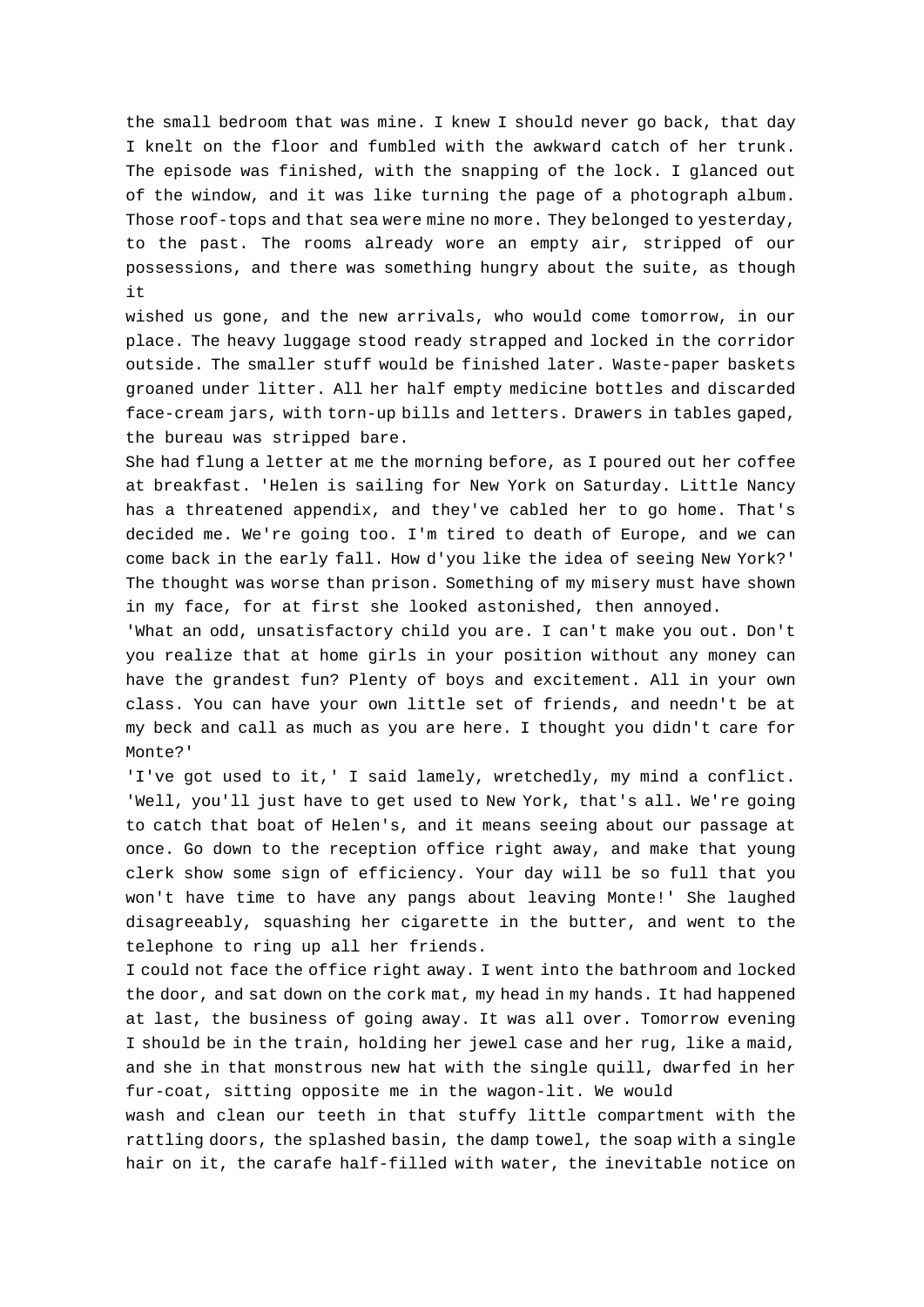the small bedroom that was mine. I knew I should never go back, that day I knelt on the floor and fumbled with the awkward catch of her trunk. The episode was finished, with the snapping of the lock. I glanced out of the window, and it was like turning the page of a photograph album. Those roof-tops and that sea were mine no more. They belonged to yesterday, to the past. The rooms already wore an empty air, stripped of our possessions, and there was something hungry about the suite, as though it wished us gone, and the new arrivals, who would come tomorrow, in our place. The heavy luggage stood ready strapped and locked in the corridor outside. The smaller stuff would be finished later. Waste-paper baskets groaned under litter. All her half empty medicine bottles and discarded face-cream jars, with torn-up bills and letters. Drawers in tables gaped, the bureau was stripped bare.

She had flung a letter at me the morning before, as I poured out her coffee at breakfast. 'Helen is sailing for New York on Saturday. Little Nancy has a threatened appendix, and they've cabled her to go home. That's decided me. We're going too. I'm tired to death of Europe, and we can come back in the early fall. How d'you like the idea of seeing New York?' The thought was worse than prison. Something of my misery must have shown in my face, for at first she looked astonished, then annoyed.

'What an odd, unsatisfactory child you are. I can't make you out. Don't you realize that at home girls in your position without any money can have the grandest fun? Plenty of boys and excitement. All in your own class. You can have your own little set of friends, and needn't be at my beck and call as much as you are here. I thought you didn't care for Monte?'

'I've got used to it,' I said lamely, wretchedly, my mind a conflict.

'Well, you'll just have to get used to New York, that's all. We're going to catch that boat of Helen's, and it means seeing about our passage at once. Go down to the reception office right away, and make that young clerk show some sign of efficiency. Your day will be so full that you won't have time to have any pangs about leaving Monte!' She laughed disagreeably, squashing her cigarette in the butter, and went to the telephone to ring up all her friends.

I could not face the office right away. I went into the bathroom and locked the door, and sat down on the cork mat, my head in my hands. It had happened at last, the business of going away. It was all over. Tomorrow evening I should be in the train, holding her jewel case and her rug, like a maid, and she in that monstrous new hat with the single quill, dwarfed in her fur-coat, sitting opposite me in the wagon-lit. We would wash and clean our teeth in that stuffy little compartment with the rattling doors, the splashed basin, the damp towel, the soap with a single hair on it, the carafe half-filled with water, the inevitable notice on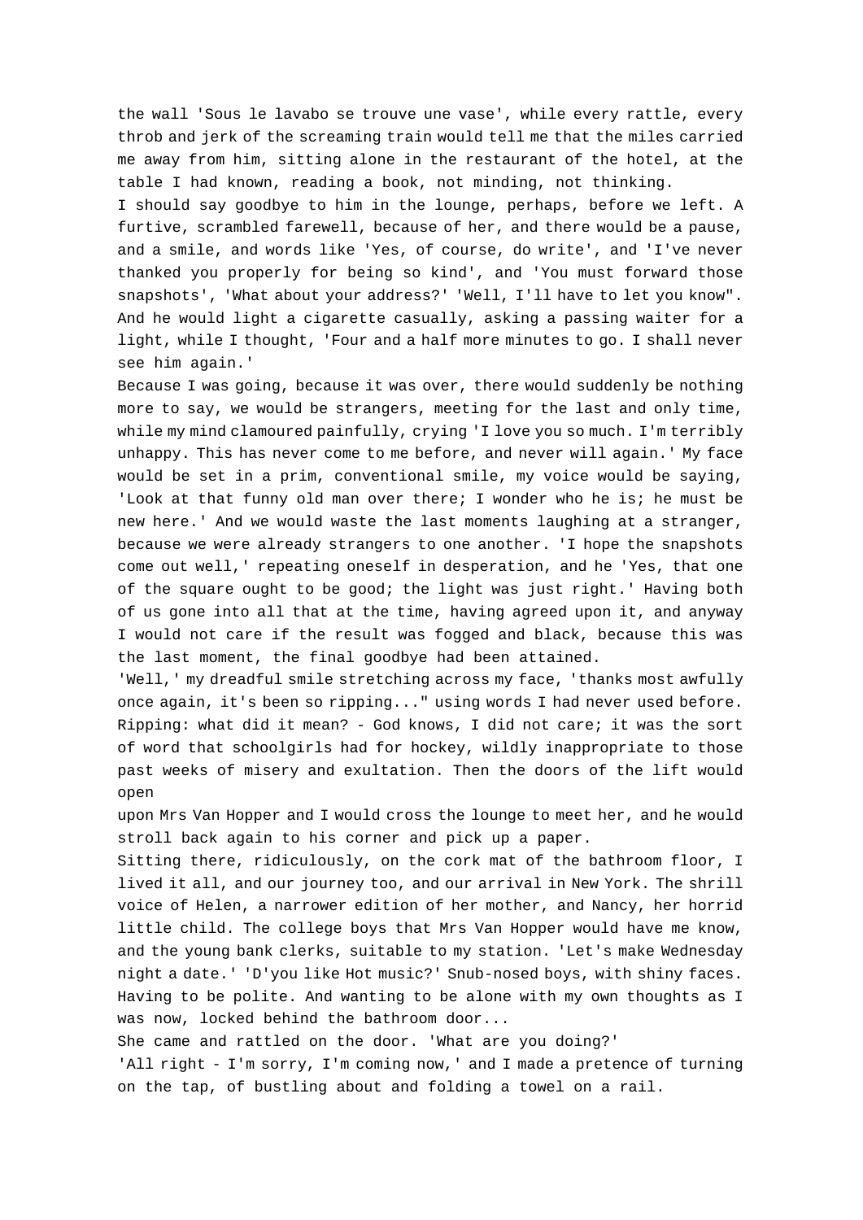the wall 'Sous le lavabo se trouve une vase', while every rattle, every throb and jerk of the screaming train would tell me that the miles carried me away from him, sitting alone in the restaurant of the hotel, at the table I had known, reading a book, not minding, not thinking.

I should say goodbye to him in the lounge, perhaps, before we left. A furtive, scrambled farewell, because of her, and there would be a pause, and a smile, and words like 'Yes, of course, do write', and 'I've never thanked you properly for being so kind', and 'You must forward those snapshots', 'What about your address?' 'Well, I'll have to let you know". And he would light a cigarette casually, asking a passing waiter for a light, while I thought, 'Four and a half more minutes to go. I shall never see him again.'

Because I was going, because it was over, there would suddenly be nothing more to say, we would be strangers, meeting for the last and only time, while my mind clamoured painfully, crying 'I love you so much. I'm terribly unhappy. This has never come to me before, and never will again.' My face would be set in a prim, conventional smile, my voice would be saying, 'Look at that funny old man over there; I wonder who he is; he must be new here.' And we would waste the last moments laughing at a stranger, because we were already strangers to one another. 'I hope the snapshots come out well,' repeating oneself in desperation, and he 'Yes, that one of the square ought to be good; the light was just right.' Having both of us gone into all that at the time, having agreed upon it, and anyway I would not care if the result was fogged and black, because this was the last moment, the final goodbye had been attained.

'Well,' my dreadful smile stretching across my face, 'thanks most awfully once again, it's been so ripping..." using words I had never used before. Ripping: what did it mean? - God knows, I did not care; it was the sort of word that schoolgirls had for hockey, wildly inappropriate to those past weeks of misery and exultation. Then the doors of the lift would open upon Mrs Van Hopper and I would cross the lounge to meet her, and he would stroll back again to his corner and pick up a paper.

Sitting there, ridiculously, on the cork mat of the bathroom floor, I lived it all, and our journey too, and our arrival in New York. The shrill voice of Helen, a narrower edition of her mother, and Nancy, her horrid little child. The college boys that Mrs Van Hopper would have me know, and the young bank clerks, suitable to my station. 'Let's make Wednesday night a date.' 'D'you like Hot music?' Snub-nosed boys, with shiny faces. Having to be polite. And wanting to be alone with my own thoughts as I was now, locked behind the bathroom door...

She came and rattled on the door. 'What are you doing?'

'All right - I'm sorry, I'm coming now,' and I made a pretence of turning on the tap, of bustling about and folding a towel on a rail.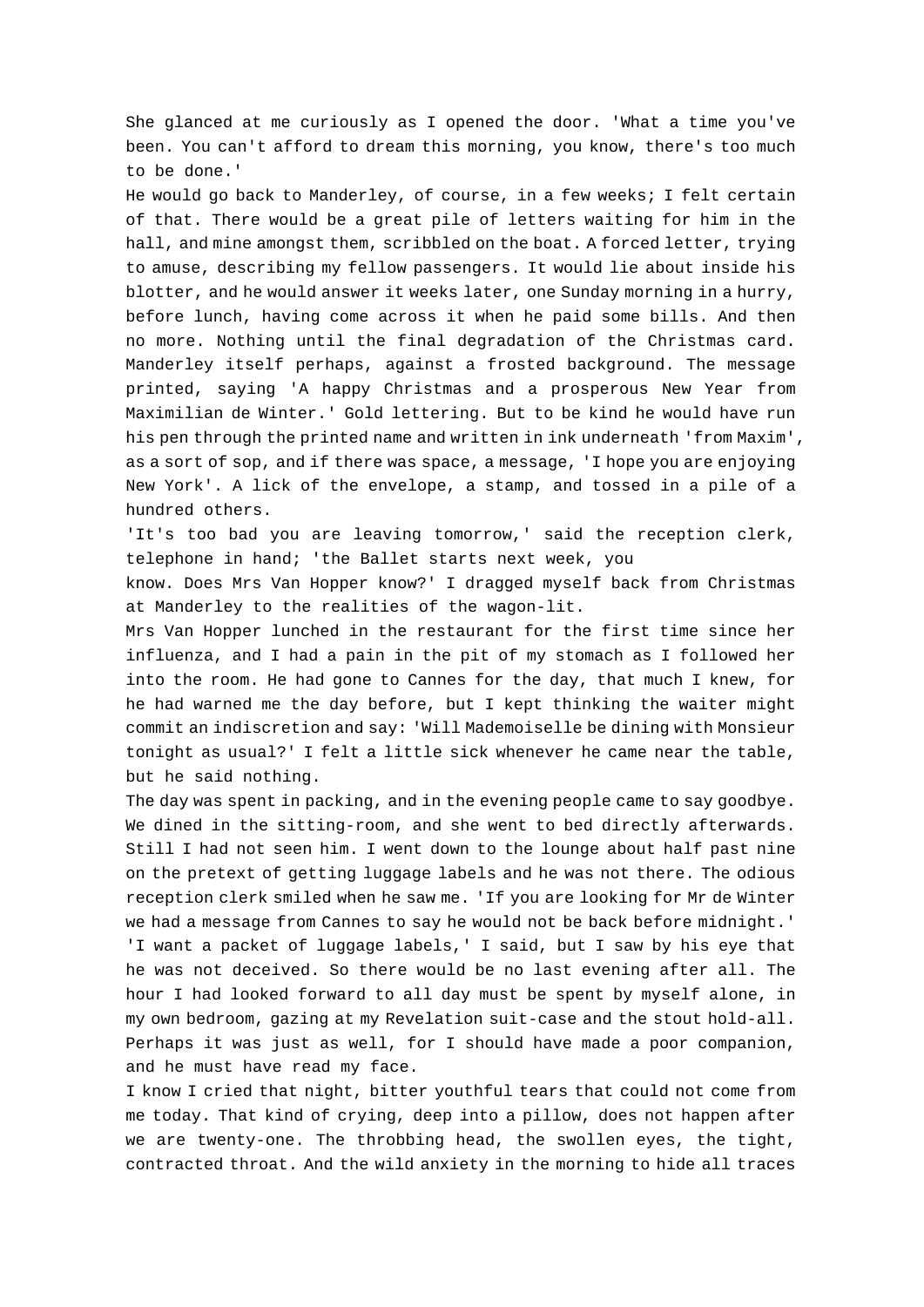She glanced at me curiously as I opened the door. 'What a time you've been. You can't afford to dream this morning, you know, there's too much to be done.'

He would go back to Manderley, of course, in a few weeks; I felt certain of that. There would be a great pile of letters waiting for him in the hall, and mine amongst them, scribbled on the boat. A forced letter, trying to amuse, describing my fellow passengers. It would lie about inside his blotter, and he would answer it weeks later, one Sunday morning in a hurry, before lunch, having come across it when he paid some bills. And then no more. Nothing until the final degradation of the Christmas card. Manderley itself perhaps, against a frosted background. The message printed, saying 'A happy Christmas and a prosperous New Year from Maximilian de Winter.' Gold lettering. But to be kind he would have run his pen through the printed name and written in ink underneath 'from Maxim', as a sort of sop, and if there was space, a message, 'I hope you are enjoying New York'. A lick of the envelope, a stamp, and tossed in a pile of a hundred others.

'It's too bad you are leaving tomorrow,' said the reception clerk, telephone in hand; 'the Ballet starts next week, you know. Does Mrs Van Hopper know?' I dragged myself back from Christmas at Manderley to the realities of the wagon-lit.

Mrs Van Hopper lunched in the restaurant for the first time since her influenza, and I had a pain in the pit of my stomach as I followed her into the room. He had gone to Cannes for the day, that much I knew, for he had warned me the day before, but I kept thinking the waiter might commit an indiscretion and say: 'Will Mademoiselle be dining with Monsieur tonight as usual?' I felt a little sick whenever he came near the table, but he said nothing.

The day was spent in packing, and in the evening people came to say goodbye. We dined in the sitting-room, and she went to bed directly afterwards. Still I had not seen him. I went down to the lounge about half past nine on the pretext of getting luggage labels and he was not there. The odious reception clerk smiled when he saw me. 'If you are looking for Mr de Winter we had a message from Cannes to say he would not be back before midnight.'

'I want a packet of luggage labels,' I said, but I saw by his eye that he was not deceived. So there would be no last evening after all. The hour I had looked forward to all day must be spent by myself alone, in my own bedroom, gazing at my Revelation suit-case and the stout hold-all. Perhaps it was just as well, for I should have made a poor companion, and he must have read my face.

I know I cried that night, bitter youthful tears that could not come from me today. That kind of crying, deep into a pillow, does not happen after we are twenty-one. The throbbing head, the swollen eyes, the tight, contracted throat. And the wild anxiety in the morning to hide all traces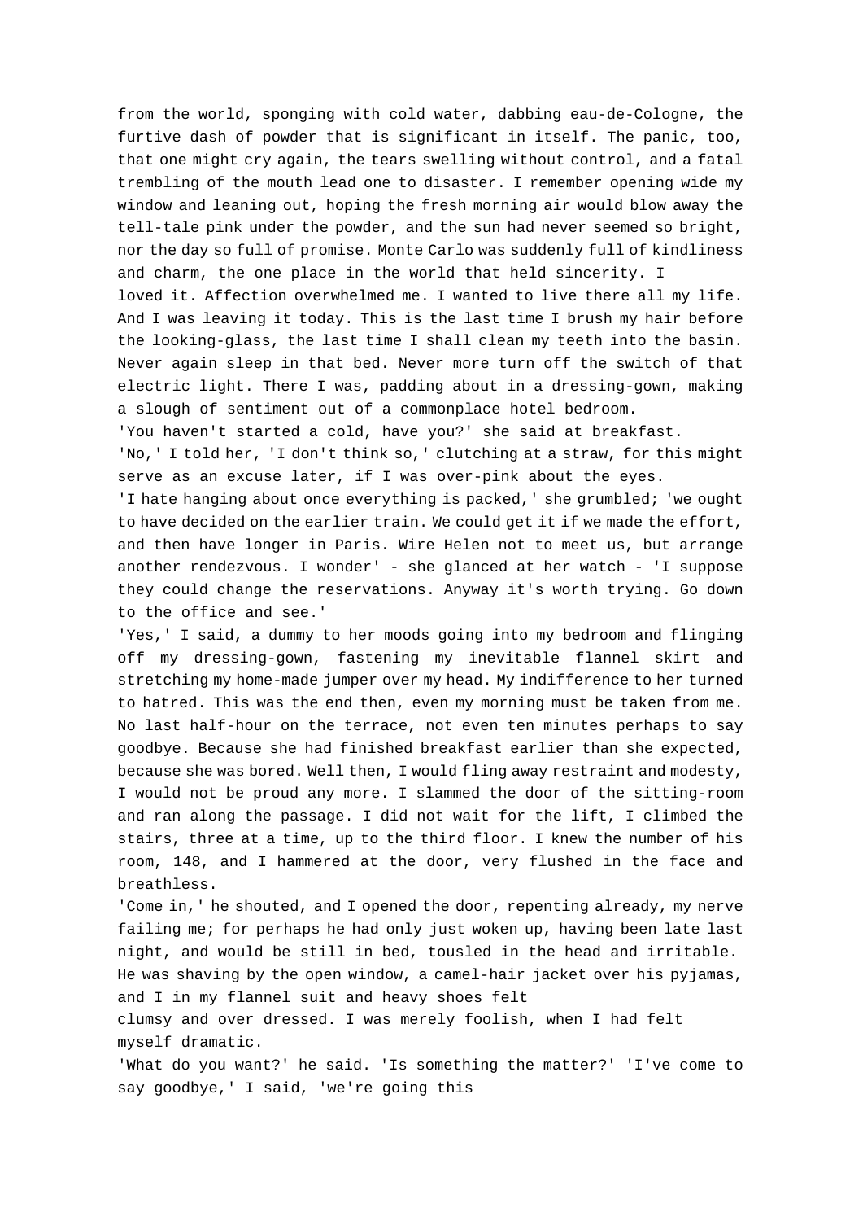from the world, sponging with cold water, dabbing eau-de-Cologne, the furtive dash of powder that is significant in itself. The panic, too, that one might cry again, the tears swelling without control, and a fatal trembling of the mouth lead one to disaster. I remember opening wide my window and leaning out, hoping the fresh morning air would blow away the tell-tale pink under the powder, and the sun had never seemed so bright, nor the day so full of promise. Monte Carlo was suddenly full of kindliness and charm, the one place in the world that held sincerity. I loved it. Affection overwhelmed me. I wanted to live there all my life. And I was leaving it today. This is the last time I brush my hair before the looking-glass, the last time I shall clean my teeth into the basin. Never again sleep in that bed. Never more turn off the switch of that electric light. There I was, padding about in a dressing-gown, making a slough of sentiment out of a commonplace hotel bedroom.

'You haven't started a cold, have you?' she said at breakfast.

'No,' I told her, 'I don't think so,' clutching at a straw, for this might serve as an excuse later, if I was over-pink about the eyes.

'I hate hanging about once everything is packed,' she grumbled; 'we ought to have decided on the earlier train. We could get it if we made the effort, and then have longer in Paris. Wire Helen not to meet us, but arrange another rendezvous. I wonder' - she glanced at her watch - 'I suppose they could change the reservations. Anyway it's worth trying. Go down to the office and see.'

'Yes,' I said, a dummy to her moods going into my bedroom and flinging off my dressing-gown, fastening my inevitable flannel skirt and stretching my home-made jumper over my head. My indifference to her turned to hatred. This was the end then, even my morning must be taken from me. No last half-hour on the terrace, not even ten minutes perhaps to say goodbye. Because she had finished breakfast earlier than she expected, because she was bored. Well then, I would fling away restraint and modesty, I would not be proud any more. I slammed the door of the sitting-room and ran along the passage. I did not wait for the lift, I climbed the stairs, three at a time, up to the third floor. I knew the number of his room, 148, and I hammered at the door, very flushed in the face and breathless.

'Come in,' he shouted, and I opened the door, repenting already, my nerve failing me; for perhaps he had only just woken up, having been late last night, and would be still in bed, tousled in the head and irritable. He was shaving by the open window, a camel-hair jacket over his pyjamas, and I in my flannel suit and heavy shoes felt clumsy and over dressed. I was merely foolish, when I had felt myself dramatic.

'What do you want?' he said. 'Is something the matter?' 'I've come to say goodbye,' I said, 'we're going this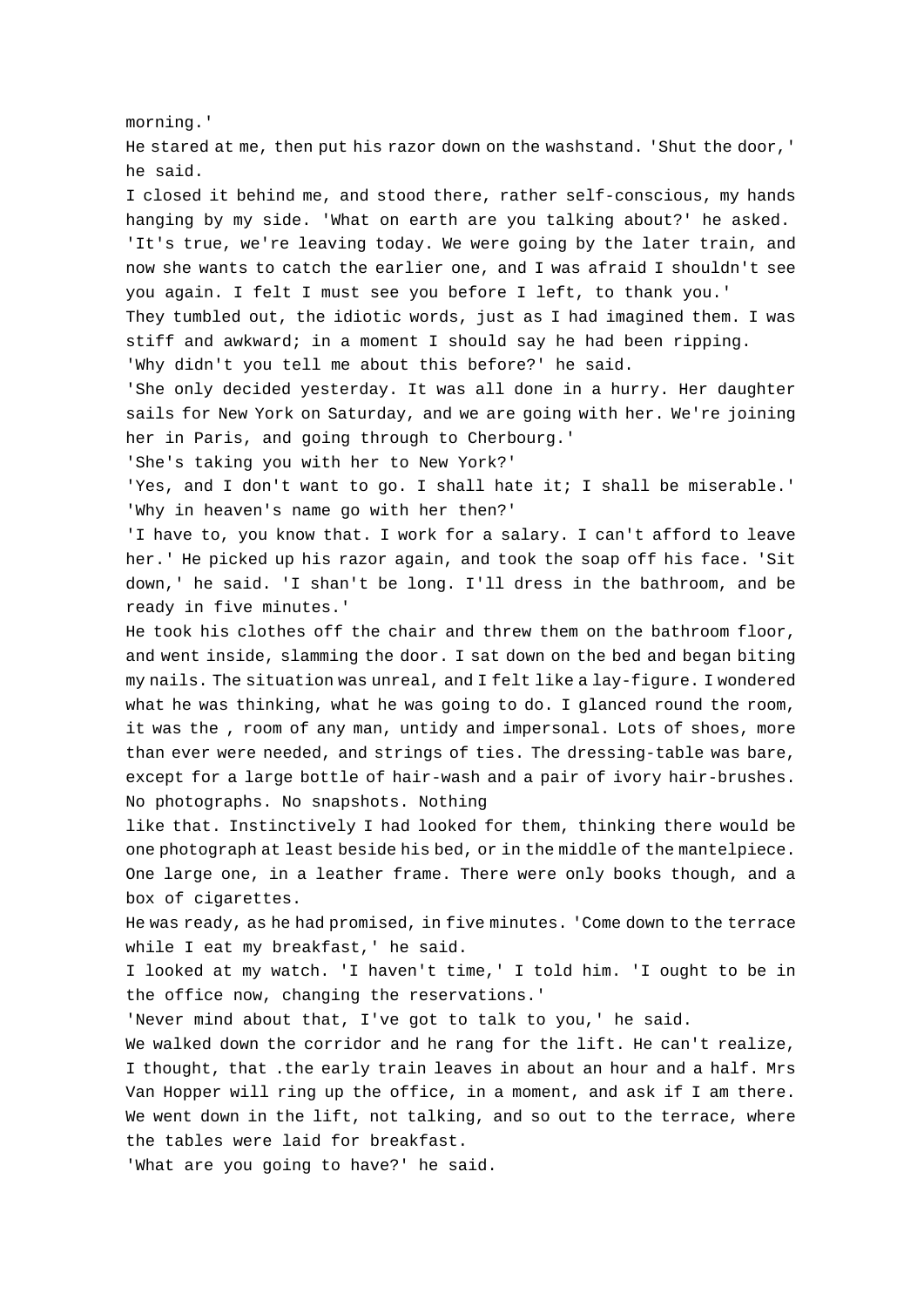morning.'

He stared at me, then put his razor down on the washstand. 'Shut the door,' he said.

I closed it behind me, and stood there, rather self-conscious, my hands hanging by my side. 'What on earth are you talking about?' he asked.

'It's true, we're leaving today. We were going by the later train, and now she wants to catch the earlier one, and I was afraid I shouldn't see you again. I felt I must see you before I left, to thank you.'

They tumbled out, the idiotic words, just as I had imagined them. I was stiff and awkward; in a moment I should say he had been ripping.

'Why didn't you tell me about this before?' he said.

'She only decided yesterday. It was all done in a hurry. Her daughter sails for New York on Saturday, and we are going with her. We're joining her in Paris, and going through to Cherbourg.'

'She's taking you with her to New York?'

'Yes, and I don't want to go. I shall hate it; I shall be miserable.'

'Why in heaven's name go with her then?'

'I have to, you know that. I work for a salary. I can't afford to leave her.' He picked up his razor again, and took the soap off his face. 'Sit down,' he said. 'I shan't be long. I'll dress in the bathroom, and be ready in five minutes.'

He took his clothes off the chair and threw them on the bathroom floor, and went inside, slamming the door. I sat down on the bed and began biting my nails. The situation was unreal, and I felt like a lay-figure. I wondered what he was thinking, what he was going to do. I glanced round the room, it was the , room of any man, untidy and impersonal. Lots of shoes, more than ever were needed, and strings of ties. The dressing-table was bare, except for a large bottle of hair-wash and a pair of ivory hair-brushes. No photographs. No snapshots. Nothing like that. Instinctively I had looked for them, thinking there would be one photograph at least beside his bed, or in the middle of the mantelpiece. One large one, in a leather frame. There were only books though, and a box of cigarettes.

He was ready, as he had promised, in five minutes. 'Come down to the terrace while I eat my breakfast,' he said.

I looked at my watch. 'I haven't time,' I told him. 'I ought to be in the office now, changing the reservations.'

'Never mind about that, I've got to talk to you,' he said.

We walked down the corridor and he rang for the lift. He can't realize, I thought, that .the early train leaves in about an hour and a half. Mrs Van Hopper will ring up the office, in a moment, and ask if I am there. We went down in the lift, not talking, and so out to the terrace, where the tables were laid for breakfast.

'What are you going to have?' he said.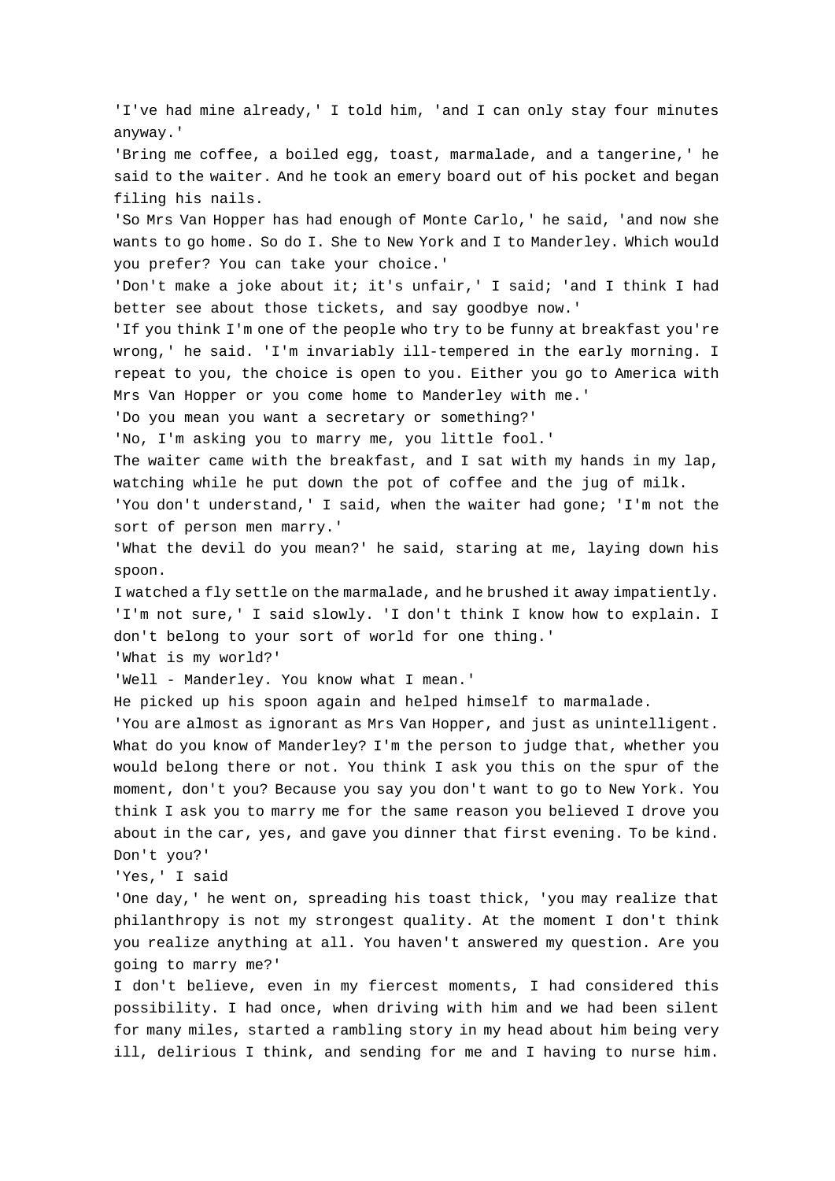'I've had mine already,' I told him, 'and I can only stay four minutes anyway.'

'Bring me coffee, a boiled egg, toast, marmalade, and a tangerine,' he said to the waiter. And he took an emery board out of his pocket and began filing his nails.

'So Mrs Van Hopper has had enough of Monte Carlo,' he said, 'and now she wants to go home. So do I. She to New York and I to Manderley. Which would you prefer? You can take your choice.'

'Don't make a joke about it; it's unfair,' I said; 'and I think I had better see about those tickets, and say goodbye now.'

'If you think I'm one of the people who try to be funny at breakfast you're wrong,' he said. 'I'm invariably ill-tempered in the early morning. I repeat to you, the choice is open to you. Either you go to America with Mrs Van Hopper or you come home to Manderley with me.'

'Do you mean you want a secretary or something?'

'No, I'm asking you to marry me, you little fool.'

The waiter came with the breakfast, and I sat with my hands in my lap, watching while he put down the pot of coffee and the jug of milk.

'You don't understand,' I said, when the waiter had gone; 'I'm not the sort of person men marry.'

'What the devil do you mean?' he said, staring at me, laying down his spoon.

I watched a fly settle on the marmalade, and he brushed it away impatiently.

'I'm not sure,' I said slowly. 'I don't think I know how to explain. I don't belong to your sort of world for one thing.'

'What is my world?'

'Well - Manderley. You know what I mean.'

He picked up his spoon again and helped himself to marmalade.

'You are almost as ignorant as Mrs Van Hopper, and just as unintelligent. What do you know of Manderley? I'm the person to judge that, whether you would belong there or not. You think I ask you this on the spur of the moment, don't you? Because you say you don't want to go to New York. You think I ask you to marry me for the same reason you believed I drove you about in the car, yes, and gave you dinner that first evening. To be kind. Don't you?'

'Yes,' I said

'One day,' he went on, spreading his toast thick, 'you may realize that philanthropy is not my strongest quality. At the moment I don't think you realize anything at all. You haven't answered my question. Are you going to marry me?'

I don't believe, even in my fiercest moments, I had considered this possibility. I had once, when driving with him and we had been silent for many miles, started a rambling story in my head about him being very ill, delirious I think, and sending for me and I having to nurse him.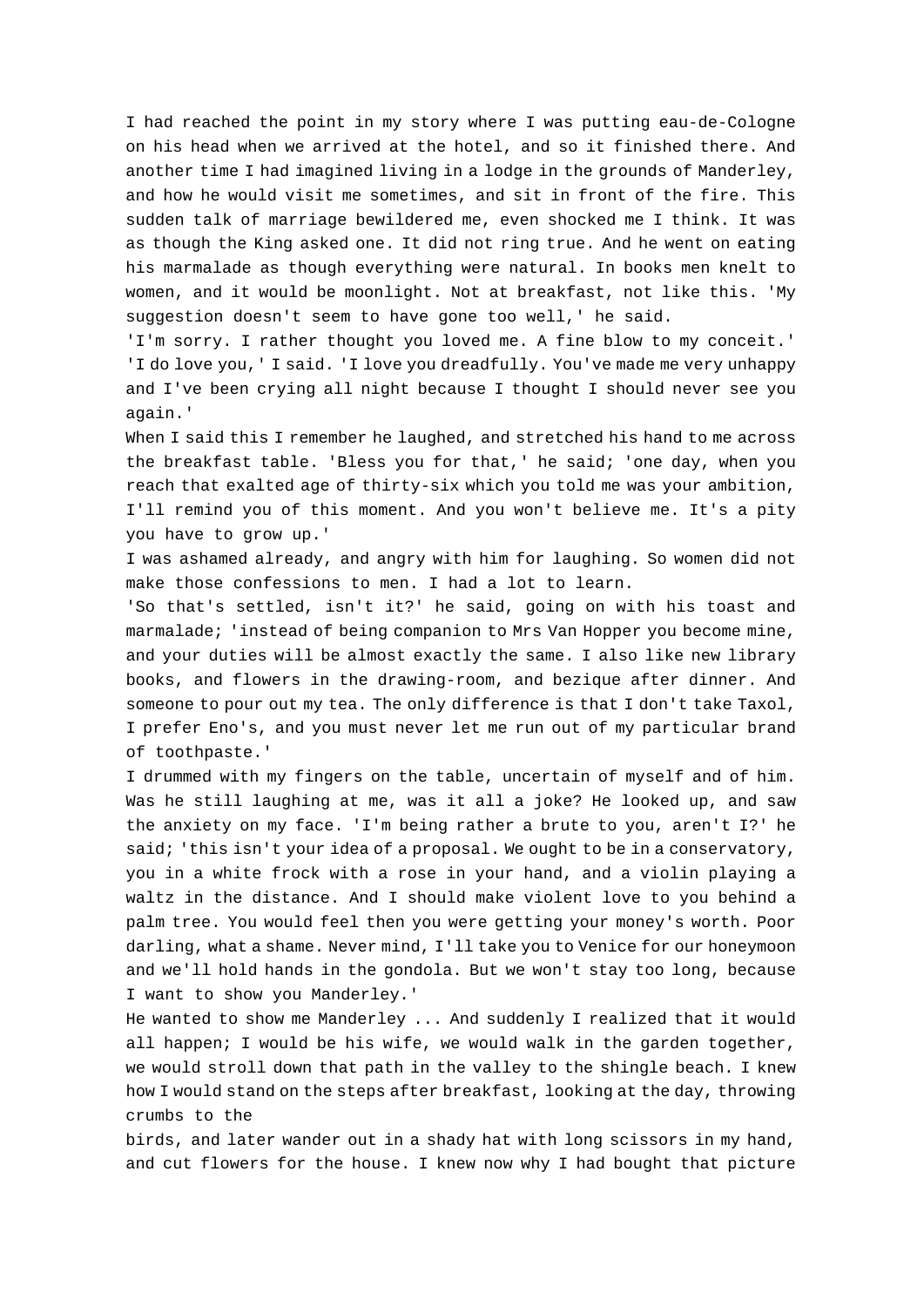I had reached the point in my story where I was putting eau-de-Cologne on his head when we arrived at the hotel, and so it finished there. And another time I had imagined living in a lodge in the grounds of Manderley, and how he would visit me sometimes, and sit in front of the fire. This sudden talk of marriage bewildered me, even shocked me I think. It was as though the King asked one. It did not ring true. And he went on eating his marmalade as though everything were natural. In books men knelt to women, and it would be moonlight. Not at breakfast, not like this. 'My suggestion doesn't seem to have gone too well,' he said.

'I'm sorry. I rather thought you loved me. A fine blow to my conceit.'

'I do love you,' I said. 'I love you dreadfully. You've made me very unhappy and I've been crying all night because I thought I should never see you again.'

When I said this I remember he laughed, and stretched his hand to me across the breakfast table. 'Bless you for that,' he said; 'one day, when you reach that exalted age of thirty-six which you told me was your ambition, I'll remind you of this moment. And you won't believe me. It's a pity you have to grow up.'

I was ashamed already, and angry with him for laughing. So women did not make those confessions to men. I had a lot to learn.

'So that's settled, isn't it?' he said, going on with his toast and marmalade; 'instead of being companion to Mrs Van Hopper you become mine, and your duties will be almost exactly the same. I also like new library books, and flowers in the drawing-room, and bezique after dinner. And someone to pour out my tea. The only difference is that I don't take Taxol, I prefer Eno's, and you must never let me run out of my particular brand of toothpaste.'

I drummed with my fingers on the table, uncertain of myself and of him. Was he still laughing at me, was it all a joke? He looked up, and saw the anxiety on my face. 'I'm being rather a brute to you, aren't I?' he said; 'this isn't your idea of a proposal. We ought to be in a conservatory, you in a white frock with a rose in your hand, and a violin playing a waltz in the distance. And I should make violent love to you behind a palm tree. You would feel then you were getting your money's worth. Poor darling, what a shame. Never mind, I'll take you to Venice for our honeymoon and we'll hold hands in the gondola. But we won't stay too long, because I want to show you Manderley.'

He wanted to show me Manderley ... And suddenly I realized that it would all happen; I would be his wife, we would walk in the garden together, we would stroll down that path in the valley to the shingle beach. I knew how I would stand on the steps after breakfast, looking at the day, throwing crumbs to the birds, and later wander out in a shady hat with long scissors in my hand, and cut flowers for the house. I knew now why I had bought that picture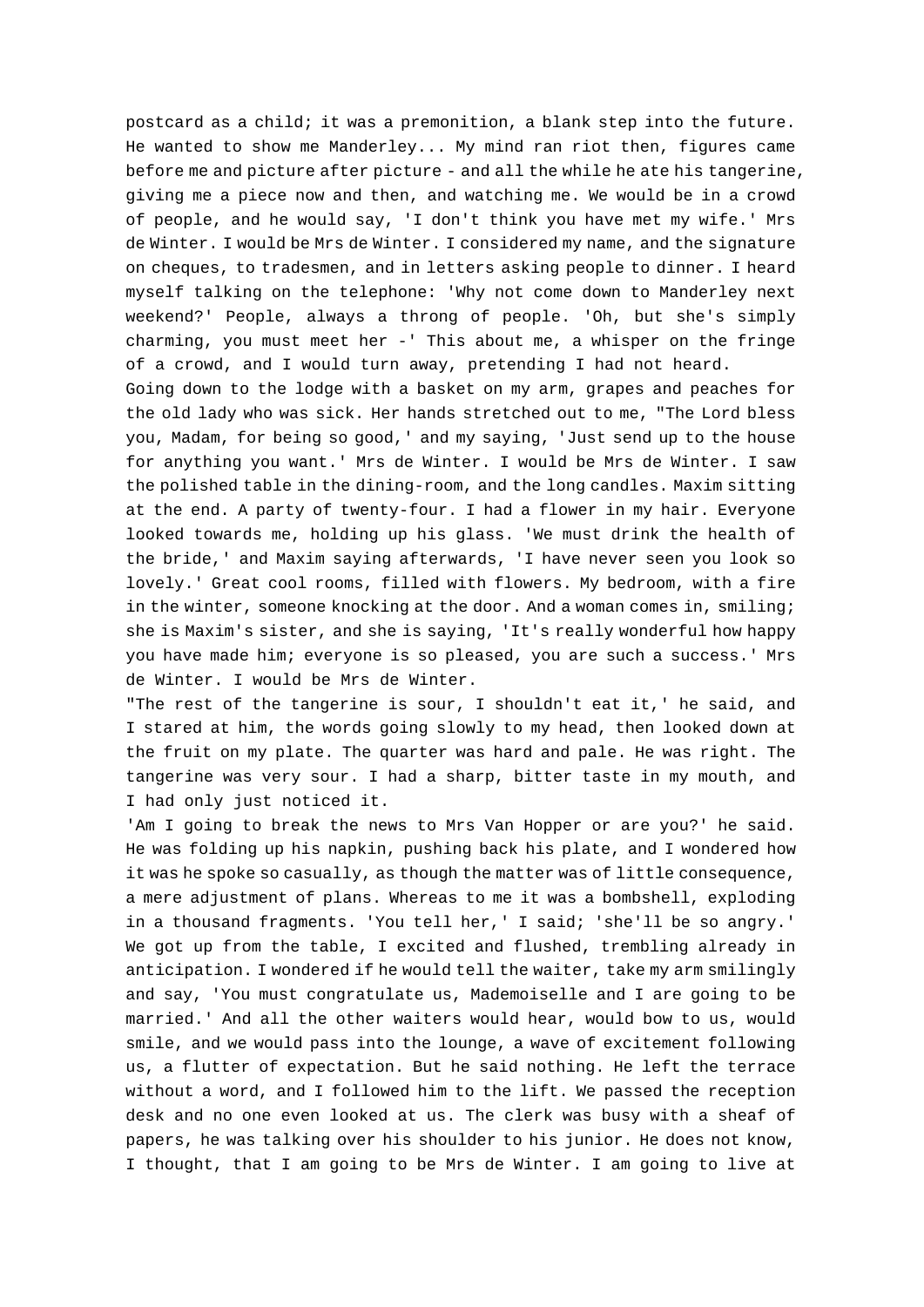postcard as a child; it was a premonition, a blank step into the future. He wanted to show me Manderley... My mind ran riot then, figures came before me and picture after picture - and all the while he ate his tangerine, giving me a piece now and then, and watching me. We would be in a crowd of people, and he would say, 'I don't think you have met my wife.' Mrs de Winter. I would be Mrs de Winter. I considered my name, and the signature on cheques, to tradesmen, and in letters asking people to dinner. I heard myself talking on the telephone: 'Why not come down to Manderley next weekend?' People, always a throng of people. 'Oh, but she's simply charming, you must meet her -' This about me, a whisper on the fringe of a crowd, and I would turn away, pretending I had not heard.

Going down to the lodge with a basket on my arm, grapes and peaches for the old lady who was sick. Her hands stretched out to me, "The Lord bless you, Madam, for being so good,' and my saying, 'Just send up to the house for anything you want.' Mrs de Winter. I would be Mrs de Winter. I saw the polished table in the dining-room, and the long candles. Maxim sitting at the end. A party of twenty-four. I had a flower in my hair. Everyone looked towards me, holding up his glass. 'We must drink the health of the bride,' and Maxim saying afterwards, 'I have never seen you look so lovely.' Great cool rooms, filled with flowers. My bedroom, with a fire in the winter, someone knocking at the door. And a woman comes in, smiling; she is Maxim's sister, and she is saying, 'It's really wonderful how happy you have made him; everyone is so pleased, you are such a success.' Mrs de Winter. I would be Mrs de Winter.

"The rest of the tangerine is sour, I shouldn't eat it,' he said, and I stared at him, the words going slowly to my head, then looked down at the fruit on my plate. The quarter was hard and pale. He was right. The tangerine was very sour. I had a sharp, bitter taste in my mouth, and I had only just noticed it.

'Am I going to break the news to Mrs Van Hopper or are you?' he said. He was folding up his napkin, pushing back his plate, and I wondered how it was he spoke so casually, as though the matter was of little consequence, a mere adjustment of plans. Whereas to me it was a bombshell, exploding in a thousand fragments. 'You tell her,' I said; 'she'll be so angry.' We got up from the table, I excited and flushed, trembling already in anticipation. I wondered if he would tell the waiter, take my arm smilingly and say, 'You must congratulate us, Mademoiselle and I are going to be married.' And all the other waiters would hear, would bow to us, would smile, and we would pass into the lounge, a wave of excitement following us, a flutter of expectation. But he said nothing. He left the terrace without a word, and I followed him to the lift. We passed the reception desk and no one even looked at us. The clerk was busy with a sheaf of papers, he was talking over his shoulder to his junior. He does not know, I thought, that I am going to be Mrs de Winter. I am going to live at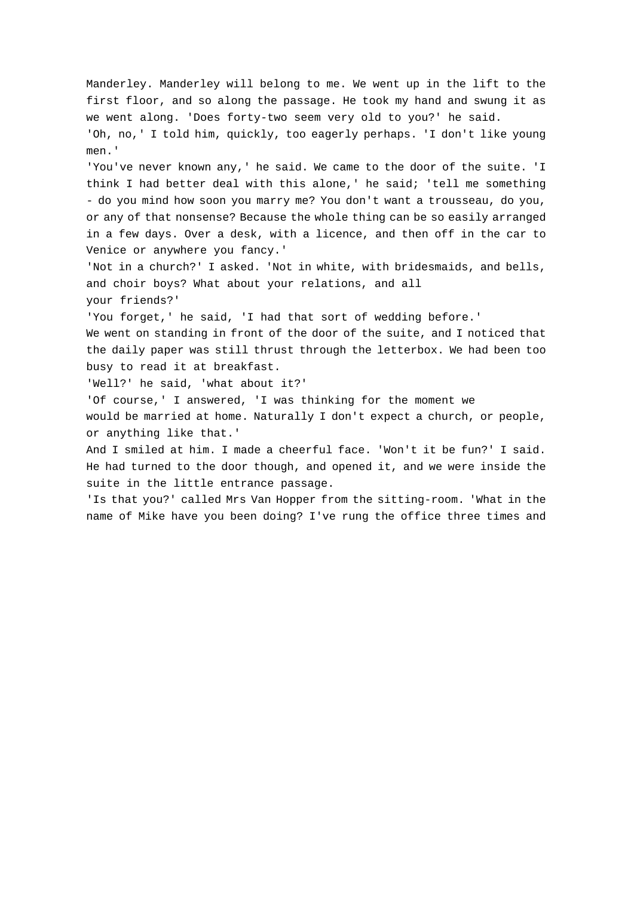Manderley. Manderley will belong to me. We went up in the lift to the first floor, and so along the passage. He took my hand and swung it as we went along. 'Does forty-two seem very old to you?' he said.

'Oh, no,' I told him, quickly, too eagerly perhaps. 'I don't like young men.'

'You've never known any,' he said. We came to the door of the suite. 'I think I had better deal with this alone,' he said; 'tell me something - do you mind how soon you marry me? You don't want a trousseau, do you, or any of that nonsense? Because the whole thing can be so easily arranged in a few days. Over a desk, with a licence, and then off in the car to Venice or anywhere you fancy.'

'Not in a church?' I asked. 'Not in white, with bridesmaids, and bells, and choir boys? What about your relations, and all your friends?'

'You forget,' he said, 'I had that sort of wedding before.'

We went on standing in front of the door of the suite, and I noticed that the daily paper was still thrust through the letterbox. We had been too busy to read it at breakfast.

'Well?' he said, 'what about it?'

'Of course,' I answered, 'I was thinking for the moment we would be married at home. Naturally I don't expect a church, or people, or anything like that.'

And I smiled at him. I made a cheerful face. 'Won't it be fun?' I said. He had turned to the door though, and opened it, and we were inside the suite in the little entrance passage.

'Is that you?' called Mrs Van Hopper from the sitting-room. 'What in the name of Mike have you been doing? I've rung the office three times and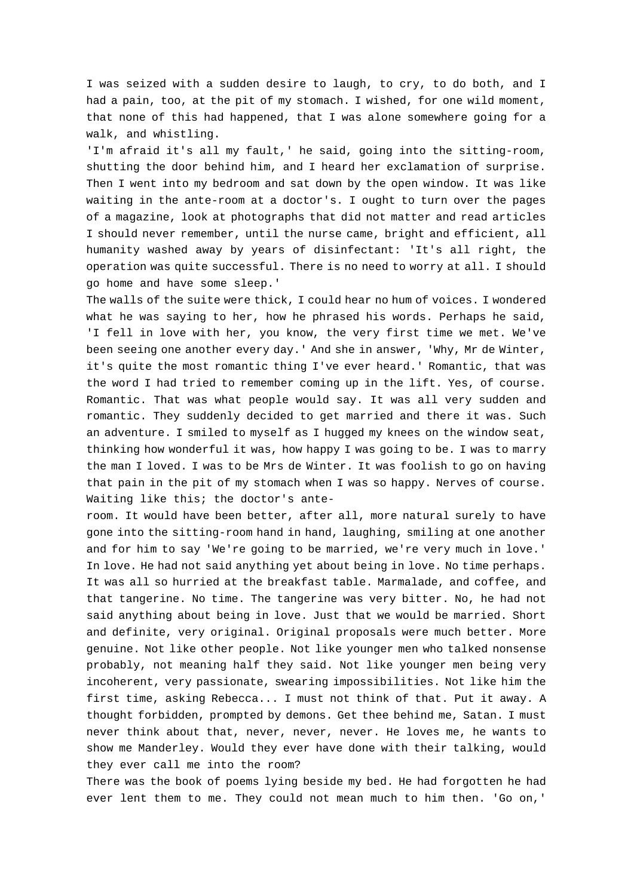I was seized with a sudden desire to laugh, to cry, to do both, and I had a pain, too, at the pit of my stomach. I wished, for one wild moment, that none of this had happened, that I was alone somewhere going for a walk, and whistling.

'I'm afraid it's all my fault,' he said, going into the sitting-room, shutting the door behind him, and I heard her exclamation of surprise. Then I went into my bedroom and sat down by the open window. It was like waiting in the ante-room at a doctor's. I ought to turn over the pages of a magazine, look at photographs that did not matter and read articles I should never remember, until the nurse came, bright and efficient, all humanity washed away by years of disinfectant: 'It's all right, the operation was quite successful. There is no need to worry at all. I should go home and have some sleep.'

The walls of the suite were thick, I could hear no hum of voices. I wondered what he was saying to her, how he phrased his words. Perhaps he said, 'I fell in love with her, you know, the very first time we met. We've been seeing one another every day.' And she in answer, 'Why, Mr de Winter, it's quite the most romantic thing I've ever heard.' Romantic, that was the word I had tried to remember coming up in the lift. Yes, of course. Romantic. That was what people would say. It was all very sudden and romantic. They suddenly decided to get married and there it was. Such an adventure. I smiled to myself as I hugged my knees on the window seat, thinking how wonderful it was, how happy I was going to be. I was to marry the man I loved. I was to be Mrs de Winter. It was foolish to go on having that pain in the pit of my stomach when I was so happy. Nerves of course. Waiting like this; the doctor's ante-room. It would have been better, after all, more natural surely to have gone into the sitting-room hand in hand, laughing, smiling at one another and for him to say 'We're going to be married, we're very much in love.' In love. He had not said anything yet about being in love. No time perhaps. It was all so hurried at the breakfast table. Marmalade, and coffee, and that tangerine. No time. The tangerine was very bitter. No, he had not said anything about being in love. Just that we would be married. Short and definite, very original. Original proposals were much better. More genuine. Not like other people. Not like younger men who talked nonsense probably, not meaning half they said. Not like younger men being very incoherent, very passionate, swearing impossibilities. Not like him the first time, asking Rebecca... I must not think of that. Put it away. A thought forbidden, prompted by demons. Get thee behind me, Satan. I must never think about that, never, never, never. He loves me, he wants to show me Manderley. Would they ever have done with their talking, would they ever call me into the room?

There was the book of poems lying beside my bed. He had forgotten he had ever lent them to me. They could not mean much to him then. 'Go on,'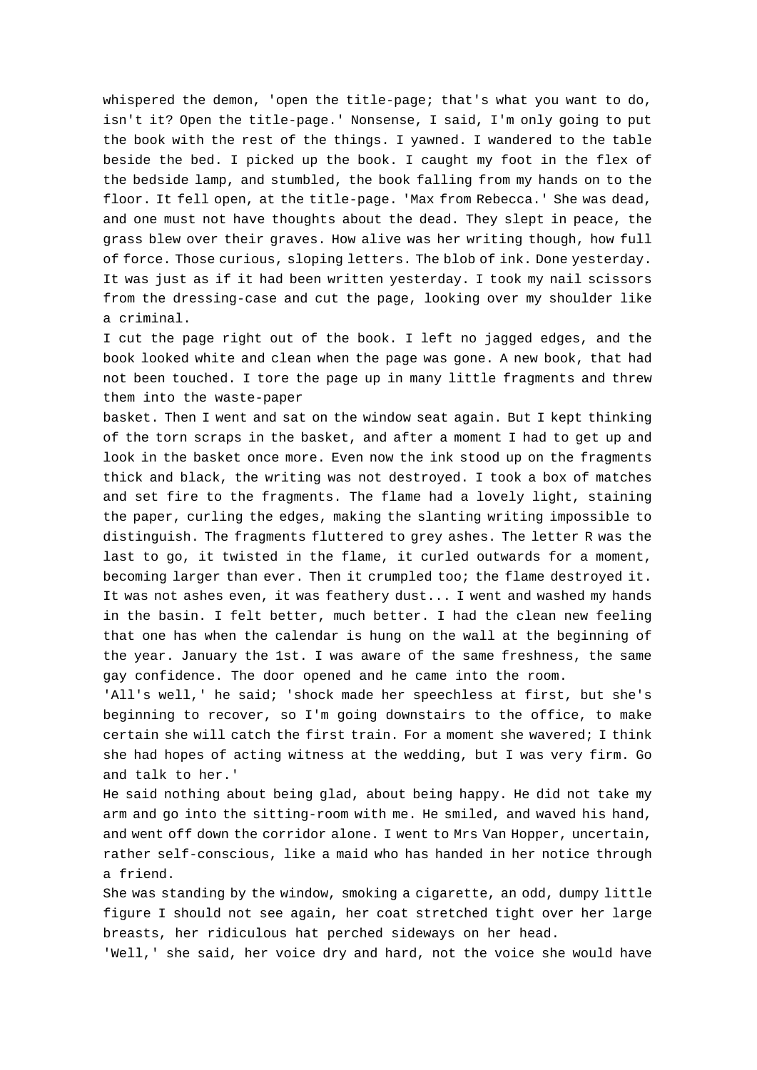whispered the demon, 'open the title-page; that's what you want to do, isn't it? Open the title-page.' Nonsense, I said, I'm only going to put the book with the rest of the things. I yawned. I wandered to the table beside the bed. I picked up the book. I caught my foot in the flex of the bedside lamp, and stumbled, the book falling from my hands on to the floor. It fell open, at the title-page. 'Max from Rebecca.' She was dead, and one must not have thoughts about the dead. They slept in peace, the grass blew over their graves. How alive was her writing though, how full of force. Those curious, sloping letters. The blob of ink. Done yesterday. It was just as if it had been written yesterday. I took my nail scissors from the dressing-case and cut the page, looking over my shoulder like a criminal.

I cut the page right out of the book. I left no jagged edges, and the book looked white and clean when the page was gone. A new book, that had not been touched. I tore the page up in many little fragments and threw them into the waste-paper basket. Then I went and sat on the window seat again. But I kept thinking of the torn scraps in the basket, and after a moment I had to get up and look in the basket once more. Even now the ink stood up on the fragments thick and black, the writing was not destroyed. I took a box of matches and set fire to the fragments. The flame had a lovely light, staining the paper, curling the edges, making the slanting writing impossible to distinguish. The fragments fluttered to grey ashes. The letter R was the last to go, it twisted in the flame, it curled outwards for a moment, becoming larger than ever. Then it crumpled too; the flame destroyed it. It was not ashes even, it was feathery dust... I went and washed my hands in the basin. I felt better, much better. I had the clean new feeling that one has when the calendar is hung on the wall at the beginning of the year. January the 1st. I was aware of the same freshness, the same gay confidence. The door opened and he came into the room.

'All's well,' he said; 'shock made her speechless at first, but she's beginning to recover, so I'm going downstairs to the office, to make certain she will catch the first train. For a moment she wavered; I think she had hopes of acting witness at the wedding, but I was very firm. Go and talk to her.'

He said nothing about being glad, about being happy. He did not take my arm and go into the sitting-room with me. He smiled, and waved his hand, and went off down the corridor alone. I went to Mrs Van Hopper, uncertain, rather self-conscious, like a maid who has handed in her notice through a friend.

She was standing by the window, smoking a cigarette, an odd, dumpy little figure I should not see again, her coat stretched tight over her large breasts, her ridiculous hat perched sideways on her head.

'Well,' she said, her voice dry and hard, not the voice she would have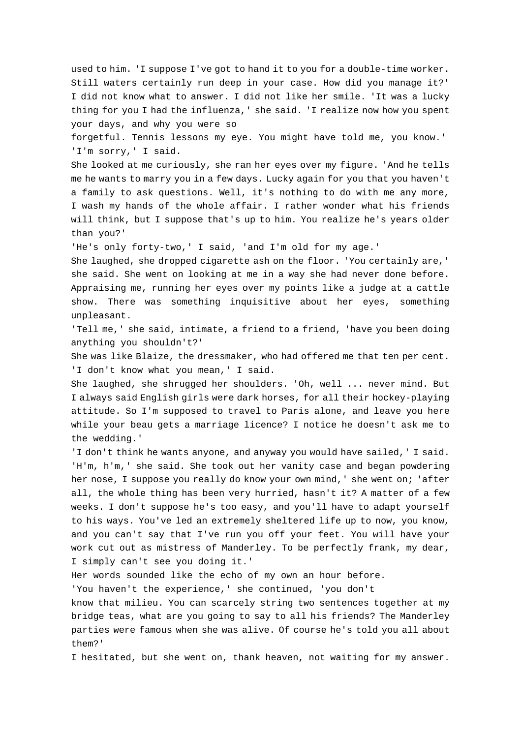used to him. 'I suppose I've got to hand it to you for a double-time worker. Still waters certainly run deep in your case. How did you manage it?' I did not know what to answer. I did not like her smile. 'It was a lucky thing for you I had the influenza,' she said. 'I realize now how you spent your days, and why you were so forgetful. Tennis lessons my eye. You might have told me, you know.'

'I'm sorry,' I said.

She looked at me curiously, she ran her eyes over my figure. 'And he tells me he wants to marry you in a few days. Lucky again for you that you haven't a family to ask questions. Well, it's nothing to do with me any more, I wash my hands of the whole affair. I rather wonder what his friends will think, but I suppose that's up to him. You realize he's years older than you?'

'He's only forty-two,' I said, 'and I'm old for my age.'

She laughed, she dropped cigarette ash on the floor. 'You certainly are,' she said. She went on looking at me in a way she had never done before. Appraising me, running her eyes over my points like a judge at a cattle show. There was something inquisitive about her eyes, something unpleasant.

'Tell me,' she said, intimate, a friend to a friend, 'have you been doing anything you shouldn't?'

She was like Blaize, the dressmaker, who had offered me that ten per cent.

'I don't know what you mean,' I said.

She laughed, she shrugged her shoulders. 'Oh, well ... never mind. But I always said English girls were dark horses, for all their hockey-playing attitude. So I'm supposed to travel to Paris alone, and leave you here while your beau gets a marriage licence? I notice he doesn't ask me to the wedding.'

'I don't think he wants anyone, and anyway you would have sailed,' I said.

'H'm, h'm,' she said. She took out her vanity case and began powdering her nose, I suppose you really do know your own mind,' she went on; 'after all, the whole thing has been very hurried, hasn't it? A matter of a few weeks. I don't suppose he's too easy, and you'll have to adapt yourself to his ways. You've led an extremely sheltered life up to now, you know, and you can't say that I've run you off your feet. You will have your work cut out as mistress of Manderley. To be perfectly frank, my dear, I simply can't see you doing it.'

Her words sounded like the echo of my own an hour before.

'You haven't the experience,' she continued, 'you don't know that milieu. You can scarcely string two sentences together at my bridge teas, what are you going to say to all his friends? The Manderley parties were famous when she was alive. Of course he's told you all about them?'

I hesitated, but she went on, thank heaven, not waiting for my answer.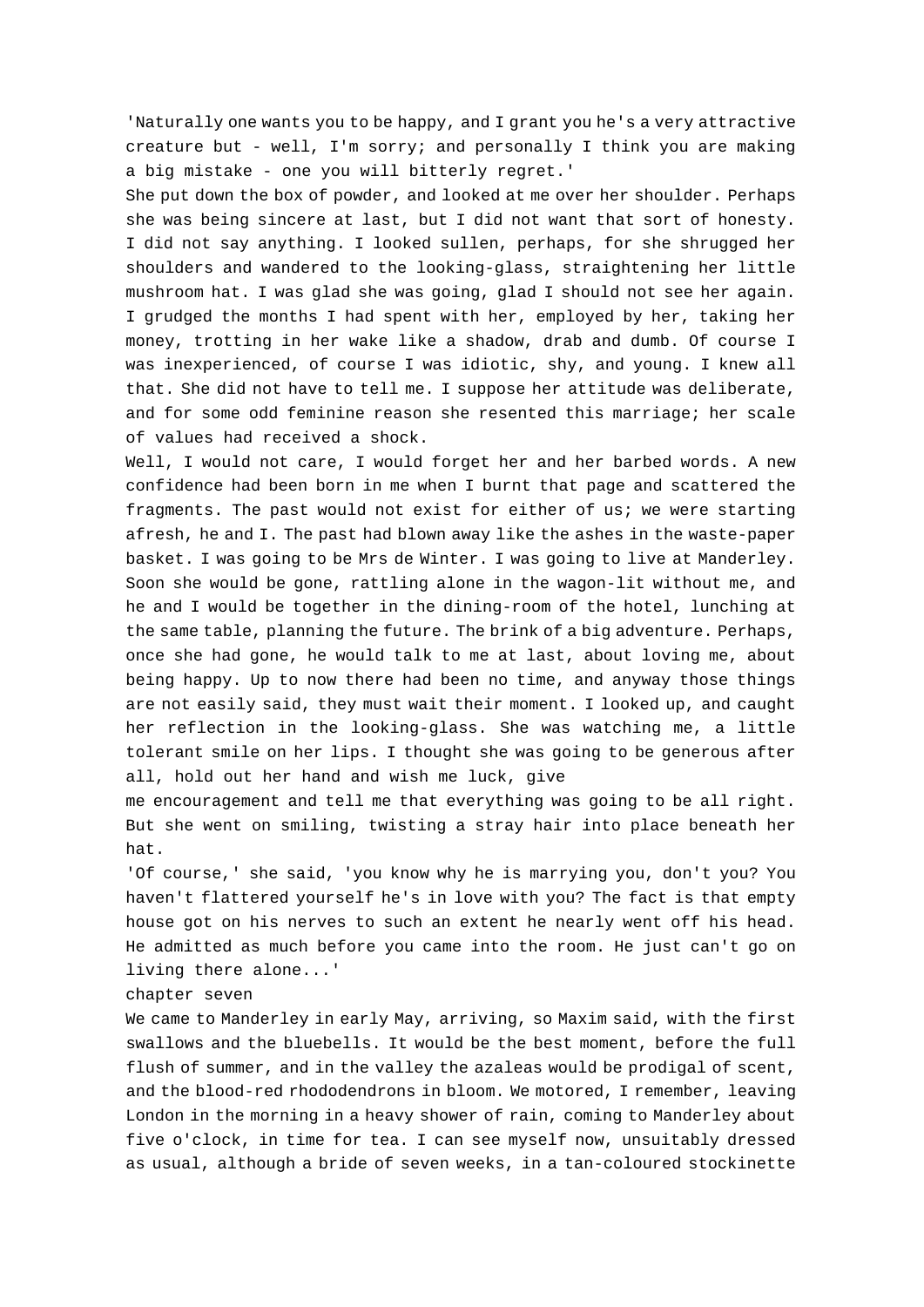'Naturally one wants you to be happy, and I grant you he's a very attractive creature but - well, I'm sorry; and personally I think you are making a big mistake - one you will bitterly regret.'

She put down the box of powder, and looked at me over her shoulder. Perhaps she was being sincere at last, but I did not want that sort of honesty. I did not say anything. I looked sullen, perhaps, for she shrugged her shoulders and wandered to the looking-glass, straightening her little mushroom hat. I was glad she was going, glad I should not see her again. I grudged the months I had spent with her, employed by her, taking her money, trotting in her wake like a shadow, drab and dumb. Of course I was inexperienced, of course I was idiotic, shy, and young. I knew all that. She did not have to tell me. I suppose her attitude was deliberate, and for some odd feminine reason she resented this marriage; her scale of values had received a shock.

Well, I would not care, I would forget her and her barbed words. A new confidence had been born in me when I burnt that page and scattered the fragments. The past would not exist for either of us; we were starting afresh, he and I. The past had blown away like the ashes in the waste-paper basket. I was going to be Mrs de Winter. I was going to live at Manderley. Soon she would be gone, rattling alone in the wagon-lit without me, and he and I would be together in the dining-room of the hotel, lunching at the same table, planning the future. The brink of a big adventure. Perhaps, once she had gone, he would talk to me at last, about loving me, about being happy. Up to now there had been no time, and anyway those things are not easily said, they must wait their moment. I looked up, and caught her reflection in the looking-glass. She was watching me, a little tolerant smile on her lips. I thought she was going to be generous after all, hold out her hand and wish me luck, give me encouragement and tell me that everything was going to be all right. But she went on smiling, twisting a stray hair into place beneath her hat.

'Of course,' she said, 'you know why he is marrying you, don't you? You haven't flattered yourself he's in love with you? The fact is that empty house got on his nerves to such an extent he nearly went off his head. He admitted as much before you came into the room. He just can't go on living there alone...'

## chapter seven

We came to Manderley in early May, arriving, so Maxim said, with the first swallows and the bluebells. It would be the best moment, before the full flush of summer, and in the valley the azaleas would be prodigal of scent, and the blood-red rhododendrons in bloom. We motored, I remember, leaving London in the morning in a heavy shower of rain, coming to Manderley about five o'clock, in time for tea. I can see myself now, unsuitably dressed as usual, although a bride of seven weeks, in a tan-coloured stockinette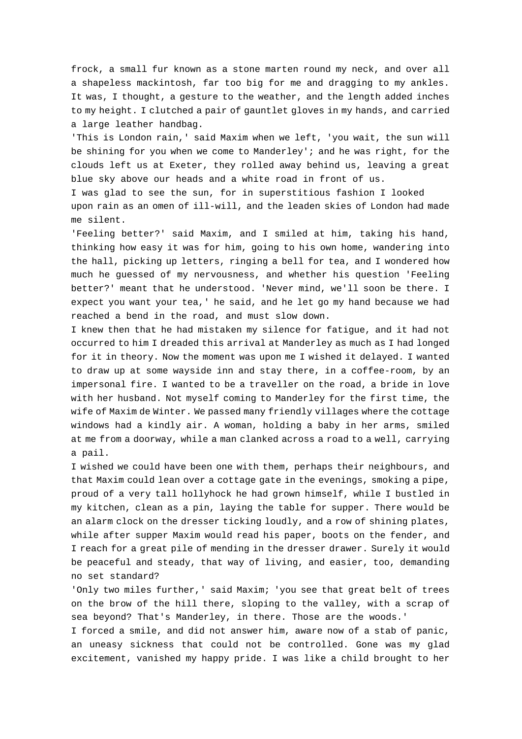frock, a small fur known as a stone marten round my neck, and over all a shapeless mackintosh, far too big for me and dragging to my ankles. It was, I thought, a gesture to the weather, and the length added inches to my height. I clutched a pair of gauntlet gloves in my hands, and carried a large leather handbag.

'This is London rain,' said Maxim when we left, 'you wait, the sun will be shining for you when we come to Manderley'; and he was right, for the clouds left us at Exeter, they rolled away behind us, leaving a great blue sky above our heads and a white road in front of us.

I was glad to see the sun, for in superstitious fashion I looked upon rain as an omen of ill-will, and the leaden skies of London had made me silent.

'Feeling better?' said Maxim, and I smiled at him, taking his hand, thinking how easy it was for him, going to his own home, wandering into the hall, picking up letters, ringing a bell for tea, and I wondered how much he guessed of my nervousness, and whether his question 'Feeling better?' meant that he understood. 'Never mind, we'll soon be there. I expect you want your tea,' he said, and he let go my hand because we had reached a bend in the road, and must slow down.

I knew then that he had mistaken my silence for fatigue, and it had not occurred to him I dreaded this arrival at Manderley as much as I had longed for it in theory. Now the moment was upon me I wished it delayed. I wanted to draw up at some wayside inn and stay there, in a coffee-room, by an impersonal fire. I wanted to be a traveller on the road, a bride in love with her husband. Not myself coming to Manderley for the first time, the wife of Maxim de Winter. We passed many friendly villages where the cottage windows had a kindly air. A woman, holding a baby in her arms, smiled at me from a doorway, while a man clanked across a road to a well, carrying a pail.

I wished we could have been one with them, perhaps their neighbours, and that Maxim could lean over a cottage gate in the evenings, smoking a pipe, proud of a very tall hollyhock he had grown himself, while I bustled in my kitchen, clean as a pin, laying the table for supper. There would be an alarm clock on the dresser ticking loudly, and a row of shining plates, while after supper Maxim would read his paper, boots on the fender, and I reach for a great pile of mending in the dresser drawer. Surely it would be peaceful and steady, that way of living, and easier, too, demanding no set standard?

'Only two miles further,' said Maxim; 'you see that great belt of trees on the brow of the hill there, sloping to the valley, with a scrap of sea beyond? That's Manderley, in there. Those are the woods.'

I forced a smile, and did not answer him, aware now of a stab of panic, an uneasy sickness that could not be controlled. Gone was my glad excitement, vanished my happy pride. I was like a child brought to her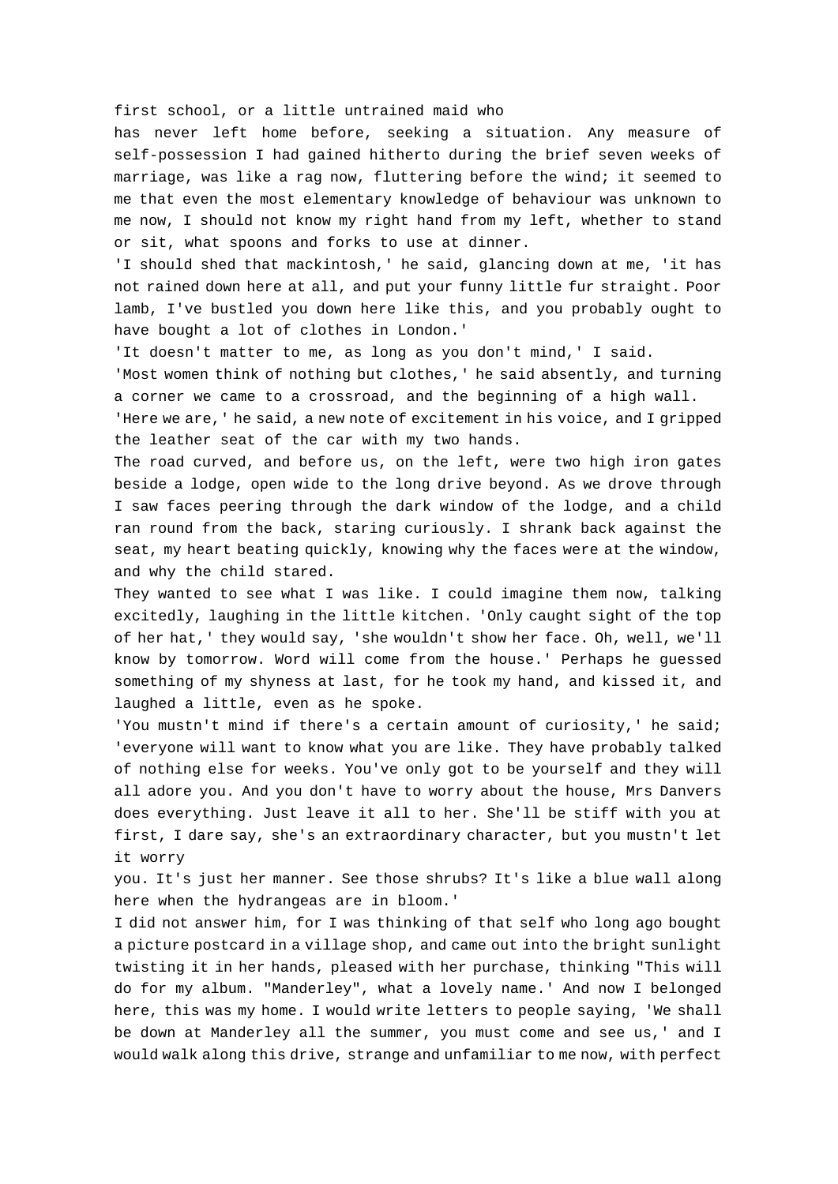first school, or a little untrained maid who has never left home before, seeking a situation. Any measure of self-possession I had gained hitherto during the brief seven weeks of marriage, was like a rag now, fluttering before the wind; it seemed to me that even the most elementary knowledge of behaviour was unknown to me now, I should not know my right hand from my left, whether to stand or sit, what spoons and forks to use at dinner.

'I should shed that mackintosh,' he said, glancing down at me, 'it has not rained down here at all, and put your funny little fur straight. Poor lamb, I've bustled you down here like this, and you probably ought to have bought a lot of clothes in London.'

'It doesn't matter to me, as long as you don't mind,' I said.

'Most women think of nothing but clothes,' he said absently, and turning a corner we came to a crossroad, and the beginning of a high wall.

'Here we are,' he said, a new note of excitement in his voice, and I gripped the leather seat of the car with my two hands.

The road curved, and before us, on the left, were two high iron gates beside a lodge, open wide to the long drive beyond. As we drove through I saw faces peering through the dark window of the lodge, and a child ran round from the back, staring curiously. I shrank back against the seat, my heart beating quickly, knowing why the faces were at the window, and why the child stared.

They wanted to see what I was like. I could imagine them now, talking excitedly, laughing in the little kitchen. 'Only caught sight of the top of her hat,' they would say, 'she wouldn't show her face. Oh, well, we'll know by tomorrow. Word will come from the house.' Perhaps he guessed something of my shyness at last, for he took my hand, and kissed it, and laughed a little, even as he spoke.

'You mustn't mind if there's a certain amount of curiosity,' he said; 'everyone will want to know what you are like. They have probably talked of nothing else for weeks. You've only got to be yourself and they will all adore you. And you don't have to worry about the house, Mrs Danvers does everything. Just leave it all to her. She'll be stiff with you at first, I dare say, she's an extraordinary character, but you mustn't let it worry you. It's just her manner. See those shrubs? It's like a blue wall along here when the hydrangeas are in bloom.'

I did not answer him, for I was thinking of that self who long ago bought a picture postcard in a village shop, and came out into the bright sunlight twisting it in her hands, pleased with her purchase, thinking "This will do for my album. "Manderley", what a lovely name.' And now I belonged here, this was my home. I would write letters to people saying, 'We shall be down at Manderley all the summer, you must come and see us,' and I would walk along this drive, strange and unfamiliar to me now, with perfect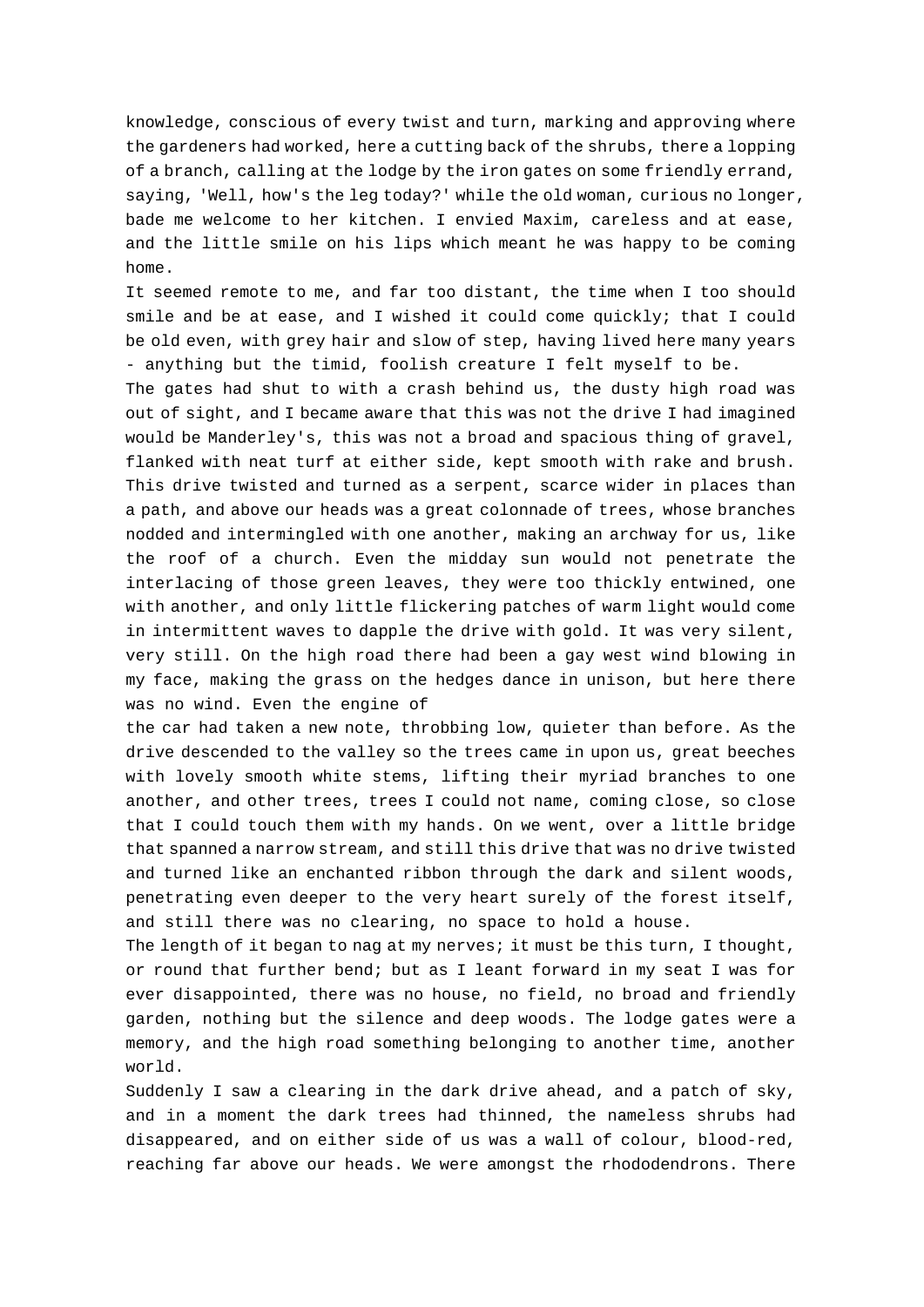knowledge, conscious of every twist and turn, marking and approving where the gardeners had worked, here a cutting back of the shrubs, there a lopping of a branch, calling at the lodge by the iron gates on some friendly errand, saying, 'Well, how's the leg today?' while the old woman, curious no longer, bade me welcome to her kitchen. I envied Maxim, careless and at ease, and the little smile on his lips which meant he was happy to be coming home.

It seemed remote to me, and far too distant, the time when I too should smile and be at ease, and I wished it could come quickly; that I could be old even, with grey hair and slow of step, having lived here many years - anything but the timid, foolish creature I felt myself to be.

The gates had shut to with a crash behind us, the dusty high road was out of sight, and I became aware that this was not the drive I had imagined would be Manderley's, this was not a broad and spacious thing of gravel, flanked with neat turf at either side, kept smooth with rake and brush. This drive twisted and turned as a serpent, scarce wider in places than a path, and above our heads was a great colonnade of trees, whose branches nodded and intermingled with one another, making an archway for us, like the roof of a church. Even the midday sun would not penetrate the interlacing of those green leaves, they were too thickly entwined, one with another, and only little flickering patches of warm light would come in intermittent waves to dapple the drive with gold. It was very silent, very still. On the high road there had been a gay west wind blowing in my face, making the grass on the hedges dance in unison, but here there was no wind. Even the engine of the car had taken a new note, throbbing low, quieter than before. As the drive descended to the valley so the trees came in upon us, great beeches with lovely smooth white stems, lifting their myriad branches to one another, and other trees, trees I could not name, coming close, so close that I could touch them with my hands. On we went, over a little bridge that spanned a narrow stream, and still this drive that was no drive twisted and turned like an enchanted ribbon through the dark and silent woods, penetrating even deeper to the very heart surely of the forest itself, and still there was no clearing, no space to hold a house.

The length of it began to nag at my nerves; it must be this turn, I thought, or round that further bend; but as I leant forward in my seat I was for ever disappointed, there was no house, no field, no broad and friendly garden, nothing but the silence and deep woods. The lodge gates were a memory, and the high road something belonging to another time, another world.

Suddenly I saw a clearing in the dark drive ahead, and a patch of sky, and in a moment the dark trees had thinned, the nameless shrubs had disappeared, and on either side of us was a wall of colour, blood-red, reaching far above our heads. We were amongst the rhododendrons. There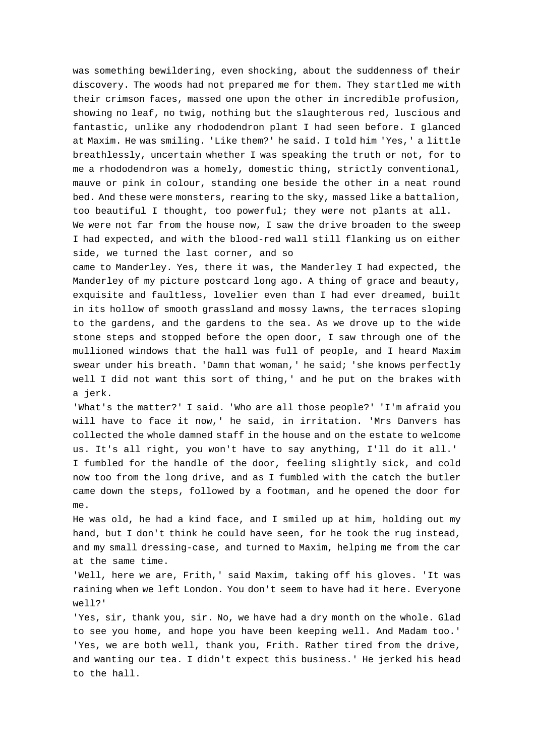was something bewildering, even shocking, about the suddenness of their discovery. The woods had not prepared me for them. They startled me with their crimson faces, massed one upon the other in incredible profusion, showing no leaf, no twig, nothing but the slaughterous red, luscious and fantastic, unlike any rhododendron plant I had seen before. I glanced at Maxim. He was smiling. 'Like them?' he said. I told him 'Yes,' a little breathlessly, uncertain whether I was speaking the truth or not, for to me a rhododendron was a homely, domestic thing, strictly conventional, mauve or pink in colour, standing one beside the other in a neat round bed. And these were monsters, rearing to the sky, massed like a battalion, too beautiful I thought, too powerful; they were not plants at all.

We were not far from the house now, I saw the drive broaden to the sweep I had expected, and with the blood-red wall still flanking us on either side, we turned the last corner, and so came to Manderley. Yes, there it was, the Manderley I had expected, the Manderley of my picture postcard long ago. A thing of grace and beauty, exquisite and faultless, lovelier even than I had ever dreamed, built in its hollow of smooth grassland and mossy lawns, the terraces sloping to the gardens, and the gardens to the sea. As we drove up to the wide stone steps and stopped before the open door, I saw through one of the mullioned windows that the hall was full of people, and I heard Maxim swear under his breath. 'Damn that woman,' he said; 'she knows perfectly well I did not want this sort of thing,' and he put on the brakes with a jerk.

'What's the matter?' I said. 'Who are all those people?' 'I'm afraid you will have to face it now,' he said, in irritation. 'Mrs Danvers has collected the whole damned staff in the house and on the estate to welcome us. It's all right, you won't have to say anything, I'll do it all.'

I fumbled for the handle of the door, feeling slightly sick, and cold now too from the long drive, and as I fumbled with the catch the butler came down the steps, followed by a footman, and he opened the door for me.

He was old, he had a kind face, and I smiled up at him, holding out my hand, but I don't think he could have seen, for he took the rug instead, and my small dressing-case, and turned to Maxim, helping me from the car at the same time.

'Well, here we are, Frith,' said Maxim, taking off his gloves. 'It was raining when we left London. You don't seem to have had it here. Everyone well?'

'Yes, sir, thank you, sir. No, we have had a dry month on the whole. Glad to see you home, and hope you have been keeping well. And Madam too.'

'Yes, we are both well, thank you, Frith. Rather tired from the drive, and wanting our tea. I didn't expect this business.' He jerked his head to the hall.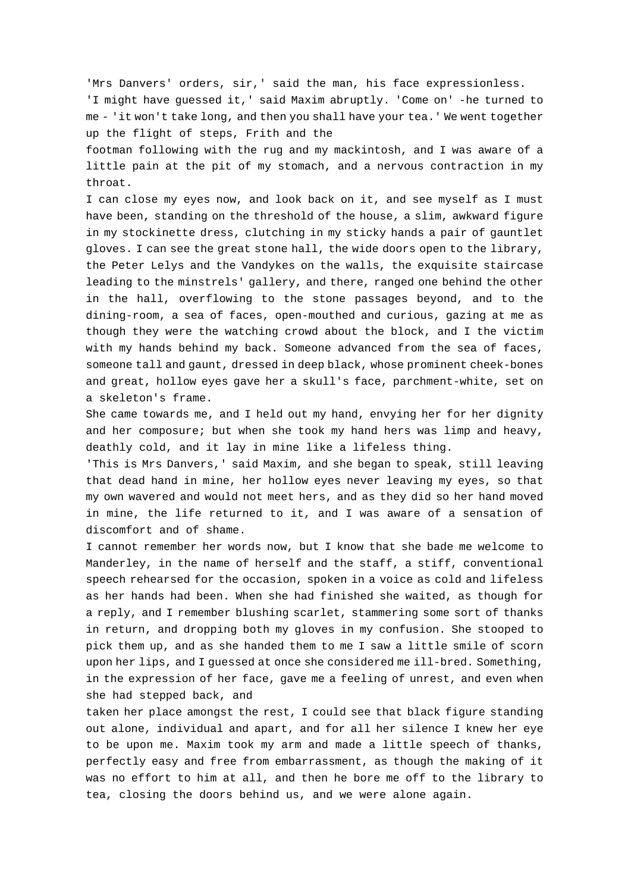'Mrs Danvers' orders, sir,' said the man, his face expressionless.

'I might have guessed it,' said Maxim abruptly. 'Come on' -he turned to me - 'it won't take long, and then you shall have your tea.' We went together up the flight of steps, Frith and the footman following with the rug and my mackintosh, and I was aware of a little pain at the pit of my stomach, and a nervous contraction in my throat.

I can close my eyes now, and look back on it, and see myself as I must have been, standing on the threshold of the house, a slim, awkward figure in my stockinette dress, clutching in my sticky hands a pair of gauntlet gloves. I can see the great stone hall, the wide doors open to the library, the Peter Lelys and the Vandykes on the walls, the exquisite staircase leading to the minstrels' gallery, and there, ranged one behind the other in the hall, overflowing to the stone passages beyond, and to the dining-room, a sea of faces, open-mouthed and curious, gazing at me as though they were the watching crowd about the block, and I the victim with my hands behind my back. Someone advanced from the sea of faces, someone tall and gaunt, dressed in deep black, whose prominent cheek-bones and great, hollow eyes gave her a skull's face, parchment-white, set on a skeleton's frame.

She came towards me, and I held out my hand, envying her for her dignity and her composure; but when she took my hand hers was limp and heavy, deathly cold, and it lay in mine like a lifeless thing.

'This is Mrs Danvers,' said Maxim, and she began to speak, still leaving that dead hand in mine, her hollow eyes never leaving my eyes, so that my own wavered and would not meet hers, and as they did so her hand moved in mine, the life returned to it, and I was aware of a sensation of discomfort and of shame.

I cannot remember her words now, but I know that she bade me welcome to Manderley, in the name of herself and the staff, a stiff, conventional speech rehearsed for the occasion, spoken in a voice as cold and lifeless as her hands had been. When she had finished she waited, as though for a reply, and I remember blushing scarlet, stammering some sort of thanks in return, and dropping both my gloves in my confusion. She stooped to pick them up, and as she handed them to me I saw a little smile of scorn upon her lips, and I guessed at once she considered me ill-bred. Something, in the expression of her face, gave me a feeling of unrest, and even when she had stepped back, and taken her place amongst the rest, I could see that black figure standing out alone, individual and apart, and for all her silence I knew her eye to be upon me. Maxim took my arm and made a little speech of thanks, perfectly easy and free from embarrassment, as though the making of it was no effort to him at all, and then he bore me off to the library to tea, closing the doors behind us, and we were alone again.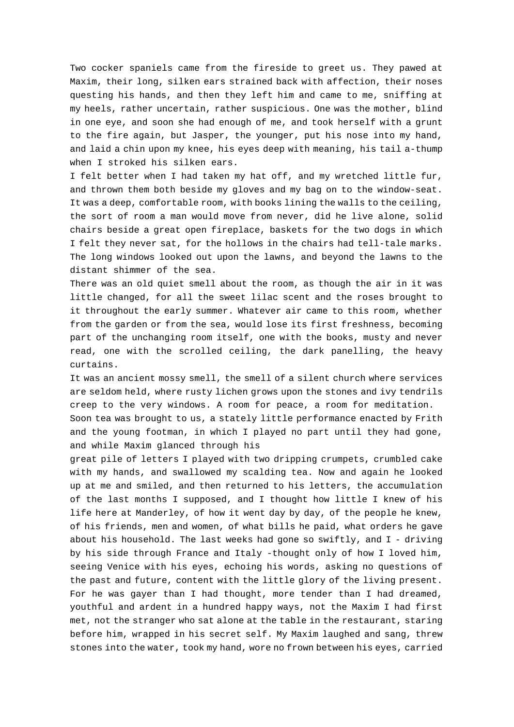Two cocker spaniels came from the fireside to greet us. They pawed at Maxim, their long, silken ears strained back with affection, their noses questing his hands, and then they left him and came to me, sniffing at my heels, rather uncertain, rather suspicious. One was the mother, blind in one eye, and soon she had enough of me, and took herself with a grunt to the fire again, but Jasper, the younger, put his nose into my hand, and laid a chin upon my knee, his eyes deep with meaning, his tail a-thump when I stroked his silken ears.

I felt better when I had taken my hat off, and my wretched little fur, and thrown them both beside my gloves and my bag on to the window-seat. It was a deep, comfortable room, with books lining the walls to the ceiling, the sort of room a man would move from never, did he live alone, solid chairs beside a great open fireplace, baskets for the two dogs in which I felt they never sat, for the hollows in the chairs had tell-tale marks. The long windows looked out upon the lawns, and beyond the lawns to the distant shimmer of the sea.

There was an old quiet smell about the room, as though the air in it was little changed, for all the sweet lilac scent and the roses brought to it throughout the early summer. Whatever air came to this room, whether from the garden or from the sea, would lose its first freshness, becoming part of the unchanging room itself, one with the books, musty and never read, one with the scrolled ceiling, the dark panelling, the heavy curtains.

It was an ancient mossy smell, the smell of a silent church where services are seldom held, where rusty lichen grows upon the stones and ivy tendrils creep to the very windows. A room for peace, a room for meditation.

Soon tea was brought to us, a stately little performance enacted by Frith and the young footman, in which I played no part until they had gone, and while Maxim glanced through his great pile of letters I played with two dripping crumpets, crumbled cake with my hands, and swallowed my scalding tea. Now and again he looked up at me and smiled, and then returned to his letters, the accumulation of the last months I supposed, and I thought how little I knew of his life here at Manderley, of how it went day by day, of the people he knew, of his friends, men and women, of what bills he paid, what orders he gave about his household. The last weeks had gone so swiftly, and I - driving by his side through France and Italy -thought only of how I loved him, seeing Venice with his eyes, echoing his words, asking no questions of the past and future, content with the little glory of the living present. For he was gayer than I had thought, more tender than I had dreamed, youthful and ardent in a hundred happy ways, not the Maxim I had first met, not the stranger who sat alone at the table in the restaurant, staring before him, wrapped in his secret self. My Maxim laughed and sang, threw stones into the water, took my hand, wore no frown between his eyes, carried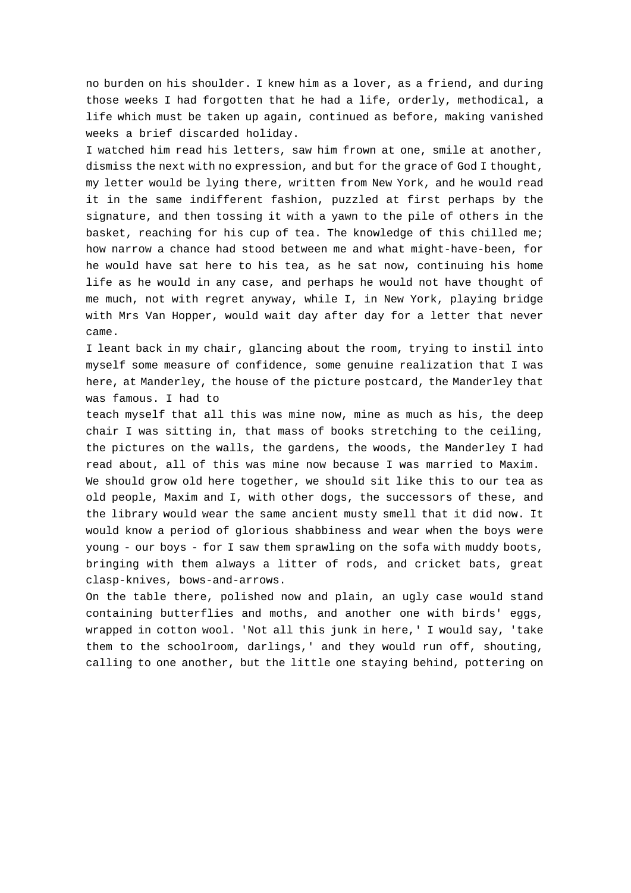no burden on his shoulder. I knew him as a lover, as a friend, and during those weeks I had forgotten that he had a life, orderly, methodical, a life which must be taken up again, continued as before, making vanished weeks a brief discarded holiday.

I watched him read his letters, saw him frown at one, smile at another, dismiss the next with no expression, and but for the grace of God I thought, my letter would be lying there, written from New York, and he would read it in the same indifferent fashion, puzzled at first perhaps by the signature, and then tossing it with a yawn to the pile of others in the basket, reaching for his cup of tea. The knowledge of this chilled me; how narrow a chance had stood between me and what might-have-been, for he would have sat here to his tea, as he sat now, continuing his home life as he would in any case, and perhaps he would not have thought of me much, not with regret anyway, while I, in New York, playing bridge with Mrs Van Hopper, would wait day after day for a letter that never came.

I leant back in my chair, glancing about the room, trying to instil into myself some measure of confidence, some genuine realization that I was here, at Manderley, the house of the picture postcard, the Manderley that was famous. I had to teach myself that all this was mine now, mine as much as his, the deep chair I was sitting in, that mass of books stretching to the ceiling, the pictures on the walls, the gardens, the woods, the Manderley I had read about, all of this was mine now because I was married to Maxim. We should grow old here together, we should sit like this to our tea as old people, Maxim and I, with other dogs, the successors of these, and the library would wear the same ancient musty smell that it did now. It would know a period of glorious shabbiness and wear when the boys were young - our boys - for I saw them sprawling on the sofa with muddy boots, bringing with them always a litter of rods, and cricket bats, great clasp-knives, bows-and-arrows.

On the table there, polished now and plain, an ugly case would stand containing butterflies and moths, and another one with birds' eggs, wrapped in cotton wool. 'Not all this junk in here,' I would say, 'take them to the schoolroom, darlings,' and they would run off, shouting, calling to one another, but the little one staying behind, pottering on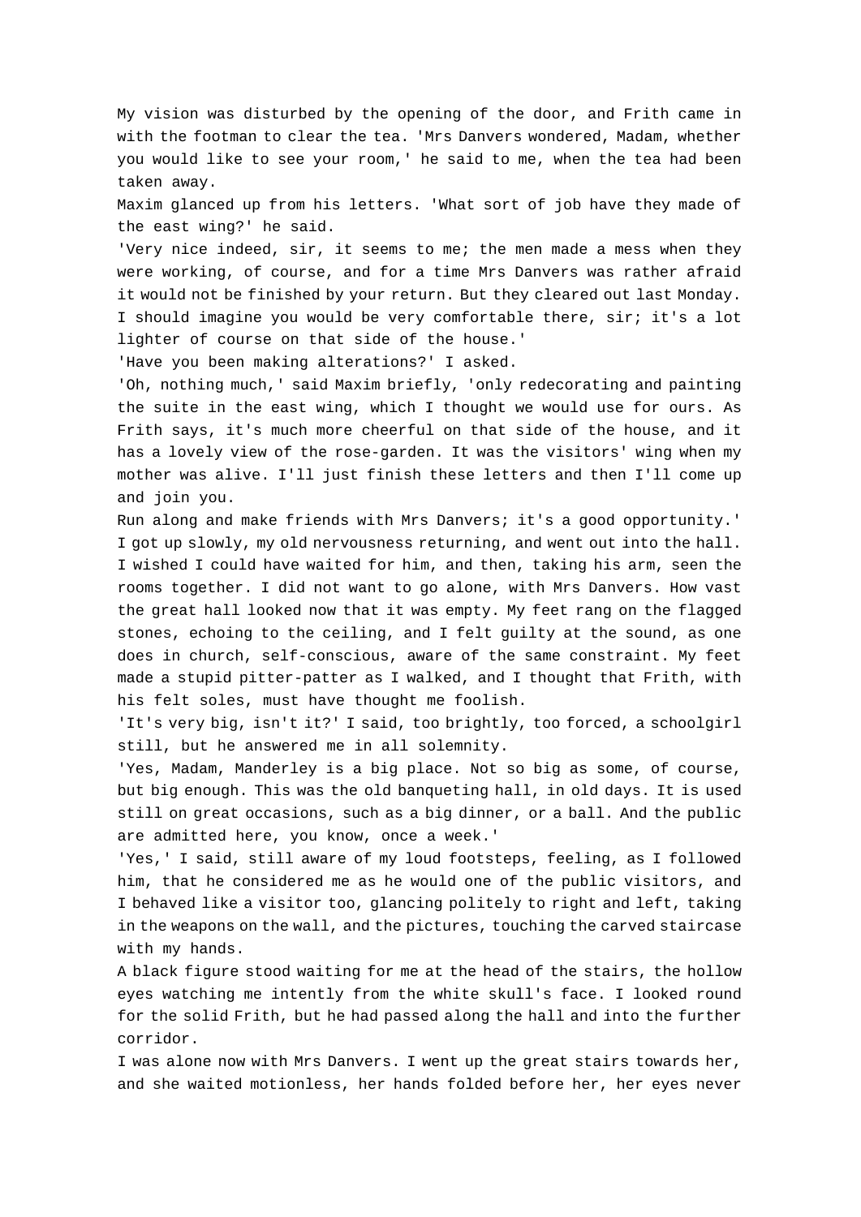My vision was disturbed by the opening of the door, and Frith came in with the footman to clear the tea. 'Mrs Danvers wondered, Madam, whether you would like to see your room,' he said to me, when the tea had been taken away.

Maxim glanced up from his letters. 'What sort of job have they made of the east wing?' he said.

'Very nice indeed, sir, it seems to me; the men made a mess when they were working, of course, and for a time Mrs Danvers was rather afraid it would not be finished by your return. But they cleared out last Monday. I should imagine you would be very comfortable there, sir; it's a lot lighter of course on that side of the house.'

'Have you been making alterations?' I asked.

'Oh, nothing much,' said Maxim briefly, 'only redecorating and painting the suite in the east wing, which I thought we would use for ours. As Frith says, it's much more cheerful on that side of the house, and it has a lovely view of the rose-garden. It was the visitors' wing when my mother was alive. I'll just finish these letters and then I'll come up and join you.

Run along and make friends with Mrs Danvers; it's a good opportunity.'

I got up slowly, my old nervousness returning, and went out into the hall. I wished I could have waited for him, and then, taking his arm, seen the rooms together. I did not want to go alone, with Mrs Danvers. How vast the great hall looked now that it was empty. My feet rang on the flagged stones, echoing to the ceiling, and I felt guilty at the sound, as one does in church, self-conscious, aware of the same constraint. My feet made a stupid pitter-patter as I walked, and I thought that Frith, with his felt soles, must have thought me foolish.

'It's very big, isn't it?' I said, too brightly, too forced, a schoolgirl still, but he answered me in all solemnity.

'Yes, Madam, Manderley is a big place. Not so big as some, of course, but big enough. This was the old banqueting hall, in old days. It is used still on great occasions, such as a big dinner, or a ball. And the public are admitted here, you know, once a week.'

'Yes,' I said, still aware of my loud footsteps, feeling, as I followed him, that he considered me as he would one of the public visitors, and I behaved like a visitor too, glancing politely to right and left, taking in the weapons on the wall, and the pictures, touching the carved staircase with my hands.

A black figure stood waiting for me at the head of the stairs, the hollow eyes watching me intently from the white skull's face. I looked round for the solid Frith, but he had passed along the hall and into the further corridor.

I was alone now with Mrs Danvers. I went up the great stairs towards her, and she waited motionless, her hands folded before her, her eyes never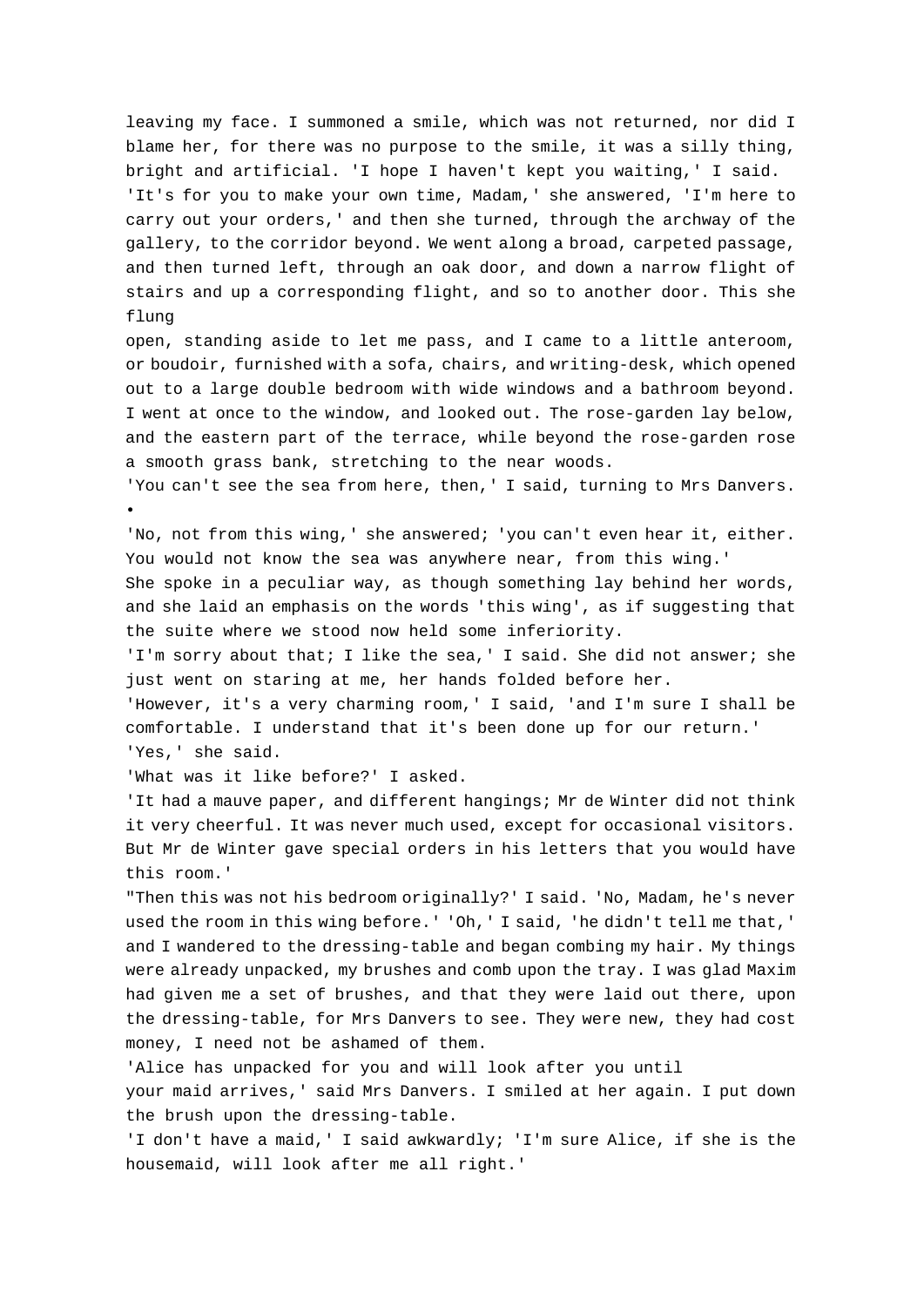leaving my face. I summoned a smile, which was not returned, nor did I blame her, for there was no purpose to the smile, it was a silly thing, bright and artificial. 'I hope I haven't kept you waiting,' I said.

'It's for you to make your own time, Madam,' she answered, 'I'm here to carry out your orders,' and then she turned, through the archway of the gallery, to the corridor beyond. We went along a broad, carpeted passage, and then turned left, through an oak door, and down a narrow flight of stairs and up a corresponding flight, and so to another door. This she flung open, standing aside to let me pass, and I came to a little anteroom, or boudoir, furnished with a sofa, chairs, and writing-desk, which opened out to a large double bedroom with wide windows and a bathroom beyond. I went at once to the window, and looked out. The rose-garden lay below, and the eastern part of the terrace, while beyond the rose-garden rose a smooth grass bank, stretching to the near woods.

'You can't see the sea from here, then,' I said, turning to Mrs Danvers.

•

'No, not from this wing,' she answered; 'you can't even hear it, either. You would not know the sea was anywhere near, from this wing.'

She spoke in a peculiar way, as though something lay behind her words, and she laid an emphasis on the words 'this wing', as if suggesting that the suite where we stood now held some inferiority.

'I'm sorry about that; I like the sea,' I said. She did not answer; she just went on staring at me, her hands folded before her.

'However, it's a very charming room,' I said, 'and I'm sure I shall be comfortable. I understand that it's been done up for our return.'

'Yes,' she said.

'What was it like before?' I asked.

'It had a mauve paper, and different hangings; Mr de Winter did not think it very cheerful. It was never much used, except for occasional visitors. But Mr de Winter gave special orders in his letters that you would have this room.'

"Then this was not his bedroom originally?' I said. 'No, Madam, he's never used the room in this wing before.' 'Oh,' I said, 'he didn't tell me that,' and I wandered to the dressing-table and began combing my hair. My things were already unpacked, my brushes and comb upon the tray. I was glad Maxim had given me a set of brushes, and that they were laid out there, upon the dressing-table, for Mrs Danvers to see. They were new, they had cost money, I need not be ashamed of them.

'Alice has unpacked for you and will look after you until your maid arrives,' said Mrs Danvers. I smiled at her again. I put down the brush upon the dressing-table.

'I don't have a maid,' I said awkwardly; 'I'm sure Alice, if she is the housemaid, will look after me all right.'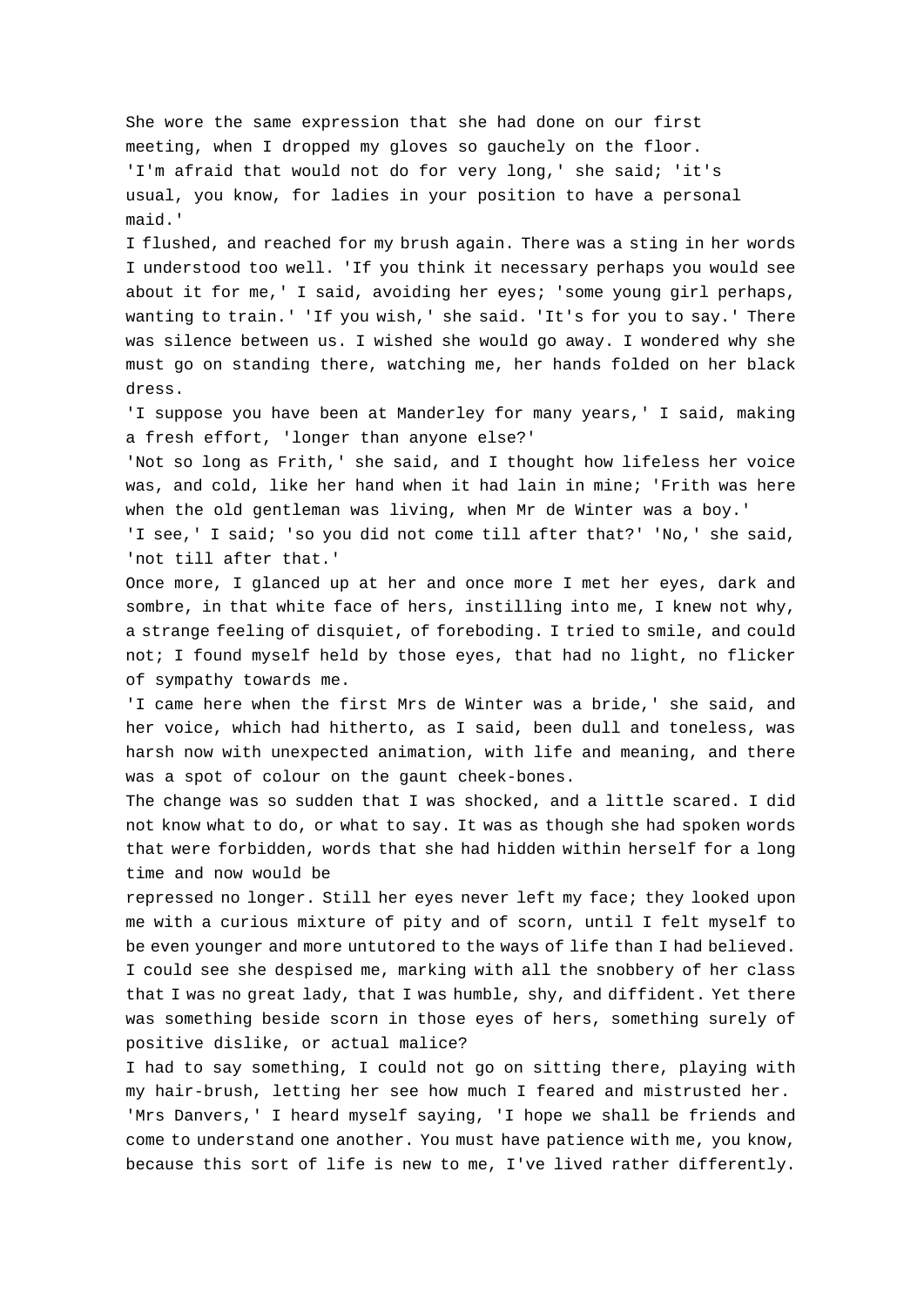She wore the same expression that she had done on our first meeting, when I dropped my gloves so gauchely on the floor. 'I'm afraid that would not do for very long,' she said; 'it's usual, you know, for ladies in your position to have a personal maid.'

I flushed, and reached for my brush again. There was a sting in her words I understood too well. 'If you think it necessary perhaps you would see about it for me,' I said, avoiding her eyes; 'some young girl perhaps, wanting to train.' 'If you wish,' she said. 'It's for you to say.' There was silence between us. I wished she would go away. I wondered why she must go on standing there, watching me, her hands folded on her black dress.

'I suppose you have been at Manderley for many years,' I said, making a fresh effort, 'longer than anyone else?'

'Not so long as Frith,' she said, and I thought how lifeless her voice was, and cold, like her hand when it had lain in mine; 'Frith was here when the old gentleman was living, when Mr de Winter was a boy.'

'I see,' I said; 'so you did not come till after that?' 'No,' she said, 'not till after that.'

Once more, I glanced up at her and once more I met her eyes, dark and sombre, in that white face of hers, instilling into me, I knew not why, a strange feeling of disquiet, of foreboding. I tried to smile, and could not; I found myself held by those eyes, that had no light, no flicker of sympathy towards me.

'I came here when the first Mrs de Winter was a bride,' she said, and her voice, which had hitherto, as I said, been dull and toneless, was harsh now with unexpected animation, with life and meaning, and there was a spot of colour on the gaunt cheek-bones.

The change was so sudden that I was shocked, and a little scared. I did not know what to do, or what to say. It was as though she had spoken words that were forbidden, words that she had hidden within herself for a long time and now would be repressed no longer. Still her eyes never left my face; they looked upon me with a curious mixture of pity and of scorn, until I felt myself to be even younger and more untutored to the ways of life than I had believed. I could see she despised me, marking with all the snobbery of her class that I was no great lady, that I was humble, shy, and diffident. Yet there was something beside scorn in those eyes of hers, something surely of positive dislike, or actual malice?

I had to say something, I could not go on sitting there, playing with my hair-brush, letting her see how much I feared and mistrusted her. 'Mrs Danvers,' I heard myself saying, 'I hope we shall be friends and come to understand one another. You must have patience with me, you know, because this sort of life is new to me, I've lived rather differently.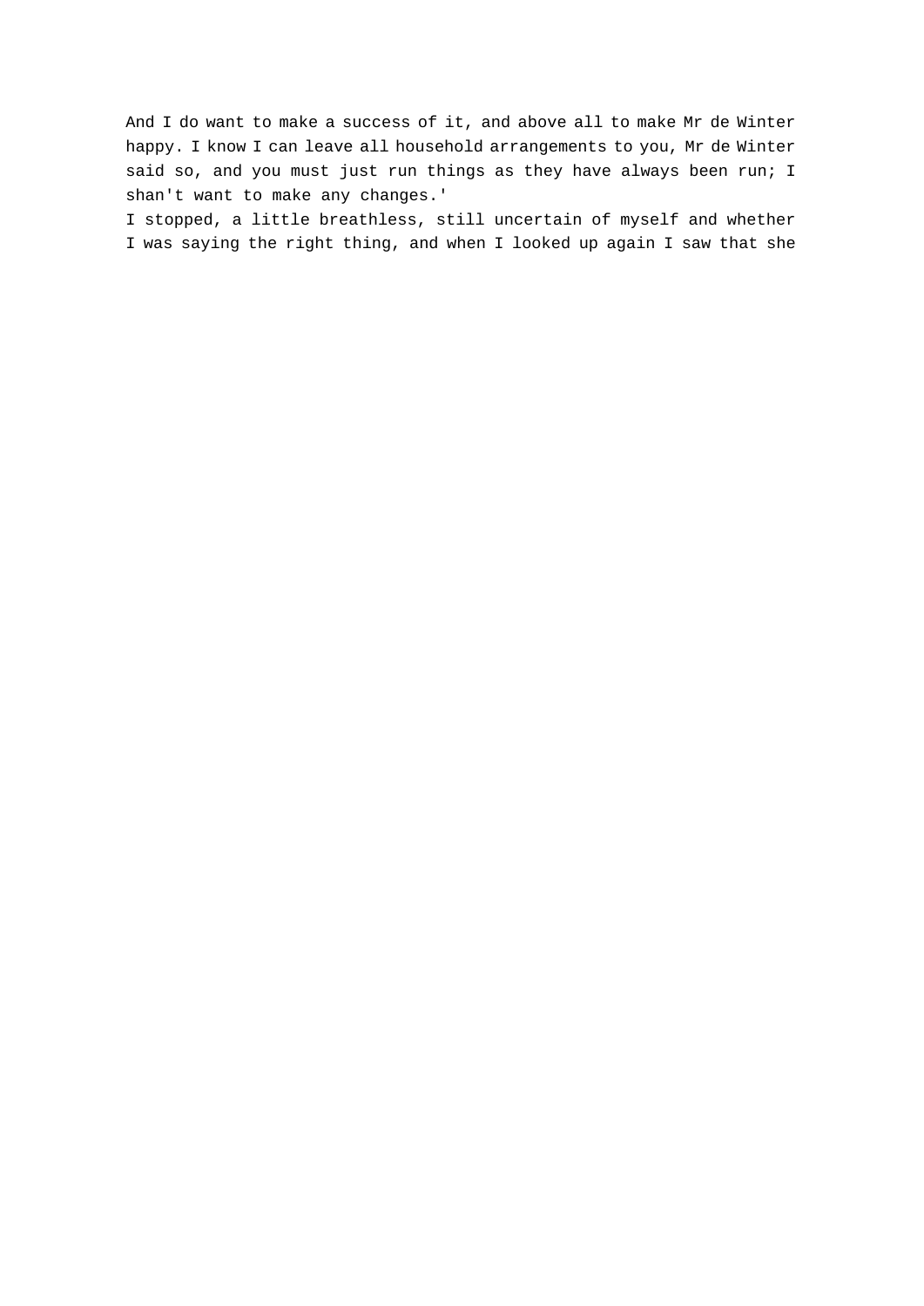And I do want to make a success of it, and above all to make Mr de Winter happy. I know I can leave all household arrangements to you, Mr de Winter said so, and you must just run things as they have always been run; I shan't want to make any changes.'

I stopped, a little breathless, still uncertain of myself and whether I was saying the right thing, and when I looked up again I saw that she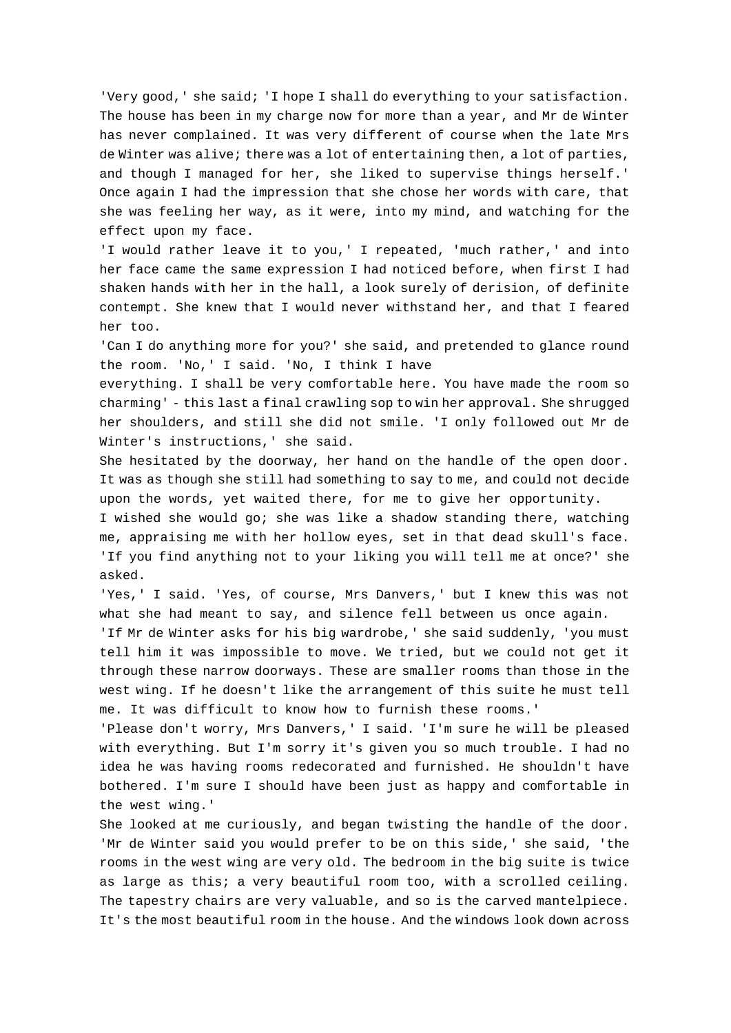'Very good,' she said; 'I hope I shall do everything to your satisfaction. The house has been in my charge now for more than a year, and Mr de Winter has never complained. It was very different of course when the late Mrs de Winter was alive; there was a lot of entertaining then, a lot of parties, and though I managed for her, she liked to supervise things herself.' Once again I had the impression that she chose her words with care, that she was feeling her way, as it were, into my mind, and watching for the effect upon my face.

'I would rather leave it to you,' I repeated, 'much rather,' and into her face came the same expression I had noticed before, when first I had shaken hands with her in the hall, a look surely of derision, of definite contempt. She knew that I would never withstand her, and that I feared her too.

'Can I do anything more for you?' she said, and pretended to glance round the room. 'No,' I said. 'No, I think I have everything. I shall be very comfortable here. You have made the room so charming' - this last a final crawling sop to win her approval. She shrugged her shoulders, and still she did not smile. 'I only followed out Mr de Winter's instructions,' she said.

She hesitated by the doorway, her hand on the handle of the open door. It was as though she still had something to say to me, and could not decide upon the words, yet waited there, for me to give her opportunity.

I wished she would go; she was like a shadow standing there, watching me, appraising me with her hollow eyes, set in that dead skull's face. 'If you find anything not to your liking you will tell me at once?' she asked.

'Yes,' I said. 'Yes, of course, Mrs Danvers,' but I knew this was not what she had meant to say, and silence fell between us once again.

'If Mr de Winter asks for his big wardrobe,' she said suddenly, 'you must tell him it was impossible to move. We tried, but we could not get it through these narrow doorways. These are smaller rooms than those in the west wing. If he doesn't like the arrangement of this suite he must tell me. It was difficult to know how to furnish these rooms.'

'Please don't worry, Mrs Danvers,' I said. 'I'm sure he will be pleased with everything. But I'm sorry it's given you so much trouble. I had no idea he was having rooms redecorated and furnished. He shouldn't have bothered. I'm sure I should have been just as happy and comfortable in the west wing.'

She looked at me curiously, and began twisting the handle of the door. 'Mr de Winter said you would prefer to be on this side,' she said, 'the rooms in the west wing are very old. The bedroom in the big suite is twice as large as this; a very beautiful room too, with a scrolled ceiling. The tapestry chairs are very valuable, and so is the carved mantelpiece. It's the most beautiful room in the house. And the windows look down across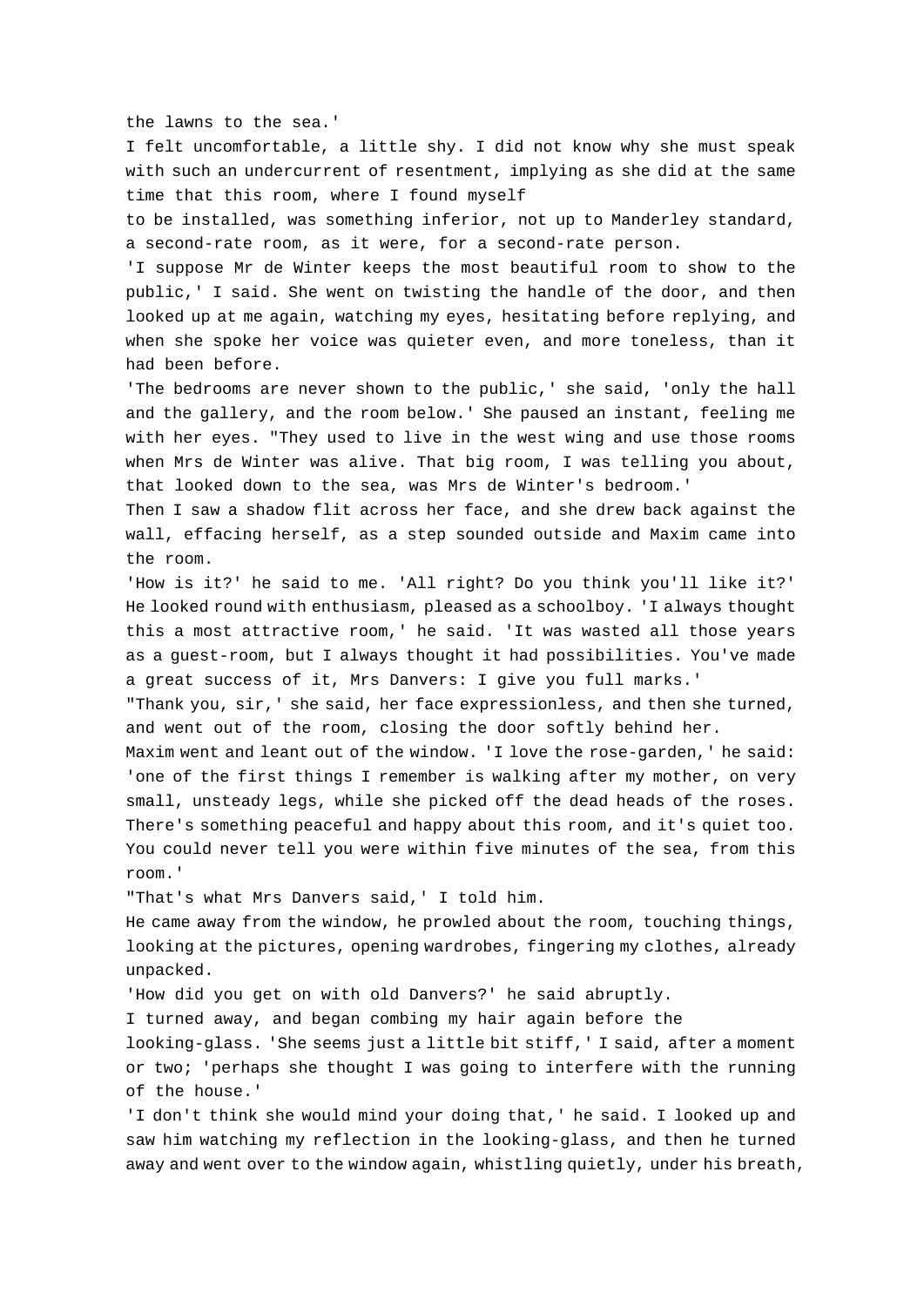the lawns to the sea.'

I felt uncomfortable, a little shy. I did not know why she must speak with such an undercurrent of resentment, implying as she did at the same time that this room, where I found myself to be installed, was something inferior, not up to Manderley standard, a second-rate room, as it were, for a second-rate person.

'I suppose Mr de Winter keeps the most beautiful room to show to the public,' I said. She went on twisting the handle of the door, and then looked up at me again, watching my eyes, hesitating before replying, and when she spoke her voice was quieter even, and more toneless, than it had been before.

'The bedrooms are never shown to the public,' she said, 'only the hall and the gallery, and the room below.' She paused an instant, feeling me with her eyes. "They used to live in the west wing and use those rooms when Mrs de Winter was alive. That big room, I was telling you about, that looked down to the sea, was Mrs de Winter's bedroom.'

Then I saw a shadow flit across her face, and she drew back against the wall, effacing herself, as a step sounded outside and Maxim came into the room.

'How is it?' he said to me. 'All right? Do you think you'll like it?' He looked round with enthusiasm, pleased as a schoolboy. 'I always thought this a most attractive room,' he said. 'It was wasted all those years as a guest-room, but I always thought it had possibilities. You've made a great success of it, Mrs Danvers: I give you full marks.'

"Thank you, sir,' she said, her face expressionless, and then she turned, and went out of the room, closing the door softly behind her.

Maxim went and leant out of the window. 'I love the rose-garden,' he said: 'one of the first things I remember is walking after my mother, on very small, unsteady legs, while she picked off the dead heads of the roses. There's something peaceful and happy about this room, and it's quiet too. You could never tell you were within five minutes of the sea, from this room.'

"That's what Mrs Danvers said,' I told him.

He came away from the window, he prowled about the room, touching things, looking at the pictures, opening wardrobes, fingering my clothes, already unpacked.

'How did you get on with old Danvers?' he said abruptly.

I turned away, and began combing my hair again before the looking-glass. 'She seems just a little bit stiff,' I said, after a moment or two; 'perhaps she thought I was going to interfere with the running of the house.'

'I don't think she would mind your doing that,' he said. I looked up and saw him watching my reflection in the looking-glass, and then he turned away and went over to the window again, whistling quietly, under his breath,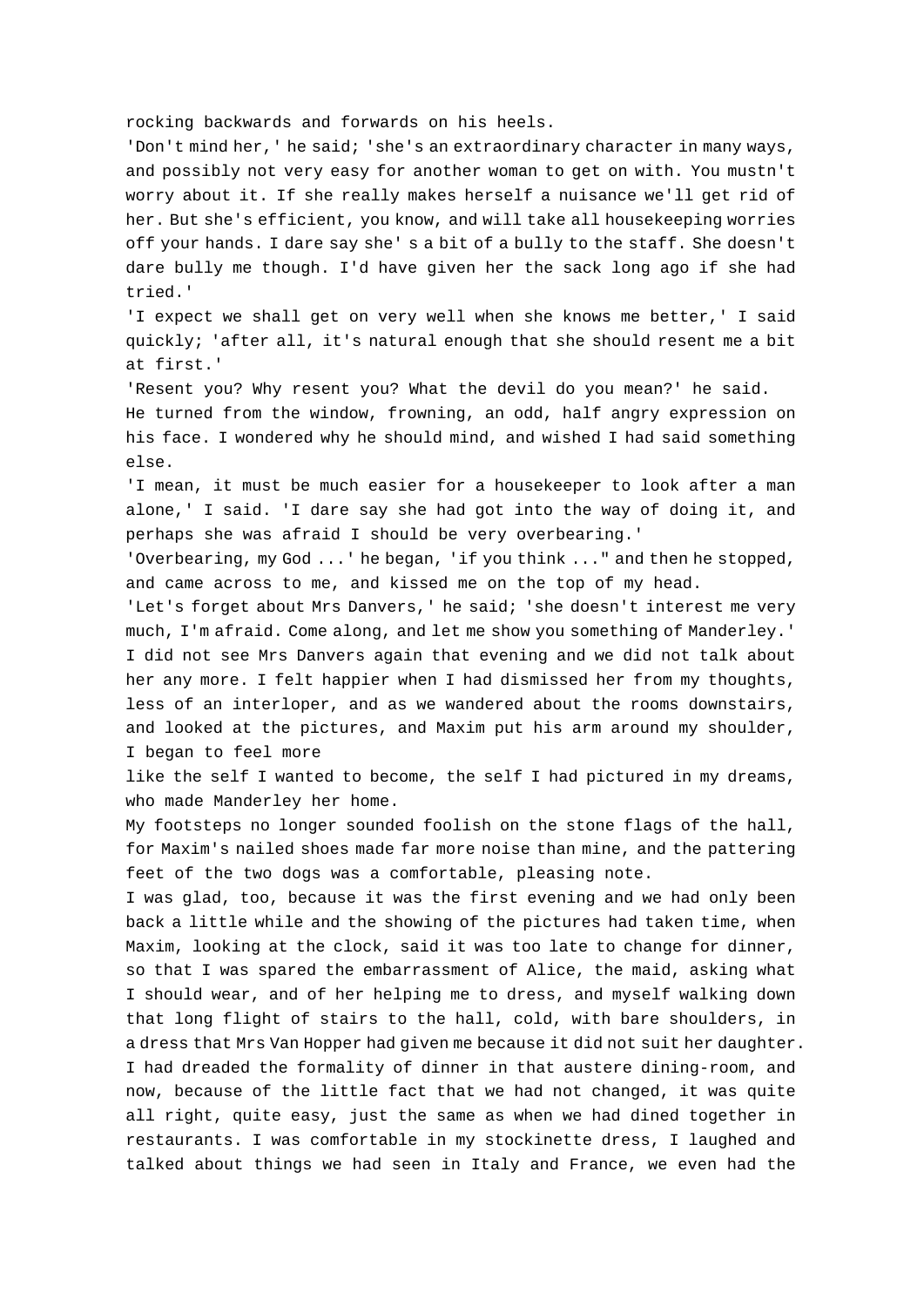rocking backwards and forwards on his heels.

'Don't mind her,' he said; 'she's an extraordinary character in many ways, and possibly not very easy for another woman to get on with. You mustn't worry about it. If she really makes herself a nuisance we'll get rid of her. But she's efficient, you know, and will take all housekeeping worries off your hands. I dare say she' s a bit of a bully to the staff. She doesn't dare bully me though. I'd have given her the sack long ago if she had tried.'

'I expect we shall get on very well when she knows me better,' I said quickly; 'after all, it's natural enough that she should resent me a bit at first.'

'Resent you? Why resent you? What the devil do you mean?' he said.

He turned from the window, frowning, an odd, half angry expression on his face. I wondered why he should mind, and wished I had said something else.

'I mean, it must be much easier for a housekeeper to look after a man alone,' I said. 'I dare say she had got into the way of doing it, and perhaps she was afraid I should be very overbearing.'

'Overbearing, my God ...' he began, 'if you think ..." and then he stopped, and came across to me, and kissed me on the top of my head.

'Let's forget about Mrs Danvers,' he said; 'she doesn't interest me very much, I'm afraid. Come along, and let me show you something of Manderley.'

I did not see Mrs Danvers again that evening and we did not talk about her any more. I felt happier when I had dismissed her from my thoughts, less of an interloper, and as we wandered about the rooms downstairs, and looked at the pictures, and Maxim put his arm around my shoulder, I began to feel more like the self I wanted to become, the self I had pictured in my dreams, who made Manderley her home.

My footsteps no longer sounded foolish on the stone flags of the hall, for Maxim's nailed shoes made far more noise than mine, and the pattering feet of the two dogs was a comfortable, pleasing note.

I was glad, too, because it was the first evening and we had only been back a little while and the showing of the pictures had taken time, when Maxim, looking at the clock, said it was too late to change for dinner, so that I was spared the embarrassment of Alice, the maid, asking what I should wear, and of her helping me to dress, and myself walking down that long flight of stairs to the hall, cold, with bare shoulders, in a dress that Mrs Van Hopper had given me because it did not suit her daughter. I had dreaded the formality of dinner in that austere dining-room, and now, because of the little fact that we had not changed, it was quite all right, quite easy, just the same as when we had dined together in restaurants. I was comfortable in my stockinette dress, I laughed and talked about things we had seen in Italy and France, we even had the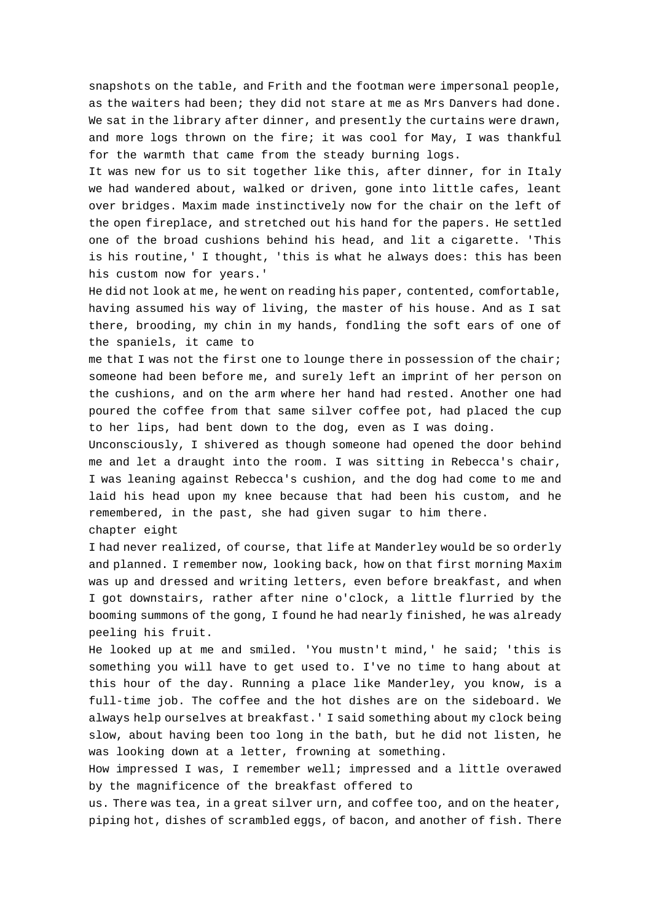snapshots on the table, and Frith and the footman were impersonal people, as the waiters had been; they did not stare at me as Mrs Danvers had done. We sat in the library after dinner, and presently the curtains were drawn, and more logs thrown on the fire; it was cool for May, I was thankful for the warmth that came from the steady burning logs.

It was new for us to sit together like this, after dinner, for in Italy we had wandered about, walked or driven, gone into little cafes, leant over bridges. Maxim made instinctively now for the chair on the left of the open fireplace, and stretched out his hand for the papers. He settled one of the broad cushions behind his head, and lit a cigarette. 'This is his routine,' I thought, 'this is what he always does: this has been his custom now for years.'

He did not look at me, he went on reading his paper, contented, comfortable, having assumed his way of living, the master of his house. And as I sat there, brooding, my chin in my hands, fondling the soft ears of one of the spaniels, it came to me that I was not the first one to lounge there in possession of the chair; someone had been before me, and surely left an imprint of her person on the cushions, and on the arm where her hand had rested. Another one had poured the coffee from that same silver coffee pot, had placed the cup to her lips, had bent down to the dog, even as I was doing.

Unconsciously, I shivered as though someone had opened the door behind me and let a draught into the room. I was sitting in Rebecca's chair, I was leaning against Rebecca's cushion, and the dog had come to me and laid his head upon my knee because that had been his custom, and he remembered, in the past, she had given sugar to him there.

## chapter eight

I had never realized, of course, that life at Manderley would be so orderly and planned. I remember now, looking back, how on that first morning Maxim was up and dressed and writing letters, even before breakfast, and when I got downstairs, rather after nine o'clock, a little flurried by the booming summons of the gong, I found he had nearly finished, he was already peeling his fruit.

He looked up at me and smiled. 'You mustn't mind,' he said; 'this is something you will have to get used to. I've no time to hang about at this hour of the day. Running a place like Manderley, you know, is a full-time job. The coffee and the hot dishes are on the sideboard. We always help ourselves at breakfast.' I said something about my clock being slow, about having been too long in the bath, but he did not listen, he was looking down at a letter, frowning at something.

How impressed I was, I remember well; impressed and a little overawed by the magnificence of the breakfast offered to us. There was tea, in a great silver urn, and coffee too, and on the heater, piping hot, dishes of scrambled eggs, of bacon, and another of fish. There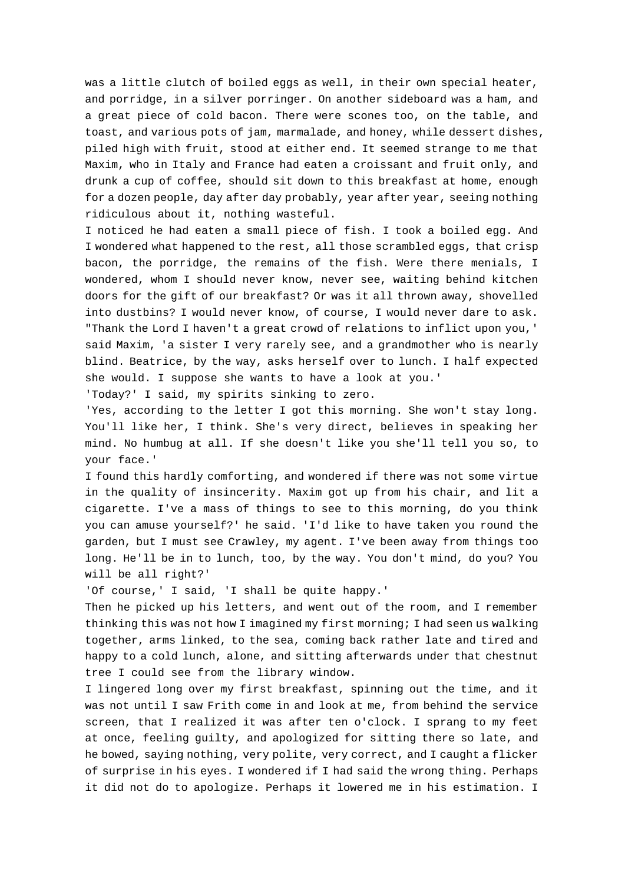was a little clutch of boiled eggs as well, in their own special heater, and porridge, in a silver porringer. On another sideboard was a ham, and a great piece of cold bacon. There were scones too, on the table, and toast, and various pots of jam, marmalade, and honey, while dessert dishes, piled high with fruit, stood at either end. It seemed strange to me that Maxim, who in Italy and France had eaten a croissant and fruit only, and drunk a cup of coffee, should sit down to this breakfast at home, enough for a dozen people, day after day probably, year after year, seeing nothing ridiculous about it, nothing wasteful.

I noticed he had eaten a small piece of fish. I took a boiled egg. And I wondered what happened to the rest, all those scrambled eggs, that crisp bacon, the porridge, the remains of the fish. Were there menials, I wondered, whom I should never know, never see, waiting behind kitchen doors for the gift of our breakfast? Or was it all thrown away, shovelled into dustbins? I would never know, of course, I would never dare to ask.

"Thank the Lord I haven't a great crowd of relations to inflict upon you,' said Maxim, 'a sister I very rarely see, and a grandmother who is nearly blind. Beatrice, by the way, asks herself over to lunch. I half expected she would. I suppose she wants to have a look at you.'

'Today?' I said, my spirits sinking to zero.

'Yes, according to the letter I got this morning. She won't stay long. You'll like her, I think. She's very direct, believes in speaking her mind. No humbug at all. If she doesn't like you she'll tell you so, to your face.'

I found this hardly comforting, and wondered if there was not some virtue in the quality of insincerity. Maxim got up from his chair, and lit a cigarette. I've a mass of things to see to this morning, do you think you can amuse yourself?' he said. 'I'd like to have taken you round the garden, but I must see Crawley, my agent. I've been away from things too long. He'll be in to lunch, too, by the way. You don't mind, do you? You will be all right?'

'Of course,' I said, 'I shall be quite happy.'

Then he picked up his letters, and went out of the room, and I remember thinking this was not how I imagined my first morning; I had seen us walking together, arms linked, to the sea, coming back rather late and tired and happy to a cold lunch, alone, and sitting afterwards under that chestnut tree I could see from the library window.

I lingered long over my first breakfast, spinning out the time, and it was not until I saw Frith come in and look at me, from behind the service screen, that I realized it was after ten o'clock. I sprang to my feet at once, feeling guilty, and apologized for sitting there so late, and he bowed, saying nothing, very polite, very correct, and I caught a flicker of surprise in his eyes. I wondered if I had said the wrong thing. Perhaps it did not do to apologize. Perhaps it lowered me in his estimation. I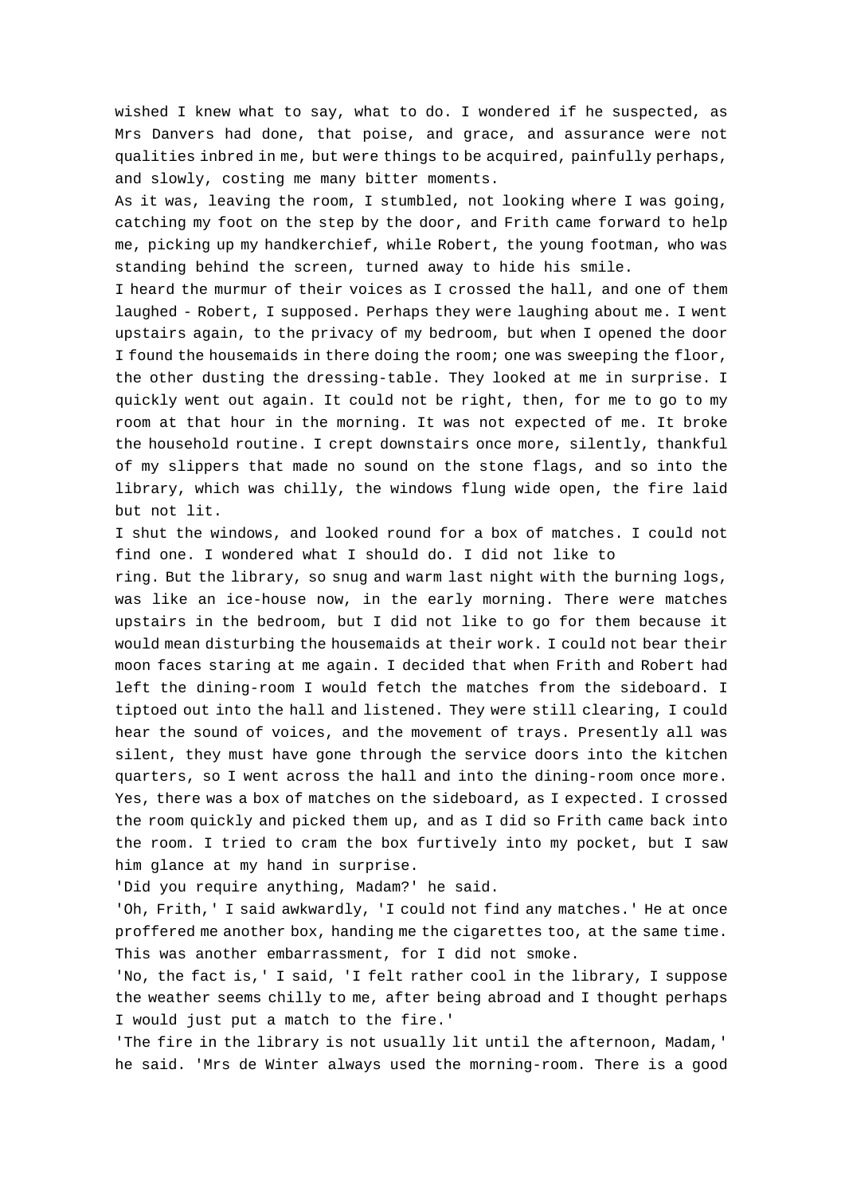wished I knew what to say, what to do. I wondered if he suspected, as Mrs Danvers had done, that poise, and grace, and assurance were not qualities inbred in me, but were things to be acquired, painfully perhaps, and slowly, costing me many bitter moments.

As it was, leaving the room, I stumbled, not looking where I was going, catching my foot on the step by the door, and Frith came forward to help me, picking up my handkerchief, while Robert, the young footman, who was standing behind the screen, turned away to hide his smile.

I heard the murmur of their voices as I crossed the hall, and one of them laughed - Robert, I supposed. Perhaps they were laughing about me. I went upstairs again, to the privacy of my bedroom, but when I opened the door I found the housemaids in there doing the room; one was sweeping the floor, the other dusting the dressing-table. They looked at me in surprise. I quickly went out again. It could not be right, then, for me to go to my room at that hour in the morning. It was not expected of me. It broke the household routine. I crept downstairs once more, silently, thankful of my slippers that made no sound on the stone flags, and so into the library, which was chilly, the windows flung wide open, the fire laid but not lit.

I shut the windows, and looked round for a box of matches. I could not find one. I wondered what I should do. I did not like to ring. But the library, so snug and warm last night with the burning logs, was like an ice-house now, in the early morning. There were matches upstairs in the bedroom, but I did not like to go for them because it would mean disturbing the housemaids at their work. I could not bear their moon faces staring at me again. I decided that when Frith and Robert had left the dining-room I would fetch the matches from the sideboard. I tiptoed out into the hall and listened. They were still clearing, I could hear the sound of voices, and the movement of trays. Presently all was silent, they must have gone through the service doors into the kitchen quarters, so I went across the hall and into the dining-room once more. Yes, there was a box of matches on the sideboard, as I expected. I crossed the room quickly and picked them up, and as I did so Frith came back into the room. I tried to cram the box furtively into my pocket, but I saw him glance at my hand in surprise.

'Did you require anything, Madam?' he said.

'Oh, Frith,' I said awkwardly, 'I could not find any matches.' He at once proffered me another box, handing me the cigarettes too, at the same time. This was another embarrassment, for I did not smoke.

'No, the fact is,' I said, 'I felt rather cool in the library, I suppose the weather seems chilly to me, after being abroad and I thought perhaps I would just put a match to the fire.'

'The fire in the library is not usually lit until the afternoon, Madam,' he said. 'Mrs de Winter always used the morning-room. There is a good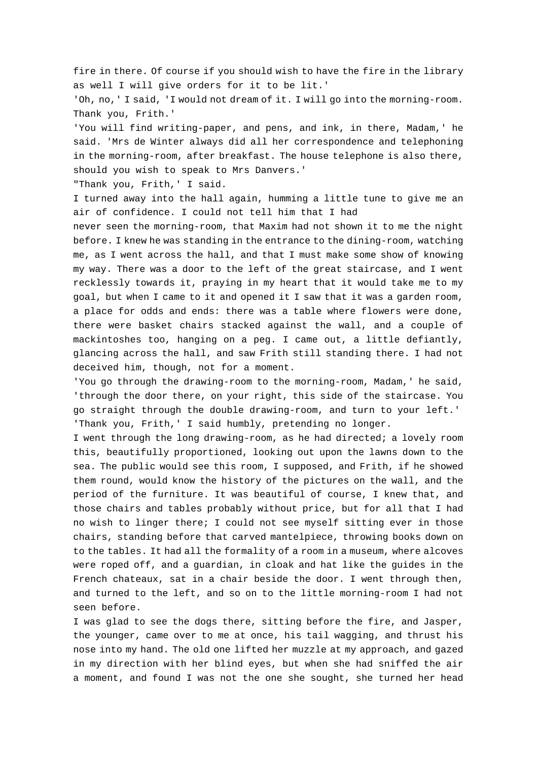fire in there. Of course if you should wish to have the fire in the library as well I will give orders for it to be lit.'

'Oh, no,' I said, 'I would not dream of it. I will go into the morning-room. Thank you, Frith.'

'You will find writing-paper, and pens, and ink, in there, Madam,' he said. 'Mrs de Winter always did all her correspondence and telephoning in the morning-room, after breakfast. The house telephone is also there, should you wish to speak to Mrs Danvers.'

"Thank you, Frith,' I said.

I turned away into the hall again, humming a little tune to give me an air of confidence. I could not tell him that I had never seen the morning-room, that Maxim had not shown it to me the night before. I knew he was standing in the entrance to the dining-room, watching me, as I went across the hall, and that I must make some show of knowing my way. There was a door to the left of the great staircase, and I went recklessly towards it, praying in my heart that it would take me to my goal, but when I came to it and opened it I saw that it was a garden room, a place for odds and ends: there was a table where flowers were done, there were basket chairs stacked against the wall, and a couple of mackintoshes too, hanging on a peg. I came out, a little defiantly, glancing across the hall, and saw Frith still standing there. I had not deceived him, though, not for a moment.

'You go through the drawing-room to the morning-room, Madam,' he said, 'through the door there, on your right, this side of the staircase. You go straight through the double drawing-room, and turn to your left.'

'Thank you, Frith,' I said humbly, pretending no longer.

I went through the long drawing-room, as he had directed; a lovely room this, beautifully proportioned, looking out upon the lawns down to the sea. The public would see this room, I supposed, and Frith, if he showed them round, would know the history of the pictures on the wall, and the period of the furniture. It was beautiful of course, I knew that, and those chairs and tables probably without price, but for all that I had no wish to linger there; I could not see myself sitting ever in those chairs, standing before that carved mantelpiece, throwing books down on to the tables. It had all the formality of a room in a museum, where alcoves were roped off, and a guardian, in cloak and hat like the guides in the French chateaux, sat in a chair beside the door. I went through then, and turned to the left, and so on to the little morning-room I had not seen before.

I was glad to see the dogs there, sitting before the fire, and Jasper, the younger, came over to me at once, his tail wagging, and thrust his nose into my hand. The old one lifted her muzzle at my approach, and gazed in my direction with her blind eyes, but when she had sniffed the air a moment, and found I was not the one she sought, she turned her head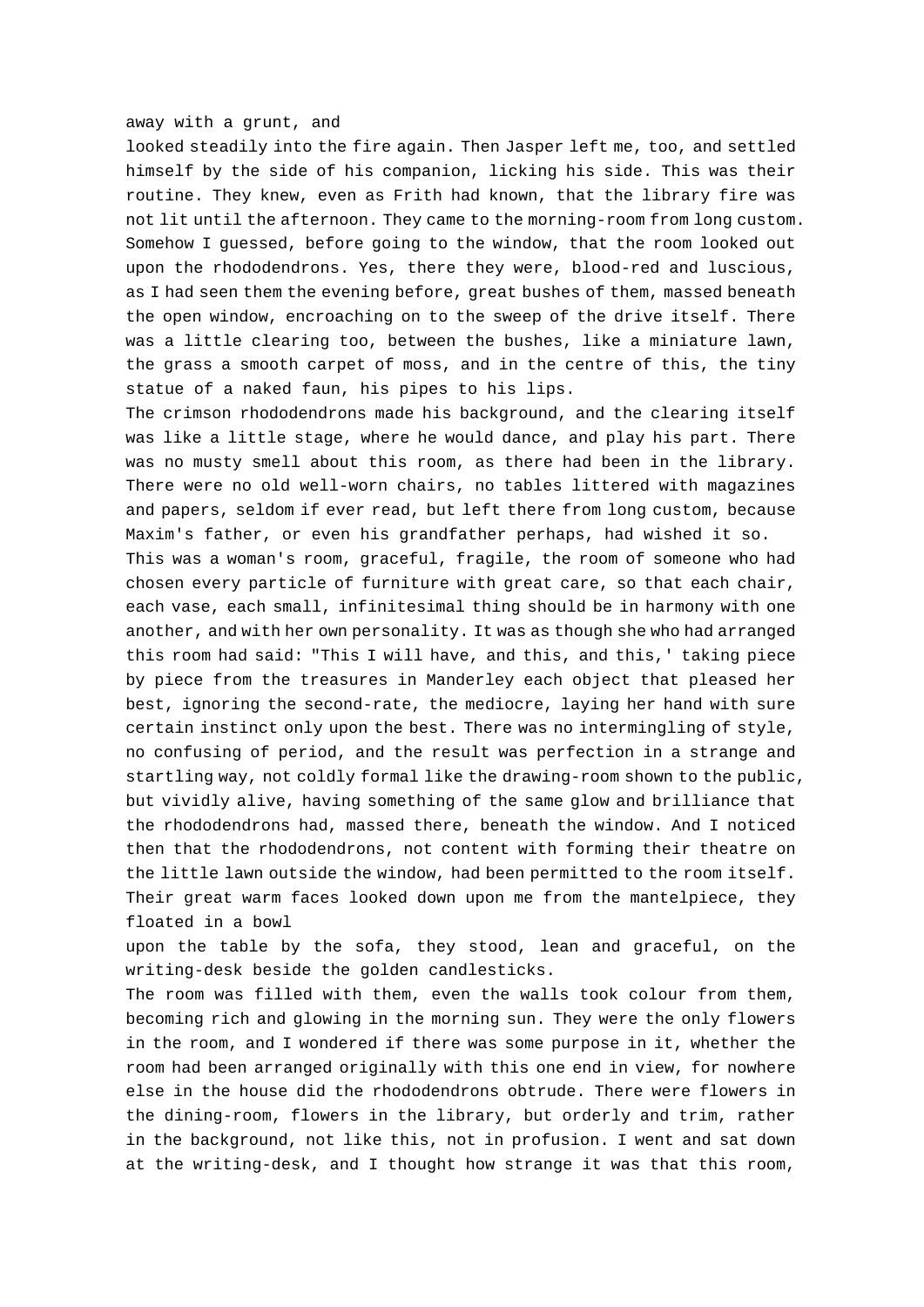away with a grunt, and
looked steadily into the fire again. Then Jasper left me, too, and settled himself by the side of his companion, licking his side. This was their routine. They knew, even as Frith had known, that the library fire was not lit until the afternoon. They came to the morning-room from long custom. Somehow I guessed, before going to the window, that the room looked out upon the rhododendrons. Yes, there they were, blood-red and luscious, as I had seen them the evening before, great bushes of them, massed beneath the open window, encroaching on to the sweep of the drive itself. There was a little clearing too, between the bushes, like a miniature lawn, the grass a smooth carpet of moss, and in the centre of this, the tiny statue of a naked faun, his pipes to his lips.

The crimson rhododendrons made his background, and the clearing itself was like a little stage, where he would dance, and play his part. There was no musty smell about this room, as there had been in the library. There were no old well-worn chairs, no tables littered with magazines and papers, seldom if ever read, but left there from long custom, because Maxim's father, or even his grandfather perhaps, had wished it so.

This was a woman's room, graceful, fragile, the room of someone who had chosen every particle of furniture with great care, so that each chair, each vase, each small, infinitesimal thing should be in harmony with one another, and with her own personality. It was as though she who had arranged this room had said: "This I will have, and this, and this,' taking piece by piece from the treasures in Manderley each object that pleased her best, ignoring the second-rate, the mediocre, laying her hand with sure certain instinct only upon the best. There was no intermingling of style, no confusing of period, and the result was perfection in a strange and startling way, not coldly formal like the drawing-room shown to the public, but vividly alive, having something of the same glow and brilliance that the rhododendrons had, massed there, beneath the window. And I noticed then that the rhododendrons, not content with forming their theatre on the little lawn outside the window, had been permitted to the room itself. Their great warm faces looked down upon me from the mantelpiece, they floated in a bowl
upon the table by the sofa, they stood, lean and graceful, on the writing-desk beside the golden candlesticks.

The room was filled with them, even the walls took colour from them, becoming rich and glowing in the morning sun. They were the only flowers in the room, and I wondered if there was some purpose in it, whether the room had been arranged originally with this one end in view, for nowhere else in the house did the rhododendrons obtrude. There were flowers in the dining-room, flowers in the library, but orderly and trim, rather in the background, not like this, not in profusion. I went and sat down at the writing-desk, and I thought how strange it was that this room,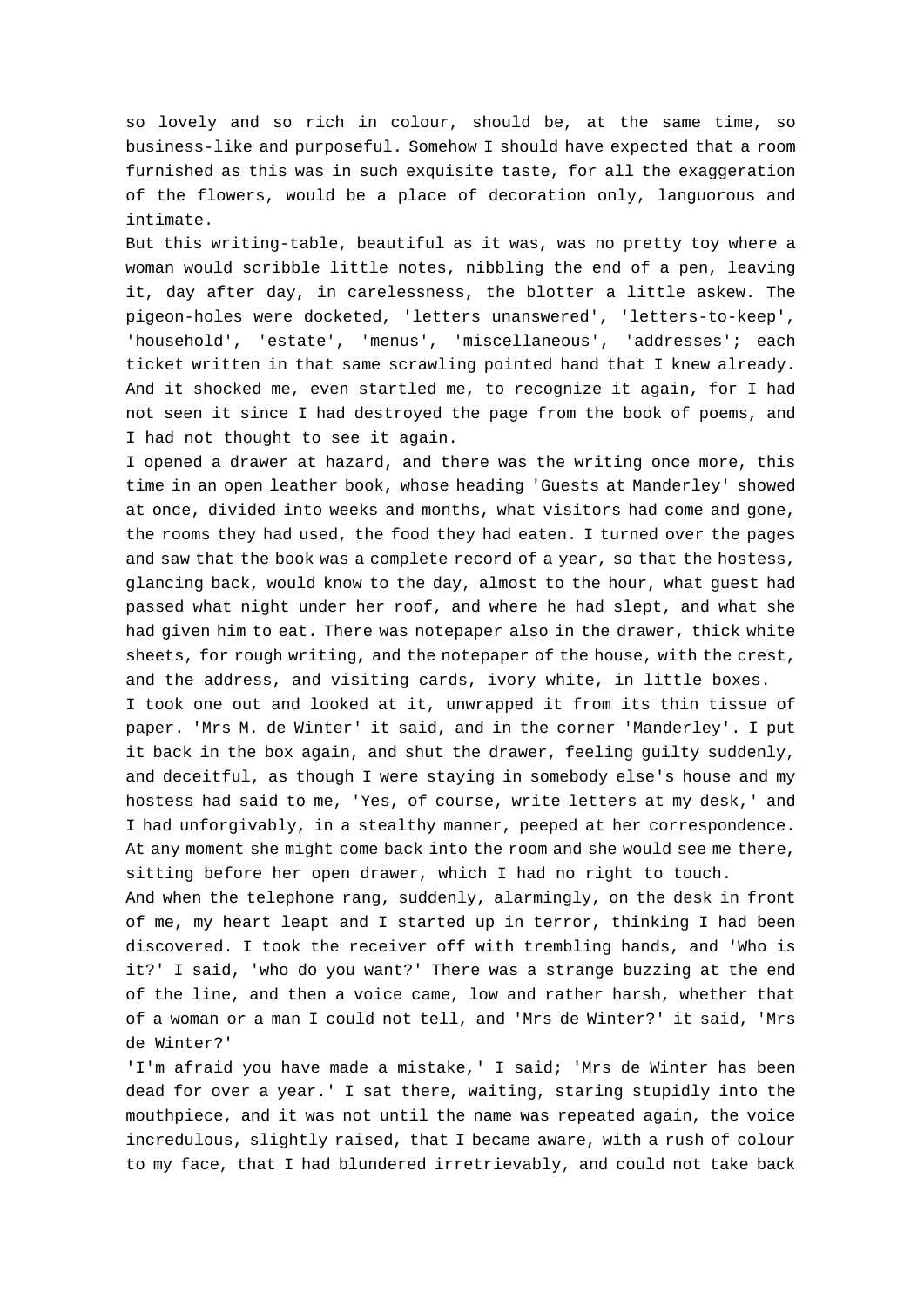so lovely and so rich in colour, should be, at the same time, so business-like and purposeful. Somehow I should have expected that a room furnished as this was in such exquisite taste, for all the exaggeration of the flowers, would be a place of decoration only, languorous and intimate.

But this writing-table, beautiful as it was, was no pretty toy where a woman would scribble little notes, nibbling the end of a pen, leaving it, day after day, in carelessness, the blotter a little askew. The pigeon-holes were docketed, 'letters unanswered', 'letters-to-keep', 'household', 'estate', 'menus', 'miscellaneous', 'addresses'; each ticket written in that same scrawling pointed hand that I knew already. And it shocked me, even startled me, to recognize it again, for I had not seen it since I had destroyed the page from the book of poems, and I had not thought to see it again.

I opened a drawer at hazard, and there was the writing once more, this time in an open leather book, whose heading 'Guests at Manderley' showed at once, divided into weeks and months, what visitors had come and gone, the rooms they had used, the food they had eaten. I turned over the pages and saw that the book was a complete record of a year, so that the hostess, glancing back, would know to the day, almost to the hour, what guest had passed what night under her roof, and where he had slept, and what she had given him to eat. There was notepaper also in the drawer, thick white sheets, for rough writing, and the notepaper of the house, with the crest, and the address, and visiting cards, ivory white, in little boxes.

I took one out and looked at it, unwrapped it from its thin tissue of paper. 'Mrs M. de Winter' it said, and in the corner 'Manderley'. I put it back in the box again, and shut the drawer, feeling guilty suddenly, and deceitful, as though I were staying in somebody else's house and my hostess had said to me, 'Yes, of course, write letters at my desk,' and I had unforgivably, in a stealthy manner, peeped at her correspondence. At any moment she might come back into the room and she would see me there, sitting before her open drawer, which I had no right to touch.

And when the telephone rang, suddenly, alarmingly, on the desk in front of me, my heart leapt and I started up in terror, thinking I had been discovered. I took the receiver off with trembling hands, and 'Who is it?' I said, 'who do you want?' There was a strange buzzing at the end of the line, and then a voice came, low and rather harsh, whether that of a woman or a man I could not tell, and 'Mrs de Winter?' it said, 'Mrs de Winter?'

'I'm afraid you have made a mistake,' I said; 'Mrs de Winter has been dead for over a year.' I sat there, waiting, staring stupidly into the mouthpiece, and it was not until the name was repeated again, the voice incredulous, slightly raised, that I became aware, with a rush of colour to my face, that I had blundered irretrievably, and could not take back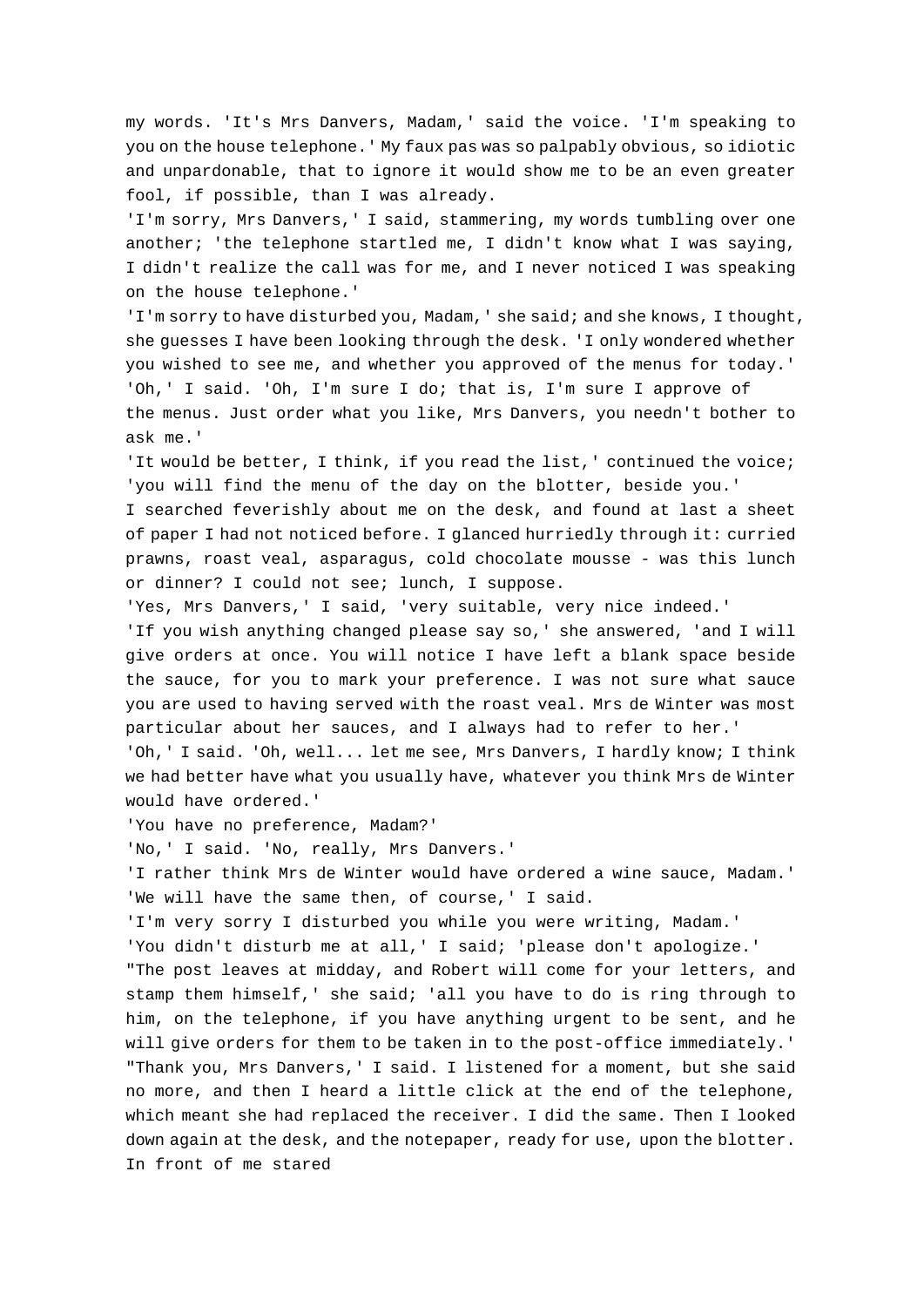my words. 'It's Mrs Danvers, Madam,' said the voice. 'I'm speaking to you on the house telephone.' My faux pas was so palpably obvious, so idiotic and unpardonable, that to ignore it would show me to be an even greater fool, if possible, than I was already.

'I'm sorry, Mrs Danvers,' I said, stammering, my words tumbling over one another; 'the telephone startled me, I didn't know what I was saying, I didn't realize the call was for me, and I never noticed I was speaking on the house telephone.'

'I'm sorry to have disturbed you, Madam,' she said; and she knows, I thought, she guesses I have been looking through the desk. 'I only wondered whether you wished to see me, and whether you approved of the menus for today.'

'Oh,' I said. 'Oh, I'm sure I do; that is, I'm sure I approve of the menus. Just order what you like, Mrs Danvers, you needn't bother to ask me.'

'It would be better, I think, if you read the list,' continued the voice; 'you will find the menu of the day on the blotter, beside you.'

I searched feverishly about me on the desk, and found at last a sheet of paper I had not noticed before. I glanced hurriedly through it: curried prawns, roast veal, asparagus, cold chocolate mousse - was this lunch or dinner? I could not see; lunch, I suppose.

'Yes, Mrs Danvers,' I said, 'very suitable, very nice indeed.'

'If you wish anything changed please say so,' she answered, 'and I will give orders at once. You will notice I have left a blank space beside the sauce, for you to mark your preference. I was not sure what sauce you are used to having served with the roast veal. Mrs de Winter was most particular about her sauces, and I always had to refer to her.'

'Oh,' I said. 'Oh, well... let me see, Mrs Danvers, I hardly know; I think we had better have what you usually have, whatever you think Mrs de Winter would have ordered.'

'You have no preference, Madam?'

'No,' I said. 'No, really, Mrs Danvers.'

'I rather think Mrs de Winter would have ordered a wine sauce, Madam.'

'We will have the same then, of course,' I said.

'I'm very sorry I disturbed you while you were writing, Madam.'

'You didn't disturb me at all,' I said; 'please don't apologize.'

"The post leaves at midday, and Robert will come for your letters, and stamp them himself,' she said; 'all you have to do is ring through to him, on the telephone, if you have anything urgent to be sent, and he will give orders for them to be taken in to the post-office immediately.'

"Thank you, Mrs Danvers,' I said. I listened for a moment, but she said no more, and then I heard a little click at the end of the telephone, which meant she had replaced the receiver. I did the same. Then I looked down again at the desk, and the notepaper, ready for use, upon the blotter. In front of me stared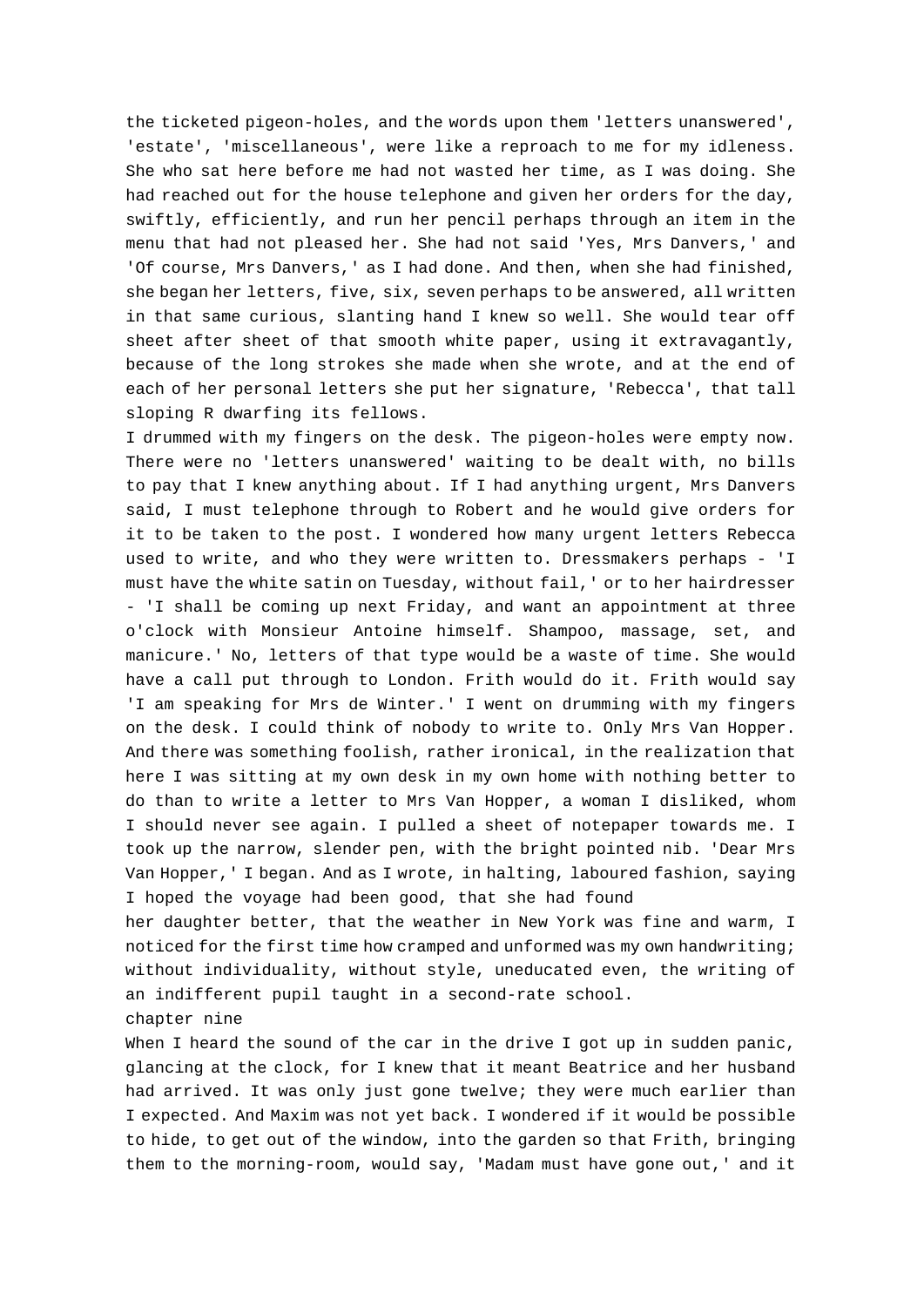the ticketed pigeon-holes, and the words upon them 'letters unanswered', 'estate', 'miscellaneous', were like a reproach to me for my idleness. She who sat here before me had not wasted her time, as I was doing. She had reached out for the house telephone and given her orders for the day, swiftly, efficiently, and run her pencil perhaps through an item in the menu that had not pleased her. She had not said 'Yes, Mrs Danvers,' and 'Of course, Mrs Danvers,' as I had done. And then, when she had finished, she began her letters, five, six, seven perhaps to be answered, all written in that same curious, slanting hand I knew so well. She would tear off sheet after sheet of that smooth white paper, using it extravagantly, because of the long strokes she made when she wrote, and at the end of each of her personal letters she put her signature, 'Rebecca', that tall sloping R dwarfing its fellows.

I drummed with my fingers on the desk. The pigeon-holes were empty now. There were no 'letters unanswered' waiting to be dealt with, no bills to pay that I knew anything about. If I had anything urgent, Mrs Danvers said, I must telephone through to Robert and he would give orders for it to be taken to the post. I wondered how many urgent letters Rebecca used to write, and who they were written to. Dressmakers perhaps - 'I must have the white satin on Tuesday, without fail,' or to her hairdresser - 'I shall be coming up next Friday, and want an appointment at three o'clock with Monsieur Antoine himself. Shampoo, massage, set, and manicure.' No, letters of that type would be a waste of time. She would have a call put through to London. Frith would do it. Frith would say 'I am speaking for Mrs de Winter.' I went on drumming with my fingers on the desk. I could think of nobody to write to. Only Mrs Van Hopper. And there was something foolish, rather ironical, in the realization that here I was sitting at my own desk in my own home with nothing better to do than to write a letter to Mrs Van Hopper, a woman I disliked, whom I should never see again. I pulled a sheet of notepaper towards me. I took up the narrow, slender pen, with the bright pointed nib. 'Dear Mrs Van Hopper,' I began. And as I wrote, in halting, laboured fashion, saying I hoped the voyage had been good, that she had found her daughter better, that the weather in New York was fine and warm, I noticed for the first time how cramped and unformed was my own handwriting; without individuality, without style, uneducated even, the writing of an indifferent pupil taught in a second-rate school.

## chapter nine

When I heard the sound of the car in the drive I got up in sudden panic, glancing at the clock, for I knew that it meant Beatrice and her husband had arrived. It was only just gone twelve; they were much earlier than I expected. And Maxim was not yet back. I wondered if it would be possible to hide, to get out of the window, into the garden so that Frith, bringing them to the morning-room, would say, 'Madam must have gone out,' and it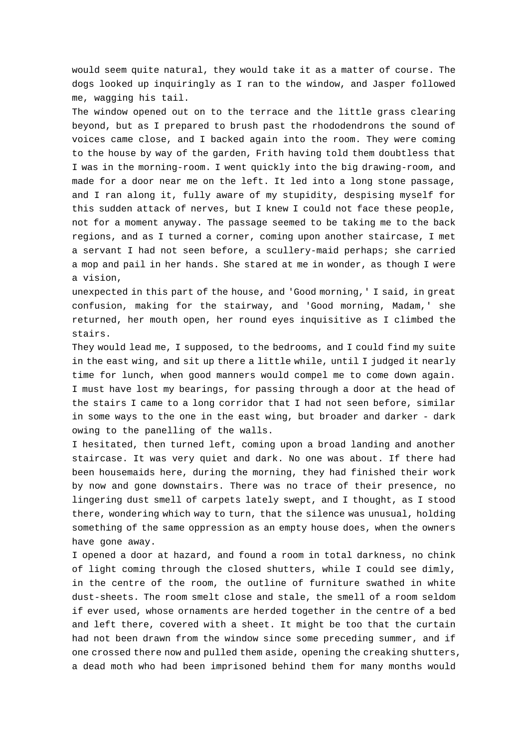would seem quite natural, they would take it as a matter of course. The dogs looked up inquiringly as I ran to the window, and Jasper followed me, wagging his tail.

The window opened out on to the terrace and the little grass clearing beyond, but as I prepared to brush past the rhododendrons the sound of voices came close, and I backed again into the room. They were coming to the house by way of the garden, Frith having told them doubtless that I was in the morning-room. I went quickly into the big drawing-room, and made for a door near me on the left. It led into a long stone passage, and I ran along it, fully aware of my stupidity, despising myself for this sudden attack of nerves, but I knew I could not face these people, not for a moment anyway. The passage seemed to be taking me to the back regions, and as I turned a corner, coming upon another staircase, I met a servant I had not seen before, a scullery-maid perhaps; she carried a mop and pail in her hands. She stared at me in wonder, as though I were a vision,
unexpected in this part of the house, and 'Good morning,' I said, in great confusion, making for the stairway, and 'Good morning, Madam,' she returned, her mouth open, her round eyes inquisitive as I climbed the stairs.

They would lead me, I supposed, to the bedrooms, and I could find my suite in the east wing, and sit up there a little while, until I judged it nearly time for lunch, when good manners would compel me to come down again. I must have lost my bearings, for passing through a door at the head of the stairs I came to a long corridor that I had not seen before, similar in some ways to the one in the east wing, but broader and darker - dark owing to the panelling of the walls.

I hesitated, then turned left, coming upon a broad landing and another staircase. It was very quiet and dark. No one was about. If there had been housemaids here, during the morning, they had finished their work by now and gone downstairs. There was no trace of their presence, no lingering dust smell of carpets lately swept, and I thought, as I stood there, wondering which way to turn, that the silence was unusual, holding something of the same oppression as an empty house does, when the owners have gone away.

I opened a door at hazard, and found a room in total darkness, no chink of light coming through the closed shutters, while I could see dimly, in the centre of the room, the outline of furniture swathed in white dust-sheets. The room smelt close and stale, the smell of a room seldom if ever used, whose ornaments are herded together in the centre of a bed and left there, covered with a sheet. It might be too that the curtain had not been drawn from the window since some preceding summer, and if one crossed there now and pulled them aside, opening the creaking shutters, a dead moth who had been imprisoned behind them for many months would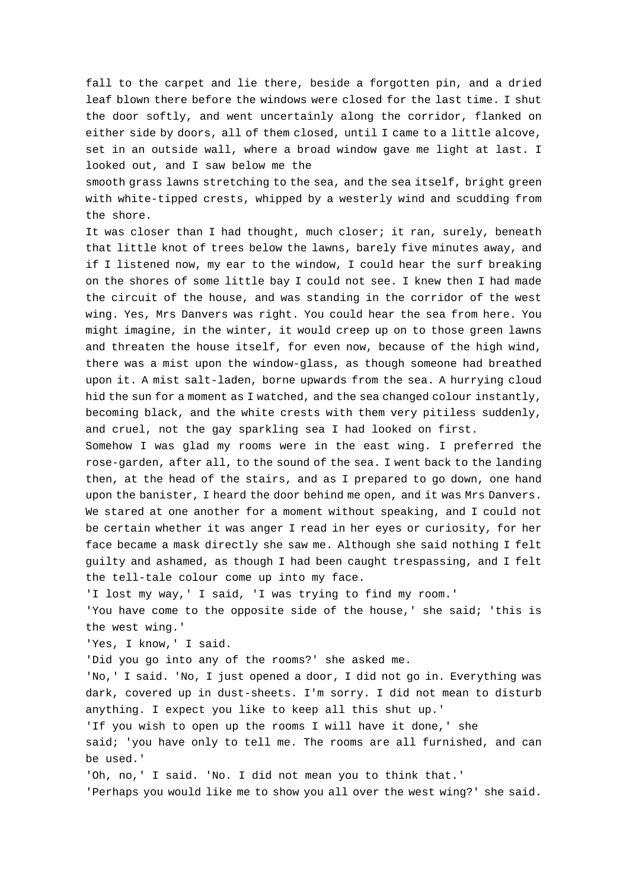fall to the carpet and lie there, beside a forgotten pin, and a dried leaf blown there before the windows were closed for the last time. I shut the door softly, and went uncertainly along the corridor, flanked on either side by doors, all of them closed, until I came to a little alcove, set in an outside wall, where a broad window gave me light at last. I looked out, and I saw below me the smooth grass lawns stretching to the sea, and the sea itself, bright green with white-tipped crests, whipped by a westerly wind and scudding from the shore.

It was closer than I had thought, much closer; it ran, surely, beneath that little knot of trees below the lawns, barely five minutes away, and if I listened now, my ear to the window, I could hear the surf breaking on the shores of some little bay I could not see. I knew then I had made the circuit of the house, and was standing in the corridor of the west wing. Yes, Mrs Danvers was right. You could hear the sea from here. You might imagine, in the winter, it would creep up on to those green lawns and threaten the house itself, for even now, because of the high wind, there was a mist upon the window-glass, as though someone had breathed upon it. A mist salt-laden, borne upwards from the sea. A hurrying cloud hid the sun for a moment as I watched, and the sea changed colour instantly, becoming black, and the white crests with them very pitiless suddenly, and cruel, not the gay sparkling sea I had looked on first.

Somehow I was glad my rooms were in the east wing. I preferred the rose-garden, after all, to the sound of the sea. I went back to the landing then, at the head of the stairs, and as I prepared to go down, one hand upon the banister, I heard the door behind me open, and it was Mrs Danvers. We stared at one another for a moment without speaking, and I could not be certain whether it was anger I read in her eyes or curiosity, for her face became a mask directly she saw me. Although she said nothing I felt guilty and ashamed, as though I had been caught trespassing, and I felt the tell-tale colour come up into my face.

'I lost my way,' I said, 'I was trying to find my room.'

'You have come to the opposite side of the house,' she said; 'this is the west wing.'

'Yes, I know,' I said.

'Did you go into any of the rooms?' she asked me.

'No,' I said. 'No, I just opened a door, I did not go in. Everything was dark, covered up in dust-sheets. I'm sorry. I did not mean to disturb anything. I expect you like to keep all this shut up.'

'If you wish to open up the rooms I will have it done,' she said; 'you have only to tell me. The rooms are all furnished, and can be used.'

'Oh, no,' I said. 'No. I did not mean you to think that.'

'Perhaps you would like me to show you all over the west wing?' she said.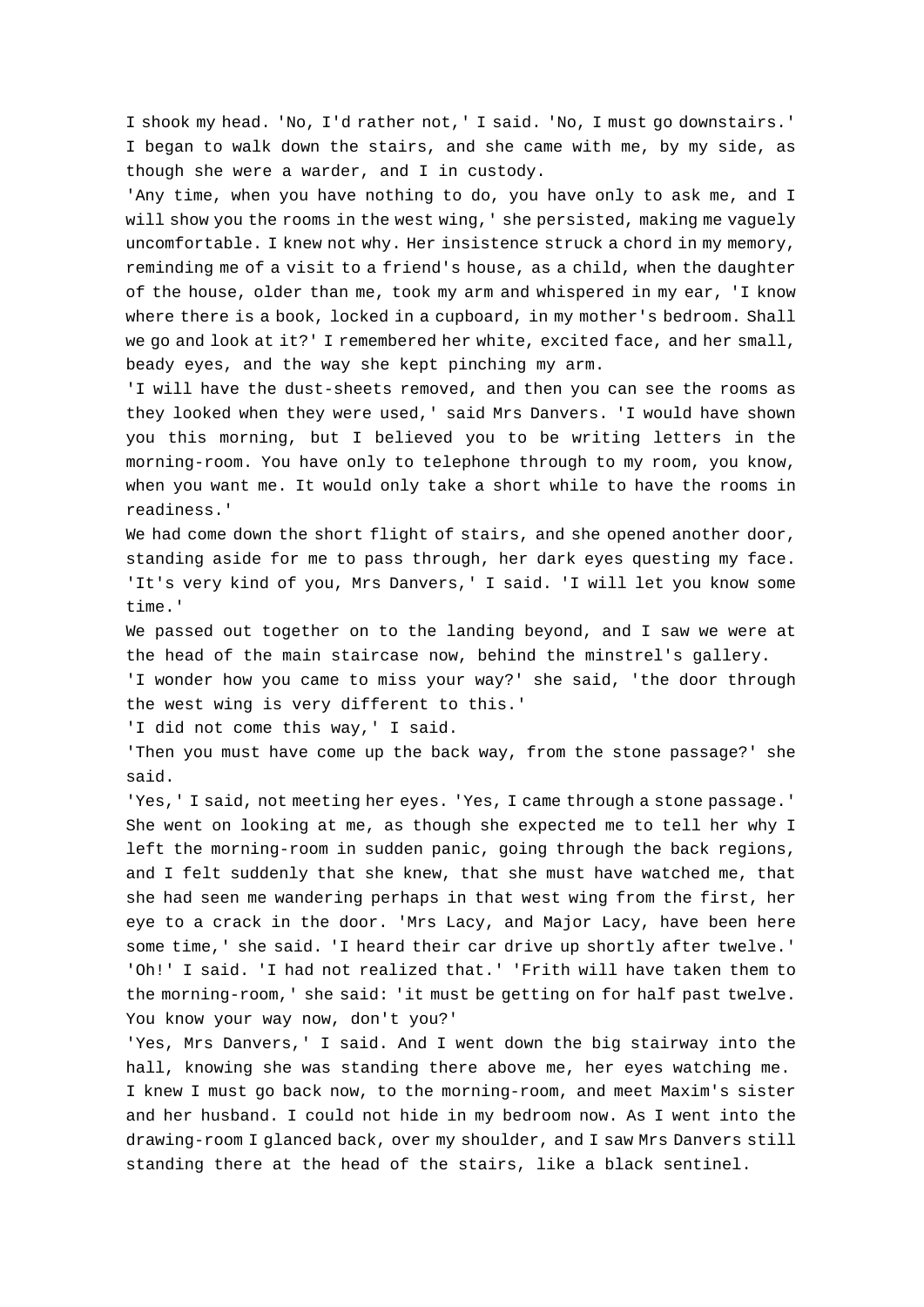I shook my head. 'No, I'd rather not,' I said. 'No, I must go downstairs.' I began to walk down the stairs, and she came with me, by my side, as though she were a warder, and I in custody.

'Any time, when you have nothing to do, you have only to ask me, and I will show you the rooms in the west wing,' she persisted, making me vaguely uncomfortable. I knew not why. Her insistence struck a chord in my memory, reminding me of a visit to a friend's house, as a child, when the daughter of the house, older than me, took my arm and whispered in my ear, 'I know where there is a book, locked in a cupboard, in my mother's bedroom. Shall we go and look at it?' I remembered her white, excited face, and her small, beady eyes, and the way she kept pinching my arm.

'I will have the dust-sheets removed, and then you can see the rooms as they looked when they were used,' said Mrs Danvers. 'I would have shown you this morning, but I believed you to be writing letters in the morning-room. You have only to telephone through to my room, you know, when you want me. It would only take a short while to have the rooms in readiness.'

We had come down the short flight of stairs, and she opened another door, standing aside for me to pass through, her dark eyes questing my face.

'It's very kind of you, Mrs Danvers,' I said. 'I will let you know some time.'

We passed out together on to the landing beyond, and I saw we were at the head of the main staircase now, behind the minstrel's gallery.

'I wonder how you came to miss your way?' she said, 'the door through the west wing is very different to this.'

'I did not come this way,' I said.

'Then you must have come up the back way, from the stone passage?' she said.

'Yes,' I said, not meeting her eyes. 'Yes, I came through a stone passage.'

She went on looking at me, as though she expected me to tell her why I left the morning-room in sudden panic, going through the back regions, and I felt suddenly that she knew, that she must have watched me, that she had seen me wandering perhaps in that west wing from the first, her eye to a crack in the door. 'Mrs Lacy, and Major Lacy, have been here some time,' she said. 'I heard their car drive up shortly after twelve.'

'Oh!' I said. 'I had not realized that.' 'Frith will have taken them to the morning-room,' she said: 'it must be getting on for half past twelve. You know your way now, don't you?'

'Yes, Mrs Danvers,' I said. And I went down the big stairway into the hall, knowing she was standing there above me, her eyes watching me. I knew I must go back now, to the morning-room, and meet Maxim's sister and her husband. I could not hide in my bedroom now. As I went into the drawing-room I glanced back, over my shoulder, and I saw Mrs Danvers still standing there at the head of the stairs, like a black sentinel.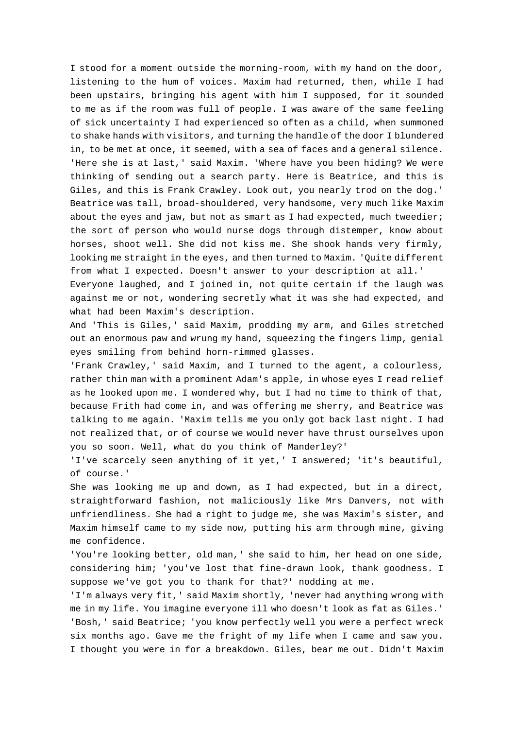I stood for a moment outside the morning-room, with my hand on the door, listening to the hum of voices. Maxim had returned, then, while I had been upstairs, bringing his agent with him I supposed, for it sounded to me as if the room was full of people. I was aware of the same feeling of sick uncertainty I had experienced so often as a child, when summoned to shake hands with visitors, and turning the handle of the door I blundered in, to be met at once, it seemed, with a sea of faces and a general silence.

'Here she is at last,' said Maxim. 'Where have you been hiding? We were thinking of sending out a search party. Here is Beatrice, and this is Giles, and this is Frank Crawley. Look out, you nearly trod on the dog.'

Beatrice was tall, broad-shouldered, very handsome, very much like Maxim about the eyes and jaw, but not as smart as I had expected, much tweedier; the sort of person who would nurse dogs through distemper, know about horses, shoot well. She did not kiss me. She shook hands very firmly, looking me straight in the eyes, and then turned to Maxim. 'Quite different from what I expected. Doesn't answer to your description at all.'

Everyone laughed, and I joined in, not quite certain if the laugh was against me or not, wondering secretly what it was she had expected, and what had been Maxim's description.

And 'This is Giles,' said Maxim, prodding my arm, and Giles stretched out an enormous paw and wrung my hand, squeezing the fingers limp, genial eyes smiling from behind horn-rimmed glasses.

'Frank Crawley,' said Maxim, and I turned to the agent, a colourless, rather thin man with a prominent Adam's apple, in whose eyes I read relief as he looked upon me. I wondered why, but I had no time to think of that, because Frith had come in, and was offering me sherry, and Beatrice was talking to me again. 'Maxim tells me you only got back last night. I had not realized that, or of course we would never have thrust ourselves upon you so soon. Well, what do you think of Manderley?'

'I've scarcely seen anything of it yet,' I answered; 'it's beautiful, of course.'

She was looking me up and down, as I had expected, but in a direct, straightforward fashion, not maliciously like Mrs Danvers, not with unfriendliness. She had a right to judge me, she was Maxim's sister, and Maxim himself came to my side now, putting his arm through mine, giving me confidence.

'You're looking better, old man,' she said to him, her head on one side, considering him; 'you've lost that fine-drawn look, thank goodness. I suppose we've got you to thank for that?' nodding at me.

'I'm always very fit,' said Maxim shortly, 'never had anything wrong with me in my life. You imagine everyone ill who doesn't look as fat as Giles.'

'Bosh,' said Beatrice; 'you know perfectly well you were a perfect wreck six months ago. Gave me the fright of my life when I came and saw you. I thought you were in for a breakdown. Giles, bear me out. Didn't Maxim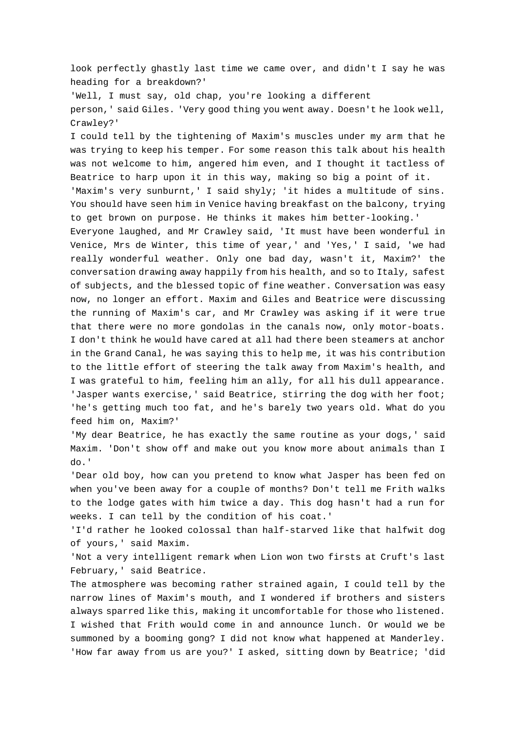look perfectly ghastly last time we came over, and didn't I say he was heading for a breakdown?'

'Well, I must say, old chap, you're looking a different person,' said Giles. 'Very good thing you went away. Doesn't he look well, Crawley?'

I could tell by the tightening of Maxim's muscles under my arm that he was trying to keep his temper. For some reason this talk about his health was not welcome to him, angered him even, and I thought it tactless of Beatrice to harp upon it in this way, making so big a point of it.

'Maxim's very sunburnt,' I said shyly; 'it hides a multitude of sins. You should have seen him in Venice having breakfast on the balcony, trying to get brown on purpose. He thinks it makes him better-looking.'

Everyone laughed, and Mr Crawley said, 'It must have been wonderful in Venice, Mrs de Winter, this time of year,' and 'Yes,' I said, 'we had really wonderful weather. Only one bad day, wasn't it, Maxim?' the conversation drawing away happily from his health, and so to Italy, safest of subjects, and the blessed topic of fine weather. Conversation was easy now, no longer an effort. Maxim and Giles and Beatrice were discussing the running of Maxim's car, and Mr Crawley was asking if it were true that there were no more gondolas in the canals now, only motor-boats. I don't think he would have cared at all had there been steamers at anchor in the Grand Canal, he was saying this to help me, it was his contribution to the little effort of steering the talk away from Maxim's health, and I was grateful to him, feeling him an ally, for all his dull appearance.

'Jasper wants exercise,' said Beatrice, stirring the dog with her foot; 'he's getting much too fat, and he's barely two years old. What do you feed him on, Maxim?'

'My dear Beatrice, he has exactly the same routine as your dogs,' said Maxim. 'Don't show off and make out you know more about animals than I do.'

'Dear old boy, how can you pretend to know what Jasper has been fed on when you've been away for a couple of months? Don't tell me Frith walks to the lodge gates with him twice a day. This dog hasn't had a run for weeks. I can tell by the condition of his coat.'

'I'd rather he looked colossal than half-starved like that halfwit dog of yours,' said Maxim.

'Not a very intelligent remark when Lion won two firsts at Cruft's last February,' said Beatrice.

The atmosphere was becoming rather strained again, I could tell by the narrow lines of Maxim's mouth, and I wondered if brothers and sisters always sparred like this, making it uncomfortable for those who listened. I wished that Frith would come in and announce lunch. Or would we be summoned by a booming gong? I did not know what happened at Manderley.

'How far away from us are you?' I asked, sitting down by Beatrice; 'did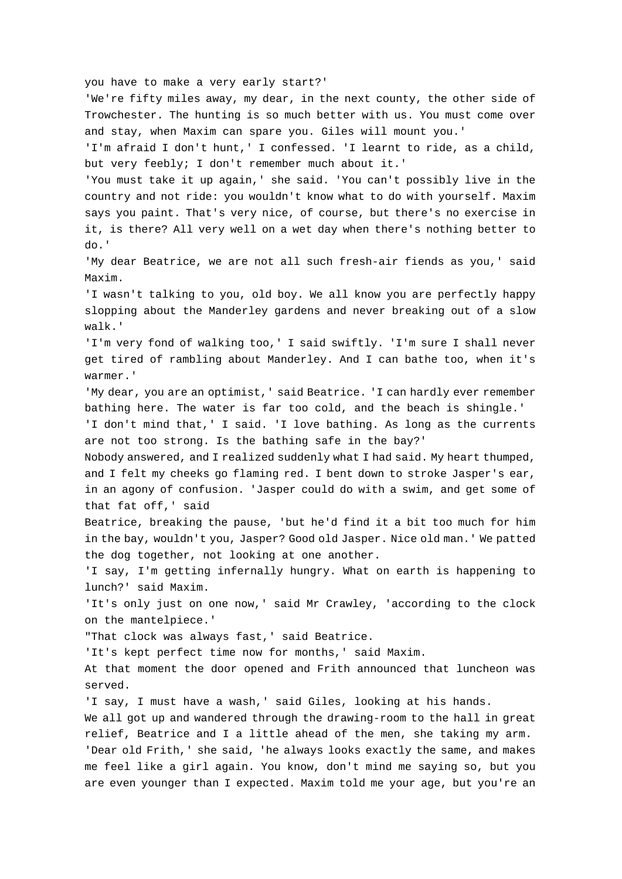you have to make a very early start?'

'We're fifty miles away, my dear, in the next county, the other side of Trowchester. The hunting is so much better with us. You must come over and stay, when Maxim can spare you. Giles will mount you.'

'I'm afraid I don't hunt,' I confessed. 'I learnt to ride, as a child, but very feebly; I don't remember much about it.'

'You must take it up again,' she said. 'You can't possibly live in the country and not ride: you wouldn't know what to do with yourself. Maxim says you paint. That's very nice, of course, but there's no exercise in it, is there? All very well on a wet day when there's nothing better to do.'

'My dear Beatrice, we are not all such fresh-air fiends as you,' said Maxim.

'I wasn't talking to you, old boy. We all know you are perfectly happy slopping about the Manderley gardens and never breaking out of a slow walk.'

'I'm very fond of walking too,' I said swiftly. 'I'm sure I shall never get tired of rambling about Manderley. And I can bathe too, when it's warmer.'

'My dear, you are an optimist,' said Beatrice. 'I can hardly ever remember bathing here. The water is far too cold, and the beach is shingle.'

'I don't mind that,' I said. 'I love bathing. As long as the currents are not too strong. Is the bathing safe in the bay?'

Nobody answered, and I realized suddenly what I had said. My heart thumped, and I felt my cheeks go flaming red. I bent down to stroke Jasper's ear, in an agony of confusion. 'Jasper could do with a swim, and get some of that fat off,' said
Beatrice, breaking the pause, 'but he'd find it a bit too much for him in the bay, wouldn't you, Jasper? Good old Jasper. Nice old man.' We patted the dog together, not looking at one another.

'I say, I'm getting infernally hungry. What on earth is happening to lunch?' said Maxim.

'It's only just on one now,' said Mr Crawley, 'according to the clock on the mantelpiece.'

"That clock was always fast,' said Beatrice.

'It's kept perfect time now for months,' said Maxim.

At that moment the door opened and Frith announced that luncheon was served.

'I say, I must have a wash,' said Giles, looking at his hands.

We all got up and wandered through the drawing-room to the hall in great relief, Beatrice and I a little ahead of the men, she taking my arm. 'Dear old Frith,' she said, 'he always looks exactly the same, and makes me feel like a girl again. You know, don't mind me saying so, but you are even younger than I expected. Maxim told me your age, but you're an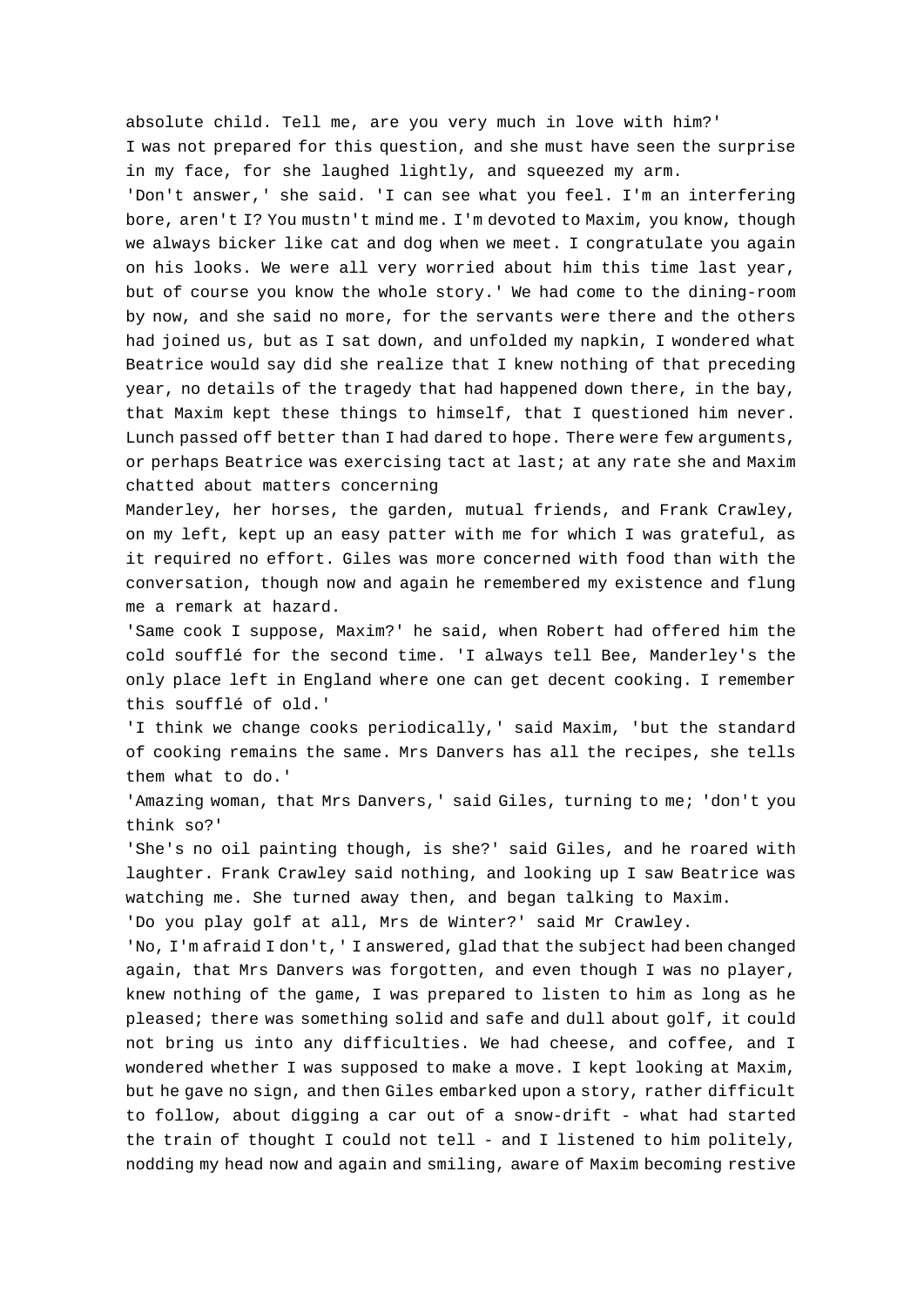absolute child. Tell me, are you very much in love with him?'

I was not prepared for this question, and she must have seen the surprise in my face, for she laughed lightly, and squeezed my arm.

'Don't answer,' she said. 'I can see what you feel. I'm an interfering bore, aren't I? You mustn't mind me. I'm devoted to Maxim, you know, though we always bicker like cat and dog when we meet. I congratulate you again on his looks. We were all very worried about him this time last year, but of course you know the whole story.' We had come to the dining-room by now, and she said no more, for the servants were there and the others had joined us, but as I sat down, and unfolded my napkin, I wondered what Beatrice would say did she realize that I knew nothing of that preceding year, no details of the tragedy that had happened down there, in the bay, that Maxim kept these things to himself, that I questioned him never.

Lunch passed off better than I had dared to hope. There were few arguments, or perhaps Beatrice was exercising tact at last; at any rate she and Maxim chatted about matters concerning Manderley, her horses, the garden, mutual friends, and Frank Crawley, on my left, kept up an easy patter with me for which I was grateful, as it required no effort. Giles was more concerned with food than with the conversation, though now and again he remembered my existence and flung me a remark at hazard.

'Same cook I suppose, Maxim?' he said, when Robert had offered him the cold soufflé for the second time. 'I always tell Bee, Manderley's the only place left in England where one can get decent cooking. I remember this soufflé of old.'

'I think we change cooks periodically,' said Maxim, 'but the standard of cooking remains the same. Mrs Danvers has all the recipes, she tells them what to do.'

'Amazing woman, that Mrs Danvers,' said Giles, turning to me; 'don't you think so?'

'She's no oil painting though, is she?' said Giles, and he roared with laughter. Frank Crawley said nothing, and looking up I saw Beatrice was watching me. She turned away then, and began talking to Maxim.

'Do you play golf at all, Mrs de Winter?' said Mr Crawley.

'No, I'm afraid I don't,' I answered, glad that the subject had been changed again, that Mrs Danvers was forgotten, and even though I was no player, knew nothing of the game, I was prepared to listen to him as long as he pleased; there was something solid and safe and dull about golf, it could not bring us into any difficulties. We had cheese, and coffee, and I wondered whether I was supposed to make a move. I kept looking at Maxim, but he gave no sign, and then Giles embarked upon a story, rather difficult to follow, about digging a car out of a snow-drift - what had started the train of thought I could not tell - and I listened to him politely, nodding my head now and again and smiling, aware of Maxim becoming restive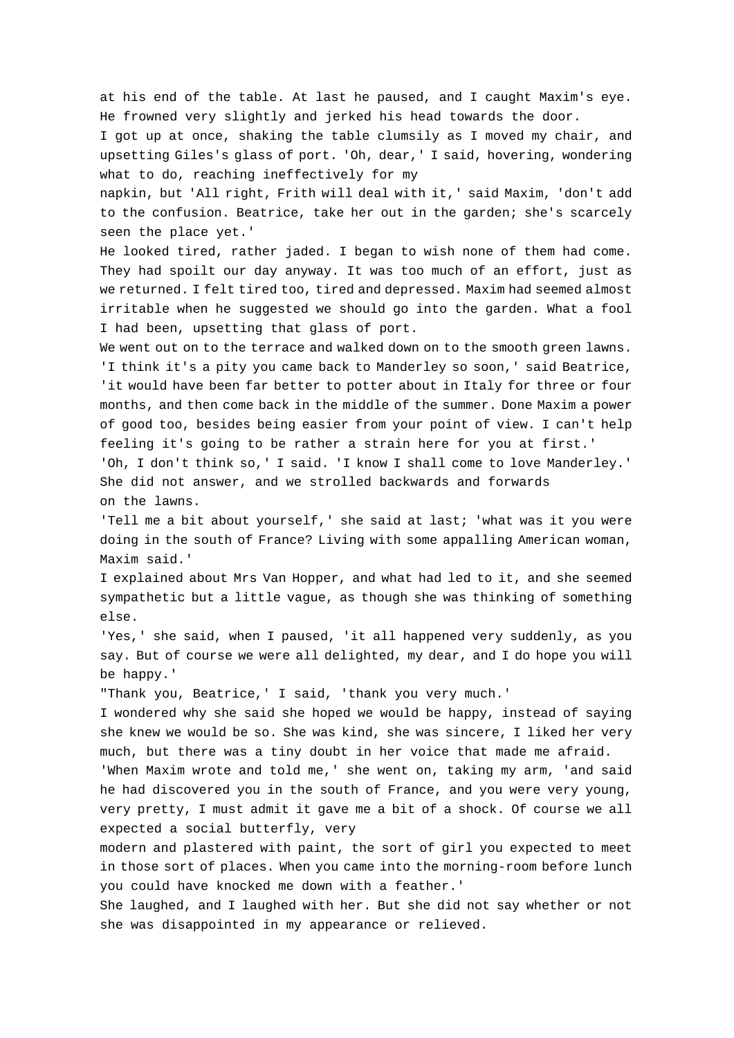at his end of the table. At last he paused, and I caught Maxim's eye. He frowned very slightly and jerked his head towards the door.

I got up at once, shaking the table clumsily as I moved my chair, and upsetting Giles's glass of port. 'Oh, dear,' I said, hovering, wondering what to do, reaching ineffectively for my napkin, but 'All right, Frith will deal with it,' said Maxim, 'don't add to the confusion. Beatrice, take her out in the garden; she's scarcely seen the place yet.'

He looked tired, rather jaded. I began to wish none of them had come. They had spoilt our day anyway. It was too much of an effort, just as we returned. I felt tired too, tired and depressed. Maxim had seemed almost irritable when he suggested we should go into the garden. What a fool I had been, upsetting that glass of port.

We went out on to the terrace and walked down on to the smooth green lawns. 'I think it's a pity you came back to Manderley so soon,' said Beatrice, 'it would have been far better to potter about in Italy for three or four months, and then come back in the middle of the summer. Done Maxim a power of good too, besides being easier from your point of view. I can't help feeling it's going to be rather a strain here for you at first.'

'Oh, I don't think so,' I said. 'I know I shall come to love Manderley.' She did not answer, and we strolled backwards and forwards on the lawns.

'Tell me a bit about yourself,' she said at last; 'what was it you were doing in the south of France? Living with some appalling American woman, Maxim said.'

I explained about Mrs Van Hopper, and what had led to it, and she seemed sympathetic but a little vague, as though she was thinking of something else.

'Yes,' she said, when I paused, 'it all happened very suddenly, as you say. But of course we were all delighted, my dear, and I do hope you will be happy.'

"Thank you, Beatrice,' I said, 'thank you very much.'

I wondered why she said she hoped we would be happy, instead of saying she knew we would be so. She was kind, she was sincere, I liked her very much, but there was a tiny doubt in her voice that made me afraid.

'When Maxim wrote and told me,' she went on, taking my arm, 'and said he had discovered you in the south of France, and you were very young, very pretty, I must admit it gave me a bit of a shock. Of course we all expected a social butterfly, very modern and plastered with paint, the sort of girl you expected to meet in those sort of places. When you came into the morning-room before lunch you could have knocked me down with a feather.'

She laughed, and I laughed with her. But she did not say whether or not she was disappointed in my appearance or relieved.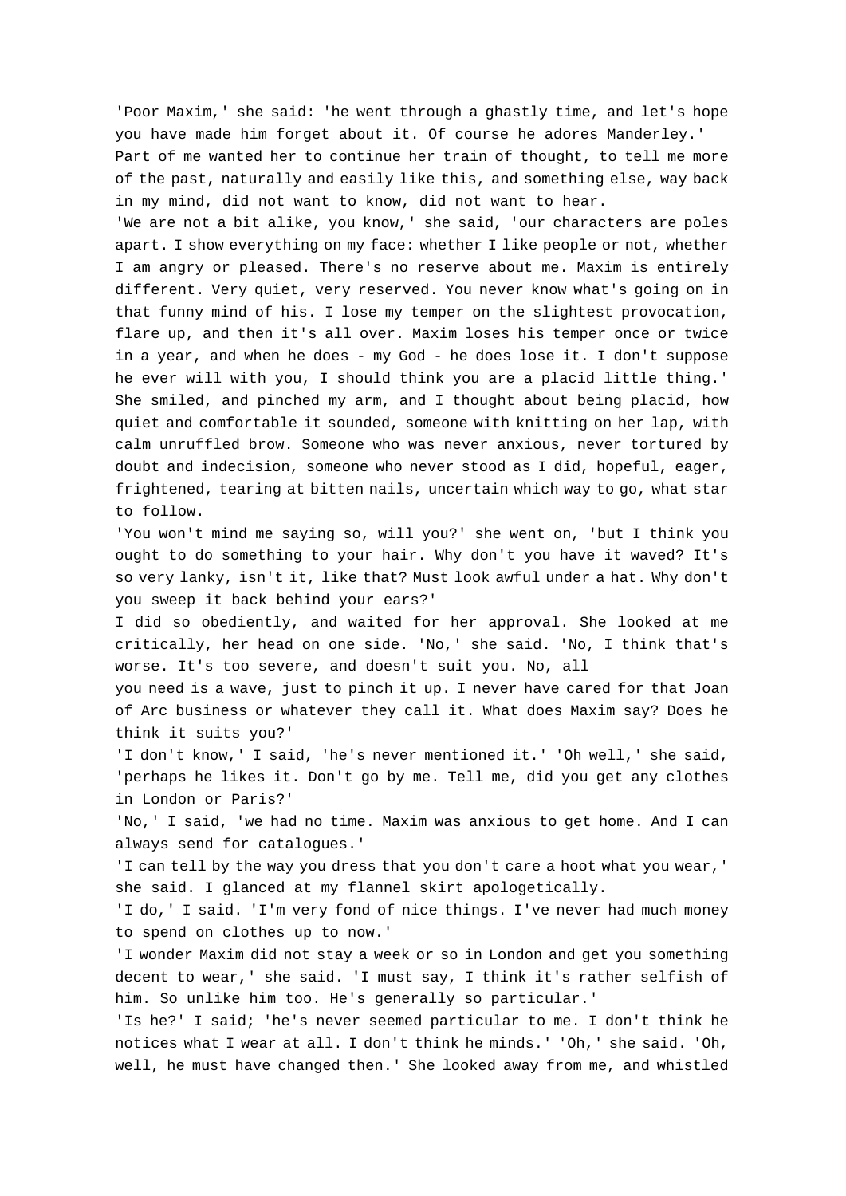'Poor Maxim,' she said: 'he went through a ghastly time, and let's hope you have made him forget about it. Of course he adores Manderley.'

Part of me wanted her to continue her train of thought, to tell me more of the past, naturally and easily like this, and something else, way back in my mind, did not want to know, did not want to hear.

'We are not a bit alike, you know,' she said, 'our characters are poles apart. I show everything on my face: whether I like people or not, whether I am angry or pleased. There's no reserve about me. Maxim is entirely different. Very quiet, very reserved. You never know what's going on in that funny mind of his. I lose my temper on the slightest provocation, flare up, and then it's all over. Maxim loses his temper once or twice in a year, and when he does - my God - he does lose it. I don't suppose he ever will with you, I should think you are a placid little thing.'

She smiled, and pinched my arm, and I thought about being placid, how quiet and comfortable it sounded, someone with knitting on her lap, with calm unruffled brow. Someone who was never anxious, never tortured by doubt and indecision, someone who never stood as I did, hopeful, eager, frightened, tearing at bitten nails, uncertain which way to go, what star to follow.

'You won't mind me saying so, will you?' she went on, 'but I think you ought to do something to your hair. Why don't you have it waved? It's so very lanky, isn't it, like that? Must look awful under a hat. Why don't you sweep it back behind your ears?'

I did so obediently, and waited for her approval. She looked at me critically, her head on one side. 'No,' she said. 'No, I think that's worse. It's too severe, and doesn't suit you. No, all you need is a wave, just to pinch it up. I never have cared for that Joan of Arc business or whatever they call it. What does Maxim say? Does he think it suits you?'

'I don't know,' I said, 'he's never mentioned it.' 'Oh well,' she said, 'perhaps he likes it. Don't go by me. Tell me, did you get any clothes in London or Paris?'

'No,' I said, 'we had no time. Maxim was anxious to get home. And I can always send for catalogues.'

'I can tell by the way you dress that you don't care a hoot what you wear,' she said. I glanced at my flannel skirt apologetically.

'I do,' I said. 'I'm very fond of nice things. I've never had much money to spend on clothes up to now.'

'I wonder Maxim did not stay a week or so in London and get you something decent to wear,' she said. 'I must say, I think it's rather selfish of him. So unlike him too. He's generally so particular.'

'Is he?' I said; 'he's never seemed particular to me. I don't think he notices what I wear at all. I don't think he minds.' 'Oh,' she said. 'Oh, well, he must have changed then.' She looked away from me, and whistled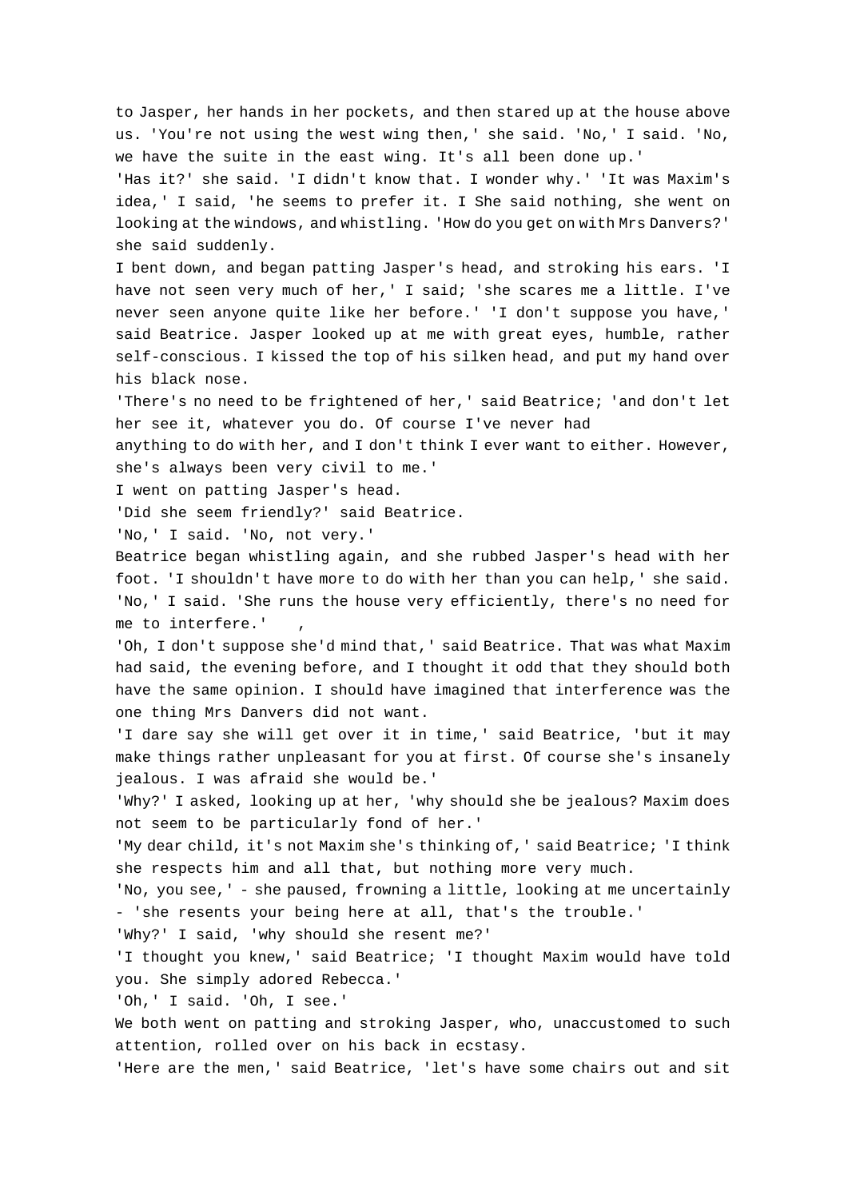to Jasper, her hands in her pockets, and then stared up at the house above us. 'You're not using the west wing then,' she said. 'No,' I said. 'No, we have the suite in the east wing. It's all been done up.'

'Has it?' she said. 'I didn't know that. I wonder why.' 'It was Maxim's idea,' I said, 'he seems to prefer it. I She said nothing, she went on looking at the windows, and whistling. 'How do you get on with Mrs Danvers?' she said suddenly.

I bent down, and began patting Jasper's head, and stroking his ears. 'I have not seen very much of her,' I said; 'she scares me a little. I've never seen anyone quite like her before.' 'I don't suppose you have,' said Beatrice. Jasper looked up at me with great eyes, humble, rather self-conscious. I kissed the top of his silken head, and put my hand over his black nose.

'There's no need to be frightened of her,' said Beatrice; 'and don't let her see it, whatever you do. Of course I've never had anything to do with her, and I don't think I ever want to either. However, she's always been very civil to me.'

I went on patting Jasper's head.

'Did she seem friendly?' said Beatrice.

'No,' I said. 'No, not very.'

Beatrice began whistling again, and she rubbed Jasper's head with her foot. 'I shouldn't have more to do with her than you can help,' she said. 'No,' I said. 'She runs the house very efficiently, there's no need for me to interfere.' ,

'Oh, I don't suppose she'd mind that,' said Beatrice. That was what Maxim had said, the evening before, and I thought it odd that they should both have the same opinion. I should have imagined that interference was the one thing Mrs Danvers did not want.

'I dare say she will get over it in time,' said Beatrice, 'but it may make things rather unpleasant for you at first. Of course she's insanely jealous. I was afraid she would be.'

'Why?' I asked, looking up at her, 'why should she be jealous? Maxim does not seem to be particularly fond of her.'

'My dear child, it's not Maxim she's thinking of,' said Beatrice; 'I think she respects him and all that, but nothing more very much.

'No, you see,' - she paused, frowning a little, looking at me uncertainly - 'she resents your being here at all, that's the trouble.'

'Why?' I said, 'why should she resent me?'

'I thought you knew,' said Beatrice; 'I thought Maxim would have told you. She simply adored Rebecca.'

'Oh,' I said. 'Oh, I see.'

We both went on patting and stroking Jasper, who, unaccustomed to such attention, rolled over on his back in ecstasy.

'Here are the men,' said Beatrice, 'let's have some chairs out and sit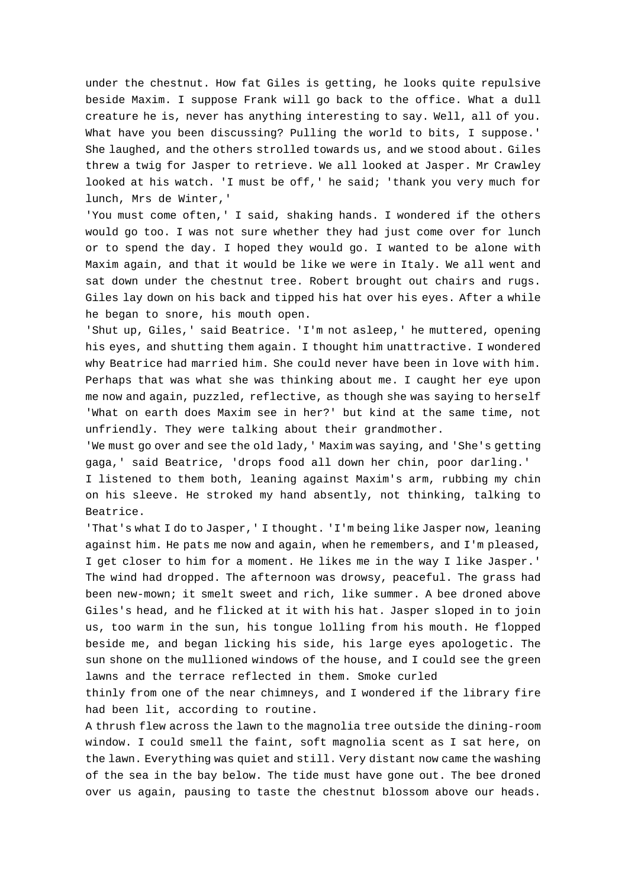under the chestnut. How fat Giles is getting, he looks quite repulsive beside Maxim. I suppose Frank will go back to the office. What a dull creature he is, never has anything interesting to say. Well, all of you. What have you been discussing? Pulling the world to bits, I suppose.' She laughed, and the others strolled towards us, and we stood about. Giles threw a twig for Jasper to retrieve. We all looked at Jasper. Mr Crawley looked at his watch. 'I must be off,' he said; 'thank you very much for lunch, Mrs de Winter,'

'You must come often,' I said, shaking hands. I wondered if the others would go too. I was not sure whether they had just come over for lunch or to spend the day. I hoped they would go. I wanted to be alone with Maxim again, and that it would be like we were in Italy. We all went and sat down under the chestnut tree. Robert brought out chairs and rugs. Giles lay down on his back and tipped his hat over his eyes. After a while he began to snore, his mouth open.

'Shut up, Giles,' said Beatrice. 'I'm not asleep,' he muttered, opening his eyes, and shutting them again. I thought him unattractive. I wondered why Beatrice had married him. She could never have been in love with him. Perhaps that was what she was thinking about me. I caught her eye upon me now and again, puzzled, reflective, as though she was saying to herself 'What on earth does Maxim see in her?' but kind at the same time, not unfriendly. They were talking about their grandmother.

'We must go over and see the old lady,' Maxim was saying, and 'She's getting gaga,' said Beatrice, 'drops food all down her chin, poor darling.'

I listened to them both, leaning against Maxim's arm, rubbing my chin on his sleeve. He stroked my hand absently, not thinking, talking to Beatrice.

'That's what I do to Jasper,' I thought. 'I'm being like Jasper now, leaning against him. He pats me now and again, when he remembers, and I'm pleased, I get closer to him for a moment. He likes me in the way I like Jasper.'

The wind had dropped. The afternoon was drowsy, peaceful. The grass had been new-mown; it smelt sweet and rich, like summer. A bee droned above Giles's head, and he flicked at it with his hat. Jasper sloped in to join us, too warm in the sun, his tongue lolling from his mouth. He flopped beside me, and began licking his side, his large eyes apologetic. The sun shone on the mullioned windows of the house, and I could see the green lawns and the terrace reflected in them. Smoke curled thinly from one of the near chimneys, and I wondered if the library fire had been lit, according to routine.

A thrush flew across the lawn to the magnolia tree outside the dining-room window. I could smell the faint, soft magnolia scent as I sat here, on the lawn. Everything was quiet and still. Very distant now came the washing of the sea in the bay below. The tide must have gone out. The bee droned over us again, pausing to taste the chestnut blossom above our heads.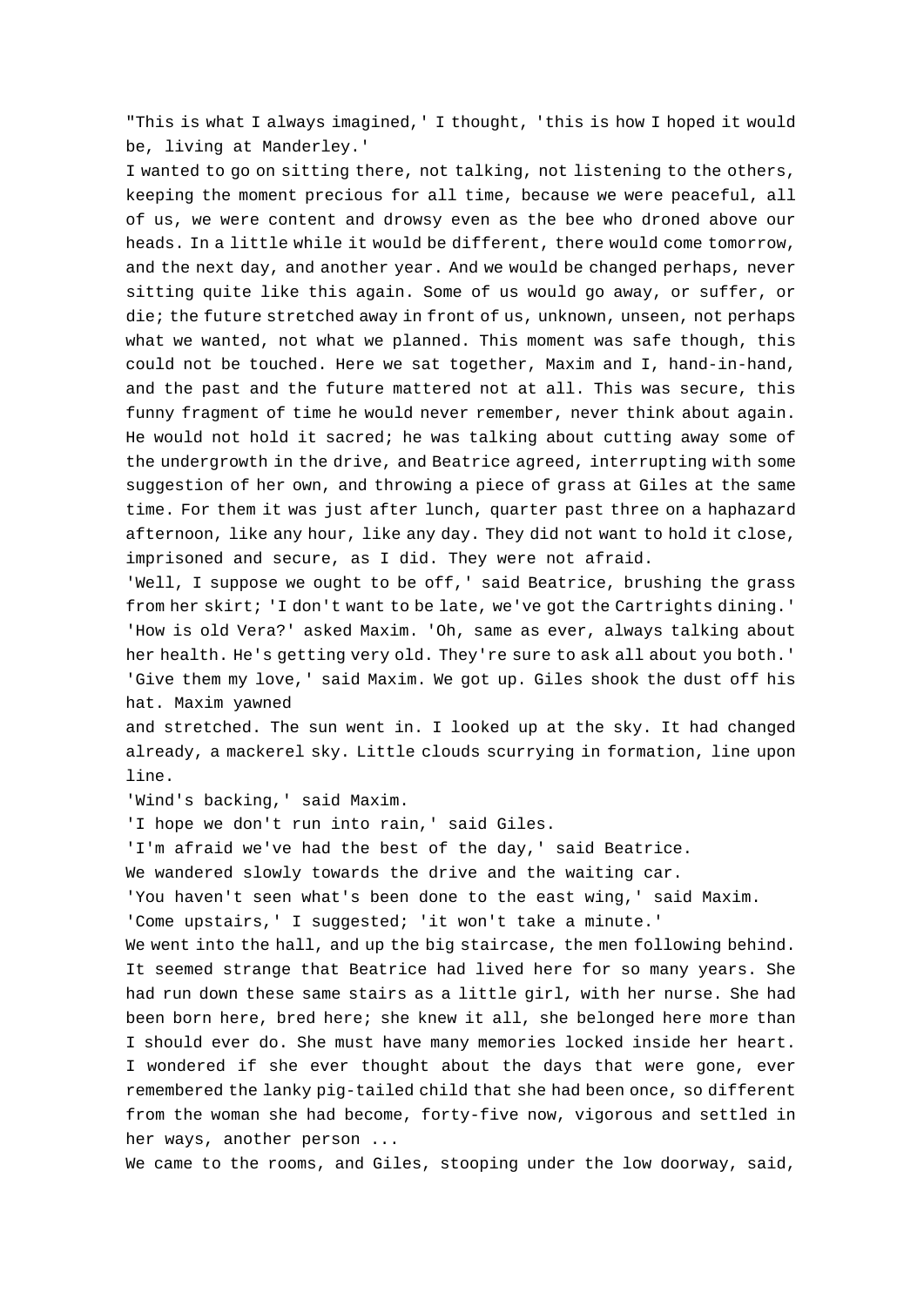"This is what I always imagined,' I thought, 'this is how I hoped it would be, living at Manderley.'

I wanted to go on sitting there, not talking, not listening to the others, keeping the moment precious for all time, because we were peaceful, all of us, we were content and drowsy even as the bee who droned above our heads. In a little while it would be different, there would come tomorrow, and the next day, and another year. And we would be changed perhaps, never sitting quite like this again. Some of us would go away, or suffer, or die; the future stretched away in front of us, unknown, unseen, not perhaps what we wanted, not what we planned. This moment was safe though, this could not be touched. Here we sat together, Maxim and I, hand-in-hand, and the past and the future mattered not at all. This was secure, this funny fragment of time he would never remember, never think about again. He would not hold it sacred; he was talking about cutting away some of the undergrowth in the drive, and Beatrice agreed, interrupting with some suggestion of her own, and throwing a piece of grass at Giles at the same time. For them it was just after lunch, quarter past three on a haphazard afternoon, like any hour, like any day. They did not want to hold it close, imprisoned and secure, as I did. They were not afraid.

'Well, I suppose we ought to be off,' said Beatrice, brushing the grass from her skirt; 'I don't want to be late, we've got the Cartrights dining.' 'How is old Vera?' asked Maxim. 'Oh, same as ever, always talking about her health. He's getting very old. They're sure to ask all about you both.' 'Give them my love,' said Maxim. We got up. Giles shook the dust off his hat. Maxim yawned and stretched. The sun went in. I looked up at the sky. It had changed already, a mackerel sky. Little clouds scurrying in formation, line upon line.

'Wind's backing,' said Maxim.

'I hope we don't run into rain,' said Giles.

'I'm afraid we've had the best of the day,' said Beatrice.

We wandered slowly towards the drive and the waiting car.

'You haven't seen what's been done to the east wing,' said Maxim.

'Come upstairs,' I suggested; 'it won't take a minute.'

We went into the hall, and up the big staircase, the men following behind. It seemed strange that Beatrice had lived here for so many years. She had run down these same stairs as a little girl, with her nurse. She had been born here, bred here; she knew it all, she belonged here more than I should ever do. She must have many memories locked inside her heart. I wondered if she ever thought about the days that were gone, ever remembered the lanky pig-tailed child that she had been once, so different from the woman she had become, forty-five now, vigorous and settled in her ways, another person ...

We came to the rooms, and Giles, stooping under the low doorway, said,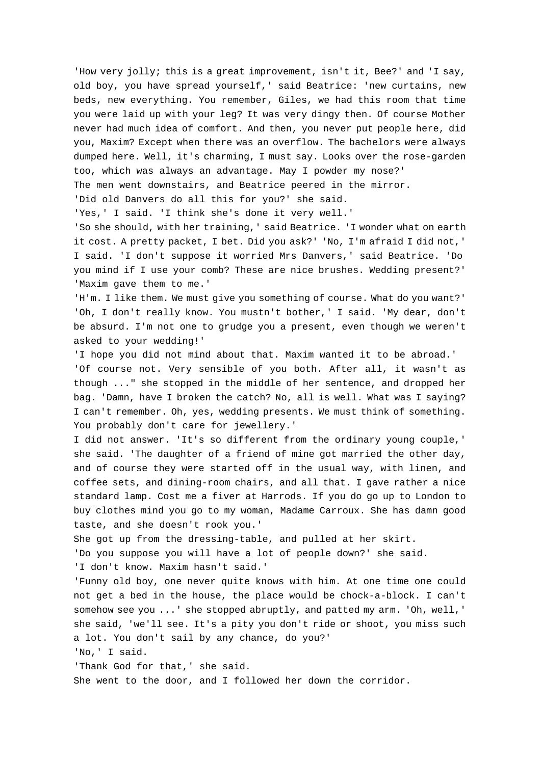'How very jolly; this is a great improvement, isn't it, Bee?' and 'I say, old boy, you have spread yourself,' said Beatrice: 'new curtains, new beds, new everything. You remember, Giles, we had this room that time you were laid up with your leg? It was very dingy then. Of course Mother never had much idea of comfort. And then, you never put people here, did you, Maxim? Except when there was an overflow. The bachelors were always dumped here. Well, it's charming, I must say. Looks over the rose-garden too, which was always an advantage. May I powder my nose?'

The men went downstairs, and Beatrice peered in the mirror.

'Did old Danvers do all this for you?' she said.

'Yes,' I said. 'I think she's done it very well.'

'So she should, with her training,' said Beatrice. 'I wonder what on earth it cost. A pretty packet, I bet. Did you ask?' 'No, I'm afraid I did not,' I said. 'I don't suppose it worried Mrs Danvers,' said Beatrice. 'Do you mind if I use your comb? These are nice brushes. Wedding present?'

'Maxim gave them to me.'

'H'm. I like them. We must give you something of course. What do you want?' 'Oh, I don't really know. You mustn't bother,' I said. 'My dear, don't be absurd. I'm not one to grudge you a present, even though we weren't asked to your wedding!'

'I hope you did not mind about that. Maxim wanted it to be abroad.'

'Of course not. Very sensible of you both. After all, it wasn't as though ..." she stopped in the middle of her sentence, and dropped her bag. 'Damn, have I broken the catch? No, all is well. What was I saying? I can't remember. Oh, yes, wedding presents. We must think of something. You probably don't care for jewellery.'

I did not answer. 'It's so different from the ordinary young couple,' she said. 'The daughter of a friend of mine got married the other day, and of course they were started off in the usual way, with linen, and coffee sets, and dining-room chairs, and all that. I gave rather a nice standard lamp. Cost me a fiver at Harrods. If you do go up to London to buy clothes mind you go to my woman, Madame Carroux. She has damn good taste, and she doesn't rook you.'

She got up from the dressing-table, and pulled at her skirt.

'Do you suppose you will have a lot of people down?' she said.

'I don't know. Maxim hasn't said.'

'Funny old boy, one never quite knows with him. At one time one could not get a bed in the house, the place would be chock-a-block. I can't somehow see you ...' she stopped abruptly, and patted my arm. 'Oh, well,' she said, 'we'll see. It's a pity you don't ride or shoot, you miss such a lot. You don't sail by any chance, do you?'

'No,' I said.

'Thank God for that,' she said.

She went to the door, and I followed her down the corridor.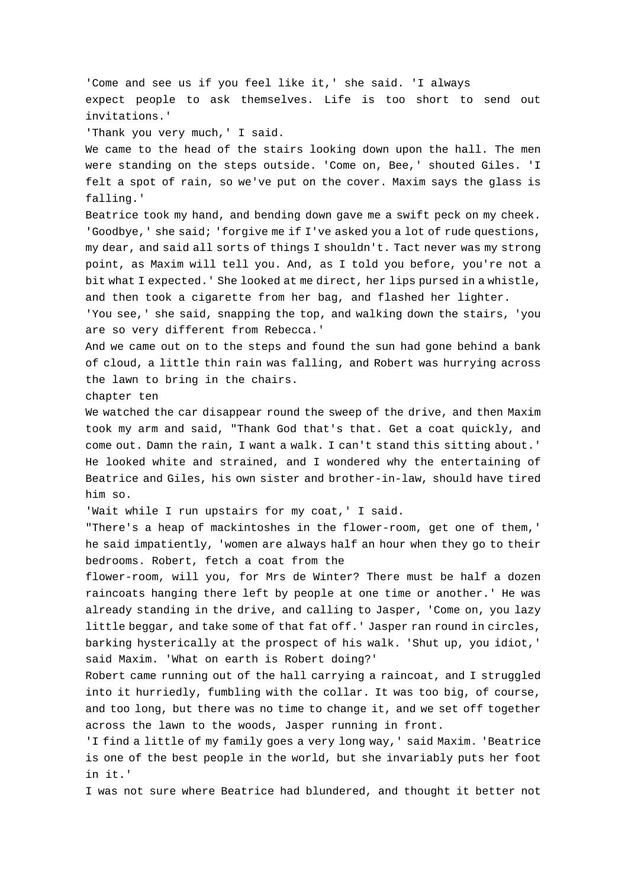'Come and see us if you feel like it,' she said. 'I always expect people to ask themselves. Life is too short to send out invitations.'

'Thank you very much,' I said.

We came to the head of the stairs looking down upon the hall. The men were standing on the steps outside. 'Come on, Bee,' shouted Giles. 'I felt a spot of rain, so we've put on the cover. Maxim says the glass is falling.'

Beatrice took my hand, and bending down gave me a swift peck on my cheek. 'Goodbye,' she said; 'forgive me if I've asked you a lot of rude questions, my dear, and said all sorts of things I shouldn't. Tact never was my strong point, as Maxim will tell you. And, as I told you before, you're not a bit what I expected.' She looked at me direct, her lips pursed in a whistle, and then took a cigarette from her bag, and flashed her lighter.

'You see,' she said, snapping the top, and walking down the stairs, 'you are so very different from Rebecca.'

And we came out on to the steps and found the sun had gone behind a bank of cloud, a little thin rain was falling, and Robert was hurrying across the lawn to bring in the chairs.

## chapter ten

We watched the car disappear round the sweep of the drive, and then Maxim took my arm and said, "Thank God that's that. Get a coat quickly, and come out. Damn the rain, I want a walk. I can't stand this sitting about.' He looked white and strained, and I wondered why the entertaining of Beatrice and Giles, his own sister and brother-in-law, should have tired him so.

'Wait while I run upstairs for my coat,' I said.

"There's a heap of mackintoshes in the flower-room, get one of them,' he said impatiently, 'women are always half an hour when they go to their bedrooms. Robert, fetch a coat from the flower-room, will you, for Mrs de Winter? There must be half a dozen raincoats hanging there left by people at one time or another.' He was already standing in the drive, and calling to Jasper, 'Come on, you lazy little beggar, and take some of that fat off.' Jasper ran round in circles, barking hysterically at the prospect of his walk. 'Shut up, you idiot,' said Maxim. 'What on earth is Robert doing?'

Robert came running out of the hall carrying a raincoat, and I struggled into it hurriedly, fumbling with the collar. It was too big, of course, and too long, but there was no time to change it, and we set off together across the lawn to the woods, Jasper running in front.

'I find a little of my family goes a very long way,' said Maxim. 'Beatrice is one of the best people in the world, but she invariably puts her foot in it.'

I was not sure where Beatrice had blundered, and thought it better not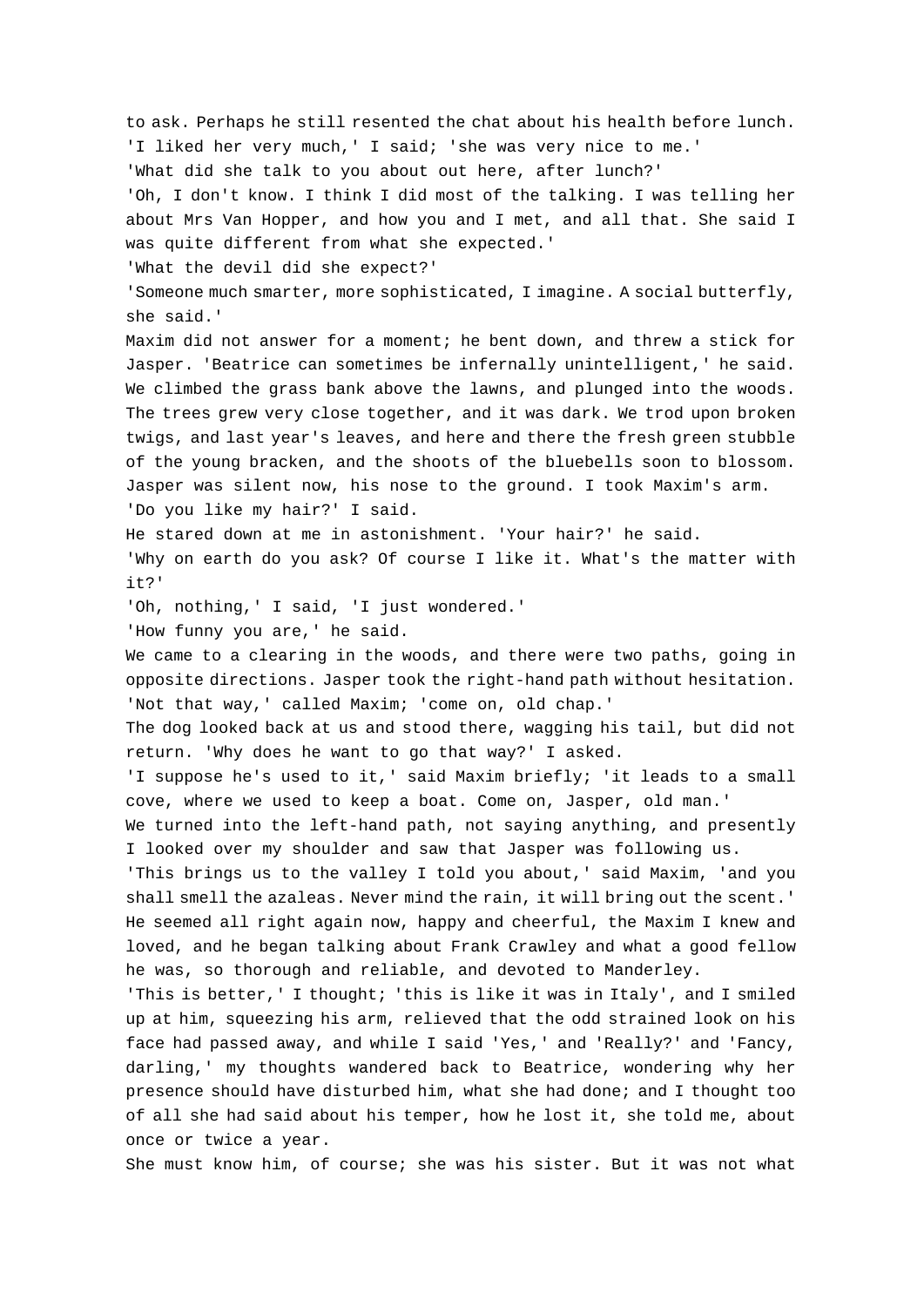to ask. Perhaps he still resented the chat about his health before lunch.

'I liked her very much,' I said; 'she was very nice to me.'

'What did she talk to you about out here, after lunch?'

'Oh, I don't know. I think I did most of the talking. I was telling her about Mrs Van Hopper, and how you and I met, and all that. She said I was quite different from what she expected.'

'What the devil did she expect?'

'Someone much smarter, more sophisticated, I imagine. A social butterfly, she said.'

Maxim did not answer for a moment; he bent down, and threw a stick for Jasper. 'Beatrice can sometimes be infernally unintelligent,' he said.

We climbed the grass bank above the lawns, and plunged into the woods. The trees grew very close together, and it was dark. We trod upon broken twigs, and last year's leaves, and here and there the fresh green stubble of the young bracken, and the shoots of the bluebells soon to blossom. Jasper was silent now, his nose to the ground. I took Maxim's arm.

'Do you like my hair?' I said.

He stared down at me in astonishment. 'Your hair?' he said.

'Why on earth do you ask? Of course I like it. What's the matter with it?'

'Oh, nothing,' I said, 'I just wondered.'

'How funny you are,' he said.

We came to a clearing in the woods, and there were two paths, going in opposite directions. Jasper took the right-hand path without hesitation.

'Not that way,' called Maxim; 'come on, old chap.'

The dog looked back at us and stood there, wagging his tail, but did not return. 'Why does he want to go that way?' I asked.

'I suppose he's used to it,' said Maxim briefly; 'it leads to a small cove, where we used to keep a boat. Come on, Jasper, old man.'

We turned into the left-hand path, not saying anything, and presently I looked over my shoulder and saw that Jasper was following us.

'This brings us to the valley I told you about,' said Maxim, 'and you shall smell the azaleas. Never mind the rain, it will bring out the scent.'

He seemed all right again now, happy and cheerful, the Maxim I knew and loved, and he began talking about Frank Crawley and what a good fellow he was, so thorough and reliable, and devoted to Manderley.

'This is better,' I thought; 'this is like it was in Italy', and I smiled up at him, squeezing his arm, relieved that the odd strained look on his face had passed away, and while I said 'Yes,' and 'Really?' and 'Fancy, darling,' my thoughts wandered back to Beatrice, wondering why her presence should have disturbed him, what she had done; and I thought too of all she had said about his temper, how he lost it, she told me, about once or twice a year.

She must know him, of course; she was his sister. But it was not what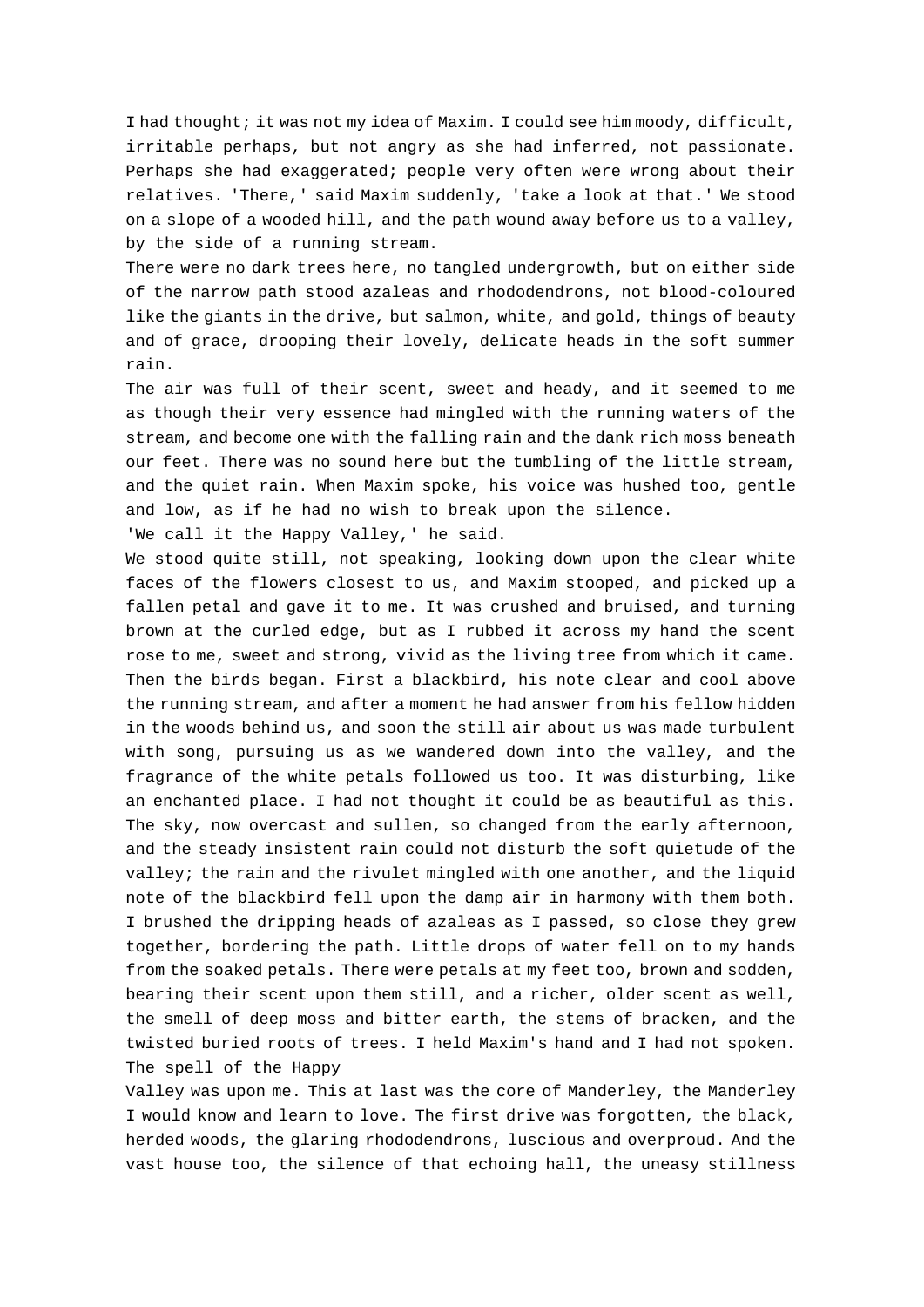I had thought; it was not my idea of Maxim. I could see him moody, difficult, irritable perhaps, but not angry as she had inferred, not passionate. Perhaps she had exaggerated; people very often were wrong about their relatives. 'There,' said Maxim suddenly, 'take a look at that.' We stood on a slope of a wooded hill, and the path wound away before us to a valley, by the side of a running stream.

There were no dark trees here, no tangled undergrowth, but on either side of the narrow path stood azaleas and rhododendrons, not blood-coloured like the giants in the drive, but salmon, white, and gold, things of beauty and of grace, drooping their lovely, delicate heads in the soft summer rain.

The air was full of their scent, sweet and heady, and it seemed to me as though their very essence had mingled with the running waters of the stream, and become one with the falling rain and the dank rich moss beneath our feet. There was no sound here but the tumbling of the little stream, and the quiet rain. When Maxim spoke, his voice was hushed too, gentle and low, as if he had no wish to break upon the silence.

'We call it the Happy Valley,' he said.

We stood quite still, not speaking, looking down upon the clear white faces of the flowers closest to us, and Maxim stooped, and picked up a fallen petal and gave it to me. It was crushed and bruised, and turning brown at the curled edge, but as I rubbed it across my hand the scent rose to me, sweet and strong, vivid as the living tree from which it came. Then the birds began. First a blackbird, his note clear and cool above the running stream, and after a moment he had answer from his fellow hidden in the woods behind us, and soon the still air about us was made turbulent with song, pursuing us as we wandered down into the valley, and the fragrance of the white petals followed us too. It was disturbing, like an enchanted place. I had not thought it could be as beautiful as this. The sky, now overcast and sullen, so changed from the early afternoon, and the steady insistent rain could not disturb the soft quietude of the valley; the rain and the rivulet mingled with one another, and the liquid note of the blackbird fell upon the damp air in harmony with them both. I brushed the dripping heads of azaleas as I passed, so close they grew together, bordering the path. Little drops of water fell on to my hands from the soaked petals. There were petals at my feet too, brown and sodden, bearing their scent upon them still, and a richer, older scent as well, the smell of deep moss and bitter earth, the stems of bracken, and the twisted buried roots of trees. I held Maxim's hand and I had not spoken. The spell of the Happy Valley was upon me. This at last was the core of Manderley, the Manderley I would know and learn to love. The first drive was forgotten, the black, herded woods, the glaring rhododendrons, luscious and overproud. And the vast house too, the silence of that echoing hall, the uneasy stillness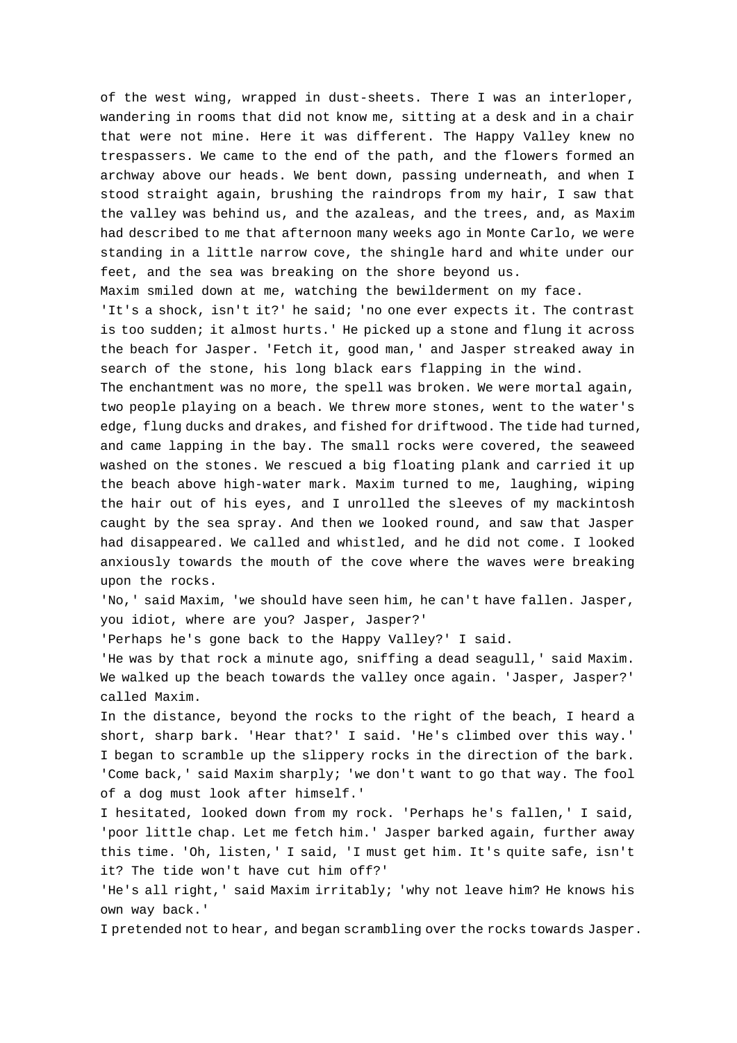of the west wing, wrapped in dust-sheets. There I was an interloper, wandering in rooms that did not know me, sitting at a desk and in a chair that were not mine. Here it was different. The Happy Valley knew no trespassers. We came to the end of the path, and the flowers formed an archway above our heads. We bent down, passing underneath, and when I stood straight again, brushing the raindrops from my hair, I saw that the valley was behind us, and the azaleas, and the trees, and, as Maxim had described to me that afternoon many weeks ago in Monte Carlo, we were standing in a little narrow cove, the shingle hard and white under our feet, and the sea was breaking on the shore beyond us.

Maxim smiled down at me, watching the bewilderment on my face.

'It's a shock, isn't it?' he said; 'no one ever expects it. The contrast is too sudden; it almost hurts.' He picked up a stone and flung it across the beach for Jasper. 'Fetch it, good man,' and Jasper streaked away in search of the stone, his long black ears flapping in the wind.

The enchantment was no more, the spell was broken. We were mortal again, two people playing on a beach. We threw more stones, went to the water's edge, flung ducks and drakes, and fished for driftwood. The tide had turned, and came lapping in the bay. The small rocks were covered, the seaweed washed on the stones. We rescued a big floating plank and carried it up the beach above high-water mark. Maxim turned to me, laughing, wiping the hair out of his eyes, and I unrolled the sleeves of my mackintosh caught by the sea spray. And then we looked round, and saw that Jasper had disappeared. We called and whistled, and he did not come. I looked anxiously towards the mouth of the cove where the waves were breaking upon the rocks.

'No,' said Maxim, 'we should have seen him, he can't have fallen. Jasper, you idiot, where are you? Jasper, Jasper?'

'Perhaps he's gone back to the Happy Valley?' I said.

'He was by that rock a minute ago, sniffing a dead seagull,' said Maxim. We walked up the beach towards the valley once again. 'Jasper, Jasper?' called Maxim.

In the distance, beyond the rocks to the right of the beach, I heard a short, sharp bark. 'Hear that?' I said. 'He's climbed over this way.' I began to scramble up the slippery rocks in the direction of the bark.

'Come back,' said Maxim sharply; 'we don't want to go that way. The fool of a dog must look after himself.'

I hesitated, looked down from my rock. 'Perhaps he's fallen,' I said, 'poor little chap. Let me fetch him.' Jasper barked again, further away this time. 'Oh, listen,' I said, 'I must get him. It's quite safe, isn't it? The tide won't have cut him off?'

'He's all right,' said Maxim irritably; 'why not leave him? He knows his own way back.'

I pretended not to hear, and began scrambling over the rocks towards Jasper.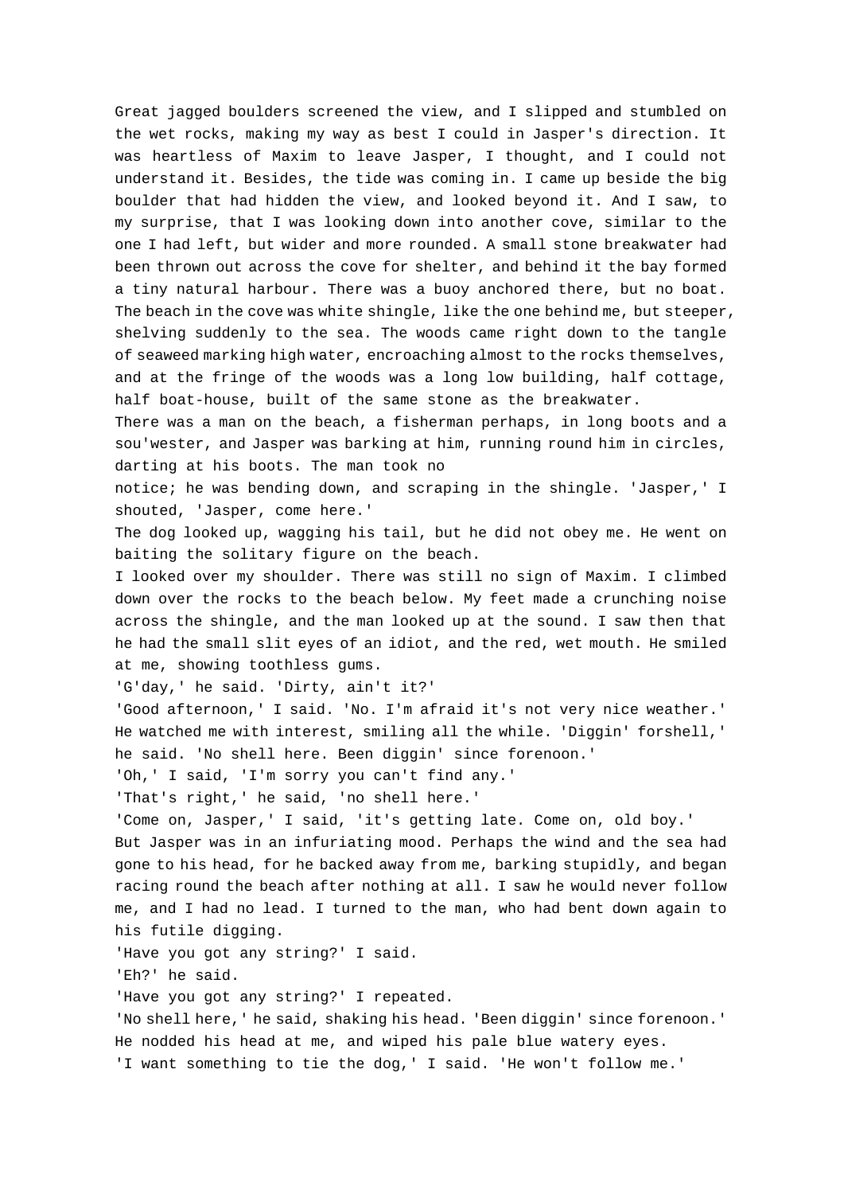Great jagged boulders screened the view, and I slipped and stumbled on the wet rocks, making my way as best I could in Jasper's direction. It was heartless of Maxim to leave Jasper, I thought, and I could not understand it. Besides, the tide was coming in. I came up beside the big boulder that had hidden the view, and looked beyond it. And I saw, to my surprise, that I was looking down into another cove, similar to the one I had left, but wider and more rounded. A small stone breakwater had been thrown out across the cove for shelter, and behind it the bay formed a tiny natural harbour. There was a buoy anchored there, but no boat. The beach in the cove was white shingle, like the one behind me, but steeper, shelving suddenly to the sea. The woods came right down to the tangle of seaweed marking high water, encroaching almost to the rocks themselves, and at the fringe of the woods was a long low building, half cottage, half boat-house, built of the same stone as the breakwater.

There was a man on the beach, a fisherman perhaps, in long boots and a sou'wester, and Jasper was barking at him, running round him in circles, darting at his boots. The man took no notice; he was bending down, and scraping in the shingle. 'Jasper,' I shouted, 'Jasper, come here.'

The dog looked up, wagging his tail, but he did not obey me. He went on baiting the solitary figure on the beach.

I looked over my shoulder. There was still no sign of Maxim. I climbed down over the rocks to the beach below. My feet made a crunching noise across the shingle, and the man looked up at the sound. I saw then that he had the small slit eyes of an idiot, and the red, wet mouth. He smiled at me, showing toothless gums.

'G'day,' he said. 'Dirty, ain't it?'

'Good afternoon,' I said. 'No. I'm afraid it's not very nice weather.'

He watched me with interest, smiling all the while. 'Diggin' forshell,' he said. 'No shell here. Been diggin' since forenoon.'

'Oh,' I said, 'I'm sorry you can't find any.'

'That's right,' he said, 'no shell here.'

'Come on, Jasper,' I said, 'it's getting late. Come on, old boy.'

But Jasper was in an infuriating mood. Perhaps the wind and the sea had gone to his head, for he backed away from me, barking stupidly, and began racing round the beach after nothing at all. I saw he would never follow me, and I had no lead. I turned to the man, who had bent down again to his futile digging.

'Have you got any string?' I said.

'Eh?' he said.

'Have you got any string?' I repeated.

'No shell here,' he said, shaking his head. 'Been diggin' since forenoon.'

He nodded his head at me, and wiped his pale blue watery eyes.

'I want something to tie the dog,' I said. 'He won't follow me.'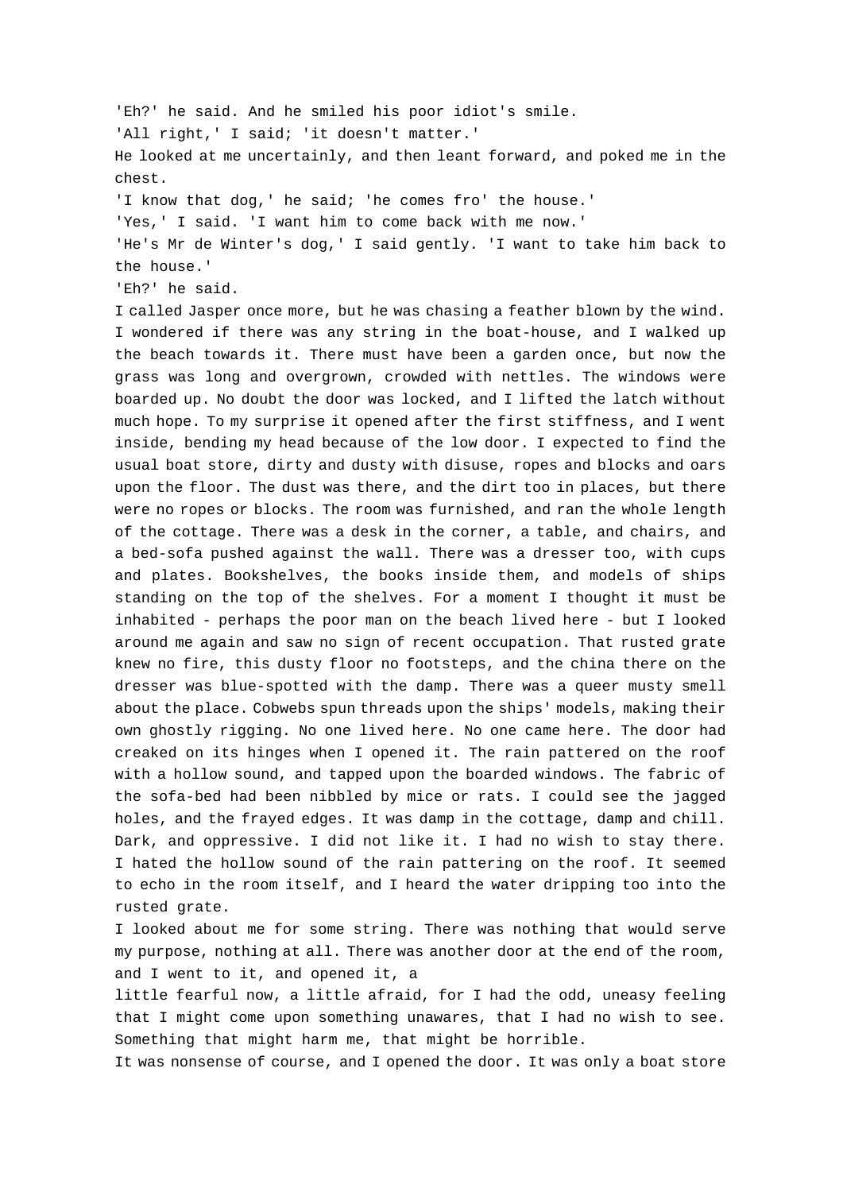'Eh?' he said. And he smiled his poor idiot's smile.

'All right,' I said; 'it doesn't matter.'

He looked at me uncertainly, and then leant forward, and poked me in the chest.

'I know that dog,' he said; 'he comes fro' the house.'

'Yes,' I said. 'I want him to come back with me now.'

'He's Mr de Winter's dog,' I said gently. 'I want to take him back to the house.'

'Eh?' he said.

I called Jasper once more, but he was chasing a feather blown by the wind. I wondered if there was any string in the boat-house, and I walked up the beach towards it. There must have been a garden once, but now the grass was long and overgrown, crowded with nettles. The windows were boarded up. No doubt the door was locked, and I lifted the latch without much hope. To my surprise it opened after the first stiffness, and I went inside, bending my head because of the low door. I expected to find the usual boat store, dirty and dusty with disuse, ropes and blocks and oars upon the floor. The dust was there, and the dirt too in places, but there were no ropes or blocks. The room was furnished, and ran the whole length of the cottage. There was a desk in the corner, a table, and chairs, and a bed-sofa pushed against the wall. There was a dresser too, with cups and plates. Bookshelves, the books inside them, and models of ships standing on the top of the shelves. For a moment I thought it must be inhabited - perhaps the poor man on the beach lived here - but I looked around me again and saw no sign of recent occupation. That rusted grate knew no fire, this dusty floor no footsteps, and the china there on the dresser was blue-spotted with the damp. There was a queer musty smell about the place. Cobwebs spun threads upon the ships' models, making their own ghostly rigging. No one lived here. No one came here. The door had creaked on its hinges when I opened it. The rain pattered on the roof with a hollow sound, and tapped upon the boarded windows. The fabric of the sofa-bed had been nibbled by mice or rats. I could see the jagged holes, and the frayed edges. It was damp in the cottage, damp and chill. Dark, and oppressive. I did not like it. I had no wish to stay there. I hated the hollow sound of the rain pattering on the roof. It seemed to echo in the room itself, and I heard the water dripping too into the rusted grate.

I looked about me for some string. There was nothing that would serve my purpose, nothing at all. There was another door at the end of the room, and I went to it, and opened it, a little fearful now, a little afraid, for I had the odd, uneasy feeling that I might come upon something unawares, that I had no wish to see. Something that might harm me, that might be horrible.

It was nonsense of course, and I opened the door. It was only a boat store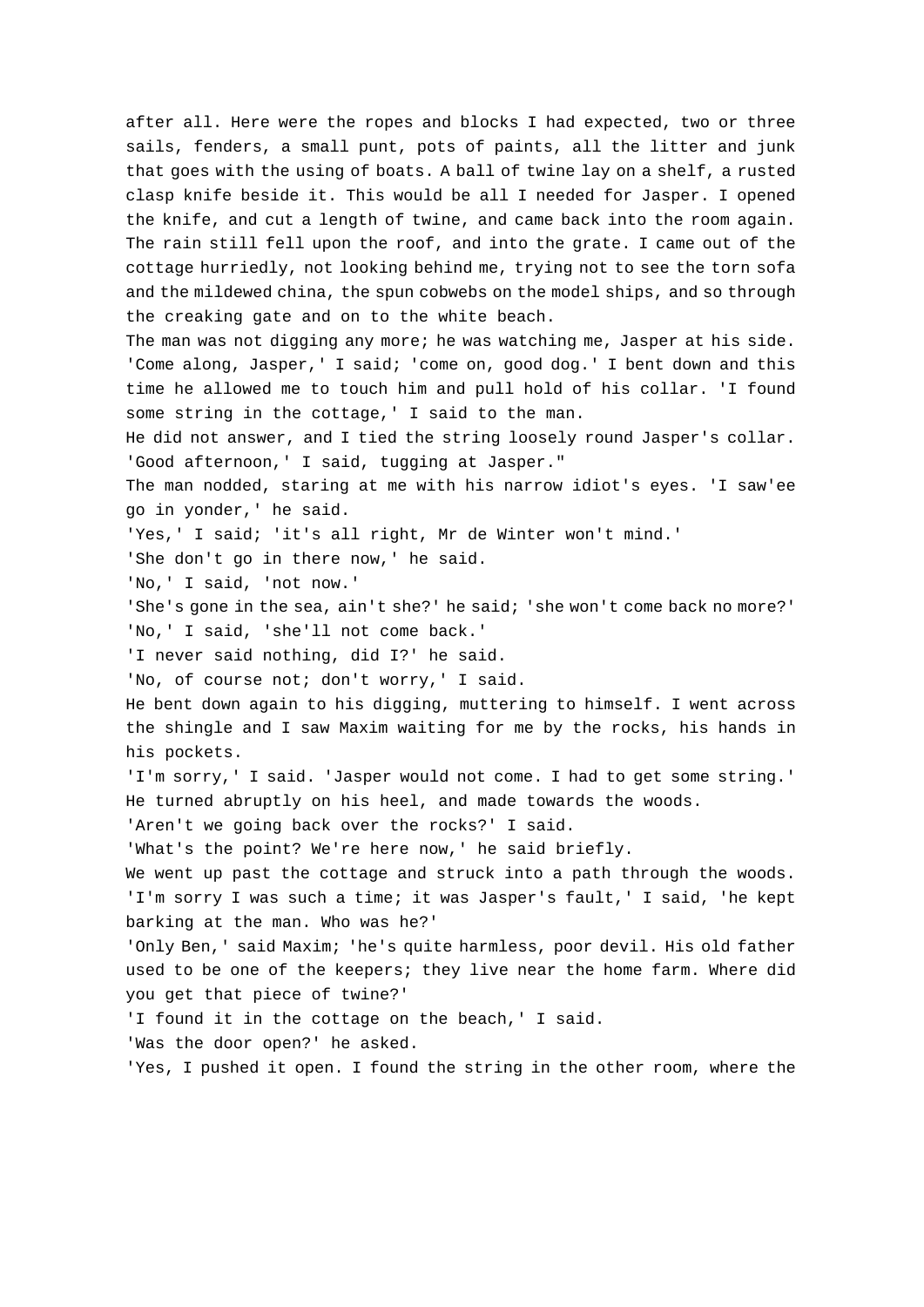after all. Here were the ropes and blocks I had expected, two or three sails, fenders, a small punt, pots of paints, all the litter and junk that goes with the using of boats. A ball of twine lay on a shelf, a rusted clasp knife beside it. This would be all I needed for Jasper. I opened the knife, and cut a length of twine, and came back into the room again. The rain still fell upon the roof, and into the grate. I came out of the cottage hurriedly, not looking behind me, trying not to see the torn sofa and the mildewed china, the spun cobwebs on the model ships, and so through the creaking gate and on to the white beach.

The man was not digging any more; he was watching me, Jasper at his side. 'Come along, Jasper,' I said; 'come on, good dog.' I bent down and this time he allowed me to touch him and pull hold of his collar. 'I found some string in the cottage,' I said to the man.

He did not answer, and I tied the string loosely round Jasper's collar. 'Good afternoon,' I said, tugging at Jasper."

The man nodded, staring at me with his narrow idiot's eyes. 'I saw'ee go in yonder,' he said.

'Yes,' I said; 'it's all right, Mr de Winter won't mind.'

'She don't go in there now,' he said.

'No,' I said, 'not now.'

'She's gone in the sea, ain't she?' he said; 'she won't come back no more?'

'No,' I said, 'she'll not come back.'

'I never said nothing, did I?' he said.

'No, of course not; don't worry,' I said.

He bent down again to his digging, muttering to himself. I went across the shingle and I saw Maxim waiting for me by the rocks, his hands in his pockets.

'I'm sorry,' I said. 'Jasper would not come. I had to get some string.'

He turned abruptly on his heel, and made towards the woods.

'Aren't we going back over the rocks?' I said.

'What's the point? We're here now,' he said briefly.

We went up past the cottage and struck into a path through the woods.

'I'm sorry I was such a time; it was Jasper's fault,' I said, 'he kept barking at the man. Who was he?'

'Only Ben,' said Maxim; 'he's quite harmless, poor devil. His old father used to be one of the keepers; they live near the home farm. Where did you get that piece of twine?'

'I found it in the cottage on the beach,' I said.

'Was the door open?' he asked.

'Yes, I pushed it open. I found the string in the other room, where the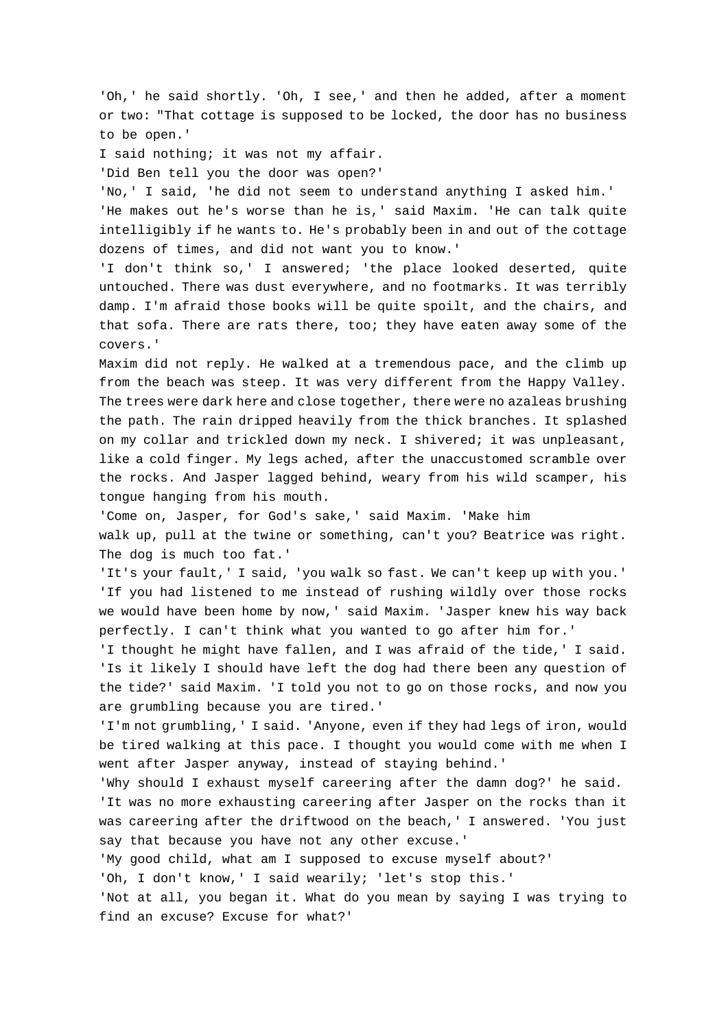'Oh,' he said shortly. 'Oh, I see,' and then he added, after a moment or two: "That cottage is supposed to be locked, the door has no business to be open.'

I said nothing; it was not my affair.

'Did Ben tell you the door was open?'

'No,' I said, 'he did not seem to understand anything I asked him.'

'He makes out he's worse than he is,' said Maxim. 'He can talk quite intelligibly if he wants to. He's probably been in and out of the cottage dozens of times, and did not want you to know.'

'I don't think so,' I answered; 'the place looked deserted, quite untouched. There was dust everywhere, and no footmarks. It was terribly damp. I'm afraid those books will be quite spoilt, and the chairs, and that sofa. There are rats there, too; they have eaten away some of the covers.'

Maxim did not reply. He walked at a tremendous pace, and the climb up from the beach was steep. It was very different from the Happy Valley. The trees were dark here and close together, there were no azaleas brushing the path. The rain dripped heavily from the thick branches. It splashed on my collar and trickled down my neck. I shivered; it was unpleasant, like a cold finger. My legs ached, after the unaccustomed scramble over the rocks. And Jasper lagged behind, weary from his wild scamper, his tongue hanging from his mouth.

'Come on, Jasper, for God's sake,' said Maxim. 'Make him walk up, pull at the twine or something, can't you? Beatrice was right. The dog is much too fat.'

'It's your fault,' I said, 'you walk so fast. We can't keep up with you.'

'If you had listened to me instead of rushing wildly over those rocks we would have been home by now,' said Maxim. 'Jasper knew his way back perfectly. I can't think what you wanted to go after him for.'

'I thought he might have fallen, and I was afraid of the tide,' I said.

'Is it likely I should have left the dog had there been any question of the tide?' said Maxim. 'I told you not to go on those rocks, and now you are grumbling because you are tired.'

'I'm not grumbling,' I said. 'Anyone, even if they had legs of iron, would be tired walking at this pace. I thought you would come with me when I went after Jasper anyway, instead of staying behind.'

'Why should I exhaust myself careering after the damn dog?' he said.

'It was no more exhausting careering after Jasper on the rocks than it was careering after the driftwood on the beach,' I answered. 'You just say that because you have not any other excuse.'

'My good child, what am I supposed to excuse myself about?'

'Oh, I don't know,' I said wearily; 'let's stop this.'

'Not at all, you began it. What do you mean by saying I was trying to find an excuse? Excuse for what?'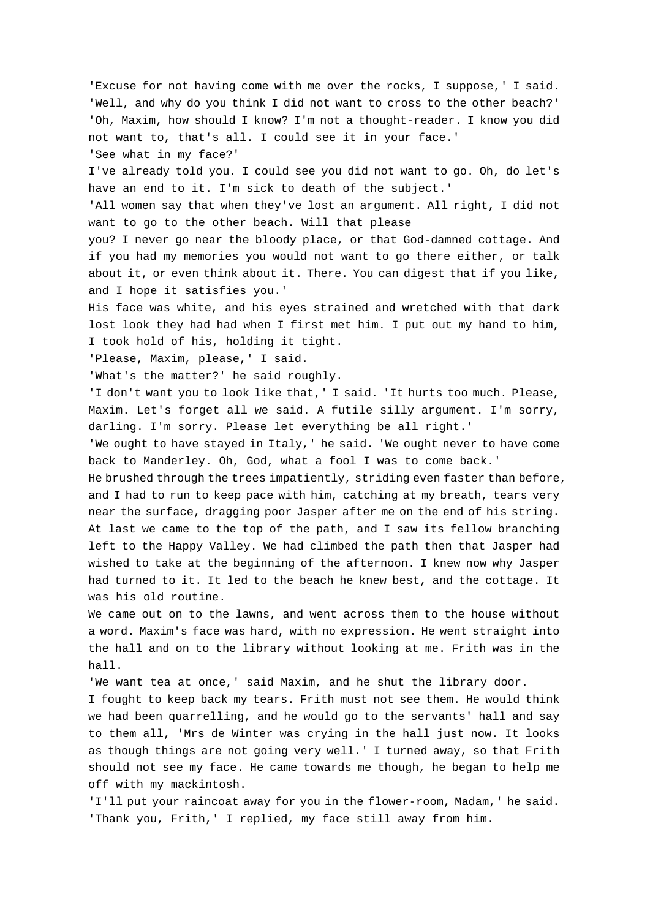'Excuse for not having come with me over the rocks, I suppose,' I said.

'Well, and why do you think I did not want to cross to the other beach?'

'Oh, Maxim, how should I know? I'm not a thought-reader. I know you did not want to, that's all. I could see it in your face.'

'See what in my face?'

I've already told you. I could see you did not want to go. Oh, do let's have an end to it. I'm sick to death of the subject.'

'All women say that when they've lost an argument. All right, I did not want to go to the other beach. Will that please you? I never go near the bloody place, or that God-damned cottage. And if you had my memories you would not want to go there either, or talk about it, or even think about it. There. You can digest that if you like, and I hope it satisfies you.'

His face was white, and his eyes strained and wretched with that dark lost look they had had when I first met him. I put out my hand to him, I took hold of his, holding it tight.

'Please, Maxim, please,' I said.

'What's the matter?' he said roughly.

'I don't want you to look like that,' I said. 'It hurts too much. Please, Maxim. Let's forget all we said. A futile silly argument. I'm sorry, darling. I'm sorry. Please let everything be all right.'

'We ought to have stayed in Italy,' he said. 'We ought never to have come back to Manderley. Oh, God, what a fool I was to come back.'

He brushed through the trees impatiently, striding even faster than before, and I had to run to keep pace with him, catching at my breath, tears very near the surface, dragging poor Jasper after me on the end of his string. At last we came to the top of the path, and I saw its fellow branching left to the Happy Valley. We had climbed the path then that Jasper had wished to take at the beginning of the afternoon. I knew now why Jasper had turned to it. It led to the beach he knew best, and the cottage. It was his old routine.

We came out on to the lawns, and went across them to the house without a word. Maxim's face was hard, with no expression. He went straight into the hall and on to the library without looking at me. Frith was in the hall.

'We want tea at once,' said Maxim, and he shut the library door.

I fought to keep back my tears. Frith must not see them. He would think we had been quarrelling, and he would go to the servants' hall and say to them all, 'Mrs de Winter was crying in the hall just now. It looks as though things are not going very well.' I turned away, so that Frith should not see my face. He came towards me though, he began to help me off with my mackintosh.

'I'll put your raincoat away for you in the flower-room, Madam,' he said.

'Thank you, Frith,' I replied, my face still away from him.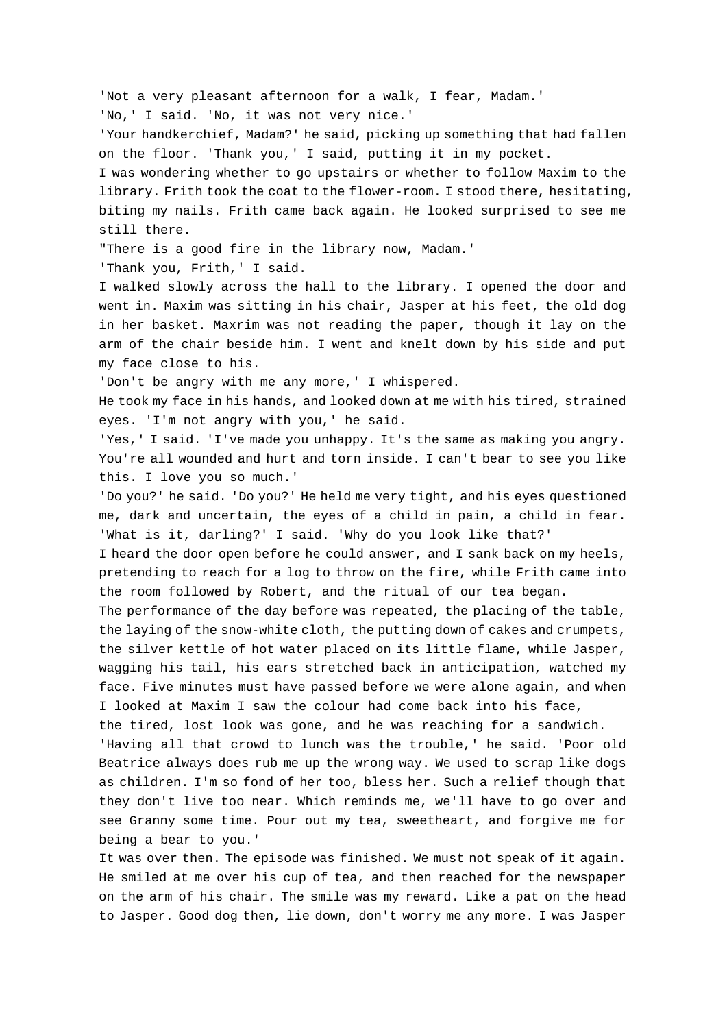'Not a very pleasant afternoon for a walk, I fear, Madam.'

'No,' I said. 'No, it was not very nice.'

'Your handkerchief, Madam?' he said, picking up something that had fallen on the floor. 'Thank you,' I said, putting it in my pocket.

I was wondering whether to go upstairs or whether to follow Maxim to the library. Frith took the coat to the flower-room. I stood there, hesitating, biting my nails. Frith came back again. He looked surprised to see me still there.

"There is a good fire in the library now, Madam.'

'Thank you, Frith,' I said.

I walked slowly across the hall to the library. I opened the door and went in. Maxim was sitting in his chair, Jasper at his feet, the old dog in her basket. Maxrim was not reading the paper, though it lay on the arm of the chair beside him. I went and knelt down by his side and put my face close to his.

'Don't be angry with me any more,' I whispered.

He took my face in his hands, and looked down at me with his tired, strained eyes. 'I'm not angry with you,' he said.

'Yes,' I said. 'I've made you unhappy. It's the same as making you angry. You're all wounded and hurt and torn inside. I can't bear to see you like this. I love you so much.'

'Do you?' he said. 'Do you?' He held me very tight, and his eyes questioned me, dark and uncertain, the eyes of a child in pain, a child in fear.

'What is it, darling?' I said. 'Why do you look like that?'

I heard the door open before he could answer, and I sank back on my heels, pretending to reach for a log to throw on the fire, while Frith came into the room followed by Robert, and the ritual of our tea began.

The performance of the day before was repeated, the placing of the table, the laying of the snow-white cloth, the putting down of cakes and crumpets, the silver kettle of hot water placed on its little flame, while Jasper, wagging his tail, his ears stretched back in anticipation, watched my face. Five minutes must have passed before we were alone again, and when I looked at Maxim I saw the colour had come back into his face, the tired, lost look was gone, and he was reaching for a sandwich.

'Having all that crowd to lunch was the trouble,' he said. 'Poor old Beatrice always does rub me up the wrong way. We used to scrap like dogs as children. I'm so fond of her too, bless her. Such a relief though that they don't live too near. Which reminds me, we'll have to go over and see Granny some time. Pour out my tea, sweetheart, and forgive me for being a bear to you.'

It was over then. The episode was finished. We must not speak of it again. He smiled at me over his cup of tea, and then reached for the newspaper on the arm of his chair. The smile was my reward. Like a pat on the head to Jasper. Good dog then, lie down, don't worry me any more. I was Jasper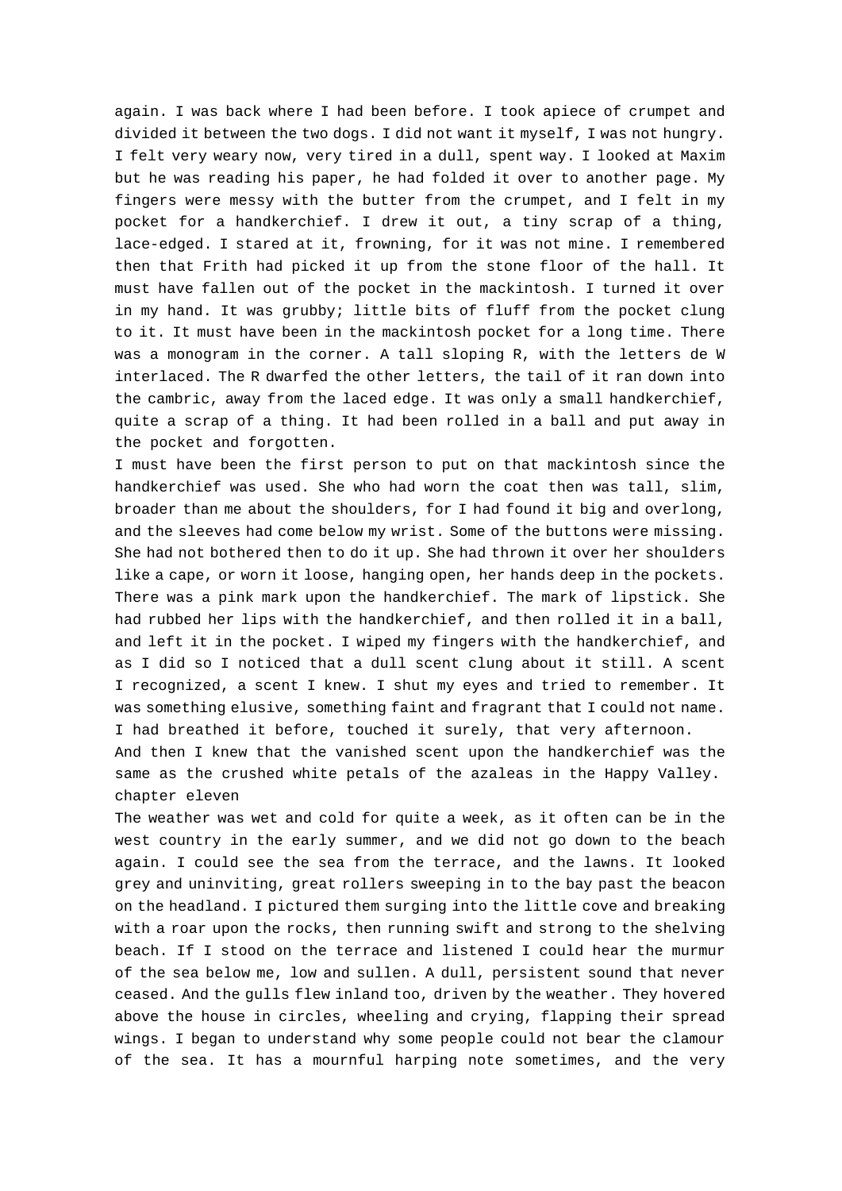again. I was back where I had been before. I took apiece of crumpet and divided it between the two dogs. I did not want it myself, I was not hungry. I felt very weary now, very tired in a dull, spent way. I looked at Maxim but he was reading his paper, he had folded it over to another page. My fingers were messy with the butter from the crumpet, and I felt in my pocket for a handkerchief. I drew it out, a tiny scrap of a thing, lace-edged. I stared at it, frowning, for it was not mine. I remembered then that Frith had picked it up from the stone floor of the hall. It must have fallen out of the pocket in the mackintosh. I turned it over in my hand. It was grubby; little bits of fluff from the pocket clung to it. It must have been in the mackintosh pocket for a long time. There was a monogram in the corner. A tall sloping R, with the letters de W interlaced. The R dwarfed the other letters, the tail of it ran down into the cambric, away from the laced edge. It was only a small handkerchief, quite a scrap of a thing. It had been rolled in a ball and put away in the pocket and forgotten.

I must have been the first person to put on that mackintosh since the handkerchief was used. She who had worn the coat then was tall, slim, broader than me about the shoulders, for I had found it big and overlong, and the sleeves had come below my wrist. Some of the buttons were missing. She had not bothered then to do it up. She had thrown it over her shoulders like a cape, or worn it loose, hanging open, her hands deep in the pockets. There was a pink mark upon the handkerchief. The mark of lipstick. She had rubbed her lips with the handkerchief, and then rolled it in a ball, and left it in the pocket. I wiped my fingers with the handkerchief, and as I did so I noticed that a dull scent clung about it still. A scent I recognized, a scent I knew. I shut my eyes and tried to remember. It was something elusive, something faint and fragrant that I could not name. I had breathed it before, touched it surely, that very afternoon.

And then I knew that the vanished scent upon the handkerchief was the same as the crushed white petals of the azaleas in the Happy Valley.

## chapter eleven

The weather was wet and cold for quite a week, as it often can be in the west country in the early summer, and we did not go down to the beach again. I could see the sea from the terrace, and the lawns. It looked grey and uninviting, great rollers sweeping in to the bay past the beacon on the headland. I pictured them surging into the little cove and breaking with a roar upon the rocks, then running swift and strong to the shelving beach. If I stood on the terrace and listened I could hear the murmur of the sea below me, low and sullen. A dull, persistent sound that never ceased. And the gulls flew inland too, driven by the weather. They hovered above the house in circles, wheeling and crying, flapping their spread wings. I began to understand why some people could not bear the clamour of the sea. It has a mournful harping note sometimes, and the very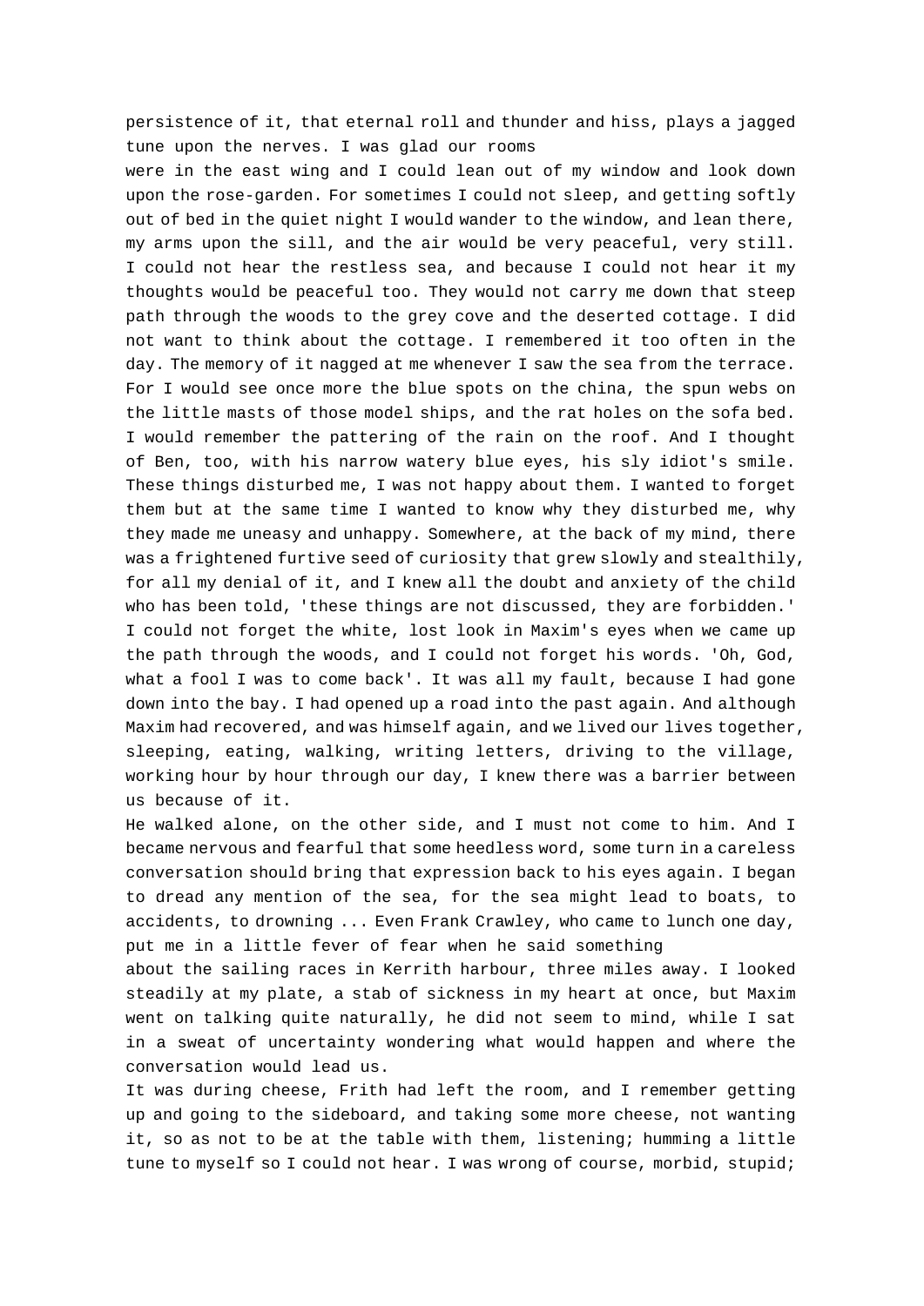persistence of it, that eternal roll and thunder and hiss, plays a jagged tune upon the nerves. I was glad our rooms were in the east wing and I could lean out of my window and look down upon the rose-garden. For sometimes I could not sleep, and getting softly out of bed in the quiet night I would wander to the window, and lean there, my arms upon the sill, and the air would be very peaceful, very still. I could not hear the restless sea, and because I could not hear it my thoughts would be peaceful too. They would not carry me down that steep path through the woods to the grey cove and the deserted cottage. I did not want to think about the cottage. I remembered it too often in the day. The memory of it nagged at me whenever I saw the sea from the terrace. For I would see once more the blue spots on the china, the spun webs on the little masts of those model ships, and the rat holes on the sofa bed. I would remember the pattering of the rain on the roof. And I thought of Ben, too, with his narrow watery blue eyes, his sly idiot's smile. These things disturbed me, I was not happy about them. I wanted to forget them but at the same time I wanted to know why they disturbed me, why they made me uneasy and unhappy. Somewhere, at the back of my mind, there was a frightened furtive seed of curiosity that grew slowly and stealthily, for all my denial of it, and I knew all the doubt and anxiety of the child who has been told, 'these things are not discussed, they are forbidden.' I could not forget the white, lost look in Maxim's eyes when we came up the path through the woods, and I could not forget his words. 'Oh, God, what a fool I was to come back'. It was all my fault, because I had gone down into the bay. I had opened up a road into the past again. And although Maxim had recovered, and was himself again, and we lived our lives together, sleeping, eating, walking, writing letters, driving to the village, working hour by hour through our day, I knew there was a barrier between us because of it.

He walked alone, on the other side, and I must not come to him. And I became nervous and fearful that some heedless word, some turn in a careless conversation should bring that expression back to his eyes again. I began to dread any mention of the sea, for the sea might lead to boats, to accidents, to drowning ... Even Frank Crawley, who came to lunch one day, put me in a little fever of fear when he said something about the sailing races in Kerrith harbour, three miles away. I looked steadily at my plate, a stab of sickness in my heart at once, but Maxim went on talking quite naturally, he did not seem to mind, while I sat in a sweat of uncertainty wondering what would happen and where the conversation would lead us.

It was during cheese, Frith had left the room, and I remember getting up and going to the sideboard, and taking some more cheese, not wanting it, so as not to be at the table with them, listening; humming a little tune to myself so I could not hear. I was wrong of course, morbid, stupid;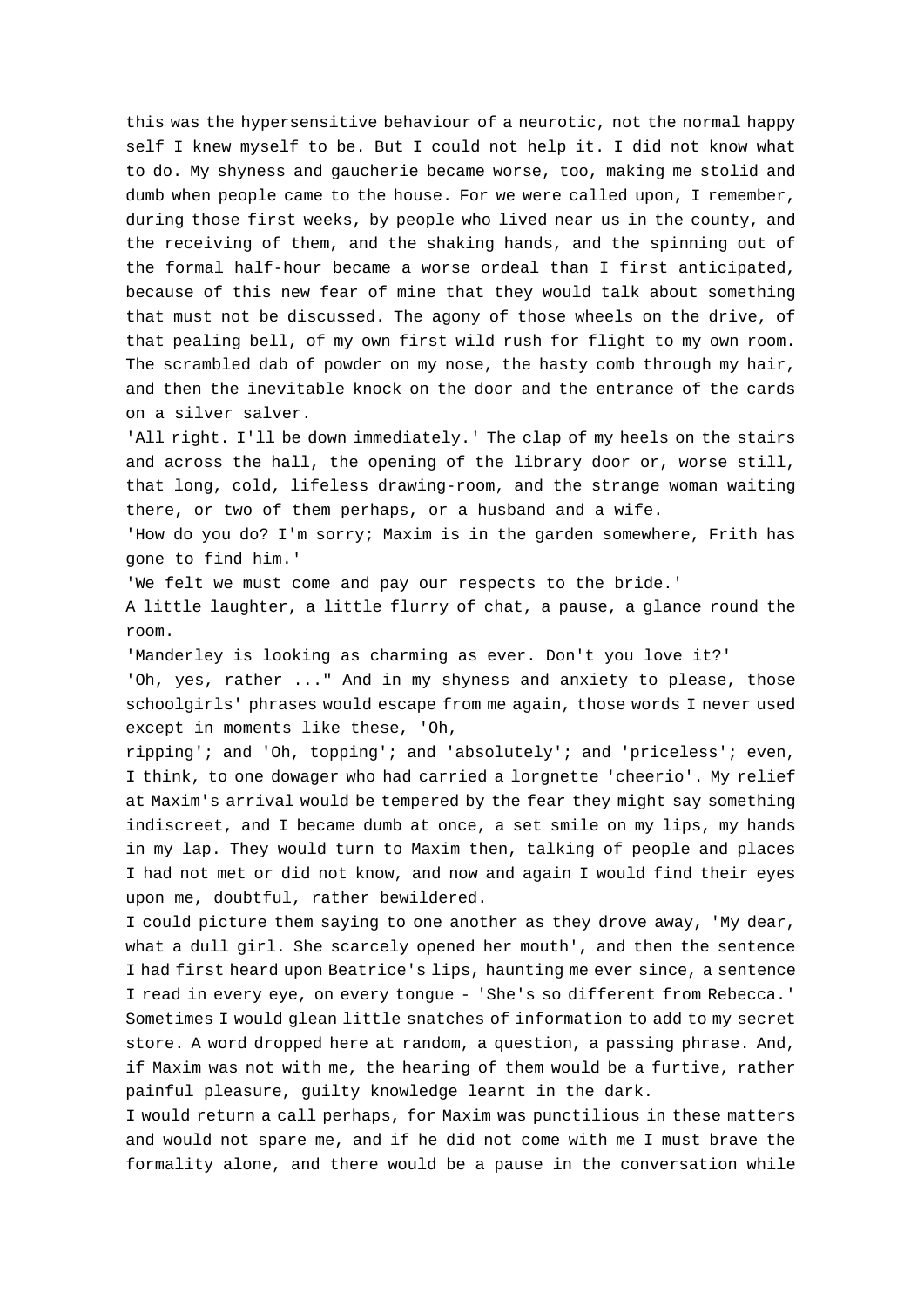this was the hypersensitive behaviour of a neurotic, not the normal happy self I knew myself to be. But I could not help it. I did not know what to do. My shyness and gaucherie became worse, too, making me stolid and dumb when people came to the house. For we were called upon, I remember, during those first weeks, by people who lived near us in the county, and the receiving of them, and the shaking hands, and the spinning out of the formal half-hour became a worse ordeal than I first anticipated, because of this new fear of mine that they would talk about something that must not be discussed. The agony of those wheels on the drive, of that pealing bell, of my own first wild rush for flight to my own room. The scrambled dab of powder on my nose, the hasty comb through my hair, and then the inevitable knock on the door and the entrance of the cards on a silver salver.

'All right. I'll be down immediately.' The clap of my heels on the stairs and across the hall, the opening of the library door or, worse still, that long, cold, lifeless drawing-room, and the strange woman waiting there, or two of them perhaps, or a husband and a wife.

'How do you do? I'm sorry; Maxim is in the garden somewhere, Frith has gone to find him.'

'We felt we must come and pay our respects to the bride.'

A little laughter, a little flurry of chat, a pause, a glance round the room.

'Manderley is looking as charming as ever. Don't you love it?'

'Oh, yes, rather ..." And in my shyness and anxiety to please, those schoolgirls' phrases would escape from me again, those words I never used except in moments like these, 'Oh, ripping'; and 'Oh, topping'; and 'absolutely'; and 'priceless'; even, I think, to one dowager who had carried a lorgnette 'cheerio'. My relief at Maxim's arrival would be tempered by the fear they might say something indiscreet, and I became dumb at once, a set smile on my lips, my hands in my lap. They would turn to Maxim then, talking of people and places I had not met or did not know, and now and again I would find their eyes upon me, doubtful, rather bewildered.

I could picture them saying to one another as they drove away, 'My dear, what a dull girl. She scarcely opened her mouth', and then the sentence I had first heard upon Beatrice's lips, haunting me ever since, a sentence I read in every eye, on every tongue - 'She's so different from Rebecca.'

Sometimes I would glean little snatches of information to add to my secret store. A word dropped here at random, a question, a passing phrase. And, if Maxim was not with me, the hearing of them would be a furtive, rather painful pleasure, guilty knowledge learnt in the dark.

I would return a call perhaps, for Maxim was punctilious in these matters and would not spare me, and if he did not come with me I must brave the formality alone, and there would be a pause in the conversation while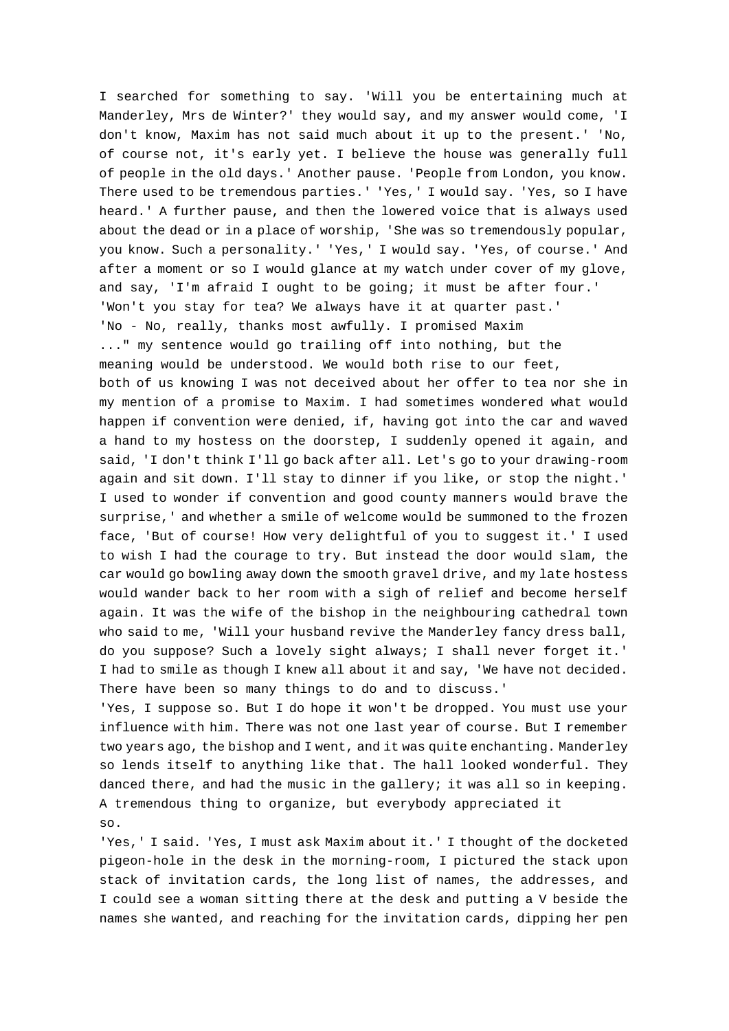I searched for something to say. 'Will you be entertaining much at Manderley, Mrs de Winter?' they would say, and my answer would come, 'I don't know, Maxim has not said much about it up to the present.' 'No, of course not, it's early yet. I believe the house was generally full of people in the old days.' Another pause. 'People from London, you know. There used to be tremendous parties.' 'Yes,' I would say. 'Yes, so I have heard.' A further pause, and then the lowered voice that is always used about the dead or in a place of worship, 'She was so tremendously popular, you know. Such a personality.' 'Yes,' I would say. 'Yes, of course.' And after a moment or so I would glance at my watch under cover of my glove, and say, 'I'm afraid I ought to be going; it must be after four.'
'Won't you stay for tea? We always have it at quarter past.'
'No - No, really, thanks most awfully. I promised Maxim
..." my sentence would go trailing off into nothing, but the meaning would be understood. We would both rise to our feet,
both of us knowing I was not deceived about her offer to tea nor she in my mention of a promise to Maxim. I had sometimes wondered what would happen if convention were denied, if, having got into the car and waved a hand to my hostess on the doorstep, I suddenly opened it again, and said, 'I don't think I'll go back after all. Let's go to your drawing-room again and sit down. I'll stay to dinner if you like, or stop the night.' I used to wonder if convention and good county manners would brave the surprise,' and whether a smile of welcome would be summoned to the frozen face, 'But of course! How very delightful of you to suggest it.' I used to wish I had the courage to try. But instead the door would slam, the car would go bowling away down the smooth gravel drive, and my late hostess would wander back to her room with a sigh of relief and become herself again. It was the wife of the bishop in the neighbouring cathedral town who said to me, 'Will your husband revive the Manderley fancy dress ball, do you suppose? Such a lovely sight always; I shall never forget it.' I had to smile as though I knew all about it and say, 'We have not decided. There have been so many things to do and to discuss.'
'Yes, I suppose so. But I do hope it won't be dropped. You must use your influence with him. There was not one last year of course. But I remember two years ago, the bishop and I went, and it was quite enchanting. Manderley so lends itself to anything like that. The hall looked wonderful. They danced there, and had the music in the gallery; it was all so in keeping. A tremendous thing to organize, but everybody appreciated it so.
'Yes,' I said. 'Yes, I must ask Maxim about it.' I thought of the docketed pigeon-hole in the desk in the morning-room, I pictured the stack upon stack of invitation cards, the long list of names, the addresses, and I could see a woman sitting there at the desk and putting a V beside the names she wanted, and reaching for the invitation cards, dipping her pen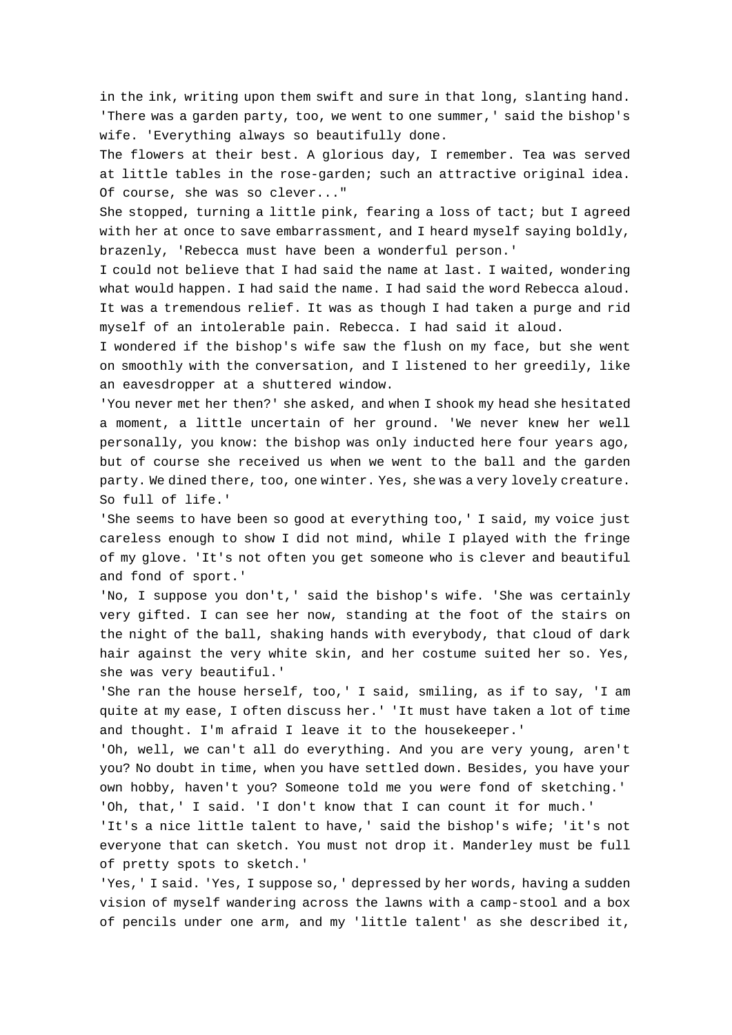in the ink, writing upon them swift and sure in that long, slanting hand. 'There was a garden party, too, we went to one summer,' said the bishop's wife. 'Everything always so beautifully done.

The flowers at their best. A glorious day, I remember. Tea was served at little tables in the rose-garden; such an attractive original idea. Of course, she was so clever..."

She stopped, turning a little pink, fearing a loss of tact; but I agreed with her at once to save embarrassment, and I heard myself saying boldly, brazenly, 'Rebecca must have been a wonderful person.'

I could not believe that I had said the name at last. I waited, wondering what would happen. I had said the name. I had said the word Rebecca aloud. It was a tremendous relief. It was as though I had taken a purge and rid myself of an intolerable pain. Rebecca. I had said it aloud.

I wondered if the bishop's wife saw the flush on my face, but she went on smoothly with the conversation, and I listened to her greedily, like an eavesdropper at a shuttered window.

'You never met her then?' she asked, and when I shook my head she hesitated a moment, a little uncertain of her ground. 'We never knew her well personally, you know: the bishop was only inducted here four years ago, but of course she received us when we went to the ball and the garden party. We dined there, too, one winter. Yes, she was a very lovely creature. So full of life.'

'She seems to have been so good at everything too,' I said, my voice just careless enough to show I did not mind, while I played with the fringe of my glove. 'It's not often you get someone who is clever and beautiful and fond of sport.'

'No, I suppose you don't,' said the bishop's wife. 'She was certainly very gifted. I can see her now, standing at the foot of the stairs on the night of the ball, shaking hands with everybody, that cloud of dark hair against the very white skin, and her costume suited her so. Yes, she was very beautiful.'

'She ran the house herself, too,' I said, smiling, as if to say, 'I am quite at my ease, I often discuss her.' 'It must have taken a lot of time and thought. I'm afraid I leave it to the housekeeper.'

'Oh, well, we can't all do everything. And you are very young, aren't you? No doubt in time, when you have settled down. Besides, you have your own hobby, haven't you? Someone told me you were fond of sketching.'

'Oh, that,' I said. 'I don't know that I can count it for much.'

'It's a nice little talent to have,' said the bishop's wife; 'it's not everyone that can sketch. You must not drop it. Manderley must be full of pretty spots to sketch.'

'Yes,' I said. 'Yes, I suppose so,' depressed by her words, having a sudden vision of myself wandering across the lawns with a camp-stool and a box of pencils under one arm, and my 'little talent' as she described it,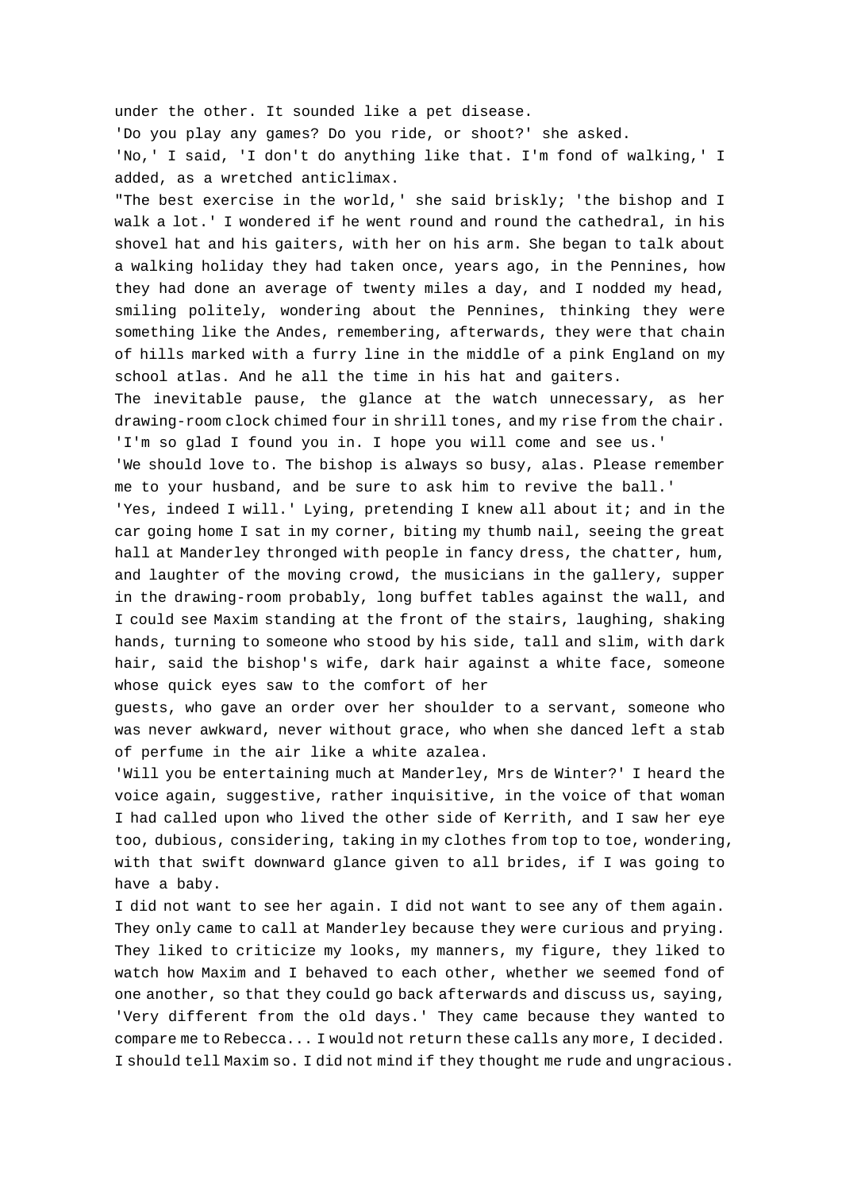under the other. It sounded like a pet disease.

'Do you play any games? Do you ride, or shoot?' she asked.

'No,' I said, 'I don't do anything like that. I'm fond of walking,' I added, as a wretched anticlimax.

"The best exercise in the world,' she said briskly; 'the bishop and I walk a lot.' I wondered if he went round and round the cathedral, in his shovel hat and his gaiters, with her on his arm. She began to talk about a walking holiday they had taken once, years ago, in the Pennines, how they had done an average of twenty miles a day, and I nodded my head, smiling politely, wondering about the Pennines, thinking they were something like the Andes, remembering, afterwards, they were that chain of hills marked with a furry line in the middle of a pink England on my school atlas. And he all the time in his hat and gaiters.

The inevitable pause, the glance at the watch unnecessary, as her drawing-room clock chimed four in shrill tones, and my rise from the chair.

'I'm so glad I found you in. I hope you will come and see us.'

'We should love to. The bishop is always so busy, alas. Please remember me to your husband, and be sure to ask him to revive the ball.'

'Yes, indeed I will.' Lying, pretending I knew all about it; and in the car going home I sat in my corner, biting my thumb nail, seeing the great hall at Manderley thronged with people in fancy dress, the chatter, hum, and laughter of the moving crowd, the musicians in the gallery, supper in the drawing-room probably, long buffet tables against the wall, and I could see Maxim standing at the front of the stairs, laughing, shaking hands, turning to someone who stood by his side, tall and slim, with dark hair, said the bishop's wife, dark hair against a white face, someone whose quick eyes saw to the comfort of her guests, who gave an order over her shoulder to a servant, someone who was never awkward, never without grace, who when she danced left a stab of perfume in the air like a white azalea.

'Will you be entertaining much at Manderley, Mrs de Winter?' I heard the voice again, suggestive, rather inquisitive, in the voice of that woman I had called upon who lived the other side of Kerrith, and I saw her eye too, dubious, considering, taking in my clothes from top to toe, wondering, with that swift downward glance given to all brides, if I was going to have a baby.

I did not want to see her again. I did not want to see any of them again. They only came to call at Manderley because they were curious and prying. They liked to criticize my looks, my manners, my figure, they liked to watch how Maxim and I behaved to each other, whether we seemed fond of one another, so that they could go back afterwards and discuss us, saying, 'Very different from the old days.' They came because they wanted to compare me to Rebecca... I would not return these calls any more, I decided. I should tell Maxim so. I did not mind if they thought me rude and ungracious.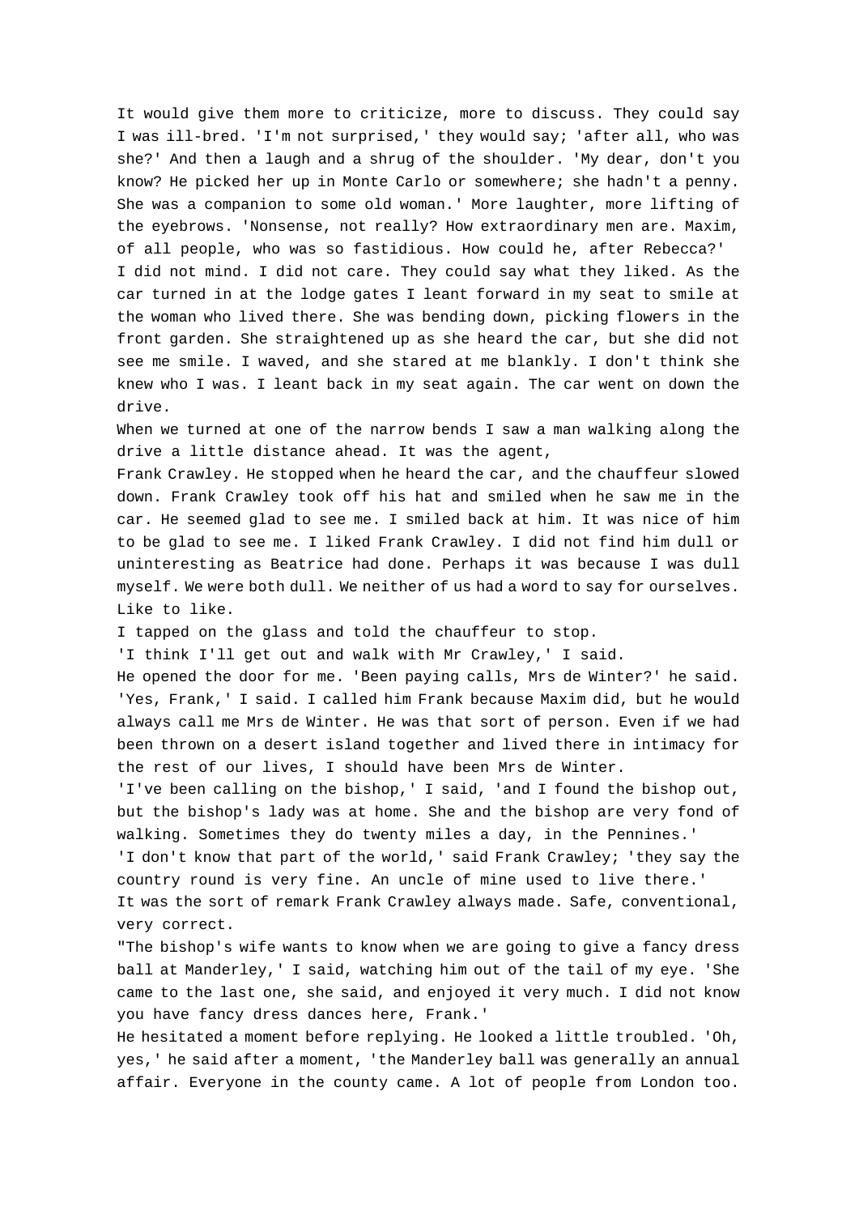It would give them more to criticize, more to discuss. They could say I was ill-bred. 'I'm not surprised,' they would say; 'after all, who was she?' And then a laugh and a shrug of the shoulder. 'My dear, don't you know? He picked her up in Monte Carlo or somewhere; she hadn't a penny. She was a companion to some old woman.' More laughter, more lifting of the eyebrows. 'Nonsense, not really? How extraordinary men are. Maxim, of all people, who was so fastidious. How could he, after Rebecca?'

I did not mind. I did not care. They could say what they liked. As the car turned in at the lodge gates I leant forward in my seat to smile at the woman who lived there. She was bending down, picking flowers in the front garden. She straightened up as she heard the car, but she did not see me smile. I waved, and she stared at me blankly. I don't think she knew who I was. I leant back in my seat again. The car went on down the drive.

When we turned at one of the narrow bends I saw a man walking along the drive a little distance ahead. It was the agent, Frank Crawley. He stopped when he heard the car, and the chauffeur slowed down. Frank Crawley took off his hat and smiled when he saw me in the car. He seemed glad to see me. I smiled back at him. It was nice of him to be glad to see me. I liked Frank Crawley. I did not find him dull or uninteresting as Beatrice had done. Perhaps it was because I was dull myself. We were both dull. We neither of us had a word to say for ourselves. Like to like.

I tapped on the glass and told the chauffeur to stop.

'I think I'll get out and walk with Mr Crawley,' I said.

He opened the door for me. 'Been paying calls, Mrs de Winter?' he said.

'Yes, Frank,' I said. I called him Frank because Maxim did, but he would always call me Mrs de Winter. He was that sort of person. Even if we had been thrown on a desert island together and lived there in intimacy for the rest of our lives, I should have been Mrs de Winter.

'I've been calling on the bishop,' I said, 'and I found the bishop out, but the bishop's lady was at home. She and the bishop are very fond of walking. Sometimes they do twenty miles a day, in the Pennines.'

'I don't know that part of the world,' said Frank Crawley; 'they say the country round is very fine. An uncle of mine used to live there.'

It was the sort of remark Frank Crawley always made. Safe, conventional, very correct.

"The bishop's wife wants to know when we are going to give a fancy dress ball at Manderley,' I said, watching him out of the tail of my eye. 'She came to the last one, she said, and enjoyed it very much. I did not know you have fancy dress dances here, Frank.'

He hesitated a moment before replying. He looked a little troubled. 'Oh, yes,' he said after a moment, 'the Manderley ball was generally an annual affair. Everyone in the county came. A lot of people from London too.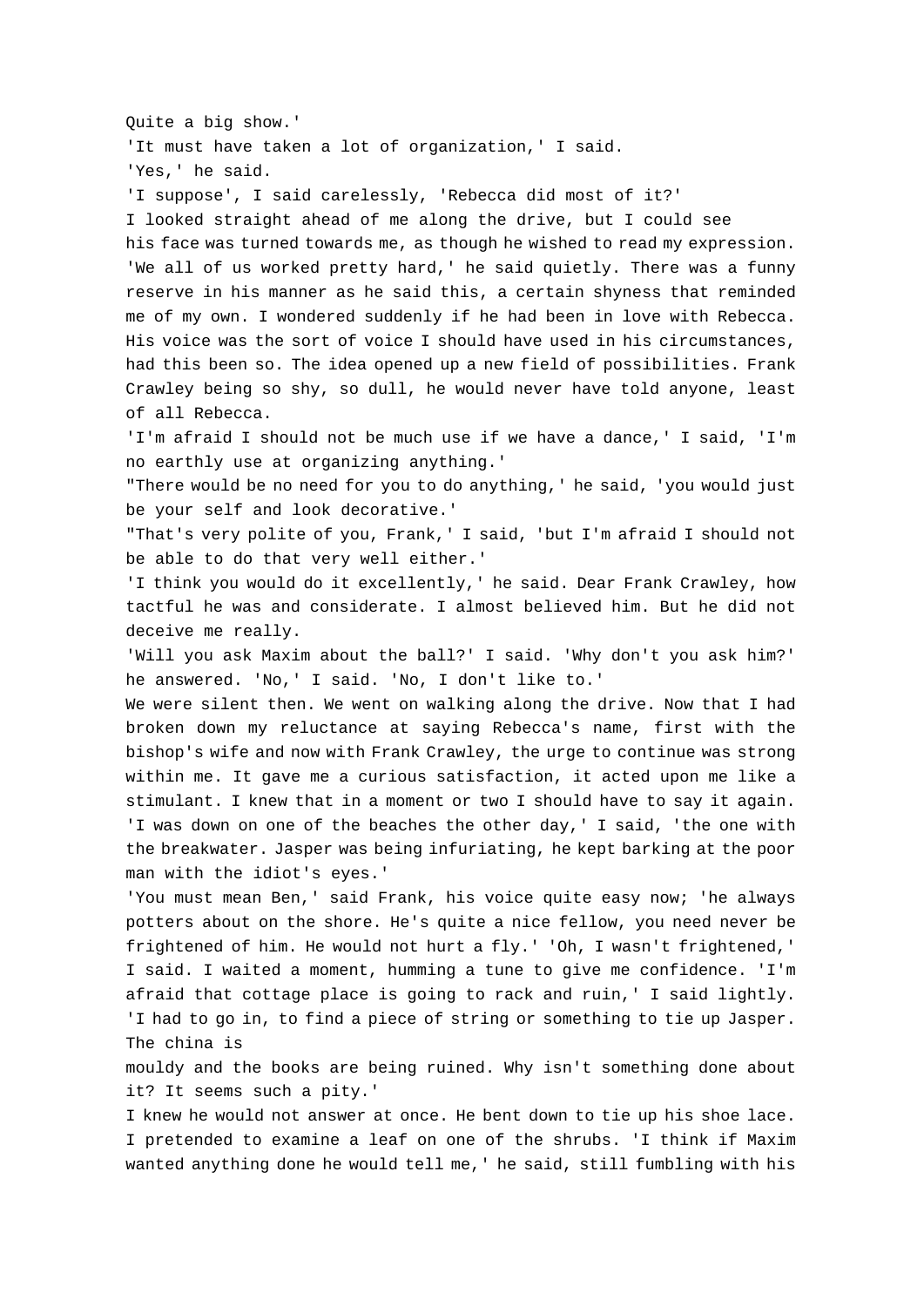Quite a big show.'

'It must have taken a lot of organization,' I said.

'Yes,' he said.

'I suppose', I said carelessly, 'Rebecca did most of it?'

I looked straight ahead of me along the drive, but I could see his face was turned towards me, as though he wished to read my expression. 'We all of us worked pretty hard,' he said quietly. There was a funny reserve in his manner as he said this, a certain shyness that reminded me of my own. I wondered suddenly if he had been in love with Rebecca. His voice was the sort of voice I should have used in his circumstances, had this been so. The idea opened up a new field of possibilities. Frank Crawley being so shy, so dull, he would never have told anyone, least of all Rebecca.

'I'm afraid I should not be much use if we have a dance,' I said, 'I'm no earthly use at organizing anything.'

"There would be no need for you to do anything,' he said, 'you would just be your self and look decorative.'

"That's very polite of you, Frank,' I said, 'but I'm afraid I should not be able to do that very well either.'

'I think you would do it excellently,' he said. Dear Frank Crawley, how tactful he was and considerate. I almost believed him. But he did not deceive me really.

'Will you ask Maxim about the ball?' I said. 'Why don't you ask him?' he answered. 'No,' I said. 'No, I don't like to.'

We were silent then. We went on walking along the drive. Now that I had broken down my reluctance at saying Rebecca's name, first with the bishop's wife and now with Frank Crawley, the urge to continue was strong within me. It gave me a curious satisfaction, it acted upon me like a stimulant. I knew that in a moment or two I should have to say it again. 'I was down on one of the beaches the other day,' I said, 'the one with the breakwater. Jasper was being infuriating, he kept barking at the poor man with the idiot's eyes.'

'You must mean Ben,' said Frank, his voice quite easy now; 'he always potters about on the shore. He's quite a nice fellow, you need never be frightened of him. He would not hurt a fly.' 'Oh, I wasn't frightened,' I said. I waited a moment, humming a tune to give me confidence. 'I'm afraid that cottage place is going to rack and ruin,' I said lightly. 'I had to go in, to find a piece of string or something to tie up Jasper. The china is mouldy and the books are being ruined. Why isn't something done about it? It seems such a pity.'

I knew he would not answer at once. He bent down to tie up his shoe lace. I pretended to examine a leaf on one of the shrubs. 'I think if Maxim wanted anything done he would tell me,' he said, still fumbling with his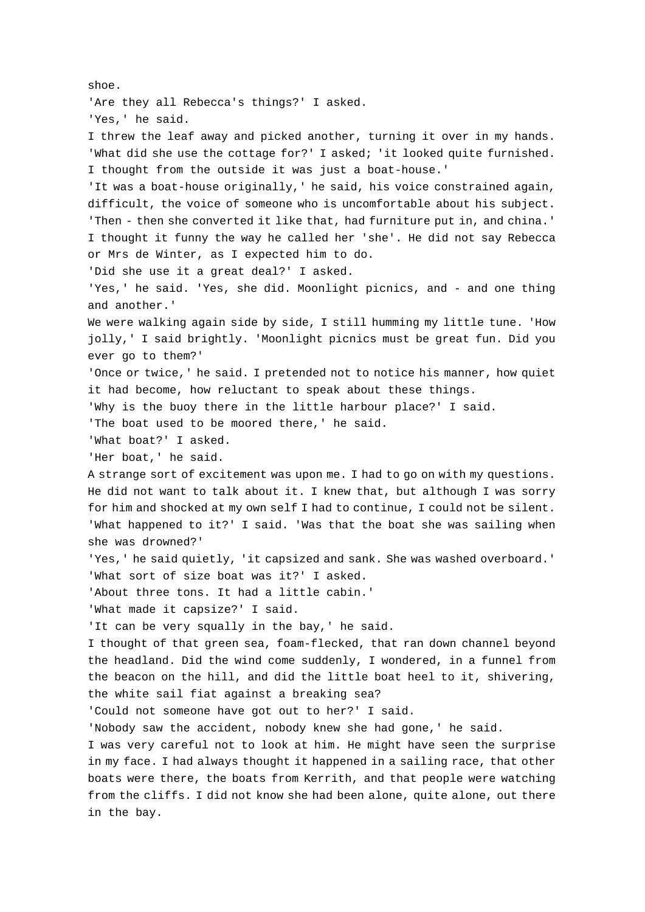shoe.

'Are they all Rebecca's things?' I asked.

'Yes,' he said.

I threw the leaf away and picked another, turning it over in my hands. 'What did she use the cottage for?' I asked; 'it looked quite furnished. I thought from the outside it was just a boat-house.'

'It was a boat-house originally,' he said, his voice constrained again, difficult, the voice of someone who is uncomfortable about his subject. 'Then - then she converted it like that, had furniture put in, and china.'

I thought it funny the way he called her 'she'. He did not say Rebecca or Mrs de Winter, as I expected him to do.

'Did she use it a great deal?' I asked.

'Yes,' he said. 'Yes, she did. Moonlight picnics, and - and one thing and another.'

We were walking again side by side, I still humming my little tune. 'How jolly,' I said brightly. 'Moonlight picnics must be great fun. Did you ever go to them?'

'Once or twice,' he said. I pretended not to notice his manner, how quiet it had become, how reluctant to speak about these things.

'Why is the buoy there in the little harbour place?' I said.

'The boat used to be moored there,' he said.

'What boat?' I asked.

'Her boat,' he said.

A strange sort of excitement was upon me. I had to go on with my questions. He did not want to talk about it. I knew that, but although I was sorry for him and shocked at my own self I had to continue, I could not be silent.

'What happened to it?' I said. 'Was that the boat she was sailing when she was drowned?'

'Yes,' he said quietly, 'it capsized and sank. She was washed overboard.'

'What sort of size boat was it?' I asked.

'About three tons. It had a little cabin.'

'What made it capsize?' I said.

'It can be very squally in the bay,' he said.

I thought of that green sea, foam-flecked, that ran down channel beyond the headland. Did the wind come suddenly, I wondered, in a funnel from the beacon on the hill, and did the little boat heel to it, shivering, the white sail fiat against a breaking sea?

'Could not someone have got out to her?' I said.

'Nobody saw the accident, nobody knew she had gone,' he said.

I was very careful not to look at him. He might have seen the surprise in my face. I had always thought it happened in a sailing race, that other boats were there, the boats from Kerrith, and that people were watching from the cliffs. I did not know she had been alone, quite alone, out there in the bay.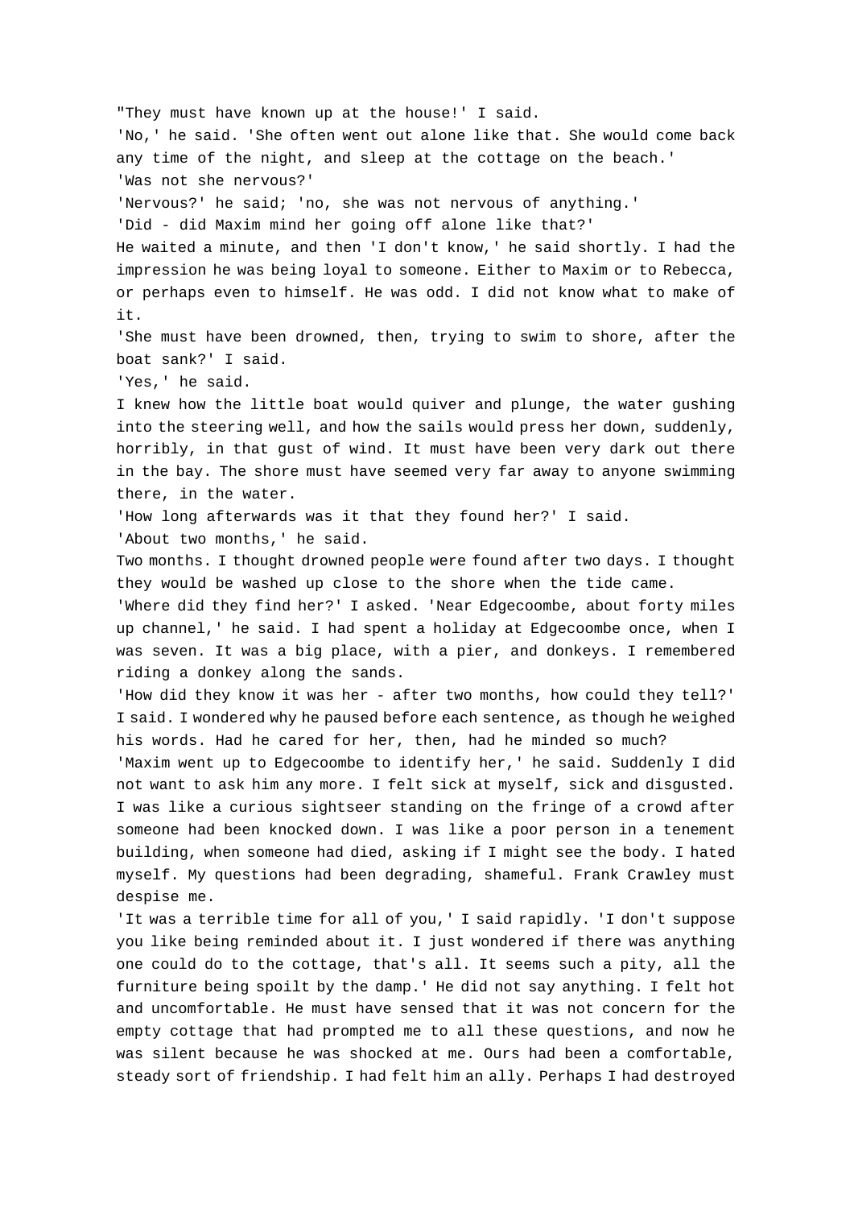"They must have known up at the house!' I said.

'No,' he said. 'She often went out alone like that. She would come back any time of the night, and sleep at the cottage on the beach.'

'Was not she nervous?'

'Nervous?' he said; 'no, she was not nervous of anything.'

'Did - did Maxim mind her going off alone like that?'

He waited a minute, and then 'I don't know,' he said shortly. I had the impression he was being loyal to someone. Either to Maxim or to Rebecca, or perhaps even to himself. He was odd. I did not know what to make of it.

'She must have been drowned, then, trying to swim to shore, after the boat sank?' I said.

'Yes,' he said.

I knew how the little boat would quiver and plunge, the water gushing into the steering well, and how the sails would press her down, suddenly, horribly, in that gust of wind. It must have been very dark out there in the bay. The shore must have seemed very far away to anyone swimming there, in the water.

'How long afterwards was it that they found her?' I said.

'About two months,' he said.

Two months. I thought drowned people were found after two days. I thought they would be washed up close to the shore when the tide came.

'Where did they find her?' I asked. 'Near Edgecoombe, about forty miles up channel,' he said. I had spent a holiday at Edgecoombe once, when I was seven. It was a big place, with a pier, and donkeys. I remembered riding a donkey along the sands.

'How did they know it was her - after two months, how could they tell?' I said. I wondered why he paused before each sentence, as though he weighed his words. Had he cared for her, then, had he minded so much?

'Maxim went up to Edgecoombe to identify her,' he said. Suddenly I did not want to ask him any more. I felt sick at myself, sick and disgusted. I was like a curious sightseer standing on the fringe of a crowd after someone had been knocked down. I was like a poor person in a tenement building, when someone had died, asking if I might see the body. I hated myself. My questions had been degrading, shameful. Frank Crawley must despise me.

'It was a terrible time for all of you,' I said rapidly. 'I don't suppose you like being reminded about it. I just wondered if there was anything one could do to the cottage, that's all. It seems such a pity, all the furniture being spoilt by the damp.' He did not say anything. I felt hot and uncomfortable. He must have sensed that it was not concern for the empty cottage that had prompted me to all these questions, and now he was silent because he was shocked at me. Ours had been a comfortable, steady sort of friendship. I had felt him an ally. Perhaps I had destroyed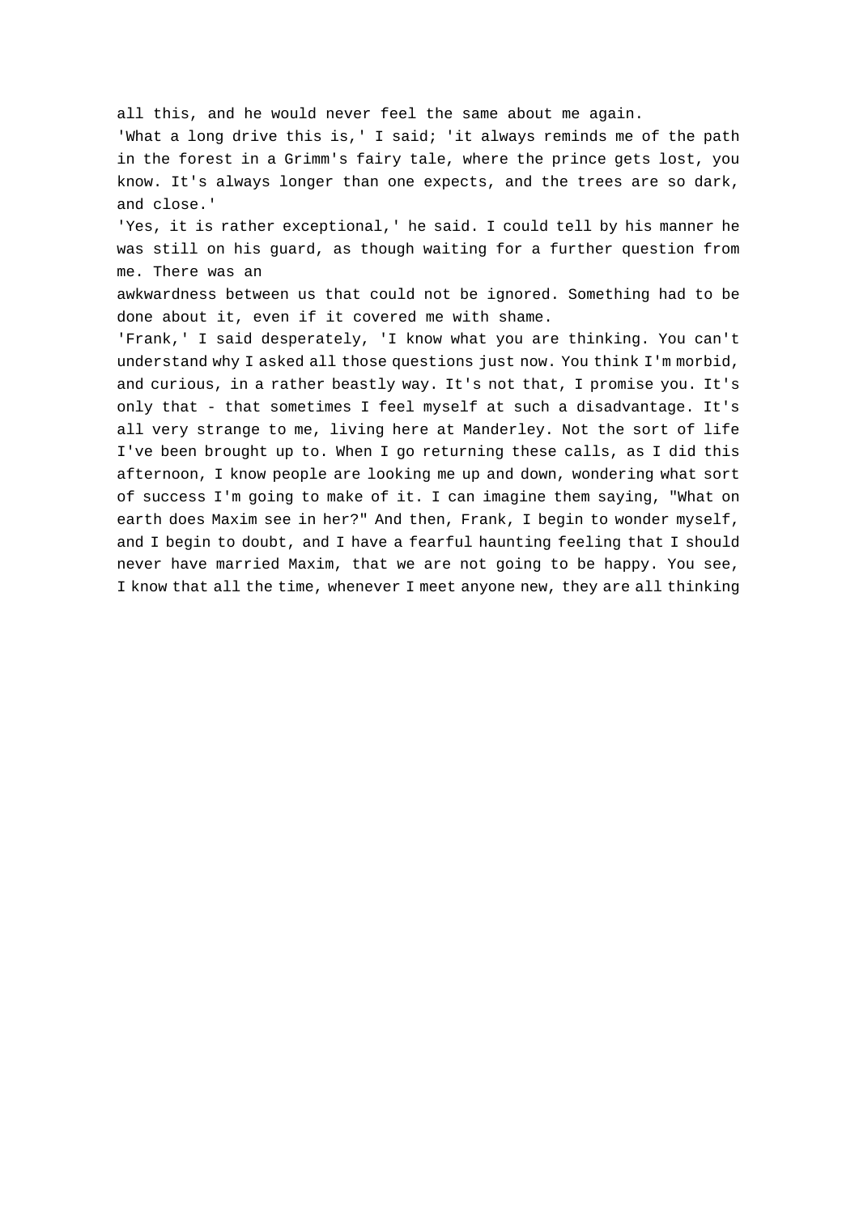all this, and he would never feel the same about me again.

'What a long drive this is,' I said; 'it always reminds me of the path in the forest in a Grimm's fairy tale, where the prince gets lost, you know. It's always longer than one expects, and the trees are so dark, and close.'

'Yes, it is rather exceptional,' he said. I could tell by his manner he was still on his guard, as though waiting for a further question from me. There was an awkwardness between us that could not be ignored. Something had to be done about it, even if it covered me with shame.

'Frank,' I said desperately, 'I know what you are thinking. You can't understand why I asked all those questions just now. You think I'm morbid, and curious, in a rather beastly way. It's not that, I promise you. It's only that - that sometimes I feel myself at such a disadvantage. It's all very strange to me, living here at Manderley. Not the sort of life I've been brought up to. When I go returning these calls, as I did this afternoon, I know people are looking me up and down, wondering what sort of success I'm going to make of it. I can imagine them saying, "What on earth does Maxim see in her?" And then, Frank, I begin to wonder myself, and I begin to doubt, and I have a fearful haunting feeling that I should never have married Maxim, that we are not going to be happy. You see, I know that all the time, whenever I meet anyone new, they are all thinking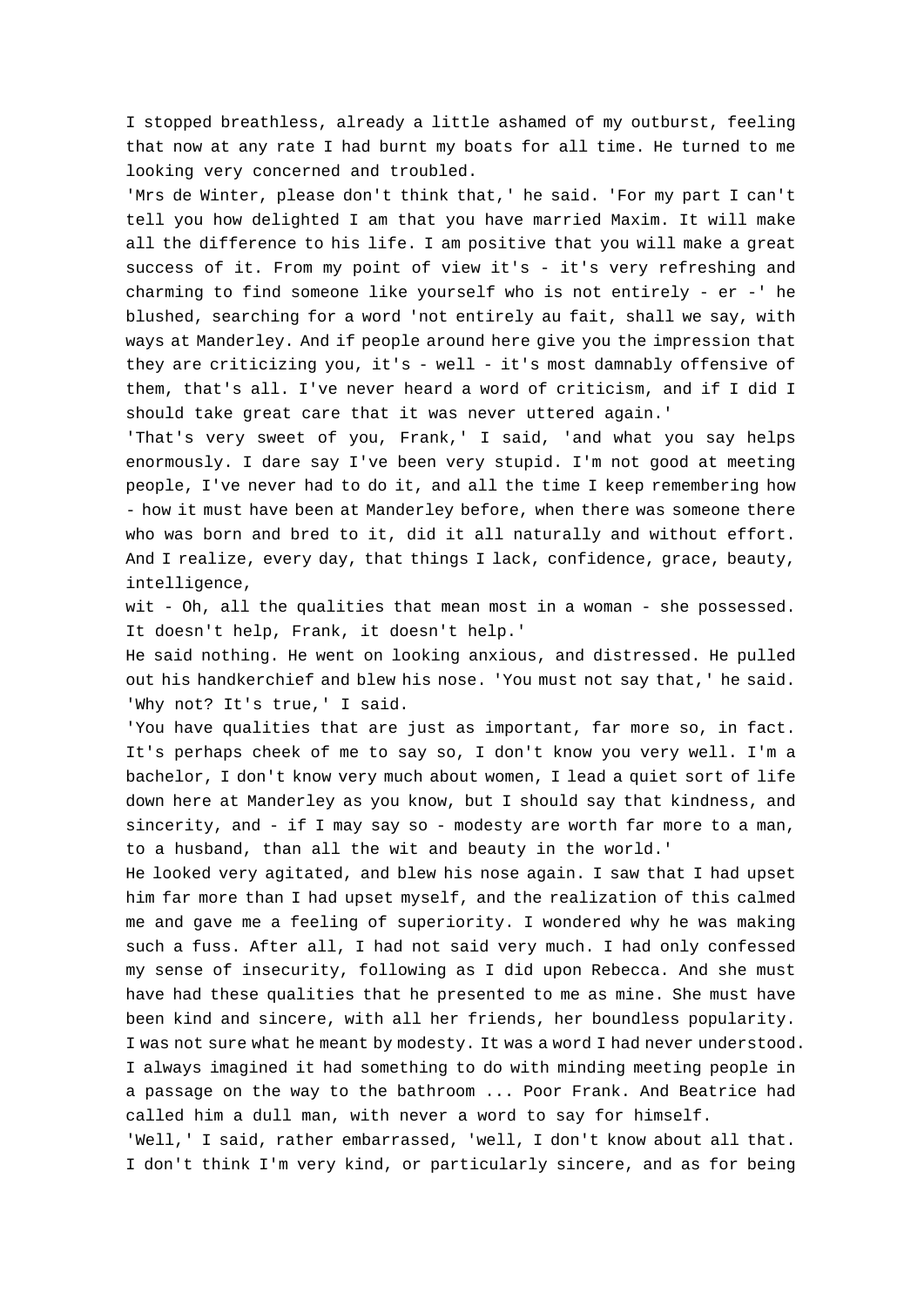I stopped breathless, already a little ashamed of my outburst, feeling that now at any rate I had burnt my boats for all time. He turned to me looking very concerned and troubled.

'Mrs de Winter, please don't think that,' he said. 'For my part I can't tell you how delighted I am that you have married Maxim. It will make all the difference to his life. I am positive that you will make a great success of it. From my point of view it's - it's very refreshing and charming to find someone like yourself who is not entirely - er -' he blushed, searching for a word 'not entirely au fait, shall we say, with ways at Manderley. And if people around here give you the impression that they are criticizing you, it's - well - it's most damnably offensive of them, that's all. I've never heard a word of criticism, and if I did I should take great care that it was never uttered again.'

'That's very sweet of you, Frank,' I said, 'and what you say helps enormously. I dare say I've been very stupid. I'm not good at meeting people, I've never had to do it, and all the time I keep remembering how - how it must have been at Manderley before, when there was someone there who was born and bred to it, did it all naturally and without effort. And I realize, every day, that things I lack, confidence, grace, beauty, intelligence,
wit - Oh, all the qualities that mean most in a woman - she possessed. It doesn't help, Frank, it doesn't help.'

He said nothing. He went on looking anxious, and distressed. He pulled out his handkerchief and blew his nose. 'You must not say that,' he said.

'Why not? It's true,' I said.

'You have qualities that are just as important, far more so, in fact. It's perhaps cheek of me to say so, I don't know you very well. I'm a bachelor, I don't know very much about women, I lead a quiet sort of life down here at Manderley as you know, but I should say that kindness, and sincerity, and - if I may say so - modesty are worth far more to a man, to a husband, than all the wit and beauty in the world.'

He looked very agitated, and blew his nose again. I saw that I had upset him far more than I had upset myself, and the realization of this calmed me and gave me a feeling of superiority. I wondered why he was making such a fuss. After all, I had not said very much. I had only confessed my sense of insecurity, following as I did upon Rebecca. And she must have had these qualities that he presented to me as mine. She must have been kind and sincere, with all her friends, her boundless popularity. I was not sure what he meant by modesty. It was a word I had never understood. I always imagined it had something to do with minding meeting people in a passage on the way to the bathroom ... Poor Frank. And Beatrice had called him a dull man, with never a word to say for himself.

'Well,' I said, rather embarrassed, 'well, I don't know about all that. I don't think I'm very kind, or particularly sincere, and as for being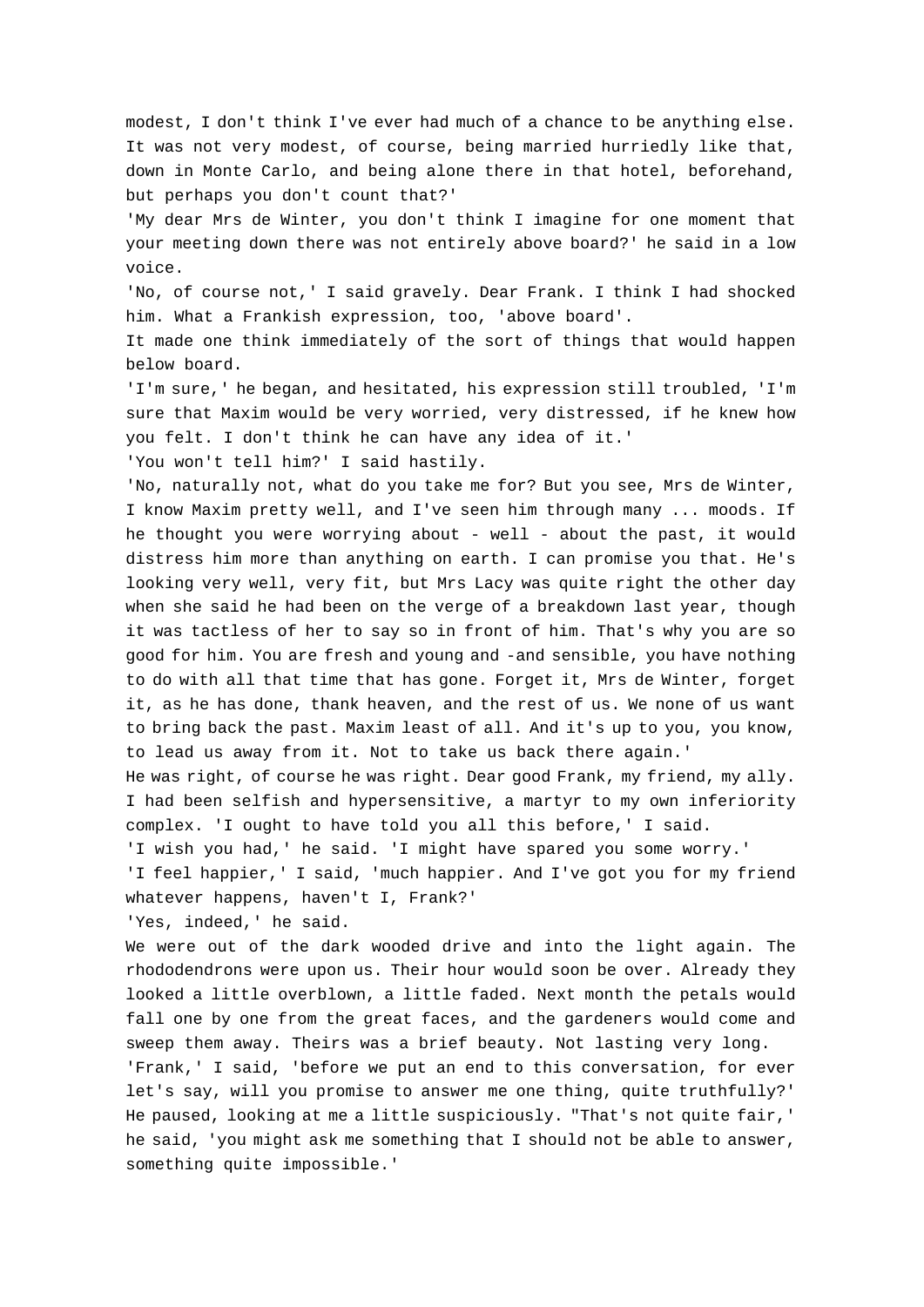modest, I don't think I've ever had much of a chance to be anything else. It was not very modest, of course, being married hurriedly like that, down in Monte Carlo, and being alone there in that hotel, beforehand, but perhaps you don't count that?'

'My dear Mrs de Winter, you don't think I imagine for one moment that your meeting down there was not entirely above board?' he said in a low voice.

'No, of course not,' I said gravely. Dear Frank. I think I had shocked him. What a Frankish expression, too, 'above board'.

It made one think immediately of the sort of things that would happen below board.

'I'm sure,' he began, and hesitated, his expression still troubled, 'I'm sure that Maxim would be very worried, very distressed, if he knew how you felt. I don't think he can have any idea of it.'

'You won't tell him?' I said hastily.

'No, naturally not, what do you take me for? But you see, Mrs de Winter, I know Maxim pretty well, and I've seen him through many ... moods. If he thought you were worrying about - well - about the past, it would distress him more than anything on earth. I can promise you that. He's looking very well, very fit, but Mrs Lacy was quite right the other day when she said he had been on the verge of a breakdown last year, though it was tactless of her to say so in front of him. That's why you are so good for him. You are fresh and young and -and sensible, you have nothing to do with all that time that has gone. Forget it, Mrs de Winter, forget it, as he has done, thank heaven, and the rest of us. We none of us want to bring back the past. Maxim least of all. And it's up to you, you know, to lead us away from it. Not to take us back there again.'

He was right, of course he was right. Dear good Frank, my friend, my ally. I had been selfish and hypersensitive, a martyr to my own inferiority complex. 'I ought to have told you all this before,' I said.

'I wish you had,' he said. 'I might have spared you some worry.'

'I feel happier,' I said, 'much happier. And I've got you for my friend whatever happens, haven't I, Frank?'

'Yes, indeed,' he said.

We were out of the dark wooded drive and into the light again. The rhododendrons were upon us. Their hour would soon be over. Already they looked a little overblown, a little faded. Next month the petals would fall one by one from the great faces, and the gardeners would come and sweep them away. Theirs was a brief beauty. Not lasting very long.

'Frank,' I said, 'before we put an end to this conversation, for ever let's say, will you promise to answer me one thing, quite truthfully?'

He paused, looking at me a little suspiciously. "That's not quite fair,' he said, 'you might ask me something that I should not be able to answer, something quite impossible.'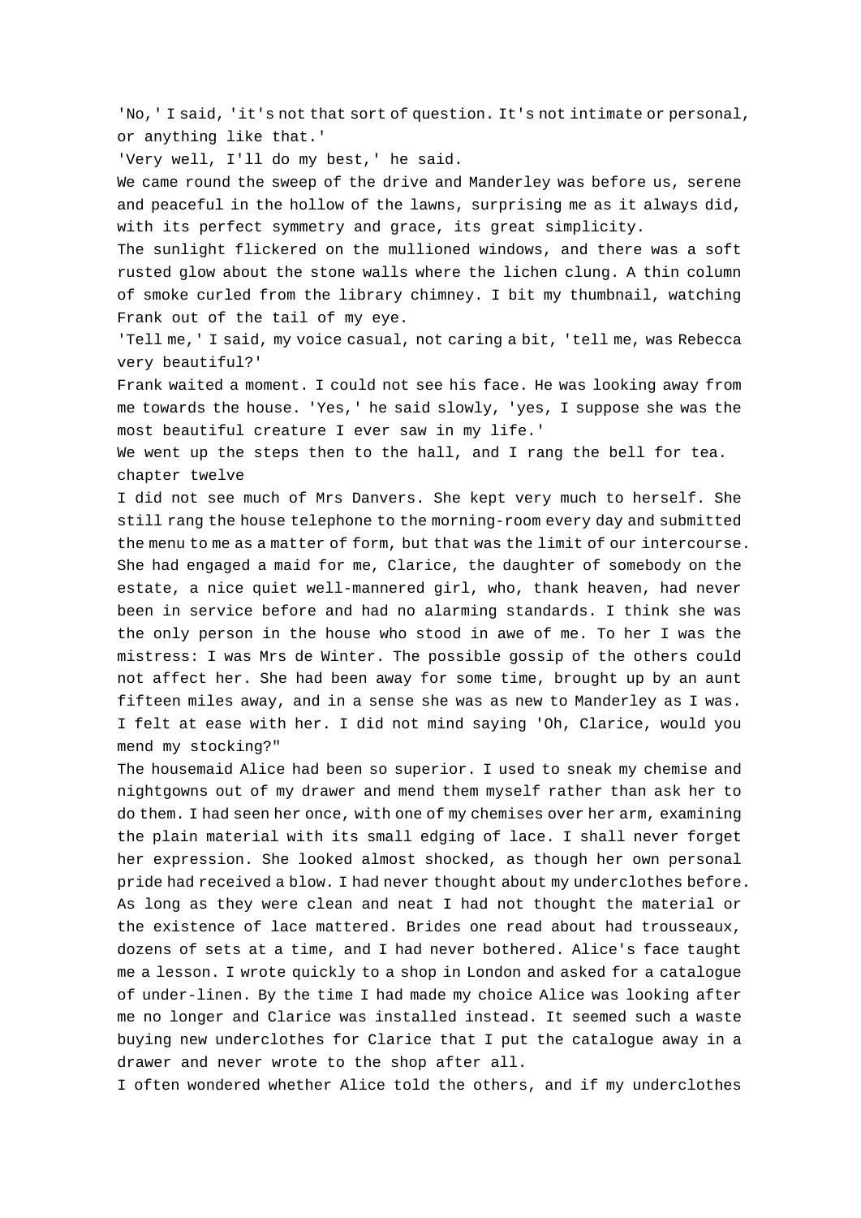'No,' I said, 'it's not that sort of question. It's not intimate or personal, or anything like that.'

'Very well, I'll do my best,' he said.

We came round the sweep of the drive and Manderley was before us, serene and peaceful in the hollow of the lawns, surprising me as it always did, with its perfect symmetry and grace, its great simplicity.

The sunlight flickered on the mullioned windows, and there was a soft rusted glow about the stone walls where the lichen clung. A thin column of smoke curled from the library chimney. I bit my thumbnail, watching Frank out of the tail of my eye.

'Tell me,' I said, my voice casual, not caring a bit, 'tell me, was Rebecca very beautiful?'

Frank waited a moment. I could not see his face. He was looking away from me towards the house. 'Yes,' he said slowly, 'yes, I suppose she was the most beautiful creature I ever saw in my life.'

We went up the steps then to the hall, and I rang the bell for tea.

## chapter twelve

I did not see much of Mrs Danvers. She kept very much to herself. She still rang the house telephone to the morning-room every day and submitted the menu to me as a matter of form, but that was the limit of our intercourse. She had engaged a maid for me, Clarice, the daughter of somebody on the estate, a nice quiet well-mannered girl, who, thank heaven, had never been in service before and had no alarming standards. I think she was the only person in the house who stood in awe of me. To her I was the mistress: I was Mrs de Winter. The possible gossip of the others could not affect her. She had been away for some time, brought up by an aunt fifteen miles away, and in a sense she was as new to Manderley as I was. I felt at ease with her. I did not mind saying 'Oh, Clarice, would you mend my stocking?"

The housemaid Alice had been so superior. I used to sneak my chemise and nightgowns out of my drawer and mend them myself rather than ask her to do them. I had seen her once, with one of my chemises over her arm, examining the plain material with its small edging of lace. I shall never forget her expression. She looked almost shocked, as though her own personal pride had received a blow. I had never thought about my underclothes before. As long as they were clean and neat I had not thought the material or the existence of lace mattered. Brides one read about had trousseaux, dozens of sets at a time, and I had never bothered. Alice's face taught me a lesson. I wrote quickly to a shop in London and asked for a catalogue of under-linen. By the time I had made my choice Alice was looking after me no longer and Clarice was installed instead. It seemed such a waste buying new underclothes for Clarice that I put the catalogue away in a drawer and never wrote to the shop after all.

I often wondered whether Alice told the others, and if my underclothes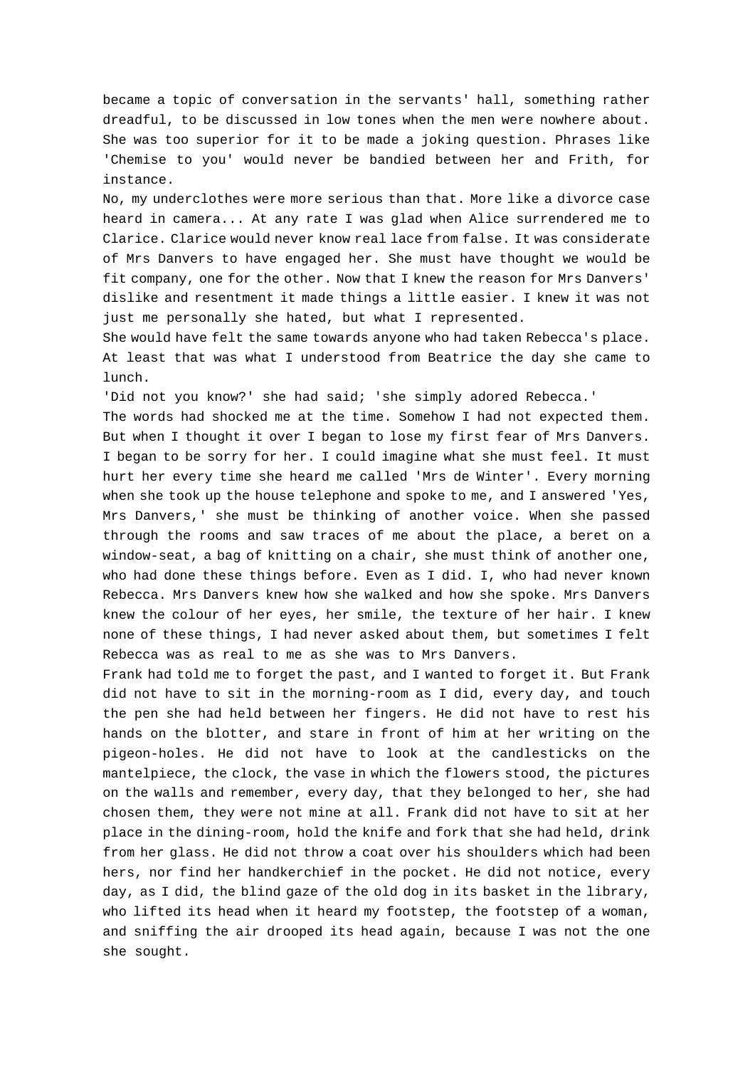became a topic of conversation in the servants' hall, something rather dreadful, to be discussed in low tones when the men were nowhere about. She was too superior for it to be made a joking question. Phrases like 'Chemise to you' would never be bandied between her and Frith, for instance.

No, my underclothes were more serious than that. More like a divorce case heard in camera... At any rate I was glad when Alice surrendered me to Clarice. Clarice would never know real lace from false. It was considerate of Mrs Danvers to have engaged her. She must have thought we would be fit company, one for the other. Now that I knew the reason for Mrs Danvers' dislike and resentment it made things a little easier. I knew it was not just me personally she hated, but what I represented.

She would have felt the same towards anyone who had taken Rebecca's place. At least that was what I understood from Beatrice the day she came to lunch.

'Did not you know?' she had said; 'she simply adored Rebecca.'

The words had shocked me at the time. Somehow I had not expected them. But when I thought it over I began to lose my first fear of Mrs Danvers. I began to be sorry for her. I could imagine what she must feel. It must hurt her every time she heard me called 'Mrs de Winter'. Every morning when she took up the house telephone and spoke to me, and I answered 'Yes, Mrs Danvers,' she must be thinking of another voice. When she passed through the rooms and saw traces of me about the place, a beret on a window-seat, a bag of knitting on a chair, she must think of another one, who had done these things before. Even as I did. I, who had never known Rebecca. Mrs Danvers knew how she walked and how she spoke. Mrs Danvers knew the colour of her eyes, her smile, the texture of her hair. I knew none of these things, I had never asked about them, but sometimes I felt Rebecca was as real to me as she was to Mrs Danvers.

Frank had told me to forget the past, and I wanted to forget it. But Frank did not have to sit in the morning-room as I did, every day, and touch the pen she had held between her fingers. He did not have to rest his hands on the blotter, and stare in front of him at her writing on the pigeon-holes. He did not have to look at the candlesticks on the mantelpiece, the clock, the vase in which the flowers stood, the pictures on the walls and remember, every day, that they belonged to her, she had chosen them, they were not mine at all. Frank did not have to sit at her place in the dining-room, hold the knife and fork that she had held, drink from her glass. He did not throw a coat over his shoulders which had been hers, nor find her handkerchief in the pocket. He did not notice, every day, as I did, the blind gaze of the old dog in its basket in the library, who lifted its head when it heard my footstep, the footstep of a woman, and sniffing the air drooped its head again, because I was not the one she sought.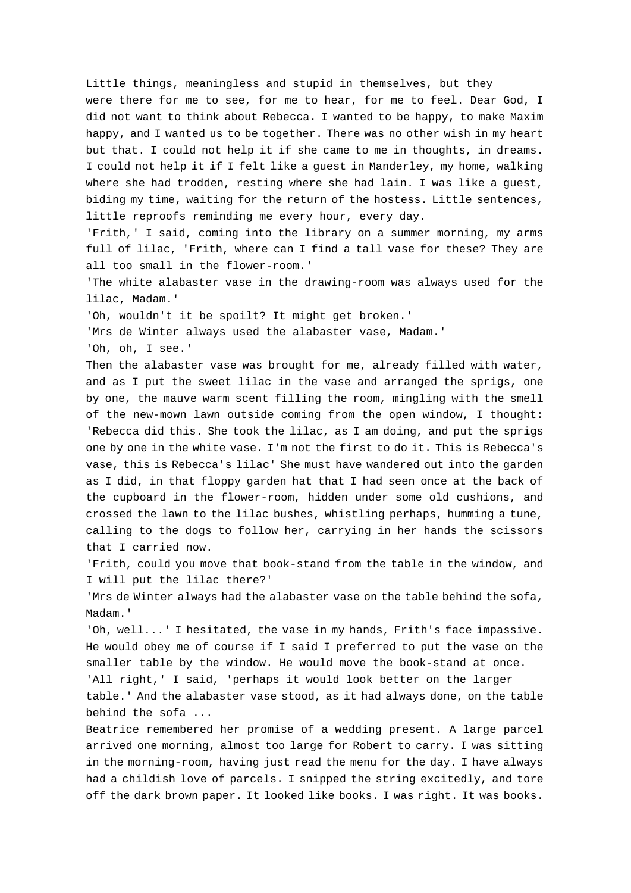Little things, meaningless and stupid in themselves, but they were there for me to see, for me to hear, for me to feel. Dear God, I did not want to think about Rebecca. I wanted to be happy, to make Maxim happy, and I wanted us to be together. There was no other wish in my heart but that. I could not help it if she came to me in thoughts, in dreams. I could not help it if I felt like a guest in Manderley, my home, walking where she had trodden, resting where she had lain. I was like a guest, biding my time, waiting for the return of the hostess. Little sentences, little reproofs reminding me every hour, every day.

'Frith,' I said, coming into the library on a summer morning, my arms full of lilac, 'Frith, where can I find a tall vase for these? They are all too small in the flower-room.'

'The white alabaster vase in the drawing-room was always used for the lilac, Madam.'

'Oh, wouldn't it be spoilt? It might get broken.'

'Mrs de Winter always used the alabaster vase, Madam.'

'Oh, oh, I see.'

Then the alabaster vase was brought for me, already filled with water, and as I put the sweet lilac in the vase and arranged the sprigs, one by one, the mauve warm scent filling the room, mingling with the smell of the new-mown lawn outside coming from the open window, I thought: 'Rebecca did this. She took the lilac, as I am doing, and put the sprigs one by one in the white vase. I'm not the first to do it. This is Rebecca's vase, this is Rebecca's lilac' She must have wandered out into the garden as I did, in that floppy garden hat that I had seen once at the back of the cupboard in the flower-room, hidden under some old cushions, and crossed the lawn to the lilac bushes, whistling perhaps, humming a tune, calling to the dogs to follow her, carrying in her hands the scissors that I carried now.

'Frith, could you move that book-stand from the table in the window, and I will put the lilac there?'

'Mrs de Winter always had the alabaster vase on the table behind the sofa, Madam.'

'Oh, well...' I hesitated, the vase in my hands, Frith's face impassive. He would obey me of course if I said I preferred to put the vase on the smaller table by the window. He would move the book-stand at once.

'All right,' I said, 'perhaps it would look better on the larger table.' And the alabaster vase stood, as it had always done, on the table behind the sofa ...

Beatrice remembered her promise of a wedding present. A large parcel arrived one morning, almost too large for Robert to carry. I was sitting in the morning-room, having just read the menu for the day. I have always had a childish love of parcels. I snipped the string excitedly, and tore off the dark brown paper. It looked like books. I was right. It was books.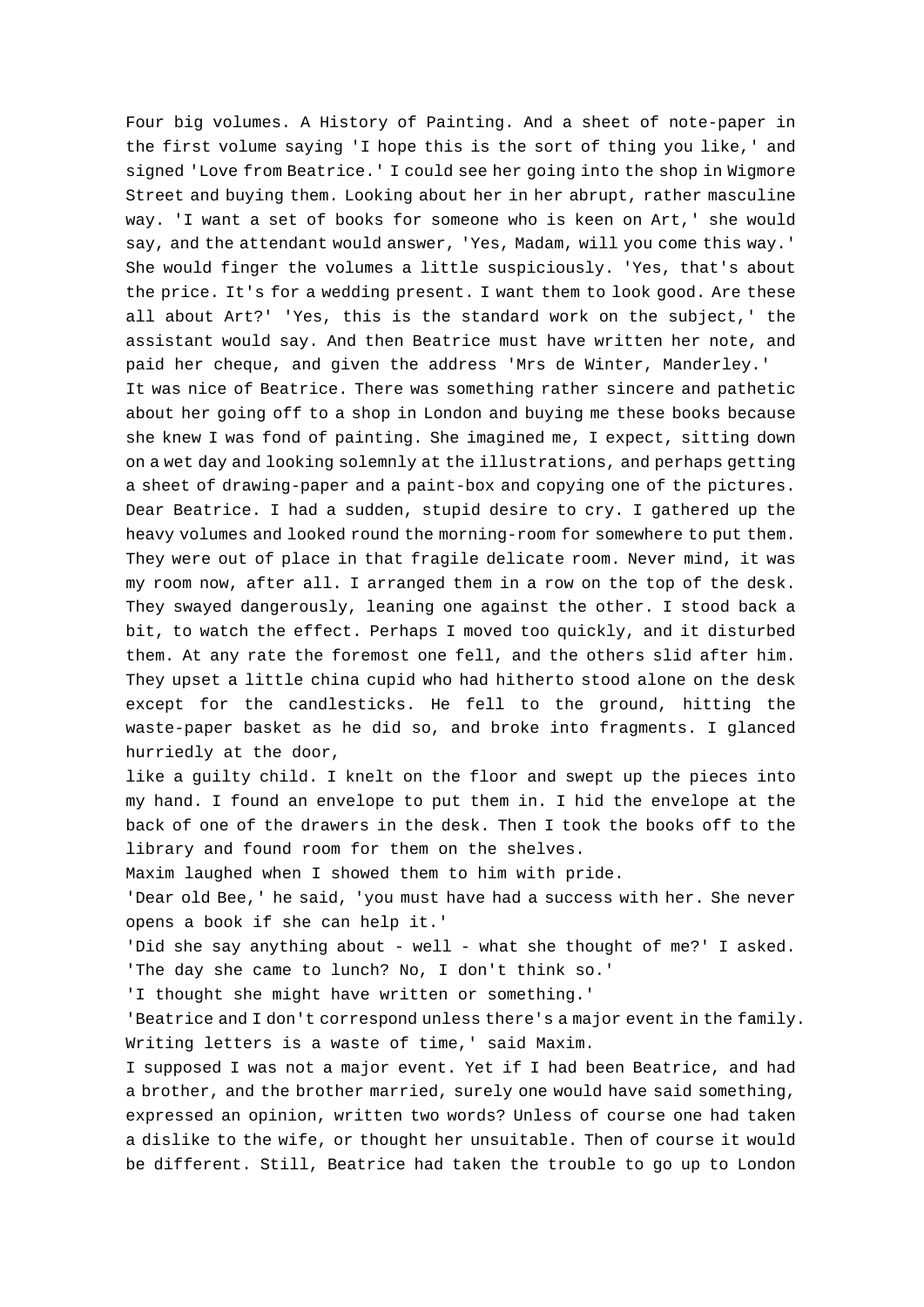Four big volumes. A History of Painting. And a sheet of note-paper in the first volume saying 'I hope this is the sort of thing you like,' and signed 'Love from Beatrice.' I could see her going into the shop in Wigmore Street and buying them. Looking about her in her abrupt, rather masculine way. 'I want a set of books for someone who is keen on Art,' she would say, and the attendant would answer, 'Yes, Madam, will you come this way.' She would finger the volumes a little suspiciously. 'Yes, that's about the price. It's for a wedding present. I want them to look good. Are these all about Art?' 'Yes, this is the standard work on the subject,' the assistant would say. And then Beatrice must have written her note, and paid her cheque, and given the address 'Mrs de Winter, Manderley.'

It was nice of Beatrice. There was something rather sincere and pathetic about her going off to a shop in London and buying me these books because she knew I was fond of painting. She imagined me, I expect, sitting down on a wet day and looking solemnly at the illustrations, and perhaps getting a sheet of drawing-paper and a paint-box and copying one of the pictures. Dear Beatrice. I had a sudden, stupid desire to cry. I gathered up the heavy volumes and looked round the morning-room for somewhere to put them. They were out of place in that fragile delicate room. Never mind, it was my room now, after all. I arranged them in a row on the top of the desk. They swayed dangerously, leaning one against the other. I stood back a bit, to watch the effect. Perhaps I moved too quickly, and it disturbed them. At any rate the foremost one fell, and the others slid after him. They upset a little china cupid who had hitherto stood alone on the desk except for the candlesticks. He fell to the ground, hitting the waste-paper basket as he did so, and broke into fragments. I glanced hurriedly at the door, like a guilty child. I knelt on the floor and swept up the pieces into my hand. I found an envelope to put them in. I hid the envelope at the back of one of the drawers in the desk. Then I took the books off to the library and found room for them on the shelves.

Maxim laughed when I showed them to him with pride.

'Dear old Bee,' he said, 'you must have had a success with her. She never opens a book if she can help it.'

'Did she say anything about - well - what she thought of me?' I asked.

'The day she came to lunch? No, I don't think so.'

'I thought she might have written or something.'

'Beatrice and I don't correspond unless there's a major event in the family. Writing letters is a waste of time,' said Maxim.

I supposed I was not a major event. Yet if I had been Beatrice, and had a brother, and the brother married, surely one would have said something, expressed an opinion, written two words? Unless of course one had taken a dislike to the wife, or thought her unsuitable. Then of course it would be different. Still, Beatrice had taken the trouble to go up to London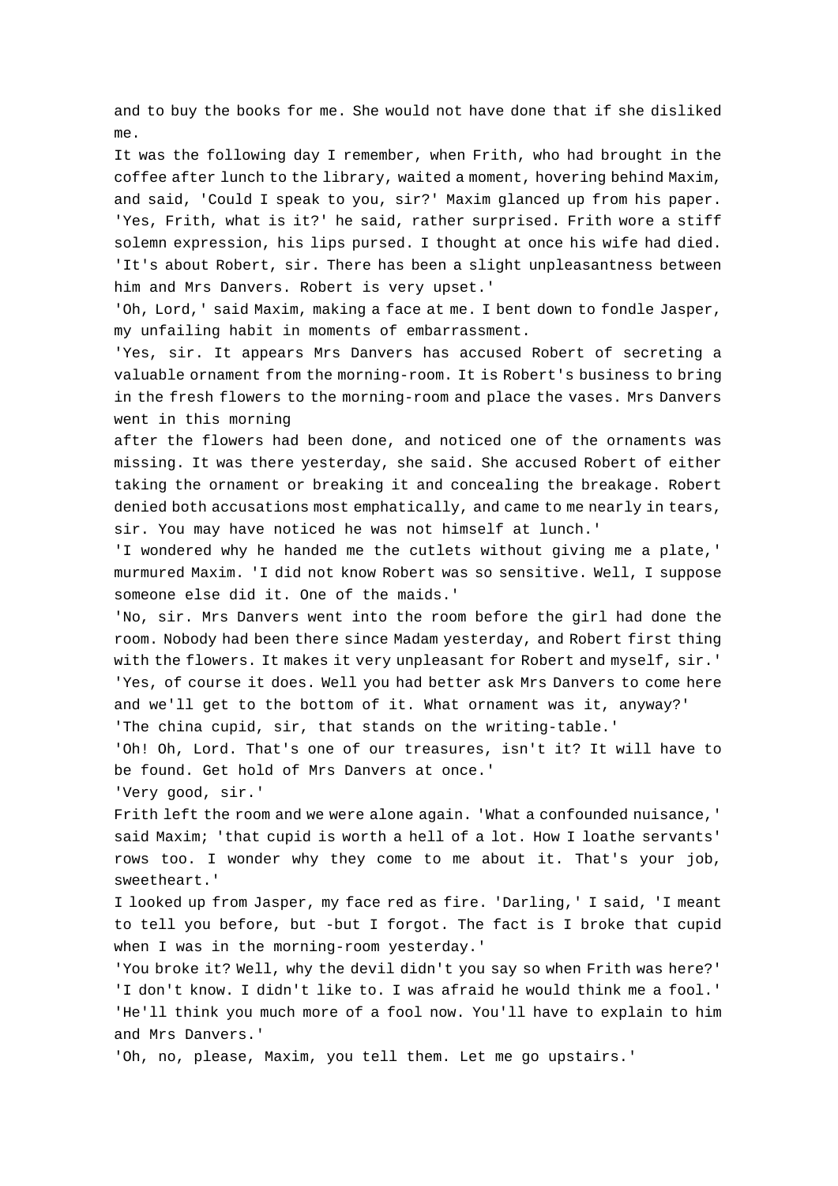and to buy the books for me. She would not have done that if she disliked me.

It was the following day I remember, when Frith, who had brought in the coffee after lunch to the library, waited a moment, hovering behind Maxim, and said, 'Could I speak to you, sir?' Maxim glanced up from his paper. 'Yes, Frith, what is it?' he said, rather surprised. Frith wore a stiff solemn expression, his lips pursed. I thought at once his wife had died.

'It's about Robert, sir. There has been a slight unpleasantness between him and Mrs Danvers. Robert is very upset.'

'Oh, Lord,' said Maxim, making a face at me. I bent down to fondle Jasper, my unfailing habit in moments of embarrassment.

'Yes, sir. It appears Mrs Danvers has accused Robert of secreting a valuable ornament from the morning-room. It is Robert's business to bring in the fresh flowers to the morning-room and place the vases. Mrs Danvers went in this morning after the flowers had been done, and noticed one of the ornaments was missing. It was there yesterday, she said. She accused Robert of either taking the ornament or breaking it and concealing the breakage. Robert denied both accusations most emphatically, and came to me nearly in tears, sir. You may have noticed he was not himself at lunch.'

'I wondered why he handed me the cutlets without giving me a plate,' murmured Maxim. 'I did not know Robert was so sensitive. Well, I suppose someone else did it. One of the maids.'

'No, sir. Mrs Danvers went into the room before the girl had done the room. Nobody had been there since Madam yesterday, and Robert first thing with the flowers. It makes it very unpleasant for Robert and myself, sir.'

'Yes, of course it does. Well you had better ask Mrs Danvers to come here and we'll get to the bottom of it. What ornament was it, anyway?'

'The china cupid, sir, that stands on the writing-table.'

'Oh! Oh, Lord. That's one of our treasures, isn't it? It will have to be found. Get hold of Mrs Danvers at once.'

'Very good, sir.'

Frith left the room and we were alone again. 'What a confounded nuisance,' said Maxim; 'that cupid is worth a hell of a lot. How I loathe servants' rows too. I wonder why they come to me about it. That's your job, sweetheart.'

I looked up from Jasper, my face red as fire. 'Darling,' I said, 'I meant to tell you before, but -but I forgot. The fact is I broke that cupid when I was in the morning-room yesterday.'

'You broke it? Well, why the devil didn't you say so when Frith was here?'

'I don't know. I didn't like to. I was afraid he would think me a fool.'

'He'll think you much more of a fool now. You'll have to explain to him and Mrs Danvers.'

'Oh, no, please, Maxim, you tell them. Let me go upstairs.'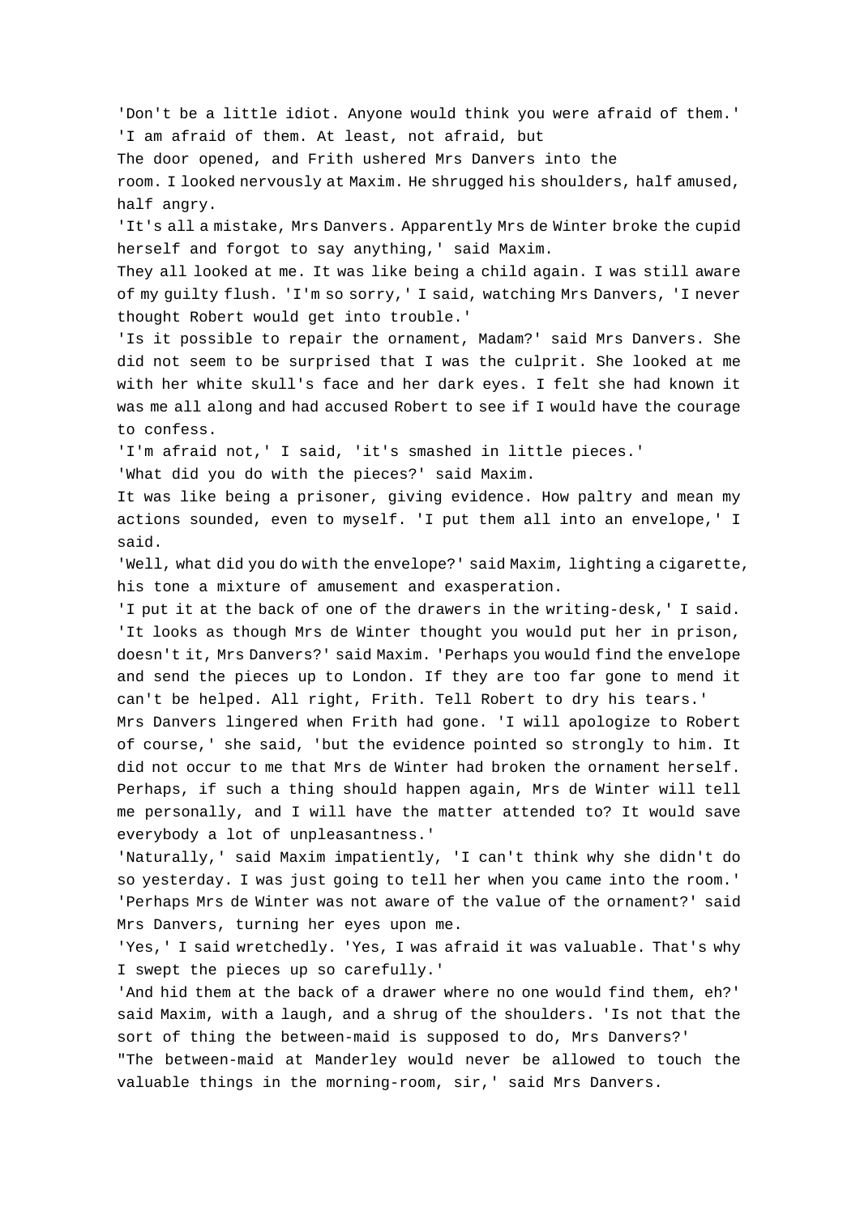'Don't be a little idiot. Anyone would think you were afraid of them.'

'I am afraid of them. At least, not afraid, but

The door opened, and Frith ushered Mrs Danvers into the room. I looked nervously at Maxim. He shrugged his shoulders, half amused, half angry.

'It's all a mistake, Mrs Danvers. Apparently Mrs de Winter broke the cupid herself and forgot to say anything,' said Maxim.

They all looked at me. It was like being a child again. I was still aware of my guilty flush. 'I'm so sorry,' I said, watching Mrs Danvers, 'I never thought Robert would get into trouble.'

'Is it possible to repair the ornament, Madam?' said Mrs Danvers. She did not seem to be surprised that I was the culprit. She looked at me with her white skull's face and her dark eyes. I felt she had known it was me all along and had accused Robert to see if I would have the courage to confess.

'I'm afraid not,' I said, 'it's smashed in little pieces.'

'What did you do with the pieces?' said Maxim.

It was like being a prisoner, giving evidence. How paltry and mean my actions sounded, even to myself. 'I put them all into an envelope,' I said.

'Well, what did you do with the envelope?' said Maxim, lighting a cigarette, his tone a mixture of amusement and exasperation.

'I put it at the back of one of the drawers in the writing-desk,' I said.

'It looks as though Mrs de Winter thought you would put her in prison, doesn't it, Mrs Danvers?' said Maxim. 'Perhaps you would find the envelope and send the pieces up to London. If they are too far gone to mend it can't be helped. All right, Frith. Tell Robert to dry his tears.'

Mrs Danvers lingered when Frith had gone. 'I will apologize to Robert of course,' she said, 'but the evidence pointed so strongly to him. It did not occur to me that Mrs de Winter had broken the ornament herself. Perhaps, if such a thing should happen again, Mrs de Winter will tell me personally, and I will have the matter attended to? It would save everybody a lot of unpleasantness.'

'Naturally,' said Maxim impatiently, 'I can't think why she didn't do so yesterday. I was just going to tell her when you came into the room.'

'Perhaps Mrs de Winter was not aware of the value of the ornament?' said Mrs Danvers, turning her eyes upon me.

'Yes,' I said wretchedly. 'Yes, I was afraid it was valuable. That's why I swept the pieces up so carefully.'

'And hid them at the back of a drawer where no one would find them, eh?' said Maxim, with a laugh, and a shrug of the shoulders. 'Is not that the sort of thing the between-maid is supposed to do, Mrs Danvers?'

"The between-maid at Manderley would never be allowed to touch the valuable things in the morning-room, sir,' said Mrs Danvers.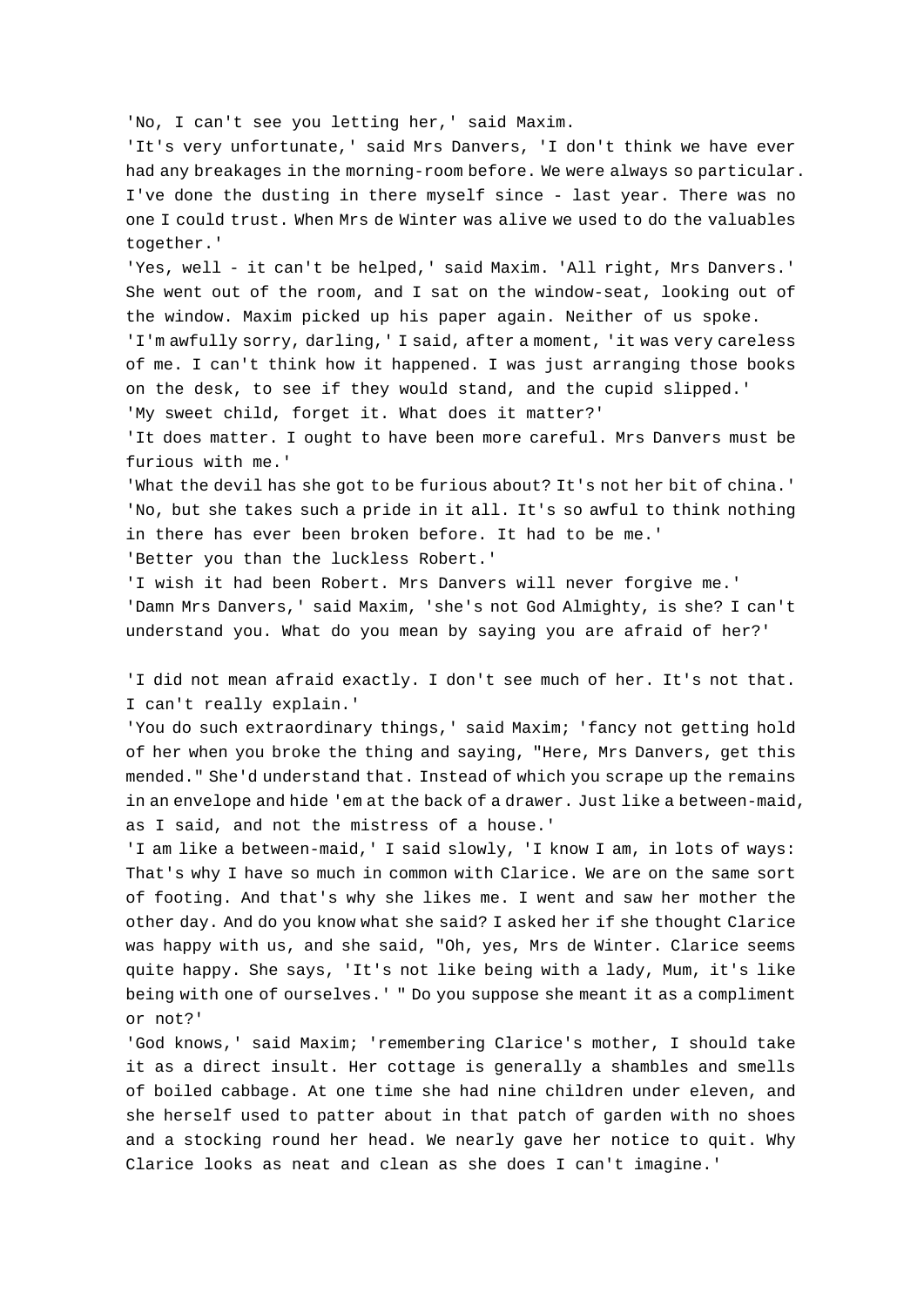'No, I can't see you letting her,' said Maxim.

'It's very unfortunate,' said Mrs Danvers, 'I don't think we have ever had any breakages in the morning-room before. We were always so particular. I've done the dusting in there myself since - last year. There was no one I could trust. When Mrs de Winter was alive we used to do the valuables together.'

'Yes, well - it can't be helped,' said Maxim. 'All right, Mrs Danvers.' She went out of the room, and I sat on the window-seat, looking out of the window. Maxim picked up his paper again. Neither of us spoke.

'I'm awfully sorry, darling,' I said, after a moment, 'it was very careless of me. I can't think how it happened. I was just arranging those books on the desk, to see if they would stand, and the cupid slipped.'

'My sweet child, forget it. What does it matter?'

'It does matter. I ought to have been more careful. Mrs Danvers must be furious with me.'

'What the devil has she got to be furious about? It's not her bit of china.'

'No, but she takes such a pride in it all. It's so awful to think nothing in there has ever been broken before. It had to be me.'

'Better you than the luckless Robert.'

'I wish it had been Robert. Mrs Danvers will never forgive me.'

'Damn Mrs Danvers,' said Maxim, 'she's not God Almighty, is she? I can't understand you. What do you mean by saying you are afraid of her?'

'I did not mean afraid exactly. I don't see much of her. It's not that. I can't really explain.'

'You do such extraordinary things,' said Maxim; 'fancy not getting hold of her when you broke the thing and saying, "Here, Mrs Danvers, get this mended." She'd understand that. Instead of which you scrape up the remains in an envelope and hide 'em at the back of a drawer. Just like a between-maid, as I said, and not the mistress of a house.'

'I am like a between-maid,' I said slowly, 'I know I am, in lots of ways: That's why I have so much in common with Clarice. We are on the same sort of footing. And that's why she likes me. I went and saw her mother the other day. And do you know what she said? I asked her if she thought Clarice was happy with us, and she said, "Oh, yes, Mrs de Winter. Clarice seems quite happy. She says, 'It's not like being with a lady, Mum, it's like being with one of ourselves.' " Do you suppose she meant it as a compliment or not?'

'God knows,' said Maxim; 'remembering Clarice's mother, I should take it as a direct insult. Her cottage is generally a shambles and smells of boiled cabbage. At one time she had nine children under eleven, and she herself used to patter about in that patch of garden with no shoes and a stocking round her head. We nearly gave her notice to quit. Why Clarice looks as neat and clean as she does I can't imagine.'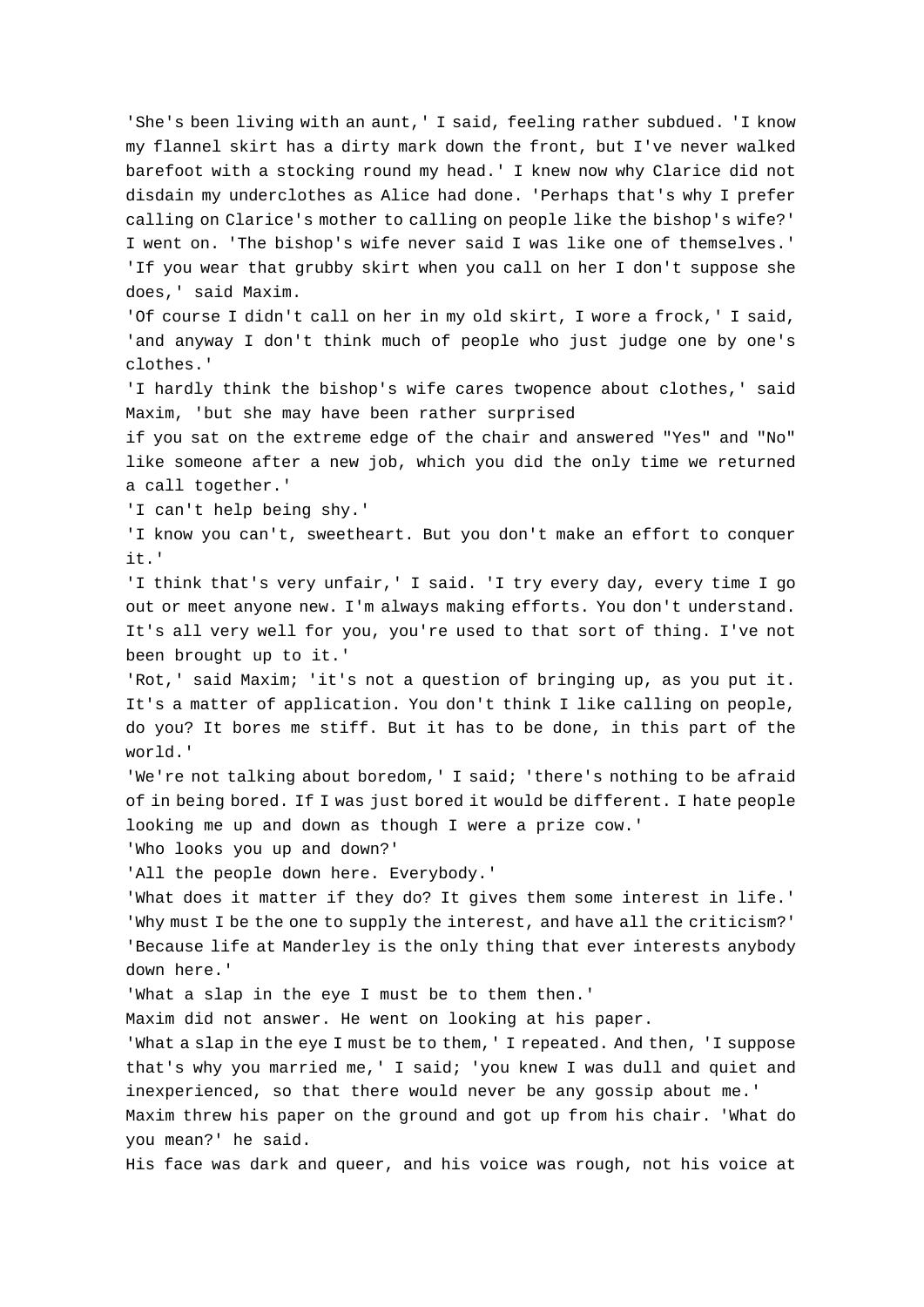'She's been living with an aunt,' I said, feeling rather subdued. 'I know my flannel skirt has a dirty mark down the front, but I've never walked barefoot with a stocking round my head.' I knew now why Clarice did not disdain my underclothes as Alice had done. 'Perhaps that's why I prefer calling on Clarice's mother to calling on people like the bishop's wife?' I went on. 'The bishop's wife never said I was like one of themselves.'

'If you wear that grubby skirt when you call on her I don't suppose she does,' said Maxim.

'Of course I didn't call on her in my old skirt, I wore a frock,' I said, 'and anyway I don't think much of people who just judge one by one's clothes.'

'I hardly think the bishop's wife cares twopence about clothes,' said Maxim, 'but she may have been rather surprised if you sat on the extreme edge of the chair and answered "Yes" and "No" like someone after a new job, which you did the only time we returned a call together.'

'I can't help being shy.'

'I know you can't, sweetheart. But you don't make an effort to conquer it.'

'I think that's very unfair,' I said. 'I try every day, every time I go out or meet anyone new. I'm always making efforts. You don't understand. It's all very well for you, you're used to that sort of thing. I've not been brought up to it.'

'Rot,' said Maxim; 'it's not a question of bringing up, as you put it. It's a matter of application. You don't think I like calling on people, do you? It bores me stiff. But it has to be done, in this part of the world.'

'We're not talking about boredom,' I said; 'there's nothing to be afraid of in being bored. If I was just bored it would be different. I hate people looking me up and down as though I were a prize cow.'

'Who looks you up and down?'

'All the people down here. Everybody.'

'What does it matter if they do? It gives them some interest in life.'

'Why must I be the one to supply the interest, and have all the criticism?'

'Because life at Manderley is the only thing that ever interests anybody down here.'

'What a slap in the eye I must be to them then.'

Maxim did not answer. He went on looking at his paper.

'What a slap in the eye I must be to them,' I repeated. And then, 'I suppose that's why you married me,' I said; 'you knew I was dull and quiet and inexperienced, so that there would never be any gossip about me.'

Maxim threw his paper on the ground and got up from his chair. 'What do you mean?' he said.

His face was dark and queer, and his voice was rough, not his voice at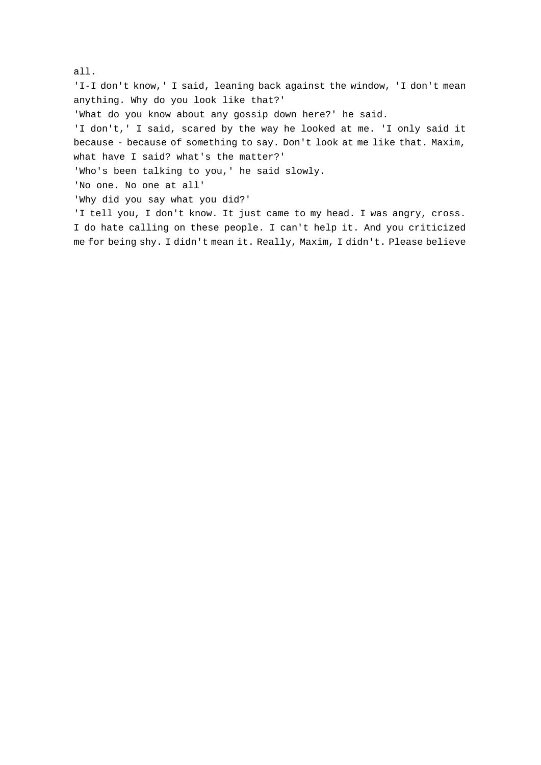all.

'I-I don't know,' I said, leaning back against the window, 'I don't mean anything. Why do you look like that?'

'What do you know about any gossip down here?' he said.

'I don't,' I said, scared by the way he looked at me. 'I only said it because - because of something to say. Don't look at me like that. Maxim, what have I said? what's the matter?'

'Who's been talking to you,' he said slowly.

'No one. No one at all'

'Why did you say what you did?'

'I tell you, I don't know. It just came to my head. I was angry, cross. I do hate calling on these people. I can't help it. And you criticized me for being shy. I didn't mean it. Really, Maxim, I didn't. Please believe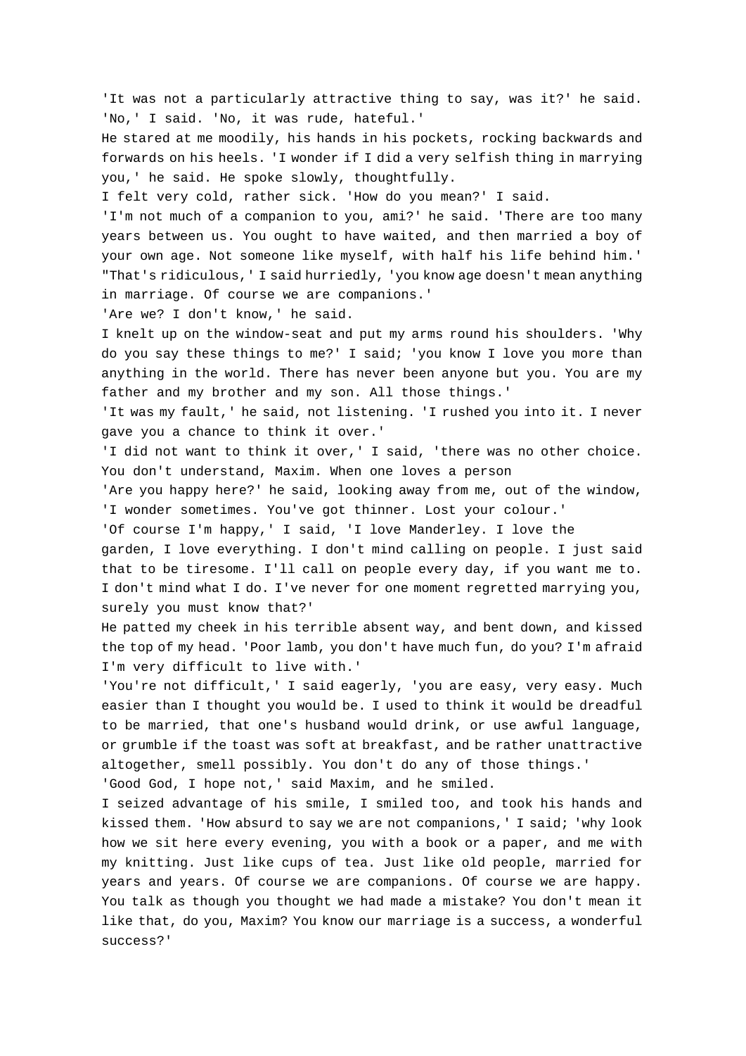'It was not a particularly attractive thing to say, was it?' he said.
'No,' I said. 'No, it was rude, hateful.'

He stared at me moodily, his hands in his pockets, rocking backwards and forwards on his heels. 'I wonder if I did a very selfish thing in marrying you,' he said. He spoke slowly, thoughtfully.

I felt very cold, rather sick. 'How do you mean?' I said.

'I'm not much of a companion to you, ami?' he said. 'There are too many years between us. You ought to have waited, and then married a boy of your own age. Not someone like myself, with half his life behind him.'

"That's ridiculous,' I said hurriedly, 'you know age doesn't mean anything in marriage. Of course we are companions.'

'Are we? I don't know,' he said.

I knelt up on the window-seat and put my arms round his shoulders. 'Why do you say these things to me?' I said; 'you know I love you more than anything in the world. There has never been anyone but you. You are my father and my brother and my son. All those things.'

'It was my fault,' he said, not listening. 'I rushed you into it. I never gave you a chance to think it over.'

'I did not want to think it over,' I said, 'there was no other choice. You don't understand, Maxim. When one loves a person

'Are you happy here?' he said, looking away from me, out of the window, 'I wonder sometimes. You've got thinner. Lost your colour.'

'Of course I'm happy,' I said, 'I love Manderley. I love the garden, I love everything. I don't mind calling on people. I just said that to be tiresome. I'll call on people every day, if you want me to. I don't mind what I do. I've never for one moment regretted marrying you, surely you must know that?'

He patted my cheek in his terrible absent way, and bent down, and kissed the top of my head. 'Poor lamb, you don't have much fun, do you? I'm afraid I'm very difficult to live with.'

'You're not difficult,' I said eagerly, 'you are easy, very easy. Much easier than I thought you would be. I used to think it would be dreadful to be married, that one's husband would drink, or use awful language, or grumble if the toast was soft at breakfast, and be rather unattractive altogether, smell possibly. You don't do any of those things.'

'Good God, I hope not,' said Maxim, and he smiled.

I seized advantage of his smile, I smiled too, and took his hands and kissed them. 'How absurd to say we are not companions,' I said; 'why look how we sit here every evening, you with a book or a paper, and me with my knitting. Just like cups of tea. Just like old people, married for years and years. Of course we are companions. Of course we are happy. You talk as though you thought we had made a mistake? You don't mean it like that, do you, Maxim? You know our marriage is a success, a wonderful success?'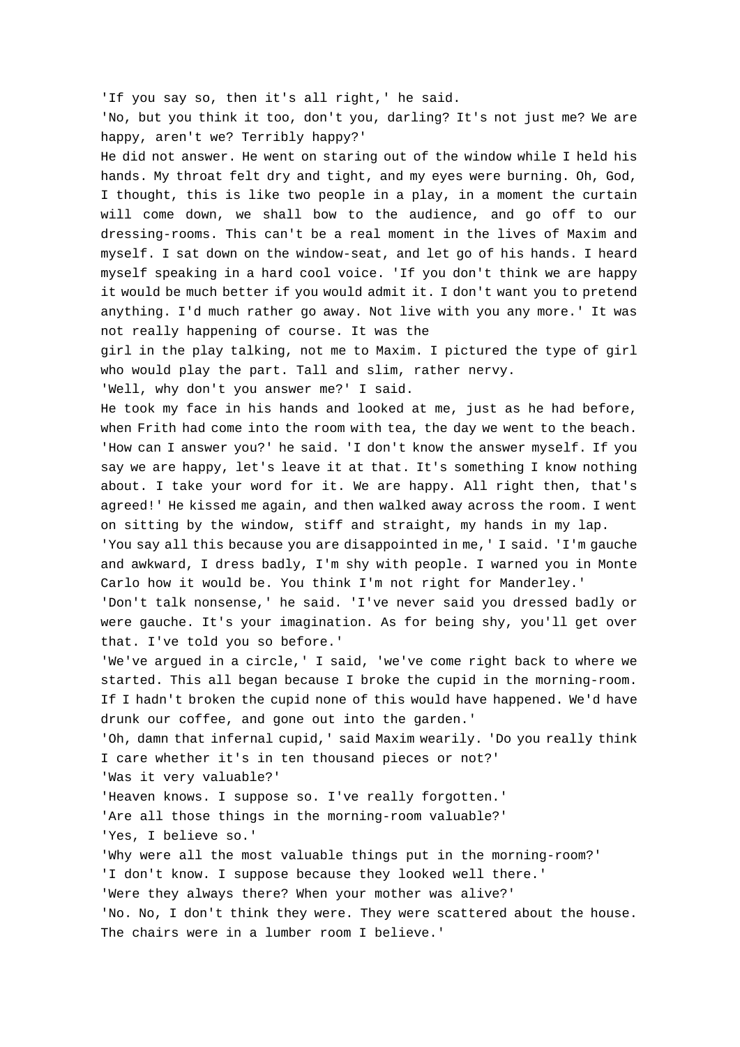'If you say so, then it's all right,' he said.

'No, but you think it too, don't you, darling? It's not just me? We are happy, aren't we? Terribly happy?'

He did not answer. He went on staring out of the window while I held his hands. My throat felt dry and tight, and my eyes were burning. Oh, God, I thought, this is like two people in a play, in a moment the curtain will come down, we shall bow to the audience, and go off to our dressing-rooms. This can't be a real moment in the lives of Maxim and myself. I sat down on the window-seat, and let go of his hands. I heard myself speaking in a hard cool voice. 'If you don't think we are happy it would be much better if you would admit it. I don't want you to pretend anything. I'd much rather go away. Not live with you any more.' It was not really happening of course. It was the girl in the play talking, not me to Maxim. I pictured the type of girl who would play the part. Tall and slim, rather nervy.

'Well, why don't you answer me?' I said.

He took my face in his hands and looked at me, just as he had before, when Frith had come into the room with tea, the day we went to the beach. 'How can I answer you?' he said. 'I don't know the answer myself. If you say we are happy, let's leave it at that. It's something I know nothing about. I take your word for it. We are happy. All right then, that's agreed!' He kissed me again, and then walked away across the room. I went on sitting by the window, stiff and straight, my hands in my lap.

'You say all this because you are disappointed in me,' I said. 'I'm gauche and awkward, I dress badly, I'm shy with people. I warned you in Monte Carlo how it would be. You think I'm not right for Manderley.'

'Don't talk nonsense,' he said. 'I've never said you dressed badly or were gauche. It's your imagination. As for being shy, you'll get over that. I've told you so before.'

'We've argued in a circle,' I said, 'we've come right back to where we started. This all began because I broke the cupid in the morning-room. If I hadn't broken the cupid none of this would have happened. We'd have drunk our coffee, and gone out into the garden.'

'Oh, damn that infernal cupid,' said Maxim wearily. 'Do you really think I care whether it's in ten thousand pieces or not?'

'Was it very valuable?'

'Heaven knows. I suppose so. I've really forgotten.'

'Are all those things in the morning-room valuable?'

'Yes, I believe so.'

'Why were all the most valuable things put in the morning-room?'

'I don't know. I suppose because they looked well there.'

'Were they always there? When your mother was alive?'

'No. No, I don't think they were. They were scattered about the house. The chairs were in a lumber room I believe.'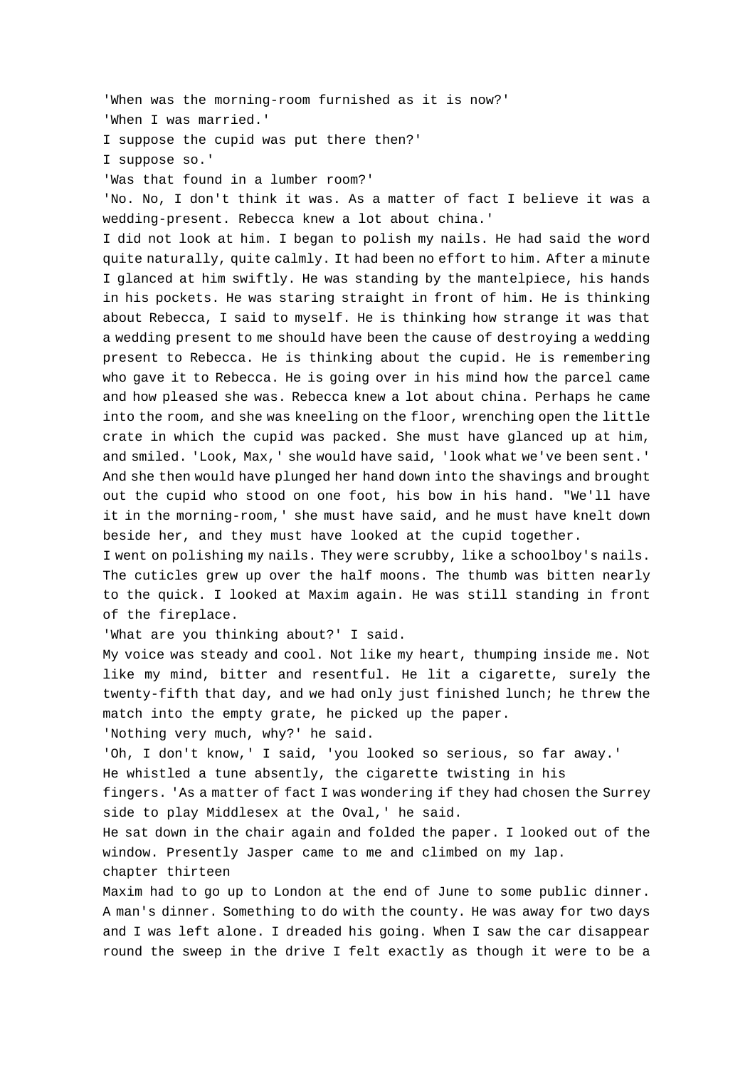'When was the morning-room furnished as it is now?'

'When I was married.'

I suppose the cupid was put there then?'

I suppose so.'

'Was that found in a lumber room?'

'No. No, I don't think it was. As a matter of fact I believe it was a wedding-present. Rebecca knew a lot about china.'

I did not look at him. I began to polish my nails. He had said the word quite naturally, quite calmly. It had been no effort to him. After a minute I glanced at him swiftly. He was standing by the mantelpiece, his hands in his pockets. He was staring straight in front of him. He is thinking about Rebecca, I said to myself. He is thinking how strange it was that a wedding present to me should have been the cause of destroying a wedding present to Rebecca. He is thinking about the cupid. He is remembering who gave it to Rebecca. He is going over in his mind how the parcel came and how pleased she was. Rebecca knew a lot about china. Perhaps he came into the room, and she was kneeling on the floor, wrenching open the little crate in which the cupid was packed. She must have glanced up at him, and smiled. 'Look, Max,' she would have said, 'look what we've been sent.' And she then would have plunged her hand down into the shavings and brought out the cupid who stood on one foot, his bow in his hand. "We'll have it in the morning-room,' she must have said, and he must have knelt down beside her, and they must have looked at the cupid together.

I went on polishing my nails. They were scrubby, like a schoolboy's nails. The cuticles grew up over the half moons. The thumb was bitten nearly to the quick. I looked at Maxim again. He was still standing in front of the fireplace.

'What are you thinking about?' I said.

My voice was steady and cool. Not like my heart, thumping inside me. Not like my mind, bitter and resentful. He lit a cigarette, surely the twenty-fifth that day, and we had only just finished lunch; he threw the match into the empty grate, he picked up the paper.

'Nothing very much, why?' he said.

'Oh, I don't know,' I said, 'you looked so serious, so far away.'

He whistled a tune absently, the cigarette twisting in his fingers. 'As a matter of fact I was wondering if they had chosen the Surrey side to play Middlesex at the Oval,' he said.

He sat down in the chair again and folded the paper. I looked out of the window. Presently Jasper came to me and climbed on my lap.

## chapter thirteen

Maxim had to go up to London at the end of June to some public dinner. A man's dinner. Something to do with the county. He was away for two days and I was left alone. I dreaded his going. When I saw the car disappear round the sweep in the drive I felt exactly as though it were to be a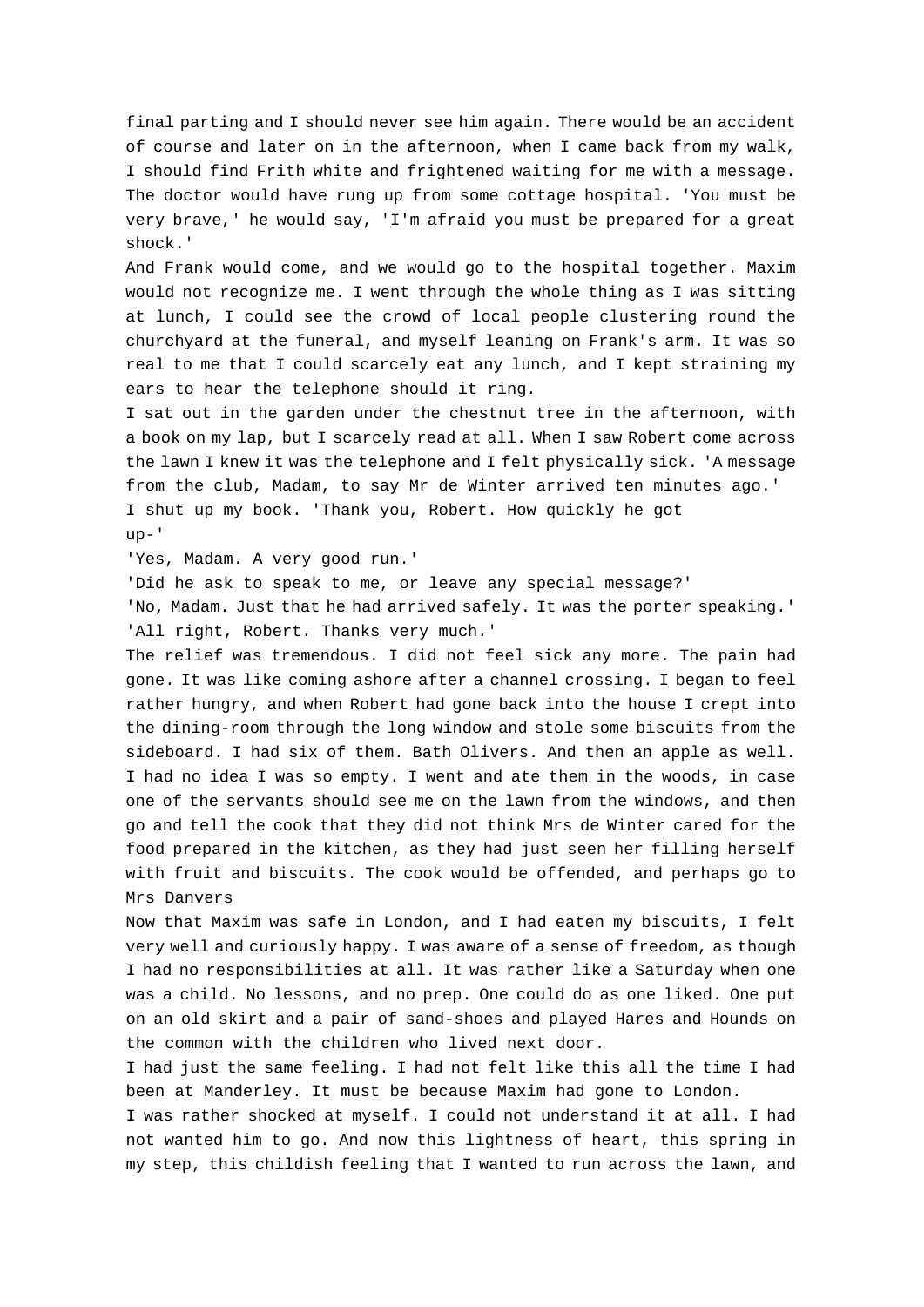final parting and I should never see him again. There would be an accident of course and later on in the afternoon, when I came back from my walk, I should find Frith white and frightened waiting for me with a message. The doctor would have rung up from some cottage hospital. 'You must be very brave,' he would say, 'I'm afraid you must be prepared for a great shock.'

And Frank would come, and we would go to the hospital together. Maxim would not recognize me. I went through the whole thing as I was sitting at lunch, I could see the crowd of local people clustering round the churchyard at the funeral, and myself leaning on Frank's arm. It was so real to me that I could scarcely eat any lunch, and I kept straining my ears to hear the telephone should it ring.

I sat out in the garden under the chestnut tree in the afternoon, with a book on my lap, but I scarcely read at all. When I saw Robert come across the lawn I knew it was the telephone and I felt physically sick. 'A message from the club, Madam, to say Mr de Winter arrived ten minutes ago.'

I shut up my book. 'Thank you, Robert. How quickly he got up-'

'Yes, Madam. A very good run.'

'Did he ask to speak to me, or leave any special message?'

'No, Madam. Just that he had arrived safely. It was the porter speaking.'

'All right, Robert. Thanks very much.'

The relief was tremendous. I did not feel sick any more. The pain had gone. It was like coming ashore after a channel crossing. I began to feel rather hungry, and when Robert had gone back into the house I crept into the dining-room through the long window and stole some biscuits from the sideboard. I had six of them. Bath Olivers. And then an apple as well. I had no idea I was so empty. I went and ate them in the woods, in case one of the servants should see me on the lawn from the windows, and then go and tell the cook that they did not think Mrs de Winter cared for the food prepared in the kitchen, as they had just seen her filling herself with fruit and biscuits. The cook would be offended, and perhaps go to Mrs Danvers

Now that Maxim was safe in London, and I had eaten my biscuits, I felt very well and curiously happy. I was aware of a sense of freedom, as though I had no responsibilities at all. It was rather like a Saturday when one was a child. No lessons, and no prep. One could do as one liked. One put on an old skirt and a pair of sand-shoes and played Hares and Hounds on the common with the children who lived next door.

I had just the same feeling. I had not felt like this all the time I had been at Manderley. It must be because Maxim had gone to London.

I was rather shocked at myself. I could not understand it at all. I had not wanted him to go. And now this lightness of heart, this spring in my step, this childish feeling that I wanted to run across the lawn, and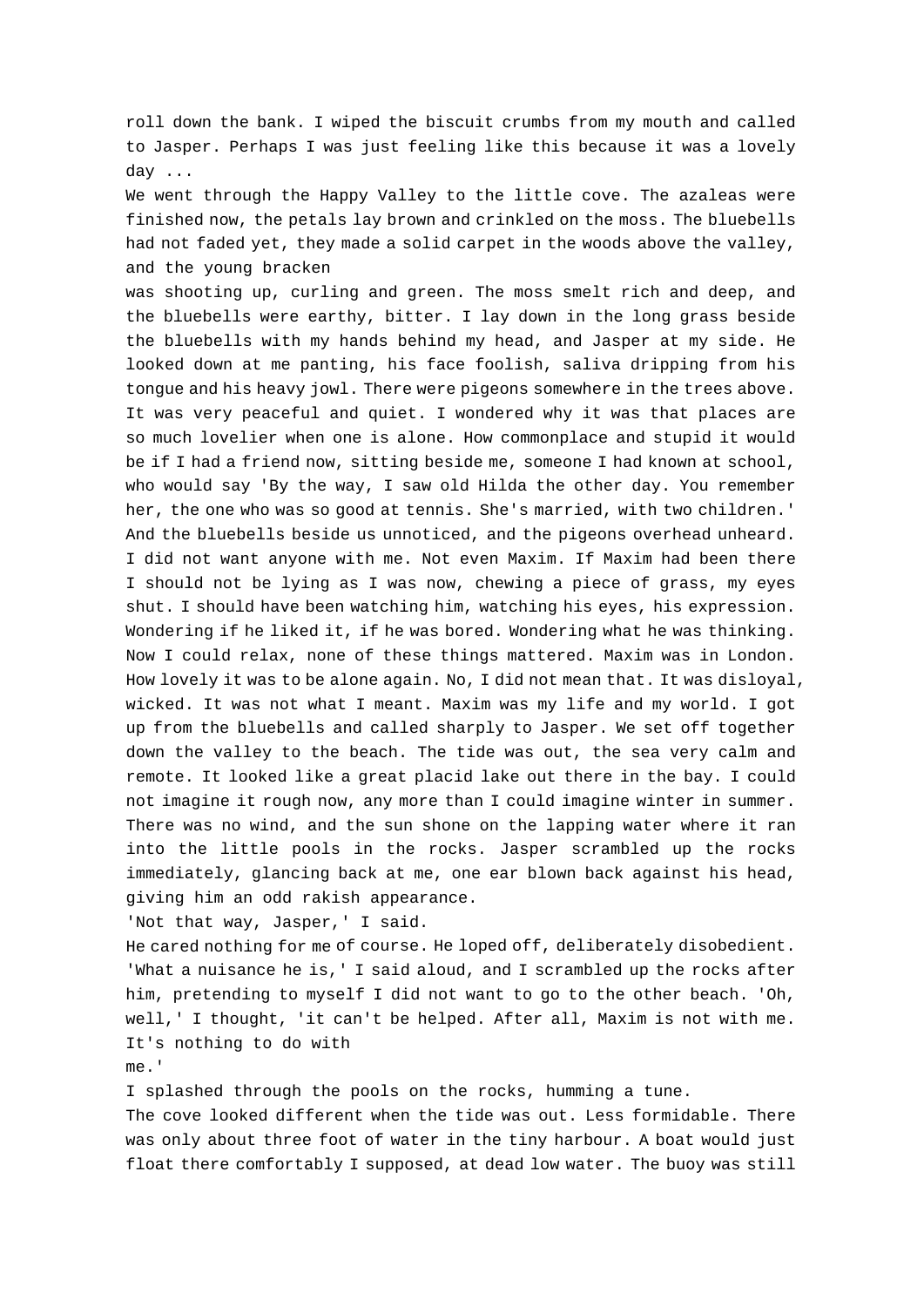roll down the bank. I wiped the biscuit crumbs from my mouth and called to Jasper. Perhaps I was just feeling like this because it was a lovely day ...

We went through the Happy Valley to the little cove. The azaleas were finished now, the petals lay brown and crinkled on the moss. The bluebells had not faded yet, they made a solid carpet in the woods above the valley, and the young bracken was shooting up, curling and green. The moss smelt rich and deep, and the bluebells were earthy, bitter. I lay down in the long grass beside the bluebells with my hands behind my head, and Jasper at my side. He looked down at me panting, his face foolish, saliva dripping from his tongue and his heavy jowl. There were pigeons somewhere in the trees above. It was very peaceful and quiet. I wondered why it was that places are so much lovelier when one is alone. How commonplace and stupid it would be if I had a friend now, sitting beside me, someone I had known at school, who would say 'By the way, I saw old Hilda the other day. You remember her, the one who was so good at tennis. She's married, with two children.' And the bluebells beside us unnoticed, and the pigeons overhead unheard. I did not want anyone with me. Not even Maxim. If Maxim had been there I should not be lying as I was now, chewing a piece of grass, my eyes shut. I should have been watching him, watching his eyes, his expression. Wondering if he liked it, if he was bored. Wondering what he was thinking. Now I could relax, none of these things mattered. Maxim was in London. How lovely it was to be alone again. No, I did not mean that. It was disloyal, wicked. It was not what I meant. Maxim was my life and my world. I got up from the bluebells and called sharply to Jasper. We set off together down the valley to the beach. The tide was out, the sea very calm and remote. It looked like a great placid lake out there in the bay. I could not imagine it rough now, any more than I could imagine winter in summer. There was no wind, and the sun shone on the lapping water where it ran into the little pools in the rocks. Jasper scrambled up the rocks immediately, glancing back at me, one ear blown back against his head, giving him an odd rakish appearance.

'Not that way, Jasper,' I said.

He cared nothing for me of course. He loped off, deliberately disobedient. 'What a nuisance he is,' I said aloud, and I scrambled up the rocks after him, pretending to myself I did not want to go to the other beach. 'Oh, well,' I thought, 'it can't be helped. After all, Maxim is not with me. It's nothing to do with me.'

I splashed through the pools on the rocks, humming a tune.

The cove looked different when the tide was out. Less formidable. There was only about three foot of water in the tiny harbour. A boat would just float there comfortably I supposed, at dead low water. The buoy was still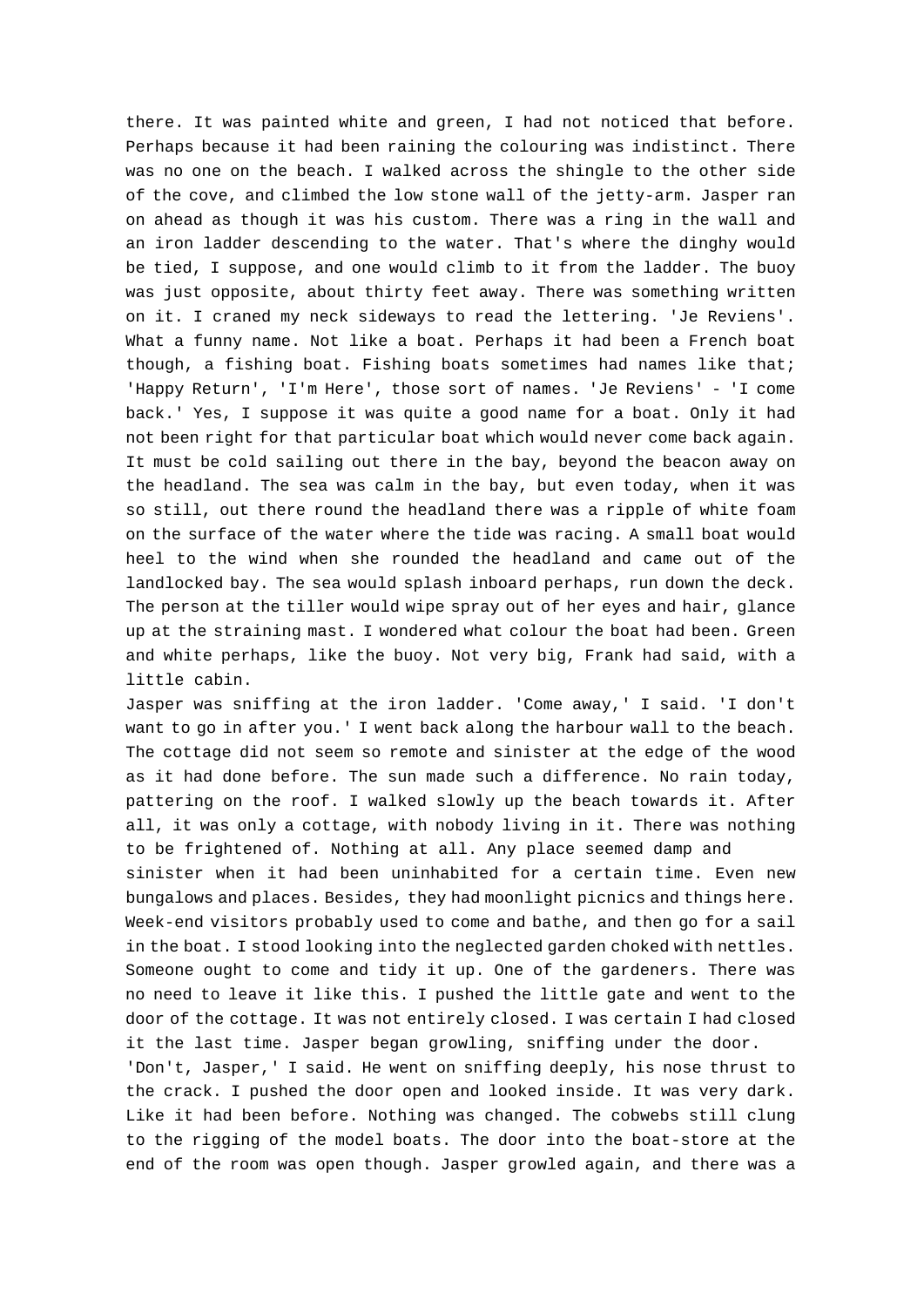there. It was painted white and green, I had not noticed that before. Perhaps because it had been raining the colouring was indistinct. There was no one on the beach. I walked across the shingle to the other side of the cove, and climbed the low stone wall of the jetty-arm. Jasper ran on ahead as though it was his custom. There was a ring in the wall and an iron ladder descending to the water. That's where the dinghy would be tied, I suppose, and one would climb to it from the ladder. The buoy was just opposite, about thirty feet away. There was something written on it. I craned my neck sideways to read the lettering. 'Je Reviens'. What a funny name. Not like a boat. Perhaps it had been a French boat though, a fishing boat. Fishing boats sometimes had names like that; 'Happy Return', 'I'm Here', those sort of names. 'Je Reviens' - 'I come back.' Yes, I suppose it was quite a good name for a boat. Only it had not been right for that particular boat which would never come back again. It must be cold sailing out there in the bay, beyond the beacon away on the headland. The sea was calm in the bay, but even today, when it was so still, out there round the headland there was a ripple of white foam on the surface of the water where the tide was racing. A small boat would heel to the wind when she rounded the headland and came out of the landlocked bay. The sea would splash inboard perhaps, run down the deck. The person at the tiller would wipe spray out of her eyes and hair, glance up at the straining mast. I wondered what colour the boat had been. Green and white perhaps, like the buoy. Not very big, Frank had said, with a little cabin.

Jasper was sniffing at the iron ladder. 'Come away,' I said. 'I don't want to go in after you.' I went back along the harbour wall to the beach. The cottage did not seem so remote and sinister at the edge of the wood as it had done before. The sun made such a difference. No rain today, pattering on the roof. I walked slowly up the beach towards it. After all, it was only a cottage, with nobody living in it. There was nothing to be frightened of. Nothing at all. Any place seemed damp and sinister when it had been uninhabited for a certain time. Even new bungalows and places. Besides, they had moonlight picnics and things here. Week-end visitors probably used to come and bathe, and then go for a sail in the boat. I stood looking into the neglected garden choked with nettles. Someone ought to come and tidy it up. One of the gardeners. There was no need to leave it like this. I pushed the little gate and went to the door of the cottage. It was not entirely closed. I was certain I had closed it the last time. Jasper began growling, sniffing under the door.

'Don't, Jasper,' I said. He went on sniffing deeply, his nose thrust to the crack. I pushed the door open and looked inside. It was very dark. Like it had been before. Nothing was changed. The cobwebs still clung to the rigging of the model boats. The door into the boat-store at the end of the room was open though. Jasper growled again, and there was a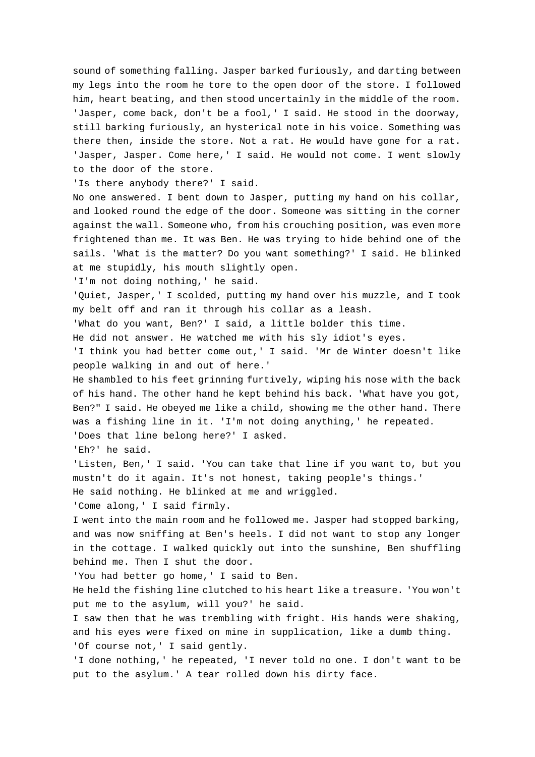sound of something falling. Jasper barked furiously, and darting between my legs into the room he tore to the open door of the store. I followed him, heart beating, and then stood uncertainly in the middle of the room. 'Jasper, come back, don't be a fool,' I said. He stood in the doorway, still barking furiously, an hysterical note in his voice. Something was there then, inside the store. Not a rat. He would have gone for a rat. 'Jasper, Jasper. Come here,' I said. He would not come. I went slowly to the door of the store.

'Is there anybody there?' I said.

No one answered. I bent down to Jasper, putting my hand on his collar, and looked round the edge of the door. Someone was sitting in the corner against the wall. Someone who, from his crouching position, was even more frightened than me. It was Ben. He was trying to hide behind one of the sails. 'What is the matter? Do you want something?' I said. He blinked at me stupidly, his mouth slightly open.

'I'm not doing nothing,' he said.

'Quiet, Jasper,' I scolded, putting my hand over his muzzle, and I took my belt off and ran it through his collar as a leash.

'What do you want, Ben?' I said, a little bolder this time.

He did not answer. He watched me with his sly idiot's eyes.

'I think you had better come out,' I said. 'Mr de Winter doesn't like people walking in and out of here.'

He shambled to his feet grinning furtively, wiping his nose with the back of his hand. The other hand he kept behind his back. 'What have you got, Ben?" I said. He obeyed me like a child, showing me the other hand. There was a fishing line in it. 'I'm not doing anything,' he repeated.

'Does that line belong here?' I asked.

'Eh?' he said.

'Listen, Ben,' I said. 'You can take that line if you want to, but you mustn't do it again. It's not honest, taking people's things.'

He said nothing. He blinked at me and wriggled.

'Come along,' I said firmly.

I went into the main room and he followed me. Jasper had stopped barking, and was now sniffing at Ben's heels. I did not want to stop any longer in the cottage. I walked quickly out into the sunshine, Ben shuffling behind me. Then I shut the door.

'You had better go home,' I said to Ben.

He held the fishing line clutched to his heart like a treasure. 'You won't put me to the asylum, will you?' he said.

I saw then that he was trembling with fright. His hands were shaking, and his eyes were fixed on mine in supplication, like a dumb thing.

'Of course not,' I said gently.

'I done nothing,' he repeated, 'I never told no one. I don't want to be put to the asylum.' A tear rolled down his dirty face.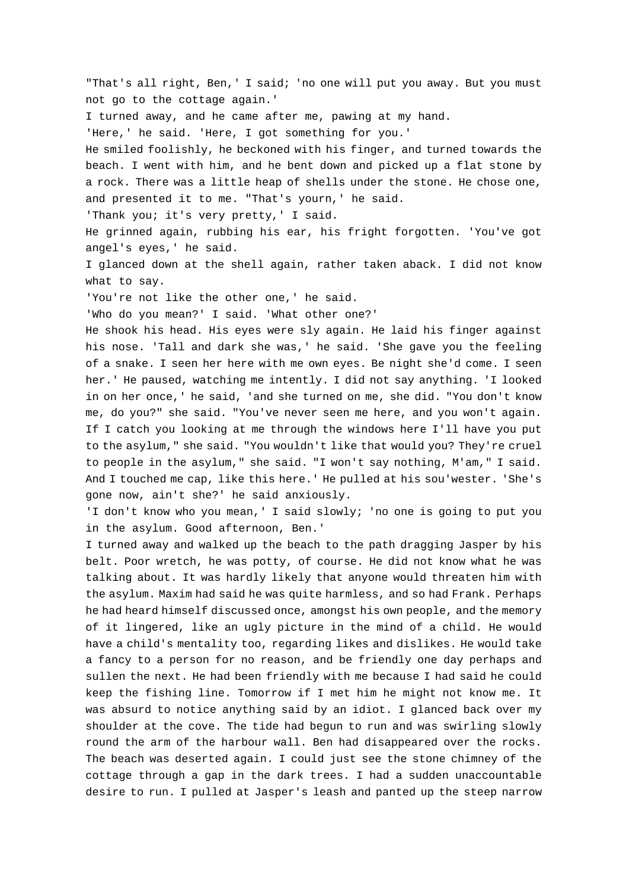"That's all right, Ben,' I said; 'no one will put you away. But you must not go to the cottage again.'

I turned away, and he came after me, pawing at my hand.

'Here,' he said. 'Here, I got something for you.'

He smiled foolishly, he beckoned with his finger, and turned towards the beach. I went with him, and he bent down and picked up a flat stone by a rock. There was a little heap of shells under the stone. He chose one, and presented it to me. "That's yourn,' he said.

'Thank you; it's very pretty,' I said.

He grinned again, rubbing his ear, his fright forgotten. 'You've got angel's eyes,' he said.

I glanced down at the shell again, rather taken aback. I did not know what to say.

'You're not like the other one,' he said.

'Who do you mean?' I said. 'What other one?'

He shook his head. His eyes were sly again. He laid his finger against his nose. 'Tall and dark she was,' he said. 'She gave you the feeling of a snake. I seen her here with me own eyes. Be night she'd come. I seen her.' He paused, watching me intently. I did not say anything. 'I looked in on her once,' he said, 'and she turned on me, she did. "You don't know me, do you?" she said. "You've never seen me here, and you won't again. If I catch you looking at me through the windows here I'll have you put to the asylum," she said. "You wouldn't like that would you? They're cruel to people in the asylum," she said. "I won't say nothing, M'am," I said. And I touched me cap, like this here.' He pulled at his sou'wester. 'She's gone now, ain't she?' he said anxiously.

'I don't know who you mean,' I said slowly; 'no one is going to put you in the asylum. Good afternoon, Ben.'

I turned away and walked up the beach to the path dragging Jasper by his belt. Poor wretch, he was potty, of course. He did not know what he was talking about. It was hardly likely that anyone would threaten him with the asylum. Maxim had said he was quite harmless, and so had Frank. Perhaps he had heard himself discussed once, amongst his own people, and the memory of it lingered, like an ugly picture in the mind of a child. He would have a child's mentality too, regarding likes and dislikes. He would take a fancy to a person for no reason, and be friendly one day perhaps and sullen the next. He had been friendly with me because I had said he could keep the fishing line. Tomorrow if I met him he might not know me. It was absurd to notice anything said by an idiot. I glanced back over my shoulder at the cove. The tide had begun to run and was swirling slowly round the arm of the harbour wall. Ben had disappeared over the rocks. The beach was deserted again. I could just see the stone chimney of the cottage through a gap in the dark trees. I had a sudden unaccountable desire to run. I pulled at Jasper's leash and panted up the steep narrow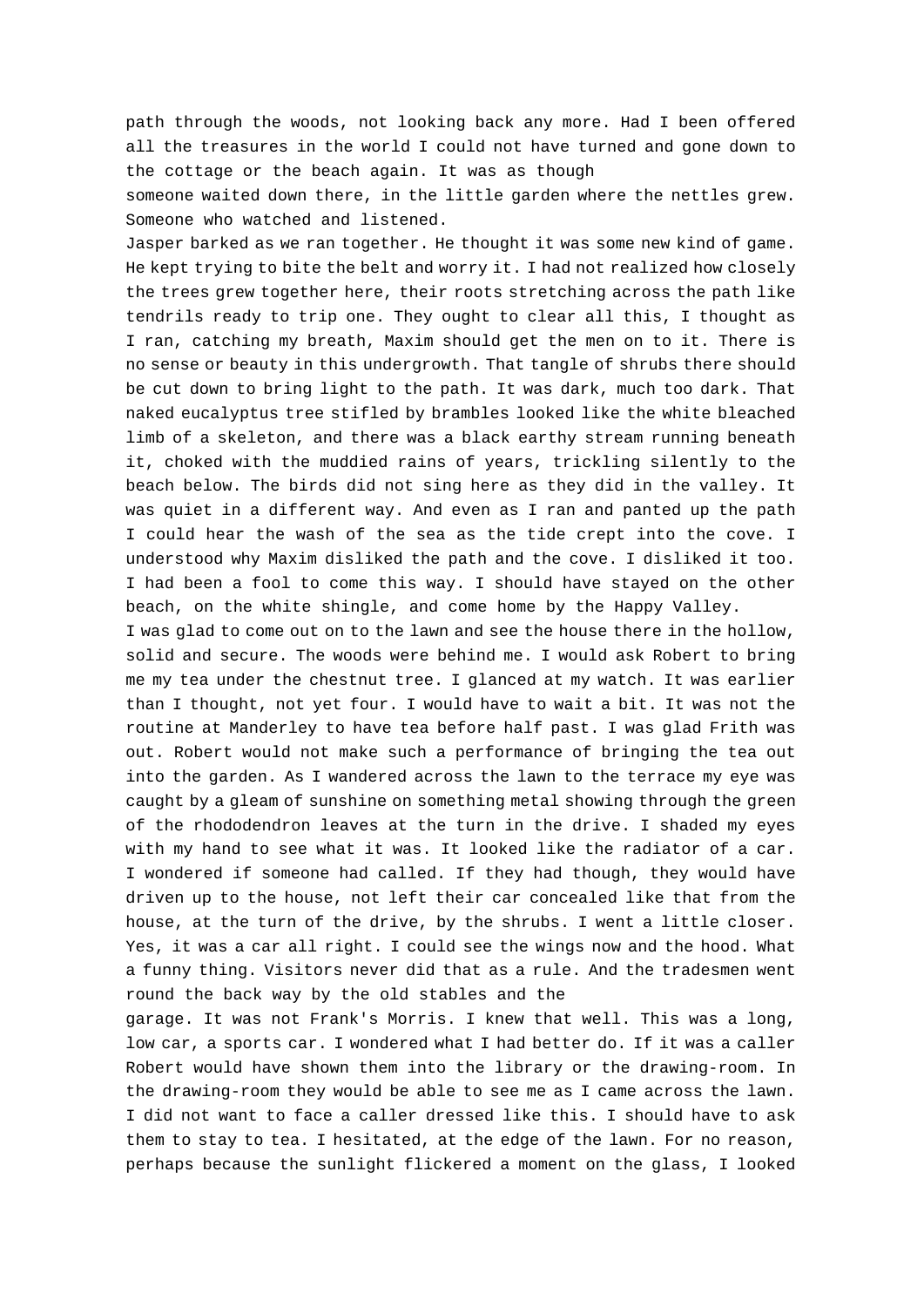path through the woods, not looking back any more. Had I been offered all the treasures in the world I could not have turned and gone down to the cottage or the beach again. It was as though someone waited down there, in the little garden where the nettles grew. Someone who watched and listened.

Jasper barked as we ran together. He thought it was some new kind of game. He kept trying to bite the belt and worry it. I had not realized how closely the trees grew together here, their roots stretching across the path like tendrils ready to trip one. They ought to clear all this, I thought as I ran, catching my breath, Maxim should get the men on to it. There is no sense or beauty in this undergrowth. That tangle of shrubs there should be cut down to bring light to the path. It was dark, much too dark. That naked eucalyptus tree stifled by brambles looked like the white bleached limb of a skeleton, and there was a black earthy stream running beneath it, choked with the muddied rains of years, trickling silently to the beach below. The birds did not sing here as they did in the valley. It was quiet in a different way. And even as I ran and panted up the path I could hear the wash of the sea as the tide crept into the cove. I understood why Maxim disliked the path and the cove. I disliked it too. I had been a fool to come this way. I should have stayed on the other beach, on the white shingle, and come home by the Happy Valley.

I was glad to come out on to the lawn and see the house there in the hollow, solid and secure. The woods were behind me. I would ask Robert to bring me my tea under the chestnut tree. I glanced at my watch. It was earlier than I thought, not yet four. I would have to wait a bit. It was not the routine at Manderley to have tea before half past. I was glad Frith was out. Robert would not make such a performance of bringing the tea out into the garden. As I wandered across the lawn to the terrace my eye was caught by a gleam of sunshine on something metal showing through the green of the rhododendron leaves at the turn in the drive. I shaded my eyes with my hand to see what it was. It looked like the radiator of a car. I wondered if someone had called. If they had though, they would have driven up to the house, not left their car concealed like that from the house, at the turn of the drive, by the shrubs. I went a little closer. Yes, it was a car all right. I could see the wings now and the hood. What a funny thing. Visitors never did that as a rule. And the tradesmen went round the back way by the old stables and the garage. It was not Frank's Morris. I knew that well. This was a long, low car, a sports car. I wondered what I had better do. If it was a caller Robert would have shown them into the library or the drawing-room. In the drawing-room they would be able to see me as I came across the lawn. I did not want to face a caller dressed like this. I should have to ask them to stay to tea. I hesitated, at the edge of the lawn. For no reason, perhaps because the sunlight flickered a moment on the glass, I looked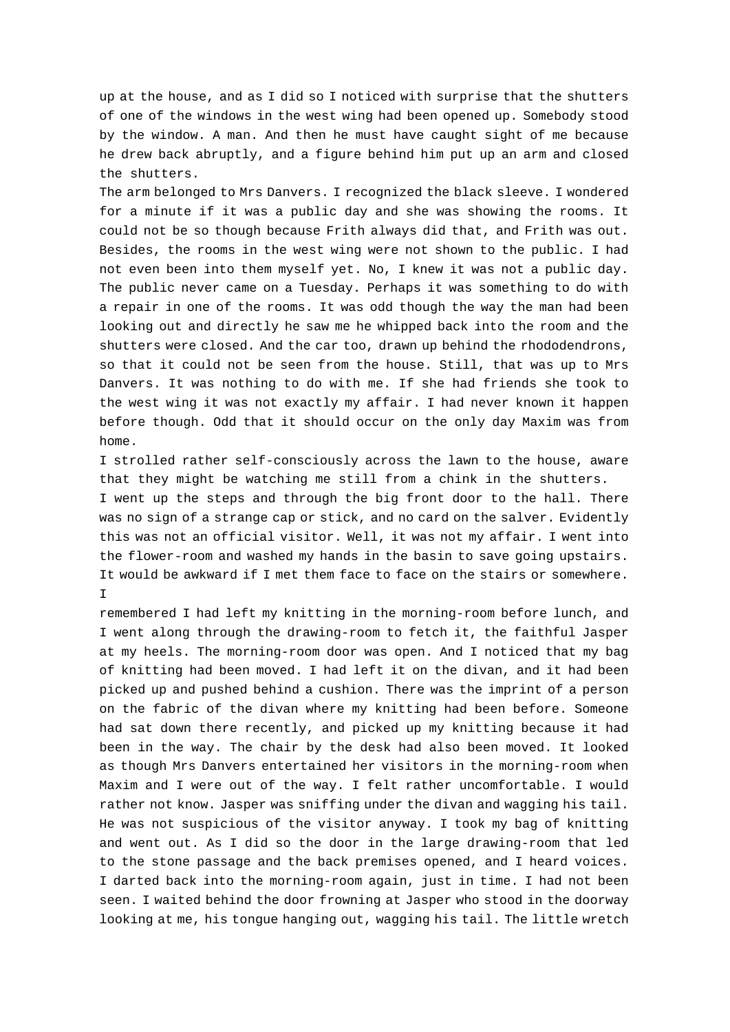up at the house, and as I did so I noticed with surprise that the shutters of one of the windows in the west wing had been opened up. Somebody stood by the window. A man. And then he must have caught sight of me because he drew back abruptly, and a figure behind him put up an arm and closed the shutters.

The arm belonged to Mrs Danvers. I recognized the black sleeve. I wondered for a minute if it was a public day and she was showing the rooms. It could not be so though because Frith always did that, and Frith was out. Besides, the rooms in the west wing were not shown to the public. I had not even been into them myself yet. No, I knew it was not a public day. The public never came on a Tuesday. Perhaps it was something to do with a repair in one of the rooms. It was odd though the way the man had been looking out and directly he saw me he whipped back into the room and the shutters were closed. And the car too, drawn up behind the rhododendrons, so that it could not be seen from the house. Still, that was up to Mrs Danvers. It was nothing to do with me. If she had friends she took to the west wing it was not exactly my affair. I had never known it happen before though. Odd that it should occur on the only day Maxim was from home.

I strolled rather self-consciously across the lawn to the house, aware that they might be watching me still from a chink in the shutters.

I went up the steps and through the big front door to the hall. There was no sign of a strange cap or stick, and no card on the salver. Evidently this was not an official visitor. Well, it was not my affair. I went into the flower-room and washed my hands in the basin to save going upstairs. It would be awkward if I met them face to face on the stairs or somewhere. I remembered I had left my knitting in the morning-room before lunch, and I went along through the drawing-room to fetch it, the faithful Jasper at my heels. The morning-room door was open. And I noticed that my bag of knitting had been moved. I had left it on the divan, and it had been picked up and pushed behind a cushion. There was the imprint of a person on the fabric of the divan where my knitting had been before. Someone had sat down there recently, and picked up my knitting because it had been in the way. The chair by the desk had also been moved. It looked as though Mrs Danvers entertained her visitors in the morning-room when Maxim and I were out of the way. I felt rather uncomfortable. I would rather not know. Jasper was sniffing under the divan and wagging his tail. He was not suspicious of the visitor anyway. I took my bag of knitting and went out. As I did so the door in the large drawing-room that led to the stone passage and the back premises opened, and I heard voices. I darted back into the morning-room again, just in time. I had not been seen. I waited behind the door frowning at Jasper who stood in the doorway looking at me, his tongue hanging out, wagging his tail. The little wretch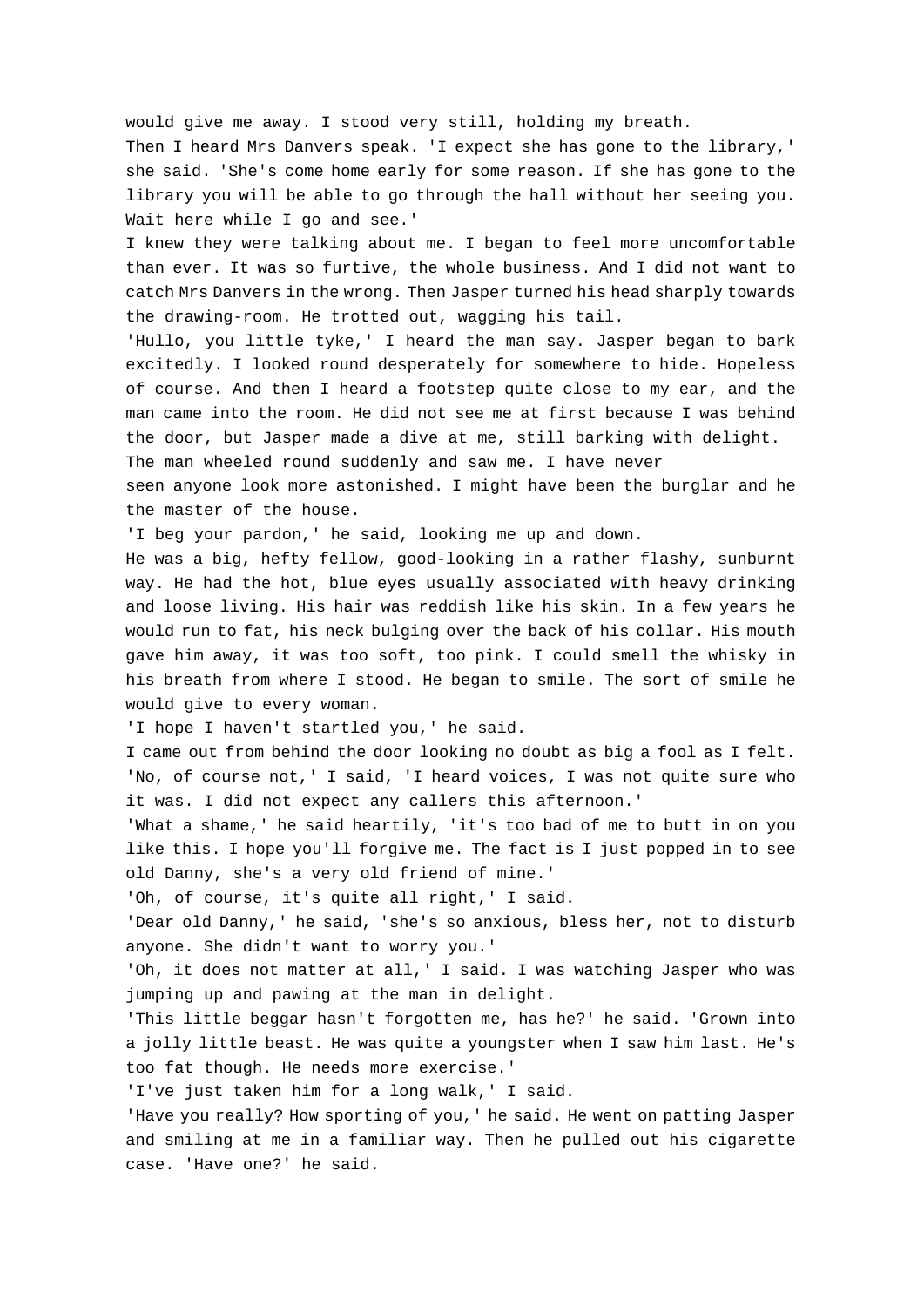would give me away. I stood very still, holding my breath.

Then I heard Mrs Danvers speak. 'I expect she has gone to the library,' she said. 'She's come home early for some reason. If she has gone to the library you will be able to go through the hall without her seeing you. Wait here while I go and see.'

I knew they were talking about me. I began to feel more uncomfortable than ever. It was so furtive, the whole business. And I did not want to catch Mrs Danvers in the wrong. Then Jasper turned his head sharply towards the drawing-room. He trotted out, wagging his tail.

'Hullo, you little tyke,' I heard the man say. Jasper began to bark excitedly. I looked round desperately for somewhere to hide. Hopeless of course. And then I heard a footstep quite close to my ear, and the man came into the room. He did not see me at first because I was behind the door, but Jasper made a dive at me, still barking with delight.

The man wheeled round suddenly and saw me. I have never seen anyone look more astonished. I might have been the burglar and he the master of the house.

'I beg your pardon,' he said, looking me up and down.

He was a big, hefty fellow, good-looking in a rather flashy, sunburnt way. He had the hot, blue eyes usually associated with heavy drinking and loose living. His hair was reddish like his skin. In a few years he would run to fat, his neck bulging over the back of his collar. His mouth gave him away, it was too soft, too pink. I could smell the whisky in his breath from where I stood. He began to smile. The sort of smile he would give to every woman.

'I hope I haven't startled you,' he said.

I came out from behind the door looking no doubt as big a fool as I felt. 'No, of course not,' I said, 'I heard voices, I was not quite sure who it was. I did not expect any callers this afternoon.'

'What a shame,' he said heartily, 'it's too bad of me to butt in on you like this. I hope you'll forgive me. The fact is I just popped in to see old Danny, she's a very old friend of mine.'

'Oh, of course, it's quite all right,' I said.

'Dear old Danny,' he said, 'she's so anxious, bless her, not to disturb anyone. She didn't want to worry you.'

'Oh, it does not matter at all,' I said. I was watching Jasper who was jumping up and pawing at the man in delight.

'This little beggar hasn't forgotten me, has he?' he said. 'Grown into a jolly little beast. He was quite a youngster when I saw him last. He's too fat though. He needs more exercise.'

'I've just taken him for a long walk,' I said.

'Have you really? How sporting of you,' he said. He went on patting Jasper and smiling at me in a familiar way. Then he pulled out his cigarette case. 'Have one?' he said.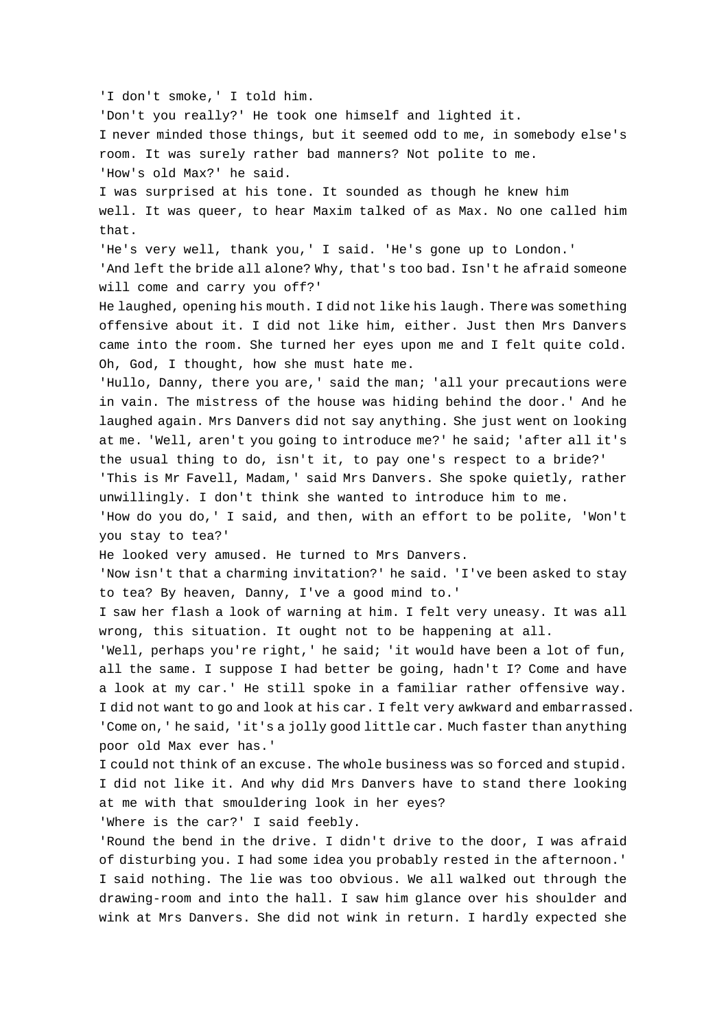'I don't smoke,' I told him.

'Don't you really?' He took one himself and lighted it.

I never minded those things, but it seemed odd to me, in somebody else's room. It was surely rather bad manners? Not polite to me.

'How's old Max?' he said.

I was surprised at his tone. It sounded as though he knew him well. It was queer, to hear Maxim talked of as Max. No one called him that.

'He's very well, thank you,' I said. 'He's gone up to London.'

'And left the bride all alone? Why, that's too bad. Isn't he afraid someone will come and carry you off?'

He laughed, opening his mouth. I did not like his laugh. There was something offensive about it. I did not like him, either. Just then Mrs Danvers came into the room. She turned her eyes upon me and I felt quite cold. Oh, God, I thought, how she must hate me.

'Hullo, Danny, there you are,' said the man; 'all your precautions were in vain. The mistress of the house was hiding behind the door.' And he laughed again. Mrs Danvers did not say anything. She just went on looking at me. 'Well, aren't you going to introduce me?' he said; 'after all it's the usual thing to do, isn't it, to pay one's respect to a bride?'

'This is Mr Favell, Madam,' said Mrs Danvers. She spoke quietly, rather unwillingly. I don't think she wanted to introduce him to me.

'How do you do,' I said, and then, with an effort to be polite, 'Won't you stay to tea?'

He looked very amused. He turned to Mrs Danvers.

'Now isn't that a charming invitation?' he said. 'I've been asked to stay to tea? By heaven, Danny, I've a good mind to.'

I saw her flash a look of warning at him. I felt very uneasy. It was all wrong, this situation. It ought not to be happening at all.

'Well, perhaps you're right,' he said; 'it would have been a lot of fun, all the same. I suppose I had better be going, hadn't I? Come and have a look at my car.' He still spoke in a familiar rather offensive way. I did not want to go and look at his car. I felt very awkward and embarrassed.

'Come on,' he said, 'it's a jolly good little car. Much faster than anything poor old Max ever has.'

I could not think of an excuse. The whole business was so forced and stupid. I did not like it. And why did Mrs Danvers have to stand there looking at me with that smouldering look in her eyes?

'Where is the car?' I said feebly.

'Round the bend in the drive. I didn't drive to the door, I was afraid of disturbing you. I had some idea you probably rested in the afternoon.'

I said nothing. The lie was too obvious. We all walked out through the drawing-room and into the hall. I saw him glance over his shoulder and wink at Mrs Danvers. She did not wink in return. I hardly expected she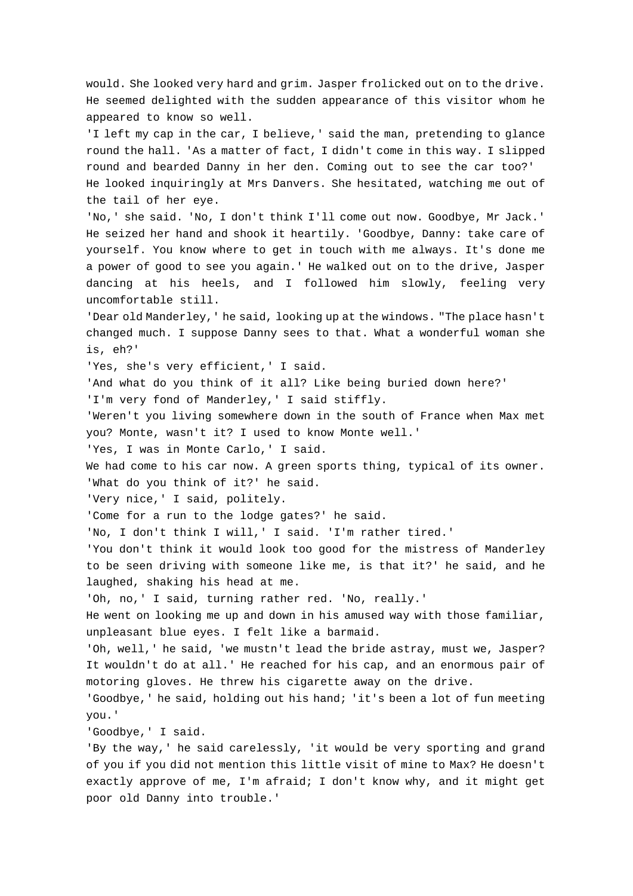would. She looked very hard and grim. Jasper frolicked out on to the drive. He seemed delighted with the sudden appearance of this visitor whom he appeared to know so well.

'I left my cap in the car, I believe,' said the man, pretending to glance round the hall. 'As a matter of fact, I didn't come in this way. I slipped round and bearded Danny in her den. Coming out to see the car too?'

He looked inquiringly at Mrs Danvers. She hesitated, watching me out of the tail of her eye.

'No,' she said. 'No, I don't think I'll come out now. Goodbye, Mr Jack.'

He seized her hand and shook it heartily. 'Goodbye, Danny: take care of yourself. You know where to get in touch with me always. It's done me a power of good to see you again.' He walked out on to the drive, Jasper dancing at his heels, and I followed him slowly, feeling very uncomfortable still.

'Dear old Manderley,' he said, looking up at the windows. "The place hasn't changed much. I suppose Danny sees to that. What a wonderful woman she is, eh?'

'Yes, she's very efficient,' I said.

'And what do you think of it all? Like being buried down here?'

'I'm very fond of Manderley,' I said stiffly.

'Weren't you living somewhere down in the south of France when Max met you? Monte, wasn't it? I used to know Monte well.'

'Yes, I was in Monte Carlo,' I said.

We had come to his car now. A green sports thing, typical of its owner.

'What do you think of it?' he said.

'Very nice,' I said, politely.

'Come for a run to the lodge gates?' he said.

'No, I don't think I will,' I said. 'I'm rather tired.'

'You don't think it would look too good for the mistress of Manderley to be seen driving with someone like me, is that it?' he said, and he laughed, shaking his head at me.

'Oh, no,' I said, turning rather red. 'No, really.'

He went on looking me up and down in his amused way with those familiar, unpleasant blue eyes. I felt like a barmaid.

'Oh, well,' he said, 'we mustn't lead the bride astray, must we, Jasper? It wouldn't do at all.' He reached for his cap, and an enormous pair of motoring gloves. He threw his cigarette away on the drive.

'Goodbye,' he said, holding out his hand; 'it's been a lot of fun meeting you.'

'Goodbye,' I said.

'By the way,' he said carelessly, 'it would be very sporting and grand of you if you did not mention this little visit of mine to Max? He doesn't exactly approve of me, I'm afraid; I don't know why, and it might get poor old Danny into trouble.'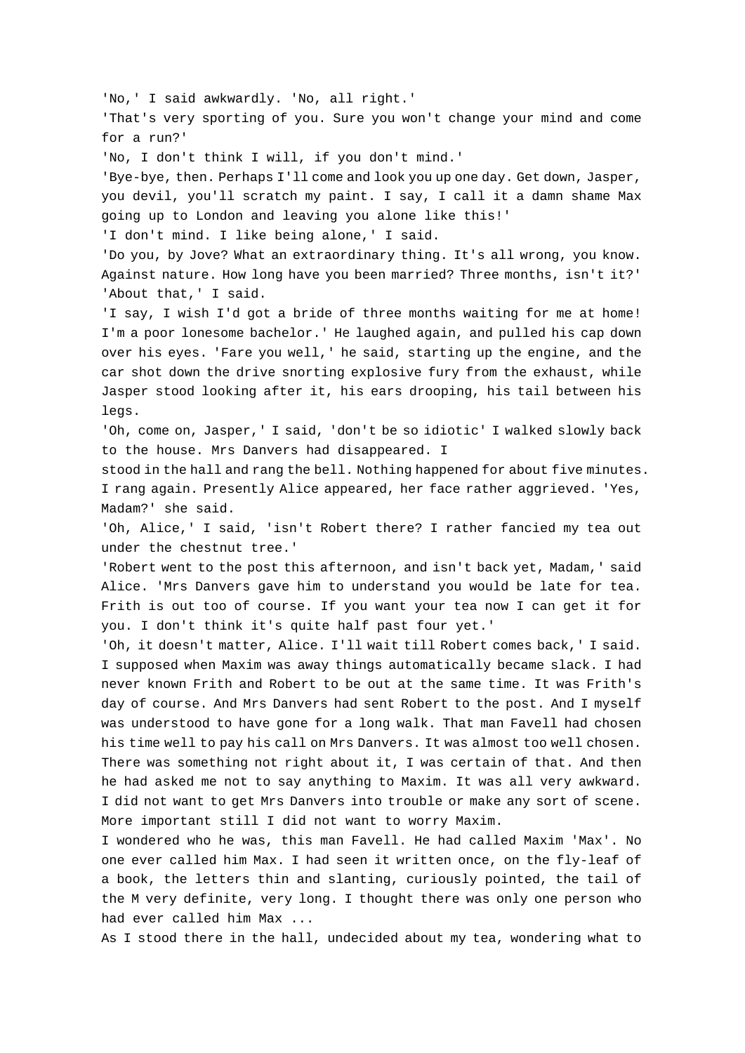'No,' I said awkwardly. 'No, all right.'

'That's very sporting of you. Sure you won't change your mind and come for a run?'

'No, I don't think I will, if you don't mind.'

'Bye-bye, then. Perhaps I'll come and look you up one day. Get down, Jasper, you devil, you'll scratch my paint. I say, I call it a damn shame Max going up to London and leaving you alone like this!'

'I don't mind. I like being alone,' I said.

'Do you, by Jove? What an extraordinary thing. It's all wrong, you know. Against nature. How long have you been married? Three months, isn't it?'

'About that,' I said.

'I say, I wish I'd got a bride of three months waiting for me at home! I'm a poor lonesome bachelor.' He laughed again, and pulled his cap down over his eyes. 'Fare you well,' he said, starting up the engine, and the car shot down the drive snorting explosive fury from the exhaust, while Jasper stood looking after it, his ears drooping, his tail between his legs.

'Oh, come on, Jasper,' I said, 'don't be so idiotic' I walked slowly back to the house. Mrs Danvers had disappeared. I stood in the hall and rang the bell. Nothing happened for about five minutes. I rang again. Presently Alice appeared, her face rather aggrieved. 'Yes, Madam?' she said.

'Oh, Alice,' I said, 'isn't Robert there? I rather fancied my tea out under the chestnut tree.'

'Robert went to the post this afternoon, and isn't back yet, Madam,' said Alice. 'Mrs Danvers gave him to understand you would be late for tea. Frith is out too of course. If you want your tea now I can get it for you. I don't think it's quite half past four yet.'

'Oh, it doesn't matter, Alice. I'll wait till Robert comes back,' I said. I supposed when Maxim was away things automatically became slack. I had never known Frith and Robert to be out at the same time. It was Frith's day of course. And Mrs Danvers had sent Robert to the post. And I myself was understood to have gone for a long walk. That man Favell had chosen his time well to pay his call on Mrs Danvers. It was almost too well chosen. There was something not right about it, I was certain of that. And then he had asked me not to say anything to Maxim. It was all very awkward. I did not want to get Mrs Danvers into trouble or make any sort of scene. More important still I did not want to worry Maxim.

I wondered who he was, this man Favell. He had called Maxim 'Max'. No one ever called him Max. I had seen it written once, on the fly-leaf of a book, the letters thin and slanting, curiously pointed, the tail of the M very definite, very long. I thought there was only one person who had ever called him Max ...

As I stood there in the hall, undecided about my tea, wondering what to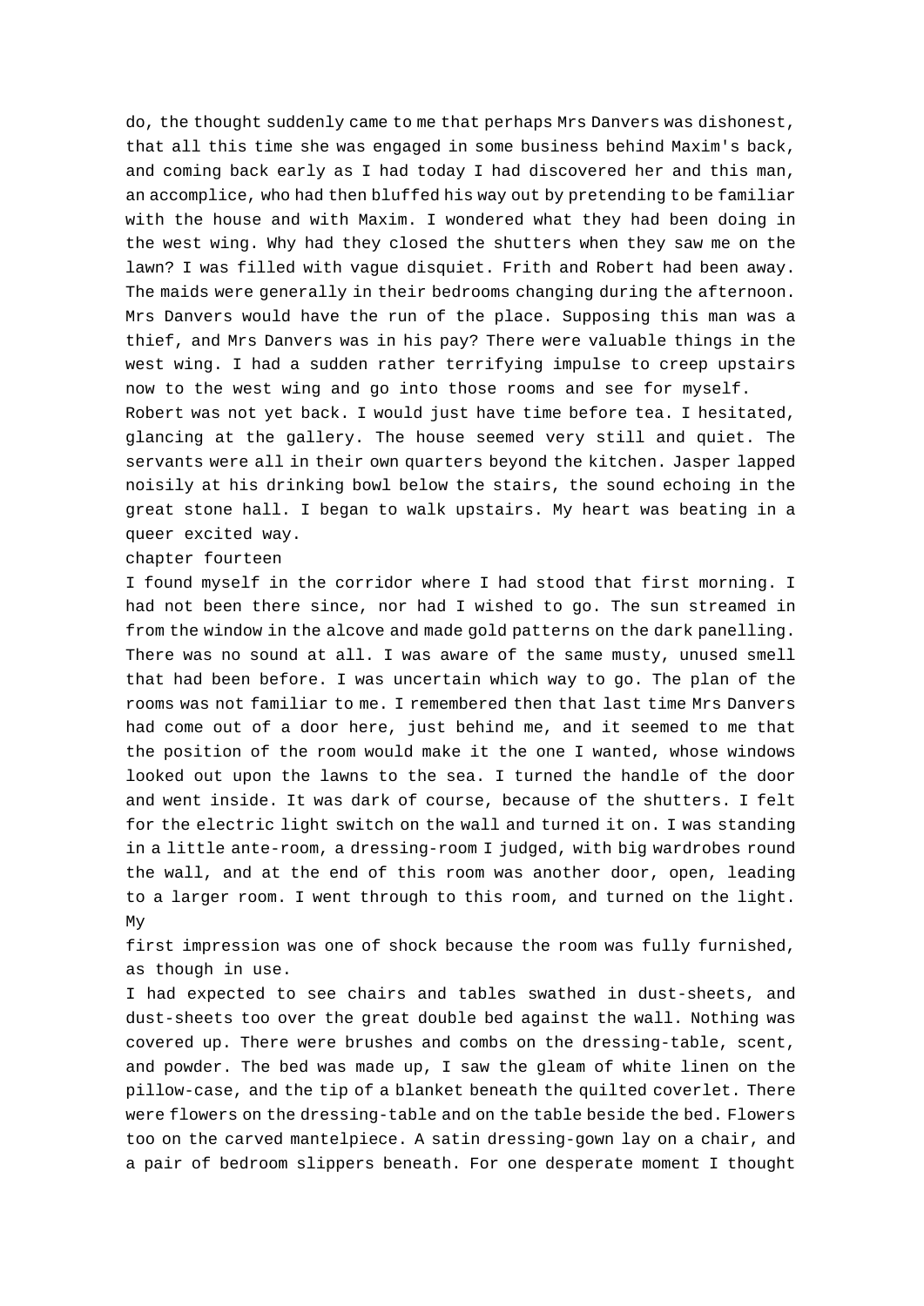do, the thought suddenly came to me that perhaps Mrs Danvers was dishonest, that all this time she was engaged in some business behind Maxim's back, and coming back early as I had today I had discovered her and this man, an accomplice, who had then bluffed his way out by pretending to be familiar with the house and with Maxim. I wondered what they had been doing in the west wing. Why had they closed the shutters when they saw me on the lawn? I was filled with vague disquiet. Frith and Robert had been away. The maids were generally in their bedrooms changing during the afternoon. Mrs Danvers would have the run of the place. Supposing this man was a thief, and Mrs Danvers was in his pay? There were valuable things in the west wing. I had a sudden rather terrifying impulse to creep upstairs now to the west wing and go into those rooms and see for myself.

Robert was not yet back. I would just have time before tea. I hesitated, glancing at the gallery. The house seemed very still and quiet. The servants were all in their own quarters beyond the kitchen. Jasper lapped noisily at his drinking bowl below the stairs, the sound echoing in the great stone hall. I began to walk upstairs. My heart was beating in a queer excited way.

## chapter fourteen

I found myself in the corridor where I had stood that first morning. I had not been there since, nor had I wished to go. The sun streamed in from the window in the alcove and made gold patterns on the dark panelling. There was no sound at all. I was aware of the same musty, unused smell that had been before. I was uncertain which way to go. The plan of the rooms was not familiar to me. I remembered then that last time Mrs Danvers had come out of a door here, just behind me, and it seemed to me that the position of the room would make it the one I wanted, whose windows looked out upon the lawns to the sea. I turned the handle of the door and went inside. It was dark of course, because of the shutters. I felt for the electric light switch on the wall and turned it on. I was standing in a little ante-room, a dressing-room I judged, with big wardrobes round the wall, and at the end of this room was another door, open, leading to a larger room. I went through to this room, and turned on the light. My first impression was one of shock because the room was fully furnished, as though in use.

I had expected to see chairs and tables swathed in dust-sheets, and dust-sheets too over the great double bed against the wall. Nothing was covered up. There were brushes and combs on the dressing-table, scent, and powder. The bed was made up, I saw the gleam of white linen on the pillow-case, and the tip of a blanket beneath the quilted coverlet. There were flowers on the dressing-table and on the table beside the bed. Flowers too on the carved mantelpiece. A satin dressing-gown lay on a chair, and a pair of bedroom slippers beneath. For one desperate moment I thought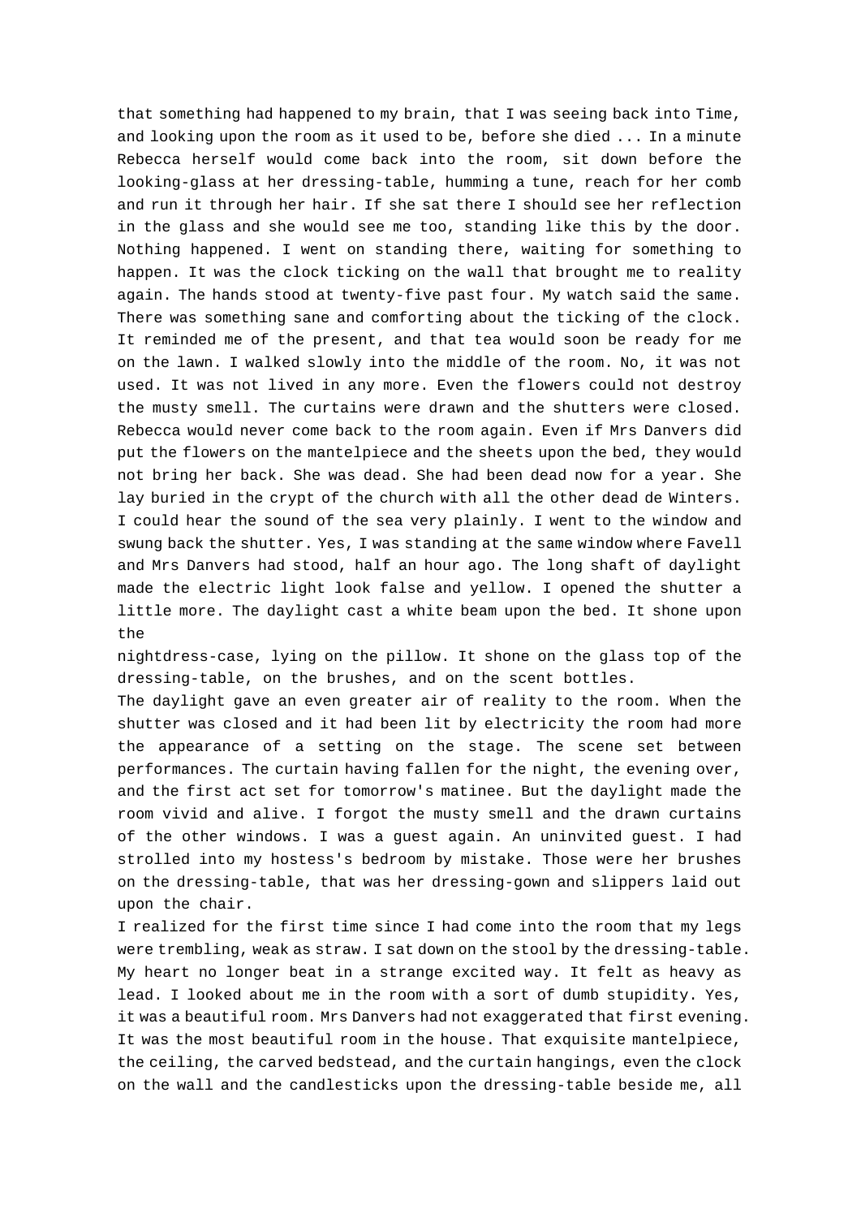that something had happened to my brain, that I was seeing back into Time, and looking upon the room as it used to be, before she died ... In a minute Rebecca herself would come back into the room, sit down before the looking-glass at her dressing-table, humming a tune, reach for her comb and run it through her hair. If she sat there I should see her reflection in the glass and she would see me too, standing like this by the door. Nothing happened. I went on standing there, waiting for something to happen. It was the clock ticking on the wall that brought me to reality again. The hands stood at twenty-five past four. My watch said the same. There was something sane and comforting about the ticking of the clock. It reminded me of the present, and that tea would soon be ready for me on the lawn. I walked slowly into the middle of the room. No, it was not used. It was not lived in any more. Even the flowers could not destroy the musty smell. The curtains were drawn and the shutters were closed. Rebecca would never come back to the room again. Even if Mrs Danvers did put the flowers on the mantelpiece and the sheets upon the bed, they would not bring her back. She was dead. She had been dead now for a year. She lay buried in the crypt of the church with all the other dead de Winters. I could hear the sound of the sea very plainly. I went to the window and swung back the shutter. Yes, I was standing at the same window where Favell and Mrs Danvers had stood, half an hour ago. The long shaft of daylight made the electric light look false and yellow. I opened the shutter a little more. The daylight cast a white beam upon the bed. It shone upon the nightdress-case, lying on the pillow. It shone on the glass top of the dressing-table, on the brushes, and on the scent bottles.

The daylight gave an even greater air of reality to the room. When the shutter was closed and it had been lit by electricity the room had more the appearance of a setting on the stage. The scene set between performances. The curtain having fallen for the night, the evening over, and the first act set for tomorrow's matinee. But the daylight made the room vivid and alive. I forgot the musty smell and the drawn curtains of the other windows. I was a guest again. An uninvited guest. I had strolled into my hostess's bedroom by mistake. Those were her brushes on the dressing-table, that was her dressing-gown and slippers laid out upon the chair.

I realized for the first time since I had come into the room that my legs were trembling, weak as straw. I sat down on the stool by the dressing-table. My heart no longer beat in a strange excited way. It felt as heavy as lead. I looked about me in the room with a sort of dumb stupidity. Yes, it was a beautiful room. Mrs Danvers had not exaggerated that first evening. It was the most beautiful room in the house. That exquisite mantelpiece, the ceiling, the carved bedstead, and the curtain hangings, even the clock on the wall and the candlesticks upon the dressing-table beside me, all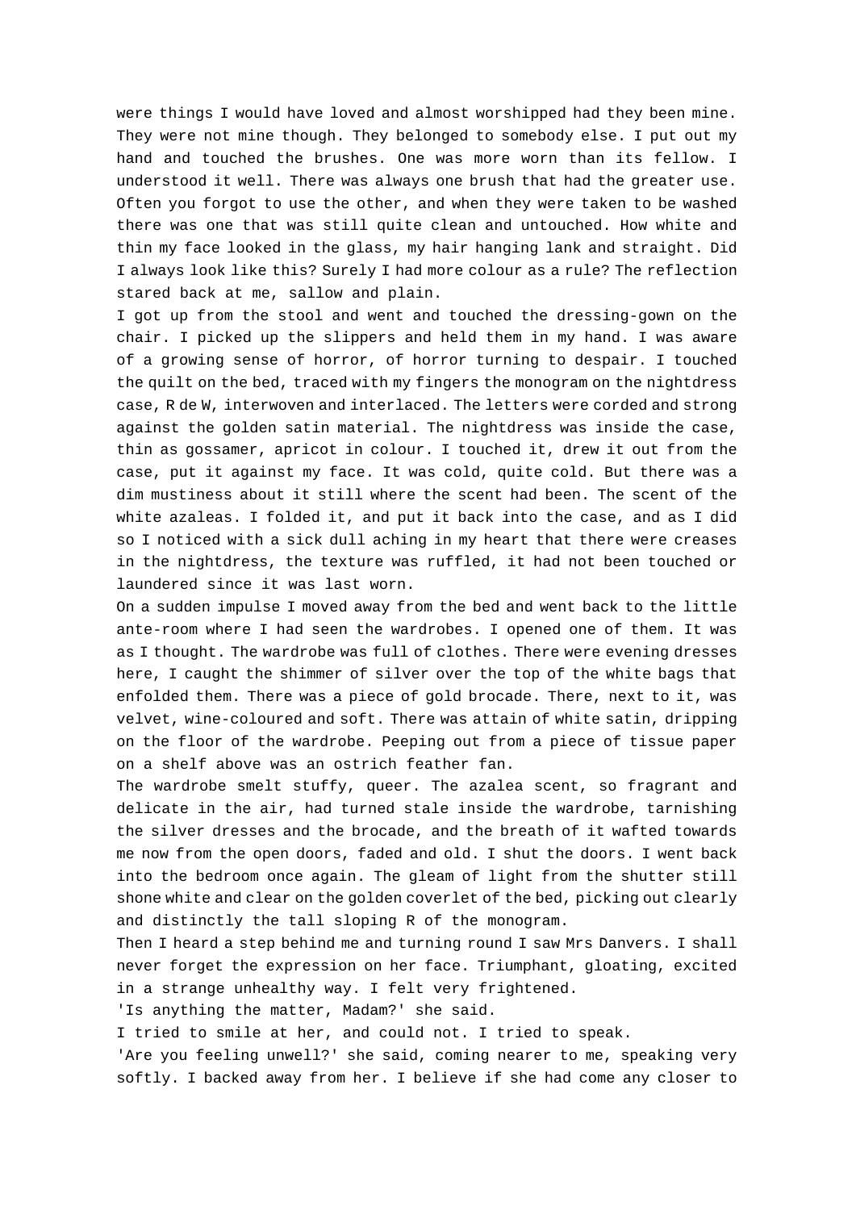were things I would have loved and almost worshipped had they been mine. They were not mine though. They belonged to somebody else. I put out my hand and touched the brushes. One was more worn than its fellow. I understood it well. There was always one brush that had the greater use. Often you forgot to use the other, and when they were taken to be washed there was one that was still quite clean and untouched. How white and thin my face looked in the glass, my hair hanging lank and straight. Did I always look like this? Surely I had more colour as a rule? The reflection stared back at me, sallow and plain.

I got up from the stool and went and touched the dressing-gown on the chair. I picked up the slippers and held them in my hand. I was aware of a growing sense of horror, of horror turning to despair. I touched the quilt on the bed, traced with my fingers the monogram on the nightdress case, R de W, interwoven and interlaced. The letters were corded and strong against the golden satin material. The nightdress was inside the case, thin as gossamer, apricot in colour. I touched it, drew it out from the case, put it against my face. It was cold, quite cold. But there was a dim mustiness about it still where the scent had been. The scent of the white azaleas. I folded it, and put it back into the case, and as I did so I noticed with a sick dull aching in my heart that there were creases in the nightdress, the texture was ruffled, it had not been touched or laundered since it was last worn.

On a sudden impulse I moved away from the bed and went back to the little ante-room where I had seen the wardrobes. I opened one of them. It was as I thought. The wardrobe was full of clothes. There were evening dresses here, I caught the shimmer of silver over the top of the white bags that enfolded them. There was a piece of gold brocade. There, next to it, was velvet, wine-coloured and soft. There was attain of white satin, dripping on the floor of the wardrobe. Peeping out from a piece of tissue paper on a shelf above was an ostrich feather fan.

The wardrobe smelt stuffy, queer. The azalea scent, so fragrant and delicate in the air, had turned stale inside the wardrobe, tarnishing the silver dresses and the brocade, and the breath of it wafted towards me now from the open doors, faded and old. I shut the doors. I went back into the bedroom once again. The gleam of light from the shutter still shone white and clear on the golden coverlet of the bed, picking out clearly and distinctly the tall sloping R of the monogram.

Then I heard a step behind me and turning round I saw Mrs Danvers. I shall never forget the expression on her face. Triumphant, gloating, excited in a strange unhealthy way. I felt very frightened.

'Is anything the matter, Madam?' she said.

I tried to smile at her, and could not. I tried to speak.

'Are you feeling unwell?' she said, coming nearer to me, speaking very softly. I backed away from her. I believe if she had come any closer to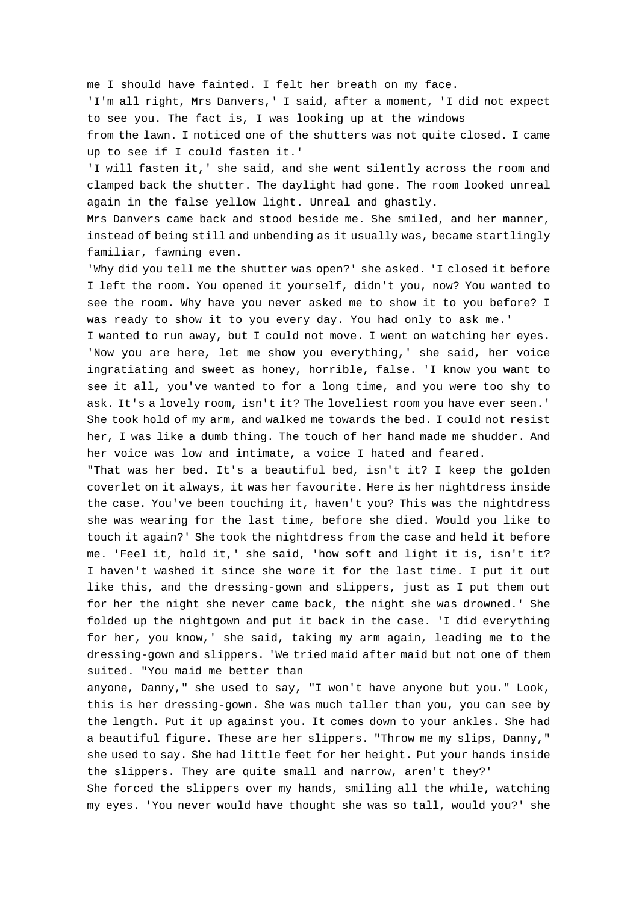me I should have fainted. I felt her breath on my face.

'I'm all right, Mrs Danvers,' I said, after a moment, 'I did not expect to see you. The fact is, I was looking up at the windows from the lawn. I noticed one of the shutters was not quite closed. I came up to see if I could fasten it.'

'I will fasten it,' she said, and she went silently across the room and clamped back the shutter. The daylight had gone. The room looked unreal again in the false yellow light. Unreal and ghastly.

Mrs Danvers came back and stood beside me. She smiled, and her manner, instead of being still and unbending as it usually was, became startlingly familiar, fawning even.

'Why did you tell me the shutter was open?' she asked. 'I closed it before I left the room. You opened it yourself, didn't you, now? You wanted to see the room. Why have you never asked me to show it to you before? I was ready to show it to you every day. You had only to ask me.'

I wanted to run away, but I could not move. I went on watching her eyes.

'Now you are here, let me show you everything,' she said, her voice ingratiating and sweet as honey, horrible, false. 'I know you want to see it all, you've wanted to for a long time, and you were too shy to ask. It's a lovely room, isn't it? The loveliest room you have ever seen.'

She took hold of my arm, and walked me towards the bed. I could not resist her, I was like a dumb thing. The touch of her hand made me shudder. And her voice was low and intimate, a voice I hated and feared.

"That was her bed. It's a beautiful bed, isn't it? I keep the golden coverlet on it always, it was her favourite. Here is her nightdress inside the case. You've been touching it, haven't you? This was the nightdress she was wearing for the last time, before she died. Would you like to touch it again?' She took the nightdress from the case and held it before me. 'Feel it, hold it,' she said, 'how soft and light it is, isn't it? I haven't washed it since she wore it for the last time. I put it out like this, and the dressing-gown and slippers, just as I put them out for her the night she never came back, the night she was drowned.' She folded up the nightgown and put it back in the case. 'I did everything for her, you know,' she said, taking my arm again, leading me to the dressing-gown and slippers. 'We tried maid after maid but not one of them suited. "You maid me better than anyone, Danny," she used to say, "I won't have anyone but you." Look, this is her dressing-gown. She was much taller than you, you can see by the length. Put it up against you. It comes down to your ankles. She had a beautiful figure. These are her slippers. "Throw me my slips, Danny," she used to say. She had little feet for her height. Put your hands inside the slippers. They are quite small and narrow, aren't they?'

She forced the slippers over my hands, smiling all the while, watching my eyes. 'You never would have thought she was so tall, would you?' she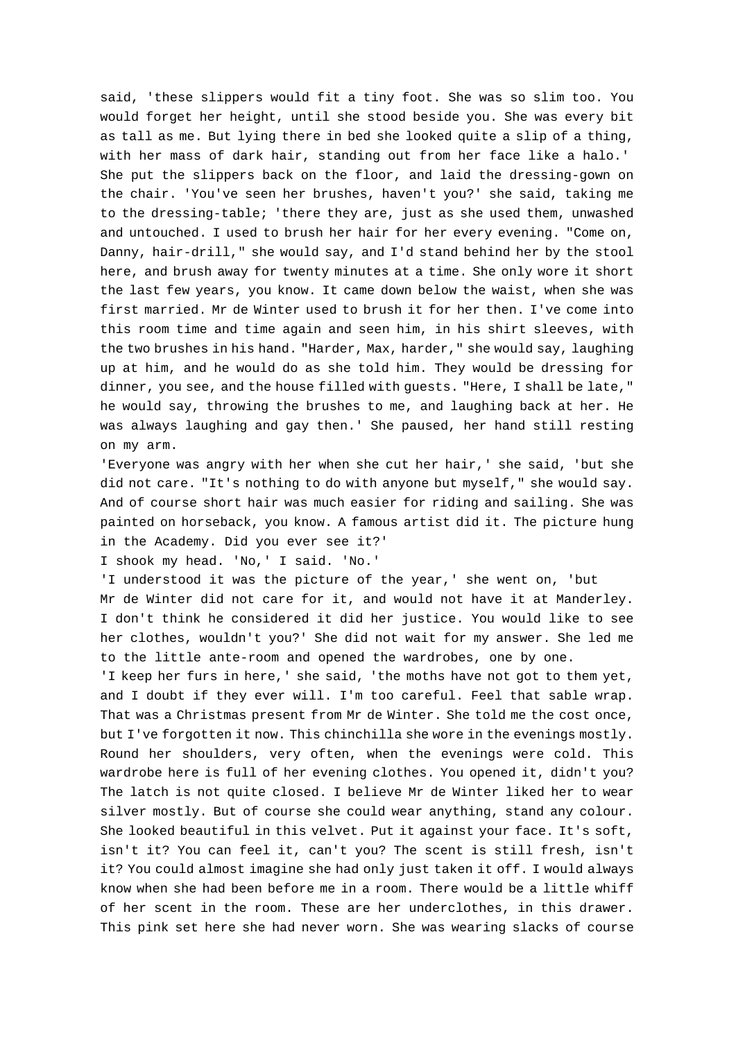said, 'these slippers would fit a tiny foot. She was so slim too. You would forget her height, until she stood beside you. She was every bit as tall as me. But lying there in bed she looked quite a slip of a thing, with her mass of dark hair, standing out from her face like a halo.' She put the slippers back on the floor, and laid the dressing-gown on the chair. 'You've seen her brushes, haven't you?' she said, taking me to the dressing-table; 'there they are, just as she used them, unwashed and untouched. I used to brush her hair for her every evening. "Come on, Danny, hair-drill," she would say, and I'd stand behind her by the stool here, and brush away for twenty minutes at a time. She only wore it short the last few years, you know. It came down below the waist, when she was first married. Mr de Winter used to brush it for her then. I've come into this room time and time again and seen him, in his shirt sleeves, with the two brushes in his hand. "Harder, Max, harder," she would say, laughing up at him, and he would do as she told him. They would be dressing for dinner, you see, and the house filled with guests. "Here, I shall be late," he would say, throwing the brushes to me, and laughing back at her. He was always laughing and gay then.' She paused, her hand still resting on my arm.

'Everyone was angry with her when she cut her hair,' she said, 'but she did not care. "It's nothing to do with anyone but myself," she would say. And of course short hair was much easier for riding and sailing. She was painted on horseback, you know. A famous artist did it. The picture hung in the Academy. Did you ever see it?'

I shook my head. 'No,' I said. 'No.'

'I understood it was the picture of the year,' she went on, 'but Mr de Winter did not care for it, and would not have it at Manderley. I don't think he considered it did her justice. You would like to see her clothes, wouldn't you?' She did not wait for my answer. She led me to the little ante-room and opened the wardrobes, one by one.

'I keep her furs in here,' she said, 'the moths have not got to them yet, and I doubt if they ever will. I'm too careful. Feel that sable wrap. That was a Christmas present from Mr de Winter. She told me the cost once, but I've forgotten it now. This chinchilla she wore in the evenings mostly. Round her shoulders, very often, when the evenings were cold. This wardrobe here is full of her evening clothes. You opened it, didn't you? The latch is not quite closed. I believe Mr de Winter liked her to wear silver mostly. But of course she could wear anything, stand any colour. She looked beautiful in this velvet. Put it against your face. It's soft, isn't it? You can feel it, can't you? The scent is still fresh, isn't it? You could almost imagine she had only just taken it off. I would always know when she had been before me in a room. There would be a little whiff of her scent in the room. These are her underclothes, in this drawer. This pink set here she had never worn. She was wearing slacks of course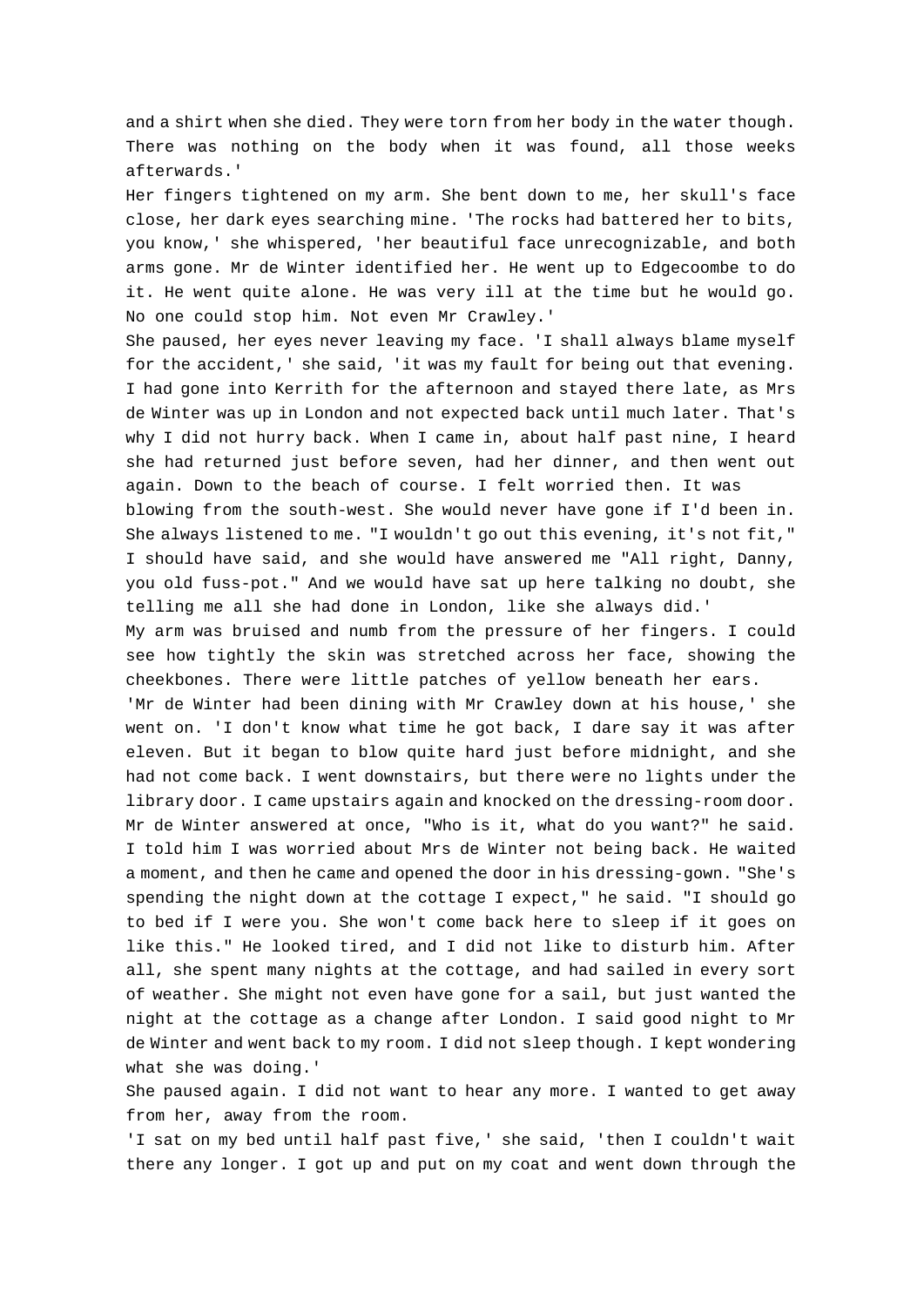and a shirt when she died. They were torn from her body in the water though. There was nothing on the body when it was found, all those weeks afterwards.'

Her fingers tightened on my arm. She bent down to me, her skull's face close, her dark eyes searching mine. 'The rocks had battered her to bits, you know,' she whispered, 'her beautiful face unrecognizable, and both arms gone. Mr de Winter identified her. He went up to Edgecoombe to do it. He went quite alone. He was very ill at the time but he would go. No one could stop him. Not even Mr Crawley.'

She paused, her eyes never leaving my face. 'I shall always blame myself for the accident,' she said, 'it was my fault for being out that evening. I had gone into Kerrith for the afternoon and stayed there late, as Mrs de Winter was up in London and not expected back until much later. That's why I did not hurry back. When I came in, about half past nine, I heard she had returned just before seven, had her dinner, and then went out again. Down to the beach of course. I felt worried then. It was blowing from the south-west. She would never have gone if I'd been in. She always listened to me. "I wouldn't go out this evening, it's not fit," I should have said, and she would have answered me "All right, Danny, you old fuss-pot." And we would have sat up here talking no doubt, she telling me all she had done in London, like she always did.'

My arm was bruised and numb from the pressure of her fingers. I could see how tightly the skin was stretched across her face, showing the cheekbones. There were little patches of yellow beneath her ears.

'Mr de Winter had been dining with Mr Crawley down at his house,' she went on. 'I don't know what time he got back, I dare say it was after eleven. But it began to blow quite hard just before midnight, and she had not come back. I went downstairs, but there were no lights under the library door. I came upstairs again and knocked on the dressing-room door. Mr de Winter answered at once, "Who is it, what do you want?" he said. I told him I was worried about Mrs de Winter not being back. He waited a moment, and then he came and opened the door in his dressing-gown. "She's spending the night down at the cottage I expect," he said. "I should go to bed if I were you. She won't come back here to sleep if it goes on like this." He looked tired, and I did not like to disturb him. After all, she spent many nights at the cottage, and had sailed in every sort of weather. She might not even have gone for a sail, but just wanted the night at the cottage as a change after London. I said good night to Mr de Winter and went back to my room. I did not sleep though. I kept wondering what she was doing.'

She paused again. I did not want to hear any more. I wanted to get away from her, away from the room.

'I sat on my bed until half past five,' she said, 'then I couldn't wait there any longer. I got up and put on my coat and went down through the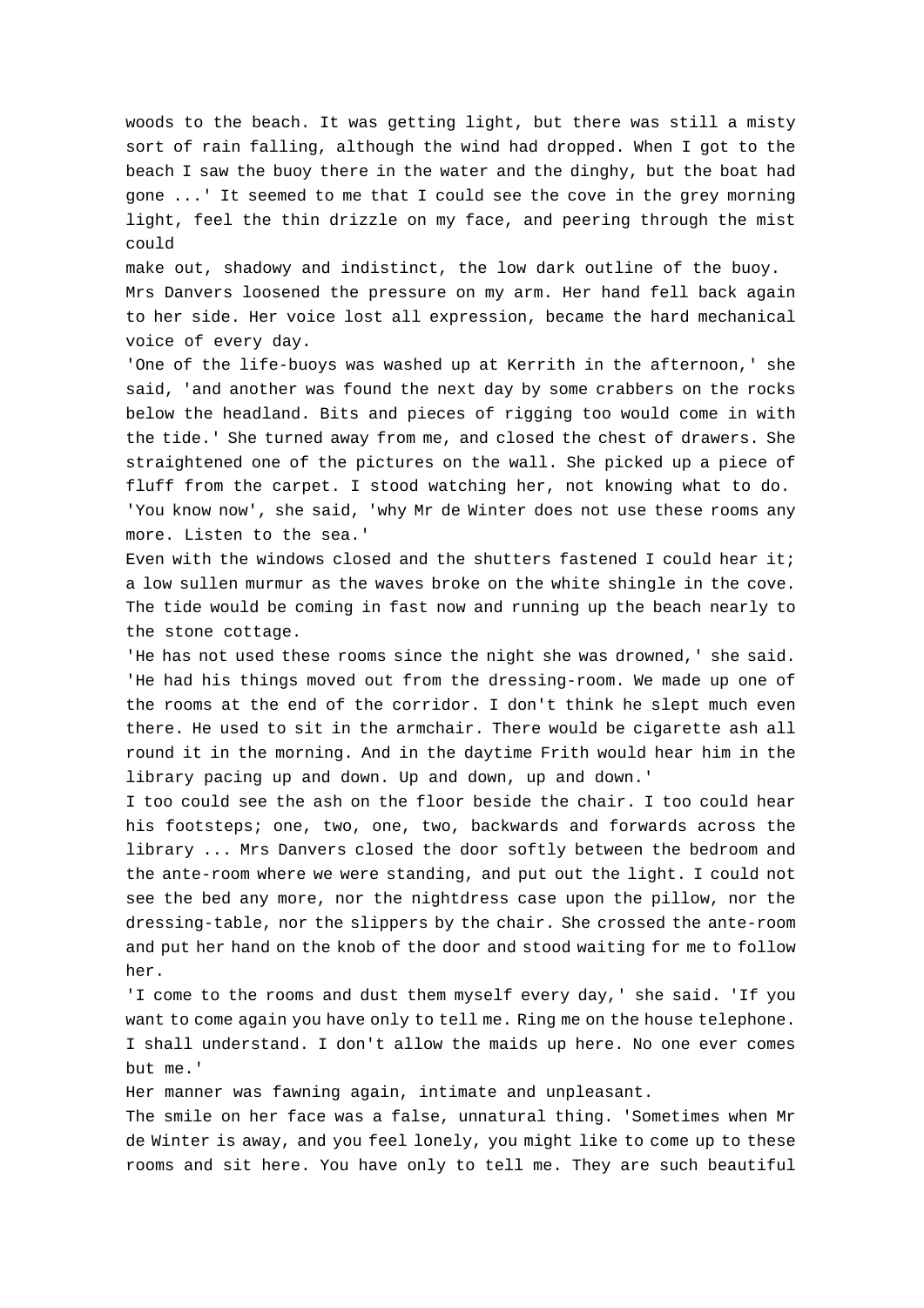woods to the beach. It was getting light, but there was still a misty sort of rain falling, although the wind had dropped. When I got to the beach I saw the buoy there in the water and the dinghy, but the boat had gone ...' It seemed to me that I could see the cove in the grey morning light, feel the thin drizzle on my face, and peering through the mist could make out, shadowy and indistinct, the low dark outline of the buoy.

Mrs Danvers loosened the pressure on my arm. Her hand fell back again to her side. Her voice lost all expression, became the hard mechanical voice of every day.

'One of the life-buoys was washed up at Kerrith in the afternoon,' she said, 'and another was found the next day by some crabbers on the rocks below the headland. Bits and pieces of rigging too would come in with the tide.' She turned away from me, and closed the chest of drawers. She straightened one of the pictures on the wall. She picked up a piece of fluff from the carpet. I stood watching her, not knowing what to do.

'You know now', she said, 'why Mr de Winter does not use these rooms any more. Listen to the sea.'

Even with the windows closed and the shutters fastened I could hear it; a low sullen murmur as the waves broke on the white shingle in the cove. The tide would be coming in fast now and running up the beach nearly to the stone cottage.

'He has not used these rooms since the night she was drowned,' she said. 'He had his things moved out from the dressing-room. We made up one of the rooms at the end of the corridor. I don't think he slept much even there. He used to sit in the armchair. There would be cigarette ash all round it in the morning. And in the daytime Frith would hear him in the library pacing up and down. Up and down, up and down.'

I too could see the ash on the floor beside the chair. I too could hear his footsteps; one, two, one, two, backwards and forwards across the library ... Mrs Danvers closed the door softly between the bedroom and the ante-room where we were standing, and put out the light. I could not see the bed any more, nor the nightdress case upon the pillow, nor the dressing-table, nor the slippers by the chair. She crossed the ante-room and put her hand on the knob of the door and stood waiting for me to follow her.

'I come to the rooms and dust them myself every day,' she said. 'If you want to come again you have only to tell me. Ring me on the house telephone. I shall understand. I don't allow the maids up here. No one ever comes but me.'

Her manner was fawning again, intimate and unpleasant.

The smile on her face was a false, unnatural thing. 'Sometimes when Mr de Winter is away, and you feel lonely, you might like to come up to these rooms and sit here. You have only to tell me. They are such beautiful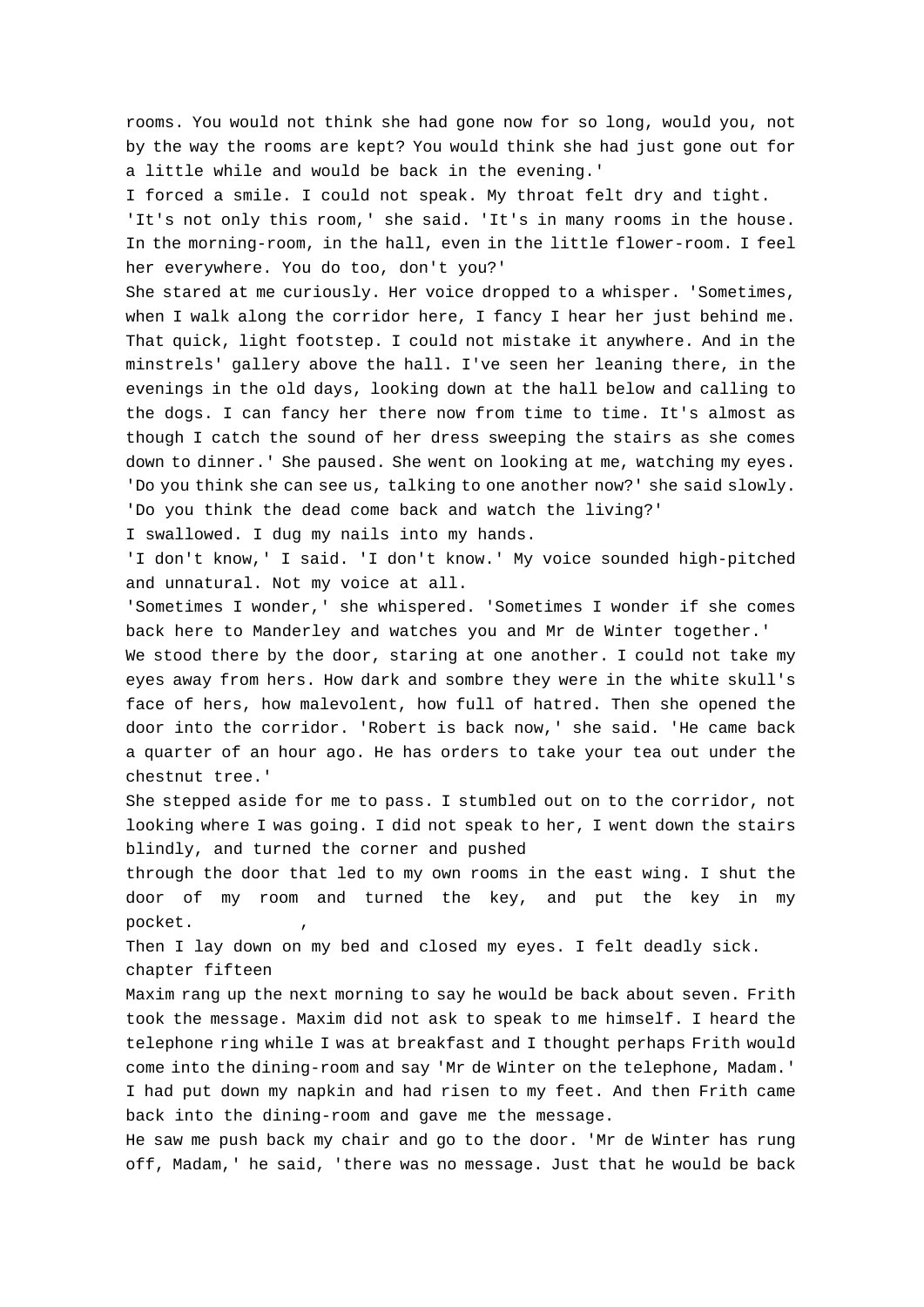rooms. You would not think she had gone now for so long, would you, not by the way the rooms are kept? You would think she had just gone out for a little while and would be back in the evening.'

I forced a smile. I could not speak. My throat felt dry and tight.

'It's not only this room,' she said. 'It's in many rooms in the house. In the morning-room, in the hall, even in the little flower-room. I feel her everywhere. You do too, don't you?'

She stared at me curiously. Her voice dropped to a whisper. 'Sometimes, when I walk along the corridor here, I fancy I hear her just behind me. That quick, light footstep. I could not mistake it anywhere. And in the minstrels' gallery above the hall. I've seen her leaning there, in the evenings in the old days, looking down at the hall below and calling to the dogs. I can fancy her there now from time to time. It's almost as though I catch the sound of her dress sweeping the stairs as she comes down to dinner.' She paused. She went on looking at me, watching my eyes. 'Do you think she can see us, talking to one another now?' she said slowly. 'Do you think the dead come back and watch the living?'

I swallowed. I dug my nails into my hands.

'I don't know,' I said. 'I don't know.' My voice sounded high-pitched and unnatural. Not my voice at all.

'Sometimes I wonder,' she whispered. 'Sometimes I wonder if she comes back here to Manderley and watches you and Mr de Winter together.'

We stood there by the door, staring at one another. I could not take my eyes away from hers. How dark and sombre they were in the white skull's face of hers, how malevolent, how full of hatred. Then she opened the door into the corridor. 'Robert is back now,' she said. 'He came back a quarter of an hour ago. He has orders to take your tea out under the chestnut tree.'

She stepped aside for me to pass. I stumbled out on to the corridor, not looking where I was going. I did not speak to her, I went down the stairs blindly, and turned the corner and pushed through the door that led to my own rooms in the east wing. I shut the door of my room and turned the key, and put the key in my pocket.

Then I lay down on my bed and closed my eyes. I felt deadly sick.

## chapter fifteen

Maxim rang up the next morning to say he would be back about seven. Frith took the message. Maxim did not ask to speak to me himself. I heard the telephone ring while I was at breakfast and I thought perhaps Frith would come into the dining-room and say 'Mr de Winter on the telephone, Madam.' I had put down my napkin and had risen to my feet. And then Frith came back into the dining-room and gave me the message.

He saw me push back my chair and go to the door. 'Mr de Winter has rung off, Madam,' he said, 'there was no message. Just that he would be back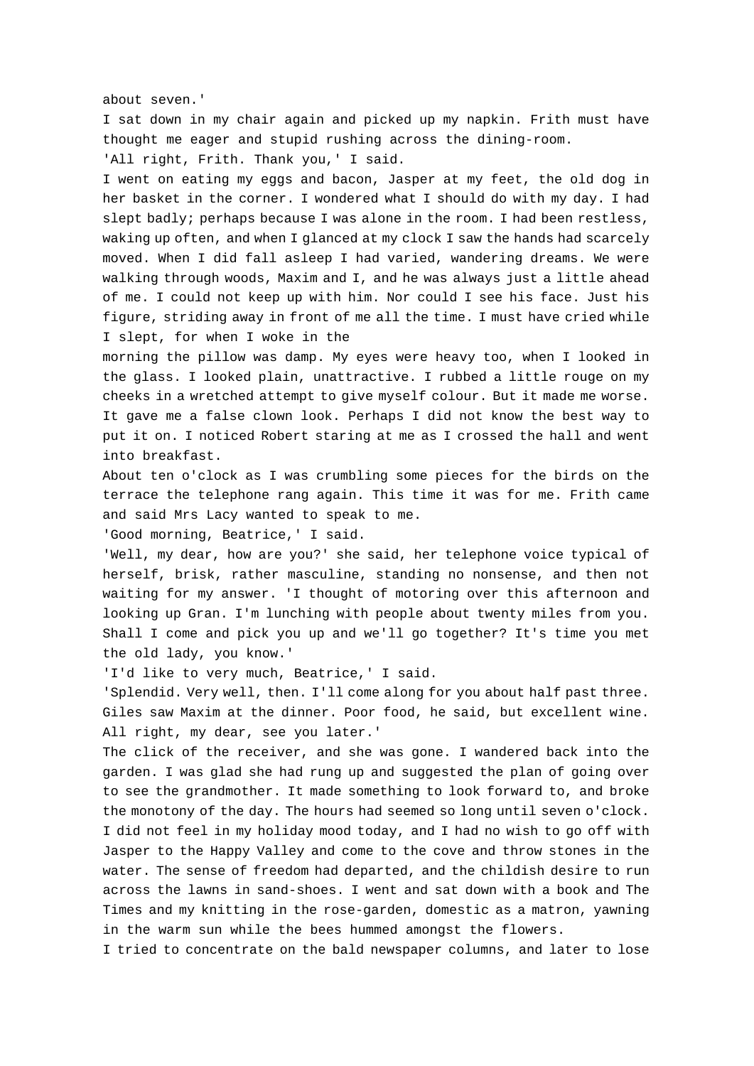about seven.'

I sat down in my chair again and picked up my napkin. Frith must have thought me eager and stupid rushing across the dining-room.

'All right, Frith. Thank you,' I said.

I went on eating my eggs and bacon, Jasper at my feet, the old dog in her basket in the corner. I wondered what I should do with my day. I had slept badly; perhaps because I was alone in the room. I had been restless, waking up often, and when I glanced at my clock I saw the hands had scarcely moved. When I did fall asleep I had varied, wandering dreams. We were walking through woods, Maxim and I, and he was always just a little ahead of me. I could not keep up with him. Nor could I see his face. Just his figure, striding away in front of me all the time. I must have cried while I slept, for when I woke in the morning the pillow was damp. My eyes were heavy too, when I looked in the glass. I looked plain, unattractive. I rubbed a little rouge on my cheeks in a wretched attempt to give myself colour. But it made me worse. It gave me a false clown look. Perhaps I did not know the best way to put it on. I noticed Robert staring at me as I crossed the hall and went into breakfast.

About ten o'clock as I was crumbling some pieces for the birds on the terrace the telephone rang again. This time it was for me. Frith came and said Mrs Lacy wanted to speak to me.

'Good morning, Beatrice,' I said.

'Well, my dear, how are you?' she said, her telephone voice typical of herself, brisk, rather masculine, standing no nonsense, and then not waiting for my answer. 'I thought of motoring over this afternoon and looking up Gran. I'm lunching with people about twenty miles from you. Shall I come and pick you up and we'll go together? It's time you met the old lady, you know.'

'I'd like to very much, Beatrice,' I said.

'Splendid. Very well, then. I'll come along for you about half past three. Giles saw Maxim at the dinner. Poor food, he said, but excellent wine. All right, my dear, see you later.'

The click of the receiver, and she was gone. I wandered back into the garden. I was glad she had rung up and suggested the plan of going over to see the grandmother. It made something to look forward to, and broke the monotony of the day. The hours had seemed so long until seven o'clock. I did not feel in my holiday mood today, and I had no wish to go off with Jasper to the Happy Valley and come to the cove and throw stones in the water. The sense of freedom had departed, and the childish desire to run across the lawns in sand-shoes. I went and sat down with a book and The Times and my knitting in the rose-garden, domestic as a matron, yawning in the warm sun while the bees hummed amongst the flowers.

I tried to concentrate on the bald newspaper columns, and later to lose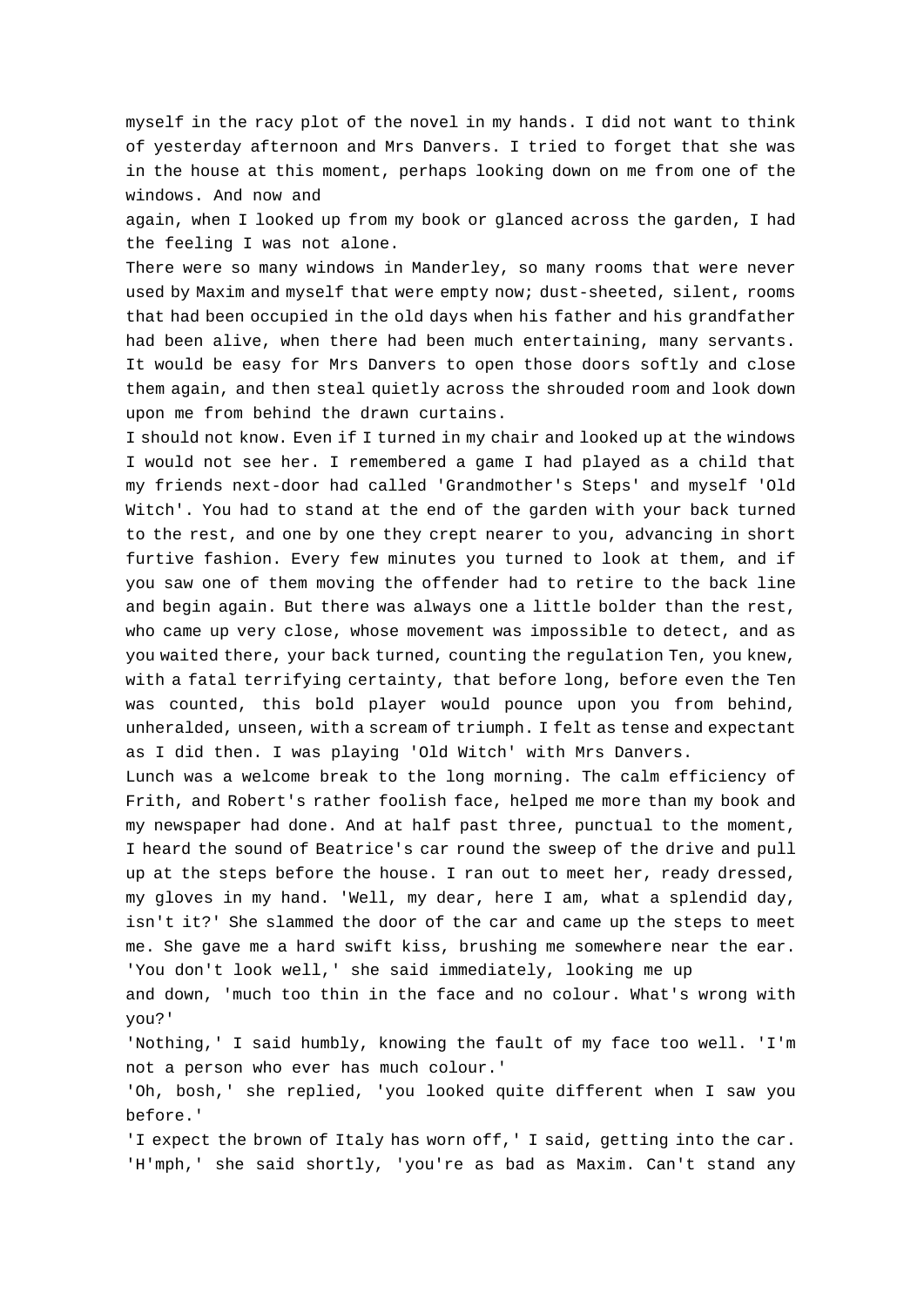myself in the racy plot of the novel in my hands. I did not want to think of yesterday afternoon and Mrs Danvers. I tried to forget that she was in the house at this moment, perhaps looking down on me from one of the windows. And now and again, when I looked up from my book or glanced across the garden, I had the feeling I was not alone.

There were so many windows in Manderley, so many rooms that were never used by Maxim and myself that were empty now; dust-sheeted, silent, rooms that had been occupied in the old days when his father and his grandfather had been alive, when there had been much entertaining, many servants. It would be easy for Mrs Danvers to open those doors softly and close them again, and then steal quietly across the shrouded room and look down upon me from behind the drawn curtains.

I should not know. Even if I turned in my chair and looked up at the windows I would not see her. I remembered a game I had played as a child that my friends next-door had called 'Grandmother's Steps' and myself 'Old Witch'. You had to stand at the end of the garden with your back turned to the rest, and one by one they crept nearer to you, advancing in short furtive fashion. Every few minutes you turned to look at them, and if you saw one of them moving the offender had to retire to the back line and begin again. But there was always one a little bolder than the rest, who came up very close, whose movement was impossible to detect, and as you waited there, your back turned, counting the regulation Ten, you knew, with a fatal terrifying certainty, that before long, before even the Ten was counted, this bold player would pounce upon you from behind, unheralded, unseen, with a scream of triumph. I felt as tense and expectant as I did then. I was playing 'Old Witch' with Mrs Danvers.

Lunch was a welcome break to the long morning. The calm efficiency of Frith, and Robert's rather foolish face, helped me more than my book and my newspaper had done. And at half past three, punctual to the moment, I heard the sound of Beatrice's car round the sweep of the drive and pull up at the steps before the house. I ran out to meet her, ready dressed, my gloves in my hand. 'Well, my dear, here I am, what a splendid day, isn't it?' She slammed the door of the car and came up the steps to meet me. She gave me a hard swift kiss, brushing me somewhere near the ear.

'You don't look well,' she said immediately, looking me up and down, 'much too thin in the face and no colour. What's wrong with you?'

'Nothing,' I said humbly, knowing the fault of my face too well. 'I'm not a person who ever has much colour.'

'Oh, bosh,' she replied, 'you looked quite different when I saw you before.'

'I expect the brown of Italy has worn off,' I said, getting into the car.

'H'mph,' she said shortly, 'you're as bad as Maxim. Can't stand any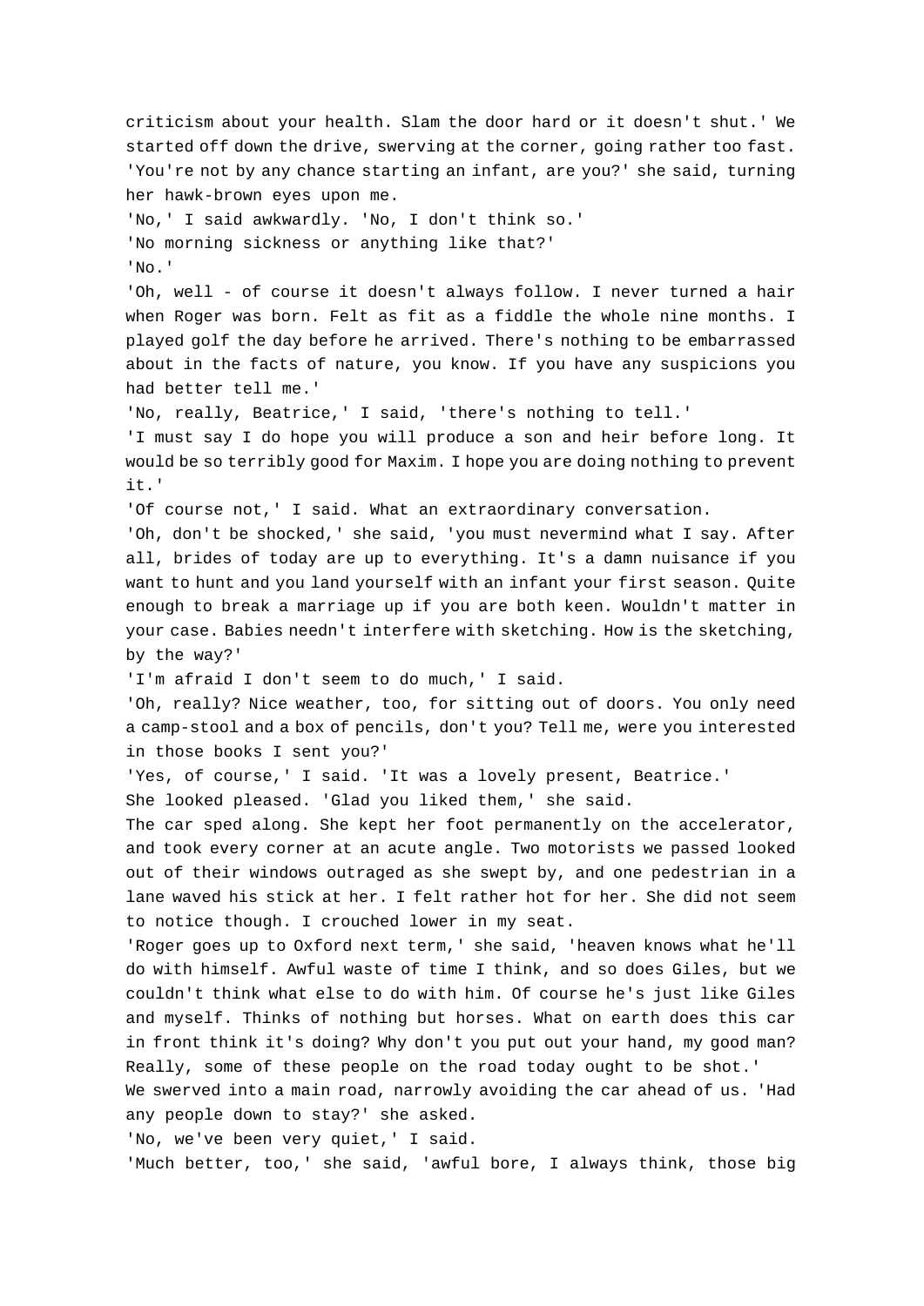criticism about your health. Slam the door hard or it doesn't shut.' We started off down the drive, swerving at the corner, going rather too fast. 'You're not by any chance starting an infant, are you?' she said, turning her hawk-brown eyes upon me.

'No,' I said awkwardly. 'No, I don't think so.'

'No morning sickness or anything like that?'

'No.'

'Oh, well - of course it doesn't always follow. I never turned a hair when Roger was born. Felt as fit as a fiddle the whole nine months. I played golf the day before he arrived. There's nothing to be embarrassed about in the facts of nature, you know. If you have any suspicions you had better tell me.'

'No, really, Beatrice,' I said, 'there's nothing to tell.'

'I must say I do hope you will produce a son and heir before long. It would be so terribly good for Maxim. I hope you are doing nothing to prevent it.'

'Of course not,' I said. What an extraordinary conversation.

'Oh, don't be shocked,' she said, 'you must nevermind what I say. After all, brides of today are up to everything. It's a damn nuisance if you want to hunt and you land yourself with an infant your first season. Quite enough to break a marriage up if you are both keen. Wouldn't matter in your case. Babies needn't interfere with sketching. How is the sketching, by the way?'

'I'm afraid I don't seem to do much,' I said.

'Oh, really? Nice weather, too, for sitting out of doors. You only need a camp-stool and a box of pencils, don't you? Tell me, were you interested in those books I sent you?'

'Yes, of course,' I said. 'It was a lovely present, Beatrice.'

She looked pleased. 'Glad you liked them,' she said.

The car sped along. She kept her foot permanently on the accelerator, and took every corner at an acute angle. Two motorists we passed looked out of their windows outraged as she swept by, and one pedestrian in a lane waved his stick at her. I felt rather hot for her. She did not seem to notice though. I crouched lower in my seat.

'Roger goes up to Oxford next term,' she said, 'heaven knows what he'll do with himself. Awful waste of time I think, and so does Giles, but we couldn't think what else to do with him. Of course he's just like Giles and myself. Thinks of nothing but horses. What on earth does this car in front think it's doing? Why don't you put out your hand, my good man? Really, some of these people on the road today ought to be shot.'

We swerved into a main road, narrowly avoiding the car ahead of us. 'Had any people down to stay?' she asked.

'No, we've been very quiet,' I said.

'Much better, too,' she said, 'awful bore, I always think, those big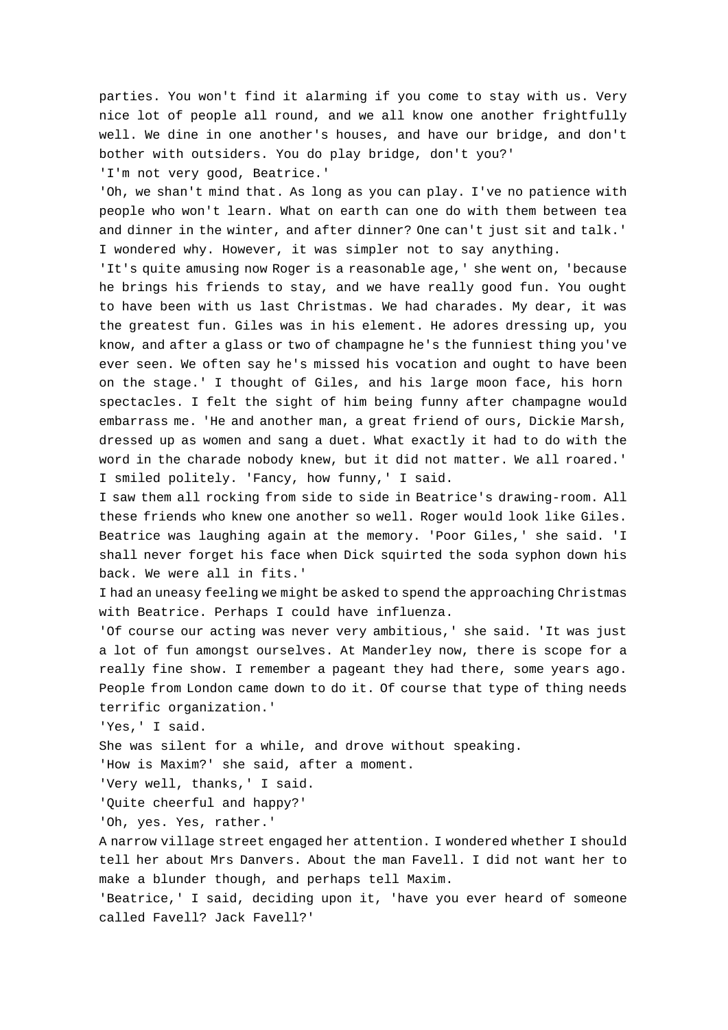parties. You won't find it alarming if you come to stay with us. Very nice lot of people all round, and we all know one another frightfully well. We dine in one another's houses, and have our bridge, and don't bother with outsiders. You do play bridge, don't you?'

'I'm not very good, Beatrice.'

'Oh, we shan't mind that. As long as you can play. I've no patience with people who won't learn. What on earth can one do with them between tea and dinner in the winter, and after dinner? One can't just sit and talk.'

I wondered why. However, it was simpler not to say anything.

'It's quite amusing now Roger is a reasonable age,' she went on, 'because he brings his friends to stay, and we have really good fun. You ought to have been with us last Christmas. We had charades. My dear, it was the greatest fun. Giles was in his element. He adores dressing up, you know, and after a glass or two of champagne he's the funniest thing you've ever seen. We often say he's missed his vocation and ought to have been on the stage.' I thought of Giles, and his large moon face, his horn spectacles. I felt the sight of him being funny after champagne would embarrass me. 'He and another man, a great friend of ours, Dickie Marsh, dressed up as women and sang a duet. What exactly it had to do with the word in the charade nobody knew, but it did not matter. We all roared.'

I smiled politely. 'Fancy, how funny,' I said.

I saw them all rocking from side to side in Beatrice's drawing-room. All these friends who knew one another so well. Roger would look like Giles. Beatrice was laughing again at the memory. 'Poor Giles,' she said. 'I shall never forget his face when Dick squirted the soda syphon down his back. We were all in fits.'

I had an uneasy feeling we might be asked to spend the approaching Christmas with Beatrice. Perhaps I could have influenza.

'Of course our acting was never very ambitious,' she said. 'It was just a lot of fun amongst ourselves. At Manderley now, there is scope for a really fine show. I remember a pageant they had there, some years ago. People from London came down to do it. Of course that type of thing needs terrific organization.'

'Yes,' I said.

She was silent for a while, and drove without speaking.

'How is Maxim?' she said, after a moment.

'Very well, thanks,' I said.

'Quite cheerful and happy?'

'Oh, yes. Yes, rather.'

A narrow village street engaged her attention. I wondered whether I should tell her about Mrs Danvers. About the man Favell. I did not want her to make a blunder though, and perhaps tell Maxim.

'Beatrice,' I said, deciding upon it, 'have you ever heard of someone called Favell? Jack Favell?'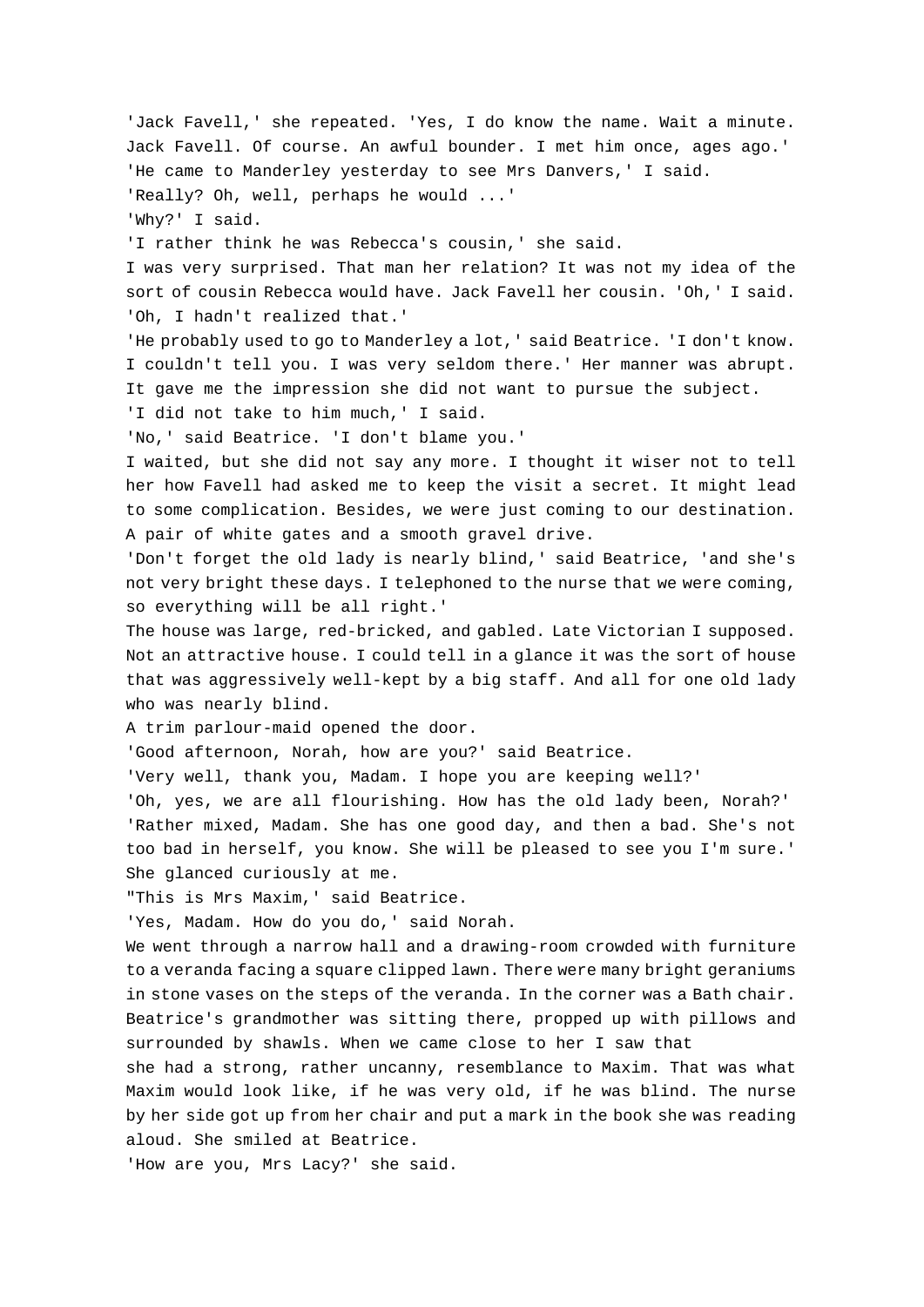'Jack Favell,' she repeated. 'Yes, I do know the name. Wait a minute. Jack Favell. Of course. An awful bounder. I met him once, ages ago.'

'He came to Manderley yesterday to see Mrs Danvers,' I said.

'Really? Oh, well, perhaps he would ...'

'Why?' I said.

'I rather think he was Rebecca's cousin,' she said.

I was very surprised. That man her relation? It was not my idea of the sort of cousin Rebecca would have. Jack Favell her cousin. 'Oh,' I said. 'Oh, I hadn't realized that.'

'He probably used to go to Manderley a lot,' said Beatrice. 'I don't know. I couldn't tell you. I was very seldom there.' Her manner was abrupt. It gave me the impression she did not want to pursue the subject.

'I did not take to him much,' I said.

'No,' said Beatrice. 'I don't blame you.'

I waited, but she did not say any more. I thought it wiser not to tell her how Favell had asked me to keep the visit a secret. It might lead to some complication. Besides, we were just coming to our destination. A pair of white gates and a smooth gravel drive.

'Don't forget the old lady is nearly blind,' said Beatrice, 'and she's not very bright these days. I telephoned to the nurse that we were coming, so everything will be all right.'

The house was large, red-bricked, and gabled. Late Victorian I supposed. Not an attractive house. I could tell in a glance it was the sort of house that was aggressively well-kept by a big staff. And all for one old lady who was nearly blind.

A trim parlour-maid opened the door.

'Good afternoon, Norah, how are you?' said Beatrice.

'Very well, thank you, Madam. I hope you are keeping well?'

'Oh, yes, we are all flourishing. How has the old lady been, Norah?'

'Rather mixed, Madam. She has one good day, and then a bad. She's not too bad in herself, you know. She will be pleased to see you I'm sure.' She glanced curiously at me.

"This is Mrs Maxim,' said Beatrice.

'Yes, Madam. How do you do,' said Norah.

We went through a narrow hall and a drawing-room crowded with furniture to a veranda facing a square clipped lawn. There were many bright geraniums in stone vases on the steps of the veranda. In the corner was a Bath chair. Beatrice's grandmother was sitting there, propped up with pillows and surrounded by shawls. When we came close to her I saw that she had a strong, rather uncanny, resemblance to Maxim. That was what Maxim would look like, if he was very old, if he was blind. The nurse by her side got up from her chair and put a mark in the book she was reading aloud. She smiled at Beatrice.

'How are you, Mrs Lacy?' she said.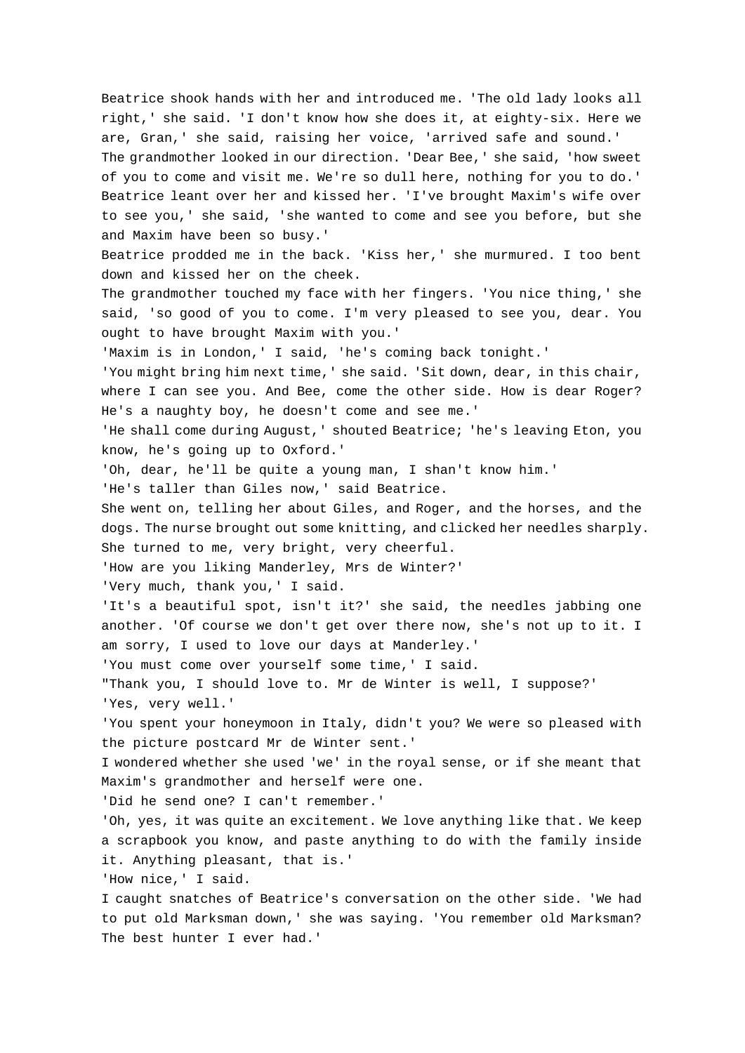Beatrice shook hands with her and introduced me. 'The old lady looks all right,' she said. 'I don't know how she does it, at eighty-six. Here we are, Gran,' she said, raising her voice, 'arrived safe and sound.'

The grandmother looked in our direction. 'Dear Bee,' she said, 'how sweet of you to come and visit me. We're so dull here, nothing for you to do.'

Beatrice leant over her and kissed her. 'I've brought Maxim's wife over to see you,' she said, 'she wanted to come and see you before, but she and Maxim have been so busy.'

Beatrice prodded me in the back. 'Kiss her,' she murmured. I too bent down and kissed her on the cheek.

The grandmother touched my face with her fingers. 'You nice thing,' she said, 'so good of you to come. I'm very pleased to see you, dear. You ought to have brought Maxim with you.'

'Maxim is in London,' I said, 'he's coming back tonight.'

'You might bring him next time,' she said. 'Sit down, dear, in this chair, where I can see you. And Bee, come the other side. How is dear Roger? He's a naughty boy, he doesn't come and see me.'

'He shall come during August,' shouted Beatrice; 'he's leaving Eton, you know, he's going up to Oxford.'

'Oh, dear, he'll be quite a young man, I shan't know him.'

'He's taller than Giles now,' said Beatrice.

She went on, telling her about Giles, and Roger, and the horses, and the dogs. The nurse brought out some knitting, and clicked her needles sharply. She turned to me, very bright, very cheerful.

'How are you liking Manderley, Mrs de Winter?'

'Very much, thank you,' I said.

'It's a beautiful spot, isn't it?' she said, the needles jabbing one another. 'Of course we don't get over there now, she's not up to it. I am sorry, I used to love our days at Manderley.'

'You must come over yourself some time,' I said.

"Thank you, I should love to. Mr de Winter is well, I suppose?'

'Yes, very well.'

'You spent your honeymoon in Italy, didn't you? We were so pleased with the picture postcard Mr de Winter sent.'

I wondered whether she used 'we' in the royal sense, or if she meant that Maxim's grandmother and herself were one.

'Did he send one? I can't remember.'

'Oh, yes, it was quite an excitement. We love anything like that. We keep a scrapbook you know, and paste anything to do with the family inside it. Anything pleasant, that is.'

'How nice,' I said.

I caught snatches of Beatrice's conversation on the other side. 'We had to put old Marksman down,' she was saying. 'You remember old Marksman? The best hunter I ever had.'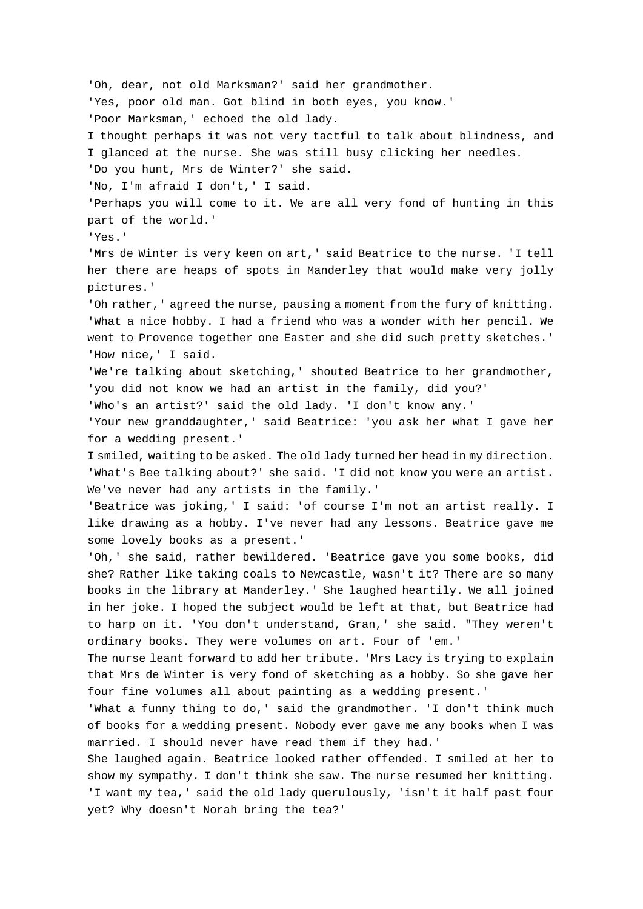'Oh, dear, not old Marksman?' said her grandmother.

'Yes, poor old man. Got blind in both eyes, you know.'

'Poor Marksman,' echoed the old lady.

I thought perhaps it was not very tactful to talk about blindness, and I glanced at the nurse. She was still busy clicking her needles.

'Do you hunt, Mrs de Winter?' she said.

'No, I'm afraid I don't,' I said.

'Perhaps you will come to it. We are all very fond of hunting in this part of the world.'

'Yes.'

'Mrs de Winter is very keen on art,' said Beatrice to the nurse. 'I tell her there are heaps of spots in Manderley that would make very jolly pictures.'

'Oh rather,' agreed the nurse, pausing a moment from the fury of knitting. 'What a nice hobby. I had a friend who was a wonder with her pencil. We went to Provence together one Easter and she did such pretty sketches.'

'How nice,' I said.

'We're talking about sketching,' shouted Beatrice to her grandmother, 'you did not know we had an artist in the family, did you?'

'Who's an artist?' said the old lady. 'I don't know any.'

'Your new granddaughter,' said Beatrice: 'you ask her what I gave her for a wedding present.'

I smiled, waiting to be asked. The old lady turned her head in my direction. 'What's Bee talking about?' she said. 'I did not know you were an artist. We've never had any artists in the family.'

'Beatrice was joking,' I said: 'of course I'm not an artist really. I like drawing as a hobby. I've never had any lessons. Beatrice gave me some lovely books as a present.'

'Oh,' she said, rather bewildered. 'Beatrice gave you some books, did she? Rather like taking coals to Newcastle, wasn't it? There are so many books in the library at Manderley.' She laughed heartily. We all joined in her joke. I hoped the subject would be left at that, but Beatrice had to harp on it. 'You don't understand, Gran,' she said. "They weren't ordinary books. They were volumes on art. Four of 'em.'

The nurse leant forward to add her tribute. 'Mrs Lacy is trying to explain that Mrs de Winter is very fond of sketching as a hobby. So she gave her four fine volumes all about painting as a wedding present.'

'What a funny thing to do,' said the grandmother. 'I don't think much of books for a wedding present. Nobody ever gave me any books when I was married. I should never have read them if they had.'

She laughed again. Beatrice looked rather offended. I smiled at her to show my sympathy. I don't think she saw. The nurse resumed her knitting.

'I want my tea,' said the old lady querulously, 'isn't it half past four yet? Why doesn't Norah bring the tea?'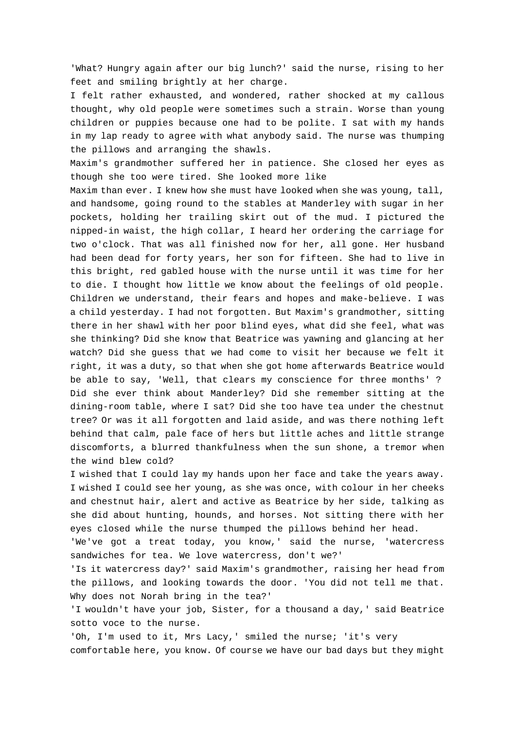'What? Hungry again after our big lunch?' said the nurse, rising to her feet and smiling brightly at her charge.

I felt rather exhausted, and wondered, rather shocked at my callous thought, why old people were sometimes such a strain. Worse than young children or puppies because one had to be polite. I sat with my hands in my lap ready to agree with what anybody said. The nurse was thumping the pillows and arranging the shawls.

Maxim's grandmother suffered her in patience. She closed her eyes as though she too were tired. She looked more like Maxim than ever. I knew how she must have looked when she was young, tall, and handsome, going round to the stables at Manderley with sugar in her pockets, holding her trailing skirt out of the mud. I pictured the nipped-in waist, the high collar, I heard her ordering the carriage for two o'clock. That was all finished now for her, all gone. Her husband had been dead for forty years, her son for fifteen. She had to live in this bright, red gabled house with the nurse until it was time for her to die. I thought how little we know about the feelings of old people. Children we understand, their fears and hopes and make-believe. I was a child yesterday. I had not forgotten. But Maxim's grandmother, sitting there in her shawl with her poor blind eyes, what did she feel, what was she thinking? Did she know that Beatrice was yawning and glancing at her watch? Did she guess that we had come to visit her because we felt it right, it was a duty, so that when she got home afterwards Beatrice would be able to say, 'Well, that clears my conscience for three months' ? Did she ever think about Manderley? Did she remember sitting at the dining-room table, where I sat? Did she too have tea under the chestnut tree? Or was it all forgotten and laid aside, and was there nothing left behind that calm, pale face of hers but little aches and little strange discomforts, a blurred thankfulness when the sun shone, a tremor when the wind blew cold?

I wished that I could lay my hands upon her face and take the years away. I wished I could see her young, as she was once, with colour in her cheeks and chestnut hair, alert and active as Beatrice by her side, talking as she did about hunting, hounds, and horses. Not sitting there with her eyes closed while the nurse thumped the pillows behind her head.

'We've got a treat today, you know,' said the nurse, 'watercress sandwiches for tea. We love watercress, don't we?'

'Is it watercress day?' said Maxim's grandmother, raising her head from the pillows, and looking towards the door. 'You did not tell me that. Why does not Norah bring in the tea?'

'I wouldn't have your job, Sister, for a thousand a day,' said Beatrice sotto voce to the nurse.

'Oh, I'm used to it, Mrs Lacy,' smiled the nurse; 'it's very comfortable here, you know. Of course we have our bad days but they might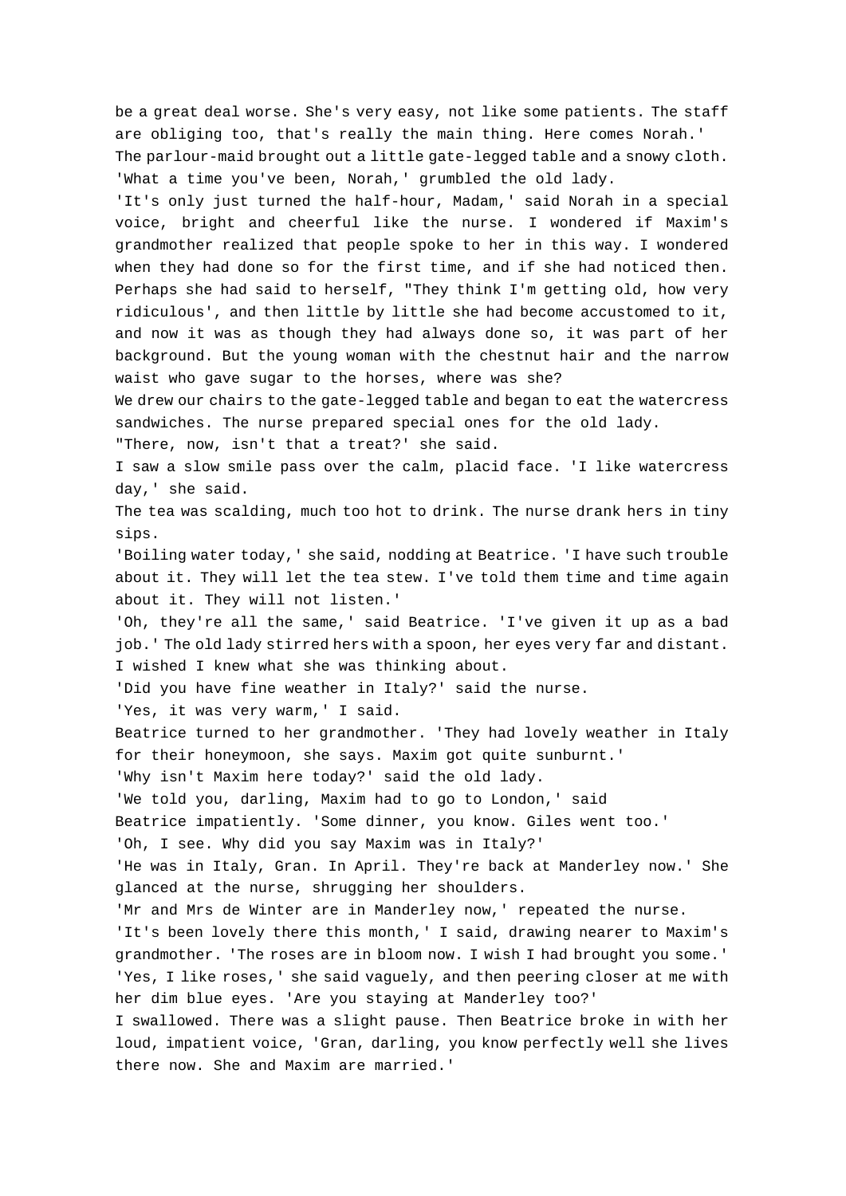be a great deal worse. She's very easy, not like some patients. The staff are obliging too, that's really the main thing. Here comes Norah.'

The parlour-maid brought out a little gate-legged table and a snowy cloth.

'What a time you've been, Norah,' grumbled the old lady.

'It's only just turned the half-hour, Madam,' said Norah in a special voice, bright and cheerful like the nurse. I wondered if Maxim's grandmother realized that people spoke to her in this way. I wondered when they had done so for the first time, and if she had noticed then. Perhaps she had said to herself, "They think I'm getting old, how very ridiculous', and then little by little she had become accustomed to it, and now it was as though they had always done so, it was part of her background. But the young woman with the chestnut hair and the narrow waist who gave sugar to the horses, where was she?

We drew our chairs to the gate-legged table and began to eat the watercress sandwiches. The nurse prepared special ones for the old lady.

"There, now, isn't that a treat?' she said.

I saw a slow smile pass over the calm, placid face. 'I like watercress day,' she said.

The tea was scalding, much too hot to drink. The nurse drank hers in tiny sips.

'Boiling water today,' she said, nodding at Beatrice. 'I have such trouble about it. They will let the tea stew. I've told them time and time again about it. They will not listen.'

'Oh, they're all the same,' said Beatrice. 'I've given it up as a bad job.' The old lady stirred hers with a spoon, her eyes very far and distant. I wished I knew what she was thinking about.

'Did you have fine weather in Italy?' said the nurse.

'Yes, it was very warm,' I said.

Beatrice turned to her grandmother. 'They had lovely weather in Italy for their honeymoon, she says. Maxim got quite sunburnt.'

'Why isn't Maxim here today?' said the old lady.

'We told you, darling, Maxim had to go to London,' said Beatrice impatiently. 'Some dinner, you know. Giles went too.'

'Oh, I see. Why did you say Maxim was in Italy?'

'He was in Italy, Gran. In April. They're back at Manderley now.' She glanced at the nurse, shrugging her shoulders.

'Mr and Mrs de Winter are in Manderley now,' repeated the nurse.

'It's been lovely there this month,' I said, drawing nearer to Maxim's grandmother. 'The roses are in bloom now. I wish I had brought you some.'

'Yes, I like roses,' she said vaguely, and then peering closer at me with her dim blue eyes. 'Are you staying at Manderley too?'

I swallowed. There was a slight pause. Then Beatrice broke in with her loud, impatient voice, 'Gran, darling, you know perfectly well she lives there now. She and Maxim are married.'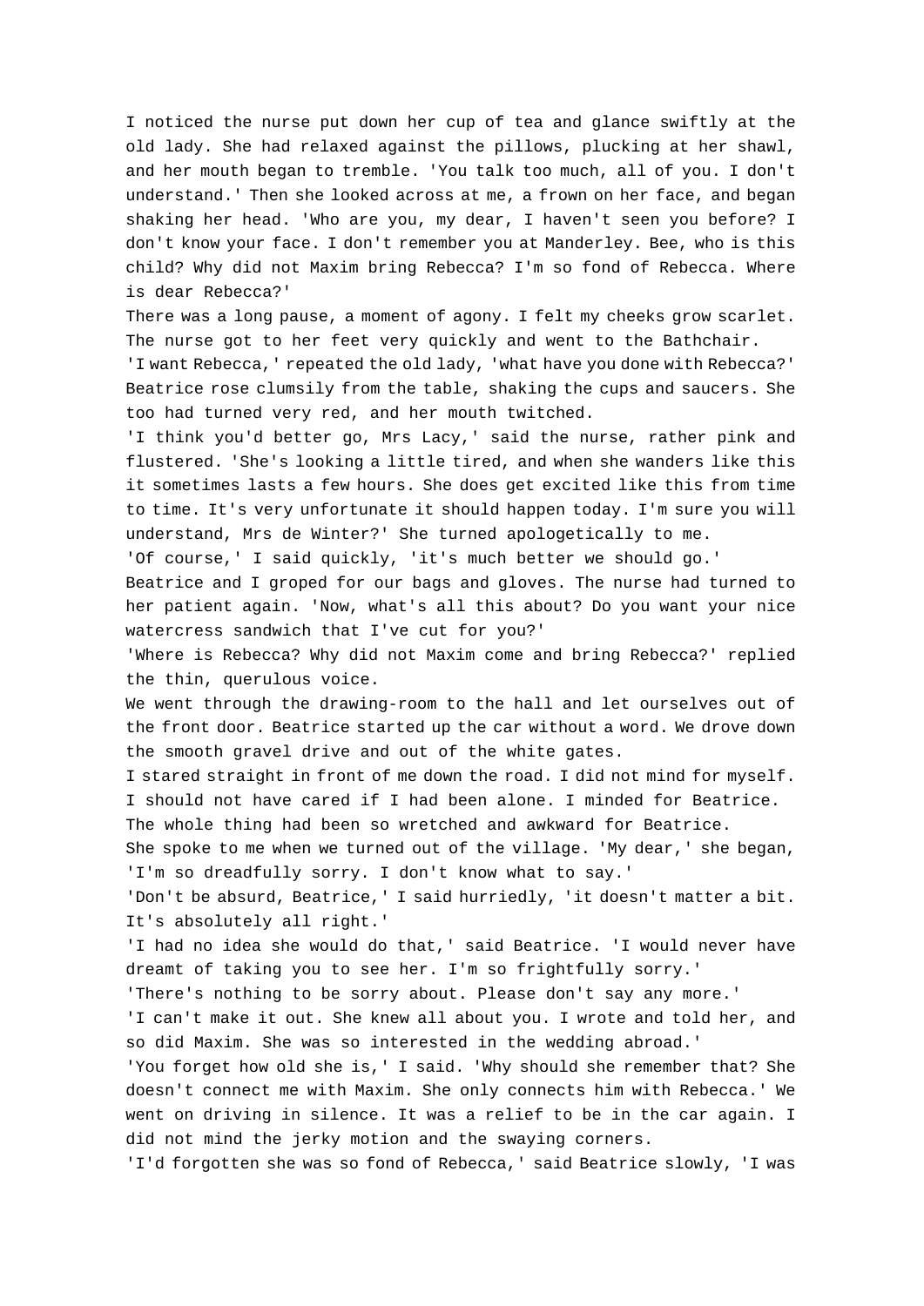I noticed the nurse put down her cup of tea and glance swiftly at the old lady. She had relaxed against the pillows, plucking at her shawl, and her mouth began to tremble. 'You talk too much, all of you. I don't understand.' Then she looked across at me, a frown on her face, and began shaking her head. 'Who are you, my dear, I haven't seen you before? I don't know your face. I don't remember you at Manderley. Bee, who is this child? Why did not Maxim bring Rebecca? I'm so fond of Rebecca. Where is dear Rebecca?'

There was a long pause, a moment of agony. I felt my cheeks grow scarlet. The nurse got to her feet very quickly and went to the Bathchair.

'I want Rebecca,' repeated the old lady, 'what have you done with Rebecca?' Beatrice rose clumsily from the table, shaking the cups and saucers. She too had turned very red, and her mouth twitched.

'I think you'd better go, Mrs Lacy,' said the nurse, rather pink and flustered. 'She's looking a little tired, and when she wanders like this it sometimes lasts a few hours. She does get excited like this from time to time. It's very unfortunate it should happen today. I'm sure you will understand, Mrs de Winter?' She turned apologetically to me.

'Of course,' I said quickly, 'it's much better we should go.'

Beatrice and I groped for our bags and gloves. The nurse had turned to her patient again. 'Now, what's all this about? Do you want your nice watercress sandwich that I've cut for you?'

'Where is Rebecca? Why did not Maxim come and bring Rebecca?' replied the thin, querulous voice.

We went through the drawing-room to the hall and let ourselves out of the front door. Beatrice started up the car without a word. We drove down the smooth gravel drive and out of the white gates.

I stared straight in front of me down the road. I did not mind for myself. I should not have cared if I had been alone. I minded for Beatrice. The whole thing had been so wretched and awkward for Beatrice.

She spoke to me when we turned out of the village. 'My dear,' she began, 'I'm so dreadfully sorry. I don't know what to say.'

'Don't be absurd, Beatrice,' I said hurriedly, 'it doesn't matter a bit. It's absolutely all right.'

'I had no idea she would do that,' said Beatrice. 'I would never have dreamt of taking you to see her. I'm so frightfully sorry.'

'There's nothing to be sorry about. Please don't say any more.'

'I can't make it out. She knew all about you. I wrote and told her, and so did Maxim. She was so interested in the wedding abroad.'

'You forget how old she is,' I said. 'Why should she remember that? She doesn't connect me with Maxim. She only connects him with Rebecca.' We went on driving in silence. It was a relief to be in the car again. I did not mind the jerky motion and the swaying corners.

'I'd forgotten she was so fond of Rebecca,' said Beatrice slowly, 'I was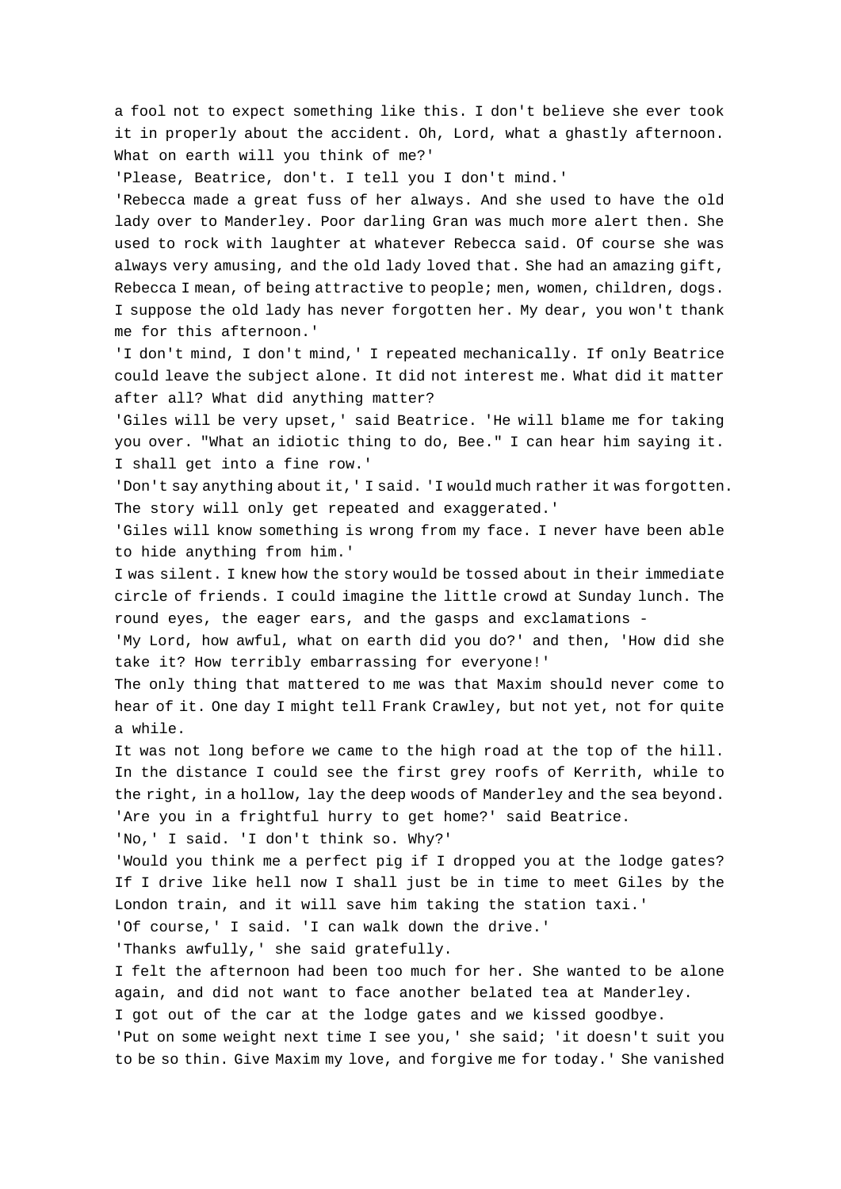a fool not to expect something like this. I don't believe she ever took it in properly about the accident. Oh, Lord, what a ghastly afternoon. What on earth will you think of me?'

'Please, Beatrice, don't. I tell you I don't mind.'

'Rebecca made a great fuss of her always. And she used to have the old lady over to Manderley. Poor darling Gran was much more alert then. She used to rock with laughter at whatever Rebecca said. Of course she was always very amusing, and the old lady loved that. She had an amazing gift, Rebecca I mean, of being attractive to people; men, women, children, dogs. I suppose the old lady has never forgotten her. My dear, you won't thank me for this afternoon.'

'I don't mind, I don't mind,' I repeated mechanically. If only Beatrice could leave the subject alone. It did not interest me. What did it matter after all? What did anything matter?

'Giles will be very upset,' said Beatrice. 'He will blame me for taking you over. "What an idiotic thing to do, Bee." I can hear him saying it. I shall get into a fine row.'

'Don't say anything about it,' I said. 'I would much rather it was forgotten. The story will only get repeated and exaggerated.'

'Giles will know something is wrong from my face. I never have been able to hide anything from him.'

I was silent. I knew how the story would be tossed about in their immediate circle of friends. I could imagine the little crowd at Sunday lunch. The round eyes, the eager ears, and the gasps and exclamations -

'My Lord, how awful, what on earth did you do?' and then, 'How did she take it? How terribly embarrassing for everyone!'

The only thing that mattered to me was that Maxim should never come to hear of it. One day I might tell Frank Crawley, but not yet, not for quite a while.

It was not long before we came to the high road at the top of the hill. In the distance I could see the first grey roofs of Kerrith, while to the right, in a hollow, lay the deep woods of Manderley and the sea beyond.

'Are you in a frightful hurry to get home?' said Beatrice.

'No,' I said. 'I don't think so. Why?'

'Would you think me a perfect pig if I dropped you at the lodge gates? If I drive like hell now I shall just be in time to meet Giles by the London train, and it will save him taking the station taxi.'

'Of course,' I said. 'I can walk down the drive.'

'Thanks awfully,' she said gratefully.

I felt the afternoon had been too much for her. She wanted to be alone again, and did not want to face another belated tea at Manderley.

I got out of the car at the lodge gates and we kissed goodbye.

'Put on some weight next time I see you,' she said; 'it doesn't suit you to be so thin. Give Maxim my love, and forgive me for today.' She vanished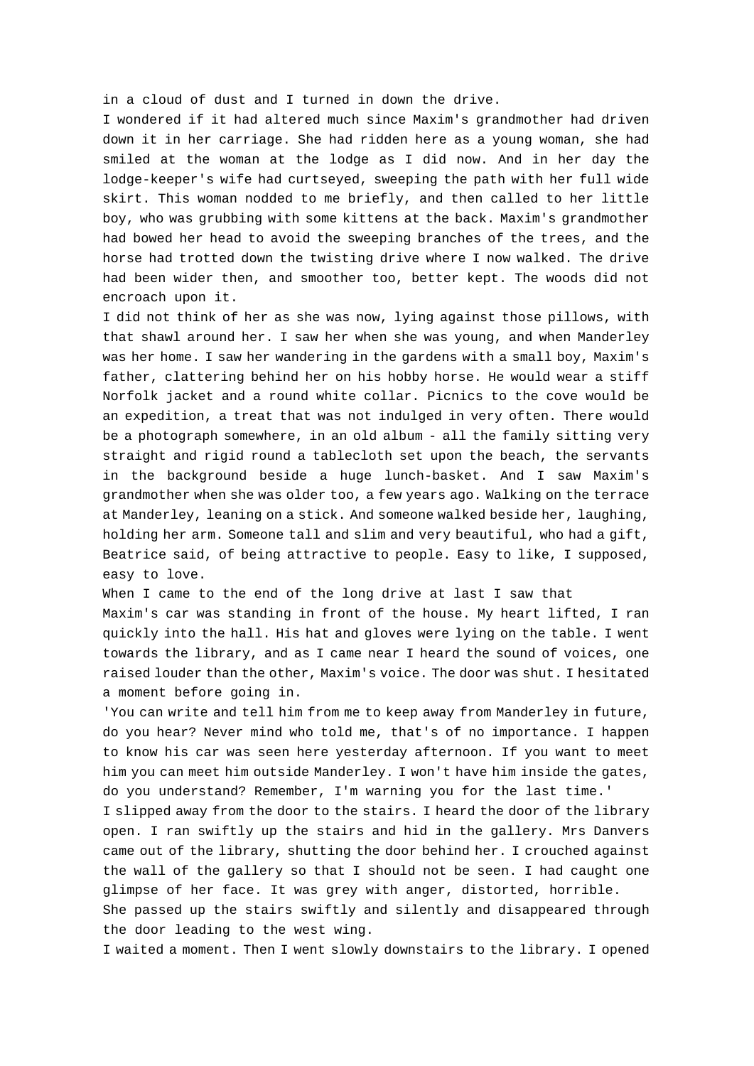in a cloud of dust and I turned in down the drive.

I wondered if it had altered much since Maxim's grandmother had driven down it in her carriage. She had ridden here as a young woman, she had smiled at the woman at the lodge as I did now. And in her day the lodge-keeper's wife had curtseyed, sweeping the path with her full wide skirt. This woman nodded to me briefly, and then called to her little boy, who was grubbing with some kittens at the back. Maxim's grandmother had bowed her head to avoid the sweeping branches of the trees, and the horse had trotted down the twisting drive where I now walked. The drive had been wider then, and smoother too, better kept. The woods did not encroach upon it.

I did not think of her as she was now, lying against those pillows, with that shawl around her. I saw her when she was young, and when Manderley was her home. I saw her wandering in the gardens with a small boy, Maxim's father, clattering behind her on his hobby horse. He would wear a stiff Norfolk jacket and a round white collar. Picnics to the cove would be an expedition, a treat that was not indulged in very often. There would be a photograph somewhere, in an old album - all the family sitting very straight and rigid round a tablecloth set upon the beach, the servants in the background beside a huge lunch-basket. And I saw Maxim's grandmother when she was older too, a few years ago. Walking on the terrace at Manderley, leaning on a stick. And someone walked beside her, laughing, holding her arm. Someone tall and slim and very beautiful, who had a gift, Beatrice said, of being attractive to people. Easy to like, I supposed, easy to love.

When I came to the end of the long drive at last I saw that Maxim's car was standing in front of the house. My heart lifted, I ran quickly into the hall. His hat and gloves were lying on the table. I went towards the library, and as I came near I heard the sound of voices, one raised louder than the other, Maxim's voice. The door was shut. I hesitated a moment before going in.

'You can write and tell him from me to keep away from Manderley in future, do you hear? Never mind who told me, that's of no importance. I happen to know his car was seen here yesterday afternoon. If you want to meet him you can meet him outside Manderley. I won't have him inside the gates, do you understand? Remember, I'm warning you for the last time.'

I slipped away from the door to the stairs. I heard the door of the library open. I ran swiftly up the stairs and hid in the gallery. Mrs Danvers came out of the library, shutting the door behind her. I crouched against the wall of the gallery so that I should not be seen. I had caught one glimpse of her face. It was grey with anger, distorted, horrible.

She passed up the stairs swiftly and silently and disappeared through the door leading to the west wing.

I waited a moment. Then I went slowly downstairs to the library. I opened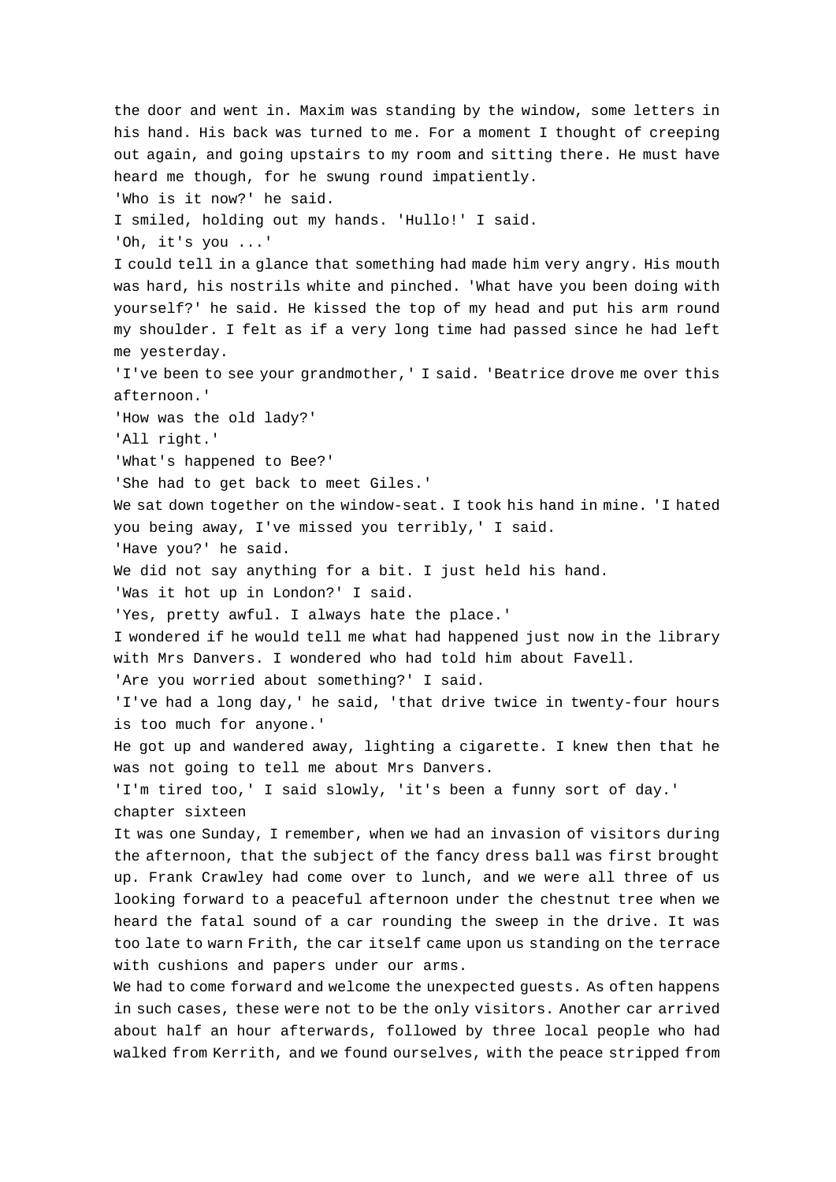the door and went in. Maxim was standing by the window, some letters in his hand. His back was turned to me. For a moment I thought of creeping out again, and going upstairs to my room and sitting there. He must have heard me though, for he swung round impatiently.

'Who is it now?' he said.

I smiled, holding out my hands. 'Hullo!' I said.

'Oh, it's you ...'

I could tell in a glance that something had made him very angry. His mouth was hard, his nostrils white and pinched. 'What have you been doing with yourself?' he said. He kissed the top of my head and put his arm round my shoulder. I felt as if a very long time had passed since he had left me yesterday.

'I've been to see your grandmother,' I said. 'Beatrice drove me over this afternoon.'

'How was the old lady?'

'All right.'

'What's happened to Bee?'

'She had to get back to meet Giles.'

We sat down together on the window-seat. I took his hand in mine. 'I hated you being away, I've missed you terribly,' I said.

'Have you?' he said.

We did not say anything for a bit. I just held his hand.

'Was it hot up in London?' I said.

'Yes, pretty awful. I always hate the place.'

I wondered if he would tell me what had happened just now in the library with Mrs Danvers. I wondered who had told him about Favell.

'Are you worried about something?' I said.

'I've had a long day,' he said, 'that drive twice in twenty-four hours is too much for anyone.'

He got up and wandered away, lighting a cigarette. I knew then that he was not going to tell me about Mrs Danvers.

'I'm tired too,' I said slowly, 'it's been a funny sort of day.'

## chapter sixteen

It was one Sunday, I remember, when we had an invasion of visitors during the afternoon, that the subject of the fancy dress ball was first brought up. Frank Crawley had come over to lunch, and we were all three of us looking forward to a peaceful afternoon under the chestnut tree when we heard the fatal sound of a car rounding the sweep in the drive. It was too late to warn Frith, the car itself came upon us standing on the terrace with cushions and papers under our arms.

We had to come forward and welcome the unexpected guests. As often happens in such cases, these were not to be the only visitors. Another car arrived about half an hour afterwards, followed by three local people who had walked from Kerrith, and we found ourselves, with the peace stripped from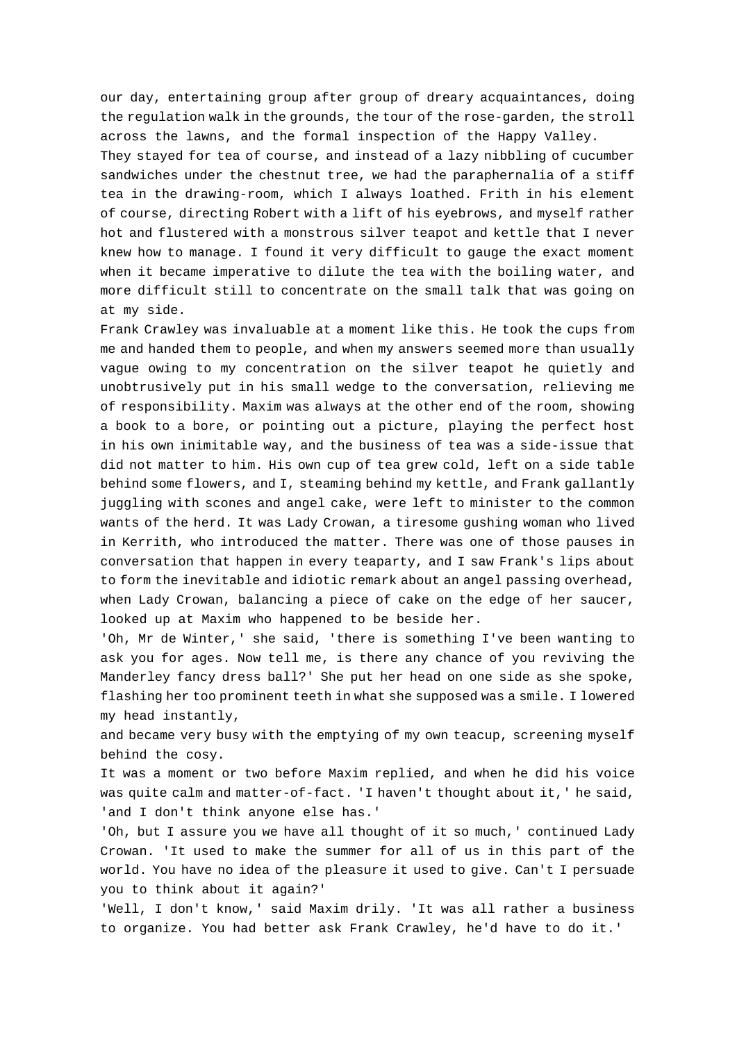our day, entertaining group after group of dreary acquaintances, doing the regulation walk in the grounds, the tour of the rose-garden, the stroll across the lawns, and the formal inspection of the Happy Valley.

They stayed for tea of course, and instead of a lazy nibbling of cucumber sandwiches under the chestnut tree, we had the paraphernalia of a stiff tea in the drawing-room, which I always loathed. Frith in his element of course, directing Robert with a lift of his eyebrows, and myself rather hot and flustered with a monstrous silver teapot and kettle that I never knew how to manage. I found it very difficult to gauge the exact moment when it became imperative to dilute the tea with the boiling water, and more difficult still to concentrate on the small talk that was going on at my side.

Frank Crawley was invaluable at a moment like this. He took the cups from me and handed them to people, and when my answers seemed more than usually vague owing to my concentration on the silver teapot he quietly and unobtrusively put in his small wedge to the conversation, relieving me of responsibility. Maxim was always at the other end of the room, showing a book to a bore, or pointing out a picture, playing the perfect host in his own inimitable way, and the business of tea was a side-issue that did not matter to him. His own cup of tea grew cold, left on a side table behind some flowers, and I, steaming behind my kettle, and Frank gallantly juggling with scones and angel cake, were left to minister to the common wants of the herd. It was Lady Crowan, a tiresome gushing woman who lived in Kerrith, who introduced the matter. There was one of those pauses in conversation that happen in every teaparty, and I saw Frank's lips about to form the inevitable and idiotic remark about an angel passing overhead, when Lady Crowan, balancing a piece of cake on the edge of her saucer, looked up at Maxim who happened to be beside her.

'Oh, Mr de Winter,' she said, 'there is something I've been wanting to ask you for ages. Now tell me, is there any chance of you reviving the Manderley fancy dress ball?' She put her head on one side as she spoke, flashing her too prominent teeth in what she supposed was a smile. I lowered my head instantly,
and became very busy with the emptying of my own teacup, screening myself behind the cosy.

It was a moment or two before Maxim replied, and when he did his voice was quite calm and matter-of-fact. 'I haven't thought about it,' he said, 'and I don't think anyone else has.'

'Oh, but I assure you we have all thought of it so much,' continued Lady Crowan. 'It used to make the summer for all of us in this part of the world. You have no idea of the pleasure it used to give. Can't I persuade you to think about it again?'

'Well, I don't know,' said Maxim drily. 'It was all rather a business to organize. You had better ask Frank Crawley, he'd have to do it.'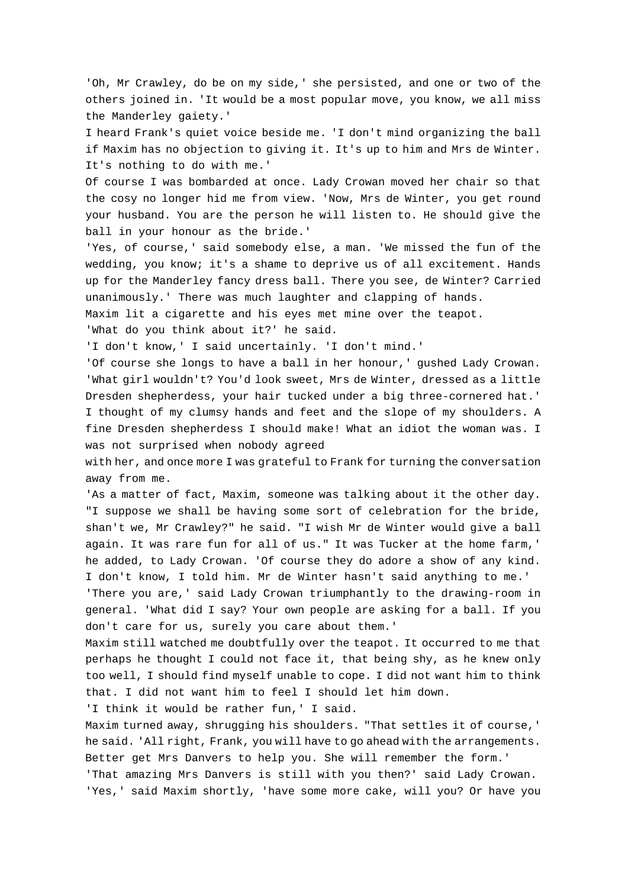'Oh, Mr Crawley, do be on my side,' she persisted, and one or two of the others joined in. 'It would be a most popular move, you know, we all miss the Manderley gaiety.'

I heard Frank's quiet voice beside me. 'I don't mind organizing the ball if Maxim has no objection to giving it. It's up to him and Mrs de Winter. It's nothing to do with me.'

Of course I was bombarded at once. Lady Crowan moved her chair so that the cosy no longer hid me from view. 'Now, Mrs de Winter, you get round your husband. You are the person he will listen to. He should give the ball in your honour as the bride.'

'Yes, of course,' said somebody else, a man. 'We missed the fun of the wedding, you know; it's a shame to deprive us of all excitement. Hands up for the Manderley fancy dress ball. There you see, de Winter? Carried unanimously.' There was much laughter and clapping of hands.

Maxim lit a cigarette and his eyes met mine over the teapot.

'What do you think about it?' he said.

'I don't know,' I said uncertainly. 'I don't mind.'

'Of course she longs to have a ball in her honour,' gushed Lady Crowan. 'What girl wouldn't? You'd look sweet, Mrs de Winter, dressed as a little Dresden shepherdess, your hair tucked under a big three-cornered hat.'

I thought of my clumsy hands and feet and the slope of my shoulders. A fine Dresden shepherdess I should make! What an idiot the woman was. I was not surprised when nobody agreed with her, and once more I was grateful to Frank for turning the conversation away from me.

'As a matter of fact, Maxim, someone was talking about it the other day. "I suppose we shall be having some sort of celebration for the bride, shan't we, Mr Crawley?" he said. "I wish Mr de Winter would give a ball again. It was rare fun for all of us." It was Tucker at the home farm,' he added, to Lady Crowan. 'Of course they do adore a show of any kind. I don't know, I told him. Mr de Winter hasn't said anything to me.'

'There you are,' said Lady Crowan triumphantly to the drawing-room in general. 'What did I say? Your own people are asking for a ball. If you don't care for us, surely you care about them.'

Maxim still watched me doubtfully over the teapot. It occurred to me that perhaps he thought I could not face it, that being shy, as he knew only too well, I should find myself unable to cope. I did not want him to think that. I did not want him to feel I should let him down.

'I think it would be rather fun,' I said.

Maxim turned away, shrugging his shoulders. "That settles it of course,' he said. 'All right, Frank, you will have to go ahead with the arrangements. Better get Mrs Danvers to help you. She will remember the form.'

'That amazing Mrs Danvers is still with you then?' said Lady Crowan.

'Yes,' said Maxim shortly, 'have some more cake, will you? Or have you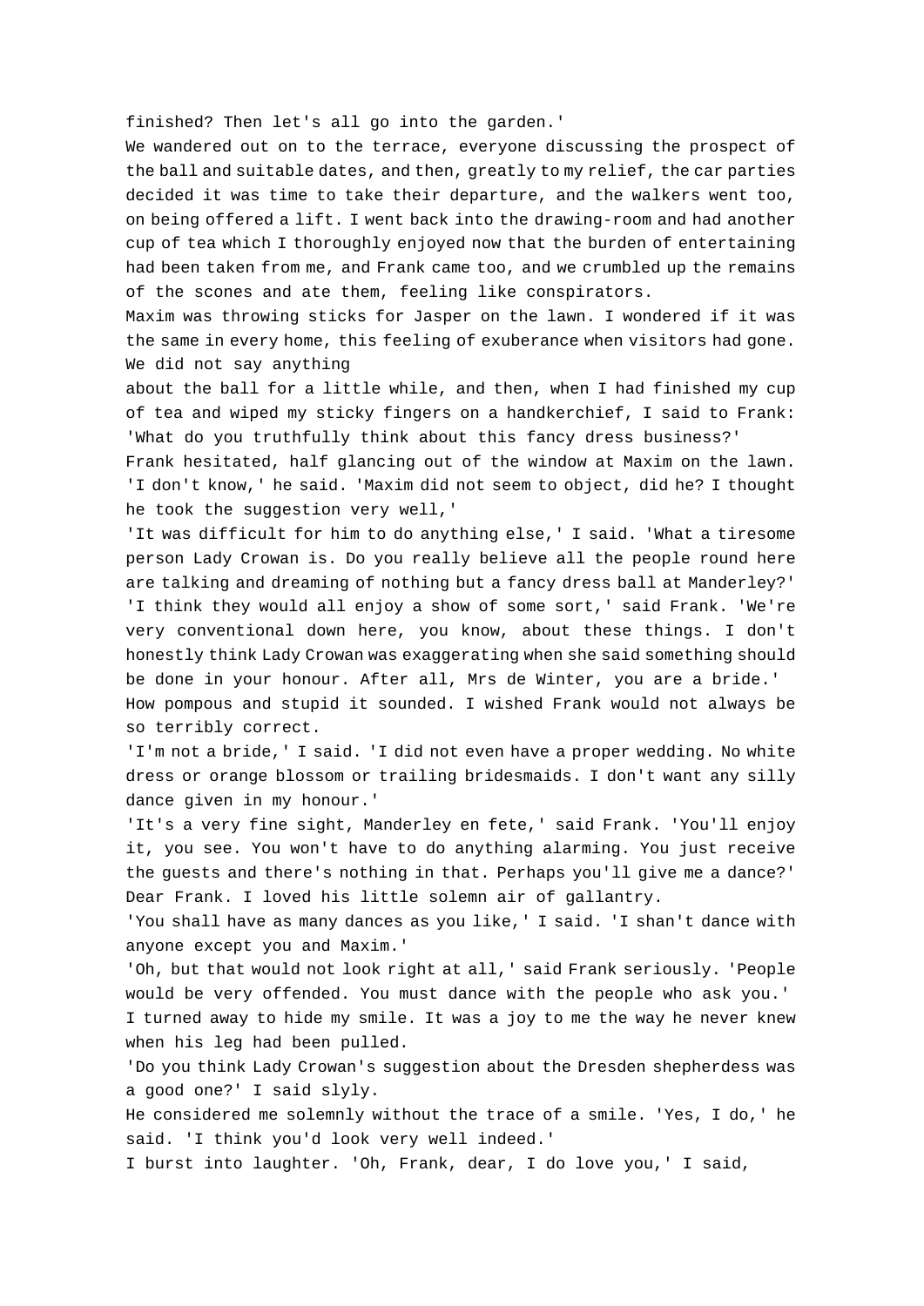finished? Then let's all go into the garden.'

We wandered out on to the terrace, everyone discussing the prospect of the ball and suitable dates, and then, greatly to my relief, the car parties decided it was time to take their departure, and the walkers went too, on being offered a lift. I went back into the drawing-room and had another cup of tea which I thoroughly enjoyed now that the burden of entertaining had been taken from me, and Frank came too, and we crumbled up the remains of the scones and ate them, feeling like conspirators.

Maxim was throwing sticks for Jasper on the lawn. I wondered if it was the same in every home, this feeling of exuberance when visitors had gone. We did not say anything about the ball for a little while, and then, when I had finished my cup of tea and wiped my sticky fingers on a handkerchief, I said to Frank: 'What do you truthfully think about this fancy dress business?'

Frank hesitated, half glancing out of the window at Maxim on the lawn. 'I don't know,' he said. 'Maxim did not seem to object, did he? I thought he took the suggestion very well,'

'It was difficult for him to do anything else,' I said. 'What a tiresome person Lady Crowan is. Do you really believe all the people round here are talking and dreaming of nothing but a fancy dress ball at Manderley?'

'I think they would all enjoy a show of some sort,' said Frank. 'We're very conventional down here, you know, about these things. I don't honestly think Lady Crowan was exaggerating when she said something should be done in your honour. After all, Mrs de Winter, you are a bride.'

How pompous and stupid it sounded. I wished Frank would not always be so terribly correct.

'I'm not a bride,' I said. 'I did not even have a proper wedding. No white dress or orange blossom or trailing bridesmaids. I don't want any silly dance given in my honour.'

'It's a very fine sight, Manderley en fete,' said Frank. 'You'll enjoy it, you see. You won't have to do anything alarming. You just receive the guests and there's nothing in that. Perhaps you'll give me a dance?'

Dear Frank. I loved his little solemn air of gallantry.

'You shall have as many dances as you like,' I said. 'I shan't dance with anyone except you and Maxim.'

'Oh, but that would not look right at all,' said Frank seriously. 'People would be very offended. You must dance with the people who ask you.'

I turned away to hide my smile. It was a joy to me the way he never knew when his leg had been pulled.

'Do you think Lady Crowan's suggestion about the Dresden shepherdess was a good one?' I said slyly.

He considered me solemnly without the trace of a smile. 'Yes, I do,' he said. 'I think you'd look very well indeed.'

I burst into laughter. 'Oh, Frank, dear, I do love you,' I said,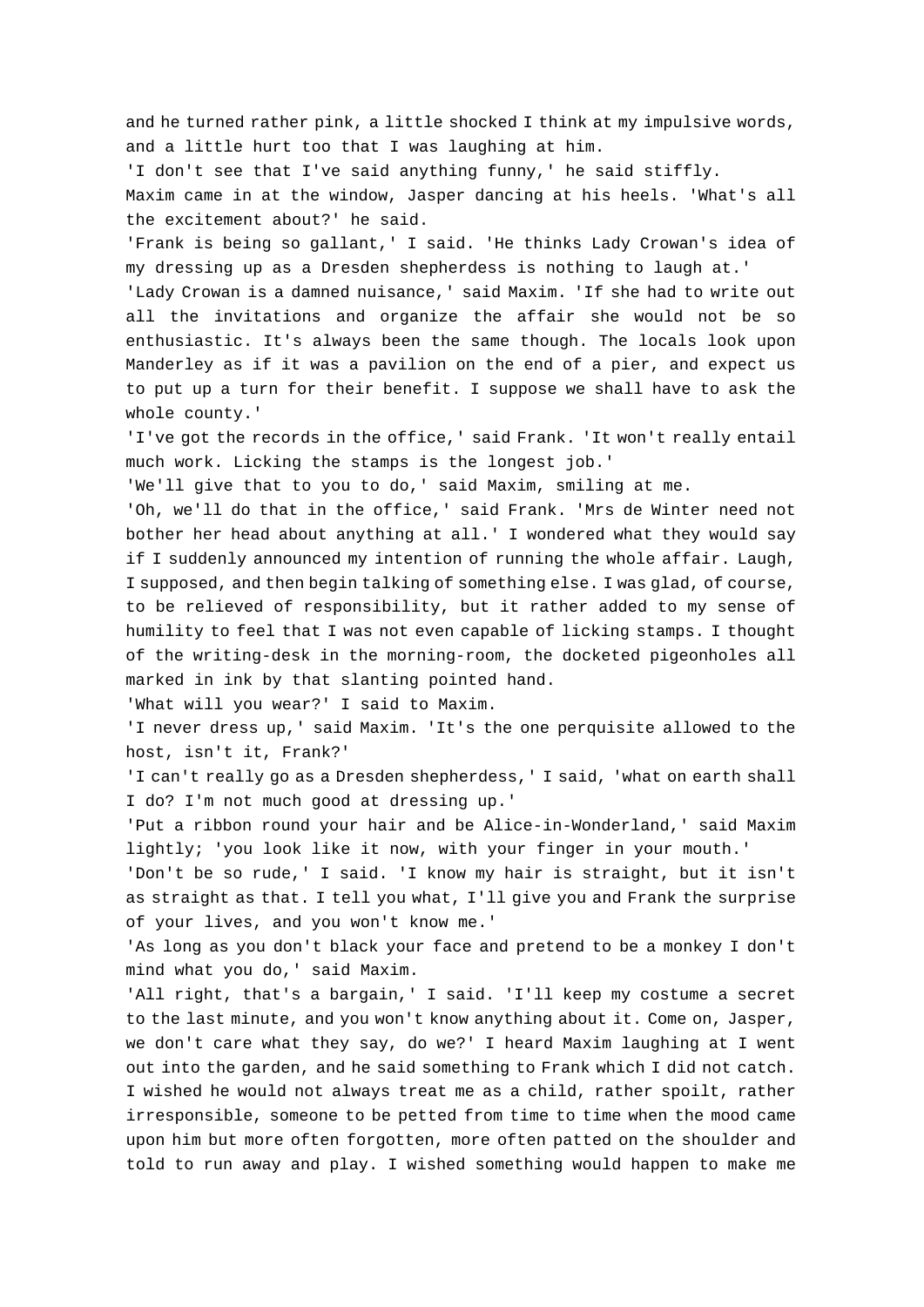and he turned rather pink, a little shocked I think at my impulsive words, and a little hurt too that I was laughing at him.

'I don't see that I've said anything funny,' he said stiffly.

Maxim came in at the window, Jasper dancing at his heels. 'What's all the excitement about?' he said.

'Frank is being so gallant,' I said. 'He thinks Lady Crowan's idea of my dressing up as a Dresden shepherdess is nothing to laugh at.'

'Lady Crowan is a damned nuisance,' said Maxim. 'If she had to write out all the invitations and organize the affair she would not be so enthusiastic. It's always been the same though. The locals look upon Manderley as if it was a pavilion on the end of a pier, and expect us to put up a turn for their benefit. I suppose we shall have to ask the whole county.'

'I've got the records in the office,' said Frank. 'It won't really entail much work. Licking the stamps is the longest job.'

'We'll give that to you to do,' said Maxim, smiling at me.

'Oh, we'll do that in the office,' said Frank. 'Mrs de Winter need not bother her head about anything at all.' I wondered what they would say if I suddenly announced my intention of running the whole affair. Laugh, I supposed, and then begin talking of something else. I was glad, of course, to be relieved of responsibility, but it rather added to my sense of humility to feel that I was not even capable of licking stamps. I thought of the writing-desk in the morning-room, the docketed pigeonholes all marked in ink by that slanting pointed hand.

'What will you wear?' I said to Maxim.

'I never dress up,' said Maxim. 'It's the one perquisite allowed to the host, isn't it, Frank?'

'I can't really go as a Dresden shepherdess,' I said, 'what on earth shall I do? I'm not much good at dressing up.'

'Put a ribbon round your hair and be Alice-in-Wonderland,' said Maxim lightly; 'you look like it now, with your finger in your mouth.'

'Don't be so rude,' I said. 'I know my hair is straight, but it isn't as straight as that. I tell you what, I'll give you and Frank the surprise of your lives, and you won't know me.'

'As long as you don't black your face and pretend to be a monkey I don't mind what you do,' said Maxim.

'All right, that's a bargain,' I said. 'I'll keep my costume a secret to the last minute, and you won't know anything about it. Come on, Jasper, we don't care what they say, do we?' I heard Maxim laughing at I went out into the garden, and he said something to Frank which I did not catch. I wished he would not always treat me as a child, rather spoilt, rather irresponsible, someone to be petted from time to time when the mood came upon him but more often forgotten, more often patted on the shoulder and told to run away and play. I wished something would happen to make me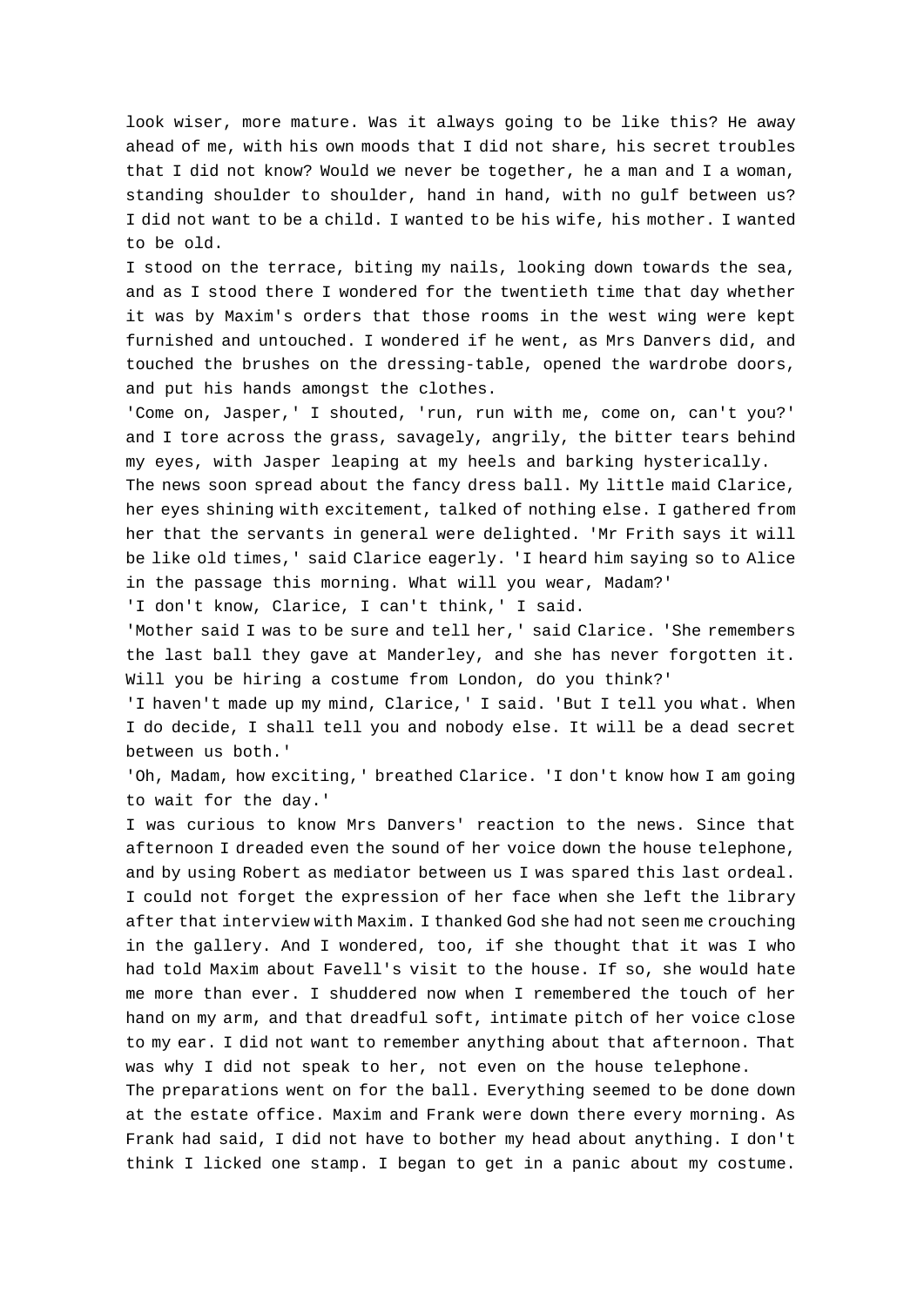look wiser, more mature. Was it always going to be like this? He away ahead of me, with his own moods that I did not share, his secret troubles that I did not know? Would we never be together, he a man and I a woman, standing shoulder to shoulder, hand in hand, with no gulf between us? I did not want to be a child. I wanted to be his wife, his mother. I wanted to be old.

I stood on the terrace, biting my nails, looking down towards the sea, and as I stood there I wondered for the twentieth time that day whether it was by Maxim's orders that those rooms in the west wing were kept furnished and untouched. I wondered if he went, as Mrs Danvers did, and touched the brushes on the dressing-table, opened the wardrobe doors, and put his hands amongst the clothes.

'Come on, Jasper,' I shouted, 'run, run with me, come on, can't you?' and I tore across the grass, savagely, angrily, the bitter tears behind my eyes, with Jasper leaping at my heels and barking hysterically.

The news soon spread about the fancy dress ball. My little maid Clarice, her eyes shining with excitement, talked of nothing else. I gathered from her that the servants in general were delighted. 'Mr Frith says it will be like old times,' said Clarice eagerly. 'I heard him saying so to Alice in the passage this morning. What will you wear, Madam?'

'I don't know, Clarice, I can't think,' I said.

'Mother said I was to be sure and tell her,' said Clarice. 'She remembers the last ball they gave at Manderley, and she has never forgotten it. Will you be hiring a costume from London, do you think?'

'I haven't made up my mind, Clarice,' I said. 'But I tell you what. When I do decide, I shall tell you and nobody else. It will be a dead secret between us both.'

'Oh, Madam, how exciting,' breathed Clarice. 'I don't know how I am going to wait for the day.'

I was curious to know Mrs Danvers' reaction to the news. Since that afternoon I dreaded even the sound of her voice down the house telephone, and by using Robert as mediator between us I was spared this last ordeal. I could not forget the expression of her face when she left the library after that interview with Maxim. I thanked God she had not seen me crouching in the gallery. And I wondered, too, if she thought that it was I who had told Maxim about Favell's visit to the house. If so, she would hate me more than ever. I shuddered now when I remembered the touch of her hand on my arm, and that dreadful soft, intimate pitch of her voice close to my ear. I did not want to remember anything about that afternoon. That was why I did not speak to her, not even on the house telephone.

The preparations went on for the ball. Everything seemed to be done down at the estate office. Maxim and Frank were down there every morning. As Frank had said, I did not have to bother my head about anything. I don't think I licked one stamp. I began to get in a panic about my costume.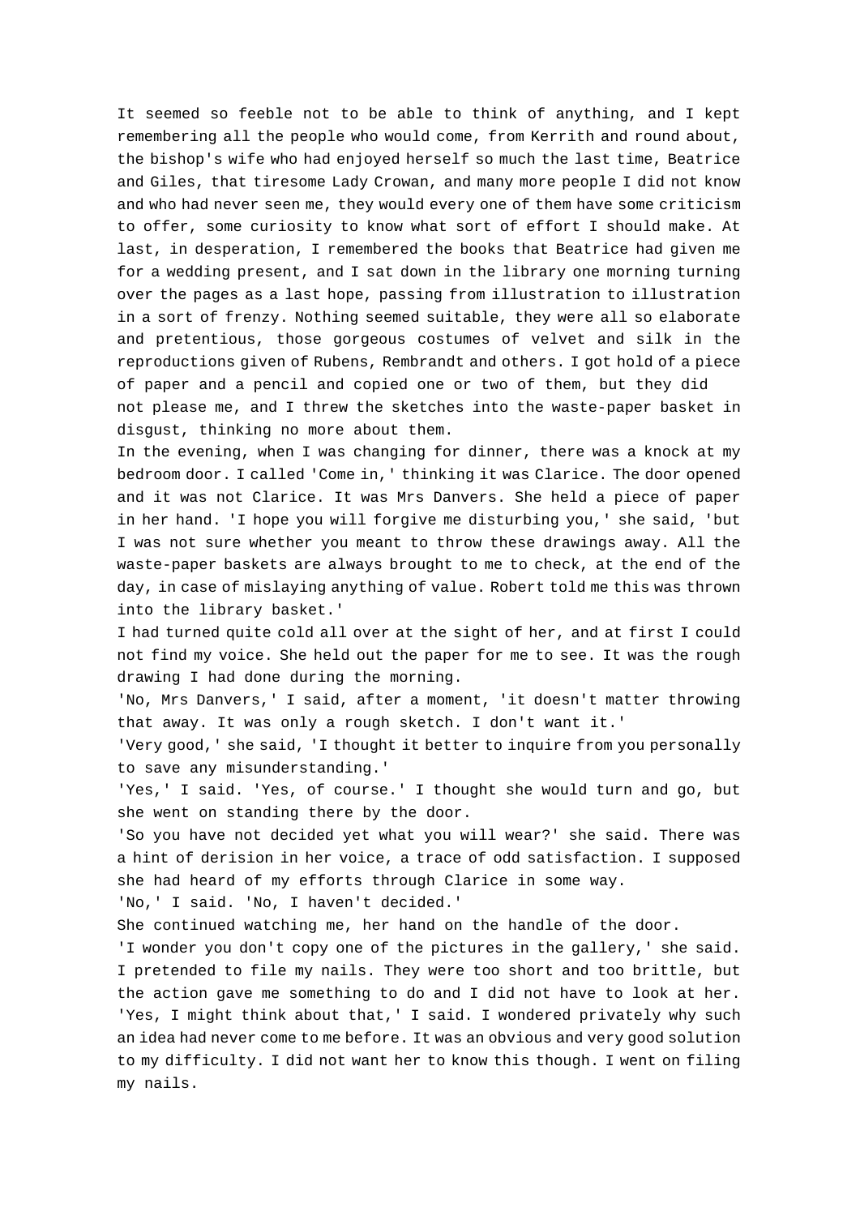It seemed so feeble not to be able to think of anything, and I kept remembering all the people who would come, from Kerrith and round about, the bishop's wife who had enjoyed herself so much the last time, Beatrice and Giles, that tiresome Lady Crowan, and many more people I did not know and who had never seen me, they would every one of them have some criticism to offer, some curiosity to know what sort of effort I should make. At last, in desperation, I remembered the books that Beatrice had given me for a wedding present, and I sat down in the library one morning turning over the pages as a last hope, passing from illustration to illustration in a sort of frenzy. Nothing seemed suitable, they were all so elaborate and pretentious, those gorgeous costumes of velvet and silk in the reproductions given of Rubens, Rembrandt and others. I got hold of a piece of paper and a pencil and copied one or two of them, but they did not please me, and I threw the sketches into the waste-paper basket in disgust, thinking no more about them.

In the evening, when I was changing for dinner, there was a knock at my bedroom door. I called 'Come in,' thinking it was Clarice. The door opened and it was not Clarice. It was Mrs Danvers. She held a piece of paper in her hand. 'I hope you will forgive me disturbing you,' she said, 'but I was not sure whether you meant to throw these drawings away. All the waste-paper baskets are always brought to me to check, at the end of the day, in case of mislaying anything of value. Robert told me this was thrown into the library basket.'

I had turned quite cold all over at the sight of her, and at first I could not find my voice. She held out the paper for me to see. It was the rough drawing I had done during the morning.

'No, Mrs Danvers,' I said, after a moment, 'it doesn't matter throwing that away. It was only a rough sketch. I don't want it.'

'Very good,' she said, 'I thought it better to inquire from you personally to save any misunderstanding.'

'Yes,' I said. 'Yes, of course.' I thought she would turn and go, but she went on standing there by the door.

'So you have not decided yet what you will wear?' she said. There was a hint of derision in her voice, a trace of odd satisfaction. I supposed she had heard of my efforts through Clarice in some way.

'No,' I said. 'No, I haven't decided.'

She continued watching me, her hand on the handle of the door.

'I wonder you don't copy one of the pictures in the gallery,' she said. I pretended to file my nails. They were too short and too brittle, but the action gave me something to do and I did not have to look at her. 'Yes, I might think about that,' I said. I wondered privately why such an idea had never come to me before. It was an obvious and very good solution to my difficulty. I did not want her to know this though. I went on filing my nails.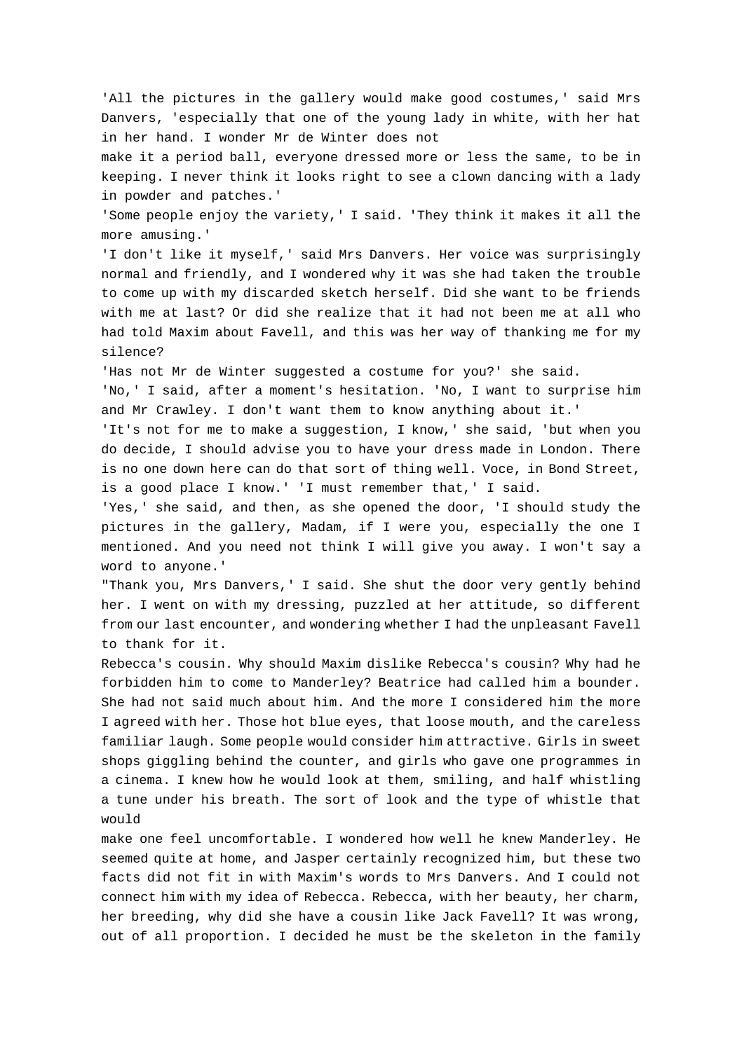'All the pictures in the gallery would make good costumes,' said Mrs Danvers, 'especially that one of the young lady in white, with her hat in her hand. I wonder Mr de Winter does not make it a period ball, everyone dressed more or less the same, to be in keeping. I never think it looks right to see a clown dancing with a lady in powder and patches.'

'Some people enjoy the variety,' I said. 'They think it makes it all the more amusing.'

'I don't like it myself,' said Mrs Danvers. Her voice was surprisingly normal and friendly, and I wondered why it was she had taken the trouble to come up with my discarded sketch herself. Did she want to be friends with me at last? Or did she realize that it had not been me at all who had told Maxim about Favell, and this was her way of thanking me for my silence?

'Has not Mr de Winter suggested a costume for you?' she said.

'No,' I said, after a moment's hesitation. 'No, I want to surprise him and Mr Crawley. I don't want them to know anything about it.'

'It's not for me to make a suggestion, I know,' she said, 'but when you do decide, I should advise you to have your dress made in London. There is no one down here can do that sort of thing well. Voce, in Bond Street, is a good place I know.' 'I must remember that,' I said.

'Yes,' she said, and then, as she opened the door, 'I should study the pictures in the gallery, Madam, if I were you, especially the one I mentioned. And you need not think I will give you away. I won't say a word to anyone.'

"Thank you, Mrs Danvers,' I said. She shut the door very gently behind her. I went on with my dressing, puzzled at her attitude, so different from our last encounter, and wondering whether I had the unpleasant Favell to thank for it.

Rebecca's cousin. Why should Maxim dislike Rebecca's cousin? Why had he forbidden him to come to Manderley? Beatrice had called him a bounder. She had not said much about him. And the more I considered him the more I agreed with her. Those hot blue eyes, that loose mouth, and the careless familiar laugh. Some people would consider him attractive. Girls in sweet shops giggling behind the counter, and girls who gave one programmes in a cinema. I knew how he would look at them, smiling, and half whistling a tune under his breath. The sort of look and the type of whistle that would make one feel uncomfortable. I wondered how well he knew Manderley. He seemed quite at home, and Jasper certainly recognized him, but these two facts did not fit in with Maxim's words to Mrs Danvers. And I could not connect him with my idea of Rebecca. Rebecca, with her beauty, her charm, her breeding, why did she have a cousin like Jack Favell? It was wrong, out of all proportion. I decided he must be the skeleton in the family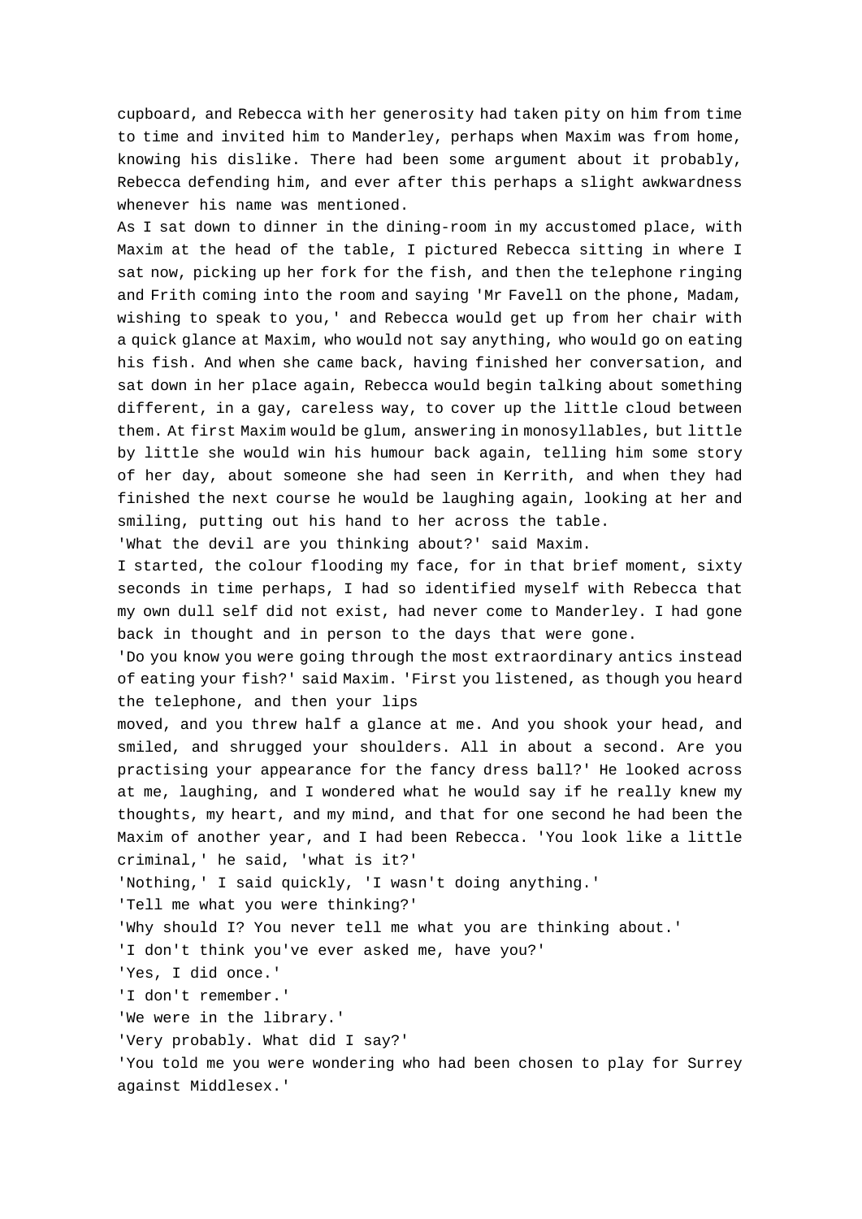cupboard, and Rebecca with her generosity had taken pity on him from time to time and invited him to Manderley, perhaps when Maxim was from home, knowing his dislike. There had been some argument about it probably, Rebecca defending him, and ever after this perhaps a slight awkwardness whenever his name was mentioned.

As I sat down to dinner in the dining-room in my accustomed place, with Maxim at the head of the table, I pictured Rebecca sitting in where I sat now, picking up her fork for the fish, and then the telephone ringing and Frith coming into the room and saying 'Mr Favell on the phone, Madam, wishing to speak to you,' and Rebecca would get up from her chair with a quick glance at Maxim, who would not say anything, who would go on eating his fish. And when she came back, having finished her conversation, and sat down in her place again, Rebecca would begin talking about something different, in a gay, careless way, to cover up the little cloud between them. At first Maxim would be glum, answering in monosyllables, but little by little she would win his humour back again, telling him some story of her day, about someone she had seen in Kerrith, and when they had finished the next course he would be laughing again, looking at her and smiling, putting out his hand to her across the table.

'What the devil are you thinking about?' said Maxim.

I started, the colour flooding my face, for in that brief moment, sixty seconds in time perhaps, I had so identified myself with Rebecca that my own dull self did not exist, had never come to Manderley. I had gone back in thought and in person to the days that were gone.

'Do you know you were going through the most extraordinary antics instead of eating your fish?' said Maxim. 'First you listened, as though you heard the telephone, and then your lips moved, and you threw half a glance at me. And you shook your head, and smiled, and shrugged your shoulders. All in about a second. Are you practising your appearance for the fancy dress ball?' He looked across at me, laughing, and I wondered what he would say if he really knew my thoughts, my heart, and my mind, and that for one second he had been the Maxim of another year, and I had been Rebecca. 'You look like a little criminal,' he said, 'what is it?'

'Nothing,' I said quickly, 'I wasn't doing anything.'

'Tell me what you were thinking?'

'Why should I? You never tell me what you are thinking about.'

'I don't think you've ever asked me, have you?'

'Yes, I did once.'

'I don't remember.'

'We were in the library.'

'Very probably. What did I say?'

'You told me you were wondering who had been chosen to play for Surrey against Middlesex.'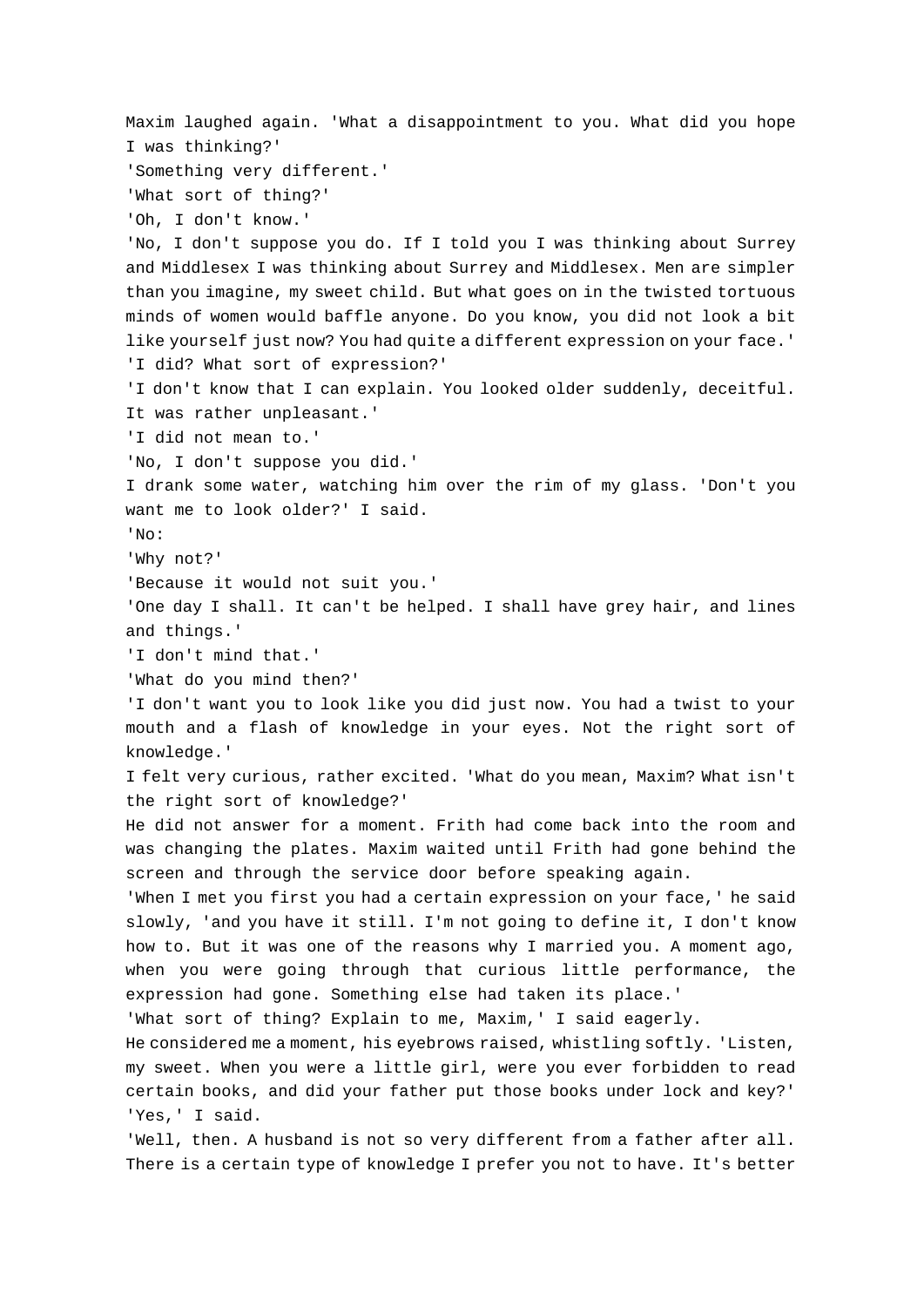Maxim laughed again. 'What a disappointment to you. What did you hope I was thinking?'

'Something very different.'

'What sort of thing?'

'Oh, I don't know.'

'No, I don't suppose you do. If I told you I was thinking about Surrey and Middlesex I was thinking about Surrey and Middlesex. Men are simpler than you imagine, my sweet child. But what goes on in the twisted tortuous minds of women would baffle anyone. Do you know, you did not look a bit like yourself just now? You had quite a different expression on your face.'

'I did? What sort of expression?'

'I don't know that I can explain. You looked older suddenly, deceitful. It was rather unpleasant.'

'I did not mean to.'

'No, I don't suppose you did.'

I drank some water, watching him over the rim of my glass. 'Don't you want me to look older?' I said.

'No:

'Why not?'

'Because it would not suit you.'

'One day I shall. It can't be helped. I shall have grey hair, and lines and things.'

'I don't mind that.'

'What do you mind then?'

'I don't want you to look like you did just now. You had a twist to your mouth and a flash of knowledge in your eyes. Not the right sort of knowledge.'

I felt very curious, rather excited. 'What do you mean, Maxim? What isn't the right sort of knowledge?'

He did not answer for a moment. Frith had come back into the room and was changing the plates. Maxim waited until Frith had gone behind the screen and through the service door before speaking again.

'When I met you first you had a certain expression on your face,' he said slowly, 'and you have it still. I'm not going to define it, I don't know how to. But it was one of the reasons why I married you. A moment ago, when you were going through that curious little performance, the expression had gone. Something else had taken its place.'

'What sort of thing? Explain to me, Maxim,' I said eagerly.

He considered me a moment, his eyebrows raised, whistling softly. 'Listen, my sweet. When you were a little girl, were you ever forbidden to read certain books, and did your father put those books under lock and key?'

'Yes,' I said.

'Well, then. A husband is not so very different from a father after all. There is a certain type of knowledge I prefer you not to have. It's better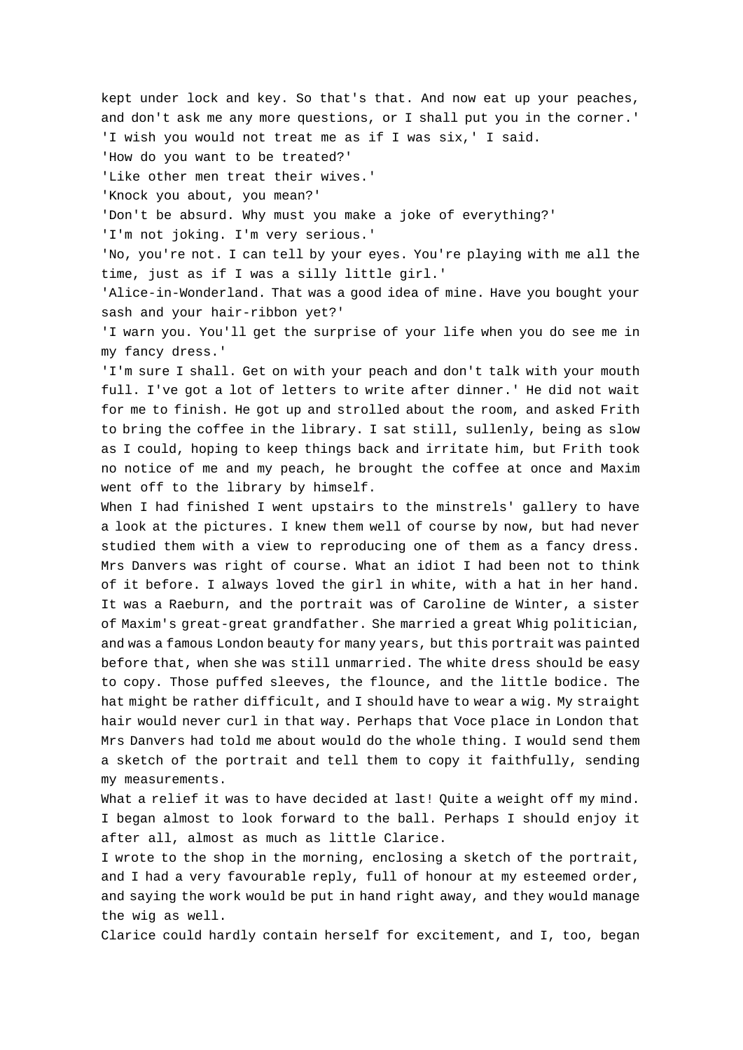kept under lock and key. So that's that. And now eat up your peaches, and don't ask me any more questions, or I shall put you in the corner.'

'I wish you would not treat me as if I was six,' I said.

'How do you want to be treated?'

'Like other men treat their wives.'

'Knock you about, you mean?'

'Don't be absurd. Why must you make a joke of everything?'

'I'm not joking. I'm very serious.'

'No, you're not. I can tell by your eyes. You're playing with me all the time, just as if I was a silly little girl.'

'Alice-in-Wonderland. That was a good idea of mine. Have you bought your sash and your hair-ribbon yet?'

'I warn you. You'll get the surprise of your life when you do see me in my fancy dress.'

'I'm sure I shall. Get on with your peach and don't talk with your mouth full. I've got a lot of letters to write after dinner.' He did not wait for me to finish. He got up and strolled about the room, and asked Frith to bring the coffee in the library. I sat still, sullenly, being as slow as I could, hoping to keep things back and irritate him, but Frith took no notice of me and my peach, he brought the coffee at once and Maxim went off to the library by himself.

When I had finished I went upstairs to the minstrels' gallery to have a look at the pictures. I knew them well of course by now, but had never studied them with a view to reproducing one of them as a fancy dress. Mrs Danvers was right of course. What an idiot I had been not to think of it before. I always loved the girl in white, with a hat in her hand. It was a Raeburn, and the portrait was of Caroline de Winter, a sister of Maxim's great-great grandfather. She married a great Whig politician, and was a famous London beauty for many years, but this portrait was painted before that, when she was still unmarried. The white dress should be easy to copy. Those puffed sleeves, the flounce, and the little bodice. The hat might be rather difficult, and I should have to wear a wig. My straight hair would never curl in that way. Perhaps that Voce place in London that Mrs Danvers had told me about would do the whole thing. I would send them a sketch of the portrait and tell them to copy it faithfully, sending my measurements.

What a relief it was to have decided at last! Quite a weight off my mind. I began almost to look forward to the ball. Perhaps I should enjoy it after all, almost as much as little Clarice.

I wrote to the shop in the morning, enclosing a sketch of the portrait, and I had a very favourable reply, full of honour at my esteemed order, and saying the work would be put in hand right away, and they would manage the wig as well.

Clarice could hardly contain herself for excitement, and I, too, began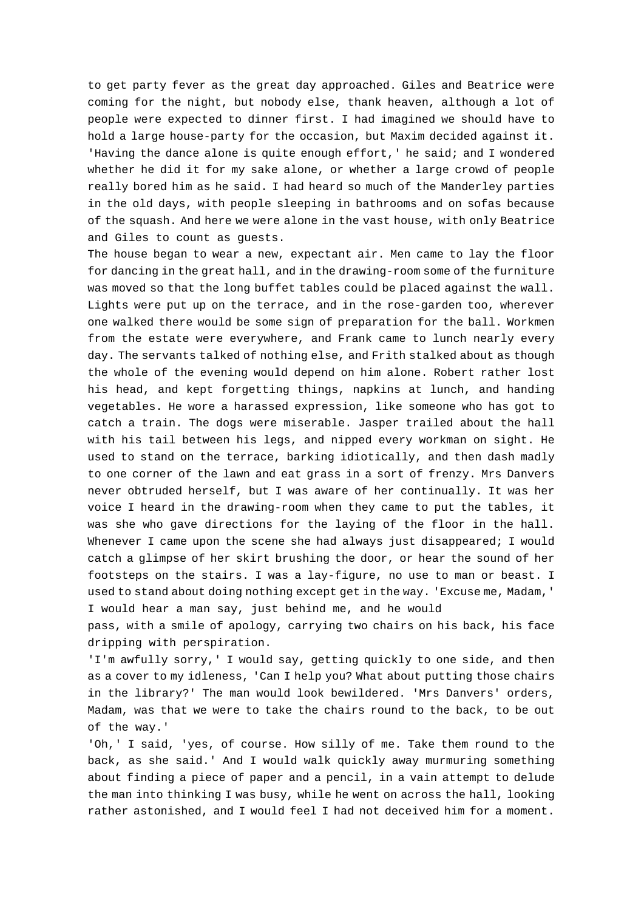to get party fever as the great day approached. Giles and Beatrice were coming for the night, but nobody else, thank heaven, although a lot of people were expected to dinner first. I had imagined we should have to hold a large house-party for the occasion, but Maxim decided against it. 'Having the dance alone is quite enough effort,' he said; and I wondered whether he did it for my sake alone, or whether a large crowd of people really bored him as he said. I had heard so much of the Manderley parties in the old days, with people sleeping in bathrooms and on sofas because of the squash. And here we were alone in the vast house, with only Beatrice and Giles to count as guests.

The house began to wear a new, expectant air. Men came to lay the floor for dancing in the great hall, and in the drawing-room some of the furniture was moved so that the long buffet tables could be placed against the wall. Lights were put up on the terrace, and in the rose-garden too, wherever one walked there would be some sign of preparation for the ball. Workmen from the estate were everywhere, and Frank came to lunch nearly every day. The servants talked of nothing else, and Frith stalked about as though the whole of the evening would depend on him alone. Robert rather lost his head, and kept forgetting things, napkins at lunch, and handing vegetables. He wore a harassed expression, like someone who has got to catch a train. The dogs were miserable. Jasper trailed about the hall with his tail between his legs, and nipped every workman on sight. He used to stand on the terrace, barking idiotically, and then dash madly to one corner of the lawn and eat grass in a sort of frenzy. Mrs Danvers never obtruded herself, but I was aware of her continually. It was her voice I heard in the drawing-room when they came to put the tables, it was she who gave directions for the laying of the floor in the hall. Whenever I came upon the scene she had always just disappeared; I would catch a glimpse of her skirt brushing the door, or hear the sound of her footsteps on the stairs. I was a lay-figure, no use to man or beast. I used to stand about doing nothing except get in the way. 'Excuse me, Madam,' I would hear a man say, just behind me, and he would pass, with a smile of apology, carrying two chairs on his back, his face dripping with perspiration.

'I'm awfully sorry,' I would say, getting quickly to one side, and then as a cover to my idleness, 'Can I help you? What about putting those chairs in the library?' The man would look bewildered. 'Mrs Danvers' orders, Madam, was that we were to take the chairs round to the back, to be out of the way.'

'Oh,' I said, 'yes, of course. How silly of me. Take them round to the back, as she said.' And I would walk quickly away murmuring something about finding a piece of paper and a pencil, in a vain attempt to delude the man into thinking I was busy, while he went on across the hall, looking rather astonished, and I would feel I had not deceived him for a moment.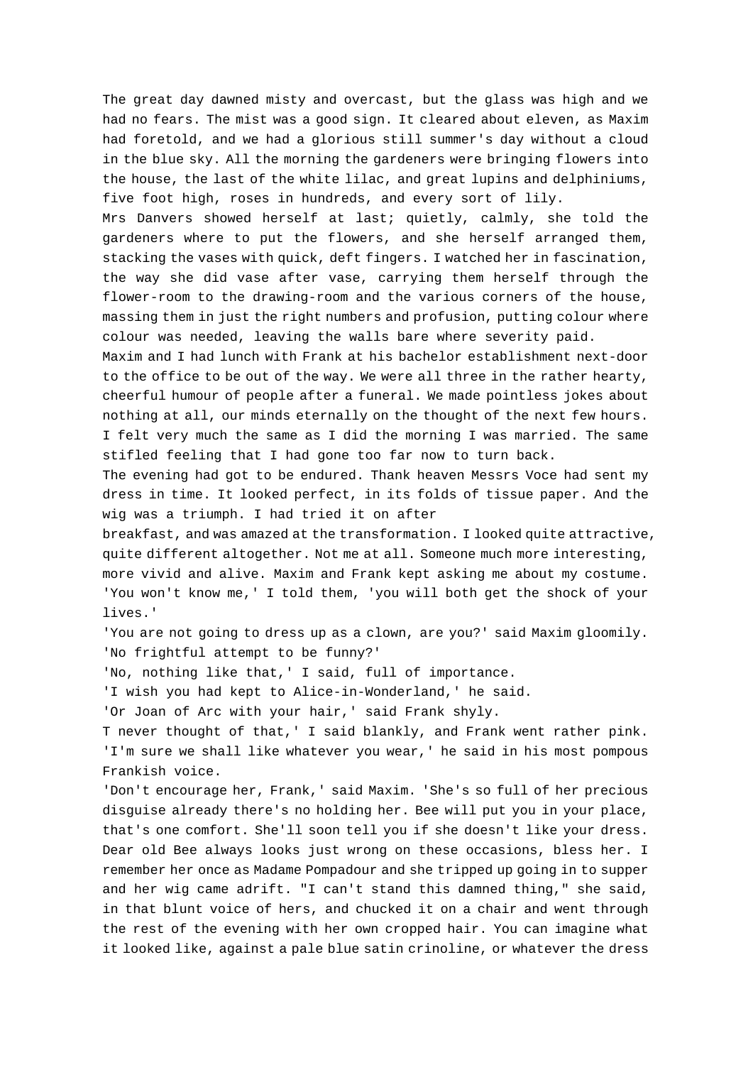The great day dawned misty and overcast, but the glass was high and we had no fears. The mist was a good sign. It cleared about eleven, as Maxim had foretold, and we had a glorious still summer's day without a cloud in the blue sky. All the morning the gardeners were bringing flowers into the house, the last of the white lilac, and great lupins and delphiniums, five foot high, roses in hundreds, and every sort of lily.

Mrs Danvers showed herself at last; quietly, calmly, she told the gardeners where to put the flowers, and she herself arranged them, stacking the vases with quick, deft fingers. I watched her in fascination, the way she did vase after vase, carrying them herself through the flower-room to the drawing-room and the various corners of the house, massing them in just the right numbers and profusion, putting colour where colour was needed, leaving the walls bare where severity paid.

Maxim and I had lunch with Frank at his bachelor establishment next-door to the office to be out of the way. We were all three in the rather hearty, cheerful humour of people after a funeral. We made pointless jokes about nothing at all, our minds eternally on the thought of the next few hours. I felt very much the same as I did the morning I was married. The same stifled feeling that I had gone too far now to turn back.

The evening had got to be endured. Thank heaven Messrs Voce had sent my dress in time. It looked perfect, in its folds of tissue paper. And the wig was a triumph. I had tried it on after breakfast, and was amazed at the transformation. I looked quite attractive, quite different altogether. Not me at all. Someone much more interesting, more vivid and alive. Maxim and Frank kept asking me about my costume.

'You won't know me,' I told them, 'you will both get the shock of your lives.'

'You are not going to dress up as a clown, are you?' said Maxim gloomily. 'No frightful attempt to be funny?'

'No, nothing like that,' I said, full of importance.

'I wish you had kept to Alice-in-Wonderland,' he said.

'Or Joan of Arc with your hair,' said Frank shyly.

T never thought of that,' I said blankly, and Frank went rather pink. 'I'm sure we shall like whatever you wear,' he said in his most pompous Frankish voice.

'Don't encourage her, Frank,' said Maxim. 'She's so full of her precious disguise already there's no holding her. Bee will put you in your place, that's one comfort. She'll soon tell you if she doesn't like your dress. Dear old Bee always looks just wrong on these occasions, bless her. I remember her once as Madame Pompadour and she tripped up going in to supper and her wig came adrift. "I can't stand this damned thing," she said, in that blunt voice of hers, and chucked it on a chair and went through the rest of the evening with her own cropped hair. You can imagine what it looked like, against a pale blue satin crinoline, or whatever the dress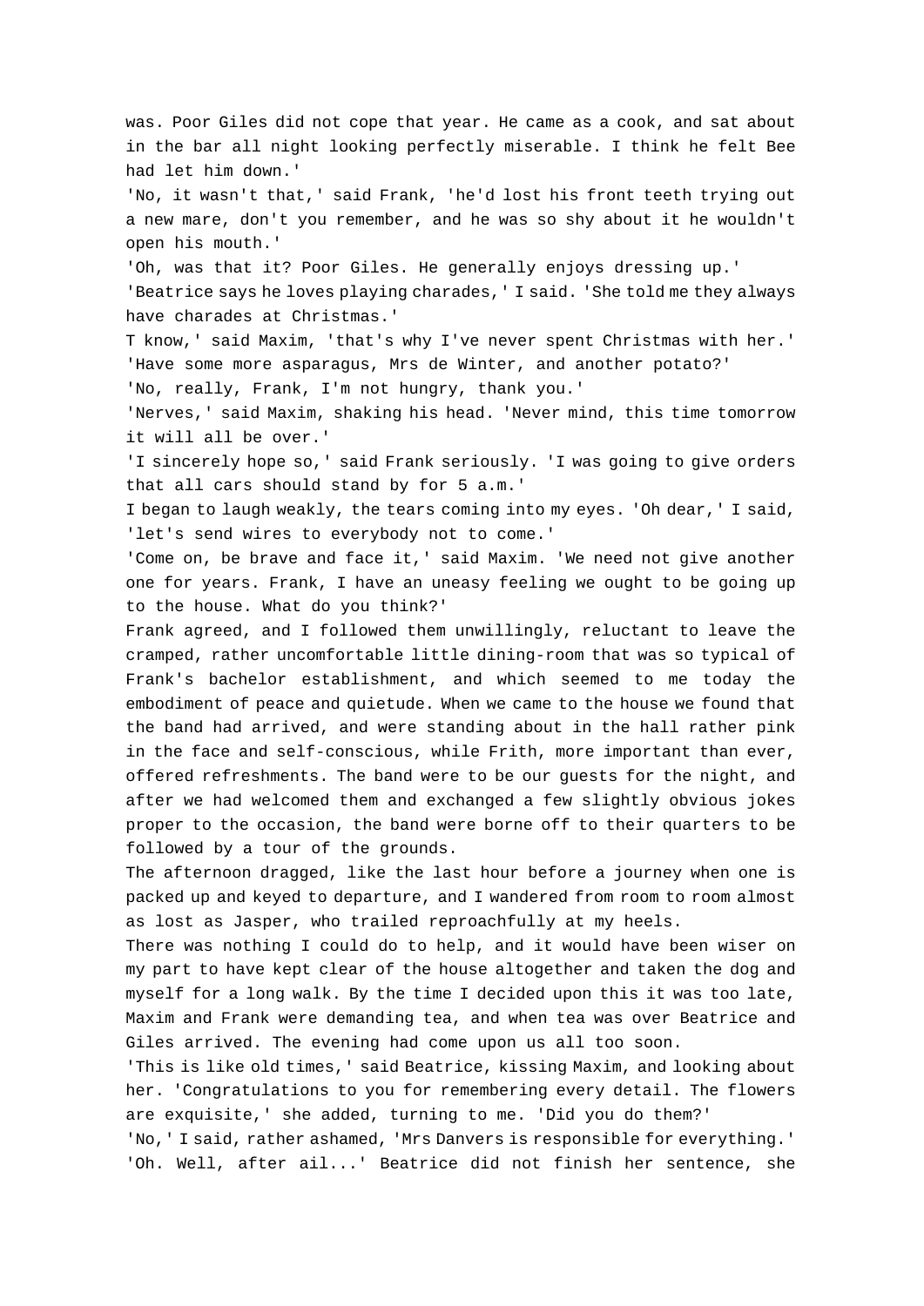was. Poor Giles did not cope that year. He came as a cook, and sat about in the bar all night looking perfectly miserable. I think he felt Bee had let him down.'

'No, it wasn't that,' said Frank, 'he'd lost his front teeth trying out a new mare, don't you remember, and he was so shy about it he wouldn't open his mouth.'

'Oh, was that it? Poor Giles. He generally enjoys dressing up.'

'Beatrice says he loves playing charades,' I said. 'She told me they always have charades at Christmas.'

T know,' said Maxim, 'that's why I've never spent Christmas with her.'

'Have some more asparagus, Mrs de Winter, and another potato?'

'No, really, Frank, I'm not hungry, thank you.'

'Nerves,' said Maxim, shaking his head. 'Never mind, this time tomorrow it will all be over.'

'I sincerely hope so,' said Frank seriously. 'I was going to give orders that all cars should stand by for 5 a.m.'

I began to laugh weakly, the tears coming into my eyes. 'Oh dear,' I said, 'let's send wires to everybody not to come.'

'Come on, be brave and face it,' said Maxim. 'We need not give another one for years. Frank, I have an uneasy feeling we ought to be going up to the house. What do you think?'

Frank agreed, and I followed them unwillingly, reluctant to leave the cramped, rather uncomfortable little dining-room that was so typical of Frank's bachelor establishment, and which seemed to me today the embodiment of peace and quietude. When we came to the house we found that the band had arrived, and were standing about in the hall rather pink in the face and self-conscious, while Frith, more important than ever, offered refreshments. The band were to be our guests for the night, and after we had welcomed them and exchanged a few slightly obvious jokes proper to the occasion, the band were borne off to their quarters to be followed by a tour of the grounds.

The afternoon dragged, like the last hour before a journey when one is packed up and keyed to departure, and I wandered from room to room almost as lost as Jasper, who trailed reproachfully at my heels.

There was nothing I could do to help, and it would have been wiser on my part to have kept clear of the house altogether and taken the dog and myself for a long walk. By the time I decided upon this it was too late, Maxim and Frank were demanding tea, and when tea was over Beatrice and Giles arrived. The evening had come upon us all too soon.

'This is like old times,' said Beatrice, kissing Maxim, and looking about her. 'Congratulations to you for remembering every detail. The flowers are exquisite,' she added, turning to me. 'Did you do them?'

'No,' I said, rather ashamed, 'Mrs Danvers is responsible for everything.'

'Oh. Well, after ail...' Beatrice did not finish her sentence, she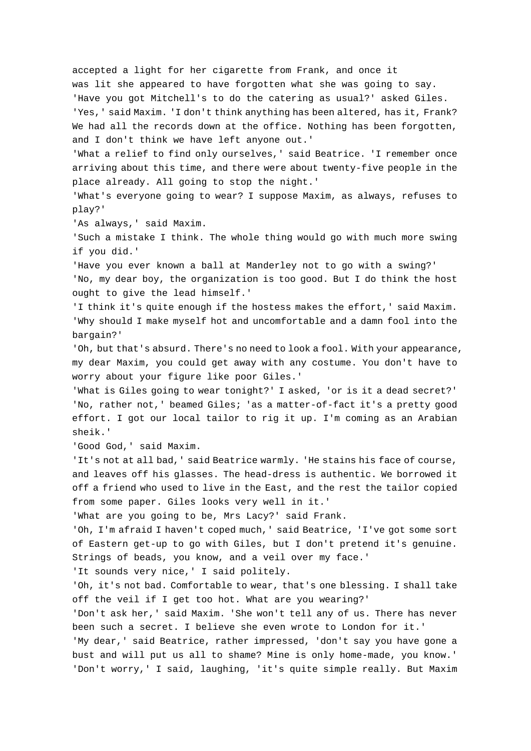accepted a light for her cigarette from Frank, and once it was lit she appeared to have forgotten what she was going to say.

'Have you got Mitchell's to do the catering as usual?' asked Giles.

'Yes,' said Maxim. 'I don't think anything has been altered, has it, Frank? We had all the records down at the office. Nothing has been forgotten, and I don't think we have left anyone out.'

'What a relief to find only ourselves,' said Beatrice. 'I remember once arriving about this time, and there were about twenty-five people in the place already. All going to stop the night.'

'What's everyone going to wear? I suppose Maxim, as always, refuses to play?'

'As always,' said Maxim.

'Such a mistake I think. The whole thing would go with much more swing if you did.'

'Have you ever known a ball at Manderley not to go with a swing?'

'No, my dear boy, the organization is too good. But I do think the host ought to give the lead himself.'

'I think it's quite enough if the hostess makes the effort,' said Maxim. 'Why should I make myself hot and uncomfortable and a damn fool into the bargain?'

'Oh, but that's absurd. There's no need to look a fool. With your appearance, my dear Maxim, you could get away with any costume. You don't have to worry about your figure like poor Giles.'

'What is Giles going to wear tonight?' I asked, 'or is it a dead secret?'

'No, rather not,' beamed Giles; 'as a matter-of-fact it's a pretty good effort. I got our local tailor to rig it up. I'm coming as an Arabian sheik.'

'Good God,' said Maxim.

'It's not at all bad,' said Beatrice warmly. 'He stains his face of course, and leaves off his glasses. The head-dress is authentic. We borrowed it off a friend who used to live in the East, and the rest the tailor copied from some paper. Giles looks very well in it.'

'What are you going to be, Mrs Lacy?' said Frank.

'Oh, I'm afraid I haven't coped much,' said Beatrice, 'I've got some sort of Eastern get-up to go with Giles, but I don't pretend it's genuine. Strings of beads, you know, and a veil over my face.'

'It sounds very nice,' I said politely.

'Oh, it's not bad. Comfortable to wear, that's one blessing. I shall take off the veil if I get too hot. What are you wearing?'

'Don't ask her,' said Maxim. 'She won't tell any of us. There has never been such a secret. I believe she even wrote to London for it.'

'My dear,' said Beatrice, rather impressed, 'don't say you have gone a bust and will put us all to shame? Mine is only home-made, you know.'

'Don't worry,' I said, laughing, 'it's quite simple really. But Maxim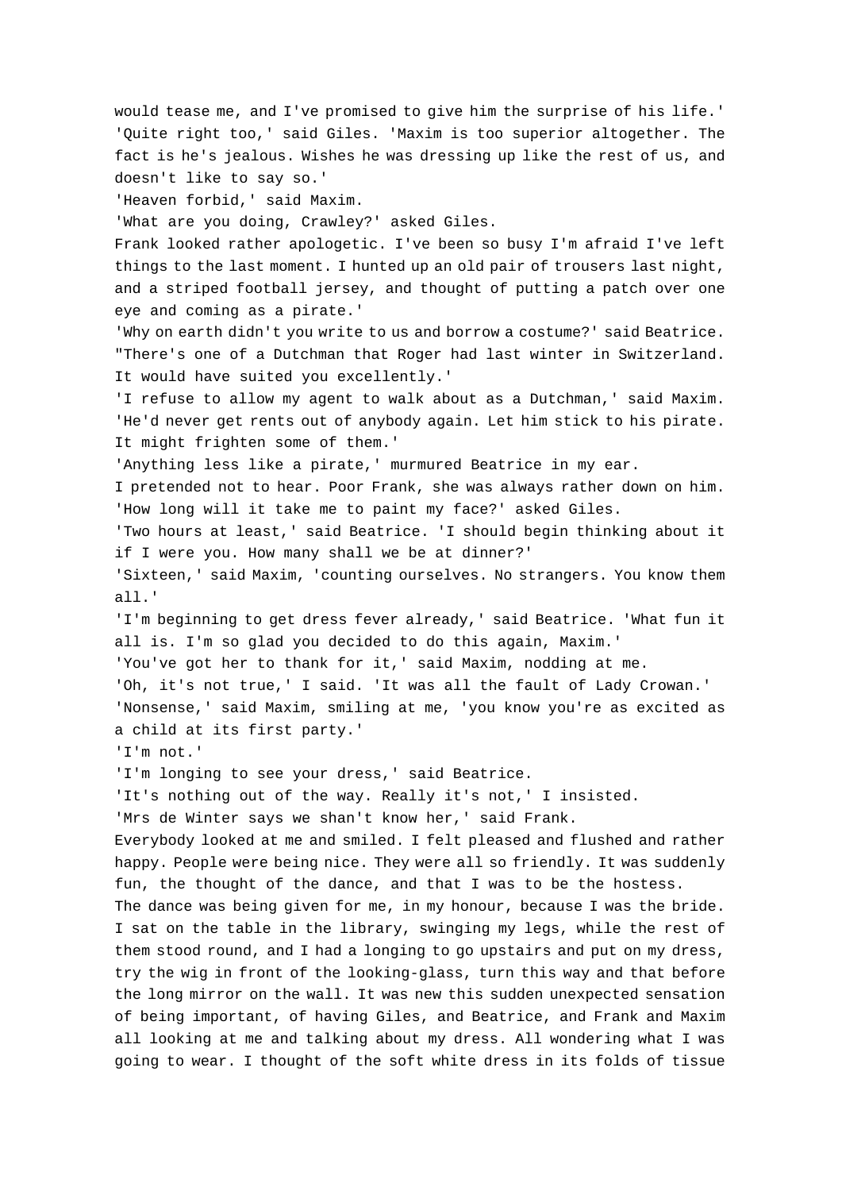would tease me, and I've promised to give him the surprise of his life.'

'Quite right too,' said Giles. 'Maxim is too superior altogether. The fact is he's jealous. Wishes he was dressing up like the rest of us, and doesn't like to say so.'

'Heaven forbid,' said Maxim.

'What are you doing, Crawley?' asked Giles.

Frank looked rather apologetic. I've been so busy I'm afraid I've left things to the last moment. I hunted up an old pair of trousers last night, and a striped football jersey, and thought of putting a patch over one eye and coming as a pirate.'

'Why on earth didn't you write to us and borrow a costume?' said Beatrice. "There's one of a Dutchman that Roger had last winter in Switzerland. It would have suited you excellently.'

'I refuse to allow my agent to walk about as a Dutchman,' said Maxim. 'He'd never get rents out of anybody again. Let him stick to his pirate. It might frighten some of them.'

'Anything less like a pirate,' murmured Beatrice in my ear.

I pretended not to hear. Poor Frank, she was always rather down on him.

'How long will it take me to paint my face?' asked Giles.

'Two hours at least,' said Beatrice. 'I should begin thinking about it if I were you. How many shall we be at dinner?'

'Sixteen,' said Maxim, 'counting ourselves. No strangers. You know them all.'

'I'm beginning to get dress fever already,' said Beatrice. 'What fun it all is. I'm so glad you decided to do this again, Maxim.'

'You've got her to thank for it,' said Maxim, nodding at me.

'Oh, it's not true,' I said. 'It was all the fault of Lady Crowan.'

'Nonsense,' said Maxim, smiling at me, 'you know you're as excited as a child at its first party.'

'I'm not.'

'I'm longing to see your dress,' said Beatrice.

'It's nothing out of the way. Really it's not,' I insisted.

'Mrs de Winter says we shan't know her,' said Frank.

Everybody looked at me and smiled. I felt pleased and flushed and rather happy. People were being nice. They were all so friendly. It was suddenly fun, the thought of the dance, and that I was to be the hostess.

The dance was being given for me, in my honour, because I was the bride. I sat on the table in the library, swinging my legs, while the rest of them stood round, and I had a longing to go upstairs and put on my dress, try the wig in front of the looking-glass, turn this way and that before the long mirror on the wall. It was new this sudden unexpected sensation of being important, of having Giles, and Beatrice, and Frank and Maxim all looking at me and talking about my dress. All wondering what I was going to wear. I thought of the soft white dress in its folds of tissue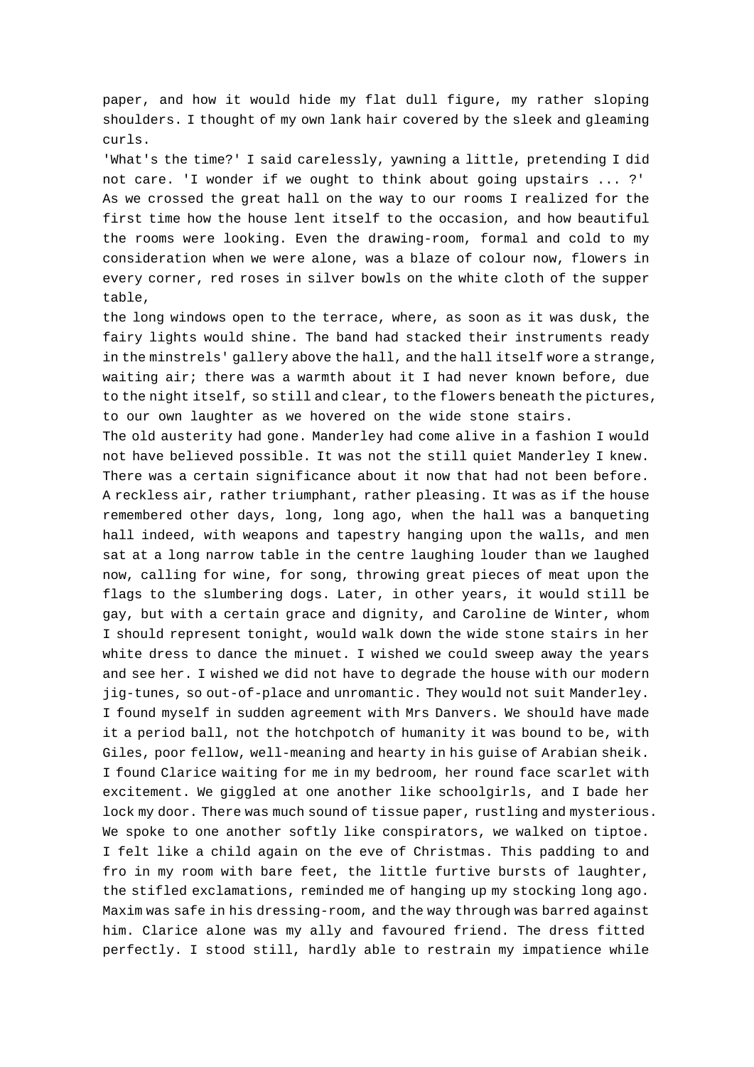paper, and how it would hide my flat dull figure, my rather sloping shoulders. I thought of my own lank hair covered by the sleek and gleaming curls.

'What's the time?' I said carelessly, yawning a little, pretending I did not care. 'I wonder if we ought to think about going upstairs ... ?'

As we crossed the great hall on the way to our rooms I realized for the first time how the house lent itself to the occasion, and how beautiful the rooms were looking. Even the drawing-room, formal and cold to my consideration when we were alone, was a blaze of colour now, flowers in every corner, red roses in silver bowls on the white cloth of the supper table,

the long windows open to the terrace, where, as soon as it was dusk, the fairy lights would shine. The band had stacked their instruments ready in the minstrels' gallery above the hall, and the hall itself wore a strange, waiting air; there was a warmth about it I had never known before, due to the night itself, so still and clear, to the flowers beneath the pictures, to our own laughter as we hovered on the wide stone stairs.

The old austerity had gone. Manderley had come alive in a fashion I would not have believed possible. It was not the still quiet Manderley I knew. There was a certain significance about it now that had not been before. A reckless air, rather triumphant, rather pleasing. It was as if the house remembered other days, long, long ago, when the hall was a banqueting hall indeed, with weapons and tapestry hanging upon the walls, and men sat at a long narrow table in the centre laughing louder than we laughed now, calling for wine, for song, throwing great pieces of meat upon the flags to the slumbering dogs. Later, in other years, it would still be gay, but with a certain grace and dignity, and Caroline de Winter, whom I should represent tonight, would walk down the wide stone stairs in her white dress to dance the minuet. I wished we could sweep away the years and see her. I wished we did not have to degrade the house with our modern jig-tunes, so out-of-place and unromantic. They would not suit Manderley. I found myself in sudden agreement with Mrs Danvers. We should have made it a period ball, not the hotchpotch of humanity it was bound to be, with Giles, poor fellow, well-meaning and hearty in his guise of Arabian sheik.

I found Clarice waiting for me in my bedroom, her round face scarlet with excitement. We giggled at one another like schoolgirls, and I bade her lock my door. There was much sound of tissue paper, rustling and mysterious. We spoke to one another softly like conspirators, we walked on tiptoe. I felt like a child again on the eve of Christmas. This padding to and fro in my room with bare feet, the little furtive bursts of laughter, the stifled exclamations, reminded me of hanging up my stocking long ago. Maxim was safe in his dressing-room, and the way through was barred against him. Clarice alone was my ally and favoured friend. The dress fitted perfectly. I stood still, hardly able to restrain my impatience while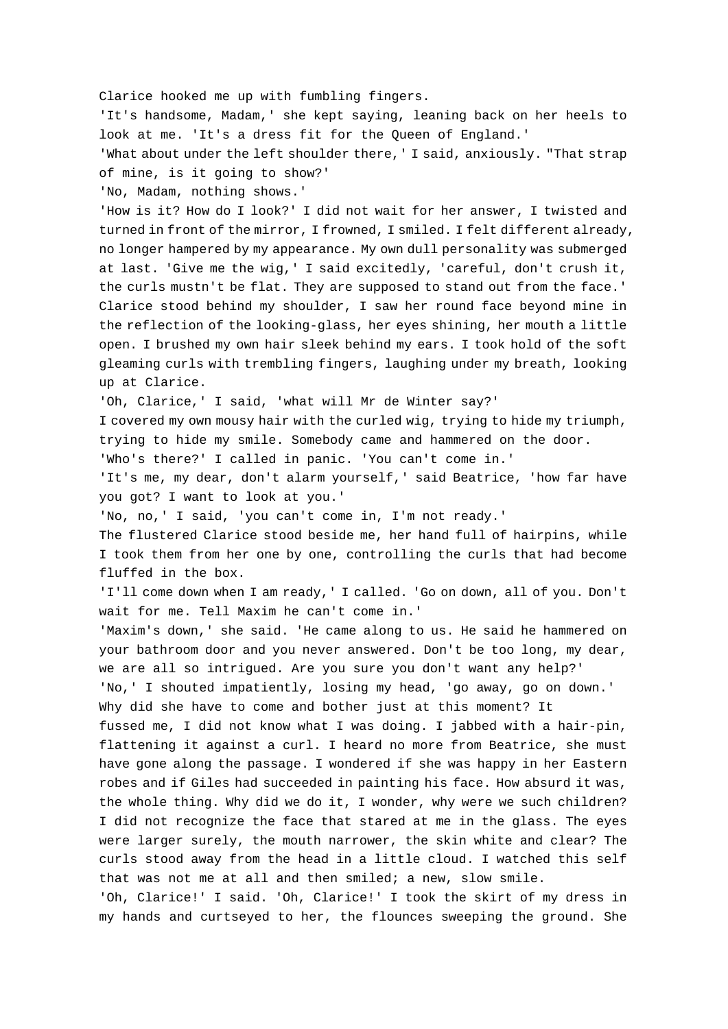Clarice hooked me up with fumbling fingers.

'It's handsome, Madam,' she kept saying, leaning back on her heels to look at me. 'It's a dress fit for the Queen of England.'

'What about under the left shoulder there,' I said, anxiously. "That strap of mine, is it going to show?'

'No, Madam, nothing shows.'

'How is it? How do I look?' I did not wait for her answer, I twisted and turned in front of the mirror, I frowned, I smiled. I felt different already, no longer hampered by my appearance. My own dull personality was submerged at last. 'Give me the wig,' I said excitedly, 'careful, don't crush it, the curls mustn't be flat. They are supposed to stand out from the face.' Clarice stood behind my shoulder, I saw her round face beyond mine in the reflection of the looking-glass, her eyes shining, her mouth a little open. I brushed my own hair sleek behind my ears. I took hold of the soft gleaming curls with trembling fingers, laughing under my breath, looking up at Clarice.

'Oh, Clarice,' I said, 'what will Mr de Winter say?'

I covered my own mousy hair with the curled wig, trying to hide my triumph, trying to hide my smile. Somebody came and hammered on the door.

'Who's there?' I called in panic. 'You can't come in.'

'It's me, my dear, don't alarm yourself,' said Beatrice, 'how far have you got? I want to look at you.'

'No, no,' I said, 'you can't come in, I'm not ready.'

The flustered Clarice stood beside me, her hand full of hairpins, while I took them from her one by one, controlling the curls that had become fluffed in the box.

'I'll come down when I am ready,' I called. 'Go on down, all of you. Don't wait for me. Tell Maxim he can't come in.'

'Maxim's down,' she said. 'He came along to us. He said he hammered on your bathroom door and you never answered. Don't be too long, my dear, we are all so intrigued. Are you sure you don't want any help?'

'No,' I shouted impatiently, losing my head, 'go away, go on down.'

Why did she have to come and bother just at this moment? It fussed me, I did not know what I was doing. I jabbed with a hair-pin, flattening it against a curl. I heard no more from Beatrice, she must have gone along the passage. I wondered if she was happy in her Eastern robes and if Giles had succeeded in painting his face. How absurd it was, the whole thing. Why did we do it, I wonder, why were we such children? I did not recognize the face that stared at me in the glass. The eyes were larger surely, the mouth narrower, the skin white and clear? The curls stood away from the head in a little cloud. I watched this self that was not me at all and then smiled; a new, slow smile.

'Oh, Clarice!' I said. 'Oh, Clarice!' I took the skirt of my dress in my hands and curtseyed to her, the flounces sweeping the ground. She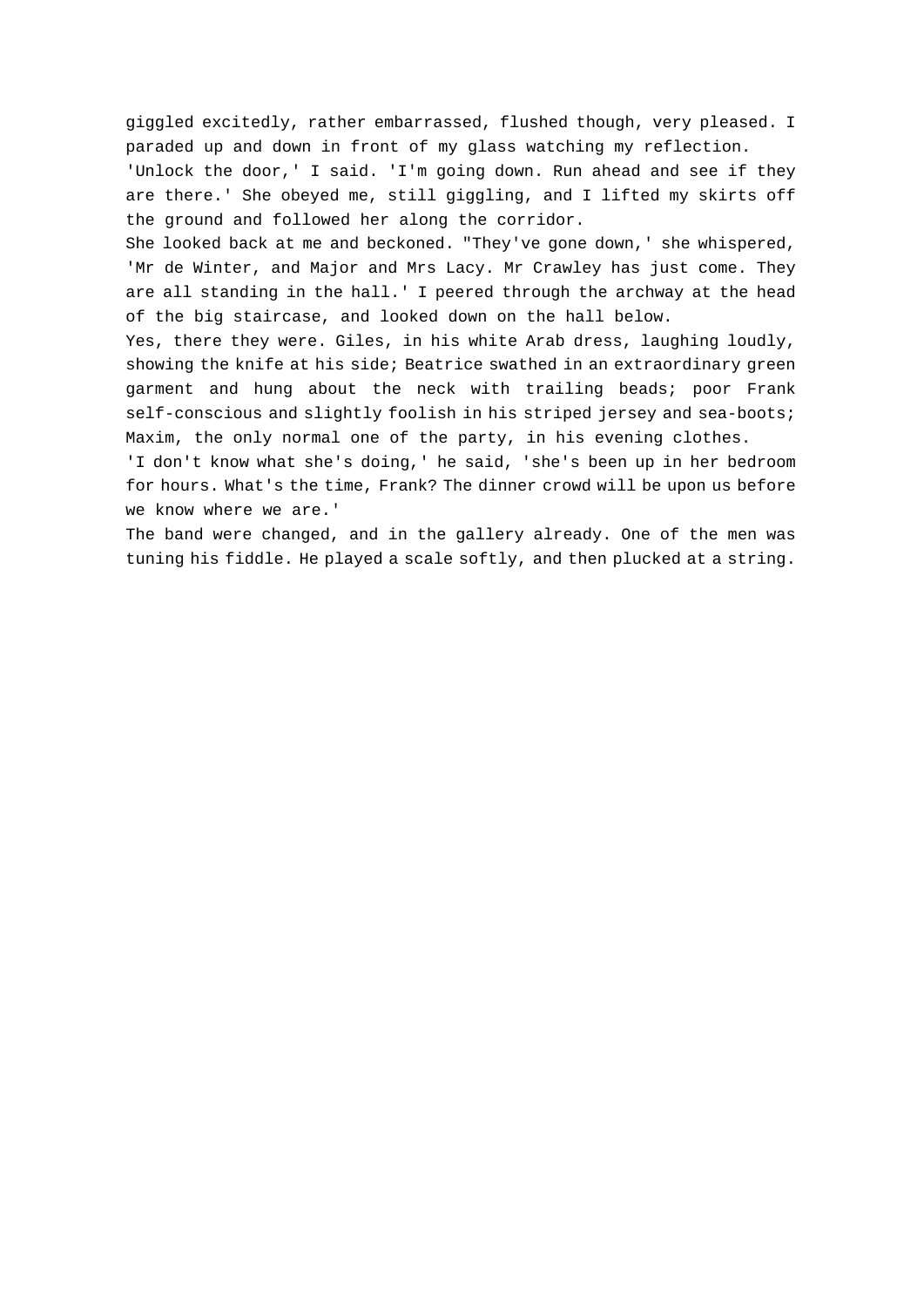giggled excitedly, rather embarrassed, flushed though, very pleased. I paraded up and down in front of my glass watching my reflection.

'Unlock the door,' I said. 'I'm going down. Run ahead and see if they are there.' She obeyed me, still giggling, and I lifted my skirts off the ground and followed her along the corridor.

She looked back at me and beckoned. "They've gone down,' she whispered, 'Mr de Winter, and Major and Mrs Lacy. Mr Crawley has just come. They are all standing in the hall.' I peered through the archway at the head of the big staircase, and looked down on the hall below.

Yes, there they were. Giles, in his white Arab dress, laughing loudly, showing the knife at his side; Beatrice swathed in an extraordinary green garment and hung about the neck with trailing beads; poor Frank self-conscious and slightly foolish in his striped jersey and sea-boots; Maxim, the only normal one of the party, in his evening clothes.

'I don't know what she's doing,' he said, 'she's been up in her bedroom for hours. What's the time, Frank? The dinner crowd will be upon us before we know where we are.'

The band were changed, and in the gallery already. One of the men was tuning his fiddle. He played a scale softly, and then plucked at a string.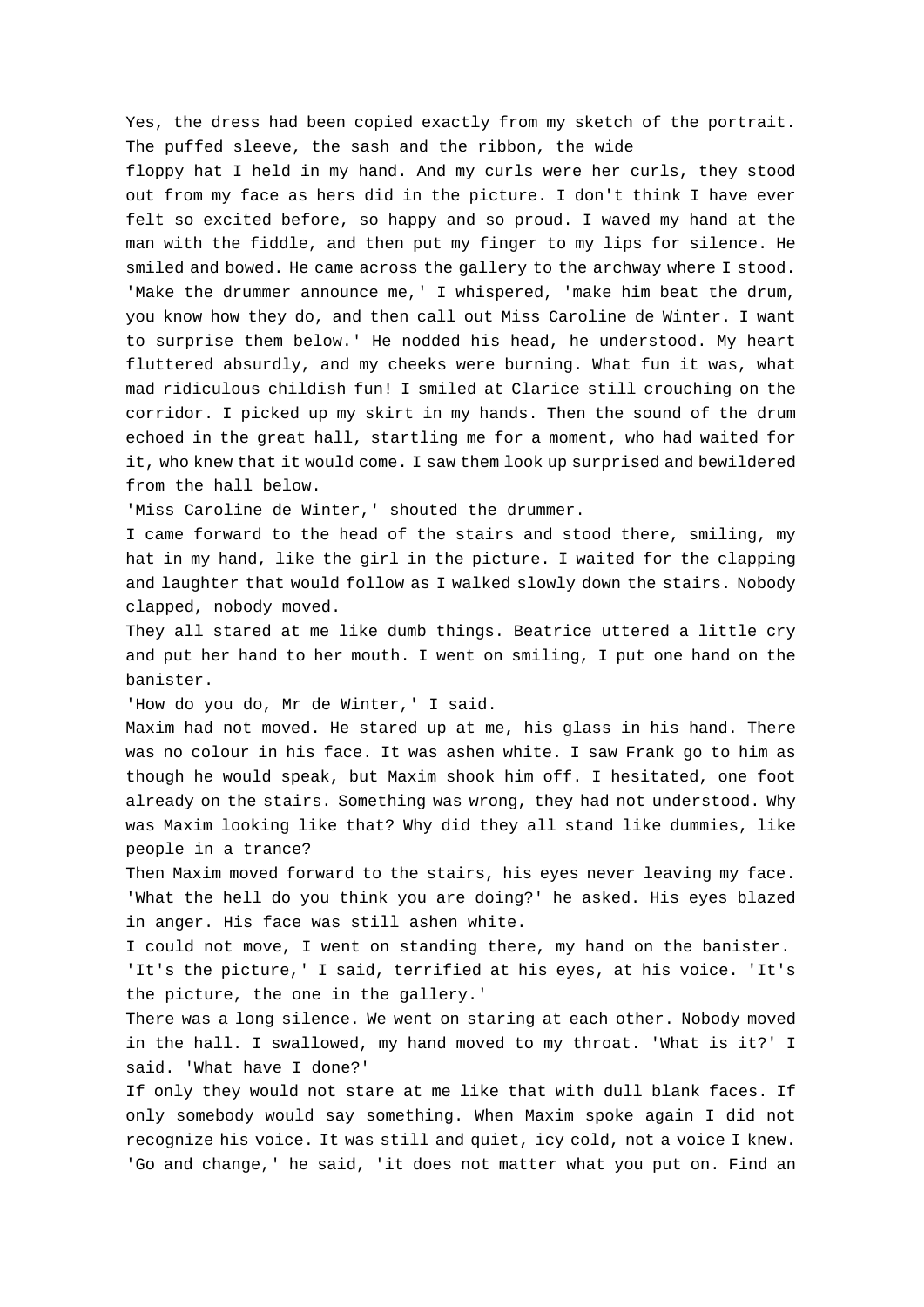Yes, the dress had been copied exactly from my sketch of the portrait. The puffed sleeve, the sash and the ribbon, the wide floppy hat I held in my hand. And my curls were her curls, they stood out from my face as hers did in the picture. I don't think I have ever felt so excited before, so happy and so proud. I waved my hand at the man with the fiddle, and then put my finger to my lips for silence. He smiled and bowed. He came across the gallery to the archway where I stood. 'Make the drummer announce me,' I whispered, 'make him beat the drum, you know how they do, and then call out Miss Caroline de Winter. I want to surprise them below.' He nodded his head, he understood. My heart fluttered absurdly, and my cheeks were burning. What fun it was, what mad ridiculous childish fun! I smiled at Clarice still crouching on the corridor. I picked up my skirt in my hands. Then the sound of the drum echoed in the great hall, startling me for a moment, who had waited for it, who knew that it would come. I saw them look up surprised and bewildered from the hall below.

'Miss Caroline de Winter,' shouted the drummer.

I came forward to the head of the stairs and stood there, smiling, my hat in my hand, like the girl in the picture. I waited for the clapping and laughter that would follow as I walked slowly down the stairs. Nobody clapped, nobody moved.

They all stared at me like dumb things. Beatrice uttered a little cry and put her hand to her mouth. I went on smiling, I put one hand on the banister.

'How do you do, Mr de Winter,' I said.

Maxim had not moved. He stared up at me, his glass in his hand. There was no colour in his face. It was ashen white. I saw Frank go to him as though he would speak, but Maxim shook him off. I hesitated, one foot already on the stairs. Something was wrong, they had not understood. Why was Maxim looking like that? Why did they all stand like dummies, like people in a trance?

Then Maxim moved forward to the stairs, his eyes never leaving my face. 'What the hell do you think you are doing?' he asked. His eyes blazed in anger. His face was still ashen white.

I could not move, I went on standing there, my hand on the banister. 'It's the picture,' I said, terrified at his eyes, at his voice. 'It's the picture, the one in the gallery.'

There was a long silence. We went on staring at each other. Nobody moved in the hall. I swallowed, my hand moved to my throat. 'What is it?' I said. 'What have I done?'

If only they would not stare at me like that with dull blank faces. If only somebody would say something. When Maxim spoke again I did not recognize his voice. It was still and quiet, icy cold, not a voice I knew. 'Go and change,' he said, 'it does not matter what you put on. Find an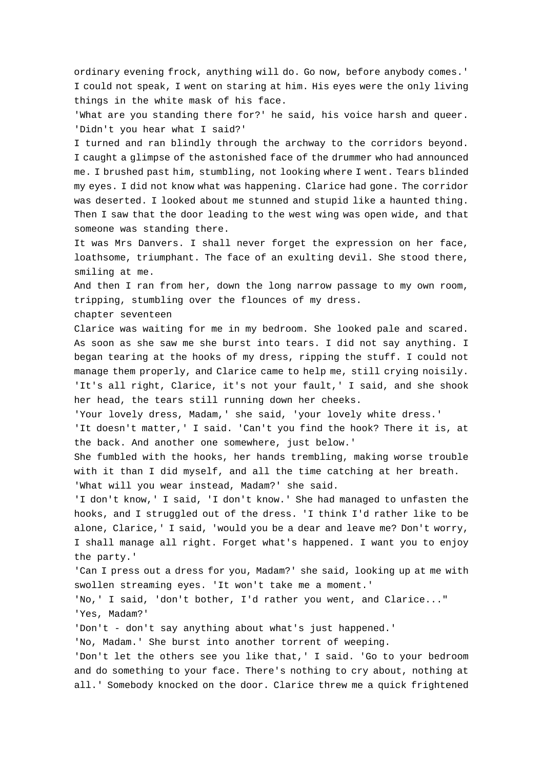ordinary evening frock, anything will do. Go now, before anybody comes.'

I could not speak, I went on staring at him. His eyes were the only living things in the white mask of his face.

'What are you standing there for?' he said, his voice harsh and queer. 'Didn't you hear what I said?'

I turned and ran blindly through the archway to the corridors beyond. I caught a glimpse of the astonished face of the drummer who had announced me. I brushed past him, stumbling, not looking where I went. Tears blinded my eyes. I did not know what was happening. Clarice had gone. The corridor was deserted. I looked about me stunned and stupid like a haunted thing. Then I saw that the door leading to the west wing was open wide, and that someone was standing there.

It was Mrs Danvers. I shall never forget the expression on her face, loathsome, triumphant. The face of an exulting devil. She stood there, smiling at me.

And then I ran from her, down the long narrow passage to my own room, tripping, stumbling over the flounces of my dress.

## chapter seventeen

Clarice was waiting for me in my bedroom. She looked pale and scared. As soon as she saw me she burst into tears. I did not say anything. I began tearing at the hooks of my dress, ripping the stuff. I could not manage them properly, and Clarice came to help me, still crying noisily.

'It's all right, Clarice, it's not your fault,' I said, and she shook her head, the tears still running down her cheeks.

'Your lovely dress, Madam,' she said, 'your lovely white dress.'

'It doesn't matter,' I said. 'Can't you find the hook? There it is, at the back. And another one somewhere, just below.'

She fumbled with the hooks, her hands trembling, making worse trouble with it than I did myself, and all the time catching at her breath.

'What will you wear instead, Madam?' she said.

'I don't know,' I said, 'I don't know.' She had managed to unfasten the hooks, and I struggled out of the dress. 'I think I'd rather like to be alone, Clarice,' I said, 'would you be a dear and leave me? Don't worry, I shall manage all right. Forget what's happened. I want you to enjoy the party.'

'Can I press out a dress for you, Madam?' she said, looking up at me with swollen streaming eyes. 'It won't take me a moment.'

'No,' I said, 'don't bother, I'd rather you went, and Clarice..."

'Yes, Madam?'

'Don't - don't say anything about what's just happened.'

'No, Madam.' She burst into another torrent of weeping.

'Don't let the others see you like that,' I said. 'Go to your bedroom and do something to your face. There's nothing to cry about, nothing at all.' Somebody knocked on the door. Clarice threw me a quick frightened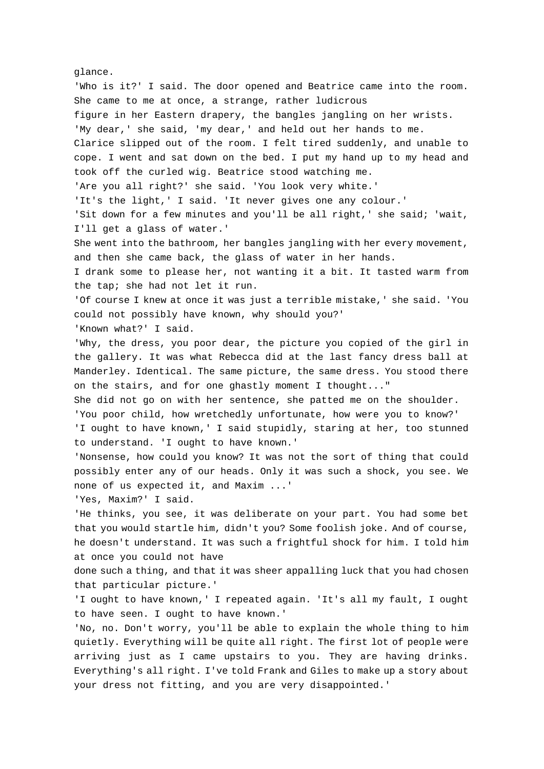glance.

'Who is it?' I said. The door opened and Beatrice came into the room. She came to me at once, a strange, rather ludicrous figure in her Eastern drapery, the bangles jangling on her wrists.

'My dear,' she said, 'my dear,' and held out her hands to me.

Clarice slipped out of the room. I felt tired suddenly, and unable to cope. I went and sat down on the bed. I put my hand up to my head and took off the curled wig. Beatrice stood watching me.

'Are you all right?' she said. 'You look very white.'

'It's the light,' I said. 'It never gives one any colour.'

'Sit down for a few minutes and you'll be all right,' she said; 'wait, I'll get a glass of water.'

She went into the bathroom, her bangles jangling with her every movement, and then she came back, the glass of water in her hands.

I drank some to please her, not wanting it a bit. It tasted warm from the tap; she had not let it run.

'Of course I knew at once it was just a terrible mistake,' she said. 'You could not possibly have known, why should you?'

'Known what?' I said.

'Why, the dress, you poor dear, the picture you copied of the girl in the gallery. It was what Rebecca did at the last fancy dress ball at Manderley. Identical. The same picture, the same dress. You stood there on the stairs, and for one ghastly moment I thought..."

She did not go on with her sentence, she patted me on the shoulder.

'You poor child, how wretchedly unfortunate, how were you to know?'

'I ought to have known,' I said stupidly, staring at her, too stunned to understand. 'I ought to have known.'

'Nonsense, how could you know? It was not the sort of thing that could possibly enter any of our heads. Only it was such a shock, you see. We none of us expected it, and Maxim ...'

'Yes, Maxim?' I said.

'He thinks, you see, it was deliberate on your part. You had some bet that you would startle him, didn't you? Some foolish joke. And of course, he doesn't understand. It was such a frightful shock for him. I told him at once you could not have done such a thing, and that it was sheer appalling luck that you had chosen that particular picture.'

'I ought to have known,' I repeated again. 'It's all my fault, I ought to have seen. I ought to have known.'

'No, no. Don't worry, you'll be able to explain the whole thing to him quietly. Everything will be quite all right. The first lot of people were arriving just as I came upstairs to you. They are having drinks. Everything's all right. I've told Frank and Giles to make up a story about your dress not fitting, and you are very disappointed.'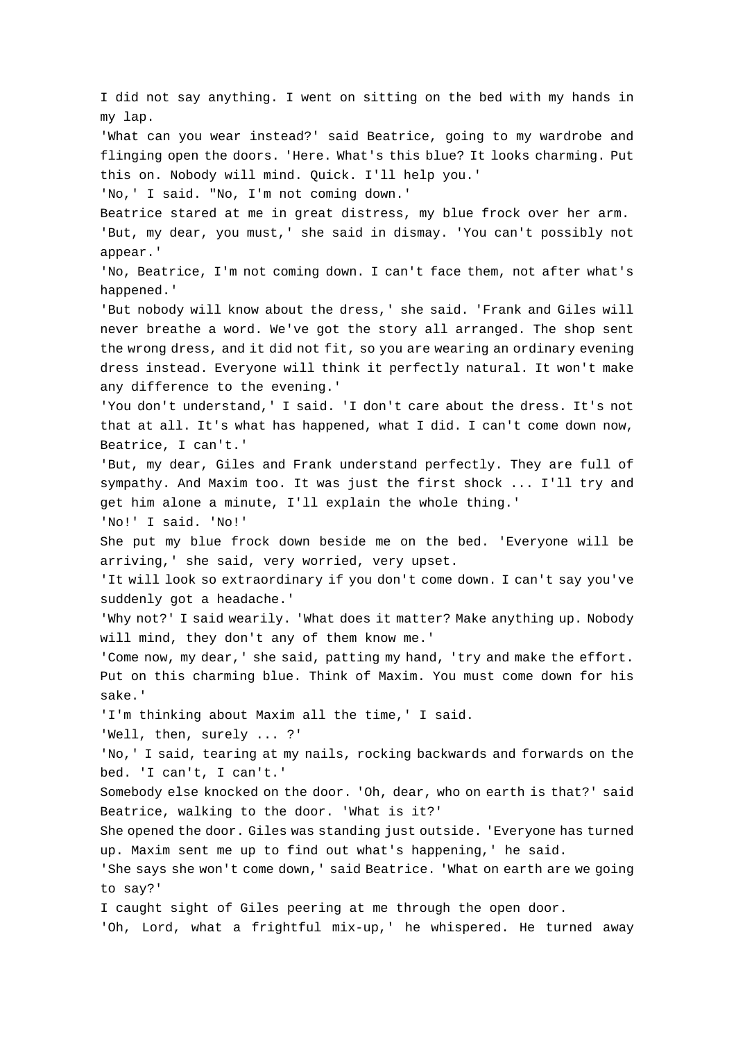I did not say anything. I went on sitting on the bed with my hands in my lap.

'What can you wear instead?' said Beatrice, going to my wardrobe and flinging open the doors. 'Here. What's this blue? It looks charming. Put this on. Nobody will mind. Quick. I'll help you.'

'No,' I said. "No, I'm not coming down.'

Beatrice stared at me in great distress, my blue frock over her arm. 'But, my dear, you must,' she said in dismay. 'You can't possibly not appear.'

'No, Beatrice, I'm not coming down. I can't face them, not after what's happened.'

'But nobody will know about the dress,' she said. 'Frank and Giles will never breathe a word. We've got the story all arranged. The shop sent the wrong dress, and it did not fit, so you are wearing an ordinary evening dress instead. Everyone will think it perfectly natural. It won't make any difference to the evening.'

'You don't understand,' I said. 'I don't care about the dress. It's not that at all. It's what has happened, what I did. I can't come down now, Beatrice, I can't.'

'But, my dear, Giles and Frank understand perfectly. They are full of sympathy. And Maxim too. It was just the first shock ... I'll try and get him alone a minute, I'll explain the whole thing.'

'No!' I said. 'No!'

She put my blue frock down beside me on the bed. 'Everyone will be arriving,' she said, very worried, very upset.

'It will look so extraordinary if you don't come down. I can't say you've suddenly got a headache.'

'Why not?' I said wearily. 'What does it matter? Make anything up. Nobody will mind, they don't any of them know me.'

'Come now, my dear,' she said, patting my hand, 'try and make the effort. Put on this charming blue. Think of Maxim. You must come down for his sake.'

'I'm thinking about Maxim all the time,' I said.

'Well, then, surely ... ?'

'No,' I said, tearing at my nails, rocking backwards and forwards on the bed. 'I can't, I can't.'

Somebody else knocked on the door. 'Oh, dear, who on earth is that?' said Beatrice, walking to the door. 'What is it?'

She opened the door. Giles was standing just outside. 'Everyone has turned up. Maxim sent me up to find out what's happening,' he said.

'She says she won't come down,' said Beatrice. 'What on earth are we going to say?'

I caught sight of Giles peering at me through the open door.

'Oh, Lord, what a frightful mix-up,' he whispered. He turned away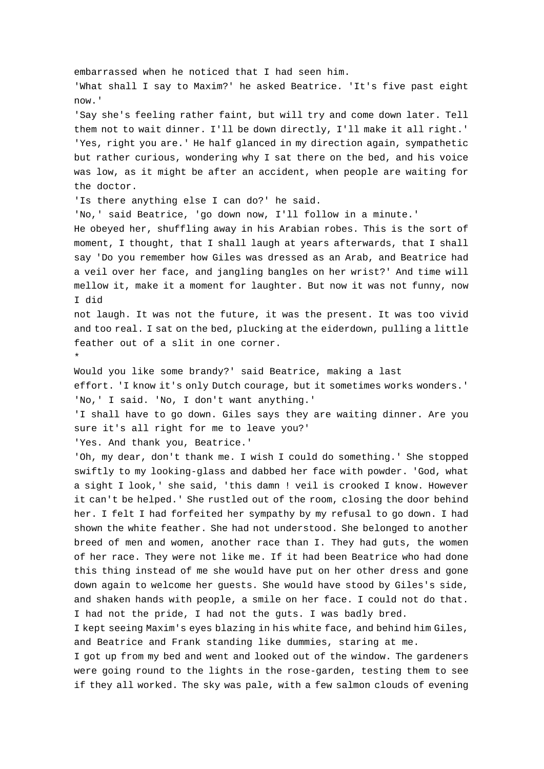embarrassed when he noticed that I had seen him.

'What shall I say to Maxim?' he asked Beatrice. 'It's five past eight now.'

'Say she's feeling rather faint, but will try and come down later. Tell them not to wait dinner. I'll be down directly, I'll make it all right.'

'Yes, right you are.' He half glanced in my direction again, sympathetic but rather curious, wondering why I sat there on the bed, and his voice was low, as it might be after an accident, when people are waiting for the doctor.

'Is there anything else I can do?' he said.

'No,' said Beatrice, 'go down now, I'll follow in a minute.'

He obeyed her, shuffling away in his Arabian robes. This is the sort of moment, I thought, that I shall laugh at years afterwards, that I shall say 'Do you remember how Giles was dressed as an Arab, and Beatrice had a veil over her face, and jangling bangles on her wrist?' And time will mellow it, make it a moment for laughter. But now it was not funny, now I did not laugh. It was not the future, it was the present. It was too vivid and too real. I sat on the bed, plucking at the eiderdown, pulling a little feather out of a slit in one corner.

*

Would you like some brandy?' said Beatrice, making a last effort. 'I know it's only Dutch courage, but it sometimes works wonders.'

'No,' I said. 'No, I don't want anything.'

'I shall have to go down. Giles says they are waiting dinner. Are you sure it's all right for me to leave you?'

'Yes. And thank you, Beatrice.'

'Oh, my dear, don't thank me. I wish I could do something.' She stopped swiftly to my looking-glass and dabbed her face with powder. 'God, what a sight I look,' she said, 'this damn ! veil is crooked I know. However it can't be helped.' She rustled out of the room, closing the door behind her. I felt I had forfeited her sympathy by my refusal to go down. I had shown the white feather. She had not understood. She belonged to another breed of men and women, another race than I. They had guts, the women of her race. They were not like me. If it had been Beatrice who had done this thing instead of me she would have put on her other dress and gone down again to welcome her guests. She would have stood by Giles's side, and shaken hands with people, a smile on her face. I could not do that. I had not the pride, I had not the guts. I was badly bred.

I kept seeing Maxim's eyes blazing in his white face, and behind him Giles, and Beatrice and Frank standing like dummies, staring at me.

I got up from my bed and went and looked out of the window. The gardeners were going round to the lights in the rose-garden, testing them to see if they all worked. The sky was pale, with a few salmon clouds of evening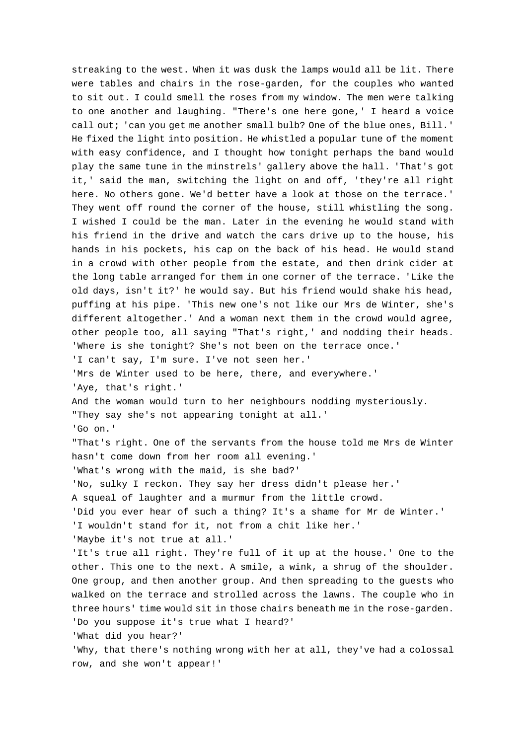streaking to the west. When it was dusk the lamps would all be lit. There were tables and chairs in the rose-garden, for the couples who wanted to sit out. I could smell the roses from my window. The men were talking to one another and laughing. "There's one here gone,' I heard a voice call out; 'can you get me another small bulb? One of the blue ones, Bill.' He fixed the light into position. He whistled a popular tune of the moment with easy confidence, and I thought how tonight perhaps the band would play the same tune in the minstrels' gallery above the hall. 'That's got it,' said the man, switching the light on and off, 'they're all right here. No others gone. We'd better have a look at those on the terrace.' They went off round the corner of the house, still whistling the song. I wished I could be the man. Later in the evening he would stand with his friend in the drive and watch the cars drive up to the house, his hands in his pockets, his cap on the back of his head. He would stand in a crowd with other people from the estate, and then drink cider at the long table arranged for them in one corner of the terrace. 'Like the old days, isn't it?' he would say. But his friend would shake his head, puffing at his pipe. 'This new one's not like our Mrs de Winter, she's different altogether.' And a woman next them in the crowd would agree, other people too, all saying "That's right,' and nodding their heads.

'Where is she tonight? She's not been on the terrace once.'

'I can't say, I'm sure. I've not seen her.'

'Mrs de Winter used to be here, there, and everywhere.'

'Aye, that's right.'

And the woman would turn to her neighbours nodding mysteriously.

"They say she's not appearing tonight at all.'

'Go on.'

"That's right. One of the servants from the house told me Mrs de Winter hasn't come down from her room all evening.'

'What's wrong with the maid, is she bad?'

'No, sulky I reckon. They say her dress didn't please her.'

A squeal of laughter and a murmur from the little crowd.

'Did you ever hear of such a thing? It's a shame for Mr de Winter.'

'I wouldn't stand for it, not from a chit like her.'

'Maybe it's not true at all.'

'It's true all right. They're full of it up at the house.' One to the other. This one to the next. A smile, a wink, a shrug of the shoulder. One group, and then another group. And then spreading to the guests who walked on the terrace and strolled across the lawns. The couple who in three hours' time would sit in those chairs beneath me in the rose-garden.

'Do you suppose it's true what I heard?'

'What did you hear?'

'Why, that there's nothing wrong with her at all, they've had a colossal row, and she won't appear!'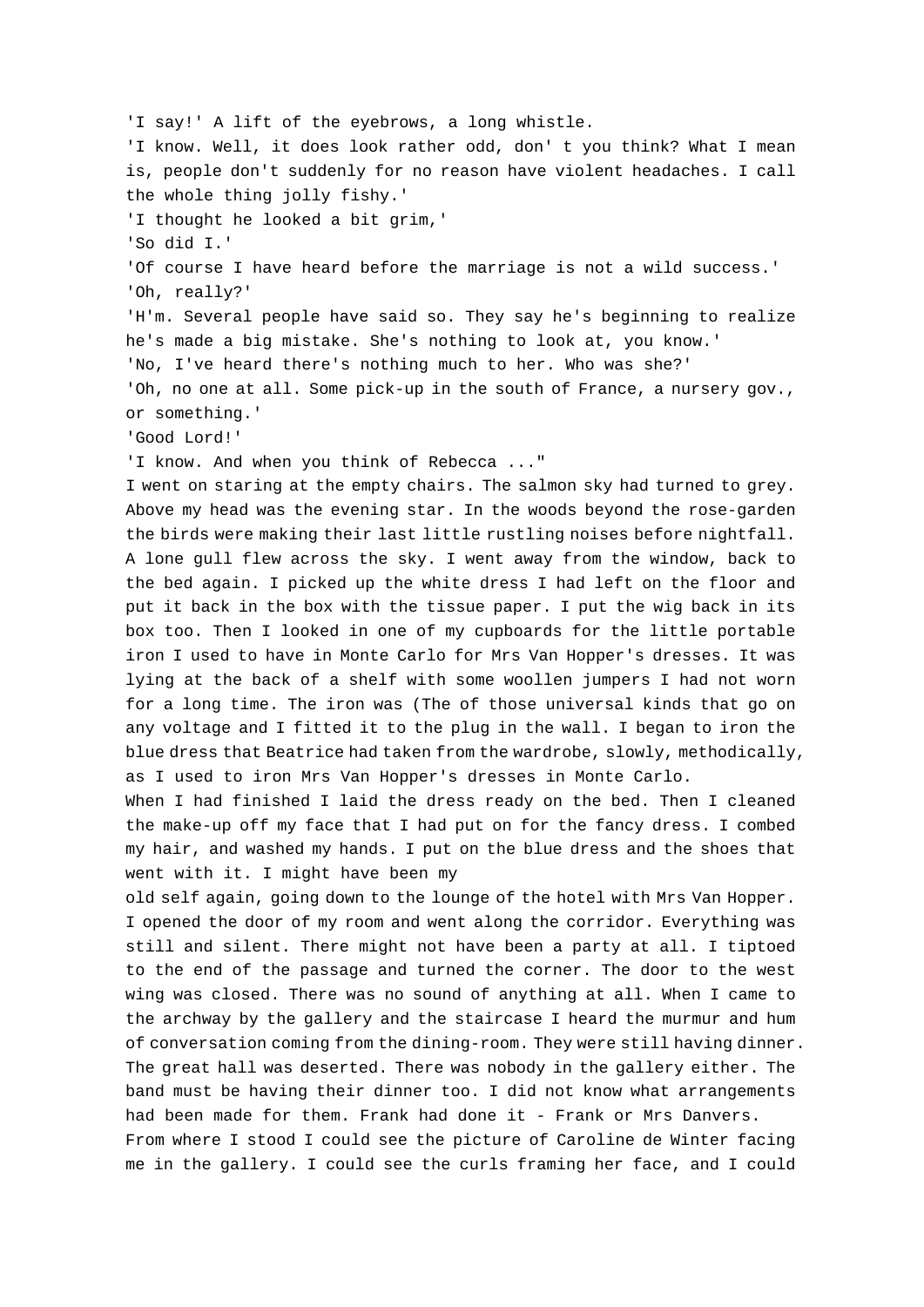'I say!' A lift of the eyebrows, a long whistle.

'I know. Well, it does look rather odd, don' t you think? What I mean is, people don't suddenly for no reason have violent headaches. I call the whole thing jolly fishy.'

'I thought he looked a bit grim,'

'So did I.'

'Of course I have heard before the marriage is not a wild success.'

'Oh, really?'

'H'm. Several people have said so. They say he's beginning to realize he's made a big mistake. She's nothing to look at, you know.'

'No, I've heard there's nothing much to her. Who was she?'

'Oh, no one at all. Some pick-up in the south of France, a nursery gov., or something.'

'Good Lord!'

'I know. And when you think of Rebecca ..."

I went on staring at the empty chairs. The salmon sky had turned to grey. Above my head was the evening star. In the woods beyond the rose-garden the birds were making their last little rustling noises before nightfall. A lone gull flew across the sky. I went away from the window, back to the bed again. I picked up the white dress I had left on the floor and put it back in the box with the tissue paper. I put the wig back in its box too. Then I looked in one of my cupboards for the little portable iron I used to have in Monte Carlo for Mrs Van Hopper's dresses. It was lying at the back of a shelf with some woollen jumpers I had not worn for a long time. The iron was (The of those universal kinds that go on any voltage and I fitted it to the plug in the wall. I began to iron the blue dress that Beatrice had taken from the wardrobe, slowly, methodically, as I used to iron Mrs Van Hopper's dresses in Monte Carlo.

When I had finished I laid the dress ready on the bed. Then I cleaned the make-up off my face that I had put on for the fancy dress. I combed my hair, and washed my hands. I put on the blue dress and the shoes that went with it. I might have been my old self again, going down to the lounge of the hotel with Mrs Van Hopper. I opened the door of my room and went along the corridor. Everything was still and silent. There might not have been a party at all. I tiptoed to the end of the passage and turned the corner. The door to the west wing was closed. There was no sound of anything at all. When I came to the archway by the gallery and the staircase I heard the murmur and hum of conversation coming from the dining-room. They were still having dinner. The great hall was deserted. There was nobody in the gallery either. The band must be having their dinner too. I did not know what arrangements had been made for them. Frank had done it - Frank or Mrs Danvers.

From where I stood I could see the picture of Caroline de Winter facing me in the gallery. I could see the curls framing her face, and I could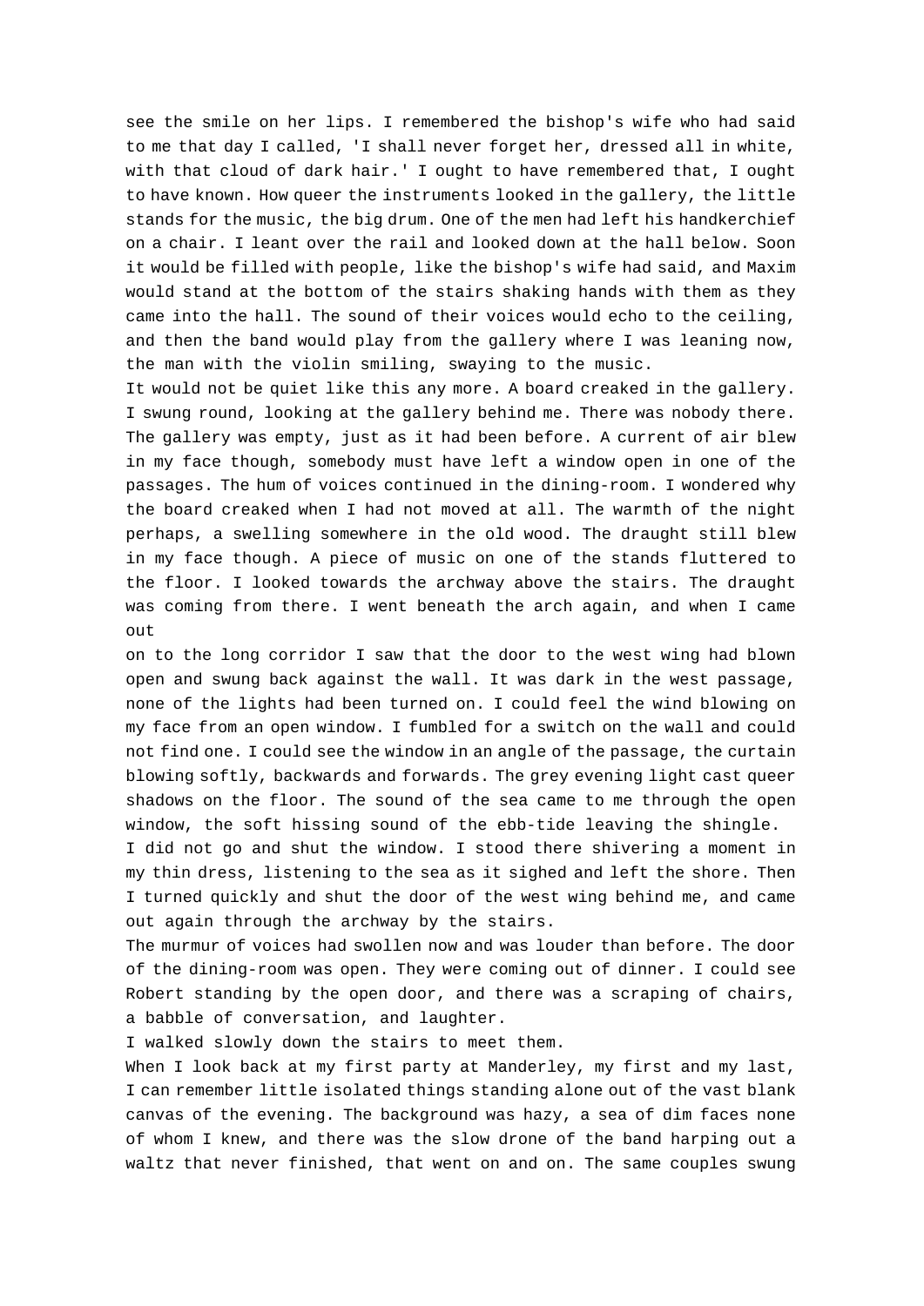see the smile on her lips. I remembered the bishop's wife who had said to me that day I called, 'I shall never forget her, dressed all in white, with that cloud of dark hair.' I ought to have remembered that, I ought to have known. How queer the instruments looked in the gallery, the little stands for the music, the big drum. One of the men had left his handkerchief on a chair. I leant over the rail and looked down at the hall below. Soon it would be filled with people, like the bishop's wife had said, and Maxim would stand at the bottom of the stairs shaking hands with them as they came into the hall. The sound of their voices would echo to the ceiling, and then the band would play from the gallery where I was leaning now, the man with the violin smiling, swaying to the music.

It would not be quiet like this any more. A board creaked in the gallery. I swung round, looking at the gallery behind me. There was nobody there. The gallery was empty, just as it had been before. A current of air blew in my face though, somebody must have left a window open in one of the passages. The hum of voices continued in the dining-room. I wondered why the board creaked when I had not moved at all. The warmth of the night perhaps, a swelling somewhere in the old wood. The draught still blew in my face though. A piece of music on one of the stands fluttered to the floor. I looked towards the archway above the stairs. The draught was coming from there. I went beneath the arch again, and when I came out on to the long corridor I saw that the door to the west wing had blown open and swung back against the wall. It was dark in the west passage, none of the lights had been turned on. I could feel the wind blowing on my face from an open window. I fumbled for a switch on the wall and could not find one. I could see the window in an angle of the passage, the curtain blowing softly, backwards and forwards. The grey evening light cast queer shadows on the floor. The sound of the sea came to me through the open window, the soft hissing sound of the ebb-tide leaving the shingle.

I did not go and shut the window. I stood there shivering a moment in my thin dress, listening to the sea as it sighed and left the shore. Then I turned quickly and shut the door of the west wing behind me, and came out again through the archway by the stairs.

The murmur of voices had swollen now and was louder than before. The door of the dining-room was open. They were coming out of dinner. I could see Robert standing by the open door, and there was a scraping of chairs, a babble of conversation, and laughter.

I walked slowly down the stairs to meet them.

When I look back at my first party at Manderley, my first and my last, I can remember little isolated things standing alone out of the vast blank canvas of the evening. The background was hazy, a sea of dim faces none of whom I knew, and there was the slow drone of the band harping out a waltz that never finished, that went on and on. The same couples swung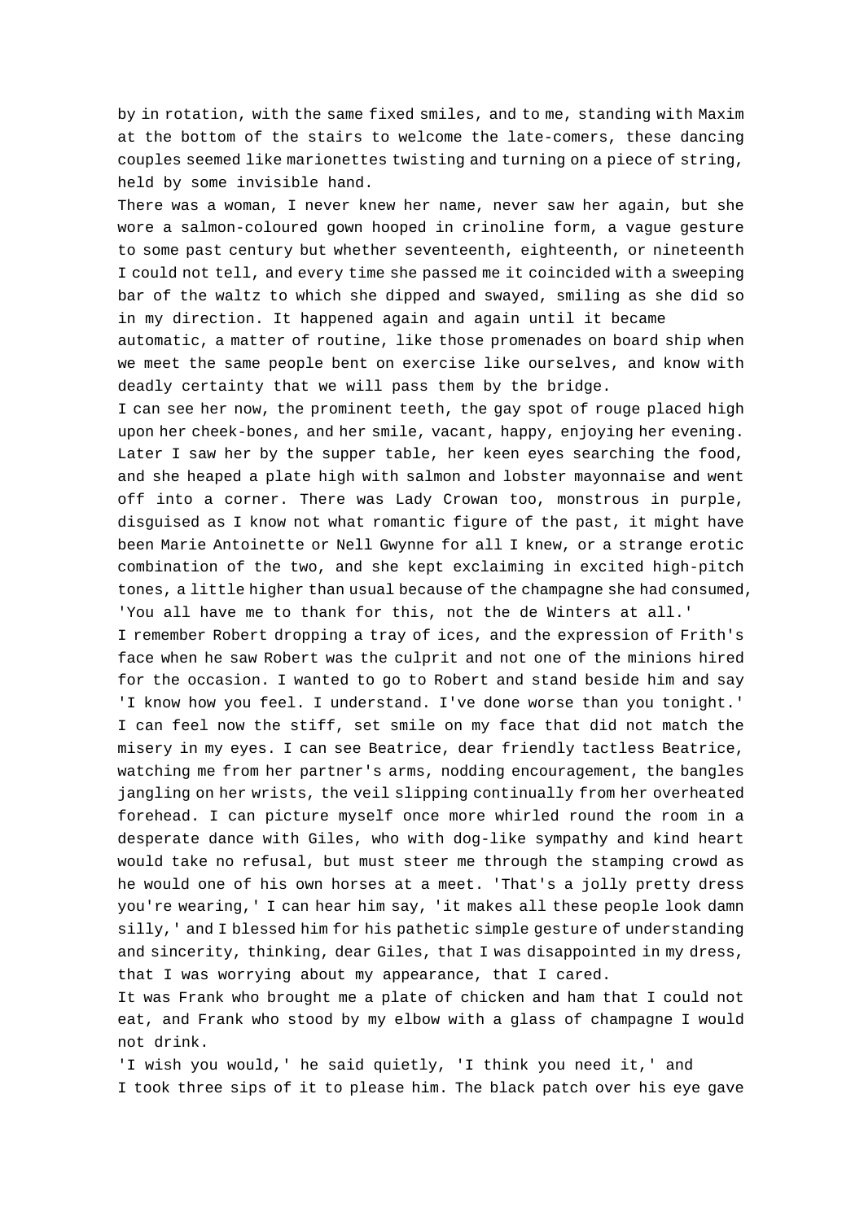by in rotation, with the same fixed smiles, and to me, standing with Maxim at the bottom of the stairs to welcome the late-comers, these dancing couples seemed like marionettes twisting and turning on a piece of string, held by some invisible hand.

There was a woman, I never knew her name, never saw her again, but she wore a salmon-coloured gown hooped in crinoline form, a vague gesture to some past century but whether seventeenth, eighteenth, or nineteenth I could not tell, and every time she passed me it coincided with a sweeping bar of the waltz to which she dipped and swayed, smiling as she did so in my direction. It happened again and again until it became automatic, a matter of routine, like those promenades on board ship when we meet the same people bent on exercise like ourselves, and know with deadly certainty that we will pass them by the bridge.

I can see her now, the prominent teeth, the gay spot of rouge placed high upon her cheek-bones, and her smile, vacant, happy, enjoying her evening. Later I saw her by the supper table, her keen eyes searching the food, and she heaped a plate high with salmon and lobster mayonnaise and went off into a corner. There was Lady Crowan too, monstrous in purple, disguised as I know not what romantic figure of the past, it might have been Marie Antoinette or Nell Gwynne for all I knew, or a strange erotic combination of the two, and she kept exclaiming in excited high-pitch tones, a little higher than usual because of the champagne she had consumed, 'You all have me to thank for this, not the de Winters at all.'

I remember Robert dropping a tray of ices, and the expression of Frith's face when he saw Robert was the culprit and not one of the minions hired for the occasion. I wanted to go to Robert and stand beside him and say 'I know how you feel. I understand. I've done worse than you tonight.' I can feel now the stiff, set smile on my face that did not match the misery in my eyes. I can see Beatrice, dear friendly tactless Beatrice, watching me from her partner's arms, nodding encouragement, the bangles jangling on her wrists, the veil slipping continually from her overheated forehead. I can picture myself once more whirled round the room in a desperate dance with Giles, who with dog-like sympathy and kind heart would take no refusal, but must steer me through the stamping crowd as he would one of his own horses at a meet. 'That's a jolly pretty dress you're wearing,' I can hear him say, 'it makes all these people look damn silly,' and I blessed him for his pathetic simple gesture of understanding and sincerity, thinking, dear Giles, that I was disappointed in my dress, that I was worrying about my appearance, that I cared.

It was Frank who brought me a plate of chicken and ham that I could not eat, and Frank who stood by my elbow with a glass of champagne I would not drink.

'I wish you would,' he said quietly, 'I think you need it,' and I took three sips of it to please him. The black patch over his eye gave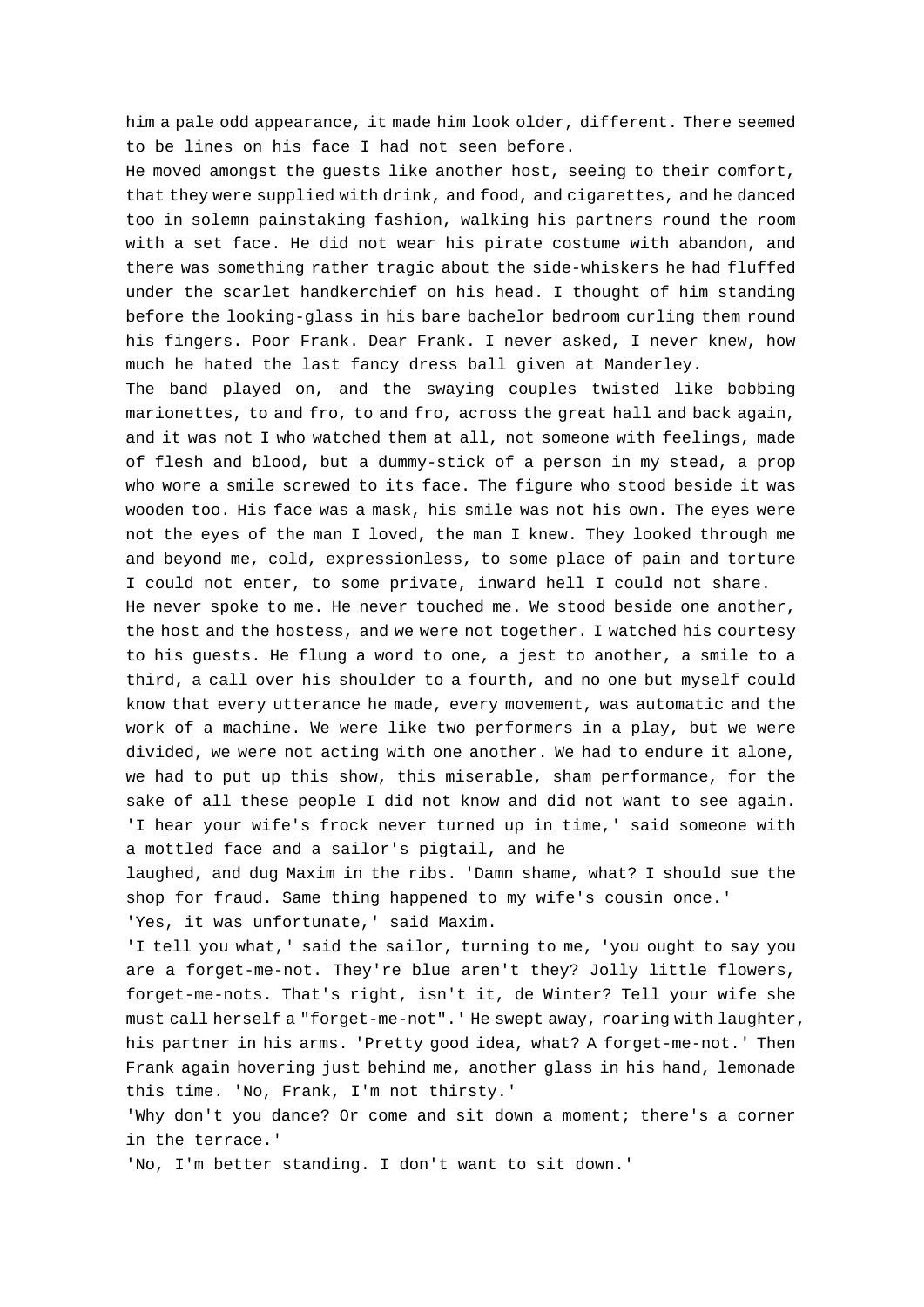him a pale odd appearance, it made him look older, different. There seemed to be lines on his face I had not seen before.

He moved amongst the guests like another host, seeing to their comfort, that they were supplied with drink, and food, and cigarettes, and he danced too in solemn painstaking fashion, walking his partners round the room with a set face. He did not wear his pirate costume with abandon, and there was something rather tragic about the side-whiskers he had fluffed under the scarlet handkerchief on his head. I thought of him standing before the looking-glass in his bare bachelor bedroom curling them round his fingers. Poor Frank. Dear Frank. I never asked, I never knew, how much he hated the last fancy dress ball given at Manderley.

The band played on, and the swaying couples twisted like bobbing marionettes, to and fro, to and fro, across the great hall and back again, and it was not I who watched them at all, not someone with feelings, made of flesh and blood, but a dummy-stick of a person in my stead, a prop who wore a smile screwed to its face. The figure who stood beside it was wooden too. His face was a mask, his smile was not his own. The eyes were not the eyes of the man I loved, the man I knew. They looked through me and beyond me, cold, expressionless, to some place of pain and torture I could not enter, to some private, inward hell I could not share.

He never spoke to me. He never touched me. We stood beside one another, the host and the hostess, and we were not together. I watched his courtesy to his guests. He flung a word to one, a jest to another, a smile to a third, a call over his shoulder to a fourth, and no one but myself could know that every utterance he made, every movement, was automatic and the work of a machine. We were like two performers in a play, but we were divided, we were not acting with one another. We had to endure it alone, we had to put up this show, this miserable, sham performance, for the sake of all these people I did not know and did not want to see again.

'I hear your wife's frock never turned up in time,' said someone with a mottled face and a sailor's pigtail, and he laughed, and dug Maxim in the ribs. 'Damn shame, what? I should sue the shop for fraud. Same thing happened to my wife's cousin once.'

'Yes, it was unfortunate,' said Maxim.

'I tell you what,' said the sailor, turning to me, 'you ought to say you are a forget-me-not. They're blue aren't they? Jolly little flowers, forget-me-nots. That's right, isn't it, de Winter? Tell your wife she must call herself a "forget-me-not".' He swept away, roaring with laughter, his partner in his arms. 'Pretty good idea, what? A forget-me-not.' Then Frank again hovering just behind me, another glass in his hand, lemonade this time. 'No, Frank, I'm not thirsty.'

'Why don't you dance? Or come and sit down a moment; there's a corner in the terrace.'

'No, I'm better standing. I don't want to sit down.'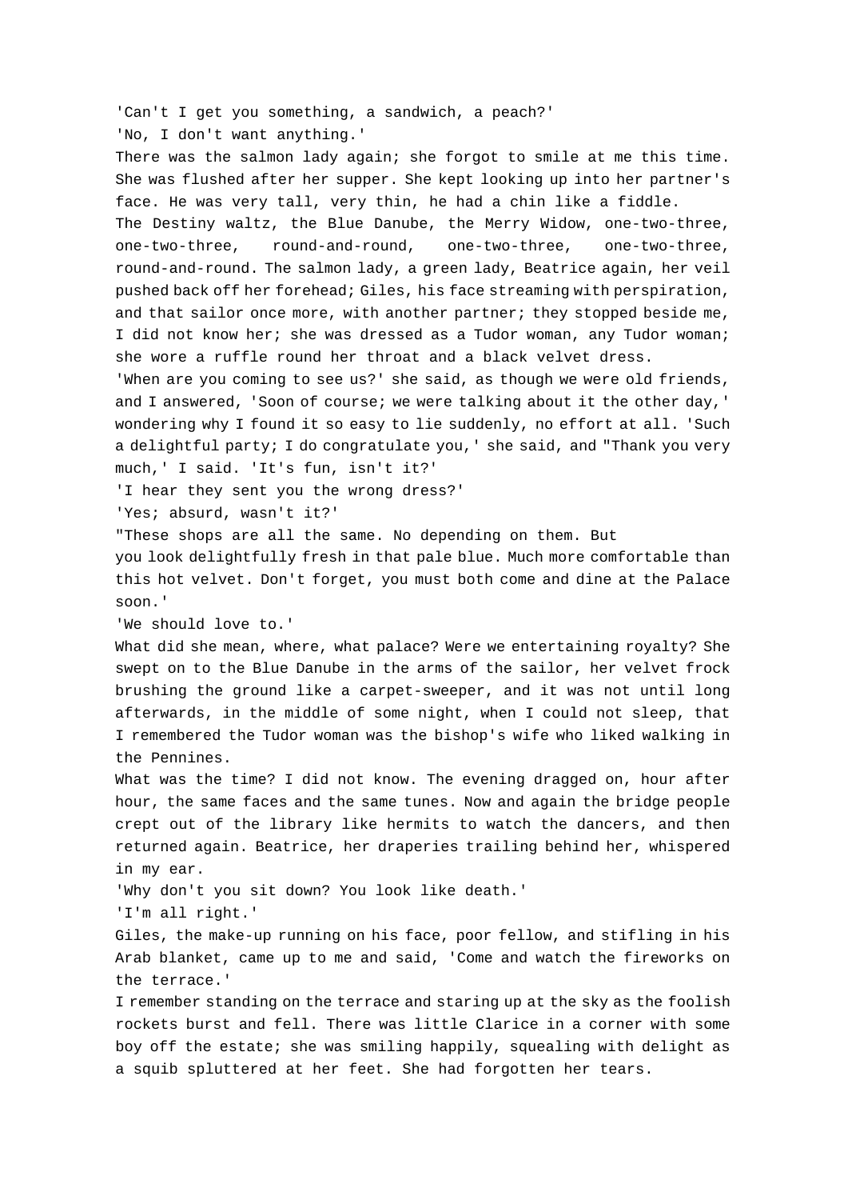'Can't I get you something, a sandwich, a peach?'

'No, I don't want anything.'

There was the salmon lady again; she forgot to smile at me this time. She was flushed after her supper. She kept looking up into her partner's face. He was very tall, very thin, he had a chin like a fiddle.

The Destiny waltz, the Blue Danube, the Merry Widow, one-two-three, one-two-three, round-and-round, one-two-three, one-two-three, round-and-round. The salmon lady, a green lady, Beatrice again, her veil pushed back off her forehead; Giles, his face streaming with perspiration, and that sailor once more, with another partner; they stopped beside me, I did not know her; she was dressed as a Tudor woman, any Tudor woman; she wore a ruffle round her throat and a black velvet dress.

'When are you coming to see us?' she said, as though we were old friends, and I answered, 'Soon of course; we were talking about it the other day,' wondering why I found it so easy to lie suddenly, no effort at all. 'Such a delightful party; I do congratulate you,' she said, and "Thank you very much,' I said. 'It's fun, isn't it?'

'I hear they sent you the wrong dress?'

'Yes; absurd, wasn't it?'

"These shops are all the same. No depending on them. But you look delightfully fresh in that pale blue. Much more comfortable than this hot velvet. Don't forget, you must both come and dine at the Palace soon.'

'We should love to.'

What did she mean, where, what palace? Were we entertaining royalty? She swept on to the Blue Danube in the arms of the sailor, her velvet frock brushing the ground like a carpet-sweeper, and it was not until long afterwards, in the middle of some night, when I could not sleep, that I remembered the Tudor woman was the bishop's wife who liked walking in the Pennines.

What was the time? I did not know. The evening dragged on, hour after hour, the same faces and the same tunes. Now and again the bridge people crept out of the library like hermits to watch the dancers, and then returned again. Beatrice, her draperies trailing behind her, whispered in my ear.

'Why don't you sit down? You look like death.'

'I'm all right.'

Giles, the make-up running on his face, poor fellow, and stifling in his Arab blanket, came up to me and said, 'Come and watch the fireworks on the terrace.'

I remember standing on the terrace and staring up at the sky as the foolish rockets burst and fell. There was little Clarice in a corner with some boy off the estate; she was smiling happily, squealing with delight as a squib spluttered at her feet. She had forgotten her tears.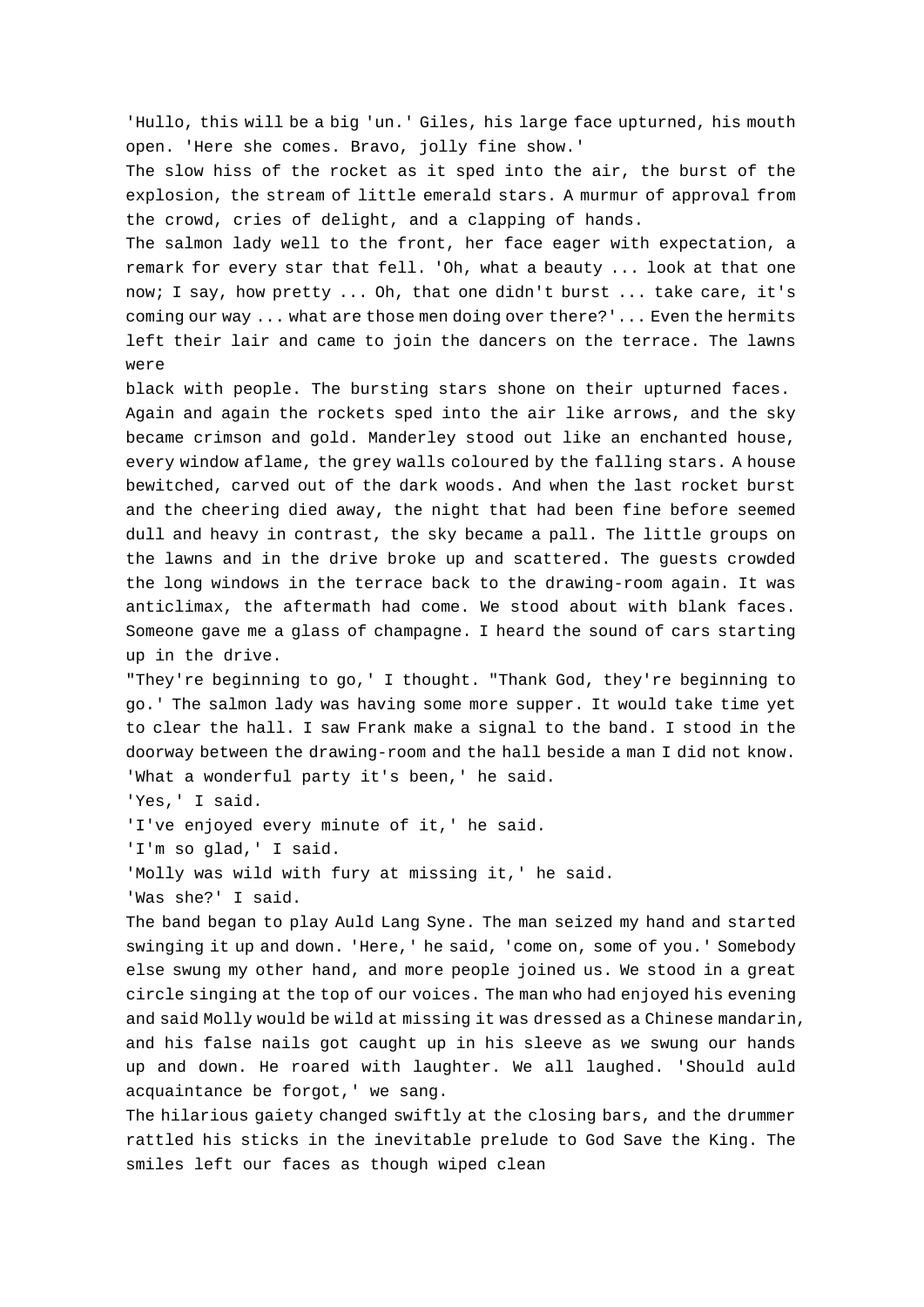'Hullo, this will be a big 'un.' Giles, his large face upturned, his mouth open. 'Here she comes. Bravo, jolly fine show.'

The slow hiss of the rocket as it sped into the air, the burst of the explosion, the stream of little emerald stars. A murmur of approval from the crowd, cries of delight, and a clapping of hands.

The salmon lady well to the front, her face eager with expectation, a remark for every star that fell. 'Oh, what a beauty ... look at that one now; I say, how pretty ... Oh, that one didn't burst ... take care, it's coming our way ... what are those men doing over there?'... Even the hermits left their lair and came to join the dancers on the terrace. The lawns were black with people. The bursting stars shone on their upturned faces. Again and again the rockets sped into the air like arrows, and the sky became crimson and gold. Manderley stood out like an enchanted house, every window aflame, the grey walls coloured by the falling stars. A house bewitched, carved out of the dark woods. And when the last rocket burst and the cheering died away, the night that had been fine before seemed dull and heavy in contrast, the sky became a pall. The little groups on the lawns and in the drive broke up and scattered. The guests crowded the long windows in the terrace back to the drawing-room again. It was anticlimax, the aftermath had come. We stood about with blank faces. Someone gave me a glass of champagne. I heard the sound of cars starting up in the drive.

"They're beginning to go,' I thought. "Thank God, they're beginning to go.' The salmon lady was having some more supper. It would take time yet to clear the hall. I saw Frank make a signal to the band. I stood in the doorway between the drawing-room and the hall beside a man I did not know.

'What a wonderful party it's been,' he said.

'Yes,' I said.

'I've enjoyed every minute of it,' he said.

'I'm so glad,' I said.

'Molly was wild with fury at missing it,' he said.

'Was she?' I said.

The band began to play Auld Lang Syne. The man seized my hand and started swinging it up and down. 'Here,' he said, 'come on, some of you.' Somebody else swung my other hand, and more people joined us. We stood in a great circle singing at the top of our voices. The man who had enjoyed his evening and said Molly would be wild at missing it was dressed as a Chinese mandarin, and his false nails got caught up in his sleeve as we swung our hands up and down. He roared with laughter. We all laughed. 'Should auld acquaintance be forgot,' we sang.

The hilarious gaiety changed swiftly at the closing bars, and the drummer rattled his sticks in the inevitable prelude to God Save the King. The smiles left our faces as though wiped clean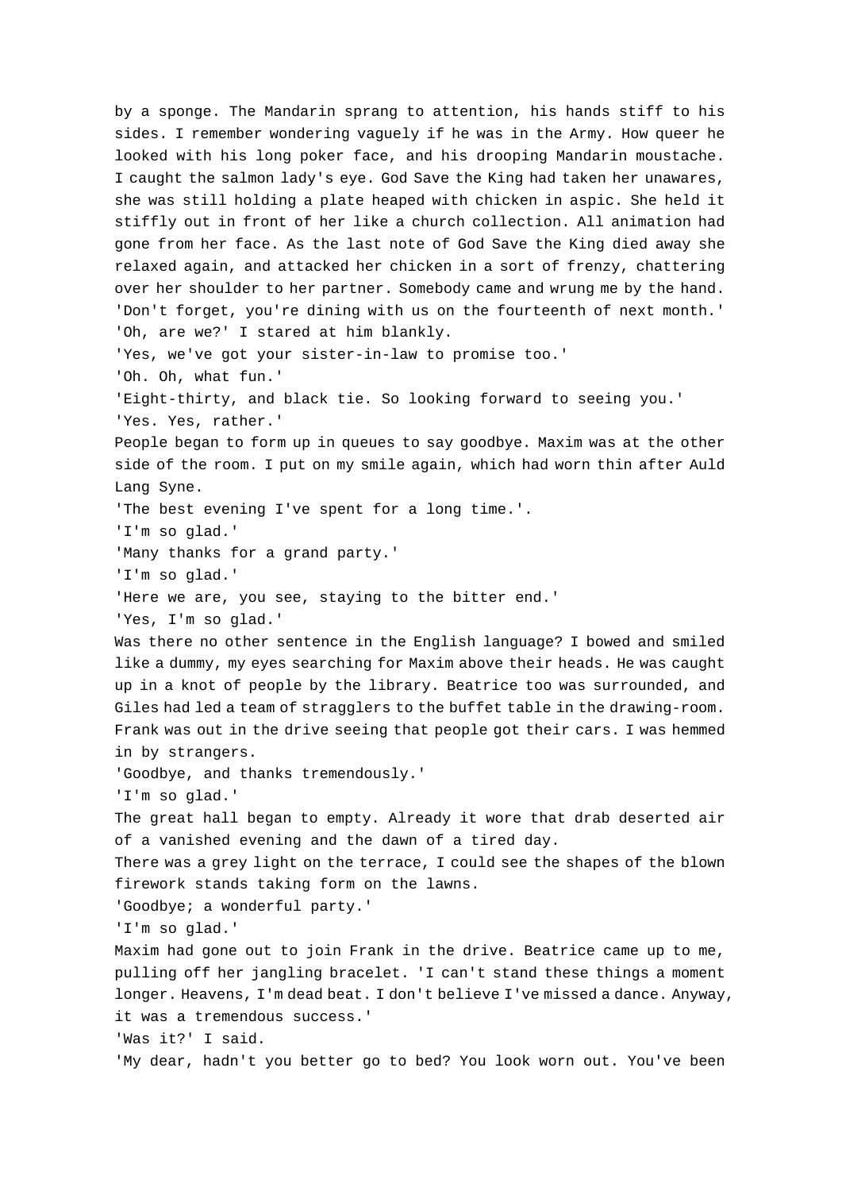by a sponge. The Mandarin sprang to attention, his hands stiff to his sides. I remember wondering vaguely if he was in the Army. How queer he looked with his long poker face, and his drooping Mandarin moustache. I caught the salmon lady's eye. God Save the King had taken her unawares, she was still holding a plate heaped with chicken in aspic. She held it stiffly out in front of her like a church collection. All animation had gone from her face. As the last note of God Save the King died away she relaxed again, and attacked her chicken in a sort of frenzy, chattering over her shoulder to her partner. Somebody came and wrung me by the hand.

'Don't forget, you're dining with us on the fourteenth of next month.'

'Oh, are we?' I stared at him blankly.

'Yes, we've got your sister-in-law to promise too.'

'Oh. Oh, what fun.'

'Eight-thirty, and black tie. So looking forward to seeing you.'

'Yes. Yes, rather.'

People began to form up in queues to say goodbye. Maxim was at the other side of the room. I put on my smile again, which had worn thin after Auld Lang Syne.

'The best evening I've spent for a long time.'.

'I'm so glad.'

'Many thanks for a grand party.'

'I'm so glad.'

'Here we are, you see, staying to the bitter end.'

'Yes, I'm so glad.'

Was there no other sentence in the English language? I bowed and smiled like a dummy, my eyes searching for Maxim above their heads. He was caught up in a knot of people by the library. Beatrice too was surrounded, and Giles had led a team of stragglers to the buffet table in the drawing-room. Frank was out in the drive seeing that people got their cars. I was hemmed in by strangers.

'Goodbye, and thanks tremendously.'

'I'm so glad.'

The great hall began to empty. Already it wore that drab deserted air of a vanished evening and the dawn of a tired day.

There was a grey light on the terrace, I could see the shapes of the blown firework stands taking form on the lawns.

'Goodbye; a wonderful party.'

'I'm so glad.'

Maxim had gone out to join Frank in the drive. Beatrice came up to me, pulling off her jangling bracelet. 'I can't stand these things a moment longer. Heavens, I'm dead beat. I don't believe I've missed a dance. Anyway, it was a tremendous success.'

'Was it?' I said.

'My dear, hadn't you better go to bed? You look worn out. You've been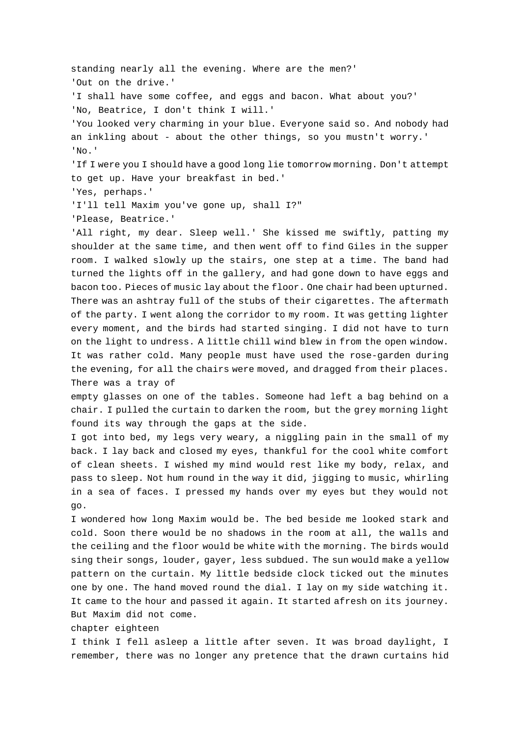standing nearly all the evening. Where are the men?'

'Out on the drive.'

'I shall have some coffee, and eggs and bacon. What about you?'

'No, Beatrice, I don't think I will.'

'You looked very charming in your blue. Everyone said so. And nobody had an inkling about - about the other things, so you mustn't worry.'

'No.'

'If I were you I should have a good long lie tomorrow morning. Don't attempt to get up. Have your breakfast in bed.'

'Yes, perhaps.'

'I'll tell Maxim you've gone up, shall I?"

'Please, Beatrice.'

'All right, my dear. Sleep well.' She kissed me swiftly, patting my shoulder at the same time, and then went off to find Giles in the supper room. I walked slowly up the stairs, one step at a time. The band had turned the lights off in the gallery, and had gone down to have eggs and bacon too. Pieces of music lay about the floor. One chair had been upturned. There was an ashtray full of the stubs of their cigarettes. The aftermath of the party. I went along the corridor to my room. It was getting lighter every moment, and the birds had started singing. I did not have to turn on the light to undress. A little chill wind blew in from the open window. It was rather cold. Many people must have used the rose-garden during the evening, for all the chairs were moved, and dragged from their places. There was a tray of empty glasses on one of the tables. Someone had left a bag behind on a chair. I pulled the curtain to darken the room, but the grey morning light found its way through the gaps at the side.

I got into bed, my legs very weary, a niggling pain in the small of my back. I lay back and closed my eyes, thankful for the cool white comfort of clean sheets. I wished my mind would rest like my body, relax, and pass to sleep. Not hum round in the way it did, jigging to music, whirling in a sea of faces. I pressed my hands over my eyes but they would not go.

I wondered how long Maxim would be. The bed beside me looked stark and cold. Soon there would be no shadows in the room at all, the walls and the ceiling and the floor would be white with the morning. The birds would sing their songs, louder, gayer, less subdued. The sun would make a yellow pattern on the curtain. My little bedside clock ticked out the minutes one by one. The hand moved round the dial. I lay on my side watching it. It came to the hour and passed it again. It started afresh on its journey. But Maxim did not come.

## chapter eighteen

I think I fell asleep a little after seven. It was broad daylight, I remember, there was no longer any pretence that the drawn curtains hid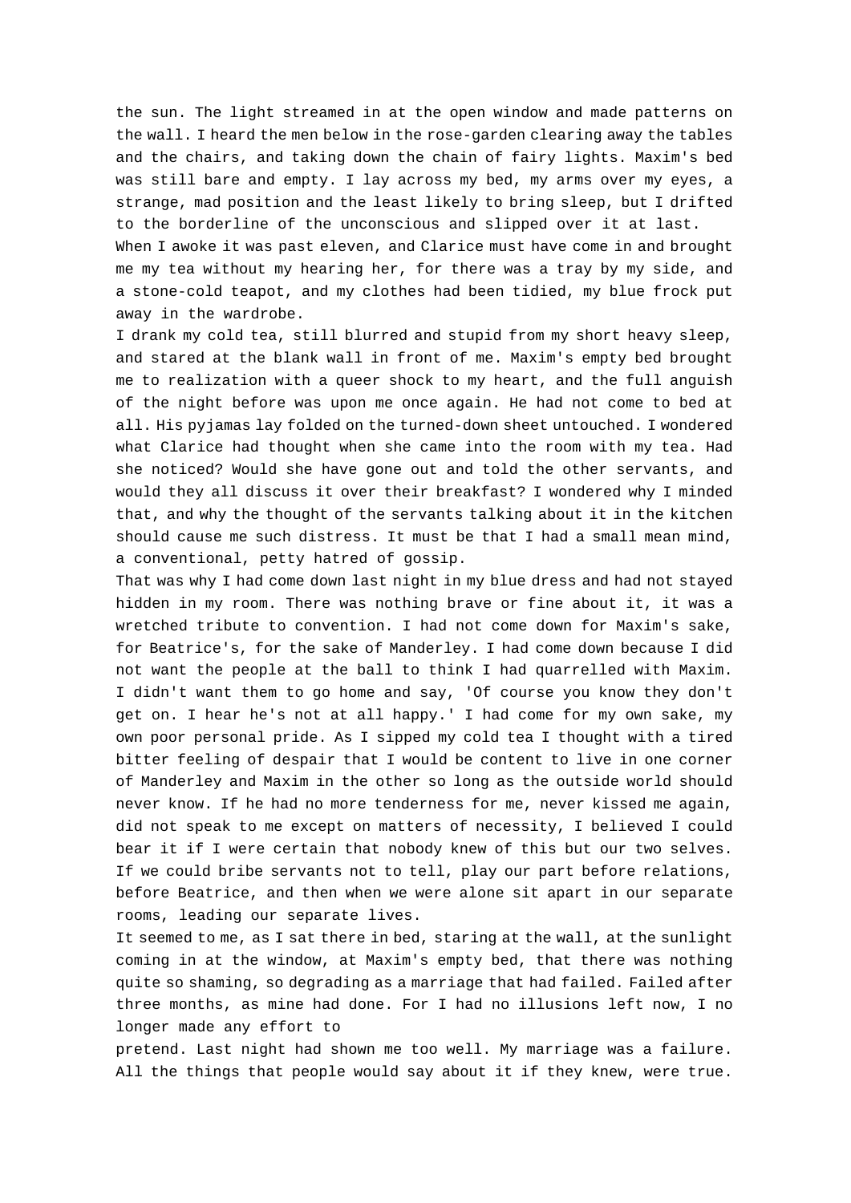the sun. The light streamed in at the open window and made patterns on the wall. I heard the men below in the rose-garden clearing away the tables and the chairs, and taking down the chain of fairy lights. Maxim's bed was still bare and empty. I lay across my bed, my arms over my eyes, a strange, mad position and the least likely to bring sleep, but I drifted to the borderline of the unconscious and slipped over it at last.

When I awoke it was past eleven, and Clarice must have come in and brought me my tea without my hearing her, for there was a tray by my side, and a stone-cold teapot, and my clothes had been tidied, my blue frock put away in the wardrobe.

I drank my cold tea, still blurred and stupid from my short heavy sleep, and stared at the blank wall in front of me. Maxim's empty bed brought me to realization with a queer shock to my heart, and the full anguish of the night before was upon me once again. He had not come to bed at all. His pyjamas lay folded on the turned-down sheet untouched. I wondered what Clarice had thought when she came into the room with my tea. Had she noticed? Would she have gone out and told the other servants, and would they all discuss it over their breakfast? I wondered why I minded that, and why the thought of the servants talking about it in the kitchen should cause me such distress. It must be that I had a small mean mind, a conventional, petty hatred of gossip.

That was why I had come down last night in my blue dress and had not stayed hidden in my room. There was nothing brave or fine about it, it was a wretched tribute to convention. I had not come down for Maxim's sake, for Beatrice's, for the sake of Manderley. I had come down because I did not want the people at the ball to think I had quarrelled with Maxim. I didn't want them to go home and say, 'Of course you know they don't get on. I hear he's not at all happy.' I had come for my own sake, my own poor personal pride. As I sipped my cold tea I thought with a tired bitter feeling of despair that I would be content to live in one corner of Manderley and Maxim in the other so long as the outside world should never know. If he had no more tenderness for me, never kissed me again, did not speak to me except on matters of necessity, I believed I could bear it if I were certain that nobody knew of this but our two selves. If we could bribe servants not to tell, play our part before relations, before Beatrice, and then when we were alone sit apart in our separate rooms, leading our separate lives.

It seemed to me, as I sat there in bed, staring at the wall, at the sunlight coming in at the window, at Maxim's empty bed, that there was nothing quite so shaming, so degrading as a marriage that had failed. Failed after three months, as mine had done. For I had no illusions left now, I no longer made any effort to pretend. Last night had shown me too well. My marriage was a failure. All the things that people would say about it if they knew, were true.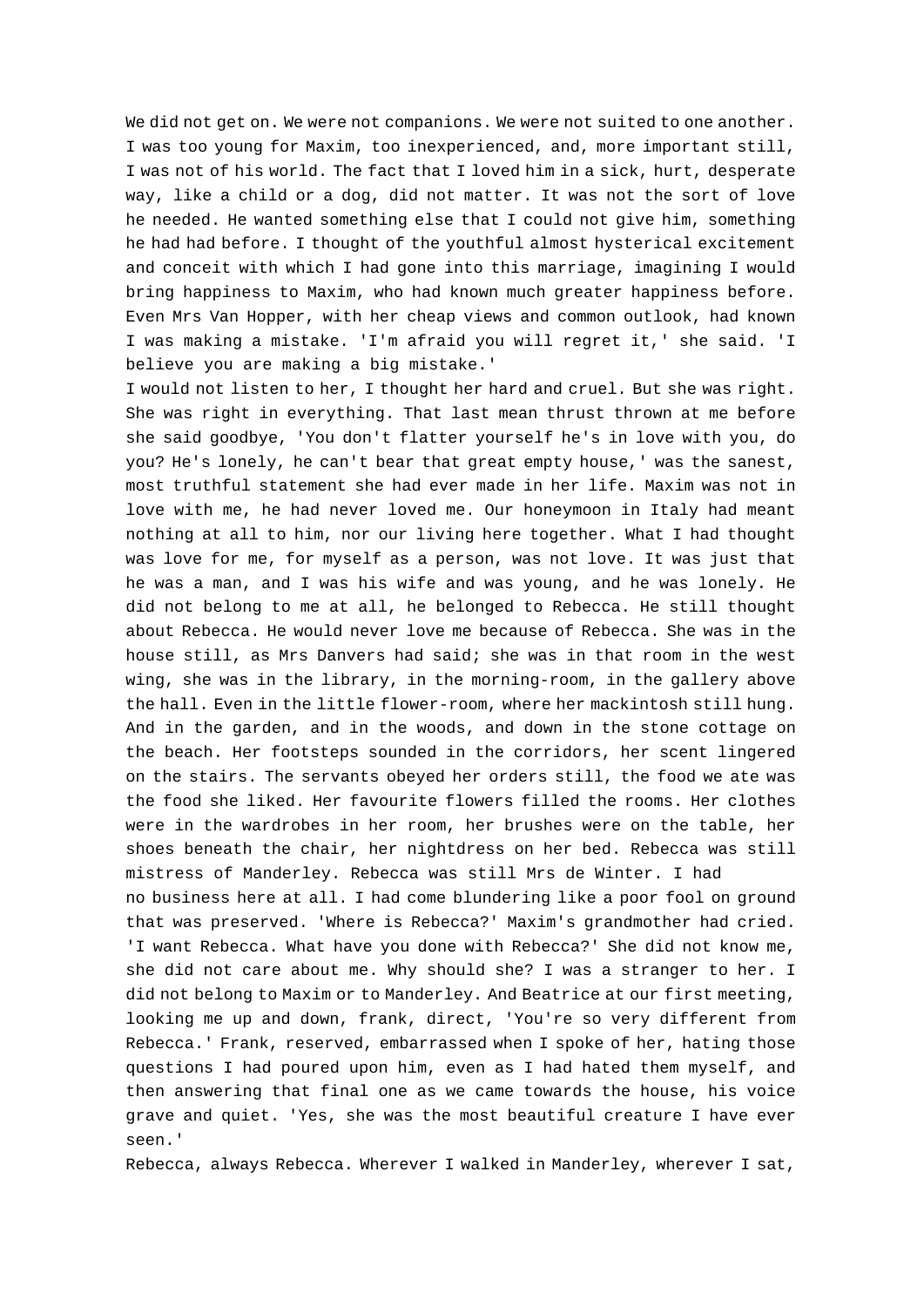We did not get on. We were not companions. We were not suited to one another. I was too young for Maxim, too inexperienced, and, more important still, I was not of his world. The fact that I loved him in a sick, hurt, desperate way, like a child or a dog, did not matter. It was not the sort of love he needed. He wanted something else that I could not give him, something he had had before. I thought of the youthful almost hysterical excitement and conceit with which I had gone into this marriage, imagining I would bring happiness to Maxim, who had known much greater happiness before. Even Mrs Van Hopper, with her cheap views and common outlook, had known I was making a mistake. 'I'm afraid you will regret it,' she said. 'I believe you are making a big mistake.'

I would not listen to her, I thought her hard and cruel. But she was right. She was right in everything. That last mean thrust thrown at me before she said goodbye, 'You don't flatter yourself he's in love with you, do you? He's lonely, he can't bear that great empty house,' was the sanest, most truthful statement she had ever made in her life. Maxim was not in love with me, he had never loved me. Our honeymoon in Italy had meant nothing at all to him, nor our living here together. What I had thought was love for me, for myself as a person, was not love. It was just that he was a man, and I was his wife and was young, and he was lonely. He did not belong to me at all, he belonged to Rebecca. He still thought about Rebecca. He would never love me because of Rebecca. She was in the house still, as Mrs Danvers had said; she was in that room in the west wing, she was in the library, in the morning-room, in the gallery above the hall. Even in the little flower-room, where her mackintosh still hung. And in the garden, and in the woods, and down in the stone cottage on the beach. Her footsteps sounded in the corridors, her scent lingered on the stairs. The servants obeyed her orders still, the food we ate was the food she liked. Her favourite flowers filled the rooms. Her clothes were in the wardrobes in her room, her brushes were on the table, her shoes beneath the chair, her nightdress on her bed. Rebecca was still mistress of Manderley. Rebecca was still Mrs de Winter. I had no business here at all. I had come blundering like a poor fool on ground that was preserved. 'Where is Rebecca?' Maxim's grandmother had cried. 'I want Rebecca. What have you done with Rebecca?' She did not know me, she did not care about me. Why should she? I was a stranger to her. I did not belong to Maxim or to Manderley. And Beatrice at our first meeting, looking me up and down, frank, direct, 'You're so very different from Rebecca.' Frank, reserved, embarrassed when I spoke of her, hating those questions I had poured upon him, even as I had hated them myself, and then answering that final one as we came towards the house, his voice grave and quiet. 'Yes, she was the most beautiful creature I have ever seen.'

Rebecca, always Rebecca. Wherever I walked in Manderley, wherever I sat,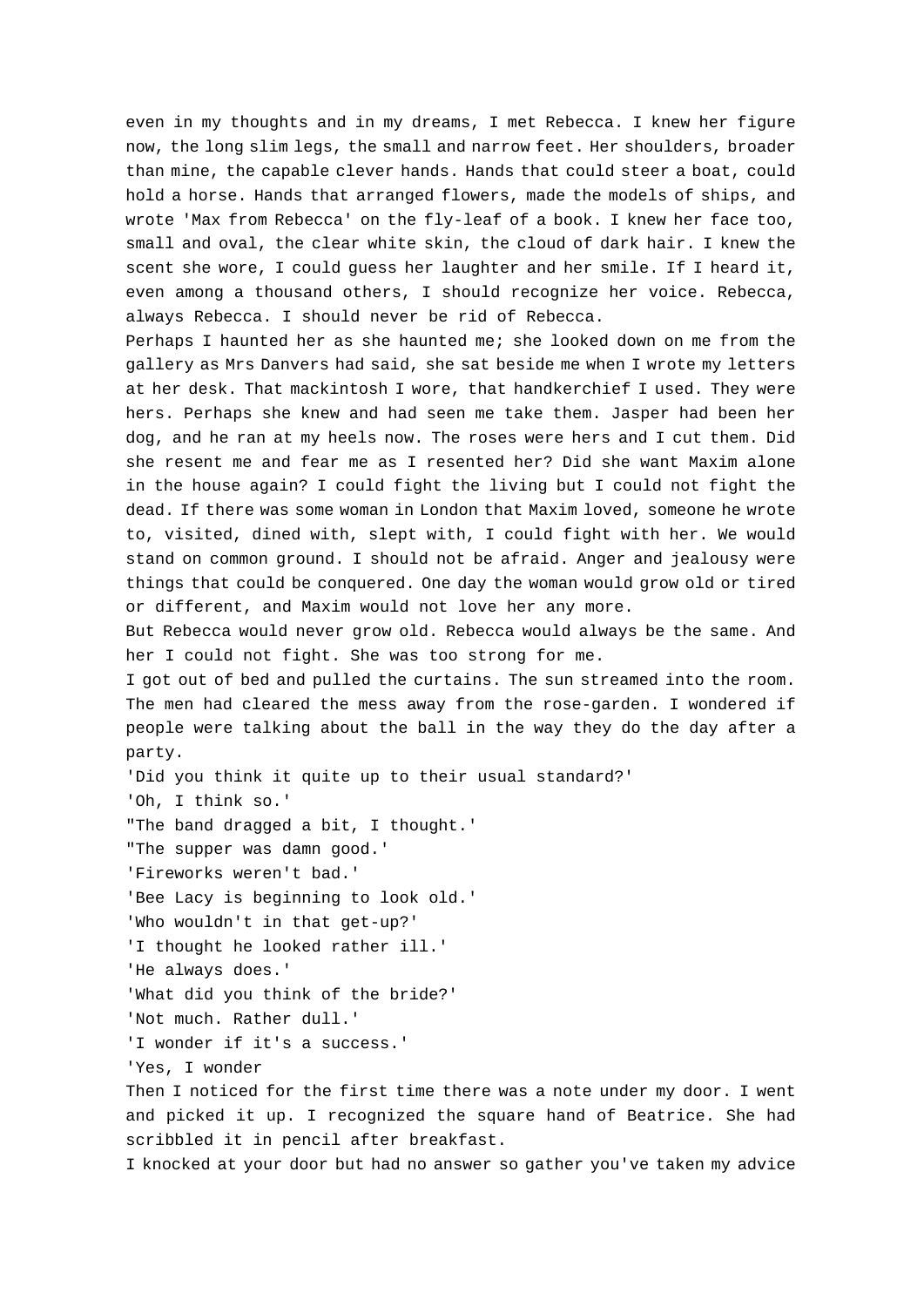even in my thoughts and in my dreams, I met Rebecca. I knew her figure now, the long slim legs, the small and narrow feet. Her shoulders, broader than mine, the capable clever hands. Hands that could steer a boat, could hold a horse. Hands that arranged flowers, made the models of ships, and wrote 'Max from Rebecca' on the fly-leaf of a book. I knew her face too, small and oval, the clear white skin, the cloud of dark hair. I knew the scent she wore, I could guess her laughter and her smile. If I heard it, even among a thousand others, I should recognize her voice. Rebecca, always Rebecca. I should never be rid of Rebecca.

Perhaps I haunted her as she haunted me; she looked down on me from the gallery as Mrs Danvers had said, she sat beside me when I wrote my letters at her desk. That mackintosh I wore, that handkerchief I used. They were hers. Perhaps she knew and had seen me take them. Jasper had been her dog, and he ran at my heels now. The roses were hers and I cut them. Did she resent me and fear me as I resented her? Did she want Maxim alone in the house again? I could fight the living but I could not fight the dead. If there was some woman in London that Maxim loved, someone he wrote to, visited, dined with, slept with, I could fight with her. We would stand on common ground. I should not be afraid. Anger and jealousy were things that could be conquered. One day the woman would grow old or tired or different, and Maxim would not love her any more.

But Rebecca would never grow old. Rebecca would always be the same. And her I could not fight. She was too strong for me.

I got out of bed and pulled the curtains. The sun streamed into the room. The men had cleared the mess away from the rose-garden. I wondered if people were talking about the ball in the way they do the day after a party.

'Did you think it quite up to their usual standard?'

'Oh, I think so.'

"The band dragged a bit, I thought.'

"The supper was damn good.'

'Fireworks weren't bad.'

'Bee Lacy is beginning to look old.'

'Who wouldn't in that get-up?'

'I thought he looked rather ill.'

'He always does.'

'What did you think of the bride?'

'Not much. Rather dull.'

'I wonder if it's a success.'

'Yes, I wonder

Then I noticed for the first time there was a note under my door. I went and picked it up. I recognized the square hand of Beatrice. She had scribbled it in pencil after breakfast.

I knocked at your door but had no answer so gather you've taken my advice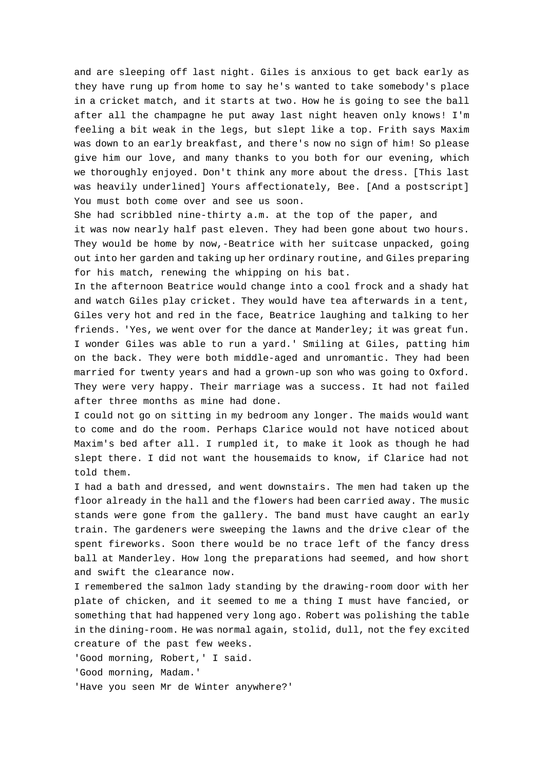and are sleeping off last night. Giles is anxious to get back early as they have rung up from home to say he's wanted to take somebody's place in a cricket match, and it starts at two. How he is going to see the ball after all the champagne he put away last night heaven only knows! I'm feeling a bit weak in the legs, but slept like a top. Frith says Maxim was down to an early breakfast, and there's now no sign of him! So please give him our love, and many thanks to you both for our evening, which we thoroughly enjoyed. Don't think any more about the dress. [This last was heavily underlined] Yours affectionately, Bee. [And a postscript] You must both come over and see us soon.

She had scribbled nine-thirty a.m. at the top of the paper, and it was now nearly half past eleven. They had been gone about two hours. They would be home by now,-Beatrice with her suitcase unpacked, going out into her garden and taking up her ordinary routine, and Giles preparing for his match, renewing the whipping on his bat.

In the afternoon Beatrice would change into a cool frock and a shady hat and watch Giles play cricket. They would have tea afterwards in a tent, Giles very hot and red in the face, Beatrice laughing and talking to her friends. 'Yes, we went over for the dance at Manderley; it was great fun. I wonder Giles was able to run a yard.' Smiling at Giles, patting him on the back. They were both middle-aged and unromantic. They had been married for twenty years and had a grown-up son who was going to Oxford. They were very happy. Their marriage was a success. It had not failed after three months as mine had done.

I could not go on sitting in my bedroom any longer. The maids would want to come and do the room. Perhaps Clarice would not have noticed about Maxim's bed after all. I rumpled it, to make it look as though he had slept there. I did not want the housemaids to know, if Clarice had not told them.

I had a bath and dressed, and went downstairs. The men had taken up the floor already in the hall and the flowers had been carried away. The music stands were gone from the gallery. The band must have caught an early train. The gardeners were sweeping the lawns and the drive clear of the spent fireworks. Soon there would be no trace left of the fancy dress ball at Manderley. How long the preparations had seemed, and how short and swift the clearance now.

I remembered the salmon lady standing by the drawing-room door with her plate of chicken, and it seemed to me a thing I must have fancied, or something that had happened very long ago. Robert was polishing the table in the dining-room. He was normal again, stolid, dull, not the fey excited creature of the past few weeks.

'Good morning, Robert,' I said.

'Good morning, Madam.'

'Have you seen Mr de Winter anywhere?'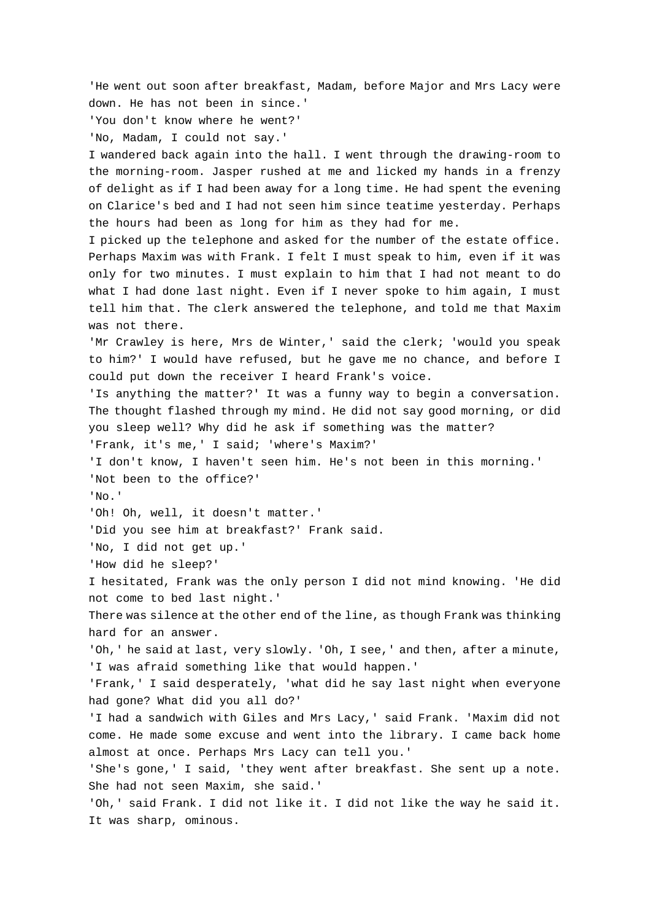'He went out soon after breakfast, Madam, before Major and Mrs Lacy were down. He has not been in since.'

'You don't know where he went?'

'No, Madam, I could not say.'

I wandered back again into the hall. I went through the drawing-room to the morning-room. Jasper rushed at me and licked my hands in a frenzy of delight as if I had been away for a long time. He had spent the evening on Clarice's bed and I had not seen him since teatime yesterday. Perhaps the hours had been as long for him as they had for me.

I picked up the telephone and asked for the number of the estate office. Perhaps Maxim was with Frank. I felt I must speak to him, even if it was only for two minutes. I must explain to him that I had not meant to do what I had done last night. Even if I never spoke to him again, I must tell him that. The clerk answered the telephone, and told me that Maxim was not there.

'Mr Crawley is here, Mrs de Winter,' said the clerk; 'would you speak to him?' I would have refused, but he gave me no chance, and before I could put down the receiver I heard Frank's voice.

'Is anything the matter?' It was a funny way to begin a conversation. The thought flashed through my mind. He did not say good morning, or did you sleep well? Why did he ask if something was the matter?

'Frank, it's me,' I said; 'where's Maxim?'

'I don't know, I haven't seen him. He's not been in this morning.'

'Not been to the office?'

'No.'

'Oh! Oh, well, it doesn't matter.'

'Did you see him at breakfast?' Frank said.

'No, I did not get up.'

'How did he sleep?'

I hesitated, Frank was the only person I did not mind knowing. 'He did not come to bed last night.'

There was silence at the other end of the line, as though Frank was thinking hard for an answer.

'Oh,' he said at last, very slowly. 'Oh, I see,' and then, after a minute, 'I was afraid something like that would happen.'

'Frank,' I said desperately, 'what did he say last night when everyone had gone? What did you all do?'

'I had a sandwich with Giles and Mrs Lacy,' said Frank. 'Maxim did not come. He made some excuse and went into the library. I came back home almost at once. Perhaps Mrs Lacy can tell you.'

'She's gone,' I said, 'they went after breakfast. She sent up a note. She had not seen Maxim, she said.'

'Oh,' said Frank. I did not like it. I did not like the way he said it. It was sharp, ominous.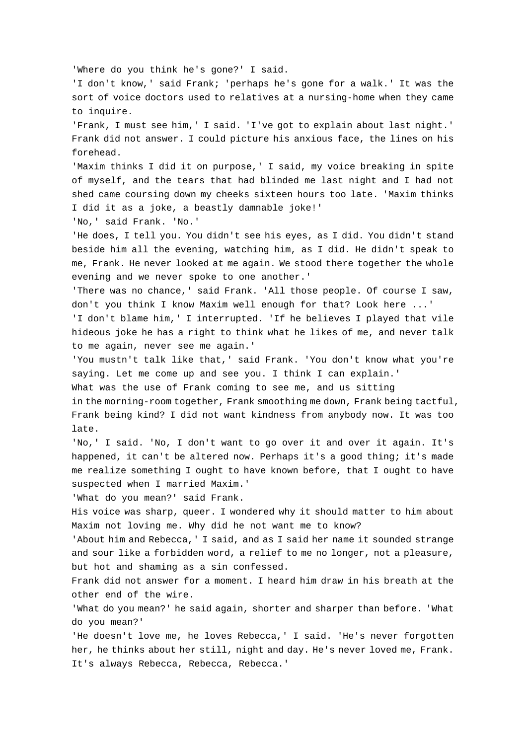'Where do you think he's gone?' I said.

'I don't know,' said Frank; 'perhaps he's gone for a walk.' It was the sort of voice doctors used to relatives at a nursing-home when they came to inquire.

'Frank, I must see him,' I said. 'I've got to explain about last night.' Frank did not answer. I could picture his anxious face, the lines on his forehead.

'Maxim thinks I did it on purpose,' I said, my voice breaking in spite of myself, and the tears that had blinded me last night and I had not shed came coursing down my cheeks sixteen hours too late. 'Maxim thinks I did it as a joke, a beastly damnable joke!'

'No,' said Frank. 'No.'

'He does, I tell you. You didn't see his eyes, as I did. You didn't stand beside him all the evening, watching him, as I did. He didn't speak to me, Frank. He never looked at me again. We stood there together the whole evening and we never spoke to one another.'

'There was no chance,' said Frank. 'All those people. Of course I saw, don't you think I know Maxim well enough for that? Look here ...'

'I don't blame him,' I interrupted. 'If he believes I played that vile hideous joke he has a right to think what he likes of me, and never talk to me again, never see me again.'

'You mustn't talk like that,' said Frank. 'You don't know what you're saying. Let me come up and see you. I think I can explain.'

What was the use of Frank coming to see me, and us sitting in the morning-room together, Frank smoothing me down, Frank being tactful, Frank being kind? I did not want kindness from anybody now. It was too late.

'No,' I said. 'No, I don't want to go over it and over it again. It's happened, it can't be altered now. Perhaps it's a good thing; it's made me realize something I ought to have known before, that I ought to have suspected when I married Maxim.'

'What do you mean?' said Frank.

His voice was sharp, queer. I wondered why it should matter to him about Maxim not loving me. Why did he not want me to know?

'About him and Rebecca,' I said, and as I said her name it sounded strange and sour like a forbidden word, a relief to me no longer, not a pleasure, but hot and shaming as a sin confessed.

Frank did not answer for a moment. I heard him draw in his breath at the other end of the wire.

'What do you mean?' he said again, shorter and sharper than before. 'What do you mean?'

'He doesn't love me, he loves Rebecca,' I said. 'He's never forgotten her, he thinks about her still, night and day. He's never loved me, Frank. It's always Rebecca, Rebecca, Rebecca.'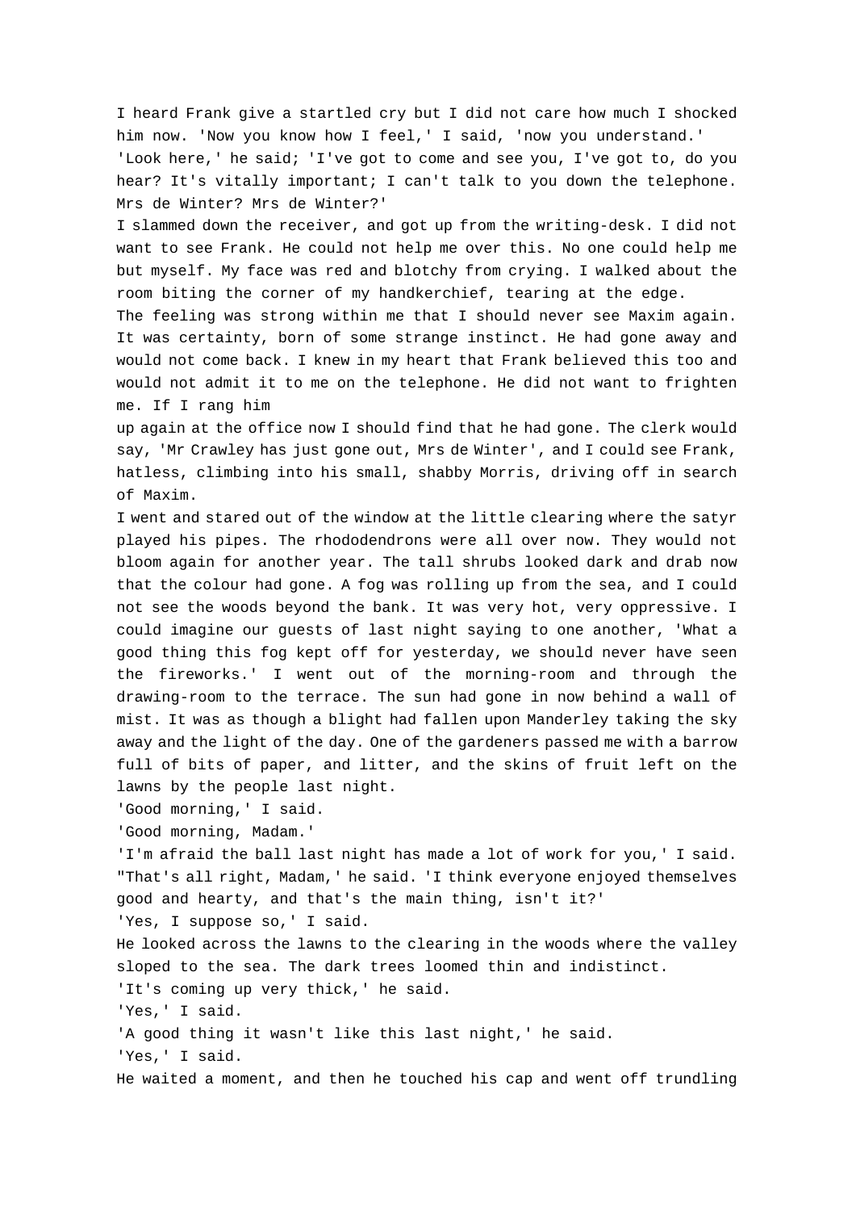I heard Frank give a startled cry but I did not care how much I shocked him now. 'Now you know how I feel,' I said, 'now you understand.'

'Look here,' he said; 'I've got to come and see you, I've got to, do you hear? It's vitally important; I can't talk to you down the telephone. Mrs de Winter? Mrs de Winter?'

I slammed down the receiver, and got up from the writing-desk. I did not want to see Frank. He could not help me over this. No one could help me but myself. My face was red and blotchy from crying. I walked about the room biting the corner of my handkerchief, tearing at the edge.

The feeling was strong within me that I should never see Maxim again. It was certainty, born of some strange instinct. He had gone away and would not come back. I knew in my heart that Frank believed this too and would not admit it to me on the telephone. He did not want to frighten me. If I rang him up again at the office now I should find that he had gone. The clerk would say, 'Mr Crawley has just gone out, Mrs de Winter', and I could see Frank, hatless, climbing into his small, shabby Morris, driving off in search of Maxim.

I went and stared out of the window at the little clearing where the satyr played his pipes. The rhododendrons were all over now. They would not bloom again for another year. The tall shrubs looked dark and drab now that the colour had gone. A fog was rolling up from the sea, and I could not see the woods beyond the bank. It was very hot, very oppressive. I could imagine our guests of last night saying to one another, 'What a good thing this fog kept off for yesterday, we should never have seen the fireworks.' I went out of the morning-room and through the drawing-room to the terrace. The sun had gone in now behind a wall of mist. It was as though a blight had fallen upon Manderley taking the sky away and the light of the day. One of the gardeners passed me with a barrow full of bits of paper, and litter, and the skins of fruit left on the lawns by the people last night.

'Good morning,' I said.

'Good morning, Madam.'

'I'm afraid the ball last night has made a lot of work for you,' I said.

"That's all right, Madam,' he said. 'I think everyone enjoyed themselves good and hearty, and that's the main thing, isn't it?'

'Yes, I suppose so,' I said.

He looked across the lawns to the clearing in the woods where the valley sloped to the sea. The dark trees loomed thin and indistinct.

'It's coming up very thick,' he said.

'Yes,' I said.

'A good thing it wasn't like this last night,' he said.

'Yes,' I said.

He waited a moment, and then he touched his cap and went off trundling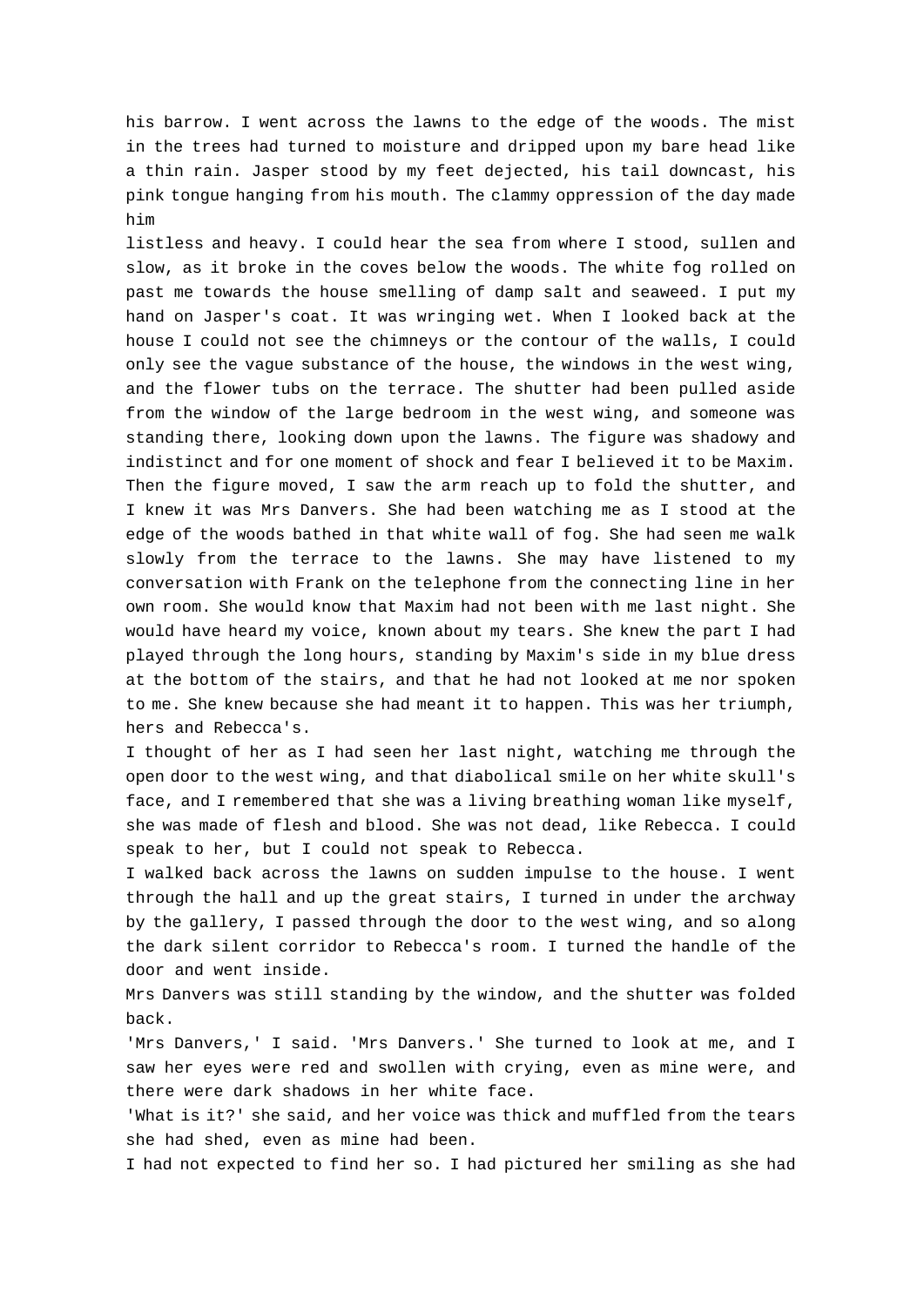his barrow. I went across the lawns to the edge of the woods. The mist in the trees had turned to moisture and dripped upon my bare head like a thin rain. Jasper stood by my feet dejected, his tail downcast, his pink tongue hanging from his mouth. The clammy oppression of the day made him listless and heavy. I could hear the sea from where I stood, sullen and slow, as it broke in the coves below the woods. The white fog rolled on past me towards the house smelling of damp salt and seaweed. I put my hand on Jasper's coat. It was wringing wet. When I looked back at the house I could not see the chimneys or the contour of the walls, I could only see the vague substance of the house, the windows in the west wing, and the flower tubs on the terrace. The shutter had been pulled aside from the window of the large bedroom in the west wing, and someone was standing there, looking down upon the lawns. The figure was shadowy and indistinct and for one moment of shock and fear I believed it to be Maxim. Then the figure moved, I saw the arm reach up to fold the shutter, and I knew it was Mrs Danvers. She had been watching me as I stood at the edge of the woods bathed in that white wall of fog. She had seen me walk slowly from the terrace to the lawns. She may have listened to my conversation with Frank on the telephone from the connecting line in her own room. She would know that Maxim had not been with me last night. She would have heard my voice, known about my tears. She knew the part I had played through the long hours, standing by Maxim's side in my blue dress at the bottom of the stairs, and that he had not looked at me nor spoken to me. She knew because she had meant it to happen. This was her triumph, hers and Rebecca's.

I thought of her as I had seen her last night, watching me through the open door to the west wing, and that diabolical smile on her white skull's face, and I remembered that she was a living breathing woman like myself, she was made of flesh and blood. She was not dead, like Rebecca. I could speak to her, but I could not speak to Rebecca.

I walked back across the lawns on sudden impulse to the house. I went through the hall and up the great stairs, I turned in under the archway by the gallery, I passed through the door to the west wing, and so along the dark silent corridor to Rebecca's room. I turned the handle of the door and went inside.

Mrs Danvers was still standing by the window, and the shutter was folded back.

'Mrs Danvers,' I said. 'Mrs Danvers.' She turned to look at me, and I saw her eyes were red and swollen with crying, even as mine were, and there were dark shadows in her white face.

'What is it?' she said, and her voice was thick and muffled from the tears she had shed, even as mine had been.

I had not expected to find her so. I had pictured her smiling as she had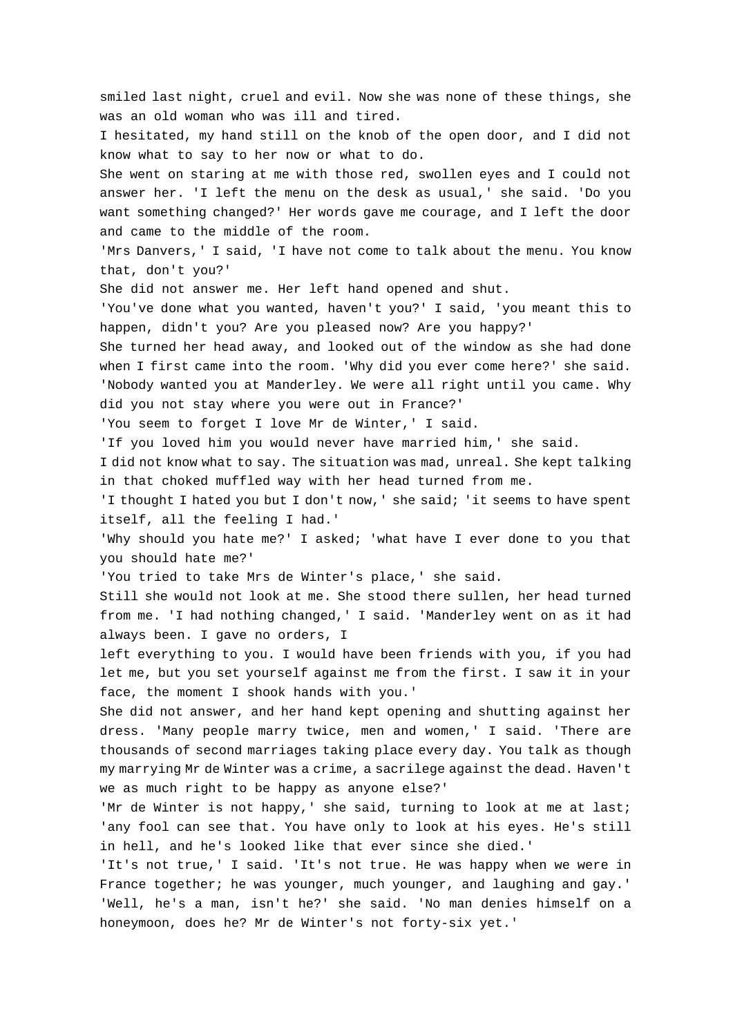smiled last night, cruel and evil. Now she was none of these things, she was an old woman who was ill and tired.

I hesitated, my hand still on the knob of the open door, and I did not know what to say to her now or what to do.

She went on staring at me with those red, swollen eyes and I could not answer her. 'I left the menu on the desk as usual,' she said. 'Do you want something changed?' Her words gave me courage, and I left the door and came to the middle of the room.

'Mrs Danvers,' I said, 'I have not come to talk about the menu. You know that, don't you?'

She did not answer me. Her left hand opened and shut.

'You've done what you wanted, haven't you?' I said, 'you meant this to happen, didn't you? Are you pleased now? Are you happy?'

She turned her head away, and looked out of the window as she had done when I first came into the room. 'Why did you ever come here?' she said. 'Nobody wanted you at Manderley. We were all right until you came. Why did you not stay where you were out in France?'

'You seem to forget I love Mr de Winter,' I said.

'If you loved him you would never have married him,' she said.

I did not know what to say. The situation was mad, unreal. She kept talking in that choked muffled way with her head turned from me.

'I thought I hated you but I don't now,' she said; 'it seems to have spent itself, all the feeling I had.'

'Why should you hate me?' I asked; 'what have I ever done to you that you should hate me?'

'You tried to take Mrs de Winter's place,' she said.

Still she would not look at me. She stood there sullen, her head turned from me. 'I had nothing changed,' I said. 'Manderley went on as it had always been. I gave no orders, I left everything to you. I would have been friends with you, if you had let me, but you set yourself against me from the first. I saw it in your face, the moment I shook hands with you.'

She did not answer, and her hand kept opening and shutting against her dress. 'Many people marry twice, men and women,' I said. 'There are thousands of second marriages taking place every day. You talk as though my marrying Mr de Winter was a crime, a sacrilege against the dead. Haven't we as much right to be happy as anyone else?'

'Mr de Winter is not happy,' she said, turning to look at me at last; 'any fool can see that. You have only to look at his eyes. He's still in hell, and he's looked like that ever since she died.'

'It's not true,' I said. 'It's not true. He was happy when we were in France together; he was younger, much younger, and laughing and gay.'

'Well, he's a man, isn't he?' she said. 'No man denies himself on a honeymoon, does he? Mr de Winter's not forty-six yet.'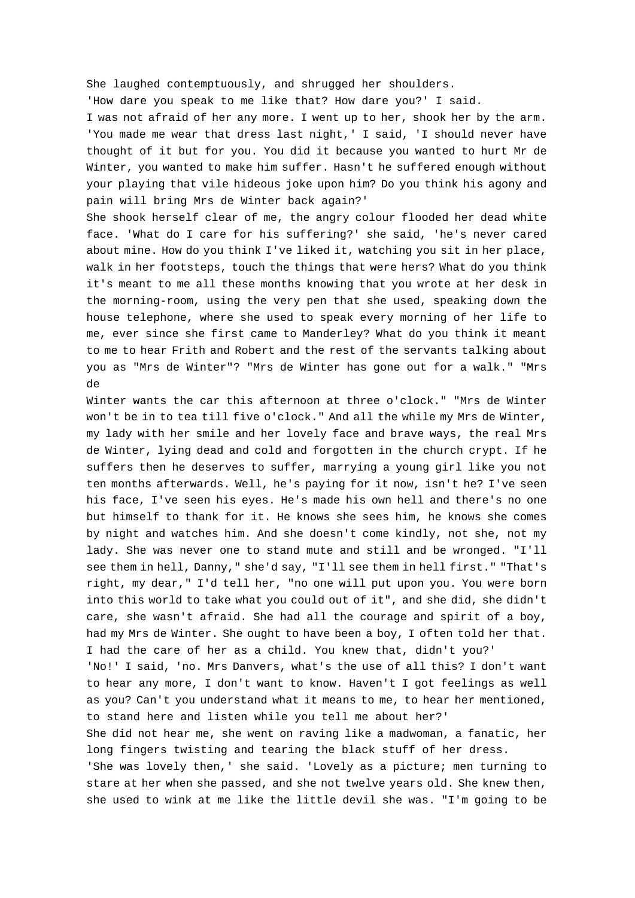She laughed contemptuously, and shrugged her shoulders.

'How dare you speak to me like that? How dare you?' I said.

I was not afraid of her any more. I went up to her, shook her by the arm. 'You made me wear that dress last night,' I said, 'I should never have thought of it but for you. You did it because you wanted to hurt Mr de Winter, you wanted to make him suffer. Hasn't he suffered enough without your playing that vile hideous joke upon him? Do you think his agony and pain will bring Mrs de Winter back again?'

She shook herself clear of me, the angry colour flooded her dead white face. 'What do I care for his suffering?' she said, 'he's never cared about mine. How do you think I've liked it, watching you sit in her place, walk in her footsteps, touch the things that were hers? What do you think it's meant to me all these months knowing that you wrote at her desk in the morning-room, using the very pen that she used, speaking down the house telephone, where she used to speak every morning of her life to me, ever since she first came to Manderley? What do you think it meant to me to hear Frith and Robert and the rest of the servants talking about you as "Mrs de Winter"? "Mrs de Winter has gone out for a walk." "Mrs de Winter wants the car this afternoon at three o'clock." "Mrs de Winter won't be in to tea till five o'clock." And all the while my Mrs de Winter, my lady with her smile and her lovely face and brave ways, the real Mrs de Winter, lying dead and cold and forgotten in the church crypt. If he suffers then he deserves to suffer, marrying a young girl like you not ten months afterwards. Well, he's paying for it now, isn't he? I've seen his face, I've seen his eyes. He's made his own hell and there's no one but himself to thank for it. He knows she sees him, he knows she comes by night and watches him. And she doesn't come kindly, not she, not my lady. She was never one to stand mute and still and be wronged. "I'll see them in hell, Danny," she'd say, "I'll see them in hell first." "That's right, my dear," I'd tell her, "no one will put upon you. You were born into this world to take what you could out of it", and she did, she didn't care, she wasn't afraid. She had all the courage and spirit of a boy, had my Mrs de Winter. She ought to have been a boy, I often told her that. I had the care of her as a child. You knew that, didn't you?'

'No!' I said, 'no. Mrs Danvers, what's the use of all this? I don't want to hear any more, I don't want to know. Haven't I got feelings as well as you? Can't you understand what it means to me, to hear her mentioned, to stand here and listen while you tell me about her?'

She did not hear me, she went on raving like a madwoman, a fanatic, her long fingers twisting and tearing the black stuff of her dress.

'She was lovely then,' she said. 'Lovely as a picture; men turning to stare at her when she passed, and she not twelve years old. She knew then, she used to wink at me like the little devil she was. "I'm going to be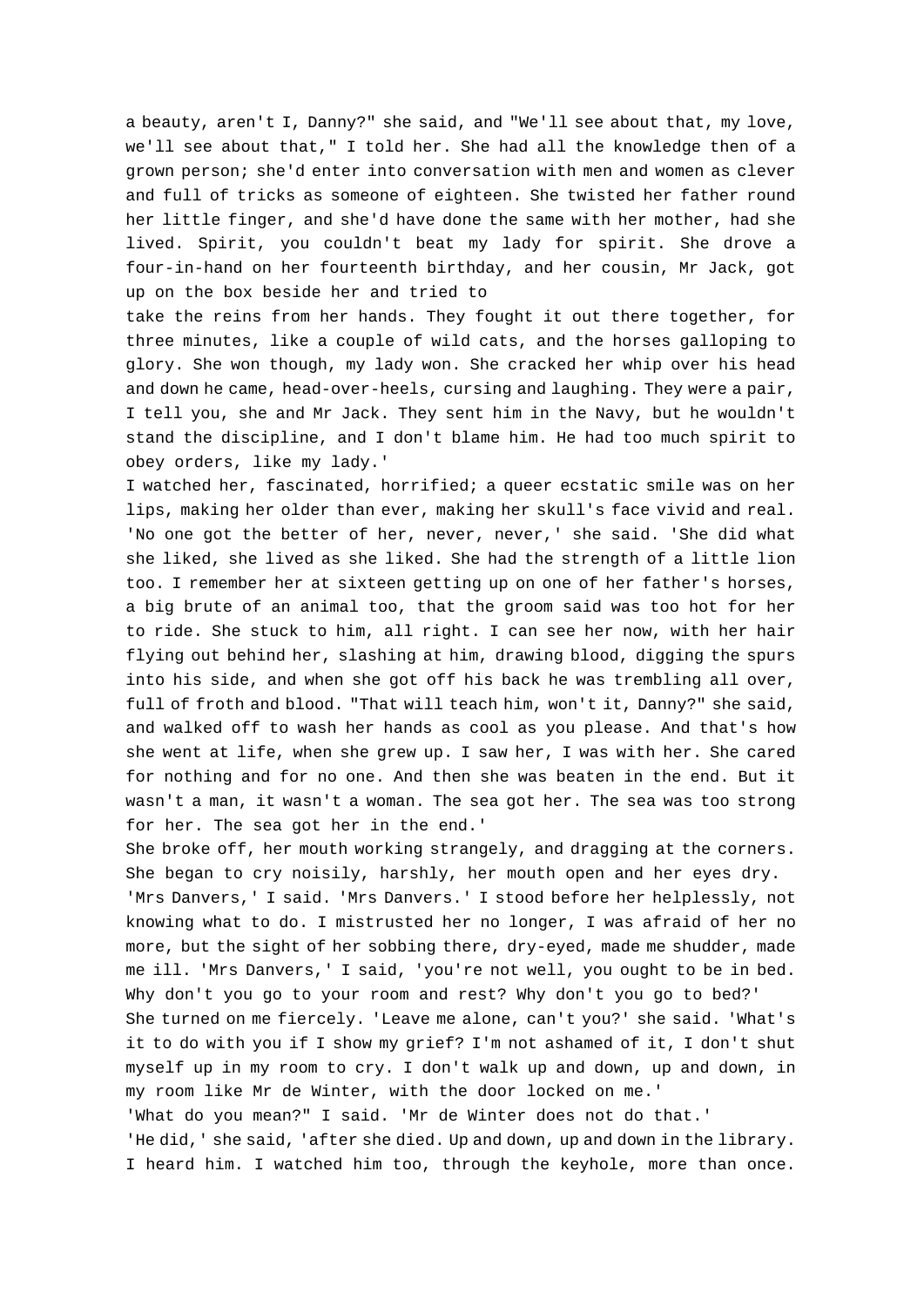a beauty, aren't I, Danny?" she said, and "We'll see about that, my love, we'll see about that," I told her. She had all the knowledge then of a grown person; she'd enter into conversation with men and women as clever and full of tricks as someone of eighteen. She twisted her father round her little finger, and she'd have done the same with her mother, had she lived. Spirit, you couldn't beat my lady for spirit. She drove a four-in-hand on her fourteenth birthday, and her cousin, Mr Jack, got up on the box beside her and tried to take the reins from her hands. They fought it out there together, for three minutes, like a couple of wild cats, and the horses galloping to glory. She won though, my lady won. She cracked her whip over his head and down he came, head-over-heels, cursing and laughing. They were a pair, I tell you, she and Mr Jack. They sent him in the Navy, but he wouldn't stand the discipline, and I don't blame him. He had too much spirit to obey orders, like my lady.'

I watched her, fascinated, horrified; a queer ecstatic smile was on her lips, making her older than ever, making her skull's face vivid and real. 'No one got the better of her, never, never,' she said. 'She did what she liked, she lived as she liked. She had the strength of a little lion too. I remember her at sixteen getting up on one of her father's horses, a big brute of an animal too, that the groom said was too hot for her to ride. She stuck to him, all right. I can see her now, with her hair flying out behind her, slashing at him, drawing blood, digging the spurs into his side, and when she got off his back he was trembling all over, full of froth and blood. "That will teach him, won't it, Danny?" she said, and walked off to wash her hands as cool as you please. And that's how she went at life, when she grew up. I saw her, I was with her. She cared for nothing and for no one. And then she was beaten in the end. But it wasn't a man, it wasn't a woman. The sea got her. The sea was too strong for her. The sea got her in the end.'

She broke off, her mouth working strangely, and dragging at the corners. She began to cry noisily, harshly, her mouth open and her eyes dry.

'Mrs Danvers,' I said. 'Mrs Danvers.' I stood before her helplessly, not knowing what to do. I mistrusted her no longer, I was afraid of her no more, but the sight of her sobbing there, dry-eyed, made me shudder, made me ill. 'Mrs Danvers,' I said, 'you're not well, you ought to be in bed. Why don't you go to your room and rest? Why don't you go to bed?'

She turned on me fiercely. 'Leave me alone, can't you?' she said. 'What's it to do with you if I show my grief? I'm not ashamed of it, I don't shut myself up in my room to cry. I don't walk up and down, up and down, in my room like Mr de Winter, with the door locked on me.'

'What do you mean?" I said. 'Mr de Winter does not do that.'

'He did,' she said, 'after she died. Up and down, up and down in the library. I heard him. I watched him too, through the keyhole, more than once.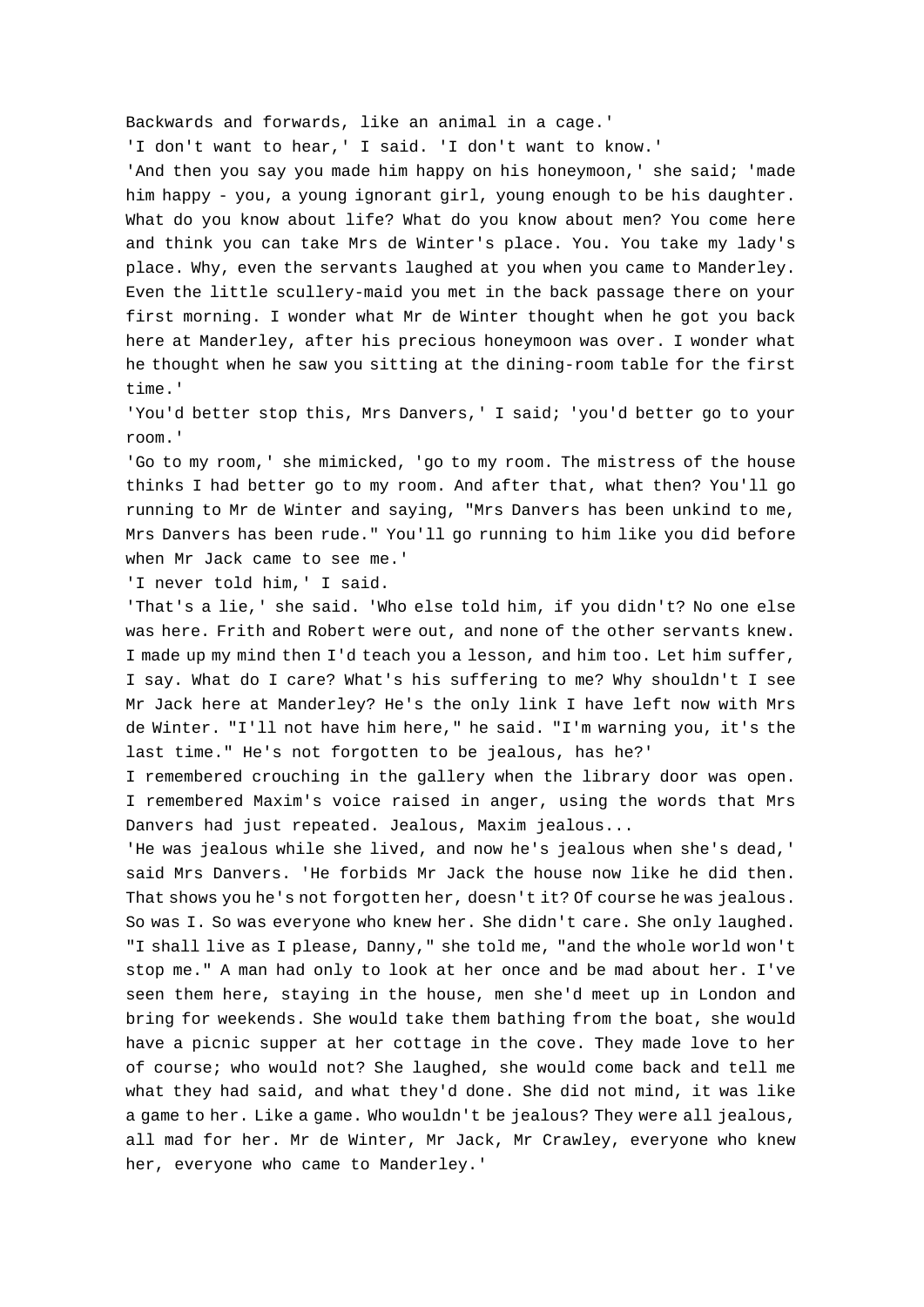Backwards and forwards, like an animal in a cage.'

'I don't want to hear,' I said. 'I don't want to know.'

'And then you say you made him happy on his honeymoon,' she said; 'made him happy - you, a young ignorant girl, young enough to be his daughter. What do you know about life? What do you know about men? You come here and think you can take Mrs de Winter's place. You. You take my lady's place. Why, even the servants laughed at you when you came to Manderley. Even the little scullery-maid you met in the back passage there on your first morning. I wonder what Mr de Winter thought when he got you back here at Manderley, after his precious honeymoon was over. I wonder what he thought when he saw you sitting at the dining-room table for the first time.'

'You'd better stop this, Mrs Danvers,' I said; 'you'd better go to your room.'

'Go to my room,' she mimicked, 'go to my room. The mistress of the house thinks I had better go to my room. And after that, what then? You'll go running to Mr de Winter and saying, "Mrs Danvers has been unkind to me, Mrs Danvers has been rude." You'll go running to him like you did before when Mr Jack came to see me.'

'I never told him,' I said.

'That's a lie,' she said. 'Who else told him, if you didn't? No one else was here. Frith and Robert were out, and none of the other servants knew. I made up my mind then I'd teach you a lesson, and him too. Let him suffer, I say. What do I care? What's his suffering to me? Why shouldn't I see Mr Jack here at Manderley? He's the only link I have left now with Mrs de Winter. "I'll not have him here," he said. "I'm warning you, it's the last time." He's not forgotten to be jealous, has he?'

I remembered crouching in the gallery when the library door was open. I remembered Maxim's voice raised in anger, using the words that Mrs Danvers had just repeated. Jealous, Maxim jealous...

'He was jealous while she lived, and now he's jealous when she's dead,' said Mrs Danvers. 'He forbids Mr Jack the house now like he did then. That shows you he's not forgotten her, doesn't it? Of course he was jealous. So was I. So was everyone who knew her. She didn't care. She only laughed. "I shall live as I please, Danny," she told me, "and the whole world won't stop me." A man had only to look at her once and be mad about her. I've seen them here, staying in the house, men she'd meet up in London and bring for weekends. She would take them bathing from the boat, she would have a picnic supper at her cottage in the cove. They made love to her of course; who would not? She laughed, she would come back and tell me what they had said, and what they'd done. She did not mind, it was like a game to her. Like a game. Who wouldn't be jealous? They were all jealous, all mad for her. Mr de Winter, Mr Jack, Mr Crawley, everyone who knew her, everyone who came to Manderley.'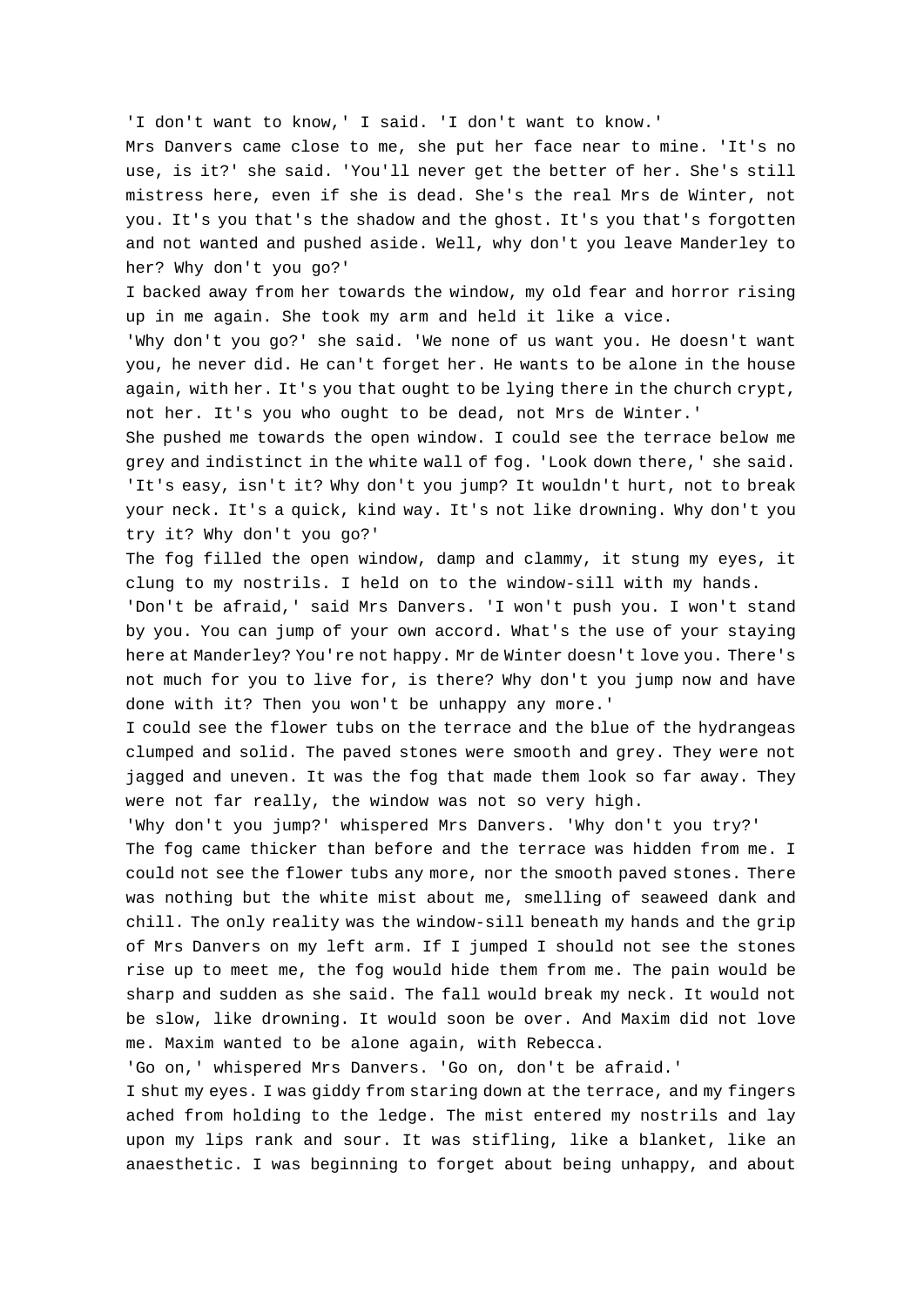'I don't want to know,' I said. 'I don't want to know.'

Mrs Danvers came close to me, she put her face near to mine. 'It's no use, is it?' she said. 'You'll never get the better of her. She's still mistress here, even if she is dead. She's the real Mrs de Winter, not you. It's you that's the shadow and the ghost. It's you that's forgotten and not wanted and pushed aside. Well, why don't you leave Manderley to her? Why don't you go?'

I backed away from her towards the window, my old fear and horror rising up in me again. She took my arm and held it like a vice.

'Why don't you go?' she said. 'We none of us want you. He doesn't want you, he never did. He can't forget her. He wants to be alone in the house again, with her. It's you that ought to be lying there in the church crypt, not her. It's you who ought to be dead, not Mrs de Winter.'

She pushed me towards the open window. I could see the terrace below me grey and indistinct in the white wall of fog. 'Look down there,' she said. 'It's easy, isn't it? Why don't you jump? It wouldn't hurt, not to break your neck. It's a quick, kind way. It's not like drowning. Why don't you try it? Why don't you go?'

The fog filled the open window, damp and clammy, it stung my eyes, it clung to my nostrils. I held on to the window-sill with my hands.

'Don't be afraid,' said Mrs Danvers. 'I won't push you. I won't stand by you. You can jump of your own accord. What's the use of your staying here at Manderley? You're not happy. Mr de Winter doesn't love you. There's not much for you to live for, is there? Why don't you jump now and have done with it? Then you won't be unhappy any more.'

I could see the flower tubs on the terrace and the blue of the hydrangeas clumped and solid. The paved stones were smooth and grey. They were not jagged and uneven. It was the fog that made them look so far away. They were not far really, the window was not so very high.

'Why don't you jump?' whispered Mrs Danvers. 'Why don't you try?'

The fog came thicker than before and the terrace was hidden from me. I could not see the flower tubs any more, nor the smooth paved stones. There was nothing but the white mist about me, smelling of seaweed dank and chill. The only reality was the window-sill beneath my hands and the grip of Mrs Danvers on my left arm. If I jumped I should not see the stones rise up to meet me, the fog would hide them from me. The pain would be sharp and sudden as she said. The fall would break my neck. It would not be slow, like drowning. It would soon be over. And Maxim did not love me. Maxim wanted to be alone again, with Rebecca.

'Go on,' whispered Mrs Danvers. 'Go on, don't be afraid.'

I shut my eyes. I was giddy from staring down at the terrace, and my fingers ached from holding to the ledge. The mist entered my nostrils and lay upon my lips rank and sour. It was stifling, like a blanket, like an anaesthetic. I was beginning to forget about being unhappy, and about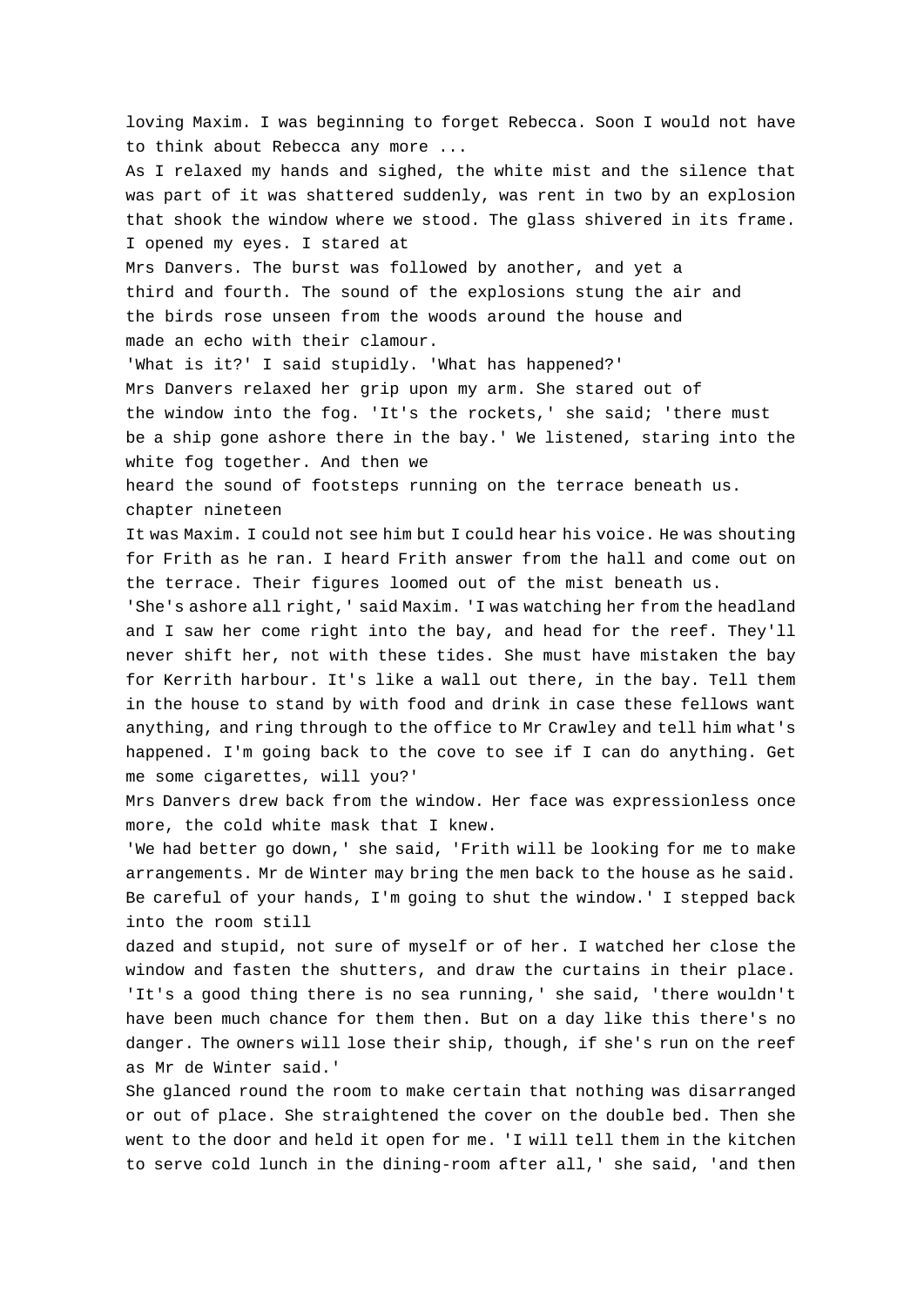loving Maxim. I was beginning to forget Rebecca. Soon I would not have to think about Rebecca any more ...

As I relaxed my hands and sighed, the white mist and the silence that was part of it was shattered suddenly, was rent in two by an explosion that shook the window where we stood. The glass shivered in its frame. I opened my eyes. I stared at Mrs Danvers. The burst was followed by another, and yet a third and fourth. The sound of the explosions stung the air and the birds rose unseen from the woods around the house and made an echo with their clamour.

'What is it?' I said stupidly. 'What has happened?'

Mrs Danvers relaxed her grip upon my arm. She stared out of the window into the fog. 'It's the rockets,' she said; 'there must be a ship gone ashore there in the bay.' We listened, staring into the white fog together. And then we heard the sound of footsteps running on the terrace beneath us.

## chapter nineteen

It was Maxim. I could not see him but I could hear his voice. He was shouting for Frith as he ran. I heard Frith answer from the hall and come out on the terrace. Their figures loomed out of the mist beneath us.

'She's ashore all right,' said Maxim. 'I was watching her from the headland and I saw her come right into the bay, and head for the reef. They'll never shift her, not with these tides. She must have mistaken the bay for Kerrith harbour. It's like a wall out there, in the bay. Tell them in the house to stand by with food and drink in case these fellows want anything, and ring through to the office to Mr Crawley and tell him what's happened. I'm going back to the cove to see if I can do anything. Get me some cigarettes, will you?'

Mrs Danvers drew back from the window. Her face was expressionless once more, the cold white mask that I knew.

'We had better go down,' she said, 'Frith will be looking for me to make arrangements. Mr de Winter may bring the men back to the house as he said. Be careful of your hands, I'm going to shut the window.' I stepped back into the room still dazed and stupid, not sure of myself or of her. I watched her close the window and fasten the shutters, and draw the curtains in their place. 'It's a good thing there is no sea running,' she said, 'there wouldn't have been much chance for them then. But on a day like this there's no danger. The owners will lose their ship, though, if she's run on the reef as Mr de Winter said.'

She glanced round the room to make certain that nothing was disarranged or out of place. She straightened the cover on the double bed. Then she went to the door and held it open for me. 'I will tell them in the kitchen to serve cold lunch in the dining-room after all,' she said, 'and then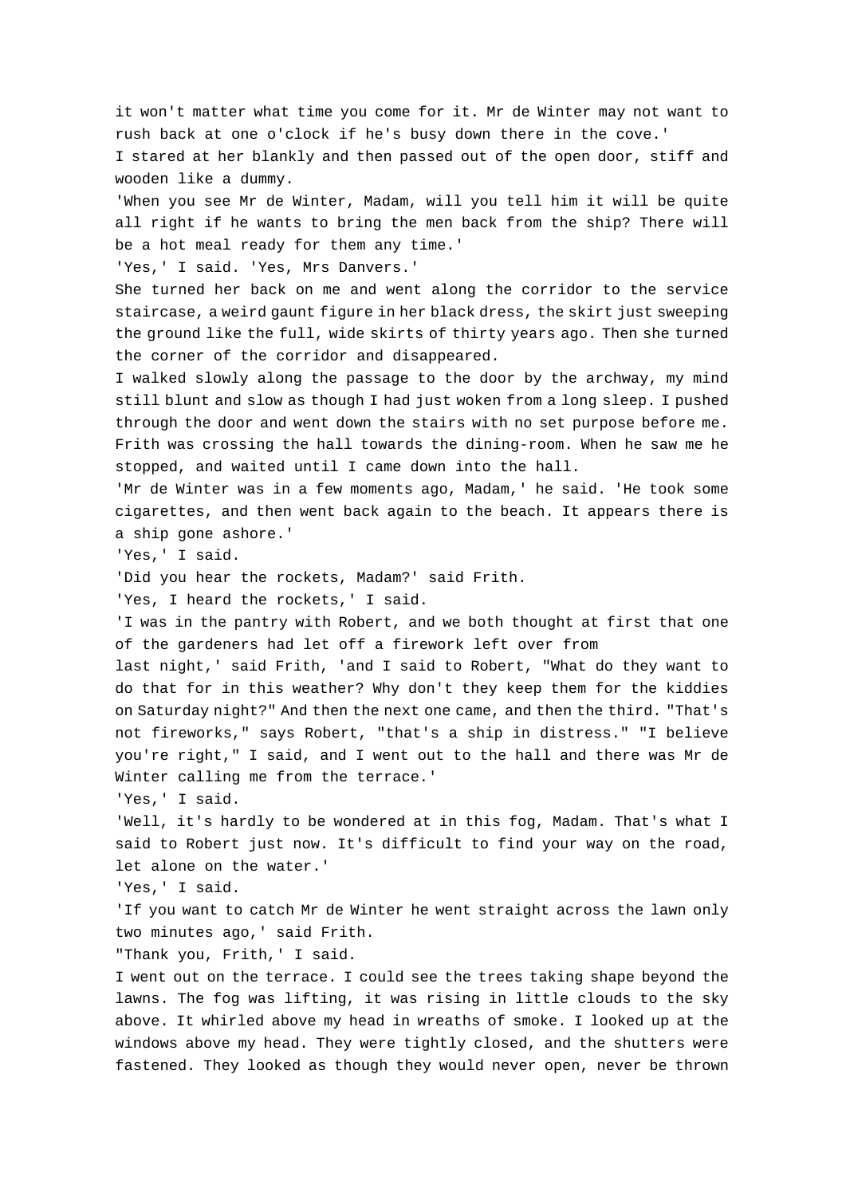it won't matter what time you come for it. Mr de Winter may not want to rush back at one o'clock if he's busy down there in the cove.'

I stared at her blankly and then passed out of the open door, stiff and wooden like a dummy.

'When you see Mr de Winter, Madam, will you tell him it will be quite all right if he wants to bring the men back from the ship? There will be a hot meal ready for them any time.'

'Yes,' I said. 'Yes, Mrs Danvers.'

She turned her back on me and went along the corridor to the service staircase, a weird gaunt figure in her black dress, the skirt just sweeping the ground like the full, wide skirts of thirty years ago. Then she turned the corner of the corridor and disappeared.

I walked slowly along the passage to the door by the archway, my mind still blunt and slow as though I had just woken from a long sleep. I pushed through the door and went down the stairs with no set purpose before me. Frith was crossing the hall towards the dining-room. When he saw me he stopped, and waited until I came down into the hall.

'Mr de Winter was in a few moments ago, Madam,' he said. 'He took some cigarettes, and then went back again to the beach. It appears there is a ship gone ashore.'

'Yes,' I said.

'Did you hear the rockets, Madam?' said Frith.

'Yes, I heard the rockets,' I said.

'I was in the pantry with Robert, and we both thought at first that one of the gardeners had let off a firework left over from last night,' said Frith, 'and I said to Robert, "What do they want to do that for in this weather? Why don't they keep them for the kiddies on Saturday night?" And then the next one came, and then the third. "That's not fireworks," says Robert, "that's a ship in distress." "I believe you're right," I said, and I went out to the hall and there was Mr de Winter calling me from the terrace.'

'Yes,' I said.

'Well, it's hardly to be wondered at in this fog, Madam. That's what I said to Robert just now. It's difficult to find your way on the road, let alone on the water.'

'Yes,' I said.

'If you want to catch Mr de Winter he went straight across the lawn only two minutes ago,' said Frith.

"Thank you, Frith,' I said.

I went out on the terrace. I could see the trees taking shape beyond the lawns. The fog was lifting, it was rising in little clouds to the sky above. It whirled above my head in wreaths of smoke. I looked up at the windows above my head. They were tightly closed, and the shutters were fastened. They looked as though they would never open, never be thrown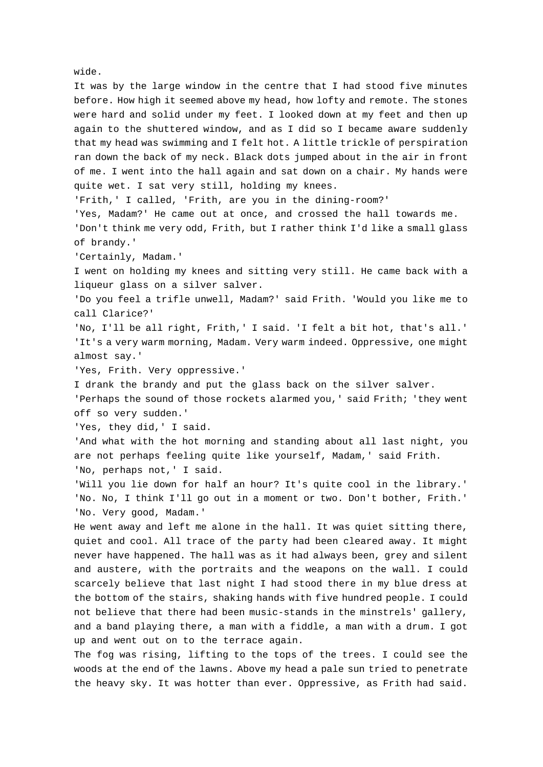wide.

It was by the large window in the centre that I had stood five minutes before. How high it seemed above my head, how lofty and remote. The stones were hard and solid under my feet. I looked down at my feet and then up again to the shuttered window, and as I did so I became aware suddenly that my head was swimming and I felt hot. A little trickle of perspiration ran down the back of my neck. Black dots jumped about in the air in front of me. I went into the hall again and sat down on a chair. My hands were quite wet. I sat very still, holding my knees.

'Frith,' I called, 'Frith, are you in the dining-room?'

'Yes, Madam?' He came out at once, and crossed the hall towards me.

'Don't think me very odd, Frith, but I rather think I'd like a small glass of brandy.'

'Certainly, Madam.'

I went on holding my knees and sitting very still. He came back with a liqueur glass on a silver salver.

'Do you feel a trifle unwell, Madam?' said Frith. 'Would you like me to call Clarice?'

'No, I'll be all right, Frith,' I said. 'I felt a bit hot, that's all.'

'It's a very warm morning, Madam. Very warm indeed. Oppressive, one might almost say.'

'Yes, Frith. Very oppressive.'

I drank the brandy and put the glass back on the silver salver.

'Perhaps the sound of those rockets alarmed you,' said Frith; 'they went off so very sudden.'

'Yes, they did,' I said.

'And what with the hot morning and standing about all last night, you are not perhaps feeling quite like yourself, Madam,' said Frith.

'No, perhaps not,' I said.

'Will you lie down for half an hour? It's quite cool in the library.'

'No. No, I think I'll go out in a moment or two. Don't bother, Frith.'

'No. Very good, Madam.'

He went away and left me alone in the hall. It was quiet sitting there, quiet and cool. All trace of the party had been cleared away. It might never have happened. The hall was as it had always been, grey and silent and austere, with the portraits and the weapons on the wall. I could scarcely believe that last night I had stood there in my blue dress at the bottom of the stairs, shaking hands with five hundred people. I could not believe that there had been music-stands in the minstrels' gallery, and a band playing there, a man with a fiddle, a man with a drum. I got up and went out on to the terrace again.

The fog was rising, lifting to the tops of the trees. I could see the woods at the end of the lawns. Above my head a pale sun tried to penetrate the heavy sky. It was hotter than ever. Oppressive, as Frith had said.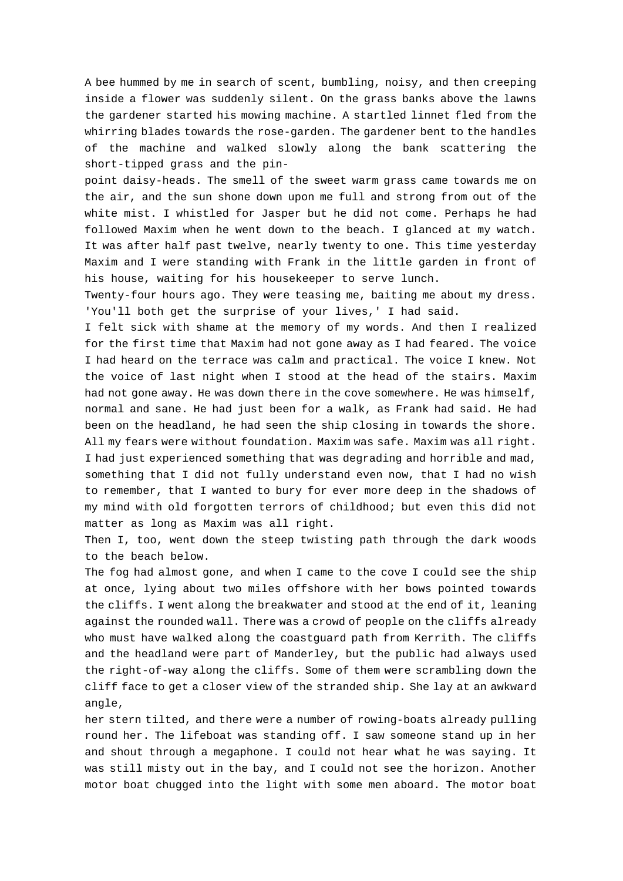A bee hummed by me in search of scent, bumbling, noisy, and then creeping inside a flower was suddenly silent. On the grass banks above the lawns the gardener started his mowing machine. A startled linnet fled from the whirring blades towards the rose-garden. The gardener bent to the handles of the machine and walked slowly along the bank scattering the short-tipped grass and the pin-point daisy-heads. The smell of the sweet warm grass came towards me on the air, and the sun shone down upon me full and strong from out of the white mist. I whistled for Jasper but he did not come. Perhaps he had followed Maxim when he went down to the beach. I glanced at my watch. It was after half past twelve, nearly twenty to one. This time yesterday Maxim and I were standing with Frank in the little garden in front of his house, waiting for his housekeeper to serve lunch.

Twenty-four hours ago. They were teasing me, baiting me about my dress. 'You'll both get the surprise of your lives,' I had said.

I felt sick with shame at the memory of my words. And then I realized for the first time that Maxim had not gone away as I had feared. The voice I had heard on the terrace was calm and practical. The voice I knew. Not the voice of last night when I stood at the head of the stairs. Maxim had not gone away. He was down there in the cove somewhere. He was himself, normal and sane. He had just been for a walk, as Frank had said. He had been on the headland, he had seen the ship closing in towards the shore. All my fears were without foundation. Maxim was safe. Maxim was all right. I had just experienced something that was degrading and horrible and mad, something that I did not fully understand even now, that I had no wish to remember, that I wanted to bury for ever more deep in the shadows of my mind with old forgotten terrors of childhood; but even this did not matter as long as Maxim was all right.

Then I, too, went down the steep twisting path through the dark woods to the beach below.

The fog had almost gone, and when I came to the cove I could see the ship at once, lying about two miles offshore with her bows pointed towards the cliffs. I went along the breakwater and stood at the end of it, leaning against the rounded wall. There was a crowd of people on the cliffs already who must have walked along the coastguard path from Kerrith. The cliffs and the headland were part of Manderley, but the public had always used the right-of-way along the cliffs. Some of them were scrambling down the cliff face to get a closer view of the stranded ship. She lay at an awkward angle, her stern tilted, and there were a number of rowing-boats already pulling round her. The lifeboat was standing off. I saw someone stand up in her and shout through a megaphone. I could not hear what he was saying. It was still misty out in the bay, and I could not see the horizon. Another motor boat chugged into the light with some men aboard. The motor boat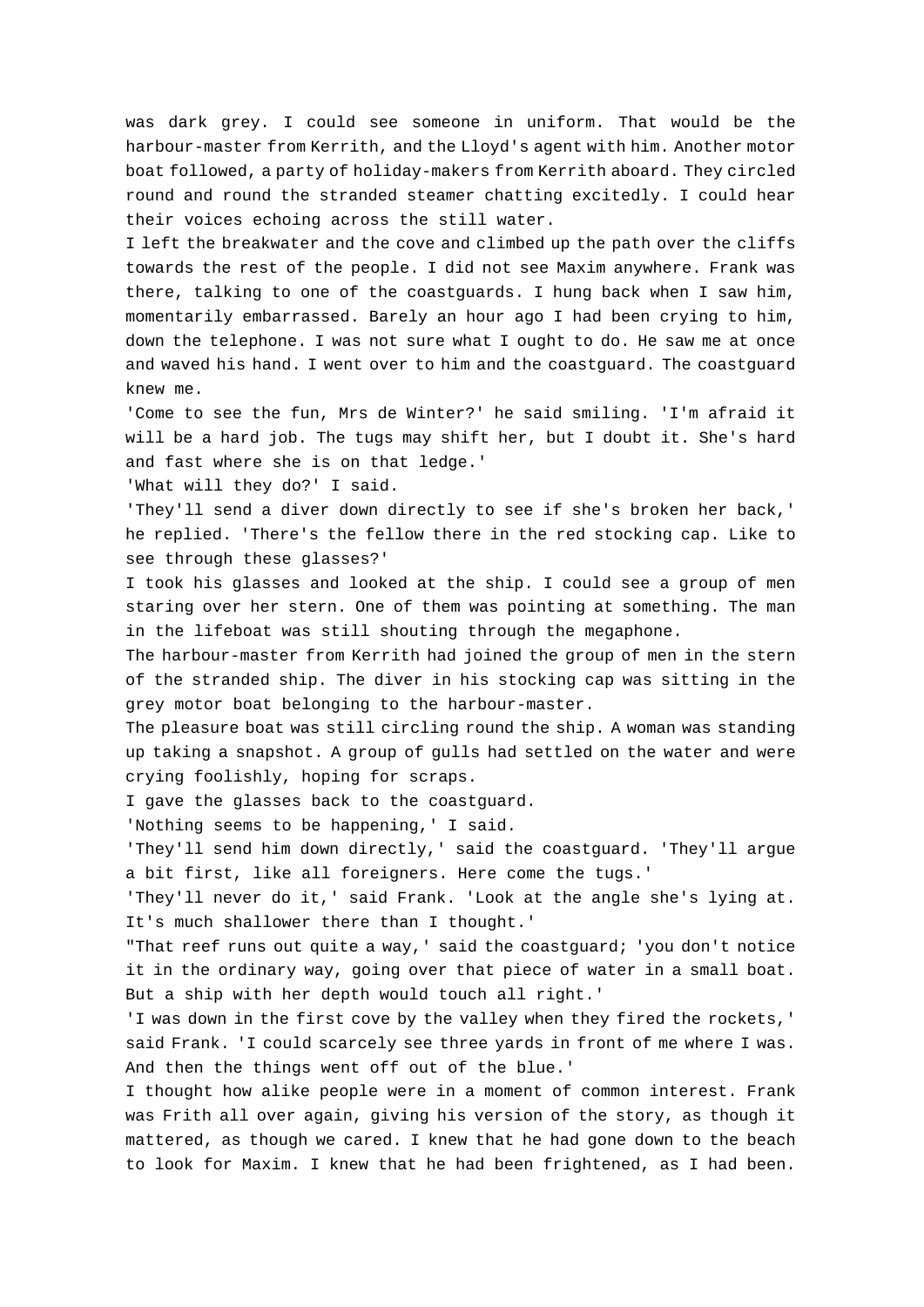was dark grey. I could see someone in uniform. That would be the harbour-master from Kerrith, and the Lloyd's agent with him. Another motor boat followed, a party of holiday-makers from Kerrith aboard. They circled round and round the stranded steamer chatting excitedly. I could hear their voices echoing across the still water.

I left the breakwater and the cove and climbed up the path over the cliffs towards the rest of the people. I did not see Maxim anywhere. Frank was there, talking to one of the coastguards. I hung back when I saw him, momentarily embarrassed. Barely an hour ago I had been crying to him, down the telephone. I was not sure what I ought to do. He saw me at once and waved his hand. I went over to him and the coastguard. The coastguard knew me.

'Come to see the fun, Mrs de Winter?' he said smiling. 'I'm afraid it will be a hard job. The tugs may shift her, but I doubt it. She's hard and fast where she is on that ledge.'

'What will they do?' I said.

'They'll send a diver down directly to see if she's broken her back,' he replied. 'There's the fellow there in the red stocking cap. Like to see through these glasses?'

I took his glasses and looked at the ship. I could see a group of men staring over her stern. One of them was pointing at something. The man in the lifeboat was still shouting through the megaphone.

The harbour-master from Kerrith had joined the group of men in the stern of the stranded ship. The diver in his stocking cap was sitting in the grey motor boat belonging to the harbour-master.

The pleasure boat was still circling round the ship. A woman was standing up taking a snapshot. A group of gulls had settled on the water and were crying foolishly, hoping for scraps.

I gave the glasses back to the coastguard.

'Nothing seems to be happening,' I said.

'They'll send him down directly,' said the coastguard. 'They'll argue a bit first, like all foreigners. Here come the tugs.'

'They'll never do it,' said Frank. 'Look at the angle she's lying at. It's much shallower there than I thought.'

"That reef runs out quite a way,' said the coastguard; 'you don't notice it in the ordinary way, going over that piece of water in a small boat. But a ship with her depth would touch all right.'

'I was down in the first cove by the valley when they fired the rockets,' said Frank. 'I could scarcely see three yards in front of me where I was. And then the things went off out of the blue.'

I thought how alike people were in a moment of common interest. Frank was Frith all over again, giving his version of the story, as though it mattered, as though we cared. I knew that he had gone down to the beach to look for Maxim. I knew that he had been frightened, as I had been.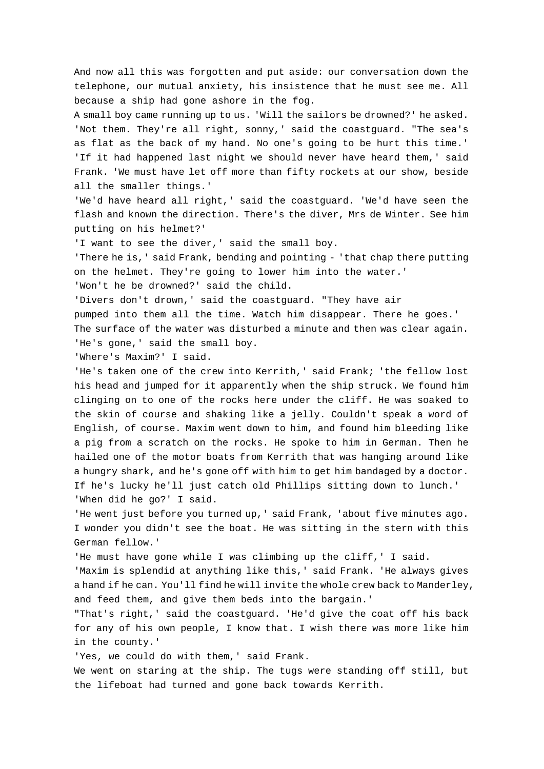And now all this was forgotten and put aside: our conversation down the telephone, our mutual anxiety, his insistence that he must see me. All because a ship had gone ashore in the fog.

A small boy came running up to us. 'Will the sailors be drowned?' he asked.

'Not them. They're all right, sonny,' said the coastguard. "The sea's as flat as the back of my hand. No one's going to be hurt this time.'

'If it had happened last night we should never have heard them,' said Frank. 'We must have let off more than fifty rockets at our show, beside all the smaller things.'

'We'd have heard all right,' said the coastguard. 'We'd have seen the flash and known the direction. There's the diver, Mrs de Winter. See him putting on his helmet?'

'I want to see the diver,' said the small boy.

'There he is,' said Frank, bending and pointing - 'that chap there putting on the helmet. They're going to lower him into the water.'

'Won't he be drowned?' said the child.

'Divers don't drown,' said the coastguard. "They have air pumped into them all the time. Watch him disappear. There he goes.'

The surface of the water was disturbed a minute and then was clear again.

'He's gone,' said the small boy.

'Where's Maxim?' I said.

'He's taken one of the crew into Kerrith,' said Frank; 'the fellow lost his head and jumped for it apparently when the ship struck. We found him clinging on to one of the rocks here under the cliff. He was soaked to the skin of course and shaking like a jelly. Couldn't speak a word of English, of course. Maxim went down to him, and found him bleeding like a pig from a scratch on the rocks. He spoke to him in German. Then he hailed one of the motor boats from Kerrith that was hanging around like a hungry shark, and he's gone off with him to get him bandaged by a doctor. If he's lucky he'll just catch old Phillips sitting down to lunch.'

'When did he go?' I said.

'He went just before you turned up,' said Frank, 'about five minutes ago. I wonder you didn't see the boat. He was sitting in the stern with this German fellow.'

'He must have gone while I was climbing up the cliff,' I said.

'Maxim is splendid at anything like this,' said Frank. 'He always gives a hand if he can. You'll find he will invite the whole crew back to Manderley, and feed them, and give them beds into the bargain.'

"That's right,' said the coastguard. 'He'd give the coat off his back for any of his own people, I know that. I wish there was more like him in the county.'

'Yes, we could do with them,' said Frank.

We went on staring at the ship. The tugs were standing off still, but the lifeboat had turned and gone back towards Kerrith.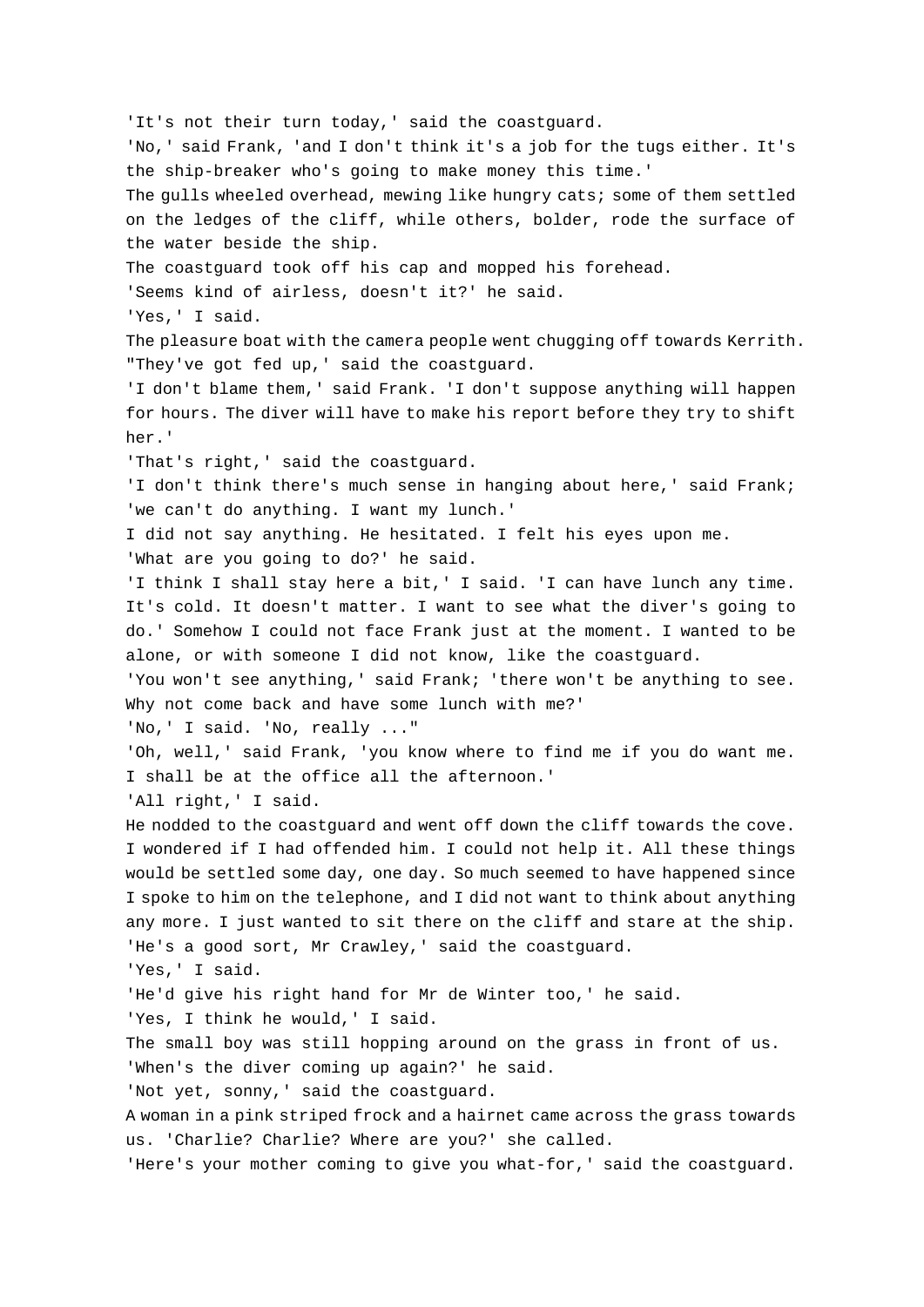'It's not their turn today,' said the coastguard.

'No,' said Frank, 'and I don't think it's a job for the tugs either. It's the ship-breaker who's going to make money this time.'

The gulls wheeled overhead, mewing like hungry cats; some of them settled on the ledges of the cliff, while others, bolder, rode the surface of the water beside the ship.

The coastguard took off his cap and mopped his forehead.

'Seems kind of airless, doesn't it?' he said.

'Yes,' I said.

The pleasure boat with the camera people went chugging off towards Kerrith.

"They've got fed up,' said the coastguard.

'I don't blame them,' said Frank. 'I don't suppose anything will happen for hours. The diver will have to make his report before they try to shift her.'

'That's right,' said the coastguard.

'I don't think there's much sense in hanging about here,' said Frank; 'we can't do anything. I want my lunch.'

I did not say anything. He hesitated. I felt his eyes upon me.

'What are you going to do?' he said.

'I think I shall stay here a bit,' I said. 'I can have lunch any time. It's cold. It doesn't matter. I want to see what the diver's going to do.' Somehow I could not face Frank just at the moment. I wanted to be alone, or with someone I did not know, like the coastguard.

'You won't see anything,' said Frank; 'there won't be anything to see. Why not come back and have some lunch with me?'

'No,' I said. 'No, really ..."

'Oh, well,' said Frank, 'you know where to find me if you do want me. I shall be at the office all the afternoon.'

'All right,' I said.

He nodded to the coastguard and went off down the cliff towards the cove. I wondered if I had offended him. I could not help it. All these things would be settled some day, one day. So much seemed to have happened since I spoke to him on the telephone, and I did not want to think about anything any more. I just wanted to sit there on the cliff and stare at the ship.

'He's a good sort, Mr Crawley,' said the coastguard.

'Yes,' I said.

'He'd give his right hand for Mr de Winter too,' he said.

'Yes, I think he would,' I said.

The small boy was still hopping around on the grass in front of us.

'When's the diver coming up again?' he said.

'Not yet, sonny,' said the coastguard.

A woman in a pink striped frock and a hairnet came across the grass towards us. 'Charlie? Charlie? Where are you?' she called.

'Here's your mother coming to give you what-for,' said the coastguard.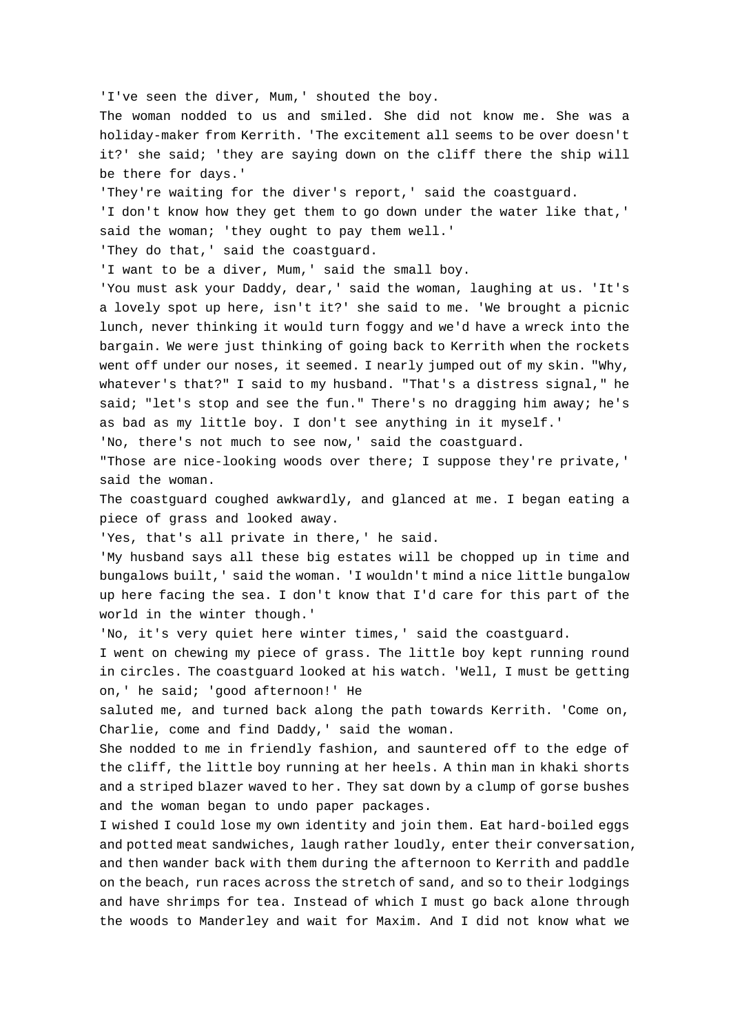'I've seen the diver, Mum,' shouted the boy.

The woman nodded to us and smiled. She did not know me. She was a holiday-maker from Kerrith. 'The excitement all seems to be over doesn't it?' she said; 'they are saying down on the cliff there the ship will be there for days.'

'They're waiting for the diver's report,' said the coastguard.

'I don't know how they get them to go down under the water like that,' said the woman; 'they ought to pay them well.'

'They do that,' said the coastguard.

'I want to be a diver, Mum,' said the small boy.

'You must ask your Daddy, dear,' said the woman, laughing at us. 'It's a lovely spot up here, isn't it?' she said to me. 'We brought a picnic lunch, never thinking it would turn foggy and we'd have a wreck into the bargain. We were just thinking of going back to Kerrith when the rockets went off under our noses, it seemed. I nearly jumped out of my skin. "Why, whatever's that?" I said to my husband. "That's a distress signal," he said; "let's stop and see the fun." There's no dragging him away; he's as bad as my little boy. I don't see anything in it myself.'

'No, there's not much to see now,' said the coastguard.

"Those are nice-looking woods over there; I suppose they're private,' said the woman.

The coastguard coughed awkwardly, and glanced at me. I began eating a piece of grass and looked away.

'Yes, that's all private in there,' he said.

'My husband says all these big estates will be chopped up in time and bungalows built,' said the woman. 'I wouldn't mind a nice little bungalow up here facing the sea. I don't know that I'd care for this part of the world in the winter though.'

'No, it's very quiet here winter times,' said the coastguard.

I went on chewing my piece of grass. The little boy kept running round in circles. The coastguard looked at his watch. 'Well, I must be getting on,' he said; 'good afternoon!' He saluted me, and turned back along the path towards Kerrith. 'Come on, Charlie, come and find Daddy,' said the woman.

She nodded to me in friendly fashion, and sauntered off to the edge of the cliff, the little boy running at her heels. A thin man in khaki shorts and a striped blazer waved to her. They sat down by a clump of gorse bushes and the woman began to undo paper packages.

I wished I could lose my own identity and join them. Eat hard-boiled eggs and potted meat sandwiches, laugh rather loudly, enter their conversation, and then wander back with them during the afternoon to Kerrith and paddle on the beach, run races across the stretch of sand, and so to their lodgings and have shrimps for tea. Instead of which I must go back alone through the woods to Manderley and wait for Maxim. And I did not know what we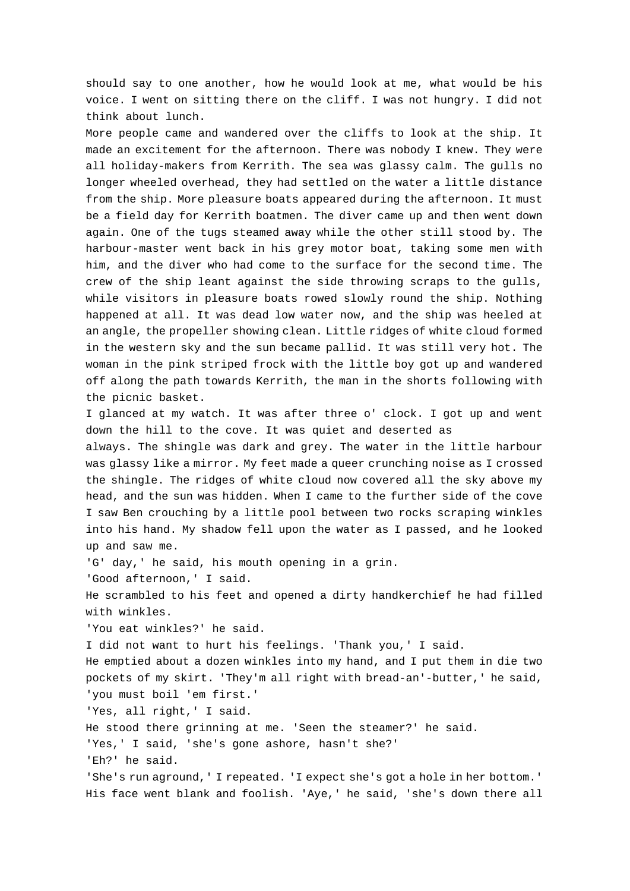should say to one another, how he would look at me, what would be his voice. I went on sitting there on the cliff. I was not hungry. I did not think about lunch.

More people came and wandered over the cliffs to look at the ship. It made an excitement for the afternoon. There was nobody I knew. They were all holiday-makers from Kerrith. The sea was glassy calm. The gulls no longer wheeled overhead, they had settled on the water a little distance from the ship. More pleasure boats appeared during the afternoon. It must be a field day for Kerrith boatmen. The diver came up and then went down again. One of the tugs steamed away while the other still stood by. The harbour-master went back in his grey motor boat, taking some men with him, and the diver who had come to the surface for the second time. The crew of the ship leant against the side throwing scraps to the gulls, while visitors in pleasure boats rowed slowly round the ship. Nothing happened at all. It was dead low water now, and the ship was heeled at an angle, the propeller showing clean. Little ridges of white cloud formed in the western sky and the sun became pallid. It was still very hot. The woman in the pink striped frock with the little boy got up and wandered off along the path towards Kerrith, the man in the shorts following with the picnic basket.

I glanced at my watch. It was after three o' clock. I got up and went down the hill to the cove. It was quiet and deserted as always. The shingle was dark and grey. The water in the little harbour was glassy like a mirror. My feet made a queer crunching noise as I crossed the shingle. The ridges of white cloud now covered all the sky above my head, and the sun was hidden. When I came to the further side of the cove I saw Ben crouching by a little pool between two rocks scraping winkles into his hand. My shadow fell upon the water as I passed, and he looked up and saw me.

'G' day,' he said, his mouth opening in a grin.

'Good afternoon,' I said.

He scrambled to his feet and opened a dirty handkerchief he had filled with winkles.

'You eat winkles?' he said.

I did not want to hurt his feelings. 'Thank you,' I said.

He emptied about a dozen winkles into my hand, and I put them in die two pockets of my skirt. 'They'm all right with bread-an'-butter,' he said, 'you must boil 'em first.'

'Yes, all right,' I said.

He stood there grinning at me. 'Seen the steamer?' he said.

'Yes,' I said, 'she's gone ashore, hasn't she?'

'Eh?' he said.

'She's run aground,' I repeated. 'I expect she's got a hole in her bottom.'

His face went blank and foolish. 'Aye,' he said, 'she's down there all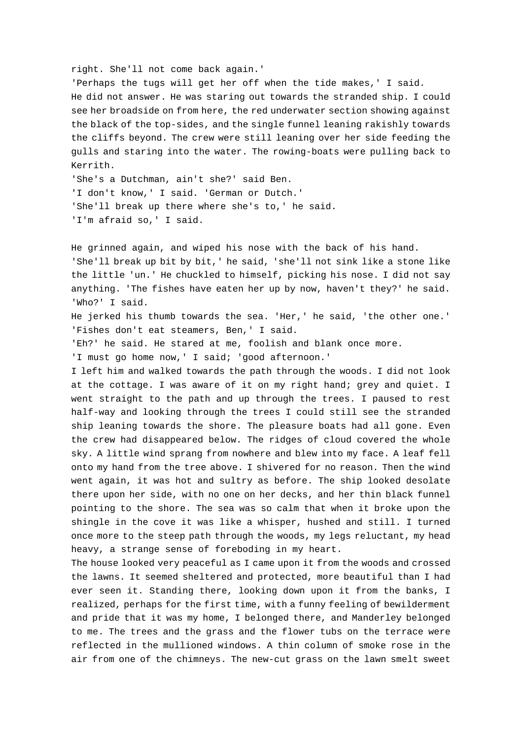right. She'll not come back again.'

'Perhaps the tugs will get her off when the tide makes,' I said.

He did not answer. He was staring out towards the stranded ship. I could see her broadside on from here, the red underwater section showing against the black of the top-sides, and the single funnel leaning rakishly towards the cliffs beyond. The crew were still leaning over her side feeding the gulls and staring into the water. The rowing-boats were pulling back to Kerrith.

'She's a Dutchman, ain't she?' said Ben.

'I don't know,' I said. 'German or Dutch.'

'She'll break up there where she's to,' he said.

'I'm afraid so,' I said.

He grinned again, and wiped his nose with the back of his hand.

'She'll break up bit by bit,' he said, 'she'll not sink like a stone like the little 'un.' He chuckled to himself, picking his nose. I did not say anything. 'The fishes have eaten her up by now, haven't they?' he said.

'Who?' I said.

He jerked his thumb towards the sea. 'Her,' he said, 'the other one.'

'Fishes don't eat steamers, Ben,' I said.

'Eh?' he said. He stared at me, foolish and blank once more.

'I must go home now,' I said; 'good afternoon.'

I left him and walked towards the path through the woods. I did not look at the cottage. I was aware of it on my right hand; grey and quiet. I went straight to the path and up through the trees. I paused to rest half-way and looking through the trees I could still see the stranded ship leaning towards the shore. The pleasure boats had all gone. Even the crew had disappeared below. The ridges of cloud covered the whole sky. A little wind sprang from nowhere and blew into my face. A leaf fell onto my hand from the tree above. I shivered for no reason. Then the wind went again, it was hot and sultry as before. The ship looked desolate there upon her side, with no one on her decks, and her thin black funnel pointing to the shore. The sea was so calm that when it broke upon the shingle in the cove it was like a whisper, hushed and still. I turned once more to the steep path through the woods, my legs reluctant, my head heavy, a strange sense of foreboding in my heart.

The house looked very peaceful as I came upon it from the woods and crossed the lawns. It seemed sheltered and protected, more beautiful than I had ever seen it. Standing there, looking down upon it from the banks, I realized, perhaps for the first time, with a funny feeling of bewilderment and pride that it was my home, I belonged there, and Manderley belonged to me. The trees and the grass and the flower tubs on the terrace were reflected in the mullioned windows. A thin column of smoke rose in the air from one of the chimneys. The new-cut grass on the lawn smelt sweet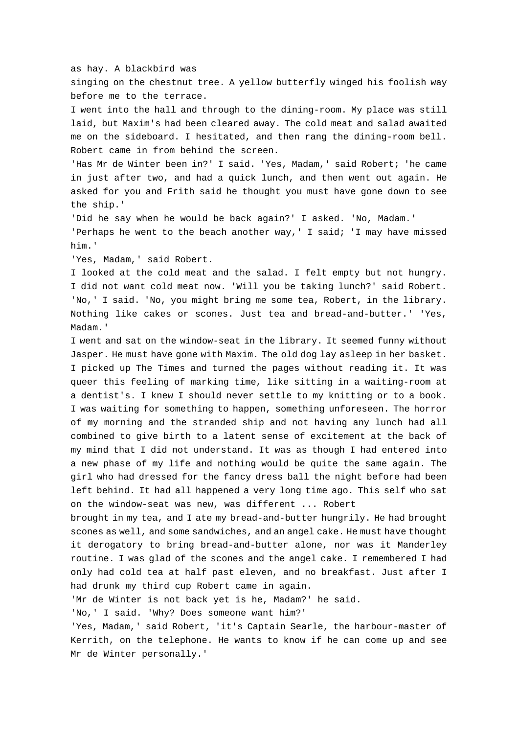as hay. A blackbird was singing on the chestnut tree. A yellow butterfly winged his foolish way before me to the terrace.

I went into the hall and through to the dining-room. My place was still laid, but Maxim's had been cleared away. The cold meat and salad awaited me on the sideboard. I hesitated, and then rang the dining-room bell. Robert came in from behind the screen.

'Has Mr de Winter been in?' I said. 'Yes, Madam,' said Robert; 'he came in just after two, and had a quick lunch, and then went out again. He asked for you and Frith said he thought you must have gone down to see the ship.'

'Did he say when he would be back again?' I asked. 'No, Madam.'

'Perhaps he went to the beach another way,' I said; 'I may have missed him.'

'Yes, Madam,' said Robert.

I looked at the cold meat and the salad. I felt empty but not hungry. I did not want cold meat now. 'Will you be taking lunch?' said Robert. 'No,' I said. 'No, you might bring me some tea, Robert, in the library. Nothing like cakes or scones. Just tea and bread-and-butter.' 'Yes, Madam.'

I went and sat on the window-seat in the library. It seemed funny without Jasper. He must have gone with Maxim. The old dog lay asleep in her basket. I picked up The Times and turned the pages without reading it. It was queer this feeling of marking time, like sitting in a waiting-room at a dentist's. I knew I should never settle to my knitting or to a book. I was waiting for something to happen, something unforeseen. The horror of my morning and the stranded ship and not having any lunch had all combined to give birth to a latent sense of excitement at the back of my mind that I did not understand. It was as though I had entered into a new phase of my life and nothing would be quite the same again. The girl who had dressed for the fancy dress ball the night before had been left behind. It had all happened a very long time ago. This self who sat on the window-seat was new, was different ... Robert brought in my tea, and I ate my bread-and-butter hungrily. He had brought scones as well, and some sandwiches, and an angel cake. He must have thought it derogatory to bring bread-and-butter alone, nor was it Manderley routine. I was glad of the scones and the angel cake. I remembered I had only had cold tea at half past eleven, and no breakfast. Just after I had drunk my third cup Robert came in again.

'Mr de Winter is not back yet is he, Madam?' he said.

'No,' I said. 'Why? Does someone want him?'

'Yes, Madam,' said Robert, 'it's Captain Searle, the harbour-master of Kerrith, on the telephone. He wants to know if he can come up and see Mr de Winter personally.'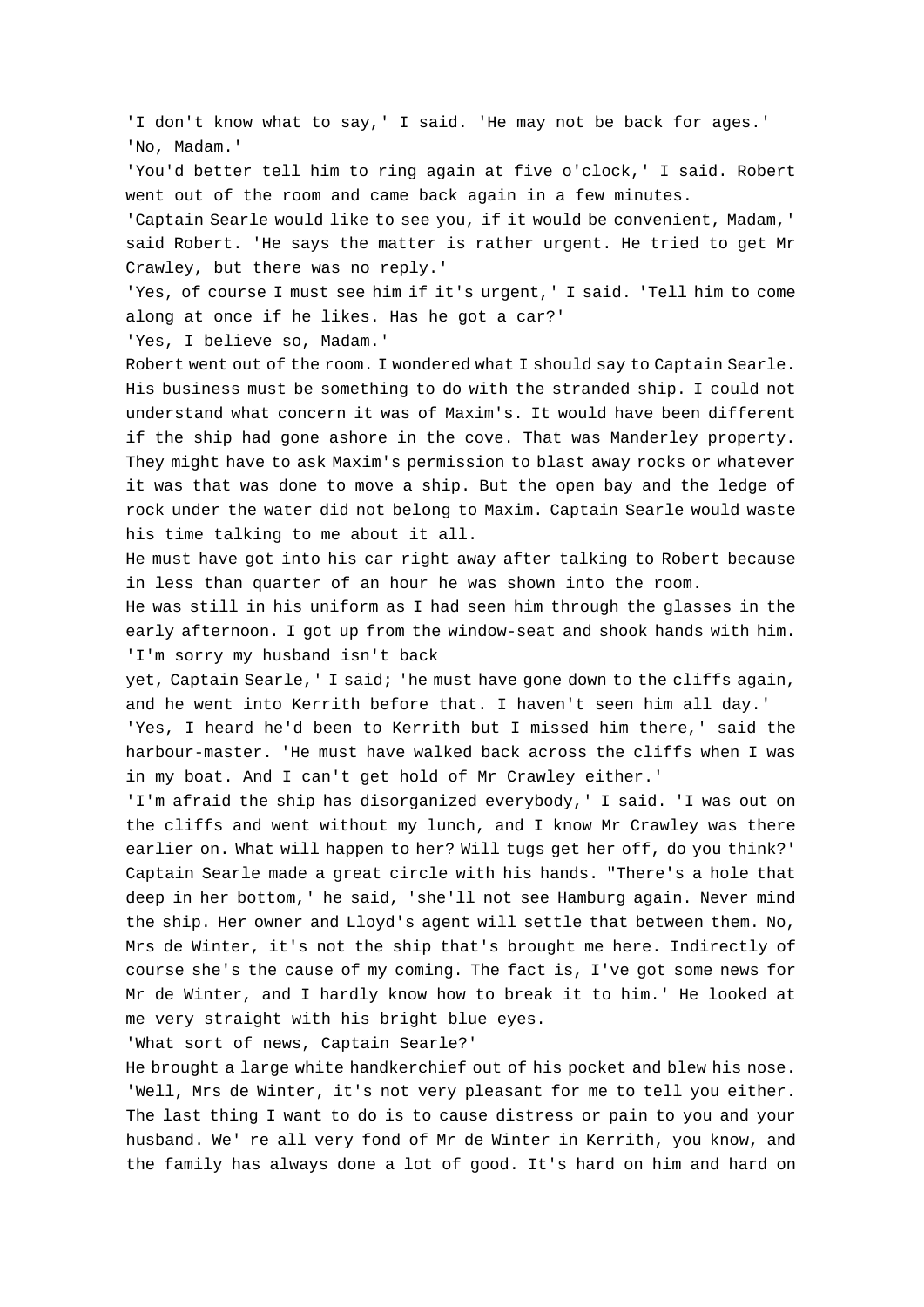'I don't know what to say,' I said. 'He may not be back for ages.'

'No, Madam.'

'You'd better tell him to ring again at five o'clock,' I said. Robert went out of the room and came back again in a few minutes.

'Captain Searle would like to see you, if it would be convenient, Madam,' said Robert. 'He says the matter is rather urgent. He tried to get Mr Crawley, but there was no reply.'

'Yes, of course I must see him if it's urgent,' I said. 'Tell him to come along at once if he likes. Has he got a car?'

'Yes, I believe so, Madam.'

Robert went out of the room. I wondered what I should say to Captain Searle. His business must be something to do with the stranded ship. I could not understand what concern it was of Maxim's. It would have been different if the ship had gone ashore in the cove. That was Manderley property. They might have to ask Maxim's permission to blast away rocks or whatever it was that was done to move a ship. But the open bay and the ledge of rock under the water did not belong to Maxim. Captain Searle would waste his time talking to me about it all.

He must have got into his car right away after talking to Robert because in less than quarter of an hour he was shown into the room.

He was still in his uniform as I had seen him through the glasses in the early afternoon. I got up from the window-seat and shook hands with him. 'I'm sorry my husband isn't back yet, Captain Searle,' I said; 'he must have gone down to the cliffs again, and he went into Kerrith before that. I haven't seen him all day.'

'Yes, I heard he'd been to Kerrith but I missed him there,' said the harbour-master. 'He must have walked back across the cliffs when I was in my boat. And I can't get hold of Mr Crawley either.'

'I'm afraid the ship has disorganized everybody,' I said. 'I was out on the cliffs and went without my lunch, and I know Mr Crawley was there earlier on. What will happen to her? Will tugs get her off, do you think?'

Captain Searle made a great circle with his hands. "There's a hole that deep in her bottom,' he said, 'she'll not see Hamburg again. Never mind the ship. Her owner and Lloyd's agent will settle that between them. No, Mrs de Winter, it's not the ship that's brought me here. Indirectly of course she's the cause of my coming. The fact is, I've got some news for Mr de Winter, and I hardly know how to break it to him.' He looked at me very straight with his bright blue eyes.

'What sort of news, Captain Searle?'

He brought a large white handkerchief out of his pocket and blew his nose. 'Well, Mrs de Winter, it's not very pleasant for me to tell you either. The last thing I want to do is to cause distress or pain to you and your husband. We' re all very fond of Mr de Winter in Kerrith, you know, and the family has always done a lot of good. It's hard on him and hard on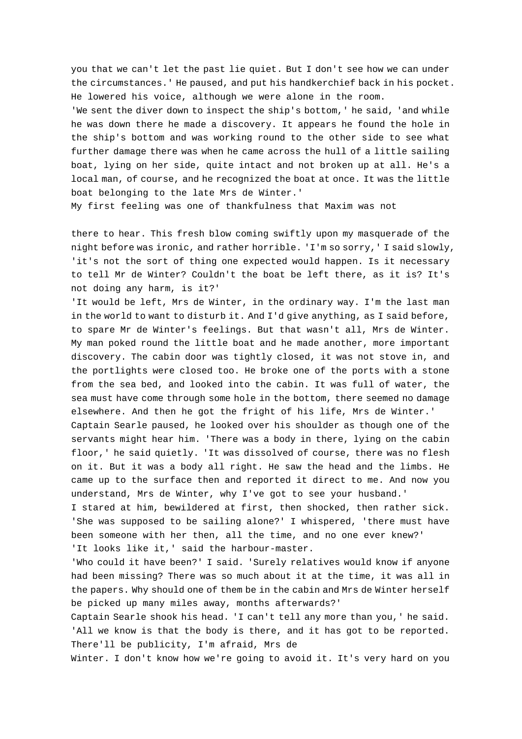you that we can't let the past lie quiet. But I don't see how we can under the circumstances.' He paused, and put his handkerchief back in his pocket. He lowered his voice, although we were alone in the room.

'We sent the diver down to inspect the ship's bottom,' he said, 'and while he was down there he made a discovery. It appears he found the hole in the ship's bottom and was working round to the other side to see what further damage there was when he came across the hull of a little sailing boat, lying on her side, quite intact and not broken up at all. He's a local man, of course, and he recognized the boat at once. It was the little boat belonging to the late Mrs de Winter.'

My first feeling was one of thankfulness that Maxim was not there to hear. This fresh blow coming swiftly upon my masquerade of the night before was ironic, and rather horrible. 'I'm so sorry,' I said slowly, 'it's not the sort of thing one expected would happen. Is it necessary to tell Mr de Winter? Couldn't the boat be left there, as it is? It's not doing any harm, is it?'

'It would be left, Mrs de Winter, in the ordinary way. I'm the last man in the world to want to disturb it. And I'd give anything, as I said before, to spare Mr de Winter's feelings. But that wasn't all, Mrs de Winter. My man poked round the little boat and he made another, more important discovery. The cabin door was tightly closed, it was not stove in, and the portlights were closed too. He broke one of the ports with a stone from the sea bed, and looked into the cabin. It was full of water, the sea must have come through some hole in the bottom, there seemed no damage elsewhere. And then he got the fright of his life, Mrs de Winter.'

Captain Searle paused, he looked over his shoulder as though one of the servants might hear him. 'There was a body in there, lying on the cabin floor,' he said quietly. 'It was dissolved of course, there was no flesh on it. But it was a body all right. He saw the head and the limbs. He came up to the surface then and reported it direct to me. And now you understand, Mrs de Winter, why I've got to see your husband.'

I stared at him, bewildered at first, then shocked, then rather sick. 'She was supposed to be sailing alone?' I whispered, 'there must have been someone with her then, all the time, and no one ever knew?'

'It looks like it,' said the harbour-master.

'Who could it have been?' I said. 'Surely relatives would know if anyone had been missing? There was so much about it at the time, it was all in the papers. Why should one of them be in the cabin and Mrs de Winter herself be picked up many miles away, months afterwards?'

Captain Searle shook his head. 'I can't tell any more than you,' he said. 'All we know is that the body is there, and it has got to be reported. There'll be publicity, I'm afraid, Mrs de Winter. I don't know how we're going to avoid it. It's very hard on you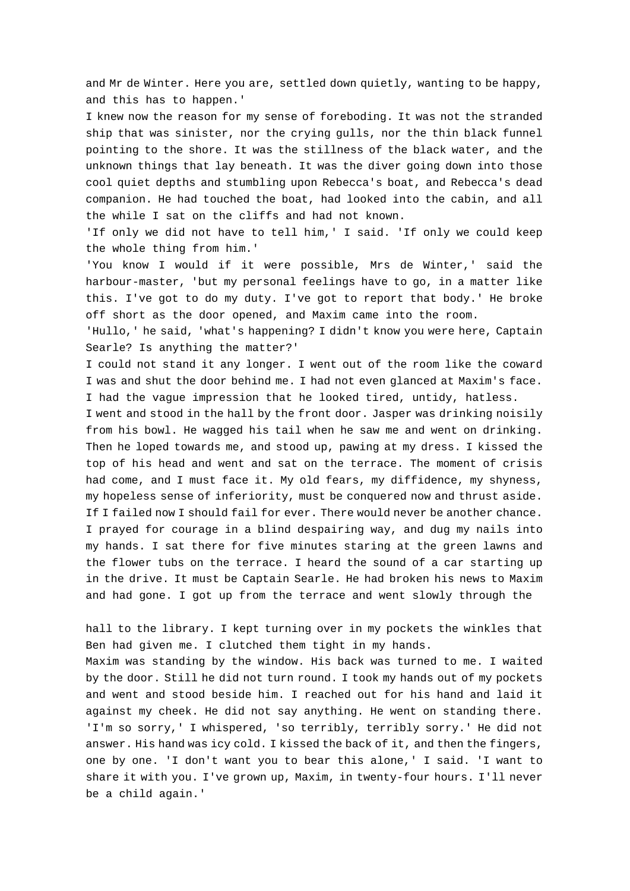and Mr de Winter. Here you are, settled down quietly, wanting to be happy, and this has to happen.'

I knew now the reason for my sense of foreboding. It was not the stranded ship that was sinister, nor the crying gulls, nor the thin black funnel pointing to the shore. It was the stillness of the black water, and the unknown things that lay beneath. It was the diver going down into those cool quiet depths and stumbling upon Rebecca's boat, and Rebecca's dead companion. He had touched the boat, had looked into the cabin, and all the while I sat on the cliffs and had not known.

'If only we did not have to tell him,' I said. 'If only we could keep the whole thing from him.'

'You know I would if it were possible, Mrs de Winter,' said the harbour-master, 'but my personal feelings have to go, in a matter like this. I've got to do my duty. I've got to report that body.' He broke off short as the door opened, and Maxim came into the room.

'Hullo,' he said, 'what's happening? I didn't know you were here, Captain Searle? Is anything the matter?'

I could not stand it any longer. I went out of the room like the coward I was and shut the door behind me. I had not even glanced at Maxim's face. I had the vague impression that he looked tired, untidy, hatless.

I went and stood in the hall by the front door. Jasper was drinking noisily from his bowl. He wagged his tail when he saw me and went on drinking. Then he loped towards me, and stood up, pawing at my dress. I kissed the top of his head and went and sat on the terrace. The moment of crisis had come, and I must face it. My old fears, my diffidence, my shyness, my hopeless sense of inferiority, must be conquered now and thrust aside. If I failed now I should fail for ever. There would never be another chance. I prayed for courage in a blind despairing way, and dug my nails into my hands. I sat there for five minutes staring at the green lawns and the flower tubs on the terrace. I heard the sound of a car starting up in the drive. It must be Captain Searle. He had broken his news to Maxim and had gone. I got up from the terrace and went slowly through the hall to the library. I kept turning over in my pockets the winkles that Ben had given me. I clutched them tight in my hands.

Maxim was standing by the window. His back was turned to me. I waited by the door. Still he did not turn round. I took my hands out of my pockets and went and stood beside him. I reached out for his hand and laid it against my cheek. He did not say anything. He went on standing there. 'I'm so sorry,' I whispered, 'so terribly, terribly sorry.' He did not answer. His hand was icy cold. I kissed the back of it, and then the fingers, one by one. 'I don't want you to bear this alone,' I said. 'I want to share it with you. I've grown up, Maxim, in twenty-four hours. I'll never be a child again.'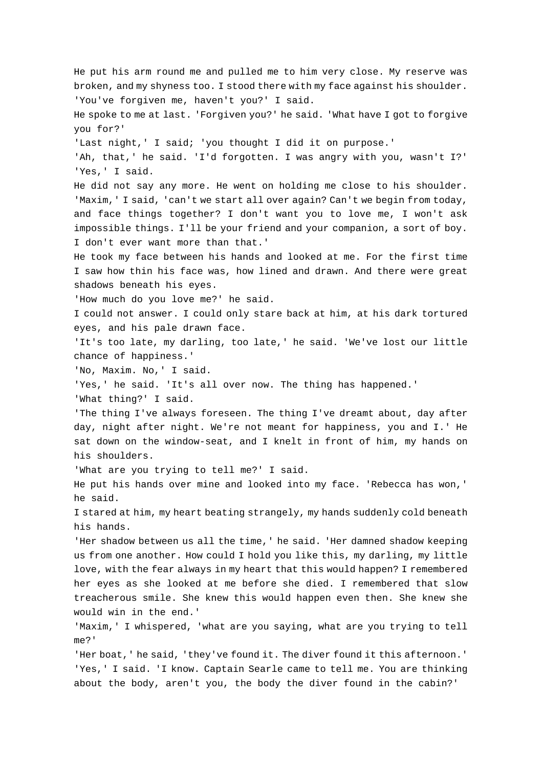He put his arm round me and pulled me to him very close. My reserve was broken, and my shyness too. I stood there with my face against his shoulder. 'You've forgiven me, haven't you?' I said.

He spoke to me at last. 'Forgiven you?' he said. 'What have I got to forgive you for?'

'Last night,' I said; 'you thought I did it on purpose.'

'Ah, that,' he said. 'I'd forgotten. I was angry with you, wasn't I?'

'Yes,' I said.

He did not say any more. He went on holding me close to his shoulder. 'Maxim,' I said, 'can't we start all over again? Can't we begin from today, and face things together? I don't want you to love me, I won't ask impossible things. I'll be your friend and your companion, a sort of boy. I don't ever want more than that.'

He took my face between his hands and looked at me. For the first time I saw how thin his face was, how lined and drawn. And there were great shadows beneath his eyes.

'How much do you love me?' he said.

I could not answer. I could only stare back at him, at his dark tortured eyes, and his pale drawn face.

'It's too late, my darling, too late,' he said. 'We've lost our little chance of happiness.'

'No, Maxim. No,' I said.

'Yes,' he said. 'It's all over now. The thing has happened.'

'What thing?' I said.

'The thing I've always foreseen. The thing I've dreamt about, day after day, night after night. We're not meant for happiness, you and I.' He sat down on the window-seat, and I knelt in front of him, my hands on his shoulders.

'What are you trying to tell me?' I said.

He put his hands over mine and looked into my face. 'Rebecca has won,' he said.

I stared at him, my heart beating strangely, my hands suddenly cold beneath his hands.

'Her shadow between us all the time,' he said. 'Her damned shadow keeping us from one another. How could I hold you like this, my darling, my little love, with the fear always in my heart that this would happen? I remembered her eyes as she looked at me before she died. I remembered that slow treacherous smile. She knew this would happen even then. She knew she would win in the end.'

'Maxim,' I whispered, 'what are you saying, what are you trying to tell me?'

'Her boat,' he said, 'they've found it. The diver found it this afternoon.'

'Yes,' I said. 'I know. Captain Searle came to tell me. You are thinking about the body, aren't you, the body the diver found in the cabin?'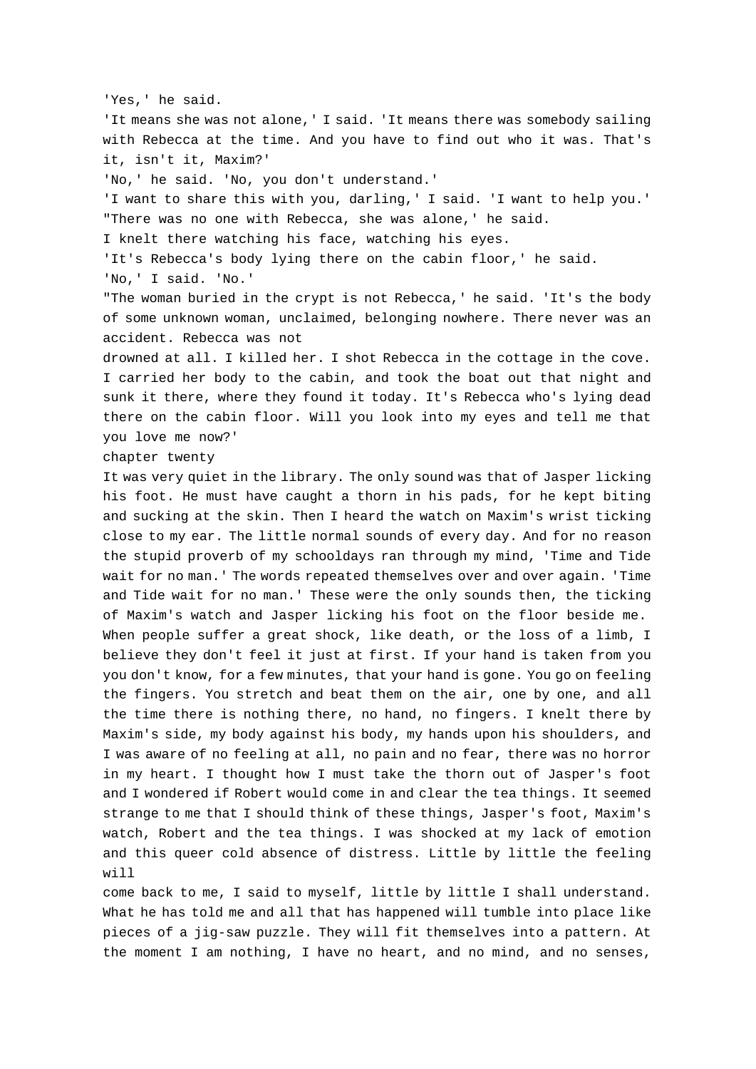'Yes,' he said.

'It means she was not alone,' I said. 'It means there was somebody sailing with Rebecca at the time. And you have to find out who it was. That's it, isn't it, Maxim?'

'No,' he said. 'No, you don't understand.'

'I want to share this with you, darling,' I said. 'I want to help you.'

"There was no one with Rebecca, she was alone,' he said.

I knelt there watching his face, watching his eyes.

'It's Rebecca's body lying there on the cabin floor,' he said.

'No,' I said. 'No.'

"The woman buried in the crypt is not Rebecca,' he said. 'It's the body of some unknown woman, unclaimed, belonging nowhere. There never was an accident. Rebecca was not drowned at all. I killed her. I shot Rebecca in the cottage in the cove. I carried her body to the cabin, and took the boat out that night and sunk it there, where they found it today. It's Rebecca who's lying dead there on the cabin floor. Will you look into my eyes and tell me that you love me now?'

## chapter twenty

It was very quiet in the library. The only sound was that of Jasper licking his foot. He must have caught a thorn in his pads, for he kept biting and sucking at the skin. Then I heard the watch on Maxim's wrist ticking close to my ear. The little normal sounds of every day. And for no reason the stupid proverb of my schooldays ran through my mind, 'Time and Tide wait for no man.' The words repeated themselves over and over again. 'Time and Tide wait for no man.' These were the only sounds then, the ticking of Maxim's watch and Jasper licking his foot on the floor beside me.

When people suffer a great shock, like death, or the loss of a limb, I believe they don't feel it just at first. If your hand is taken from you you don't know, for a few minutes, that your hand is gone. You go on feeling the fingers. You stretch and beat them on the air, one by one, and all the time there is nothing there, no hand, no fingers. I knelt there by Maxim's side, my body against his body, my hands upon his shoulders, and I was aware of no feeling at all, no pain and no fear, there was no horror in my heart. I thought how I must take the thorn out of Jasper's foot and I wondered if Robert would come in and clear the tea things. It seemed strange to me that I should think of these things, Jasper's foot, Maxim's watch, Robert and the tea things. I was shocked at my lack of emotion and this queer cold absence of distress. Little by little the feeling will come back to me, I said to myself, little by little I shall understand. What he has told me and all that has happened will tumble into place like pieces of a jig-saw puzzle. They will fit themselves into a pattern. At the moment I am nothing, I have no heart, and no mind, and no senses,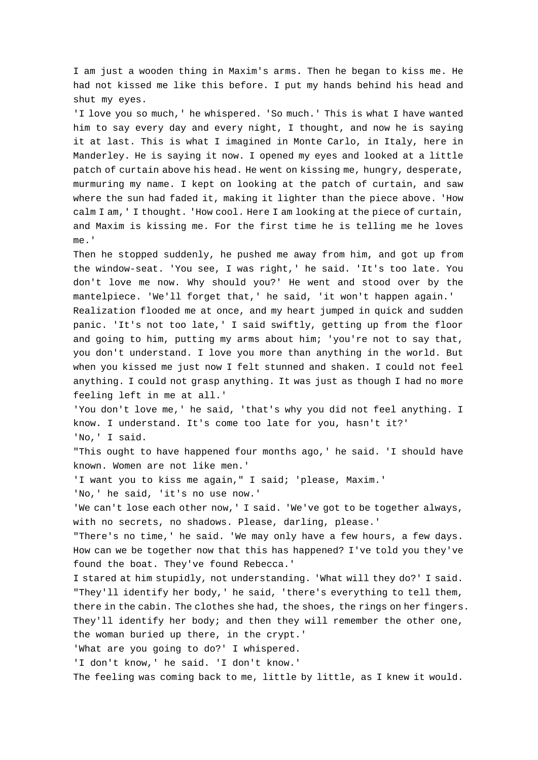I am just a wooden thing in Maxim's arms. Then he began to kiss me. He had not kissed me like this before. I put my hands behind his head and shut my eyes.

'I love you so much,' he whispered. 'So much.' This is what I have wanted him to say every day and every night, I thought, and now he is saying it at last. This is what I imagined in Monte Carlo, in Italy, here in Manderley. He is saying it now. I opened my eyes and looked at a little patch of curtain above his head. He went on kissing me, hungry, desperate, murmuring my name. I kept on looking at the patch of curtain, and saw where the sun had faded it, making it lighter than the piece above. 'How calm I am,' I thought. 'How cool. Here I am looking at the piece of curtain, and Maxim is kissing me. For the first time he is telling me he loves me.'

Then he stopped suddenly, he pushed me away from him, and got up from the window-seat. 'You see, I was right,' he said. 'It's too late. You don't love me now. Why should you?' He went and stood over by the mantelpiece. 'We'll forget that,' he said, 'it won't happen again.'

Realization flooded me at once, and my heart jumped in quick and sudden panic. 'It's not too late,' I said swiftly, getting up from the floor and going to him, putting my arms about him; 'you're not to say that, you don't understand. I love you more than anything in the world. But when you kissed me just now I felt stunned and shaken. I could not feel anything. I could not grasp anything. It was just as though I had no more feeling left in me at all.'

'You don't love me,' he said, 'that's why you did not feel anything. I know. I understand. It's come too late for you, hasn't it?'

'No,' I said.

"This ought to have happened four months ago,' he said. 'I should have known. Women are not like men.'

'I want you to kiss me again," I said; 'please, Maxim.'

'No,' he said, 'it's no use now.'

'We can't lose each other now,' I said. 'We've got to be together always, with no secrets, no shadows. Please, darling, please.'

"There's no time,' he said. 'We may only have a few hours, a few days. How can we be together now that this has happened? I've told you they've found the boat. They've found Rebecca.'

I stared at him stupidly, not understanding. 'What will they do?' I said.

"They'll identify her body,' he said, 'there's everything to tell them, there in the cabin. The clothes she had, the shoes, the rings on her fingers. They'll identify her body; and then they will remember the other one, the woman buried up there, in the crypt.'

'What are you going to do?' I whispered.

'I don't know,' he said. 'I don't know.'

The feeling was coming back to me, little by little, as I knew it would.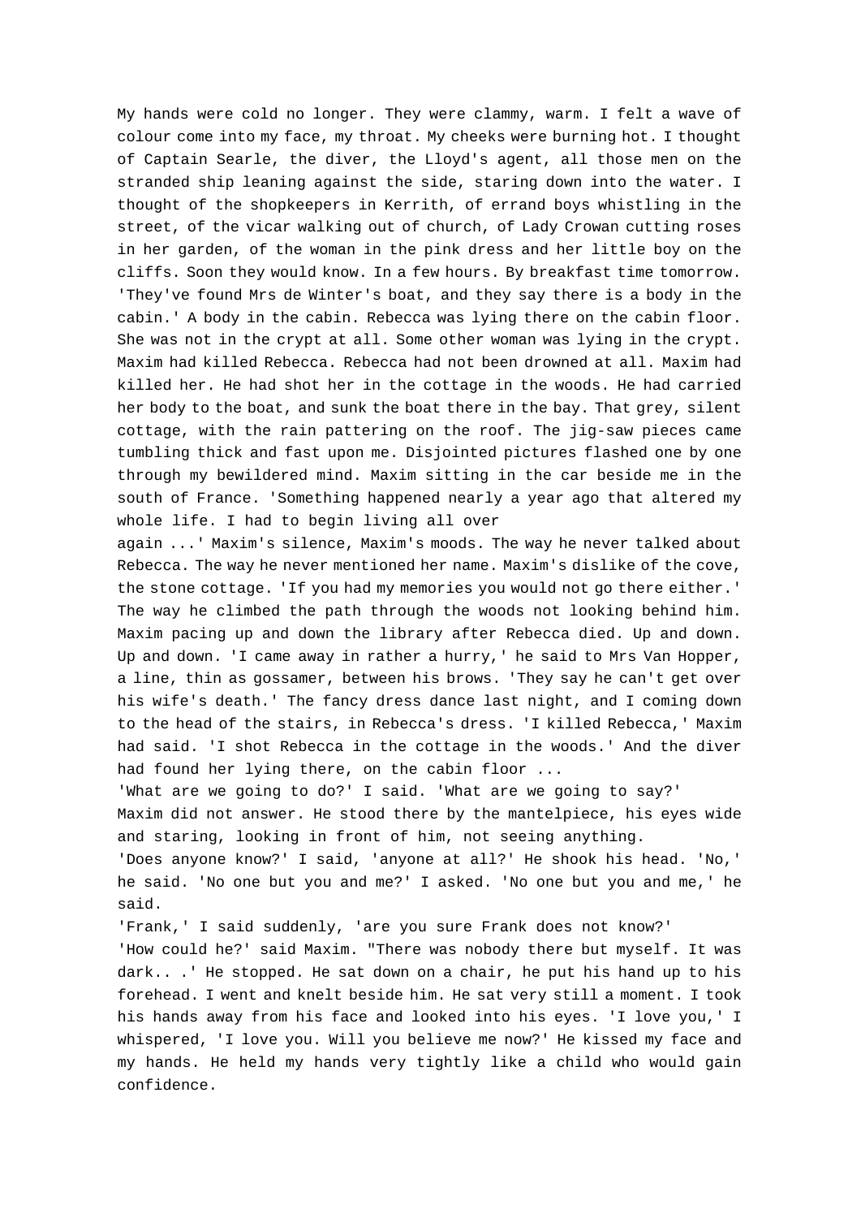My hands were cold no longer. They were clammy, warm. I felt a wave of colour come into my face, my throat. My cheeks were burning hot. I thought of Captain Searle, the diver, the Lloyd's agent, all those men on the stranded ship leaning against the side, staring down into the water. I thought of the shopkeepers in Kerrith, of errand boys whistling in the street, of the vicar walking out of church, of Lady Crowan cutting roses in her garden, of the woman in the pink dress and her little boy on the cliffs. Soon they would know. In a few hours. By breakfast time tomorrow. 'They've found Mrs de Winter's boat, and they say there is a body in the cabin.' A body in the cabin. Rebecca was lying there on the cabin floor. She was not in the crypt at all. Some other woman was lying in the crypt. Maxim had killed Rebecca. Rebecca had not been drowned at all. Maxim had killed her. He had shot her in the cottage in the woods. He had carried her body to the boat, and sunk the boat there in the bay. That grey, silent cottage, with the rain pattering on the roof. The jig-saw pieces came tumbling thick and fast upon me. Disjointed pictures flashed one by one through my bewildered mind. Maxim sitting in the car beside me in the south of France. 'Something happened nearly a year ago that altered my whole life. I had to begin living all over again ...' Maxim's silence, Maxim's moods. The way he never talked about Rebecca. The way he never mentioned her name. Maxim's dislike of the cove, the stone cottage. 'If you had my memories you would not go there either.' The way he climbed the path through the woods not looking behind him. Maxim pacing up and down the library after Rebecca died. Up and down. Up and down. 'I came away in rather a hurry,' he said to Mrs Van Hopper, a line, thin as gossamer, between his brows. 'They say he can't get over his wife's death.' The fancy dress dance last night, and I coming down to the head of the stairs, in Rebecca's dress. 'I killed Rebecca,' Maxim had said. 'I shot Rebecca in the cottage in the woods.' And the diver had found her lying there, on the cabin floor ...

'What are we going to do?' I said. 'What are we going to say?'

Maxim did not answer. He stood there by the mantelpiece, his eyes wide and staring, looking in front of him, not seeing anything.

'Does anyone know?' I said, 'anyone at all?' He shook his head. 'No,' he said. 'No one but you and me?' I asked. 'No one but you and me,' he said.

'Frank,' I said suddenly, 'are you sure Frank does not know?'

'How could he?' said Maxim. "There was nobody there but myself. It was dark.. .' He stopped. He sat down on a chair, he put his hand up to his forehead. I went and knelt beside him. He sat very still a moment. I took his hands away from his face and looked into his eyes. 'I love you,' I whispered, 'I love you. Will you believe me now?' He kissed my face and my hands. He held my hands very tightly like a child who would gain confidence.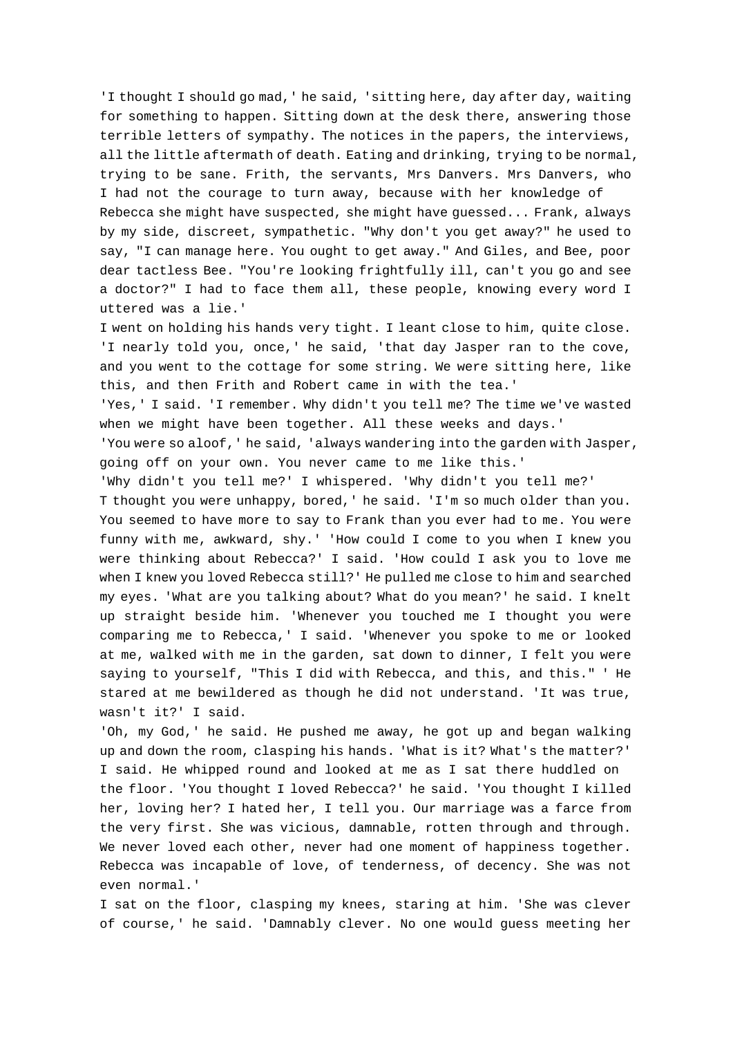'I thought I should go mad,' he said, 'sitting here, day after day, waiting for something to happen. Sitting down at the desk there, answering those terrible letters of sympathy. The notices in the papers, the interviews, all the little aftermath of death. Eating and drinking, trying to be normal, trying to be sane. Frith, the servants, Mrs Danvers. Mrs Danvers, who I had not the courage to turn away, because with her knowledge of Rebecca she might have suspected, she might have guessed... Frank, always by my side, discreet, sympathetic. "Why don't you get away?" he used to say, "I can manage here. You ought to get away." And Giles, and Bee, poor dear tactless Bee. "You're looking frightfully ill, can't you go and see a doctor?" I had to face them all, these people, knowing every word I uttered was a lie.'

I went on holding his hands very tight. I leant close to him, quite close. 'I nearly told you, once,' he said, 'that day Jasper ran to the cove, and you went to the cottage for some string. We were sitting here, like this, and then Frith and Robert came in with the tea.'

'Yes,' I said. 'I remember. Why didn't you tell me? The time we've wasted when we might have been together. All these weeks and days.'

'You were so aloof,' he said, 'always wandering into the garden with Jasper, going off on your own. You never came to me like this.'

'Why didn't you tell me?' I whispered. 'Why didn't you tell me?'

T thought you were unhappy, bored,' he said. 'I'm so much older than you. You seemed to have more to say to Frank than you ever had to me. You were funny with me, awkward, shy.' 'How could I come to you when I knew you were thinking about Rebecca?' I said. 'How could I ask you to love me when I knew you loved Rebecca still?' He pulled me close to him and searched my eyes. 'What are you talking about? What do you mean?' he said. I knelt up straight beside him. 'Whenever you touched me I thought you were comparing me to Rebecca,' I said. 'Whenever you spoke to me or looked at me, walked with me in the garden, sat down to dinner, I felt you were saying to yourself, "This I did with Rebecca, and this, and this." ' He stared at me bewildered as though he did not understand. 'It was true, wasn't it?' I said.

'Oh, my God,' he said. He pushed me away, he got up and began walking up and down the room, clasping his hands. 'What is it? What's the matter?' I said. He whipped round and looked at me as I sat there huddled on the floor. 'You thought I loved Rebecca?' he said. 'You thought I killed her, loving her? I hated her, I tell you. Our marriage was a farce from the very first. She was vicious, damnable, rotten through and through. We never loved each other, never had one moment of happiness together. Rebecca was incapable of love, of tenderness, of decency. She was not even normal.'

I sat on the floor, clasping my knees, staring at him. 'She was clever of course,' he said. 'Damnably clever. No one would guess meeting her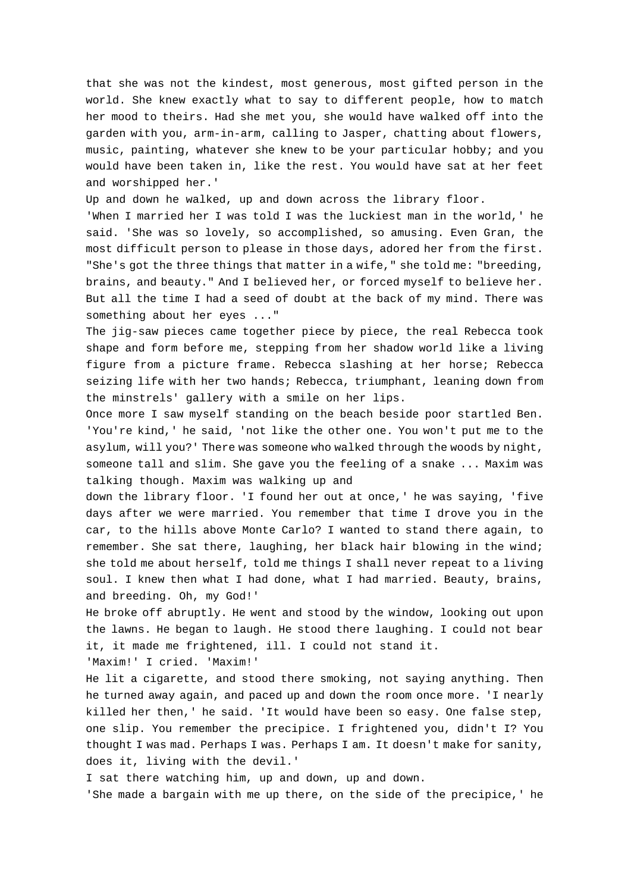that she was not the kindest, most generous, most gifted person in the world. She knew exactly what to say to different people, how to match her mood to theirs. Had she met you, she would have walked off into the garden with you, arm-in-arm, calling to Jasper, chatting about flowers, music, painting, whatever she knew to be your particular hobby; and you would have been taken in, like the rest. You would have sat at her feet and worshipped her.'

Up and down he walked, up and down across the library floor.

'When I married her I was told I was the luckiest man in the world,' he said. 'She was so lovely, so accomplished, so amusing. Even Gran, the most difficult person to please in those days, adored her from the first. "She's got the three things that matter in a wife," she told me: "breeding, brains, and beauty." And I believed her, or forced myself to believe her. But all the time I had a seed of doubt at the back of my mind. There was something about her eyes ..."

The jig-saw pieces came together piece by piece, the real Rebecca took shape and form before me, stepping from her shadow world like a living figure from a picture frame. Rebecca slashing at her horse; Rebecca seizing life with her two hands; Rebecca, triumphant, leaning down from the minstrels' gallery with a smile on her lips.

Once more I saw myself standing on the beach beside poor startled Ben. 'You're kind,' he said, 'not like the other one. You won't put me to the asylum, will you?' There was someone who walked through the woods by night, someone tall and slim. She gave you the feeling of a snake ... Maxim was talking though. Maxim was walking up and down the library floor. 'I found her out at once,' he was saying, 'five days after we were married. You remember that time I drove you in the car, to the hills above Monte Carlo? I wanted to stand there again, to remember. She sat there, laughing, her black hair blowing in the wind; she told me about herself, told me things I shall never repeat to a living soul. I knew then what I had done, what I had married. Beauty, brains, and breeding. Oh, my God!'

He broke off abruptly. He went and stood by the window, looking out upon the lawns. He began to laugh. He stood there laughing. I could not bear it, it made me frightened, ill. I could not stand it.

'Maxim!' I cried. 'Maxim!'

He lit a cigarette, and stood there smoking, not saying anything. Then he turned away again, and paced up and down the room once more. 'I nearly killed her then,' he said. 'It would have been so easy. One false step, one slip. You remember the precipice. I frightened you, didn't I? You thought I was mad. Perhaps I was. Perhaps I am. It doesn't make for sanity, does it, living with the devil.'

I sat there watching him, up and down, up and down.

'She made a bargain with me up there, on the side of the precipice,' he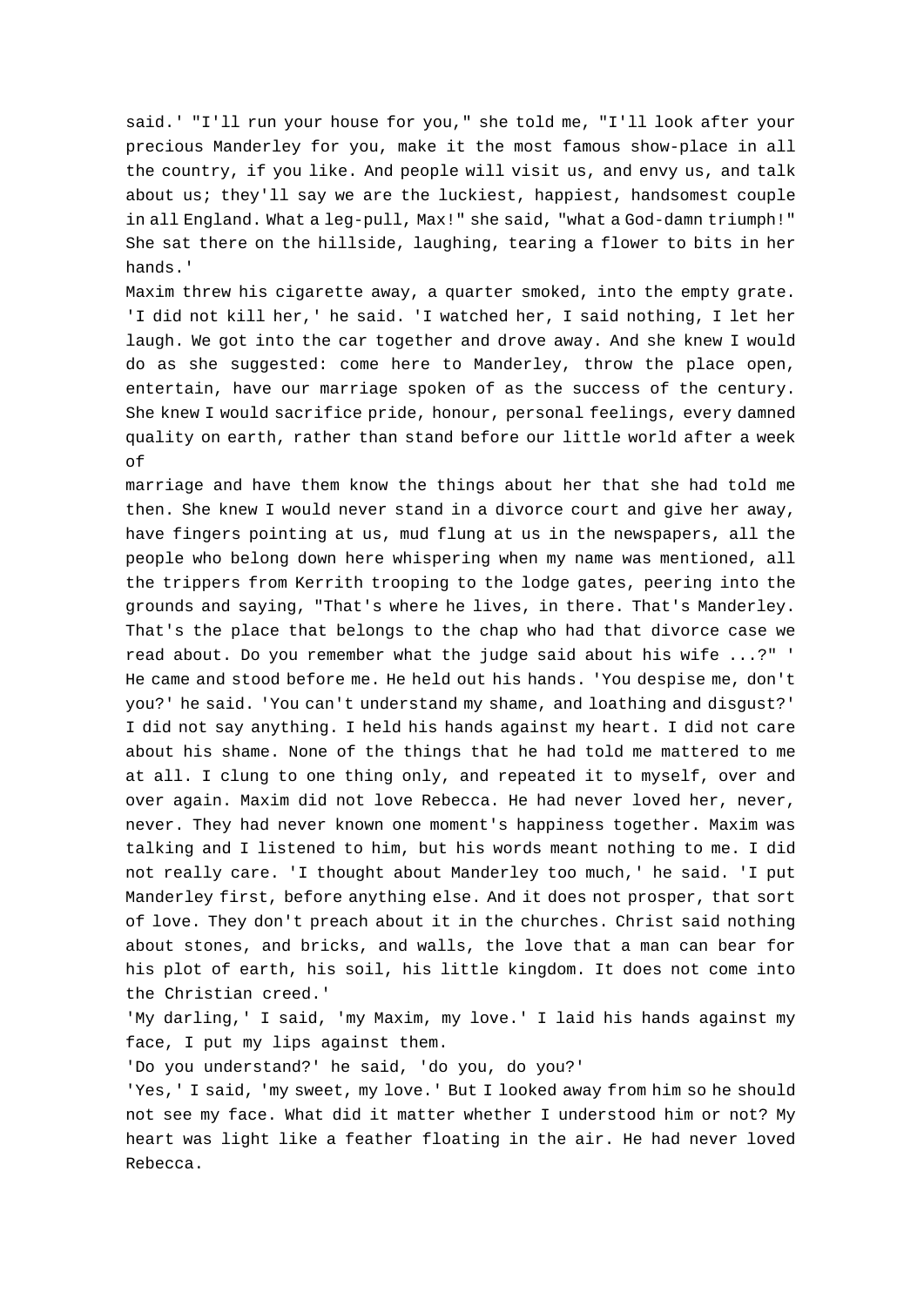said.' "I'll run your house for you," she told me, "I'll look after your precious Manderley for you, make it the most famous show-place in all the country, if you like. And people will visit us, and envy us, and talk about us; they'll say we are the luckiest, happiest, handsomest couple in all England. What a leg-pull, Max!" she said, "what a God-damn triumph!" She sat there on the hillside, laughing, tearing a flower to bits in her hands.'

Maxim threw his cigarette away, a quarter smoked, into the empty grate. 'I did not kill her,' he said. 'I watched her, I said nothing, I let her laugh. We got into the car together and drove away. And she knew I would do as she suggested: come here to Manderley, throw the place open, entertain, have our marriage spoken of as the success of the century. She knew I would sacrifice pride, honour, personal feelings, every damned quality on earth, rather than stand before our little world after a week of marriage and have them know the things about her that she had told me then. She knew I would never stand in a divorce court and give her away, have fingers pointing at us, mud flung at us in the newspapers, all the people who belong down here whispering when my name was mentioned, all the trippers from Kerrith trooping to the lodge gates, peering into the grounds and saying, "That's where he lives, in there. That's Manderley. That's the place that belongs to the chap who had that divorce case we read about. Do you remember what the judge said about his wife ...?" '

He came and stood before me. He held out his hands. 'You despise me, don't you?' he said. 'You can't understand my shame, and loathing and disgust?'

I did not say anything. I held his hands against my heart. I did not care about his shame. None of the things that he had told me mattered to me at all. I clung to one thing only, and repeated it to myself, over and over again. Maxim did not love Rebecca. He had never loved her, never, never. They had never known one moment's happiness together. Maxim was talking and I listened to him, but his words meant nothing to me. I did not really care. 'I thought about Manderley too much,' he said. 'I put Manderley first, before anything else. And it does not prosper, that sort of love. They don't preach about it in the churches. Christ said nothing about stones, and bricks, and walls, the love that a man can bear for his plot of earth, his soil, his little kingdom. It does not come into the Christian creed.'

'My darling,' I said, 'my Maxim, my love.' I laid his hands against my face, I put my lips against them.

'Do you understand?' he said, 'do you, do you?'

'Yes,' I said, 'my sweet, my love.' But I looked away from him so he should not see my face. What did it matter whether I understood him or not? My heart was light like a feather floating in the air. He had never loved Rebecca.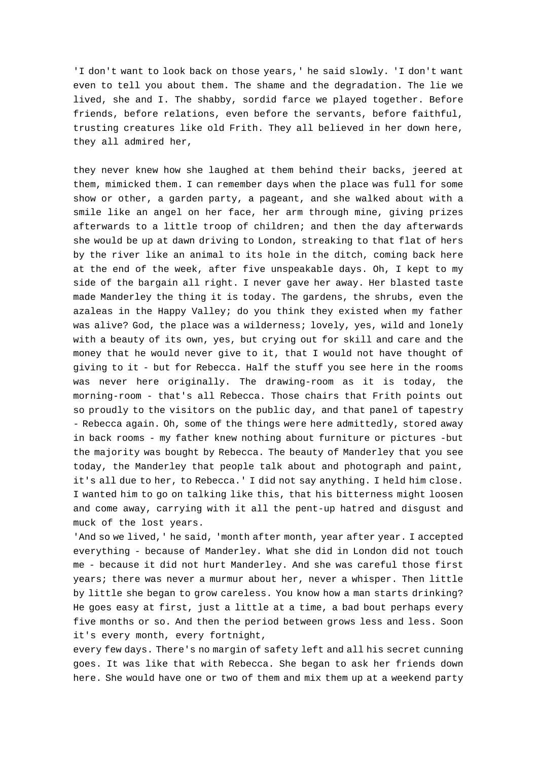'I don't want to look back on those years,' he said slowly. 'I don't want even to tell you about them. The shame and the degradation. The lie we lived, she and I. The shabby, sordid farce we played together. Before friends, before relations, even before the servants, before faithful, trusting creatures like old Frith. They all believed in her down here, they all admired her,

they never knew how she laughed at them behind their backs, jeered at them, mimicked them. I can remember days when the place was full for some show or other, a garden party, a pageant, and she walked about with a smile like an angel on her face, her arm through mine, giving prizes afterwards to a little troop of children; and then the day afterwards she would be up at dawn driving to London, streaking to that flat of hers by the river like an animal to its hole in the ditch, coming back here at the end of the week, after five unspeakable days. Oh, I kept to my side of the bargain all right. I never gave her away. Her blasted taste made Manderley the thing it is today. The gardens, the shrubs, even the azaleas in the Happy Valley; do you think they existed when my father was alive? God, the place was a wilderness; lovely, yes, wild and lonely with a beauty of its own, yes, but crying out for skill and care and the money that he would never give to it, that I would not have thought of giving to it - but for Rebecca. Half the stuff you see here in the rooms was never here originally. The drawing-room as it is today, the morning-room - that's all Rebecca. Those chairs that Frith points out so proudly to the visitors on the public day, and that panel of tapestry - Rebecca again. Oh, some of the things were here admittedly, stored away in back rooms - my father knew nothing about furniture or pictures -but the majority was bought by Rebecca. The beauty of Manderley that you see today, the Manderley that people talk about and photograph and paint, it's all due to her, to Rebecca.' I did not say anything. I held him close. I wanted him to go on talking like this, that his bitterness might loosen and come away, carrying with it all the pent-up hatred and disgust and muck of the lost years.

'And so we lived,' he said, 'month after month, year after year. I accepted everything - because of Manderley. What she did in London did not touch me - because it did not hurt Manderley. And she was careful those first years; there was never a murmur about her, never a whisper. Then little by little she began to grow careless. You know how a man starts drinking? He goes easy at first, just a little at a time, a bad bout perhaps every five months or so. And then the period between grows less and less. Soon it's every month, every fortnight, every few days. There's no margin of safety left and all his secret cunning goes. It was like that with Rebecca. She began to ask her friends down here. She would have one or two of them and mix them up at a weekend party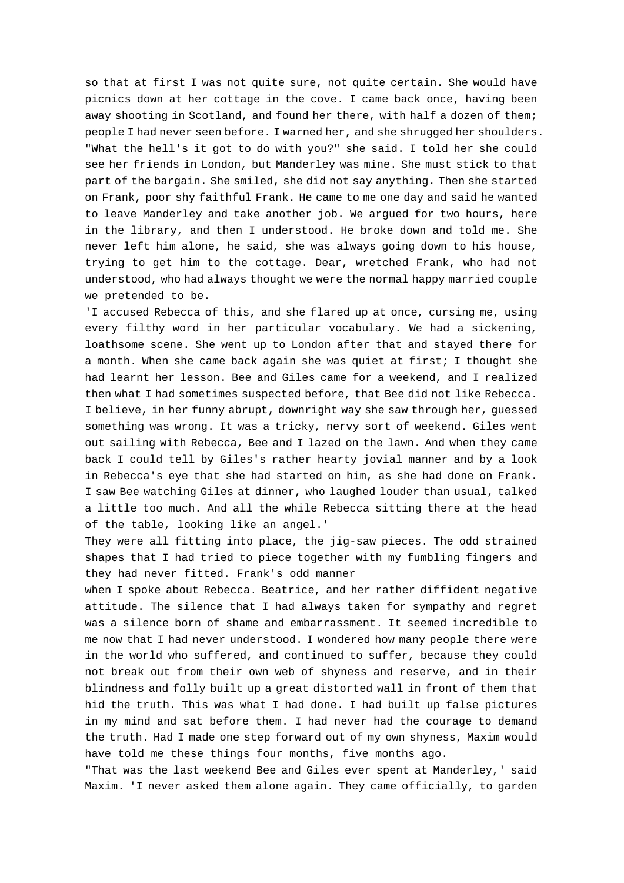so that at first I was not quite sure, not quite certain. She would have picnics down at her cottage in the cove. I came back once, having been away shooting in Scotland, and found her there, with half a dozen of them; people I had never seen before. I warned her, and she shrugged her shoulders. "What the hell's it got to do with you?" she said. I told her she could see her friends in London, but Manderley was mine. She must stick to that part of the bargain. She smiled, she did not say anything. Then she started on Frank, poor shy faithful Frank. He came to me one day and said he wanted to leave Manderley and take another job. We argued for two hours, here in the library, and then I understood. He broke down and told me. She never left him alone, he said, she was always going down to his house, trying to get him to the cottage. Dear, wretched Frank, who had not understood, who had always thought we were the normal happy married couple we pretended to be.

'I accused Rebecca of this, and she flared up at once, cursing me, using every filthy word in her particular vocabulary. We had a sickening, loathsome scene. She went up to London after that and stayed there for a month. When she came back again she was quiet at first; I thought she had learnt her lesson. Bee and Giles came for a weekend, and I realized then what I had sometimes suspected before, that Bee did not like Rebecca. I believe, in her funny abrupt, downright way she saw through her, guessed something was wrong. It was a tricky, nervy sort of weekend. Giles went out sailing with Rebecca, Bee and I lazed on the lawn. And when they came back I could tell by Giles's rather hearty jovial manner and by a look in Rebecca's eye that she had started on him, as she had done on Frank. I saw Bee watching Giles at dinner, who laughed louder than usual, talked a little too much. And all the while Rebecca sitting there at the head of the table, looking like an angel.'

They were all fitting into place, the jig-saw pieces. The odd strained shapes that I had tried to piece together with my fumbling fingers and they had never fitted. Frank's odd manner when I spoke about Rebecca. Beatrice, and her rather diffident negative attitude. The silence that I had always taken for sympathy and regret was a silence born of shame and embarrassment. It seemed incredible to me now that I had never understood. I wondered how many people there were in the world who suffered, and continued to suffer, because they could not break out from their own web of shyness and reserve, and in their blindness and folly built up a great distorted wall in front of them that hid the truth. This was what I had done. I had built up false pictures in my mind and sat before them. I had never had the courage to demand the truth. Had I made one step forward out of my own shyness, Maxim would have told me these things four months, five months ago.

"That was the last weekend Bee and Giles ever spent at Manderley,' said Maxim. 'I never asked them alone again. They came officially, to garden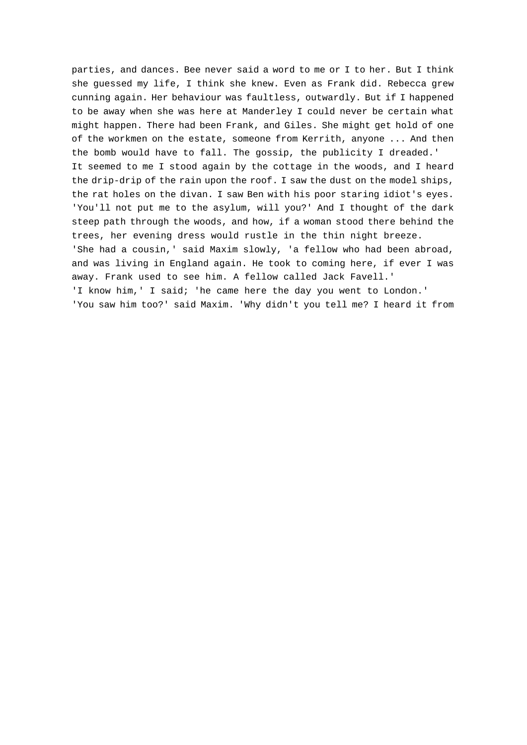parties, and dances. Bee never said a word to me or I to her. But I think she guessed my life, I think she knew. Even as Frank did. Rebecca grew cunning again. Her behaviour was faultless, outwardly. But if I happened to be away when she was here at Manderley I could never be certain what might happen. There had been Frank, and Giles. She might get hold of one of the workmen on the estate, someone from Kerrith, anyone ... And then the bomb would have to fall. The gossip, the publicity I dreaded.'

It seemed to me I stood again by the cottage in the woods, and I heard the drip-drip of the rain upon the roof. I saw the dust on the model ships, the rat holes on the divan. I saw Ben with his poor staring idiot's eyes. 'You'll not put me to the asylum, will you?' And I thought of the dark steep path through the woods, and how, if a woman stood there behind the trees, her evening dress would rustle in the thin night breeze.

'She had a cousin,' said Maxim slowly, 'a fellow who had been abroad, and was living in England again. He took to coming here, if ever I was away. Frank used to see him. A fellow called Jack Favell.'

'I know him,' I said; 'he came here the day you went to London.'

'You saw him too?' said Maxim. 'Why didn't you tell me? I heard it from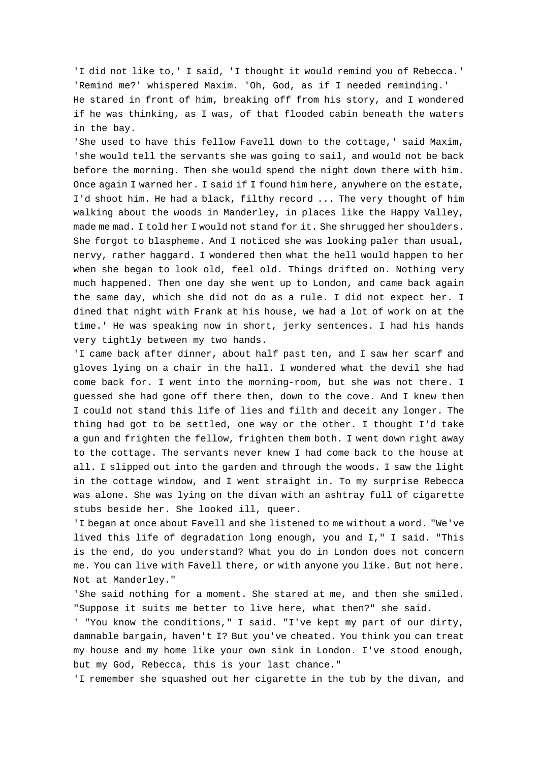'I did not like to,' I said, 'I thought it would remind you of Rebecca.'
'Remind me?' whispered Maxim. 'Oh, God, as if I needed reminding.'
He stared in front of him, breaking off from his story, and I wondered if he was thinking, as I was, of that flooded cabin beneath the waters in the bay.

'She used to have this fellow Favell down to the cottage,' said Maxim, 'she would tell the servants she was going to sail, and would not be back before the morning. Then she would spend the night down there with him. Once again I warned her. I said if I found him here, anywhere on the estate, I'd shoot him. He had a black, filthy record ... The very thought of him walking about the woods in Manderley, in places like the Happy Valley, made me mad. I told her I would not stand for it. She shrugged her shoulders. She forgot to blaspheme. And I noticed she was looking paler than usual, nervy, rather haggard. I wondered then what the hell would happen to her when she began to look old, feel old. Things drifted on. Nothing very much happened. Then one day she went up to London, and came back again the same day, which she did not do as a rule. I did not expect her. I dined that night with Frank at his house, we had a lot of work on at the time.' He was speaking now in short, jerky sentences. I had his hands very tightly between my two hands.

'I came back after dinner, about half past ten, and I saw her scarf and gloves lying on a chair in the hall. I wondered what the devil she had come back for. I went into the morning-room, but she was not there. I guessed she had gone off there then, down to the cove. And I knew then I could not stand this life of lies and filth and deceit any longer. The thing had got to be settled, one way or the other. I thought I'd take a gun and frighten the fellow, frighten them both. I went down right away to the cottage. The servants never knew I had come back to the house at all. I slipped out into the garden and through the woods. I saw the light in the cottage window, and I went straight in. To my surprise Rebecca was alone. She was lying on the divan with an ashtray full of cigarette stubs beside her. She looked ill, queer.

'I began at once about Favell and she listened to me without a word. "We've lived this life of degradation long enough, you and I," I said. "This is the end, do you understand? What you do in London does not concern me. You can live with Favell there, or with anyone you like. But not here. Not at Manderley."

'She said nothing for a moment. She stared at me, and then she smiled. "Suppose it suits me better to live here, what then?" she said.

' "You know the conditions," I said. "I've kept my part of our dirty, damnable bargain, haven't I? But you've cheated. You think you can treat my house and my home like your own sink in London. I've stood enough, but my God, Rebecca, this is your last chance."

'I remember she squashed out her cigarette in the tub by the divan, and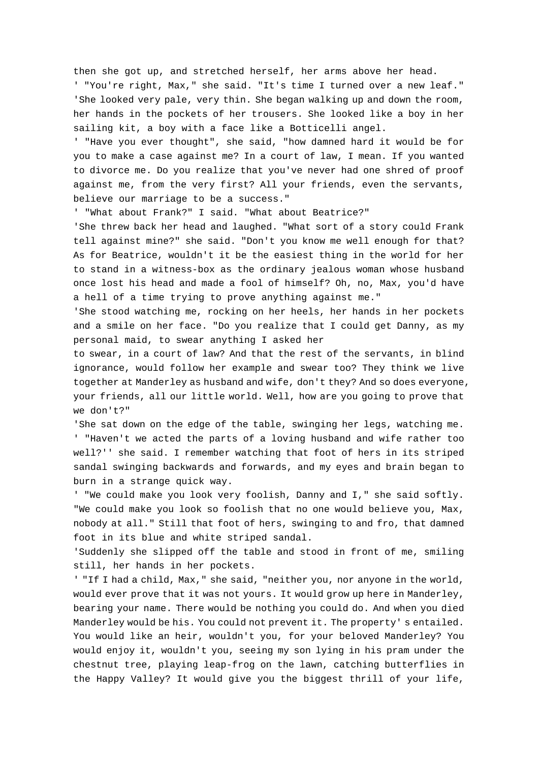then she got up, and stretched herself, her arms above her head.

' "You're right, Max," she said. "It's time I turned over a new leaf."

'She looked very pale, very thin. She began walking up and down the room, her hands in the pockets of her trousers. She looked like a boy in her sailing kit, a boy with a face like a Botticelli angel.

' "Have you ever thought", she said, "how damned hard it would be for you to make a case against me? In a court of law, I mean. If you wanted to divorce me. Do you realize that you've never had one shred of proof against me, from the very first? All your friends, even the servants, believe our marriage to be a success."

' "What about Frank?" I said. "What about Beatrice?"

'She threw back her head and laughed. "What sort of a story could Frank tell against mine?" she said. "Don't you know me well enough for that? As for Beatrice, wouldn't it be the easiest thing in the world for her to stand in a witness-box as the ordinary jealous woman whose husband once lost his head and made a fool of himself? Oh, no, Max, you'd have a hell of a time trying to prove anything against me."

'She stood watching me, rocking on her heels, her hands in her pockets and a smile on her face. "Do you realize that I could get Danny, as my personal maid, to swear anything I asked her to swear, in a court of law? And that the rest of the servants, in blind ignorance, would follow her example and swear too? They think we live together at Manderley as husband and wife, don't they? And so does everyone, your friends, all our little world. Well, how are you going to prove that we don't?"

'She sat down on the edge of the table, swinging her legs, watching me.

' "Haven't we acted the parts of a loving husband and wife rather too well?'' she said. I remember watching that foot of hers in its striped sandal swinging backwards and forwards, and my eyes and brain began to burn in a strange quick way.

' "We could make you look very foolish, Danny and I," she said softly. "We could make you look so foolish that no one would believe you, Max, nobody at all." Still that foot of hers, swinging to and fro, that damned foot in its blue and white striped sandal.

'Suddenly she slipped off the table and stood in front of me, smiling still, her hands in her pockets.

' "If I had a child, Max," she said, "neither you, nor anyone in the world, would ever prove that it was not yours. It would grow up here in Manderley, bearing your name. There would be nothing you could do. And when you died Manderley would be his. You could not prevent it. The property' s entailed. You would like an heir, wouldn't you, for your beloved Manderley? You would enjoy it, wouldn't you, seeing my son lying in his pram under the chestnut tree, playing leap-frog on the lawn, catching butterflies in the Happy Valley? It would give you the biggest thrill of your life,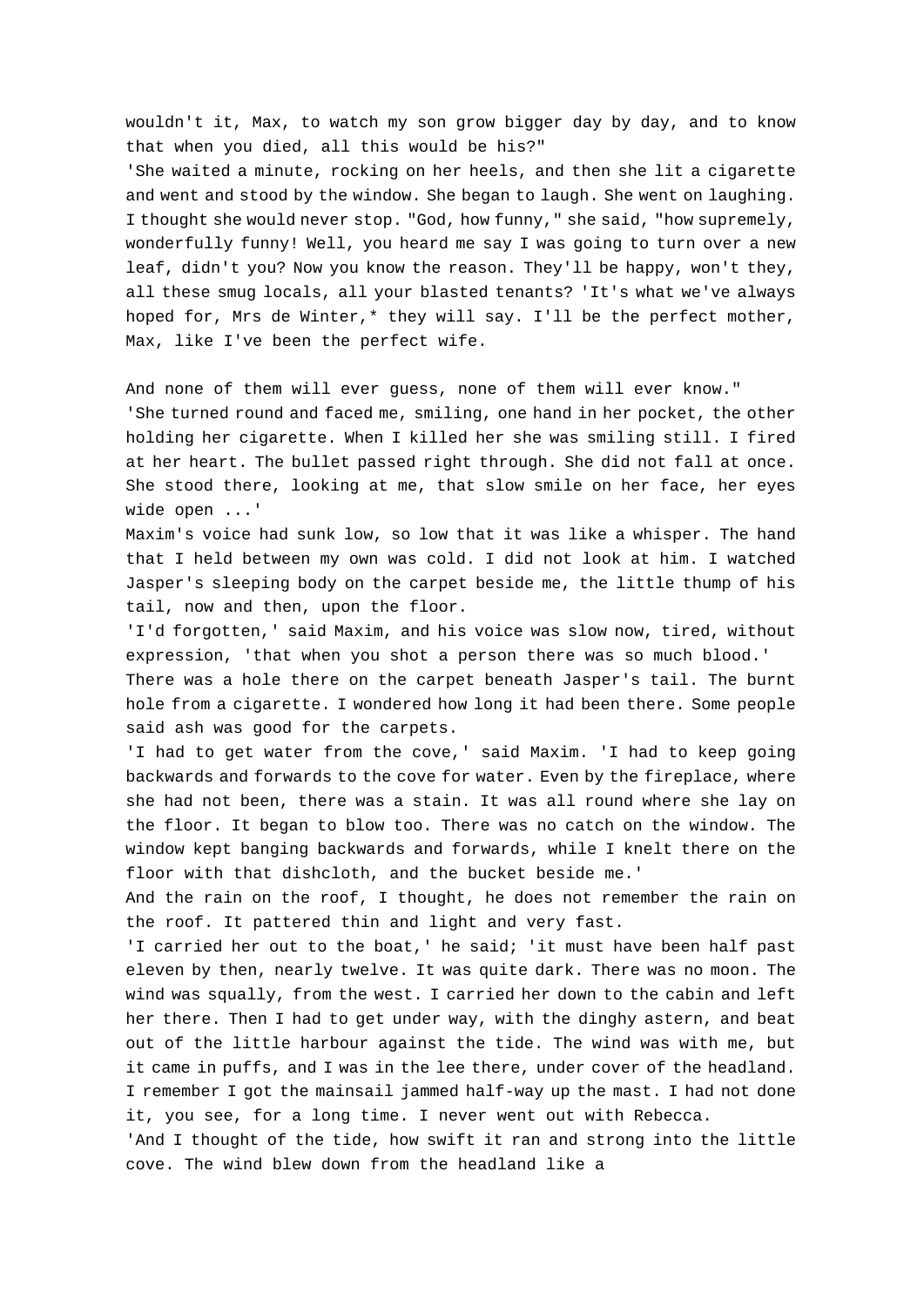wouldn't it, Max, to watch my son grow bigger day by day, and to know that when you died, all this would be his?"

'She waited a minute, rocking on her heels, and then she lit a cigarette and went and stood by the window. She began to laugh. She went on laughing. I thought she would never stop. "God, how funny," she said, "how supremely, wonderfully funny! Well, you heard me say I was going to turn over a new leaf, didn't you? Now you know the reason. They'll be happy, won't they, all these smug locals, all your blasted tenants? 'It's what we've always hoped for, Mrs de Winter,* they will say. I'll be the perfect mother, Max, like I've been the perfect wife.

And none of them will ever guess, none of them will ever know."

'She turned round and faced me, smiling, one hand in her pocket, the other holding her cigarette. When I killed her she was smiling still. I fired at her heart. The bullet passed right through. She did not fall at once. She stood there, looking at me, that slow smile on her face, her eyes wide open ...'

Maxim's voice had sunk low, so low that it was like a whisper. The hand that I held between my own was cold. I did not look at him. I watched Jasper's sleeping body on the carpet beside me, the little thump of his tail, now and then, upon the floor.

'I'd forgotten,' said Maxim, and his voice was slow now, tired, without expression, 'that when you shot a person there was so much blood.'

There was a hole there on the carpet beneath Jasper's tail. The burnt hole from a cigarette. I wondered how long it had been there. Some people said ash was good for the carpets.

'I had to get water from the cove,' said Maxim. 'I had to keep going backwards and forwards to the cove for water. Even by the fireplace, where she had not been, there was a stain. It was all round where she lay on the floor. It began to blow too. There was no catch on the window. The window kept banging backwards and forwards, while I knelt there on the floor with that dishcloth, and the bucket beside me.'

And the rain on the roof, I thought, he does not remember the rain on the roof. It pattered thin and light and very fast.

'I carried her out to the boat,' he said; 'it must have been half past eleven by then, nearly twelve. It was quite dark. There was no moon. The wind was squally, from the west. I carried her down to the cabin and left her there. Then I had to get under way, with the dinghy astern, and beat out of the little harbour against the tide. The wind was with me, but it came in puffs, and I was in the lee there, under cover of the headland. I remember I got the mainsail jammed half-way up the mast. I had not done it, you see, for a long time. I never went out with Rebecca.

'And I thought of the tide, how swift it ran and strong into the little cove. The wind blew down from the headland like a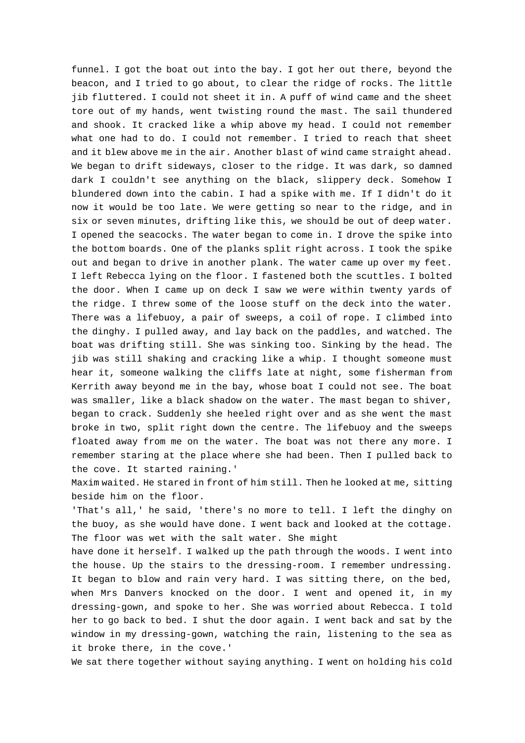funnel. I got the boat out into the bay. I got her out there, beyond the beacon, and I tried to go about, to clear the ridge of rocks. The little jib fluttered. I could not sheet it in. A puff of wind came and the sheet tore out of my hands, went twisting round the mast. The sail thundered and shook. It cracked like a whip above my head. I could not remember what one had to do. I could not remember. I tried to reach that sheet and it blew above me in the air. Another blast of wind came straight ahead. We began to drift sideways, closer to the ridge. It was dark, so damned dark I couldn't see anything on the black, slippery deck. Somehow I blundered down into the cabin. I had a spike with me. If I didn't do it now it would be too late. We were getting so near to the ridge, and in six or seven minutes, drifting like this, we should be out of deep water. I opened the seacocks. The water began to come in. I drove the spike into the bottom boards. One of the planks split right across. I took the spike out and began to drive in another plank. The water came up over my feet. I left Rebecca lying on the floor. I fastened both the scuttles. I bolted the door. When I came up on deck I saw we were within twenty yards of the ridge. I threw some of the loose stuff on the deck into the water. There was a lifebuoy, a pair of sweeps, a coil of rope. I climbed into the dinghy. I pulled away, and lay back on the paddles, and watched. The boat was drifting still. She was sinking too. Sinking by the head. The jib was still shaking and cracking like a whip. I thought someone must hear it, someone walking the cliffs late at night, some fisherman from Kerrith away beyond me in the bay, whose boat I could not see. The boat was smaller, like a black shadow on the water. The mast began to shiver, began to crack. Suddenly she heeled right over and as she went the mast broke in two, split right down the centre. The lifebuoy and the sweeps floated away from me on the water. The boat was not there any more. I remember staring at the place where she had been. Then I pulled back to the cove. It started raining.'

Maxim waited. He stared in front of him still. Then he looked at me, sitting beside him on the floor.

'That's all,' he said, 'there's no more to tell. I left the dinghy on the buoy, as she would have done. I went back and looked at the cottage. The floor was wet with the salt water. She might have done it herself. I walked up the path through the woods. I went into the house. Up the stairs to the dressing-room. I remember undressing. It began to blow and rain very hard. I was sitting there, on the bed, when Mrs Danvers knocked on the door. I went and opened it, in my dressing-gown, and spoke to her. She was worried about Rebecca. I told her to go back to bed. I shut the door again. I went back and sat by the window in my dressing-gown, watching the rain, listening to the sea as it broke there, in the cove.'

We sat there together without saying anything. I went on holding his cold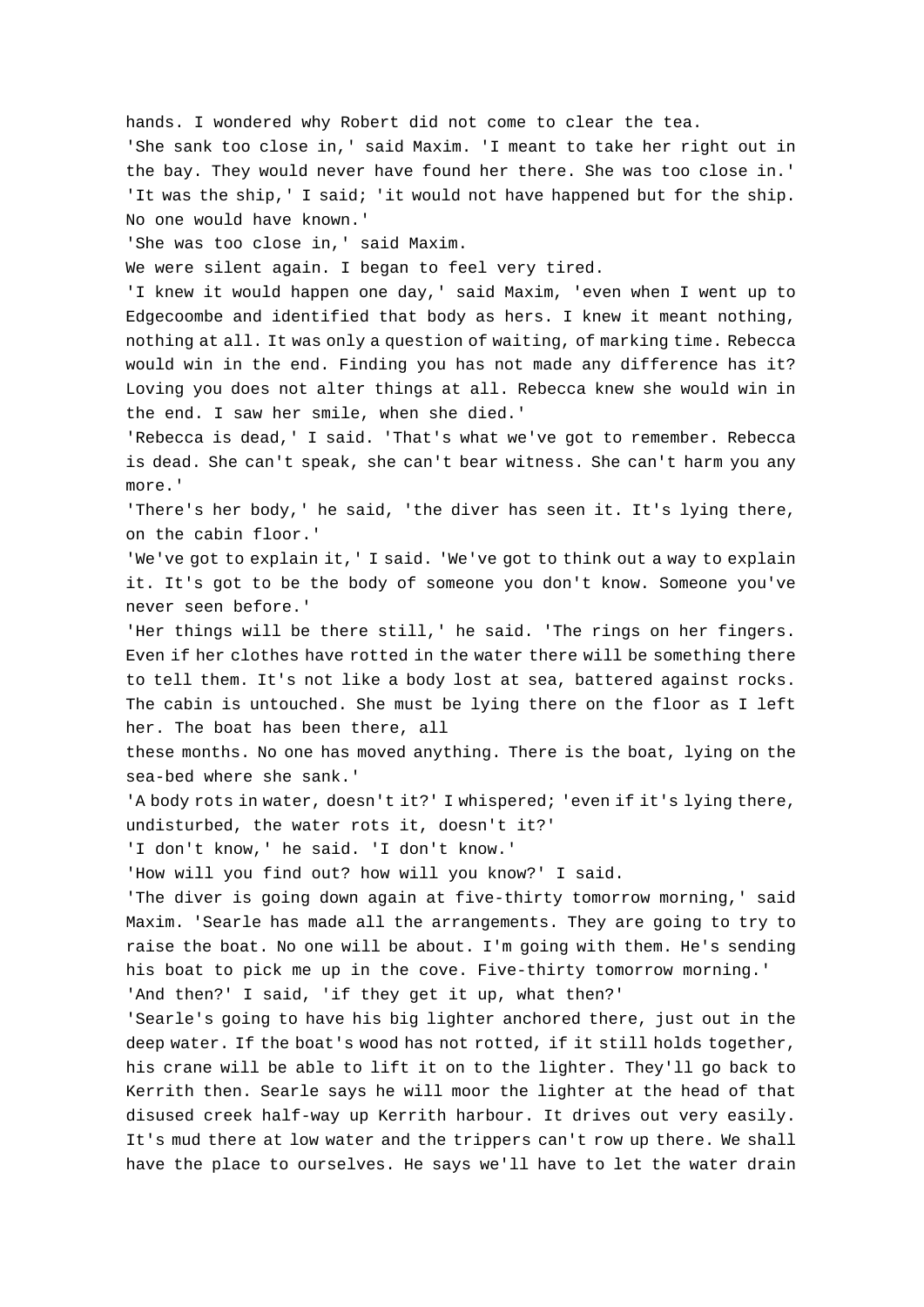hands. I wondered why Robert did not come to clear the tea.

'She sank too close in,' said Maxim. 'I meant to take her right out in the bay. They would never have found her there. She was too close in.'

'It was the ship,' I said; 'it would not have happened but for the ship. No one would have known.'

'She was too close in,' said Maxim.

We were silent again. I began to feel very tired.

'I knew it would happen one day,' said Maxim, 'even when I went up to Edgecoombe and identified that body as hers. I knew it meant nothing, nothing at all. It was only a question of waiting, of marking time. Rebecca would win in the end. Finding you has not made any difference has it? Loving you does not alter things at all. Rebecca knew she would win in the end. I saw her smile, when she died.'

'Rebecca is dead,' I said. 'That's what we've got to remember. Rebecca is dead. She can't speak, she can't bear witness. She can't harm you any more.'

'There's her body,' he said, 'the diver has seen it. It's lying there, on the cabin floor.'

'We've got to explain it,' I said. 'We've got to think out a way to explain it. It's got to be the body of someone you don't know. Someone you've never seen before.'

'Her things will be there still,' he said. 'The rings on her fingers. Even if her clothes have rotted in the water there will be something there to tell them. It's not like a body lost at sea, battered against rocks. The cabin is untouched. She must be lying there on the floor as I left her. The boat has been there, all these months. No one has moved anything. There is the boat, lying on the sea-bed where she sank.'

'A body rots in water, doesn't it?' I whispered; 'even if it's lying there, undisturbed, the water rots it, doesn't it?'

'I don't know,' he said. 'I don't know.'

'How will you find out? how will you know?' I said.

'The diver is going down again at five-thirty tomorrow morning,' said Maxim. 'Searle has made all the arrangements. They are going to try to raise the boat. No one will be about. I'm going with them. He's sending his boat to pick me up in the cove. Five-thirty tomorrow morning.'

'And then?' I said, 'if they get it up, what then?'

'Searle's going to have his big lighter anchored there, just out in the deep water. If the boat's wood has not rotted, if it still holds together, his crane will be able to lift it on to the lighter. They'll go back to Kerrith then. Searle says he will moor the lighter at the head of that disused creek half-way up Kerrith harbour. It drives out very easily. It's mud there at low water and the trippers can't row up there. We shall have the place to ourselves. He says we'll have to let the water drain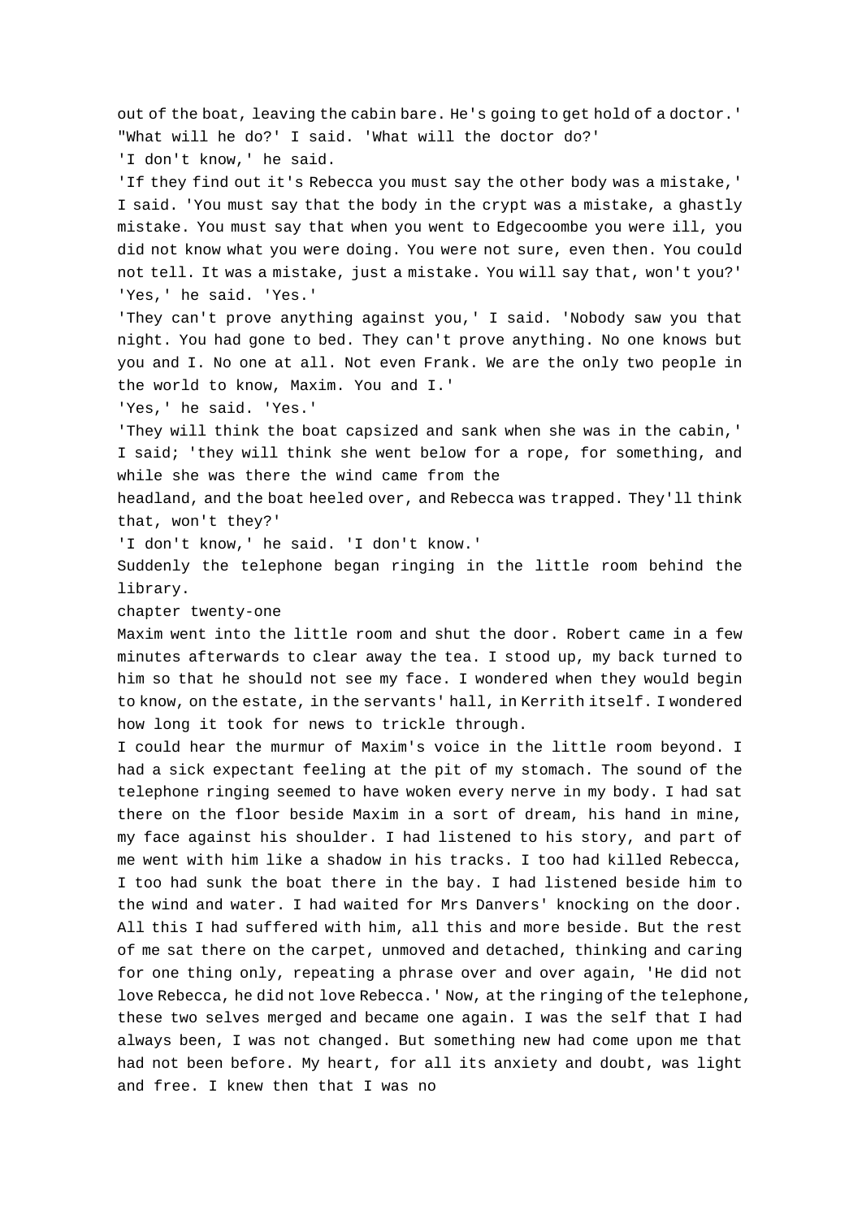out of the boat, leaving the cabin bare. He's going to get hold of a doctor.'

"What will he do?' I said. 'What will the doctor do?'

'I don't know,' he said.

'If they find out it's Rebecca you must say the other body was a mistake,' I said. 'You must say that the body in the crypt was a mistake, a ghastly mistake. You must say that when you went to Edgecoombe you were ill, you did not know what you were doing. You were not sure, even then. You could not tell. It was a mistake, just a mistake. You will say that, won't you?'

'Yes,' he said. 'Yes.'

'They can't prove anything against you,' I said. 'Nobody saw you that night. You had gone to bed. They can't prove anything. No one knows but you and I. No one at all. Not even Frank. We are the only two people in the world to know, Maxim. You and I.'

'Yes,' he said. 'Yes.'

'They will think the boat capsized and sank when she was in the cabin,' I said; 'they will think she went below for a rope, for something, and while she was there the wind came from the headland, and the boat heeled over, and Rebecca was trapped. They'll think that, won't they?'

'I don't know,' he said. 'I don't know.'

Suddenly the telephone began ringing in the little room behind the library.

## chapter twenty-one

Maxim went into the little room and shut the door. Robert came in a few minutes afterwards to clear away the tea. I stood up, my back turned to him so that he should not see my face. I wondered when they would begin to know, on the estate, in the servants' hall, in Kerrith itself. I wondered how long it took for news to trickle through.

I could hear the murmur of Maxim's voice in the little room beyond. I had a sick expectant feeling at the pit of my stomach. The sound of the telephone ringing seemed to have woken every nerve in my body. I had sat there on the floor beside Maxim in a sort of dream, his hand in mine, my face against his shoulder. I had listened to his story, and part of me went with him like a shadow in his tracks. I too had killed Rebecca, I too had sunk the boat there in the bay. I had listened beside him to the wind and water. I had waited for Mrs Danvers' knocking on the door. All this I had suffered with him, all this and more beside. But the rest of me sat there on the carpet, unmoved and detached, thinking and caring for one thing only, repeating a phrase over and over again, 'He did not love Rebecca, he did not love Rebecca.' Now, at the ringing of the telephone, these two selves merged and became one again. I was the self that I had always been, I was not changed. But something new had come upon me that had not been before. My heart, for all its anxiety and doubt, was light and free. I knew then that I was no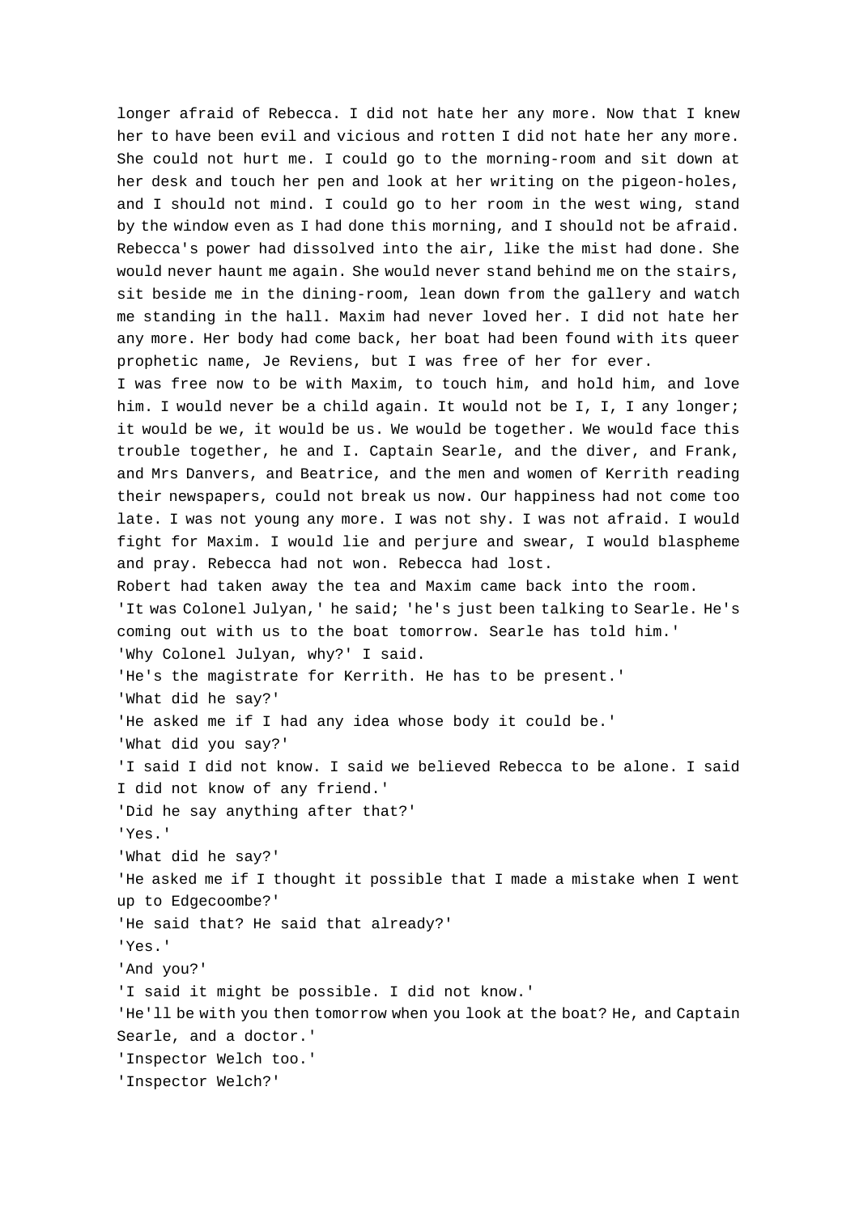longer afraid of Rebecca. I did not hate her any more. Now that I knew her to have been evil and vicious and rotten I did not hate her any more. She could not hurt me. I could go to the morning-room and sit down at her desk and touch her pen and look at her writing on the pigeon-holes, and I should not mind. I could go to her room in the west wing, stand by the window even as I had done this morning, and I should not be afraid. Rebecca's power had dissolved into the air, like the mist had done. She would never haunt me again. She would never stand behind me on the stairs, sit beside me in the dining-room, lean down from the gallery and watch me standing in the hall. Maxim had never loved her. I did not hate her any more. Her body had come back, her boat had been found with its queer prophetic name, Je Reviens, but I was free of her for ever.

I was free now to be with Maxim, to touch him, and hold him, and love him. I would never be a child again. It would not be I, I, I any longer; it would be we, it would be us. We would be together. We would face this trouble together, he and I. Captain Searle, and the diver, and Frank, and Mrs Danvers, and Beatrice, and the men and women of Kerrith reading their newspapers, could not break us now. Our happiness had not come too late. I was not young any more. I was not shy. I was not afraid. I would fight for Maxim. I would lie and perjure and swear, I would blaspheme and pray. Rebecca had not won. Rebecca had lost.

Robert had taken away the tea and Maxim came back into the room.

'It was Colonel Julyan,' he said; 'he's just been talking to Searle. He's coming out with us to the boat tomorrow. Searle has told him.'

'Why Colonel Julyan, why?' I said.

'He's the magistrate for Kerrith. He has to be present.'

'What did he say?'

'He asked me if I had any idea whose body it could be.'

'What did you say?'

'I said I did not know. I said we believed Rebecca to be alone. I said I did not know of any friend.'

'Did he say anything after that?'

'Yes.'

'What did he say?'

'He asked me if I thought it possible that I made a mistake when I went up to Edgecoombe?'

'He said that? He said that already?'

'Yes.'

'And you?'

'I said it might be possible. I did not know.'

'He'll be with you then tomorrow when you look at the boat? He, and Captain Searle, and a doctor.'

'Inspector Welch too.'

'Inspector Welch?'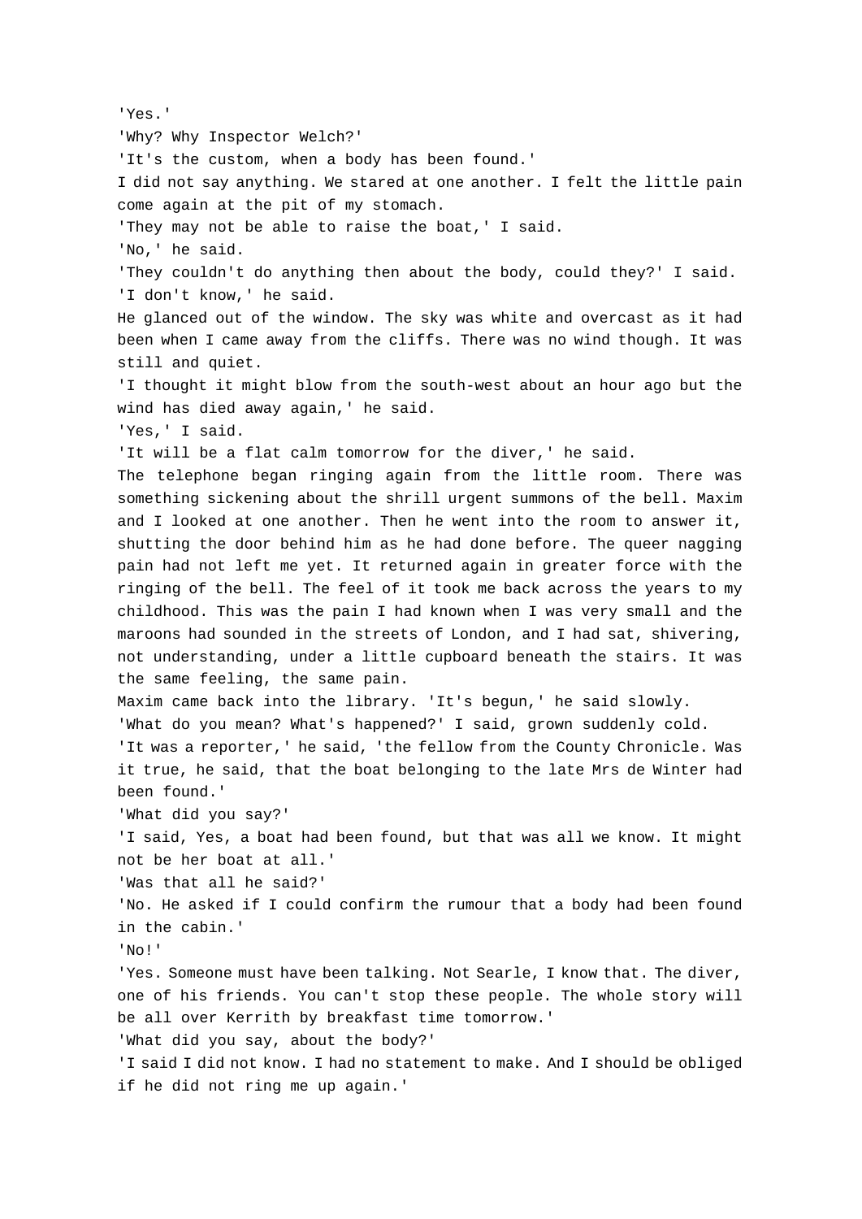'Yes.'

'Why? Why Inspector Welch?'

'It's the custom, when a body has been found.'

I did not say anything. We stared at one another. I felt the little pain come again at the pit of my stomach.

'They may not be able to raise the boat,' I said.

'No,' he said.

'They couldn't do anything then about the body, could they?' I said.

'I don't know,' he said.

He glanced out of the window. The sky was white and overcast as it had been when I came away from the cliffs. There was no wind though. It was still and quiet.

'I thought it might blow from the south-west about an hour ago but the wind has died away again,' he said.

'Yes,' I said.

'It will be a flat calm tomorrow for the diver,' he said.

The telephone began ringing again from the little room. There was something sickening about the shrill urgent summons of the bell. Maxim and I looked at one another. Then he went into the room to answer it, shutting the door behind him as he had done before. The queer nagging pain had not left me yet. It returned again in greater force with the ringing of the bell. The feel of it took me back across the years to my childhood. This was the pain I had known when I was very small and the maroons had sounded in the streets of London, and I had sat, shivering, not understanding, under a little cupboard beneath the stairs. It was the same feeling, the same pain.

Maxim came back into the library. 'It's begun,' he said slowly.

'What do you mean? What's happened?' I said, grown suddenly cold.

'It was a reporter,' he said, 'the fellow from the County Chronicle. Was it true, he said, that the boat belonging to the late Mrs de Winter had been found.'

'What did you say?'

'I said, Yes, a boat had been found, but that was all we know. It might not be her boat at all.'

'Was that all he said?'

'No. He asked if I could confirm the rumour that a body had been found in the cabin.'

'No!'

'Yes. Someone must have been talking. Not Searle, I know that. The diver, one of his friends. You can't stop these people. The whole story will be all over Kerrith by breakfast time tomorrow.'

'What did you say, about the body?'

'I said I did not know. I had no statement to make. And I should be obliged if he did not ring me up again.'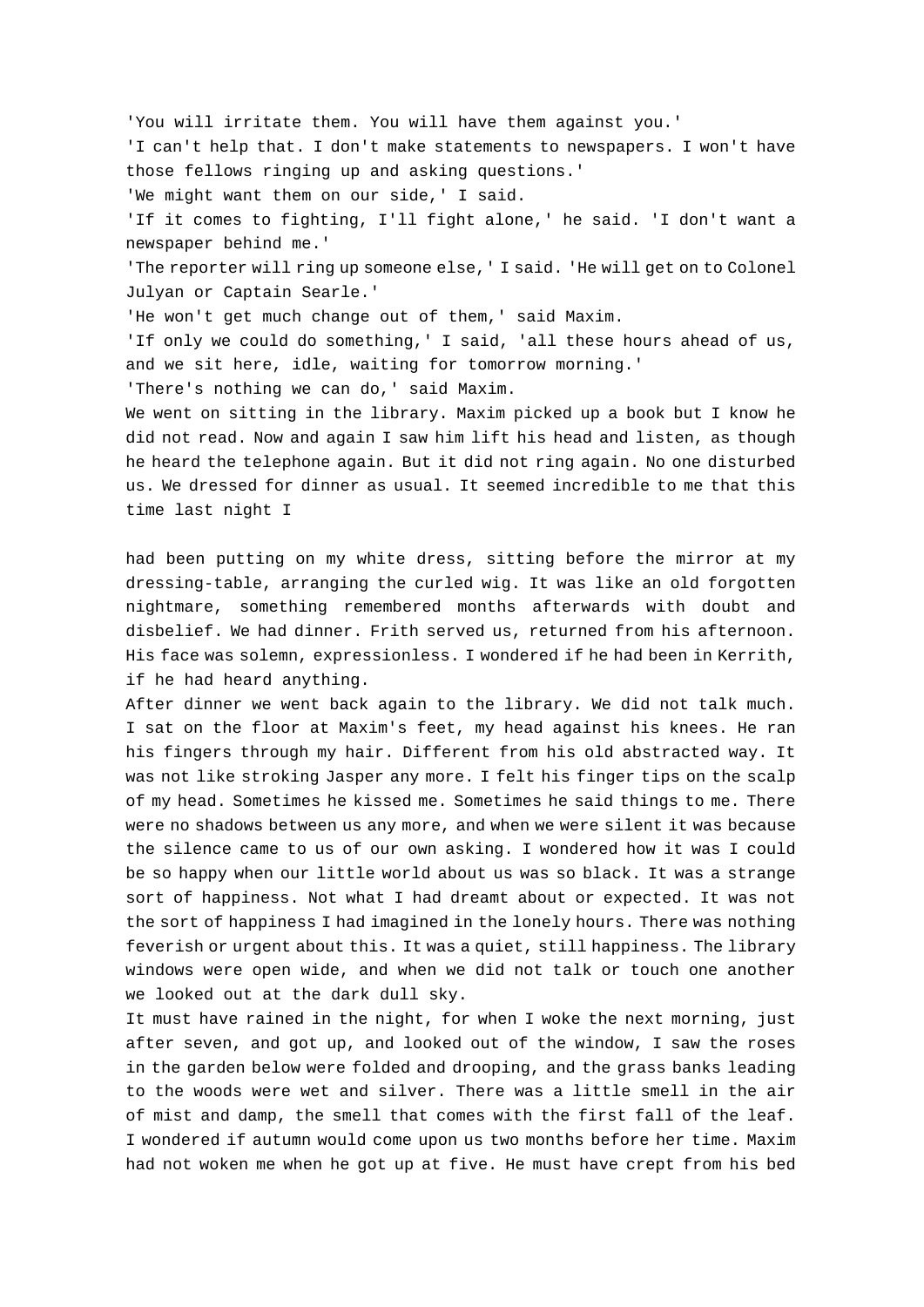'You will irritate them. You will have them against you.'

'I can't help that. I don't make statements to newspapers. I won't have those fellows ringing up and asking questions.'

'We might want them on our side,' I said.

'If it comes to fighting, I'll fight alone,' he said. 'I don't want a newspaper behind me.'

'The reporter will ring up someone else,' I said. 'He will get on to Colonel Julyan or Captain Searle.'

'He won't get much change out of them,' said Maxim.

'If only we could do something,' I said, 'all these hours ahead of us, and we sit here, idle, waiting for tomorrow morning.'

'There's nothing we can do,' said Maxim.

We went on sitting in the library. Maxim picked up a book but I know he did not read. Now and again I saw him lift his head and listen, as though he heard the telephone again. But it did not ring again. No one disturbed us. We dressed for dinner as usual. It seemed incredible to me that this time last night I had been putting on my white dress, sitting before the mirror at my dressing-table, arranging the curled wig. It was like an old forgotten nightmare, something remembered months afterwards with doubt and disbelief. We had dinner. Frith served us, returned from his afternoon. His face was solemn, expressionless. I wondered if he had been in Kerrith, if he had heard anything.

After dinner we went back again to the library. We did not talk much. I sat on the floor at Maxim's feet, my head against his knees. He ran his fingers through my hair. Different from his old abstracted way. It was not like stroking Jasper any more. I felt his finger tips on the scalp of my head. Sometimes he kissed me. Sometimes he said things to me. There were no shadows between us any more, and when we were silent it was because the silence came to us of our own asking. I wondered how it was I could be so happy when our little world about us was so black. It was a strange sort of happiness. Not what I had dreamt about or expected. It was not the sort of happiness I had imagined in the lonely hours. There was nothing feverish or urgent about this. It was a quiet, still happiness. The library windows were open wide, and when we did not talk or touch one another we looked out at the dark dull sky.

It must have rained in the night, for when I woke the next morning, just after seven, and got up, and looked out of the window, I saw the roses in the garden below were folded and drooping, and the grass banks leading to the woods were wet and silver. There was a little smell in the air of mist and damp, the smell that comes with the first fall of the leaf. I wondered if autumn would come upon us two months before her time. Maxim had not woken me when he got up at five. He must have crept from his bed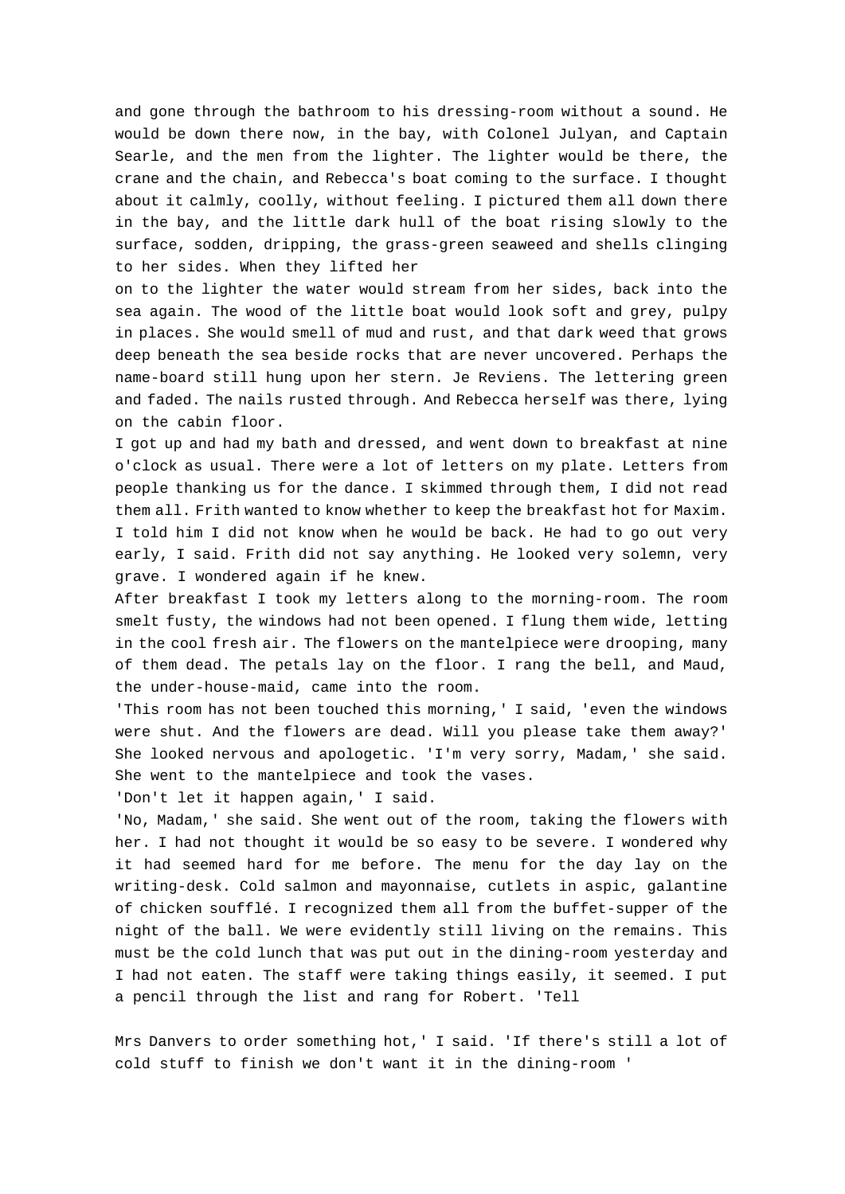and gone through the bathroom to his dressing-room without a sound. He would be down there now, in the bay, with Colonel Julyan, and Captain Searle, and the men from the lighter. The lighter would be there, the crane and the chain, and Rebecca's boat coming to the surface. I thought about it calmly, coolly, without feeling. I pictured them all down there in the bay, and the little dark hull of the boat rising slowly to the surface, sodden, dripping, the grass-green seaweed and shells clinging to her sides. When they lifted her on to the lighter the water would stream from her sides, back into the sea again. The wood of the little boat would look soft and grey, pulpy in places. She would smell of mud and rust, and that dark weed that grows deep beneath the sea beside rocks that are never uncovered. Perhaps the name-board still hung upon her stern. Je Reviens. The lettering green and faded. The nails rusted through. And Rebecca herself was there, lying on the cabin floor.

I got up and had my bath and dressed, and went down to breakfast at nine o'clock as usual. There were a lot of letters on my plate. Letters from people thanking us for the dance. I skimmed through them, I did not read them all. Frith wanted to know whether to keep the breakfast hot for Maxim. I told him I did not know when he would be back. He had to go out very early, I said. Frith did not say anything. He looked very solemn, very grave. I wondered again if he knew.

After breakfast I took my letters along to the morning-room. The room smelt fusty, the windows had not been opened. I flung them wide, letting in the cool fresh air. The flowers on the mantelpiece were drooping, many of them dead. The petals lay on the floor. I rang the bell, and Maud, the under-house-maid, came into the room.

'This room has not been touched this morning,' I said, 'even the windows were shut. And the flowers are dead. Will you please take them away?' She looked nervous and apologetic. 'I'm very sorry, Madam,' she said. She went to the mantelpiece and took the vases.

'Don't let it happen again,' I said.

'No, Madam,' she said. She went out of the room, taking the flowers with her. I had not thought it would be so easy to be severe. I wondered why it had seemed hard for me before. The menu for the day lay on the writing-desk. Cold salmon and mayonnaise, cutlets in aspic, galantine of chicken soufflé. I recognized them all from the buffet-supper of the night of the ball. We were evidently still living on the remains. This must be the cold lunch that was put out in the dining-room yesterday and I had not eaten. The staff were taking things easily, it seemed. I put a pencil through the list and rang for Robert. 'Tell Mrs Danvers to order something hot,' I said. 'If there's still a lot of cold stuff to finish we don't want it in the dining-room '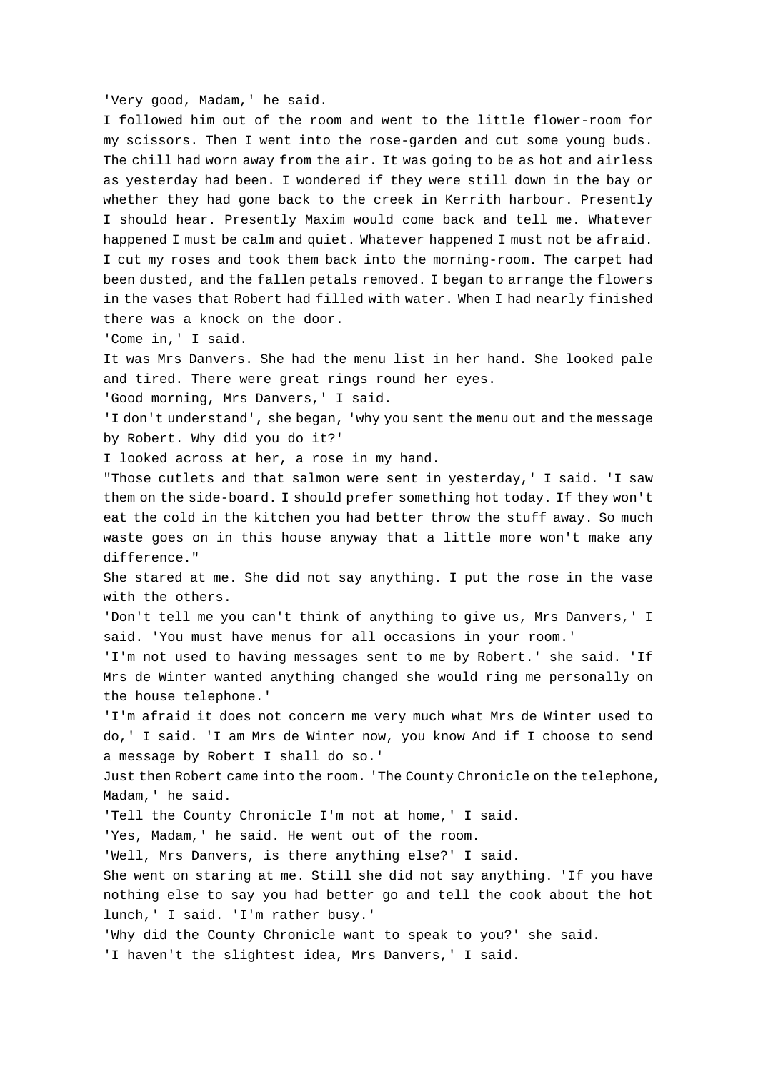'Very good, Madam,' he said.

I followed him out of the room and went to the little flower-room for my scissors. Then I went into the rose-garden and cut some young buds. The chill had worn away from the air. It was going to be as hot and airless as yesterday had been. I wondered if they were still down in the bay or whether they had gone back to the creek in Kerrith harbour. Presently I should hear. Presently Maxim would come back and tell me. Whatever happened I must be calm and quiet. Whatever happened I must not be afraid. I cut my roses and took them back into the morning-room. The carpet had been dusted, and the fallen petals removed. I began to arrange the flowers in the vases that Robert had filled with water. When I had nearly finished there was a knock on the door.

'Come in,' I said.

It was Mrs Danvers. She had the menu list in her hand. She looked pale and tired. There were great rings round her eyes.

'Good morning, Mrs Danvers,' I said.

'I don't understand', she began, 'why you sent the menu out and the message by Robert. Why did you do it?'

I looked across at her, a rose in my hand.

"Those cutlets and that salmon were sent in yesterday,' I said. 'I saw them on the side-board. I should prefer something hot today. If they won't eat the cold in the kitchen you had better throw the stuff away. So much waste goes on in this house anyway that a little more won't make any difference."

She stared at me. She did not say anything. I put the rose in the vase with the others.

'Don't tell me you can't think of anything to give us, Mrs Danvers,' I said. 'You must have menus for all occasions in your room.'

'I'm not used to having messages sent to me by Robert.' she said. 'If Mrs de Winter wanted anything changed she would ring me personally on the house telephone.'

'I'm afraid it does not concern me very much what Mrs de Winter used to do,' I said. 'I am Mrs de Winter now, you know And if I choose to send a message by Robert I shall do so.'

Just then Robert came into the room. 'The County Chronicle on the telephone, Madam,' he said.

'Tell the County Chronicle I'm not at home,' I said.

'Yes, Madam,' he said. He went out of the room.

'Well, Mrs Danvers, is there anything else?' I said.

She went on staring at me. Still she did not say anything. 'If you have nothing else to say you had better go and tell the cook about the hot lunch,' I said. 'I'm rather busy.'

'Why did the County Chronicle want to speak to you?' she said.

'I haven't the slightest idea, Mrs Danvers,' I said.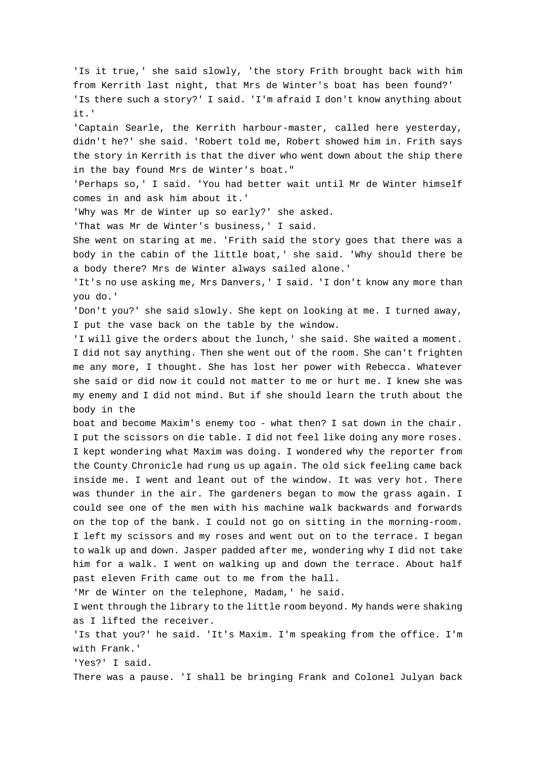'Is it true,' she said slowly, 'the story Frith brought back with him from Kerrith last night, that Mrs de Winter's boat has been found?'

'Is there such a story?' I said. 'I'm afraid I don't know anything about it.'

'Captain Searle, the Kerrith harbour-master, called here yesterday, didn't he?' she said. 'Robert told me, Robert showed him in. Frith says the story in Kerrith is that the diver who went down about the ship there in the bay found Mrs de Winter's boat."

'Perhaps so,' I said. 'You had better wait until Mr de Winter himself comes in and ask him about it.'

'Why was Mr de Winter up so early?' she asked.

'That was Mr de Winter's business,' I said.

She went on staring at me. 'Frith said the story goes that there was a body in the cabin of the little boat,' she said. 'Why should there be a body there? Mrs de Winter always sailed alone.'

'It's no use asking me, Mrs Danvers,' I said. 'I don't know any more than you do.'

'Don't you?' she said slowly. She kept on looking at me. I turned away, I put the vase back on the table by the window.

'I will give the orders about the lunch,' she said. She waited a moment. I did not say anything. Then she went out of the room. She can't frighten me any more, I thought. She has lost her power with Rebecca. Whatever she said or did now it could not matter to me or hurt me. I knew she was my enemy and I did not mind. But if she should learn the truth about the body in the boat and become Maxim's enemy too - what then? I sat down in the chair. I put the scissors on die table. I did not feel like doing any more roses. I kept wondering what Maxim was doing. I wondered why the reporter from the County Chronicle had rung us up again. The old sick feeling came back inside me. I went and leant out of the window. It was very hot. There was thunder in the air. The gardeners began to mow the grass again. I could see one of the men with his machine walk backwards and forwards on the top of the bank. I could not go on sitting in the morning-room. I left my scissors and my roses and went out on to the terrace. I began to walk up and down. Jasper padded after me, wondering why I did not take him for a walk. I went on walking up and down the terrace. About half past eleven Frith came out to me from the hall.

'Mr de Winter on the telephone, Madam,' he said.

I went through the library to the little room beyond. My hands were shaking as I lifted the receiver.

'Is that you?' he said. 'It's Maxim. I'm speaking from the office. I'm with Frank.'

'Yes?' I said.

There was a pause. 'I shall be bringing Frank and Colonel Julyan back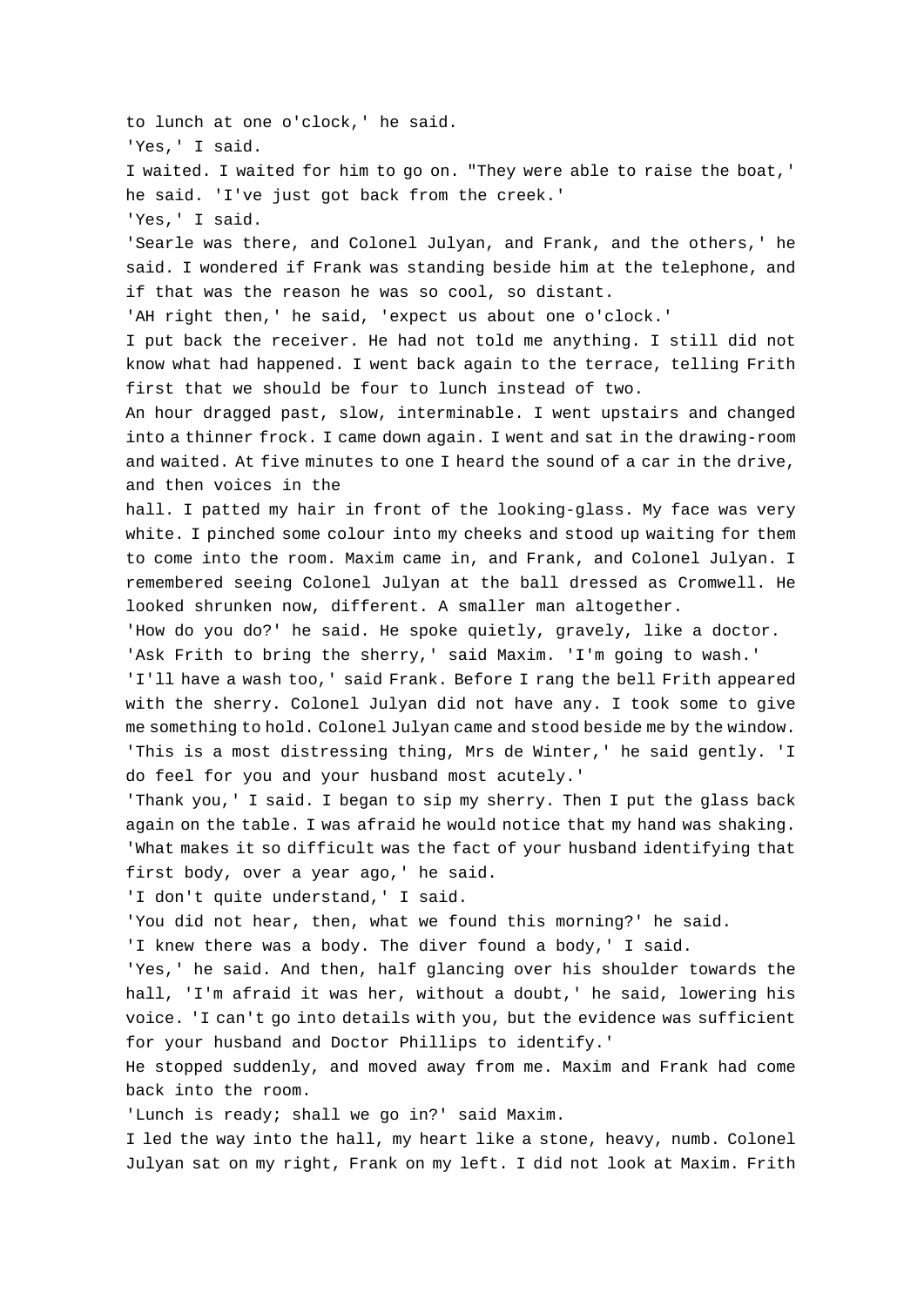to lunch at one o'clock,' he said.

'Yes,' I said.

I waited. I waited for him to go on. "They were able to raise the boat,' he said. 'I've just got back from the creek.'

'Yes,' I said.

'Searle was there, and Colonel Julyan, and Frank, and the others,' he said. I wondered if Frank was standing beside him at the telephone, and if that was the reason he was so cool, so distant.

'AH right then,' he said, 'expect us about one o'clock.'

I put back the receiver. He had not told me anything. I still did not know what had happened. I went back again to the terrace, telling Frith first that we should be four to lunch instead of two.

An hour dragged past, slow, interminable. I went upstairs and changed into a thinner frock. I came down again. I went and sat in the drawing-room and waited. At five minutes to one I heard the sound of a car in the drive, and then voices in the hall. I patted my hair in front of the looking-glass. My face was very white. I pinched some colour into my cheeks and stood up waiting for them to come into the room. Maxim came in, and Frank, and Colonel Julyan. I remembered seeing Colonel Julyan at the ball dressed as Cromwell. He looked shrunken now, different. A smaller man altogether.

'How do you do?' he said. He spoke quietly, gravely, like a doctor.

'Ask Frith to bring the sherry,' said Maxim. 'I'm going to wash.'

'I'll have a wash too,' said Frank. Before I rang the bell Frith appeared with the sherry. Colonel Julyan did not have any. I took some to give me something to hold. Colonel Julyan came and stood beside me by the window.

'This is a most distressing thing, Mrs de Winter,' he said gently. 'I do feel for you and your husband most acutely.'

'Thank you,' I said. I began to sip my sherry. Then I put the glass back again on the table. I was afraid he would notice that my hand was shaking.

'What makes it so difficult was the fact of your husband identifying that first body, over a year ago,' he said.

'I don't quite understand,' I said.

'You did not hear, then, what we found this morning?' he said.

'I knew there was a body. The diver found a body,' I said.

'Yes,' he said. And then, half glancing over his shoulder towards the hall, 'I'm afraid it was her, without a doubt,' he said, lowering his voice. 'I can't go into details with you, but the evidence was sufficient for your husband and Doctor Phillips to identify.'

He stopped suddenly, and moved away from me. Maxim and Frank had come back into the room.

'Lunch is ready; shall we go in?' said Maxim.

I led the way into the hall, my heart like a stone, heavy, numb. Colonel Julyan sat on my right, Frank on my left. I did not look at Maxim. Frith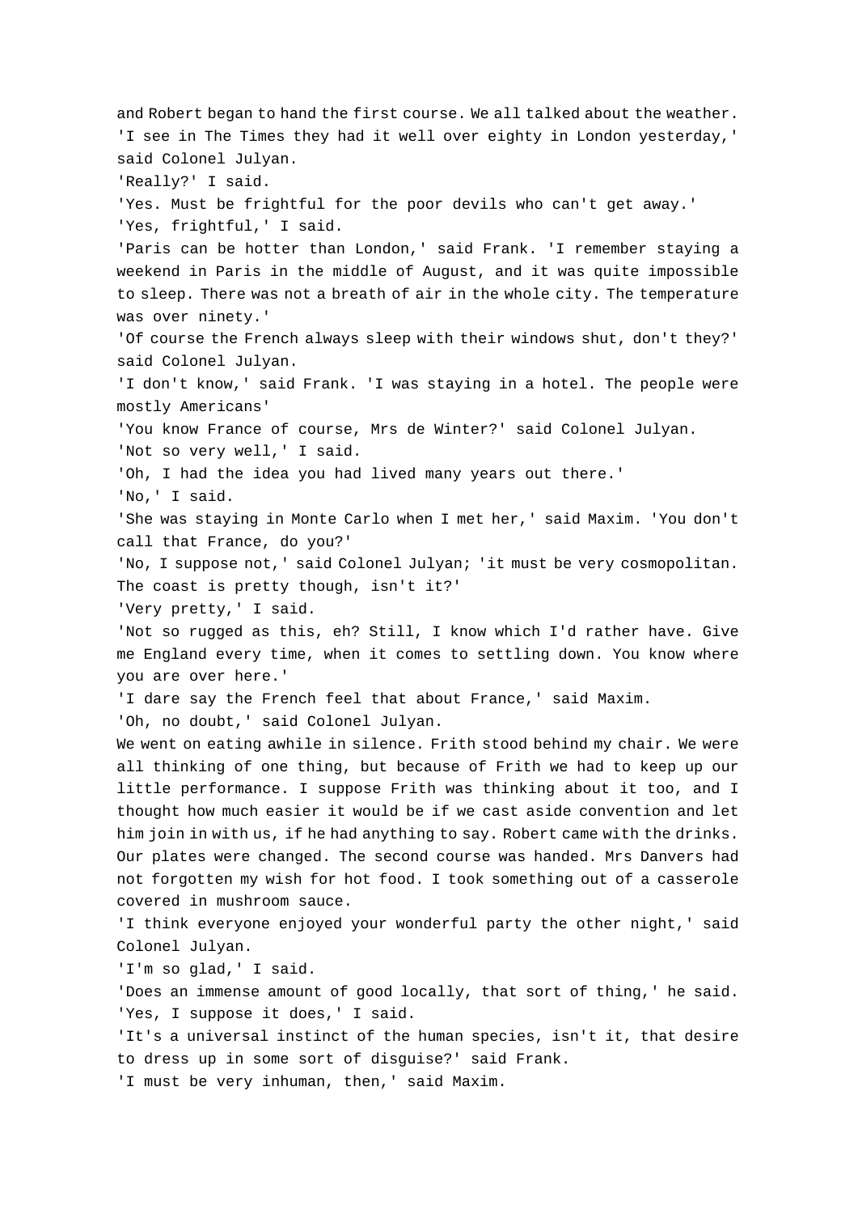and Robert began to hand the first course. We all talked about the weather.
'I see in The Times they had it well over eighty in London yesterday,' said Colonel Julyan.

'Really?' I said.

'Yes. Must be frightful for the poor devils who can't get away.'

'Yes, frightful,' I said.

'Paris can be hotter than London,' said Frank. 'I remember staying a weekend in Paris in the middle of August, and it was quite impossible to sleep. There was not a breath of air in the whole city. The temperature was over ninety.'

'Of course the French always sleep with their windows shut, don't they?' said Colonel Julyan.

'I don't know,' said Frank. 'I was staying in a hotel. The people were mostly Americans'

'You know France of course, Mrs de Winter?' said Colonel Julyan.

'Not so very well,' I said.

'Oh, I had the idea you had lived many years out there.'

'No,' I said.

'She was staying in Monte Carlo when I met her,' said Maxim. 'You don't call that France, do you?'

'No, I suppose not,' said Colonel Julyan; 'it must be very cosmopolitan. The coast is pretty though, isn't it?'

'Very pretty,' I said.

'Not so rugged as this, eh? Still, I know which I'd rather have. Give me England every time, when it comes to settling down. You know where you are over here.'

'I dare say the French feel that about France,' said Maxim.

'Oh, no doubt,' said Colonel Julyan.

We went on eating awhile in silence. Frith stood behind my chair. We were all thinking of one thing, but because of Frith we had to keep up our little performance. I suppose Frith was thinking about it too, and I thought how much easier it would be if we cast aside convention and let him join in with us, if he had anything to say. Robert came with the drinks. Our plates were changed. The second course was handed. Mrs Danvers had not forgotten my wish for hot food. I took something out of a casserole covered in mushroom sauce.

'I think everyone enjoyed your wonderful party the other night,' said Colonel Julyan.

'I'm so glad,' I said.

'Does an immense amount of good locally, that sort of thing,' he said.

'Yes, I suppose it does,' I said.

'It's a universal instinct of the human species, isn't it, that desire to dress up in some sort of disguise?' said Frank.

'I must be very inhuman, then,' said Maxim.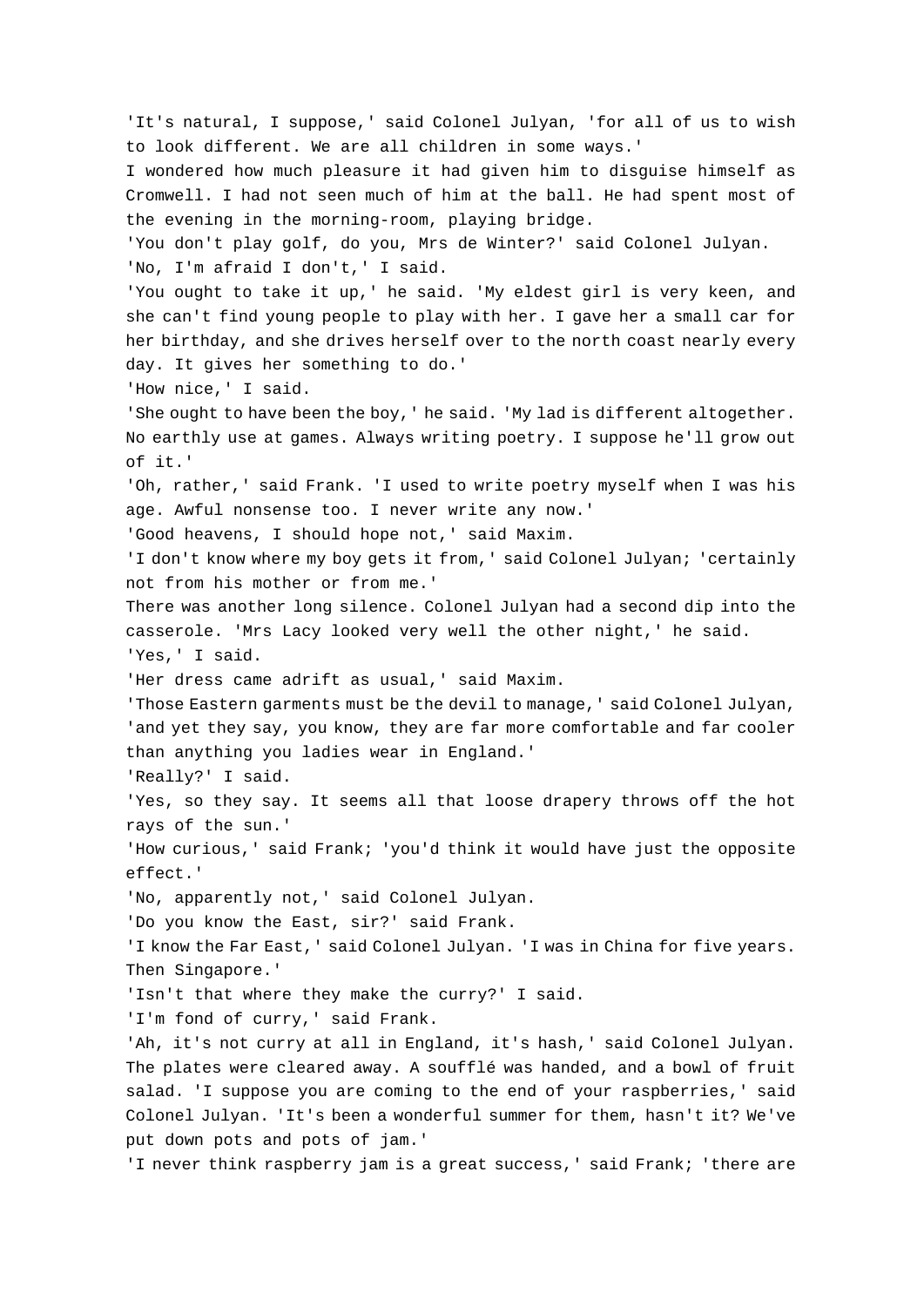'It's natural, I suppose,' said Colonel Julyan, 'for all of us to wish to look different. We are all children in some ways.'

I wondered how much pleasure it had given him to disguise himself as Cromwell. I had not seen much of him at the ball. He had spent most of the evening in the morning-room, playing bridge.

'You don't play golf, do you, Mrs de Winter?' said Colonel Julyan.

'No, I'm afraid I don't,' I said.

'You ought to take it up,' he said. 'My eldest girl is very keen, and she can't find young people to play with her. I gave her a small car for her birthday, and she drives herself over to the north coast nearly every day. It gives her something to do.'

'How nice,' I said.

'She ought to have been the boy,' he said. 'My lad is different altogether. No earthly use at games. Always writing poetry. I suppose he'll grow out of it.'

'Oh, rather,' said Frank. 'I used to write poetry myself when I was his age. Awful nonsense too. I never write any now.'

'Good heavens, I should hope not,' said Maxim.

'I don't know where my boy gets it from,' said Colonel Julyan; 'certainly not from his mother or from me.'

There was another long silence. Colonel Julyan had a second dip into the casserole. 'Mrs Lacy looked very well the other night,' he said.

'Yes,' I said.

'Her dress came adrift as usual,' said Maxim.

'Those Eastern garments must be the devil to manage,' said Colonel Julyan, 'and yet they say, you know, they are far more comfortable and far cooler than anything you ladies wear in England.'

'Really?' I said.

'Yes, so they say. It seems all that loose drapery throws off the hot rays of the sun.'

'How curious,' said Frank; 'you'd think it would have just the opposite effect.'

'No, apparently not,' said Colonel Julyan.

'Do you know the East, sir?' said Frank.

'I know the Far East,' said Colonel Julyan. 'I was in China for five years. Then Singapore.'

'Isn't that where they make the curry?' I said.

'I'm fond of curry,' said Frank.

'Ah, it's not curry at all in England, it's hash,' said Colonel Julyan.

The plates were cleared away. A soufflé was handed, and a bowl of fruit salad. 'I suppose you are coming to the end of your raspberries,' said Colonel Julyan. 'It's been a wonderful summer for them, hasn't it? We've put down pots and pots of jam.'

'I never think raspberry jam is a great success,' said Frank; 'there are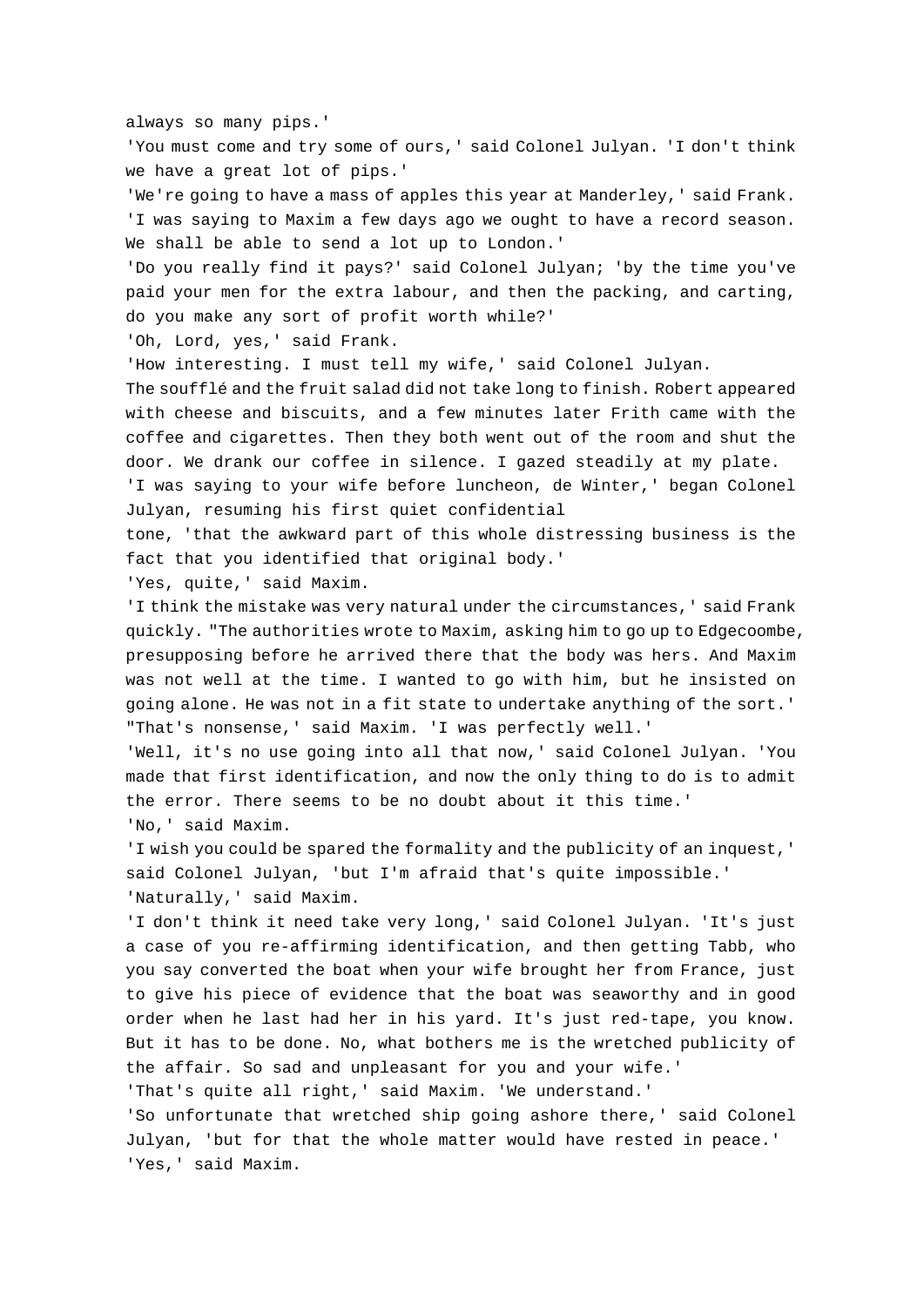always so many pips.'

'You must come and try some of ours,' said Colonel Julyan. 'I don't think we have a great lot of pips.'

'We're going to have a mass of apples this year at Manderley,' said Frank. 'I was saying to Maxim a few days ago we ought to have a record season. We shall be able to send a lot up to London.'

'Do you really find it pays?' said Colonel Julyan; 'by the time you've paid your men for the extra labour, and then the packing, and carting, do you make any sort of profit worth while?'

'Oh, Lord, yes,' said Frank.

'How interesting. I must tell my wife,' said Colonel Julyan.

The soufflé and the fruit salad did not take long to finish. Robert appeared with cheese and biscuits, and a few minutes later Frith came with the coffee and cigarettes. Then they both went out of the room and shut the door. We drank our coffee in silence. I gazed steadily at my plate.

'I was saying to your wife before luncheon, de Winter,' began Colonel Julyan, resuming his first quiet confidential tone, 'that the awkward part of this whole distressing business is the fact that you identified that original body.'

'Yes, quite,' said Maxim.

'I think the mistake was very natural under the circumstances,' said Frank quickly. "The authorities wrote to Maxim, asking him to go up to Edgecoombe, presupposing before he arrived there that the body was hers. And Maxim was not well at the time. I wanted to go with him, but he insisted on going alone. He was not in a fit state to undertake anything of the sort.'

"That's nonsense,' said Maxim. 'I was perfectly well.'

'Well, it's no use going into all that now,' said Colonel Julyan. 'You made that first identification, and now the only thing to do is to admit the error. There seems to be no doubt about it this time.'

'No,' said Maxim.

'I wish you could be spared the formality and the publicity of an inquest,' said Colonel Julyan, 'but I'm afraid that's quite impossible.'

'Naturally,' said Maxim.

'I don't think it need take very long,' said Colonel Julyan. 'It's just a case of you re-affirming identification, and then getting Tabb, who you say converted the boat when your wife brought her from France, just to give his piece of evidence that the boat was seaworthy and in good order when he last had her in his yard. It's just red-tape, you know. But it has to be done. No, what bothers me is the wretched publicity of the affair. So sad and unpleasant for you and your wife.'

'That's quite all right,' said Maxim. 'We understand.'

'So unfortunate that wretched ship going ashore there,' said Colonel Julyan, 'but for that the whole matter would have rested in peace.'

'Yes,' said Maxim.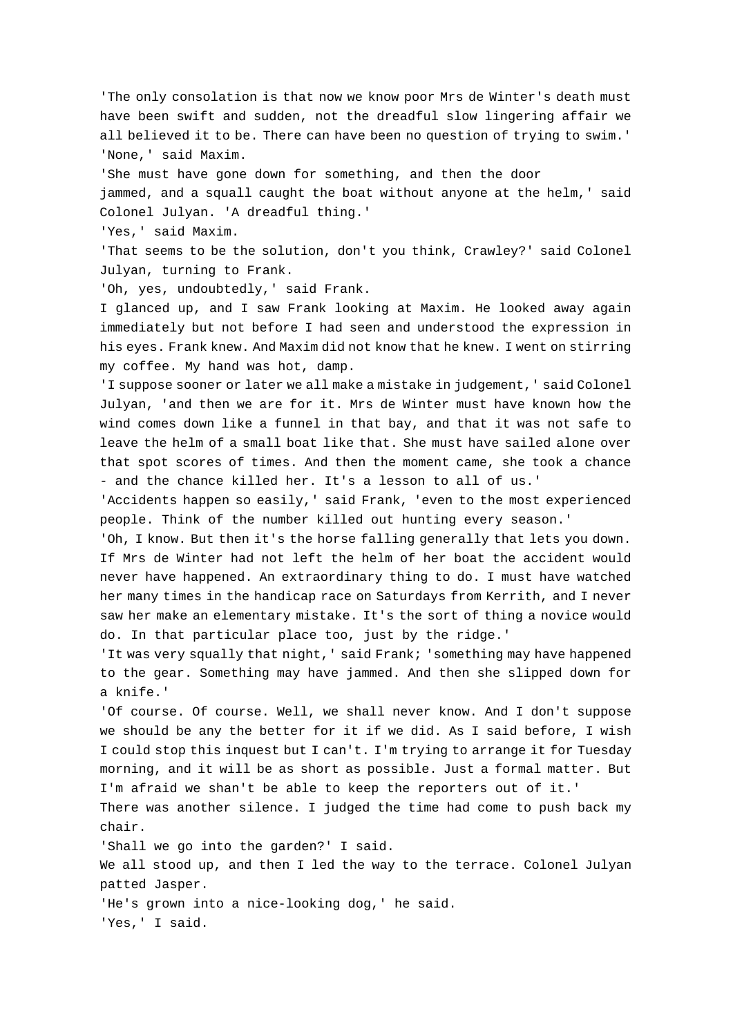'The only consolation is that now we know poor Mrs de Winter's death must have been swift and sudden, not the dreadful slow lingering affair we all believed it to be. There can have been no question of trying to swim.'

'None,' said Maxim.

'She must have gone down for something, and then the door jammed, and a squall caught the boat without anyone at the helm,' said Colonel Julyan. 'A dreadful thing.'

'Yes,' said Maxim.

'That seems to be the solution, don't you think, Crawley?' said Colonel Julyan, turning to Frank.

'Oh, yes, undoubtedly,' said Frank.

I glanced up, and I saw Frank looking at Maxim. He looked away again immediately but not before I had seen and understood the expression in his eyes. Frank knew. And Maxim did not know that he knew. I went on stirring my coffee. My hand was hot, damp.

'I suppose sooner or later we all make a mistake in judgement,' said Colonel Julyan, 'and then we are for it. Mrs de Winter must have known how the wind comes down like a funnel in that bay, and that it was not safe to leave the helm of a small boat like that. She must have sailed alone over that spot scores of times. And then the moment came, she took a chance - and the chance killed her. It's a lesson to all of us.'

'Accidents happen so easily,' said Frank, 'even to the most experienced people. Think of the number killed out hunting every season.'

'Oh, I know. But then it's the horse falling generally that lets you down. If Mrs de Winter had not left the helm of her boat the accident would never have happened. An extraordinary thing to do. I must have watched her many times in the handicap race on Saturdays from Kerrith, and I never saw her make an elementary mistake. It's the sort of thing a novice would do. In that particular place too, just by the ridge.'

'It was very squally that night,' said Frank; 'something may have happened to the gear. Something may have jammed. And then she slipped down for a knife.'

'Of course. Of course. Well, we shall never know. And I don't suppose we should be any the better for it if we did. As I said before, I wish I could stop this inquest but I can't. I'm trying to arrange it for Tuesday morning, and it will be as short as possible. Just a formal matter. But I'm afraid we shan't be able to keep the reporters out of it.'

There was another silence. I judged the time had come to push back my chair.

'Shall we go into the garden?' I said.

We all stood up, and then I led the way to the terrace. Colonel Julyan patted Jasper.

'He's grown into a nice-looking dog,' he said.

'Yes,' I said.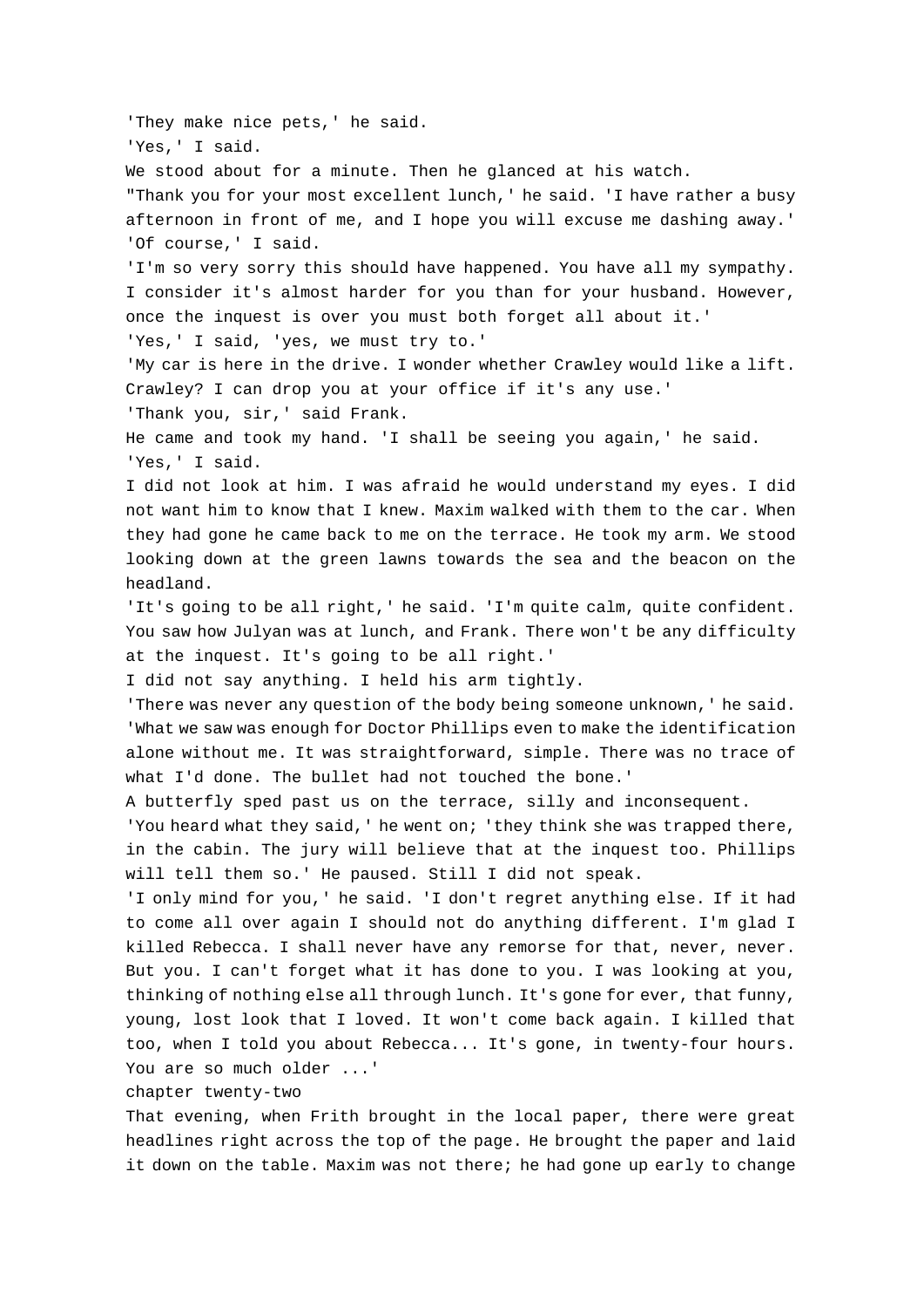'They make nice pets,' he said.

'Yes,' I said.

We stood about for a minute. Then he glanced at his watch.

"Thank you for your most excellent lunch,' he said. 'I have rather a busy afternoon in front of me, and I hope you will excuse me dashing away.'

'Of course,' I said.

'I'm so very sorry this should have happened. You have all my sympathy. I consider it's almost harder for you than for your husband. However, once the inquest is over you must both forget all about it.'

'Yes,' I said, 'yes, we must try to.'

'My car is here in the drive. I wonder whether Crawley would like a lift. Crawley? I can drop you at your office if it's any use.'

'Thank you, sir,' said Frank.

He came and took my hand. 'I shall be seeing you again,' he said.

'Yes,' I said.

I did not look at him. I was afraid he would understand my eyes. I did not want him to know that I knew. Maxim walked with them to the car. When they had gone he came back to me on the terrace. He took my arm. We stood looking down at the green lawns towards the sea and the beacon on the headland.

'It's going to be all right,' he said. 'I'm quite calm, quite confident. You saw how Julyan was at lunch, and Frank. There won't be any difficulty at the inquest. It's going to be all right.'

I did not say anything. I held his arm tightly.

'There was never any question of the body being someone unknown,' he said. 'What we saw was enough for Doctor Phillips even to make the identification alone without me. It was straightforward, simple. There was no trace of what I'd done. The bullet had not touched the bone.'

A butterfly sped past us on the terrace, silly and inconsequent.

'You heard what they said,' he went on; 'they think she was trapped there, in the cabin. The jury will believe that at the inquest too. Phillips will tell them so.' He paused. Still I did not speak.

'I only mind for you,' he said. 'I don't regret anything else. If it had to come all over again I should not do anything different. I'm glad I killed Rebecca. I shall never have any remorse for that, never, never. But you. I can't forget what it has done to you. I was looking at you, thinking of nothing else all through lunch. It's gone for ever, that funny, young, lost look that I loved. It won't come back again. I killed that too, when I told you about Rebecca... It's gone, in twenty-four hours. You are so much older ...'

## chapter twenty-two

That evening, when Frith brought in the local paper, there were great headlines right across the top of the page. He brought the paper and laid it down on the table. Maxim was not there; he had gone up early to change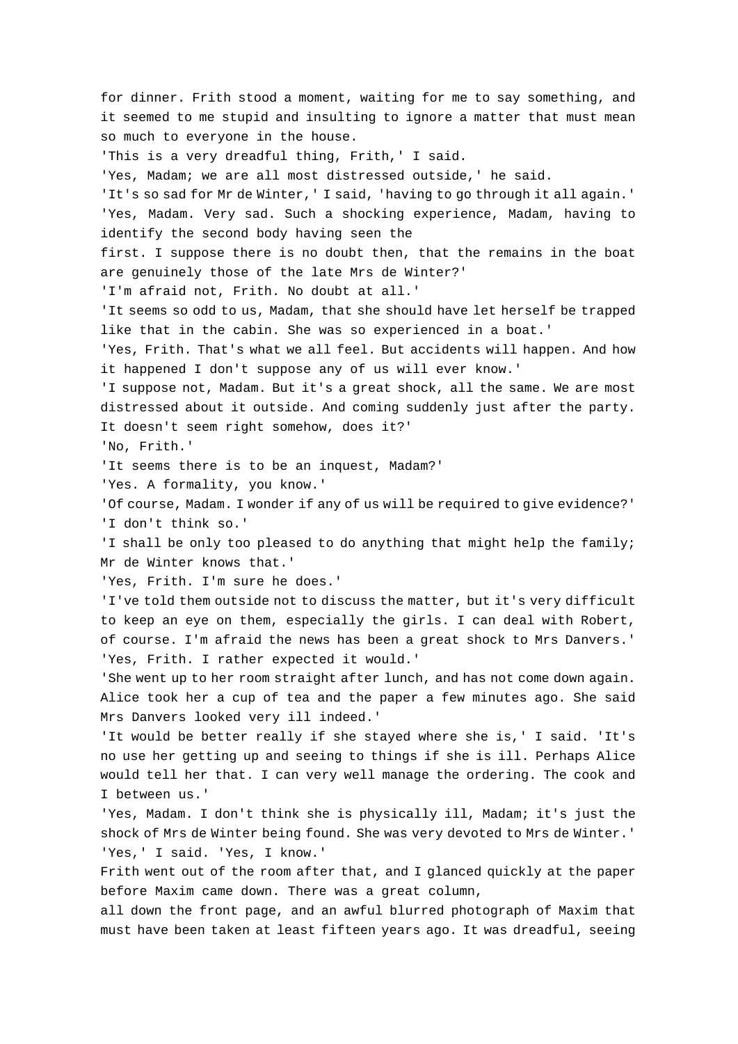for dinner. Frith stood a moment, waiting for me to say something, and it seemed to me stupid and insulting to ignore a matter that must mean so much to everyone in the house.

'This is a very dreadful thing, Frith,' I said.

'Yes, Madam; we are all most distressed outside,' he said.

'It's so sad for Mr de Winter,' I said, 'having to go through it all again.'

'Yes, Madam. Very sad. Such a shocking experience, Madam, having to identify the second body having seen the first. I suppose there is no doubt then, that the remains in the boat are genuinely those of the late Mrs de Winter?'

'I'm afraid not, Frith. No doubt at all.'

'It seems so odd to us, Madam, that she should have let herself be trapped like that in the cabin. She was so experienced in a boat.'

'Yes, Frith. That's what we all feel. But accidents will happen. And how it happened I don't suppose any of us will ever know.'

'I suppose not, Madam. But it's a great shock, all the same. We are most distressed about it outside. And coming suddenly just after the party. It doesn't seem right somehow, does it?'

'No, Frith.'

'It seems there is to be an inquest, Madam?'

'Yes. A formality, you know.'

'Of course, Madam. I wonder if any of us will be required to give evidence?'

'I don't think so.'

'I shall be only too pleased to do anything that might help the family; Mr de Winter knows that.'

'Yes, Frith. I'm sure he does.'

'I've told them outside not to discuss the matter, but it's very difficult to keep an eye on them, especially the girls. I can deal with Robert, of course. I'm afraid the news has been a great shock to Mrs Danvers.'

'Yes, Frith. I rather expected it would.'

'She went up to her room straight after lunch, and has not come down again. Alice took her a cup of tea and the paper a few minutes ago. She said Mrs Danvers looked very ill indeed.'

'It would be better really if she stayed where she is,' I said. 'It's no use her getting up and seeing to things if she is ill. Perhaps Alice would tell her that. I can very well manage the ordering. The cook and I between us.'

'Yes, Madam. I don't think she is physically ill, Madam; it's just the shock of Mrs de Winter being found. She was very devoted to Mrs de Winter.'

'Yes,' I said. 'Yes, I know.'

Frith went out of the room after that, and I glanced quickly at the paper before Maxim came down. There was a great column, all down the front page, and an awful blurred photograph of Maxim that must have been taken at least fifteen years ago. It was dreadful, seeing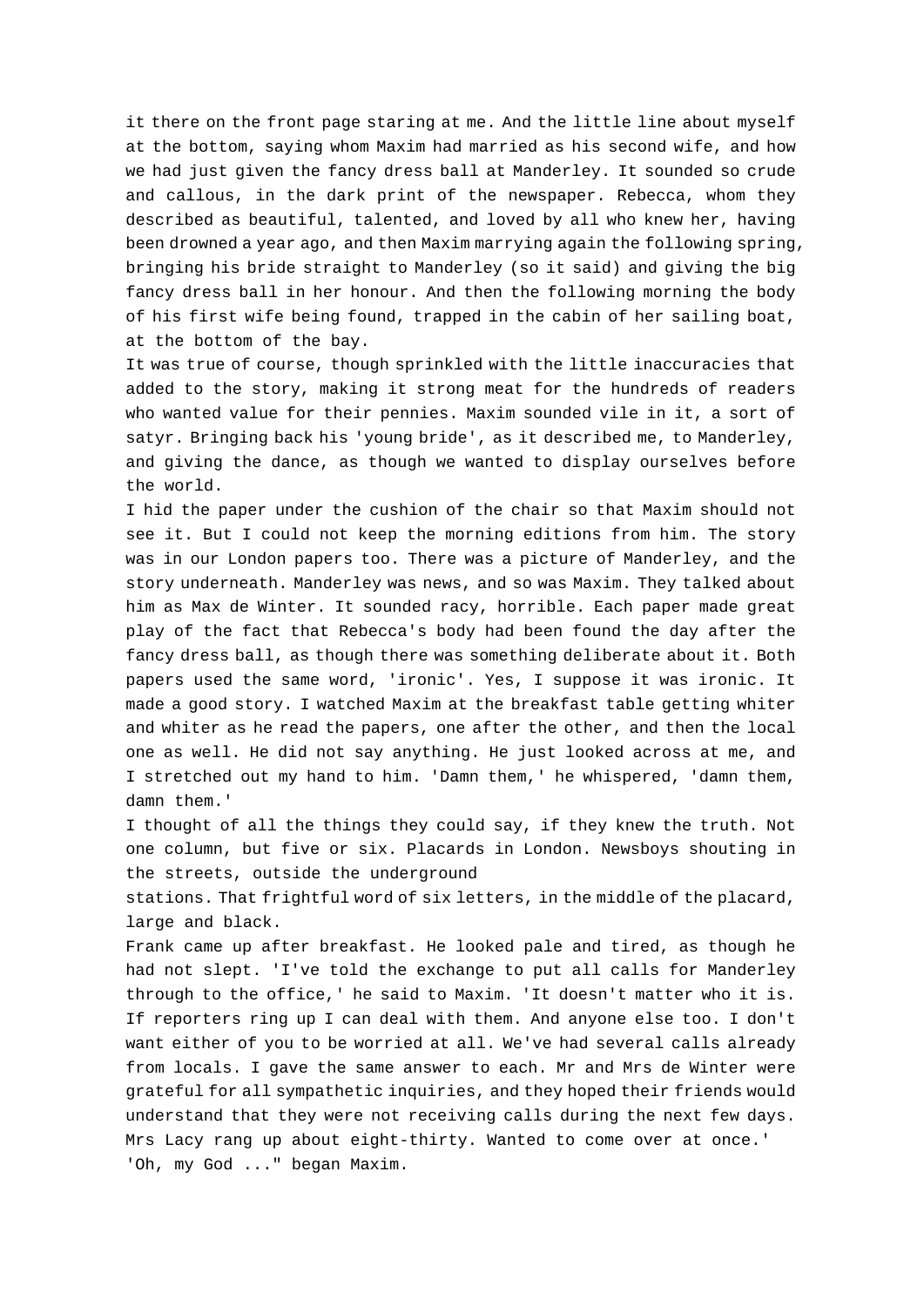it there on the front page staring at me. And the little line about myself at the bottom, saying whom Maxim had married as his second wife, and how we had just given the fancy dress ball at Manderley. It sounded so crude and callous, in the dark print of the newspaper. Rebecca, whom they described as beautiful, talented, and loved by all who knew her, having been drowned a year ago, and then Maxim marrying again the following spring, bringing his bride straight to Manderley (so it said) and giving the big fancy dress ball in her honour. And then the following morning the body of his first wife being found, trapped in the cabin of her sailing boat, at the bottom of the bay.

It was true of course, though sprinkled with the little inaccuracies that added to the story, making it strong meat for the hundreds of readers who wanted value for their pennies. Maxim sounded vile in it, a sort of satyr. Bringing back his 'young bride', as it described me, to Manderley, and giving the dance, as though we wanted to display ourselves before the world.

I hid the paper under the cushion of the chair so that Maxim should not see it. But I could not keep the morning editions from him. The story was in our London papers too. There was a picture of Manderley, and the story underneath. Manderley was news, and so was Maxim. They talked about him as Max de Winter. It sounded racy, horrible. Each paper made great play of the fact that Rebecca's body had been found the day after the fancy dress ball, as though there was something deliberate about it. Both papers used the same word, 'ironic'. Yes, I suppose it was ironic. It made a good story. I watched Maxim at the breakfast table getting whiter and whiter as he read the papers, one after the other, and then the local one as well. He did not say anything. He just looked across at me, and I stretched out my hand to him. 'Damn them,' he whispered, 'damn them, damn them.'

I thought of all the things they could say, if they knew the truth. Not one column, but five or six. Placards in London. Newsboys shouting in the streets, outside the underground stations. That frightful word of six letters, in the middle of the placard, large and black.

Frank came up after breakfast. He looked pale and tired, as though he had not slept. 'I've told the exchange to put all calls for Manderley through to the office,' he said to Maxim. 'It doesn't matter who it is. If reporters ring up I can deal with them. And anyone else too. I don't want either of you to be worried at all. We've had several calls already from locals. I gave the same answer to each. Mr and Mrs de Winter were grateful for all sympathetic inquiries, and they hoped their friends would understand that they were not receiving calls during the next few days. Mrs Lacy rang up about eight-thirty. Wanted to come over at once.'

'Oh, my God ..." began Maxim.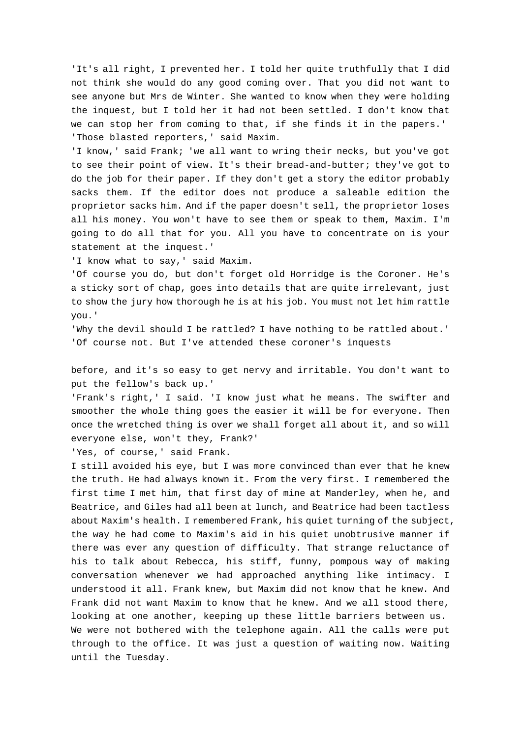'It's all right, I prevented her. I told her quite truthfully that I did not think she would do any good coming over. That you did not want to see anyone but Mrs de Winter. She wanted to know when they were holding the inquest, but I told her it had not been settled. I don't know that we can stop her from coming to that, if she finds it in the papers.'

'Those blasted reporters,' said Maxim.

'I know,' said Frank; 'we all want to wring their necks, but you've got to see their point of view. It's their bread-and-butter; they've got to do the job for their paper. If they don't get a story the editor probably sacks them. If the editor does not produce a saleable edition the proprietor sacks him. And if the paper doesn't sell, the proprietor loses all his money. You won't have to see them or speak to them, Maxim. I'm going to do all that for you. All you have to concentrate on is your statement at the inquest.'

'I know what to say,' said Maxim.

'Of course you do, but don't forget old Horridge is the Coroner. He's a sticky sort of chap, goes into details that are quite irrelevant, just to show the jury how thorough he is at his job. You must not let him rattle you.'

'Why the devil should I be rattled? I have nothing to be rattled about.'

'Of course not. But I've attended these coroner's inquests before, and it's so easy to get nervy and irritable. You don't want to put the fellow's back up.'

'Frank's right,' I said. 'I know just what he means. The swifter and smoother the whole thing goes the easier it will be for everyone. Then once the wretched thing is over we shall forget all about it, and so will everyone else, won't they, Frank?'

'Yes, of course,' said Frank.

I still avoided his eye, but I was more convinced than ever that he knew the truth. He had always known it. From the very first. I remembered the first time I met him, that first day of mine at Manderley, when he, and Beatrice, and Giles had all been at lunch, and Beatrice had been tactless about Maxim's health. I remembered Frank, his quiet turning of the subject, the way he had come to Maxim's aid in his quiet unobtrusive manner if there was ever any question of difficulty. That strange reluctance of his to talk about Rebecca, his stiff, funny, pompous way of making conversation whenever we had approached anything like intimacy. I understood it all. Frank knew, but Maxim did not know that he knew. And Frank did not want Maxim to know that he knew. And we all stood there, looking at one another, keeping up these little barriers between us.

We were not bothered with the telephone again. All the calls were put through to the office. It was just a question of waiting now. Waiting until the Tuesday.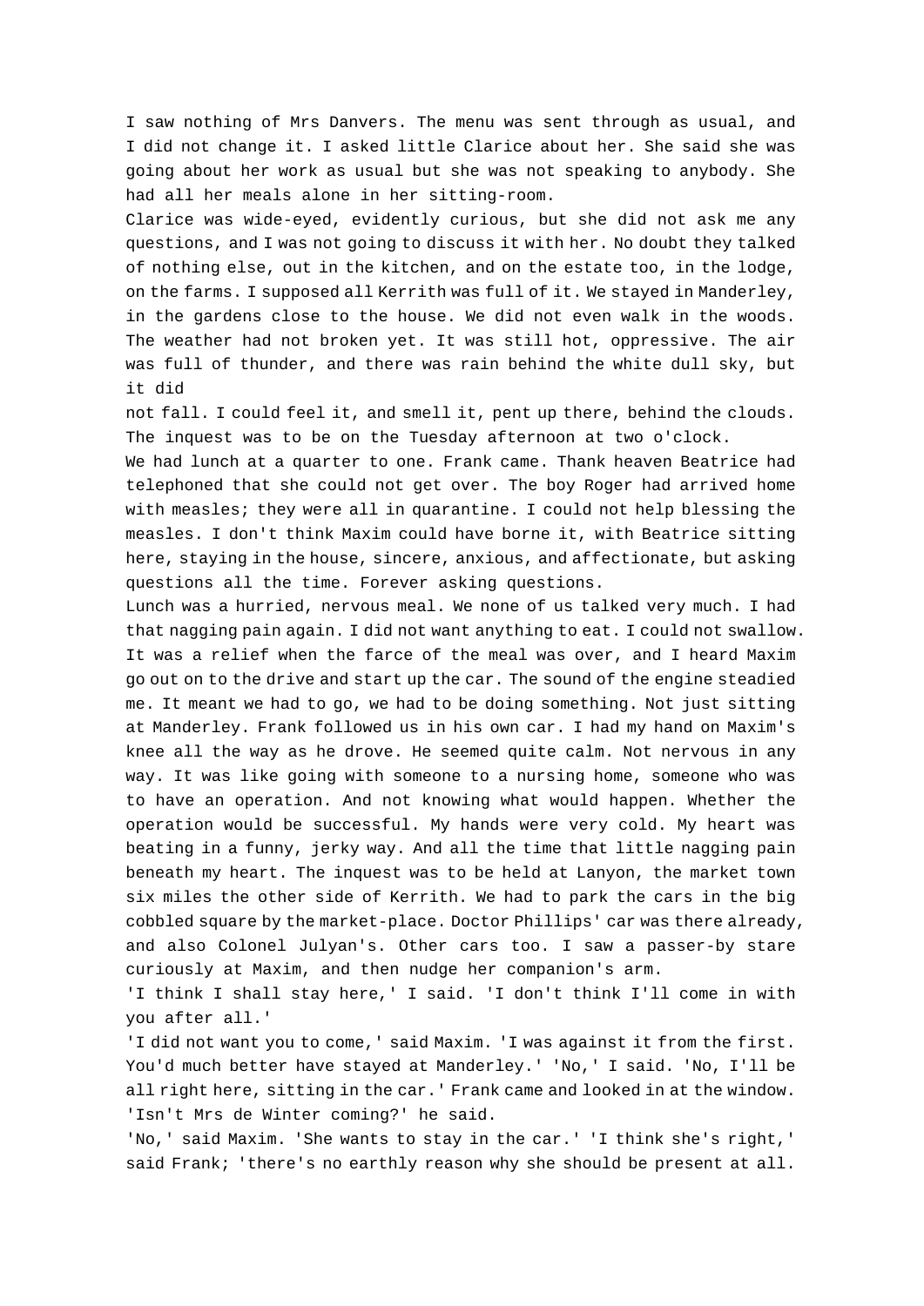I saw nothing of Mrs Danvers. The menu was sent through as usual, and I did not change it. I asked little Clarice about her. She said she was going about her work as usual but she was not speaking to anybody. She had all her meals alone in her sitting-room.

Clarice was wide-eyed, evidently curious, but she did not ask me any questions, and I was not going to discuss it with her. No doubt they talked of nothing else, out in the kitchen, and on the estate too, in the lodge, on the farms. I supposed all Kerrith was full of it. We stayed in Manderley, in the gardens close to the house. We did not even walk in the woods. The weather had not broken yet. It was still hot, oppressive. The air was full of thunder, and there was rain behind the white dull sky, but it did not fall. I could feel it, and smell it, pent up there, behind the clouds. The inquest was to be on the Tuesday afternoon at two o'clock.

We had lunch at a quarter to one. Frank came. Thank heaven Beatrice had telephoned that she could not get over. The boy Roger had arrived home with measles; they were all in quarantine. I could not help blessing the measles. I don't think Maxim could have borne it, with Beatrice sitting here, staying in the house, sincere, anxious, and affectionate, but asking questions all the time. Forever asking questions.

Lunch was a hurried, nervous meal. We none of us talked very much. I had that nagging pain again. I did not want anything to eat. I could not swallow. It was a relief when the farce of the meal was over, and I heard Maxim go out on to the drive and start up the car. The sound of the engine steadied me. It meant we had to go, we had to be doing something. Not just sitting at Manderley. Frank followed us in his own car. I had my hand on Maxim's knee all the way as he drove. He seemed quite calm. Not nervous in any way. It was like going with someone to a nursing home, someone who was to have an operation. And not knowing what would happen. Whether the operation would be successful. My hands were very cold. My heart was beating in a funny, jerky way. And all the time that little nagging pain beneath my heart. The inquest was to be held at Lanyon, the market town six miles the other side of Kerrith. We had to park the cars in the big cobbled square by the market-place. Doctor Phillips' car was there already, and also Colonel Julyan's. Other cars too. I saw a passer-by stare curiously at Maxim, and then nudge her companion's arm.

'I think I shall stay here,' I said. 'I don't think I'll come in with you after all.'

'I did not want you to come,' said Maxim. 'I was against it from the first. You'd much better have stayed at Manderley.' 'No,' I said. 'No, I'll be all right here, sitting in the car.' Frank came and looked in at the window. 'Isn't Mrs de Winter coming?' he said.

'No,' said Maxim. 'She wants to stay in the car.' 'I think she's right,' said Frank; 'there's no earthly reason why she should be present at all.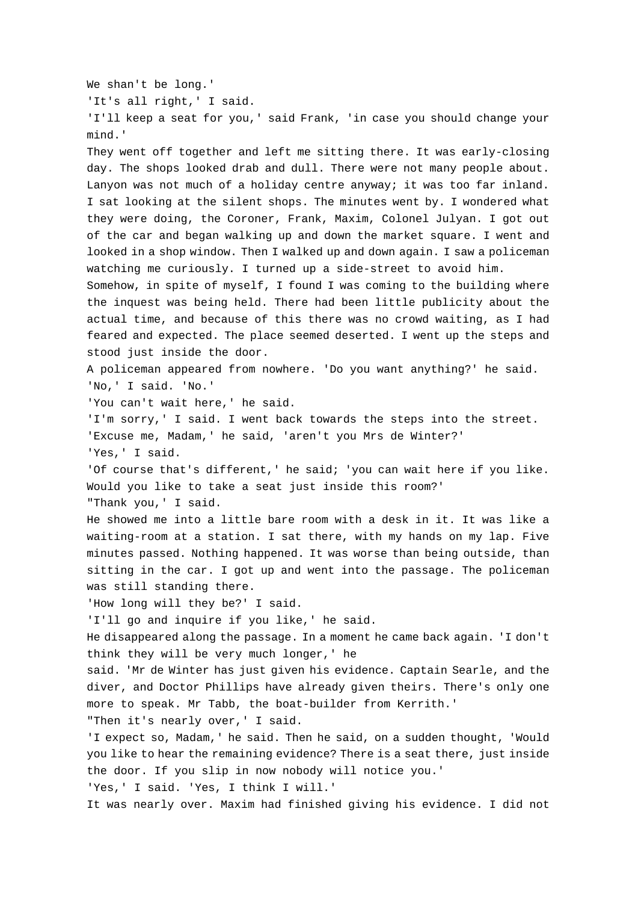We shan't be long.'

'It's all right,' I said.

'I'll keep a seat for you,' said Frank, 'in case you should change your mind.'

They went off together and left me sitting there. It was early-closing day. The shops looked drab and dull. There were not many people about. Lanyon was not much of a holiday centre anyway; it was too far inland. I sat looking at the silent shops. The minutes went by. I wondered what they were doing, the Coroner, Frank, Maxim, Colonel Julyan. I got out of the car and began walking up and down the market square. I went and looked in a shop window. Then I walked up and down again. I saw a policeman watching me curiously. I turned up a side-street to avoid him.

Somehow, in spite of myself, I found I was coming to the building where the inquest was being held. There had been little publicity about the actual time, and because of this there was no crowd waiting, as I had feared and expected. The place seemed deserted. I went up the steps and stood just inside the door.

A policeman appeared from nowhere. 'Do you want anything?' he said.

'No,' I said. 'No.'

'You can't wait here,' he said.

'I'm sorry,' I said. I went back towards the steps into the street.

'Excuse me, Madam,' he said, 'aren't you Mrs de Winter?'

'Yes,' I said.

'Of course that's different,' he said; 'you can wait here if you like. Would you like to take a seat just inside this room?'

"Thank you,' I said.

He showed me into a little bare room with a desk in it. It was like a waiting-room at a station. I sat there, with my hands on my lap. Five minutes passed. Nothing happened. It was worse than being outside, than sitting in the car. I got up and went into the passage. The policeman was still standing there.

'How long will they be?' I said.

'I'll go and inquire if you like,' he said.

He disappeared along the passage. In a moment he came back again. 'I don't think they will be very much longer,' he said. 'Mr de Winter has just given his evidence. Captain Searle, and the diver, and Doctor Phillips have already given theirs. There's only one more to speak. Mr Tabb, the boat-builder from Kerrith.'

"Then it's nearly over,' I said.

'I expect so, Madam,' he said. Then he said, on a sudden thought, 'Would you like to hear the remaining evidence? There is a seat there, just inside the door. If you slip in now nobody will notice you.'

'Yes,' I said. 'Yes, I think I will.'

It was nearly over. Maxim had finished giving his evidence. I did not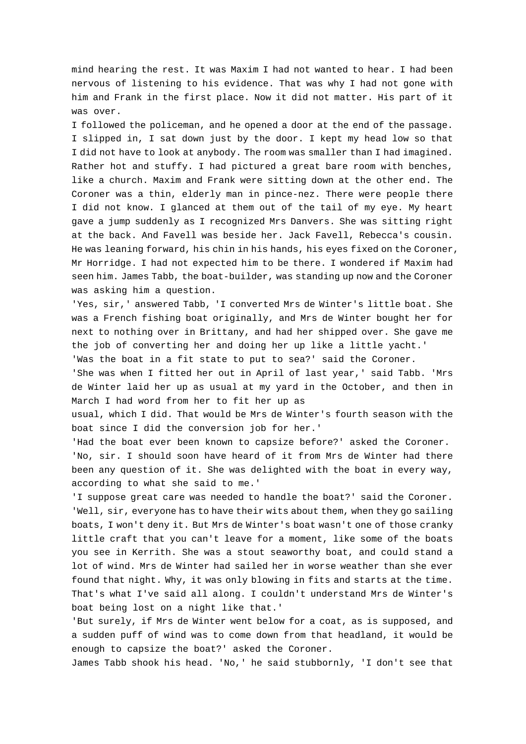mind hearing the rest. It was Maxim I had not wanted to hear. I had been nervous of listening to his evidence. That was why I had not gone with him and Frank in the first place. Now it did not matter. His part of it was over.

I followed the policeman, and he opened a door at the end of the passage. I slipped in, I sat down just by the door. I kept my head low so that I did not have to look at anybody. The room was smaller than I had imagined. Rather hot and stuffy. I had pictured a great bare room with benches, like a church. Maxim and Frank were sitting down at the other end. The Coroner was a thin, elderly man in pince-nez. There were people there I did not know. I glanced at them out of the tail of my eye. My heart gave a jump suddenly as I recognized Mrs Danvers. She was sitting right at the back. And Favell was beside her. Jack Favell, Rebecca's cousin. He was leaning forward, his chin in his hands, his eyes fixed on the Coroner, Mr Horridge. I had not expected him to be there. I wondered if Maxim had seen him. James Tabb, the boat-builder, was standing up now and the Coroner was asking him a question.

'Yes, sir,' answered Tabb, 'I converted Mrs de Winter's little boat. She was a French fishing boat originally, and Mrs de Winter bought her for next to nothing over in Brittany, and had her shipped over. She gave me the job of converting her and doing her up like a little yacht.'

'Was the boat in a fit state to put to sea?' said the Coroner.

'She was when I fitted her out in April of last year,' said Tabb. 'Mrs de Winter laid her up as usual at my yard in the October, and then in March I had word from her to fit her up as usual, which I did. That would be Mrs de Winter's fourth season with the boat since I did the conversion job for her.'

'Had the boat ever been known to capsize before?' asked the Coroner.

'No, sir. I should soon have heard of it from Mrs de Winter had there been any question of it. She was delighted with the boat in every way, according to what she said to me.'

'I suppose great care was needed to handle the boat?' said the Coroner.

'Well, sir, everyone has to have their wits about them, when they go sailing boats, I won't deny it. But Mrs de Winter's boat wasn't one of those cranky little craft that you can't leave for a moment, like some of the boats you see in Kerrith. She was a stout seaworthy boat, and could stand a lot of wind. Mrs de Winter had sailed her in worse weather than she ever found that night. Why, it was only blowing in fits and starts at the time. That's what I've said all along. I couldn't understand Mrs de Winter's boat being lost on a night like that.'

'But surely, if Mrs de Winter went below for a coat, as is supposed, and a sudden puff of wind was to come down from that headland, it would be enough to capsize the boat?' asked the Coroner.

James Tabb shook his head. 'No,' he said stubbornly, 'I don't see that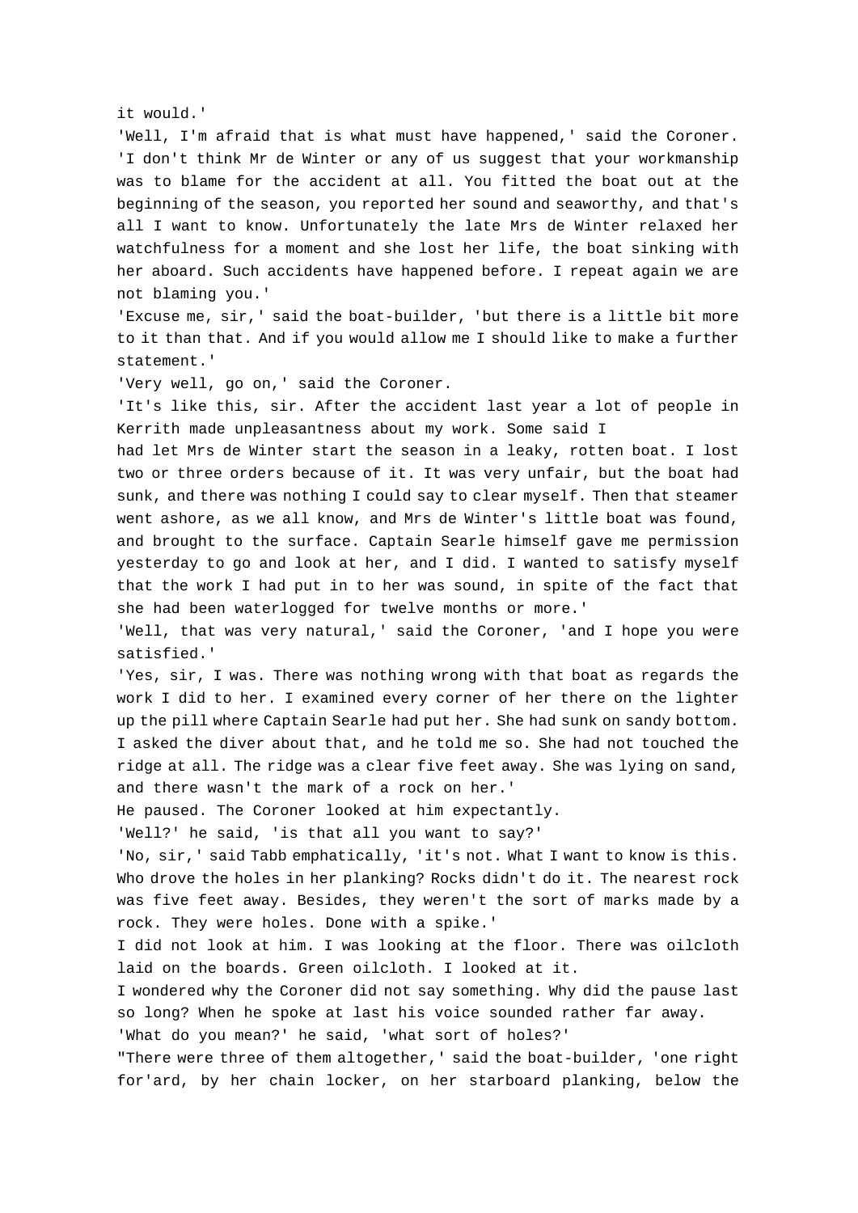it would.'

'Well, I'm afraid that is what must have happened,' said the Coroner. 'I don't think Mr de Winter or any of us suggest that your workmanship was to blame for the accident at all. You fitted the boat out at the beginning of the season, you reported her sound and seaworthy, and that's all I want to know. Unfortunately the late Mrs de Winter relaxed her watchfulness for a moment and she lost her life, the boat sinking with her aboard. Such accidents have happened before. I repeat again we are not blaming you.'

'Excuse me, sir,' said the boat-builder, 'but there is a little bit more to it than that. And if you would allow me I should like to make a further statement.'

'Very well, go on,' said the Coroner.

'It's like this, sir. After the accident last year a lot of people in Kerrith made unpleasantness about my work. Some said I had let Mrs de Winter start the season in a leaky, rotten boat. I lost two or three orders because of it. It was very unfair, but the boat had sunk, and there was nothing I could say to clear myself. Then that steamer went ashore, as we all know, and Mrs de Winter's little boat was found, and brought to the surface. Captain Searle himself gave me permission yesterday to go and look at her, and I did. I wanted to satisfy myself that the work I had put in to her was sound, in spite of the fact that she had been waterlogged for twelve months or more.'

'Well, that was very natural,' said the Coroner, 'and I hope you were satisfied.'

'Yes, sir, I was. There was nothing wrong with that boat as regards the work I did to her. I examined every corner of her there on the lighter up the pill where Captain Searle had put her. She had sunk on sandy bottom. I asked the diver about that, and he told me so. She had not touched the ridge at all. The ridge was a clear five feet away. She was lying on sand, and there wasn't the mark of a rock on her.'

He paused. The Coroner looked at him expectantly.

'Well?' he said, 'is that all you want to say?'

'No, sir,' said Tabb emphatically, 'it's not. What I want to know is this. Who drove the holes in her planking? Rocks didn't do it. The nearest rock was five feet away. Besides, they weren't the sort of marks made by a rock. They were holes. Done with a spike.'

I did not look at him. I was looking at the floor. There was oilcloth laid on the boards. Green oilcloth. I looked at it.

I wondered why the Coroner did not say something. Why did the pause last so long? When he spoke at last his voice sounded rather far away.

'What do you mean?' he said, 'what sort of holes?'

"There were three of them altogether,' said the boat-builder, 'one right for'ard, by her chain locker, on her starboard planking, below the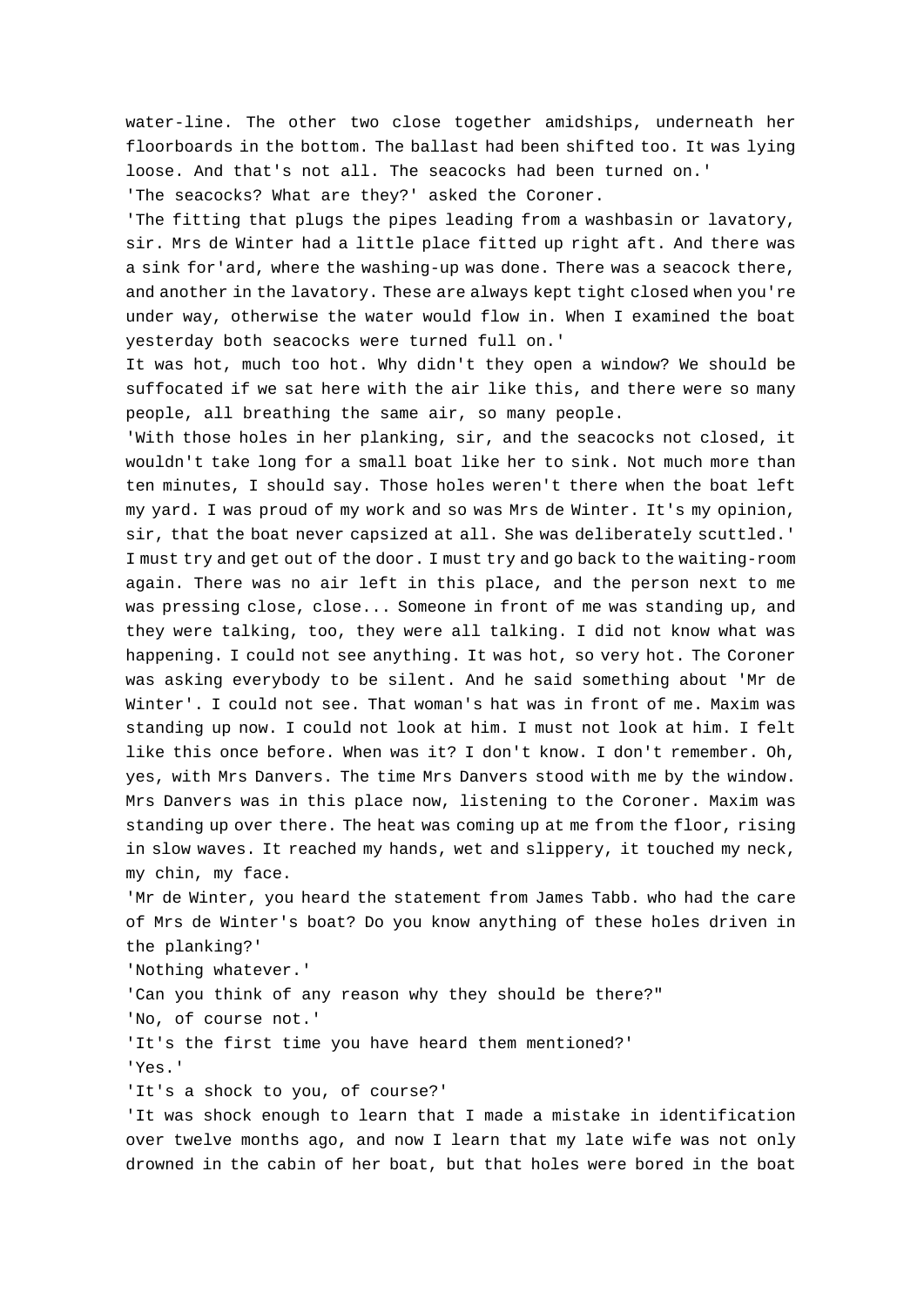water-line. The other two close together amidships, underneath her floorboards in the bottom. The ballast had been shifted too. It was lying loose. And that's not all. The seacocks had been turned on.'

'The seacocks? What are they?' asked the Coroner.

'The fitting that plugs the pipes leading from a washbasin or lavatory, sir. Mrs de Winter had a little place fitted up right aft. And there was a sink for'ard, where the washing-up was done. There was a seacock there, and another in the lavatory. These are always kept tight closed when you're under way, otherwise the water would flow in. When I examined the boat yesterday both seacocks were turned full on.'

It was hot, much too hot. Why didn't they open a window? We should be suffocated if we sat here with the air like this, and there were so many people, all breathing the same air, so many people.

'With those holes in her planking, sir, and the seacocks not closed, it wouldn't take long for a small boat like her to sink. Not much more than ten minutes, I should say. Those holes weren't there when the boat left my yard. I was proud of my work and so was Mrs de Winter. It's my opinion, sir, that the boat never capsized at all. She was deliberately scuttled.'

I must try and get out of the door. I must try and go back to the waiting-room again. There was no air left in this place, and the person next to me was pressing close, close... Someone in front of me was standing up, and they were talking, too, they were all talking. I did not know what was happening. I could not see anything. It was hot, so very hot. The Coroner was asking everybody to be silent. And he said something about 'Mr de Winter'. I could not see. That woman's hat was in front of me. Maxim was standing up now. I could not look at him. I must not look at him. I felt like this once before. When was it? I don't know. I don't remember. Oh, yes, with Mrs Danvers. The time Mrs Danvers stood with me by the window. Mrs Danvers was in this place now, listening to the Coroner. Maxim was standing up over there. The heat was coming up at me from the floor, rising in slow waves. It reached my hands, wet and slippery, it touched my neck, my chin, my face.

'Mr de Winter, you heard the statement from James Tabb. who had the care of Mrs de Winter's boat? Do you know anything of these holes driven in the planking?'

'Nothing whatever.'

'Can you think of any reason why they should be there?"

'No, of course not.'

'It's the first time you have heard them mentioned?'

'Yes.'

'It's a shock to you, of course?'

'It was shock enough to learn that I made a mistake in identification over twelve months ago, and now I learn that my late wife was not only drowned in the cabin of her boat, but that holes were bored in the boat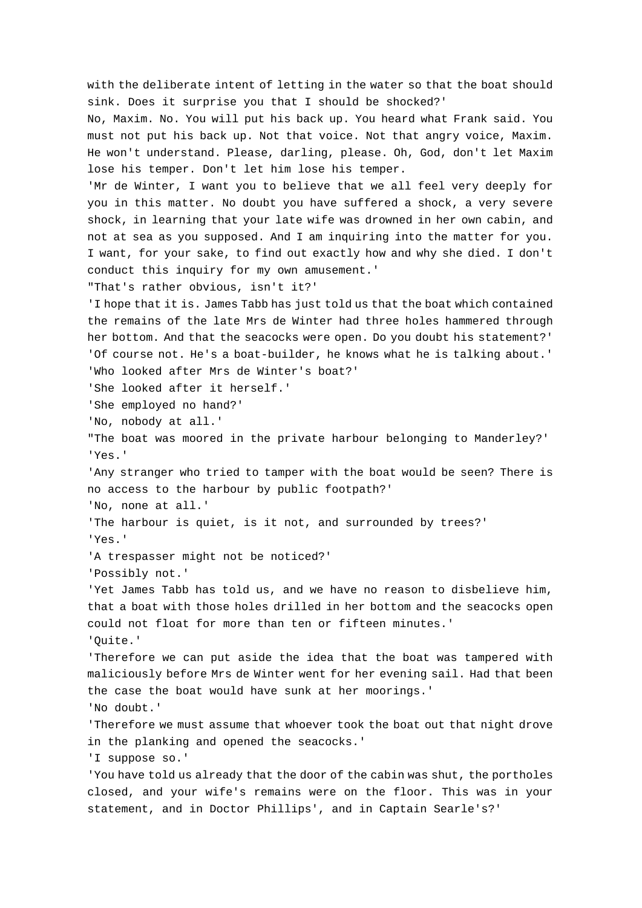with the deliberate intent of letting in the water so that the boat should sink. Does it surprise you that I should be shocked?'

No, Maxim. No. You will put his back up. You heard what Frank said. You must not put his back up. Not that voice. Not that angry voice, Maxim. He won't understand. Please, darling, please. Oh, God, don't let Maxim lose his temper. Don't let him lose his temper.

'Mr de Winter, I want you to believe that we all feel very deeply for you in this matter. No doubt you have suffered a shock, a very severe shock, in learning that your late wife was drowned in her own cabin, and not at sea as you supposed. And I am inquiring into the matter for you. I want, for your sake, to find out exactly how and why she died. I don't conduct this inquiry for my own amusement.'

"That's rather obvious, isn't it?'

'I hope that it is. James Tabb has just told us that the boat which contained the remains of the late Mrs de Winter had three holes hammered through her bottom. And that the seacocks were open. Do you doubt his statement?'

'Of course not. He's a boat-builder, he knows what he is talking about.'

'Who looked after Mrs de Winter's boat?'

'She looked after it herself.'

'She employed no hand?'

'No, nobody at all.'

"The boat was moored in the private harbour belonging to Manderley?'

'Yes.'

'Any stranger who tried to tamper with the boat would be seen? There is no access to the harbour by public footpath?'

'No, none at all.'

'The harbour is quiet, is it not, and surrounded by trees?'

'Yes.'

'A trespasser might not be noticed?'

'Possibly not.'

'Yet James Tabb has told us, and we have no reason to disbelieve him, that a boat with those holes drilled in her bottom and the seacocks open could not float for more than ten or fifteen minutes.'

'Quite.'

'Therefore we can put aside the idea that the boat was tampered with maliciously before Mrs de Winter went for her evening sail. Had that been the case the boat would have sunk at her moorings.'

'No doubt.'

'Therefore we must assume that whoever took the boat out that night drove in the planking and opened the seacocks.'

'I suppose so.'

'You have told us already that the door of the cabin was shut, the portholes closed, and your wife's remains were on the floor. This was in your statement, and in Doctor Phillips', and in Captain Searle's?'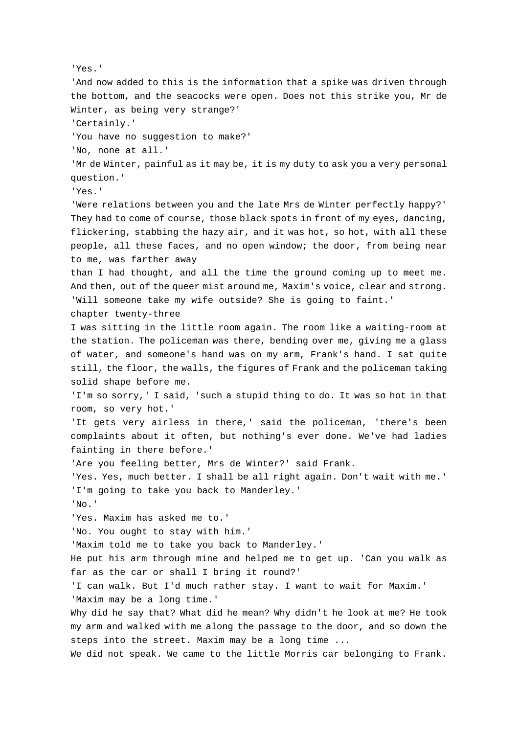'Yes.'

'And now added to this is the information that a spike was driven through the bottom, and the seacocks were open. Does not this strike you, Mr de Winter, as being very strange?'

'Certainly.'

'You have no suggestion to make?'

'No, none at all.'

'Mr de Winter, painful as it may be, it is my duty to ask you a very personal question.'

'Yes.'

'Were relations between you and the late Mrs de Winter perfectly happy?'

They had to come of course, those black spots in front of my eyes, dancing, flickering, stabbing the hazy air, and it was hot, so hot, with all these people, all these faces, and no open window; the door, from being near to me, was farther away than I had thought, and all the time the ground coming up to meet me. And then, out of the queer mist around me, Maxim's voice, clear and strong. 'Will someone take my wife outside? She is going to faint.'

## chapter twenty-three

I was sitting in the little room again. The room like a waiting-room at the station. The policeman was there, bending over me, giving me a glass of water, and someone's hand was on my arm, Frank's hand. I sat quite still, the floor, the walls, the figures of Frank and the policeman taking solid shape before me.

'I'm so sorry,' I said, 'such a stupid thing to do. It was so hot in that room, so very hot.'

'It gets very airless in there,' said the policeman, 'there's been complaints about it often, but nothing's ever done. We've had ladies fainting in there before.'

'Are you feeling better, Mrs de Winter?' said Frank.

'Yes. Yes, much better. I shall be all right again. Don't wait with me.'

'I'm going to take you back to Manderley.'

'No.'

'Yes. Maxim has asked me to.'

'No. You ought to stay with him.'

'Maxim told me to take you back to Manderley.'

He put his arm through mine and helped me to get up. 'Can you walk as far as the car or shall I bring it round?'

'I can walk. But I'd much rather stay. I want to wait for Maxim.'

'Maxim may be a long time.'

Why did he say that? What did he mean? Why didn't he look at me? He took my arm and walked with me along the passage to the door, and so down the steps into the street. Maxim may be a long time ...

We did not speak. We came to the little Morris car belonging to Frank.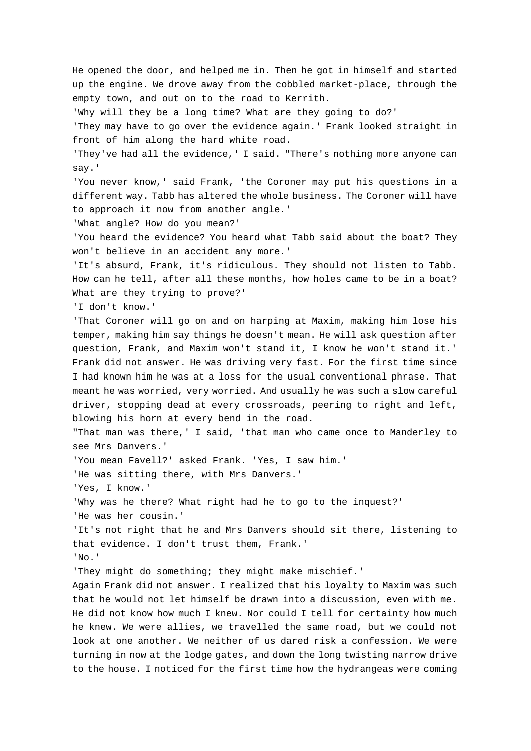He opened the door, and helped me in. Then he got in himself and started up the engine. We drove away from the cobbled market-place, through the empty town, and out on to the road to Kerrith.

'Why will they be a long time? What are they going to do?'

'They may have to go over the evidence again.' Frank looked straight in front of him along the hard white road.

'They've had all the evidence,' I said. "There's nothing more anyone can say.'

'You never know,' said Frank, 'the Coroner may put his questions in a different way. Tabb has altered the whole business. The Coroner will have to approach it now from another angle.'

'What angle? How do you mean?'

'You heard the evidence? You heard what Tabb said about the boat? They won't believe in an accident any more.'

'It's absurd, Frank, it's ridiculous. They should not listen to Tabb. How can he tell, after all these months, how holes came to be in a boat? What are they trying to prove?'

'I don't know.'

'That Coroner will go on and on harping at Maxim, making him lose his temper, making him say things he doesn't mean. He will ask question after question, Frank, and Maxim won't stand it, I know he won't stand it.'

Frank did not answer. He was driving very fast. For the first time since I had known him he was at a loss for the usual conventional phrase. That meant he was worried, very worried. And usually he was such a slow careful driver, stopping dead at every crossroads, peering to right and left, blowing his horn at every bend in the road.

"That man was there,' I said, 'that man who came once to Manderley to see Mrs Danvers.'

'You mean Favell?' asked Frank. 'Yes, I saw him.'

'He was sitting there, with Mrs Danvers.'

'Yes, I know.'

'Why was he there? What right had he to go to the inquest?'

'He was her cousin.'

'It's not right that he and Mrs Danvers should sit there, listening to that evidence. I don't trust them, Frank.'

'No.'

'They might do something; they might make mischief.'

Again Frank did not answer. I realized that his loyalty to Maxim was such that he would not let himself be drawn into a discussion, even with me. He did not know how much I knew. Nor could I tell for certainty how much he knew. We were allies, we travelled the same road, but we could not look at one another. We neither of us dared risk a confession. We were turning in now at the lodge gates, and down the long twisting narrow drive to the house. I noticed for the first time how the hydrangeas were coming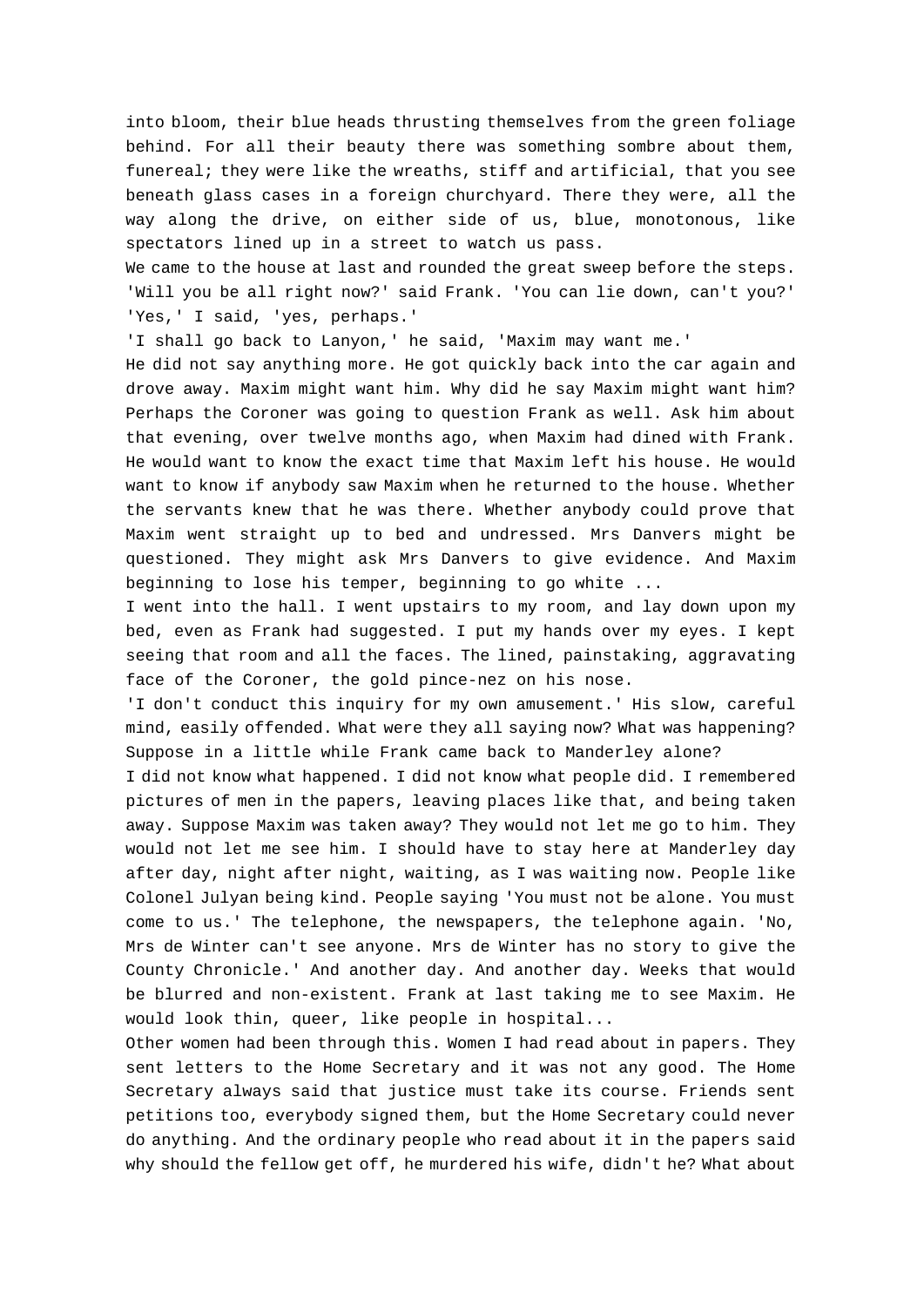into bloom, their blue heads thrusting themselves from the green foliage behind. For all their beauty there was something sombre about them, funereal; they were like the wreaths, stiff and artificial, that you see beneath glass cases in a foreign churchyard. There they were, all the way along the drive, on either side of us, blue, monotonous, like spectators lined up in a street to watch us pass.

We came to the house at last and rounded the great sweep before the steps.

'Will you be all right now?' said Frank. 'You can lie down, can't you?'

'Yes,' I said, 'yes, perhaps.'

'I shall go back to Lanyon,' he said, 'Maxim may want me.'

He did not say anything more. He got quickly back into the car again and drove away. Maxim might want him. Why did he say Maxim might want him? Perhaps the Coroner was going to question Frank as well. Ask him about that evening, over twelve months ago, when Maxim had dined with Frank. He would want to know the exact time that Maxim left his house. He would want to know if anybody saw Maxim when he returned to the house. Whether the servants knew that he was there. Whether anybody could prove that Maxim went straight up to bed and undressed. Mrs Danvers might be questioned. They might ask Mrs Danvers to give evidence. And Maxim beginning to lose his temper, beginning to go white ...

I went into the hall. I went upstairs to my room, and lay down upon my bed, even as Frank had suggested. I put my hands over my eyes. I kept seeing that room and all the faces. The lined, painstaking, aggravating face of the Coroner, the gold pince-nez on his nose.

'I don't conduct this inquiry for my own amusement.' His slow, careful mind, easily offended. What were they all saying now? What was happening? Suppose in a little while Frank came back to Manderley alone?

I did not know what happened. I did not know what people did. I remembered pictures of men in the papers, leaving places like that, and being taken away. Suppose Maxim was taken away? They would not let me go to him. They would not let me see him. I should have to stay here at Manderley day after day, night after night, waiting, as I was waiting now. People like Colonel Julyan being kind. People saying 'You must not be alone. You must come to us.' The telephone, the newspapers, the telephone again. 'No, Mrs de Winter can't see anyone. Mrs de Winter has no story to give the County Chronicle.' And another day. And another day. Weeks that would be blurred and non-existent. Frank at last taking me to see Maxim. He would look thin, queer, like people in hospital...

Other women had been through this. Women I had read about in papers. They sent letters to the Home Secretary and it was not any good. The Home Secretary always said that justice must take its course. Friends sent petitions too, everybody signed them, but the Home Secretary could never do anything. And the ordinary people who read about it in the papers said why should the fellow get off, he murdered his wife, didn't he? What about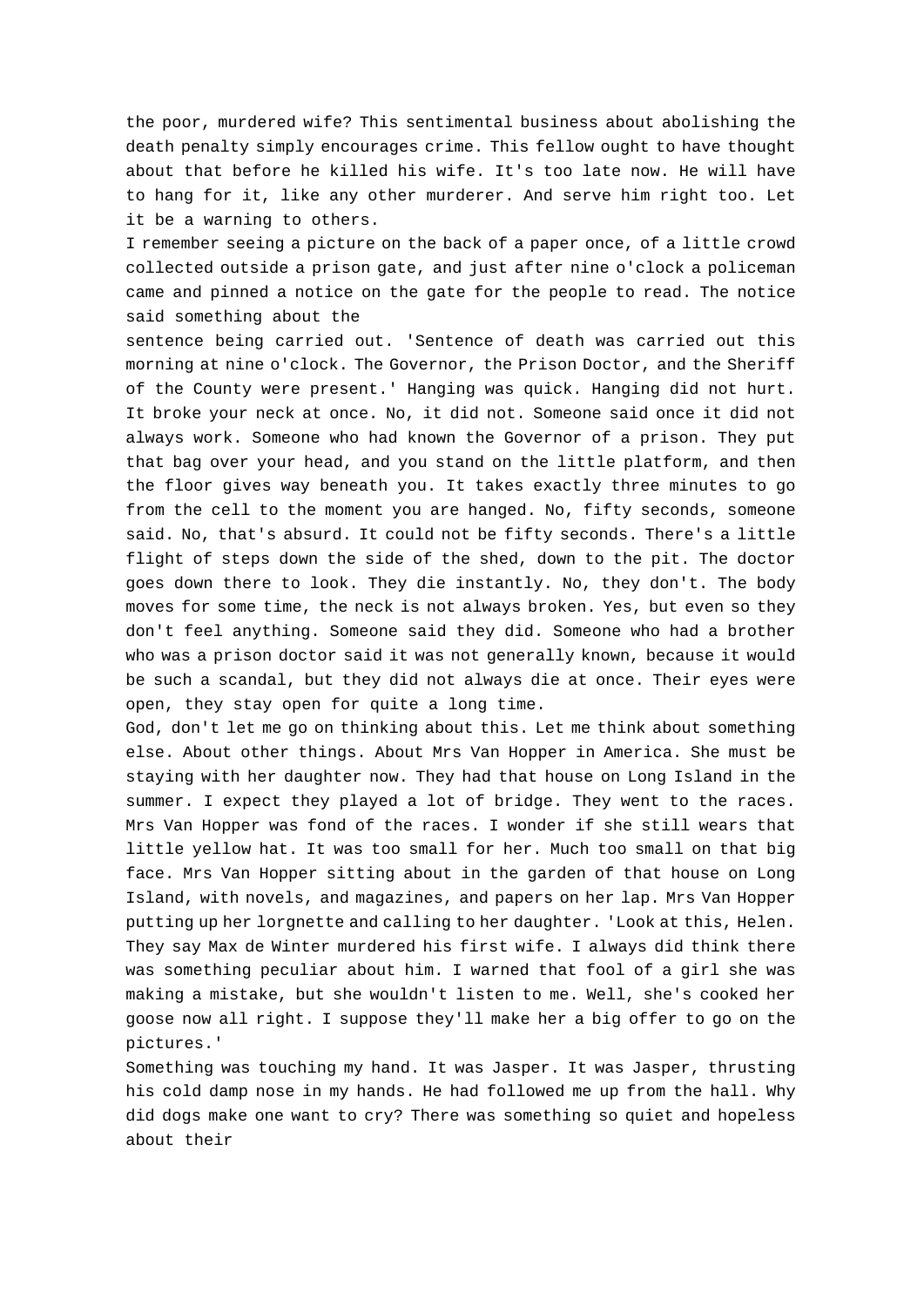the poor, murdered wife? This sentimental business about abolishing the death penalty simply encourages crime. This fellow ought to have thought about that before he killed his wife. It's too late now. He will have to hang for it, like any other murderer. And serve him right too. Let it be a warning to others.

I remember seeing a picture on the back of a paper once, of a little crowd collected outside a prison gate, and just after nine o'clock a policeman came and pinned a notice on the gate for the people to read. The notice said something about the sentence being carried out. 'Sentence of death was carried out this morning at nine o'clock. The Governor, the Prison Doctor, and the Sheriff of the County were present.' Hanging was quick. Hanging did not hurt. It broke your neck at once. No, it did not. Someone said once it did not always work. Someone who had known the Governor of a prison. They put that bag over your head, and you stand on the little platform, and then the floor gives way beneath you. It takes exactly three minutes to go from the cell to the moment you are hanged. No, fifty seconds, someone said. No, that's absurd. It could not be fifty seconds. There's a little flight of steps down the side of the shed, down to the pit. The doctor goes down there to look. They die instantly. No, they don't. The body moves for some time, the neck is not always broken. Yes, but even so they don't feel anything. Someone said they did. Someone who had a brother who was a prison doctor said it was not generally known, because it would be such a scandal, but they did not always die at once. Their eyes were open, they stay open for quite a long time.

God, don't let me go on thinking about this. Let me think about something else. About other things. About Mrs Van Hopper in America. She must be staying with her daughter now. They had that house on Long Island in the summer. I expect they played a lot of bridge. They went to the races. Mrs Van Hopper was fond of the races. I wonder if she still wears that little yellow hat. It was too small for her. Much too small on that big face. Mrs Van Hopper sitting about in the garden of that house on Long Island, with novels, and magazines, and papers on her lap. Mrs Van Hopper putting up her lorgnette and calling to her daughter. 'Look at this, Helen. They say Max de Winter murdered his first wife. I always did think there was something peculiar about him. I warned that fool of a girl she was making a mistake, but she wouldn't listen to me. Well, she's cooked her goose now all right. I suppose they'll make her a big offer to go on the pictures.'

Something was touching my hand. It was Jasper. It was Jasper, thrusting his cold damp nose in my hands. He had followed me up from the hall. Why did dogs make one want to cry? There was something so quiet and hopeless about their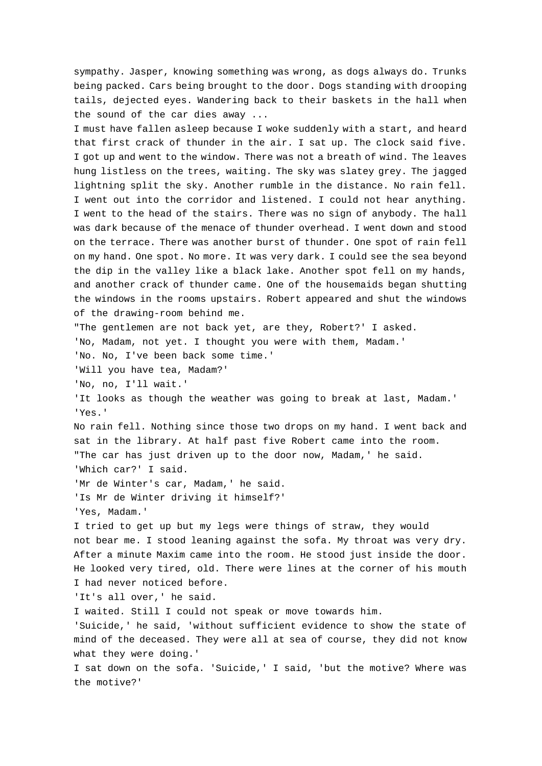sympathy. Jasper, knowing something was wrong, as dogs always do. Trunks being packed. Cars being brought to the door. Dogs standing with drooping tails, dejected eyes. Wandering back to their baskets in the hall when the sound of the car dies away ...

I must have fallen asleep because I woke suddenly with a start, and heard that first crack of thunder in the air. I sat up. The clock said five. I got up and went to the window. There was not a breath of wind. The leaves hung listless on the trees, waiting. The sky was slatey grey. The jagged lightning split the sky. Another rumble in the distance. No rain fell. I went out into the corridor and listened. I could not hear anything. I went to the head of the stairs. There was no sign of anybody. The hall was dark because of the menace of thunder overhead. I went down and stood on the terrace. There was another burst of thunder. One spot of rain fell on my hand. One spot. No more. It was very dark. I could see the sea beyond the dip in the valley like a black lake. Another spot fell on my hands, and another crack of thunder came. One of the housemaids began shutting the windows in the rooms upstairs. Robert appeared and shut the windows of the drawing-room behind me.

"The gentlemen are not back yet, are they, Robert?' I asked.

'No, Madam, not yet. I thought you were with them, Madam.'

'No. No, I've been back some time.'

'Will you have tea, Madam?'

'No, no, I'll wait.'

'It looks as though the weather was going to break at last, Madam.'

'Yes.'

No rain fell. Nothing since those two drops on my hand. I went back and sat in the library. At half past five Robert came into the room.

"The car has just driven up to the door now, Madam,' he said.

'Which car?' I said.

'Mr de Winter's car, Madam,' he said.

'Is Mr de Winter driving it himself?'

'Yes, Madam.'

I tried to get up but my legs were things of straw, they would not bear me. I stood leaning against the sofa. My throat was very dry. After a minute Maxim came into the room. He stood just inside the door. He looked very tired, old. There were lines at the corner of his mouth I had never noticed before.

'It's all over,' he said.

I waited. Still I could not speak or move towards him.

'Suicide,' he said, 'without sufficient evidence to show the state of mind of the deceased. They were all at sea of course, they did not know what they were doing.'

I sat down on the sofa. 'Suicide,' I said, 'but the motive? Where was the motive?'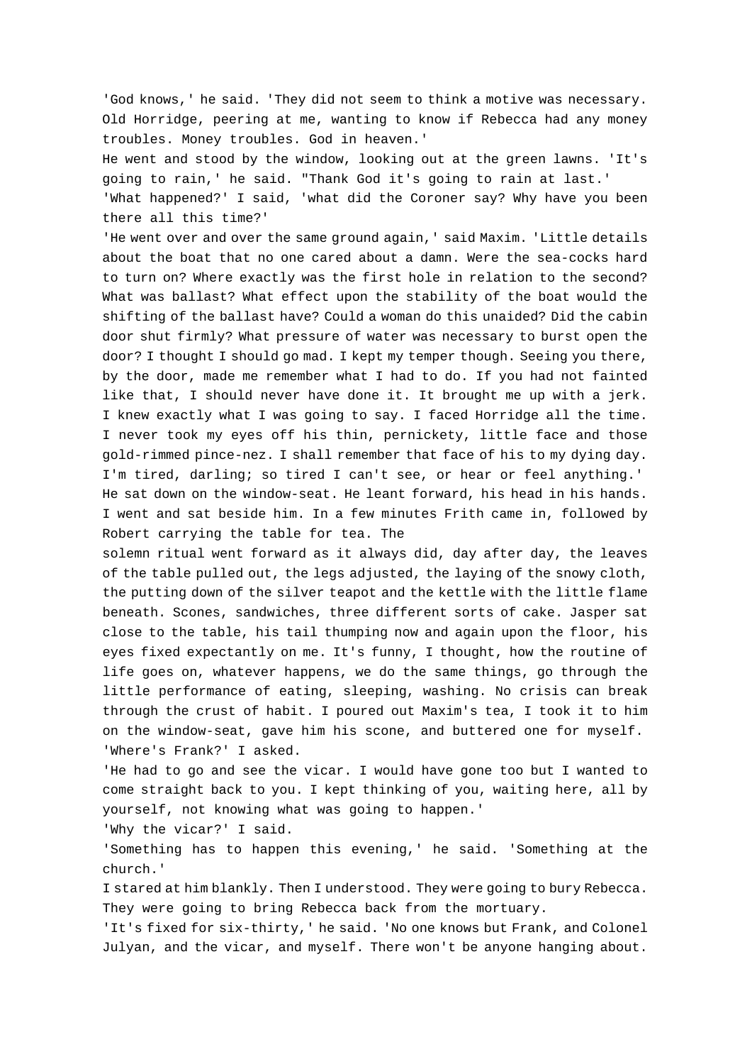'God knows,' he said. 'They did not seem to think a motive was necessary. Old Horridge, peering at me, wanting to know if Rebecca had any money troubles. Money troubles. God in heaven.'

He went and stood by the window, looking out at the green lawns. 'It's going to rain,' he said. "Thank God it's going to rain at last.'

'What happened?' I said, 'what did the Coroner say? Why have you been there all this time?'

'He went over and over the same ground again,' said Maxim. 'Little details about the boat that no one cared about a damn. Were the sea-cocks hard to turn on? Where exactly was the first hole in relation to the second? What was ballast? What effect upon the stability of the boat would the shifting of the ballast have? Could a woman do this unaided? Did the cabin door shut firmly? What pressure of water was necessary to burst open the door? I thought I should go mad. I kept my temper though. Seeing you there, by the door, made me remember what I had to do. If you had not fainted like that, I should never have done it. It brought me up with a jerk. I knew exactly what I was going to say. I faced Horridge all the time. I never took my eyes off his thin, pernickety, little face and those gold-rimmed pince-nez. I shall remember that face of his to my dying day. I'm tired, darling; so tired I can't see, or hear or feel anything.'

He sat down on the window-seat. He leant forward, his head in his hands. I went and sat beside him. In a few minutes Frith came in, followed by Robert carrying the table for tea. The solemn ritual went forward as it always did, day after day, the leaves of the table pulled out, the legs adjusted, the laying of the snowy cloth, the putting down of the silver teapot and the kettle with the little flame beneath. Scones, sandwiches, three different sorts of cake. Jasper sat close to the table, his tail thumping now and again upon the floor, his eyes fixed expectantly on me. It's funny, I thought, how the routine of life goes on, whatever happens, we do the same things, go through the little performance of eating, sleeping, washing. No crisis can break through the crust of habit. I poured out Maxim's tea, I took it to him on the window-seat, gave him his scone, and buttered one for myself.

'Where's Frank?' I asked.

'He had to go and see the vicar. I would have gone too but I wanted to come straight back to you. I kept thinking of you, waiting here, all by yourself, not knowing what was going to happen.'

'Why the vicar?' I said.

'Something has to happen this evening,' he said. 'Something at the church.'

I stared at him blankly. Then I understood. They were going to bury Rebecca. They were going to bring Rebecca back from the mortuary.

'It's fixed for six-thirty,' he said. 'No one knows but Frank, and Colonel Julyan, and the vicar, and myself. There won't be anyone hanging about.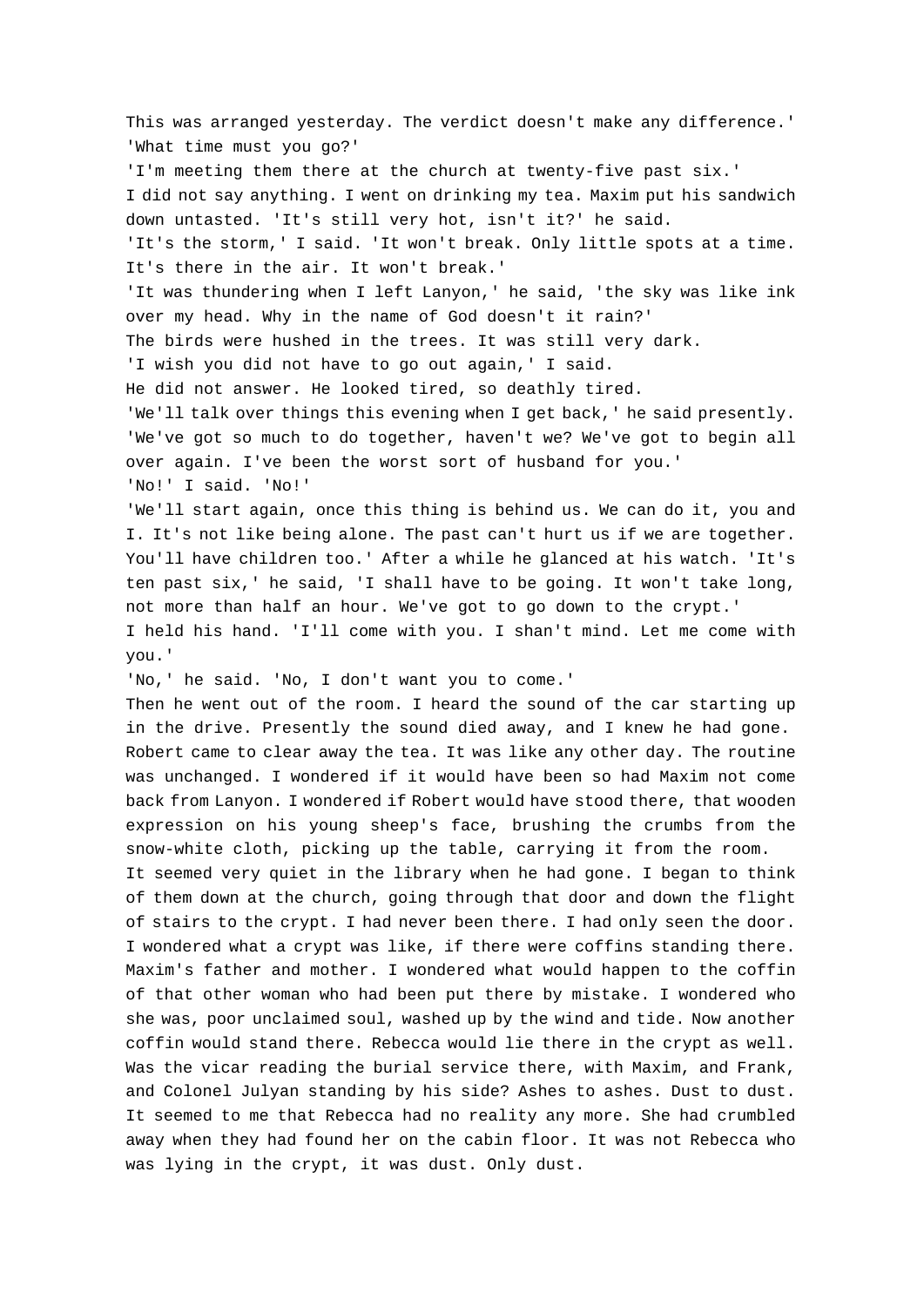This was arranged yesterday. The verdict doesn't make any difference.'

'What time must you go?'

'I'm meeting them there at the church at twenty-five past six.'

I did not say anything. I went on drinking my tea. Maxim put his sandwich down untasted. 'It's still very hot, isn't it?' he said.

'It's the storm,' I said. 'It won't break. Only little spots at a time. It's there in the air. It won't break.'

'It was thundering when I left Lanyon,' he said, 'the sky was like ink over my head. Why in the name of God doesn't it rain?'

The birds were hushed in the trees. It was still very dark.

'I wish you did not have to go out again,' I said.

He did not answer. He looked tired, so deathly tired.

'We'll talk over things this evening when I get back,' he said presently. 'We've got so much to do together, haven't we? We've got to begin all over again. I've been the worst sort of husband for you.'

'No!' I said. 'No!'

'We'll start again, once this thing is behind us. We can do it, you and I. It's not like being alone. The past can't hurt us if we are together. You'll have children too.' After a while he glanced at his watch. 'It's ten past six,' he said, 'I shall have to be going. It won't take long, not more than half an hour. We've got to go down to the crypt.'

I held his hand. 'I'll come with you. I shan't mind. Let me come with you.'

'No,' he said. 'No, I don't want you to come.'

Then he went out of the room. I heard the sound of the car starting up in the drive. Presently the sound died away, and I knew he had gone.

Robert came to clear away the tea. It was like any other day. The routine was unchanged. I wondered if it would have been so had Maxim not come back from Lanyon. I wondered if Robert would have stood there, that wooden expression on his young sheep's face, brushing the crumbs from the snow-white cloth, picking up the table, carrying it from the room.

It seemed very quiet in the library when he had gone. I began to think of them down at the church, going through that door and down the flight of stairs to the crypt. I had never been there. I had only seen the door. I wondered what a crypt was like, if there were coffins standing there. Maxim's father and mother. I wondered what would happen to the coffin of that other woman who had been put there by mistake. I wondered who she was, poor unclaimed soul, washed up by the wind and tide. Now another coffin would stand there. Rebecca would lie there in the crypt as well. Was the vicar reading the burial service there, with Maxim, and Frank, and Colonel Julyan standing by his side? Ashes to ashes. Dust to dust. It seemed to me that Rebecca had no reality any more. She had crumbled away when they had found her on the cabin floor. It was not Rebecca who was lying in the crypt, it was dust. Only dust.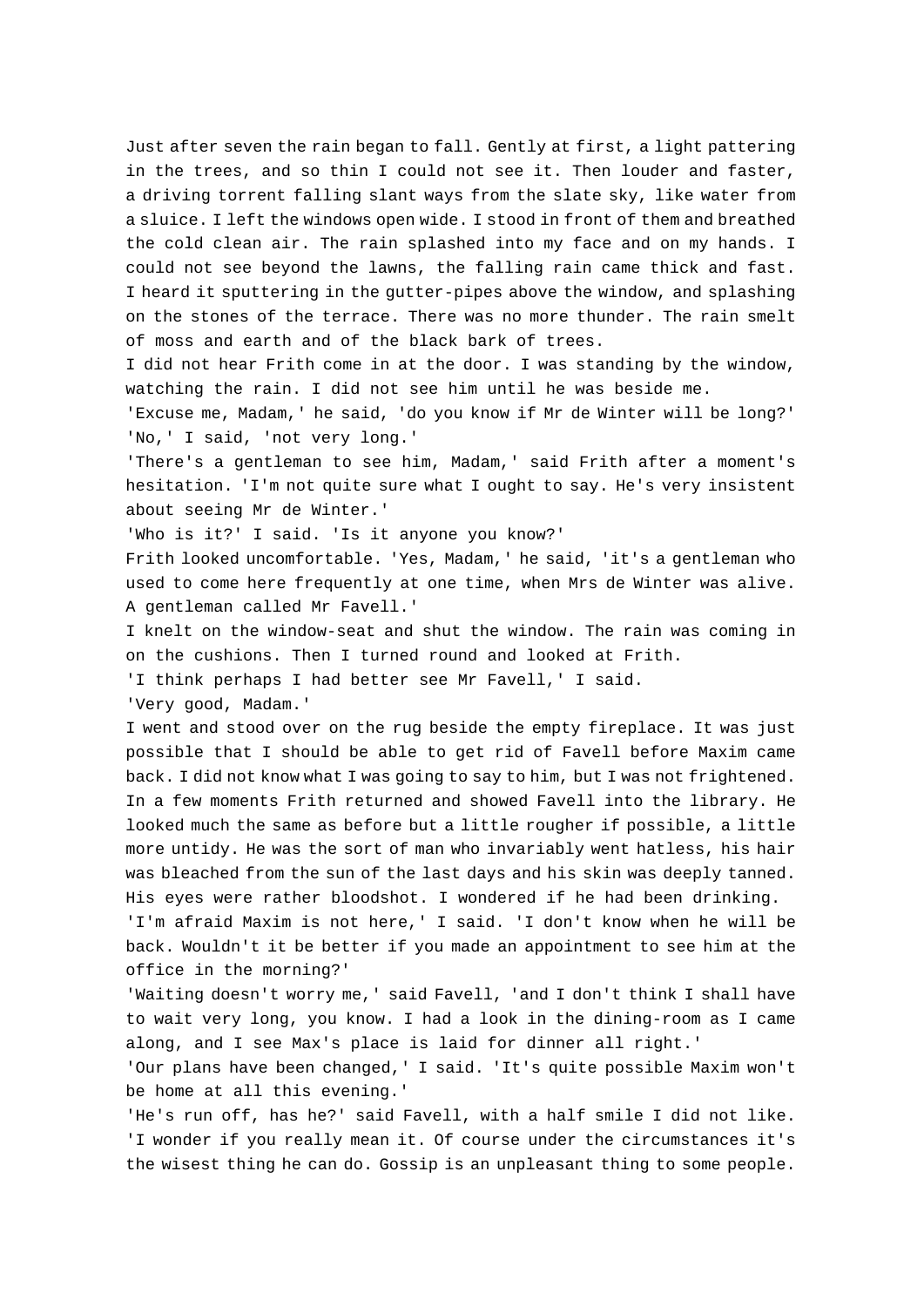Just after seven the rain began to fall. Gently at first, a light pattering in the trees, and so thin I could not see it. Then louder and faster, a driving torrent falling slant ways from the slate sky, like water from a sluice. I left the windows open wide. I stood in front of them and breathed the cold clean air. The rain splashed into my face and on my hands. I could not see beyond the lawns, the falling rain came thick and fast. I heard it sputtering in the gutter-pipes above the window, and splashing on the stones of the terrace. There was no more thunder. The rain smelt of moss and earth and of the black bark of trees.

I did not hear Frith come in at the door. I was standing by the window, watching the rain. I did not see him until he was beside me.

'Excuse me, Madam,' he said, 'do you know if Mr de Winter will be long?'

'No,' I said, 'not very long.'

'There's a gentleman to see him, Madam,' said Frith after a moment's hesitation. 'I'm not quite sure what I ought to say. He's very insistent about seeing Mr de Winter.'

'Who is it?' I said. 'Is it anyone you know?'

Frith looked uncomfortable. 'Yes, Madam,' he said, 'it's a gentleman who used to come here frequently at one time, when Mrs de Winter was alive. A gentleman called Mr Favell.'

I knelt on the window-seat and shut the window. The rain was coming in on the cushions. Then I turned round and looked at Frith.

'I think perhaps I had better see Mr Favell,' I said.

'Very good, Madam.'

I went and stood over on the rug beside the empty fireplace. It was just possible that I should be able to get rid of Favell before Maxim came back. I did not know what I was going to say to him, but I was not frightened. In a few moments Frith returned and showed Favell into the library. He looked much the same as before but a little rougher if possible, a little more untidy. He was the sort of man who invariably went hatless, his hair was bleached from the sun of the last days and his skin was deeply tanned. His eyes were rather bloodshot. I wondered if he had been drinking.

'I'm afraid Maxim is not here,' I said. 'I don't know when he will be back. Wouldn't it be better if you made an appointment to see him at the office in the morning?'

'Waiting doesn't worry me,' said Favell, 'and I don't think I shall have to wait very long, you know. I had a look in the dining-room as I came along, and I see Max's place is laid for dinner all right.'

'Our plans have been changed,' I said. 'It's quite possible Maxim won't be home at all this evening.'

'He's run off, has he?' said Favell, with a half smile I did not like. 'I wonder if you really mean it. Of course under the circumstances it's the wisest thing he can do. Gossip is an unpleasant thing to some people.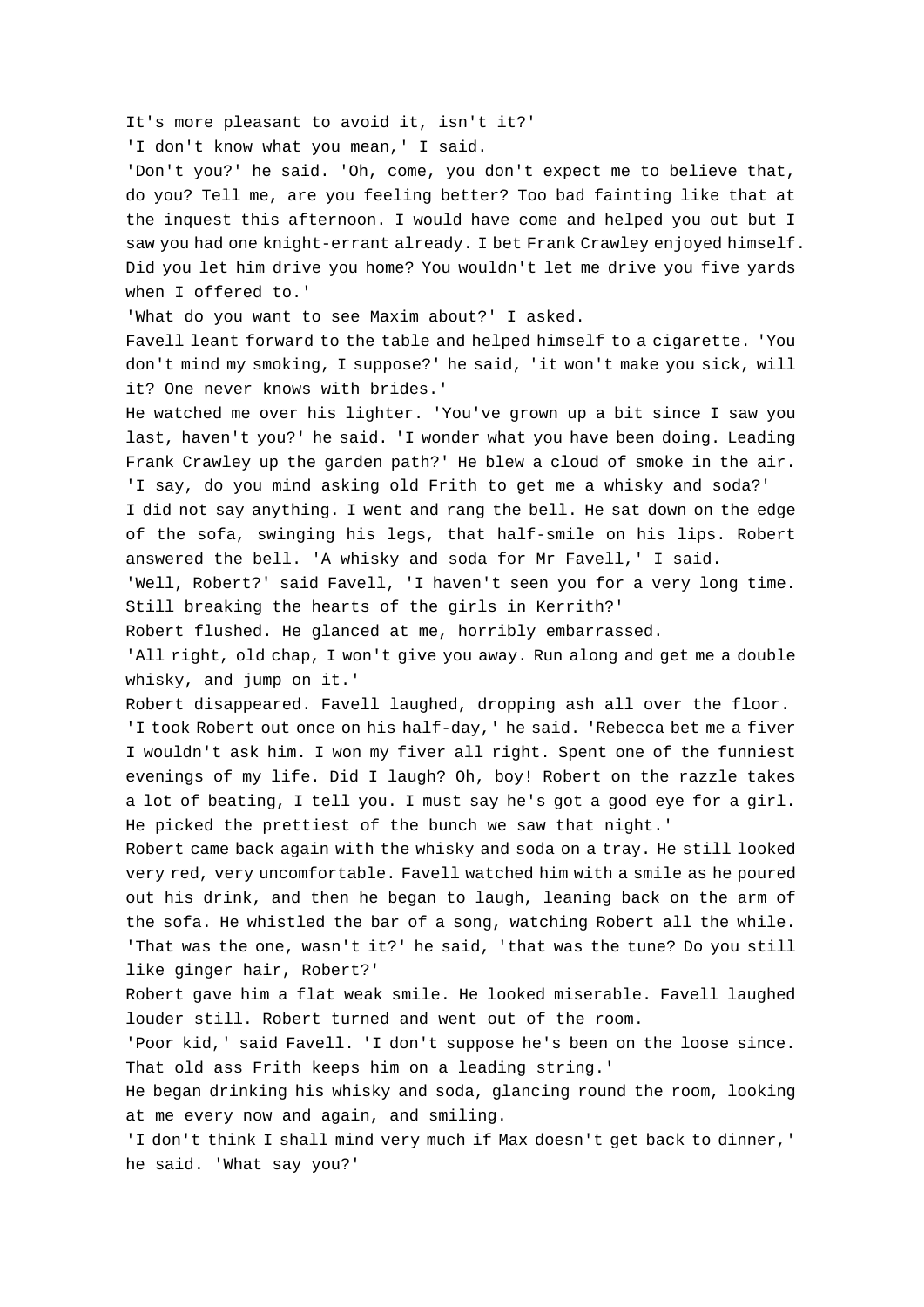It's more pleasant to avoid it, isn't it?'

'I don't know what you mean,' I said.

'Don't you?' he said. 'Oh, come, you don't expect me to believe that, do you? Tell me, are you feeling better? Too bad fainting like that at the inquest this afternoon. I would have come and helped you out but I saw you had one knight-errant already. I bet Frank Crawley enjoyed himself. Did you let him drive you home? You wouldn't let me drive you five yards when I offered to.'

'What do you want to see Maxim about?' I asked.

Favell leant forward to the table and helped himself to a cigarette. 'You don't mind my smoking, I suppose?' he said, 'it won't make you sick, will it? One never knows with brides.'

He watched me over his lighter. 'You've grown up a bit since I saw you last, haven't you?' he said. 'I wonder what you have been doing. Leading Frank Crawley up the garden path?' He blew a cloud of smoke in the air. 'I say, do you mind asking old Frith to get me a whisky and soda?'

I did not say anything. I went and rang the bell. He sat down on the edge of the sofa, swinging his legs, that half-smile on his lips. Robert answered the bell. 'A whisky and soda for Mr Favell,' I said.

'Well, Robert?' said Favell, 'I haven't seen you for a very long time. Still breaking the hearts of the girls in Kerrith?'

Robert flushed. He glanced at me, horribly embarrassed.

'All right, old chap, I won't give you away. Run along and get me a double whisky, and jump on it.'

Robert disappeared. Favell laughed, dropping ash all over the floor. 'I took Robert out once on his half-day,' he said. 'Rebecca bet me a fiver I wouldn't ask him. I won my fiver all right. Spent one of the funniest evenings of my life. Did I laugh? Oh, boy! Robert on the razzle takes a lot of beating, I tell you. I must say he's got a good eye for a girl. He picked the prettiest of the bunch we saw that night.'

Robert came back again with the whisky and soda on a tray. He still looked very red, very uncomfortable. Favell watched him with a smile as he poured out his drink, and then he began to laugh, leaning back on the arm of the sofa. He whistled the bar of a song, watching Robert all the while. 'That was the one, wasn't it?' he said, 'that was the tune? Do you still like ginger hair, Robert?'

Robert gave him a flat weak smile. He looked miserable. Favell laughed louder still. Robert turned and went out of the room.

'Poor kid,' said Favell. 'I don't suppose he's been on the loose since. That old ass Frith keeps him on a leading string.'

He began drinking his whisky and soda, glancing round the room, looking at me every now and again, and smiling.

'I don't think I shall mind very much if Max doesn't get back to dinner,' he said. 'What say you?'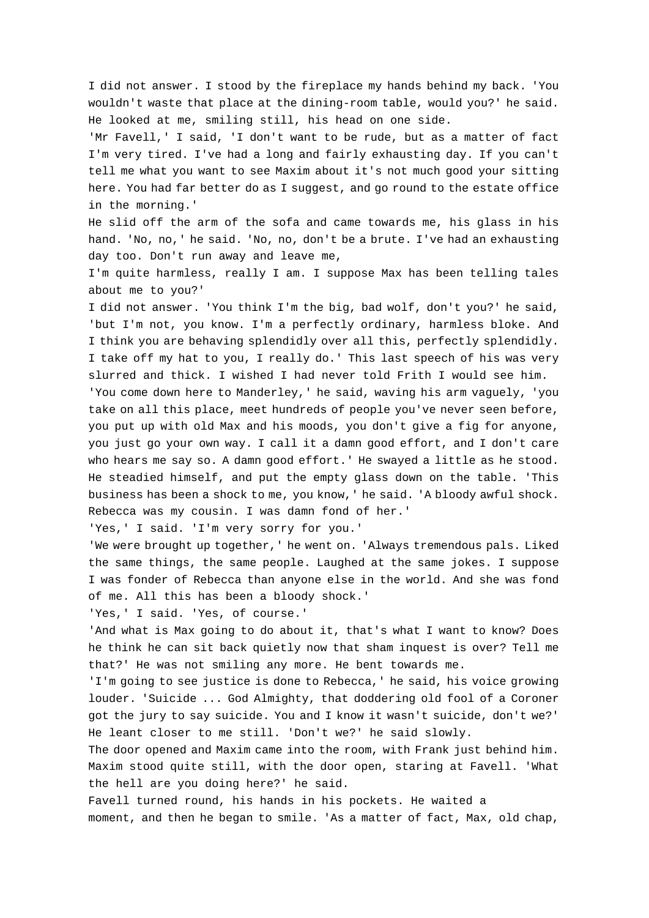I did not answer. I stood by the fireplace my hands behind my back. 'You wouldn't waste that place at the dining-room table, would you?' he said. He looked at me, smiling still, his head on one side.

'Mr Favell,' I said, 'I don't want to be rude, but as a matter of fact I'm very tired. I've had a long and fairly exhausting day. If you can't tell me what you want to see Maxim about it's not much good your sitting here. You had far better do as I suggest, and go round to the estate office in the morning.'

He slid off the arm of the sofa and came towards me, his glass in his hand. 'No, no,' he said. 'No, no, don't be a brute. I've had an exhausting day too. Don't run away and leave me,

I'm quite harmless, really I am. I suppose Max has been telling tales about me to you?'

I did not answer. 'You think I'm the big, bad wolf, don't you?' he said, 'but I'm not, you know. I'm a perfectly ordinary, harmless bloke. And I think you are behaving splendidly over all this, perfectly splendidly. I take off my hat to you, I really do.' This last speech of his was very slurred and thick. I wished I had never told Frith I would see him.

'You come down here to Manderley,' he said, waving his arm vaguely, 'you take on all this place, meet hundreds of people you've never seen before, you put up with old Max and his moods, you don't give a fig for anyone, you just go your own way. I call it a damn good effort, and I don't care who hears me say so. A damn good effort.' He swayed a little as he stood. He steadied himself, and put the empty glass down on the table. 'This business has been a shock to me, you know,' he said. 'A bloody awful shock. Rebecca was my cousin. I was damn fond of her.'

'Yes,' I said. 'I'm very sorry for you.'

'We were brought up together,' he went on. 'Always tremendous pals. Liked the same things, the same people. Laughed at the same jokes. I suppose I was fonder of Rebecca than anyone else in the world. And she was fond of me. All this has been a bloody shock.'

'Yes,' I said. 'Yes, of course.'

'And what is Max going to do about it, that's what I want to know? Does he think he can sit back quietly now that sham inquest is over? Tell me that?' He was not smiling any more. He bent towards me.

'I'm going to see justice is done to Rebecca,' he said, his voice growing louder. 'Suicide ... God Almighty, that doddering old fool of a Coroner got the jury to say suicide. You and I know it wasn't suicide, don't we?' He leant closer to me still. 'Don't we?' he said slowly.

The door opened and Maxim came into the room, with Frank just behind him. Maxim stood quite still, with the door open, staring at Favell. 'What the hell are you doing here?' he said.

Favell turned round, his hands in his pockets. He waited a moment, and then he began to smile. 'As a matter of fact, Max, old chap,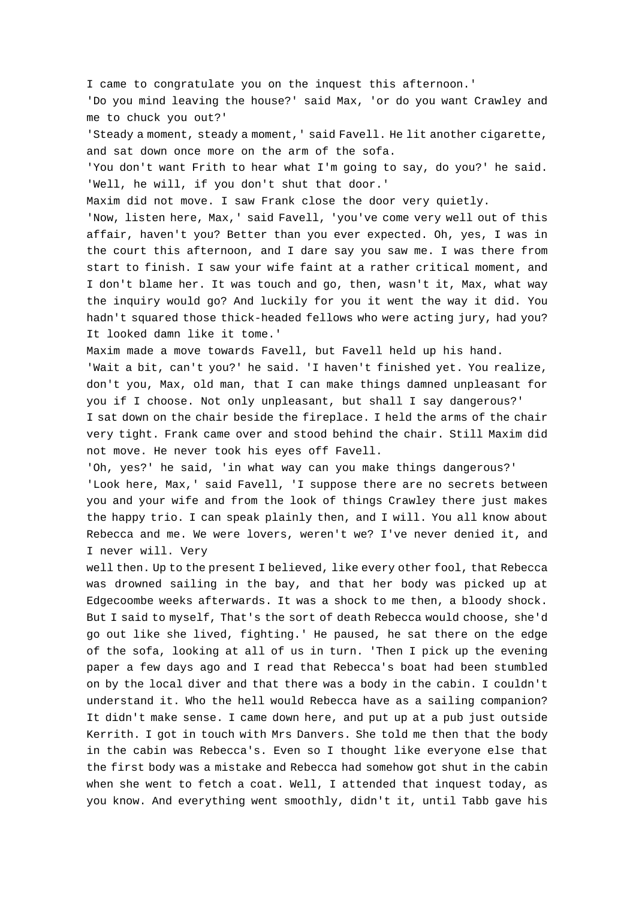I came to congratulate you on the inquest this afternoon.'

'Do you mind leaving the house?' said Max, 'or do you want Crawley and me to chuck you out?'

'Steady a moment, steady a moment,' said Favell. He lit another cigarette, and sat down once more on the arm of the sofa.

'You don't want Frith to hear what I'm going to say, do you?' he said. 'Well, he will, if you don't shut that door.'

Maxim did not move. I saw Frank close the door very quietly.

'Now, listen here, Max,' said Favell, 'you've come very well out of this affair, haven't you? Better than you ever expected. Oh, yes, I was in the court this afternoon, and I dare say you saw me. I was there from start to finish. I saw your wife faint at a rather critical moment, and I don't blame her. It was touch and go, then, wasn't it, Max, what way the inquiry would go? And luckily for you it went the way it did. You hadn't squared those thick-headed fellows who were acting jury, had you? It looked damn like it tome.'

Maxim made a move towards Favell, but Favell held up his hand.

'Wait a bit, can't you?' he said. 'I haven't finished yet. You realize, don't you, Max, old man, that I can make things damned unpleasant for you if I choose. Not only unpleasant, but shall I say dangerous?'

I sat down on the chair beside the fireplace. I held the arms of the chair very tight. Frank came over and stood behind the chair. Still Maxim did not move. He never took his eyes off Favell.

'Oh, yes?' he said, 'in what way can you make things dangerous?'

'Look here, Max,' said Favell, 'I suppose there are no secrets between you and your wife and from the look of things Crawley there just makes the happy trio. I can speak plainly then, and I will. You all know about Rebecca and me. We were lovers, weren't we? I've never denied it, and I never will. Very well then. Up to the present I believed, like every other fool, that Rebecca was drowned sailing in the bay, and that her body was picked up at Edgecoombe weeks afterwards. It was a shock to me then, a bloody shock. But I said to myself, That's the sort of death Rebecca would choose, she'd go out like she lived, fighting.' He paused, he sat there on the edge of the sofa, looking at all of us in turn. 'Then I pick up the evening paper a few days ago and I read that Rebecca's boat had been stumbled on by the local diver and that there was a body in the cabin. I couldn't understand it. Who the hell would Rebecca have as a sailing companion? It didn't make sense. I came down here, and put up at a pub just outside Kerrith. I got in touch with Mrs Danvers. She told me then that the body in the cabin was Rebecca's. Even so I thought like everyone else that the first body was a mistake and Rebecca had somehow got shut in the cabin when she went to fetch a coat. Well, I attended that inquest today, as you know. And everything went smoothly, didn't it, until Tabb gave his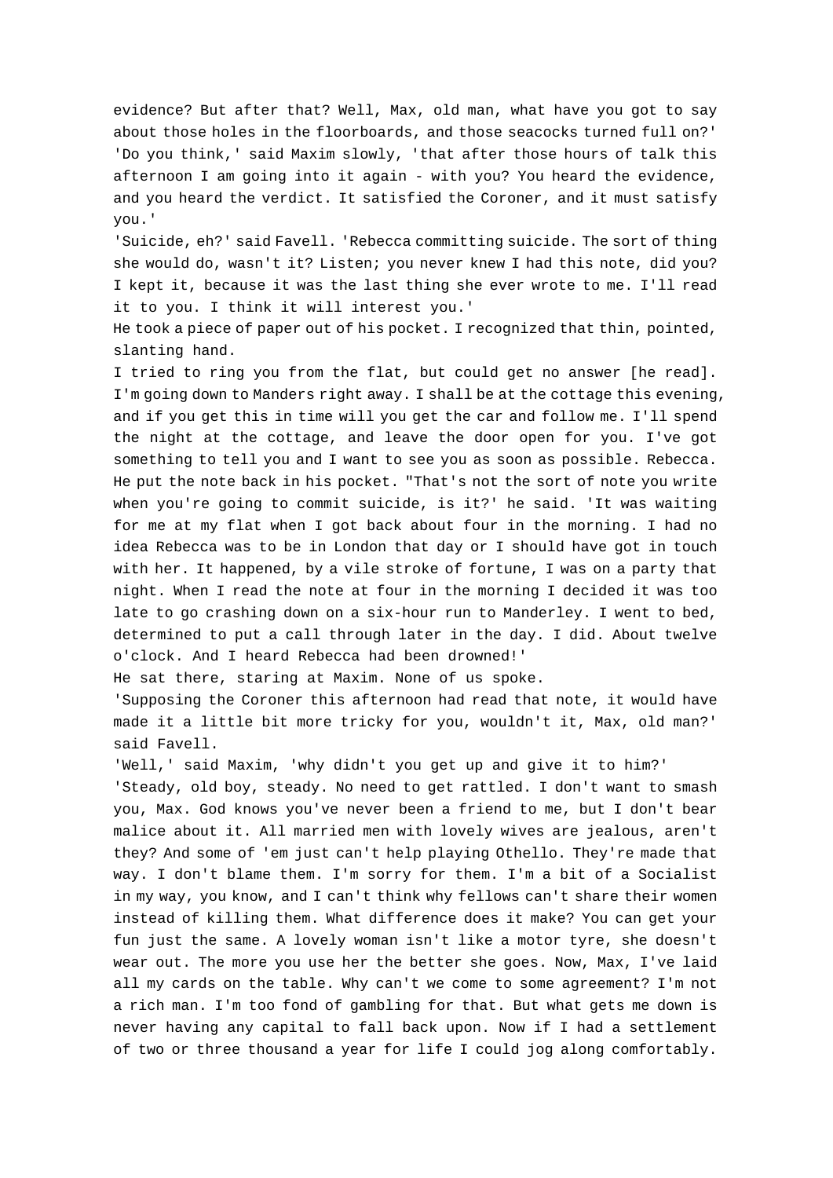evidence? But after that? Well, Max, old man, what have you got to say about those holes in the floorboards, and those seacocks turned full on?'

'Do you think,' said Maxim slowly, 'that after those hours of talk this afternoon I am going into it again - with you? You heard the evidence, and you heard the verdict. It satisfied the Coroner, and it must satisfy you.'

'Suicide, eh?' said Favell. 'Rebecca committing suicide. The sort of thing she would do, wasn't it? Listen; you never knew I had this note, did you? I kept it, because it was the last thing she ever wrote to me. I'll read it to you. I think it will interest you.'

He took a piece of paper out of his pocket. I recognized that thin, pointed, slanting hand.

I tried to ring you from the flat, but could get no answer [he read]. I'm going down to Manders right away. I shall be at the cottage this evening, and if you get this in time will you get the car and follow me. I'll spend the night at the cottage, and leave the door open for you. I've got something to tell you and I want to see you as soon as possible. Rebecca.

He put the note back in his pocket. "That's not the sort of note you write when you're going to commit suicide, is it?' he said. 'It was waiting for me at my flat when I got back about four in the morning. I had no idea Rebecca was to be in London that day or I should have got in touch with her. It happened, by a vile stroke of fortune, I was on a party that night. When I read the note at four in the morning I decided it was too late to go crashing down on a six-hour run to Manderley. I went to bed, determined to put a call through later in the day. I did. About twelve o'clock. And I heard Rebecca had been drowned!'

He sat there, staring at Maxim. None of us spoke.

'Supposing the Coroner this afternoon had read that note, it would have made it a little bit more tricky for you, wouldn't it, Max, old man?' said Favell.

'Well,' said Maxim, 'why didn't you get up and give it to him?'

'Steady, old boy, steady. No need to get rattled. I don't want to smash you, Max. God knows you've never been a friend to me, but I don't bear malice about it. All married men with lovely wives are jealous, aren't they? And some of 'em just can't help playing Othello. They're made that way. I don't blame them. I'm sorry for them. I'm a bit of a Socialist in my way, you know, and I can't think why fellows can't share their women instead of killing them. What difference does it make? You can get your fun just the same. A lovely woman isn't like a motor tyre, she doesn't wear out. The more you use her the better she goes. Now, Max, I've laid all my cards on the table. Why can't we come to some agreement? I'm not a rich man. I'm too fond of gambling for that. But what gets me down is never having any capital to fall back upon. Now if I had a settlement of two or three thousand a year for life I could jog along comfortably.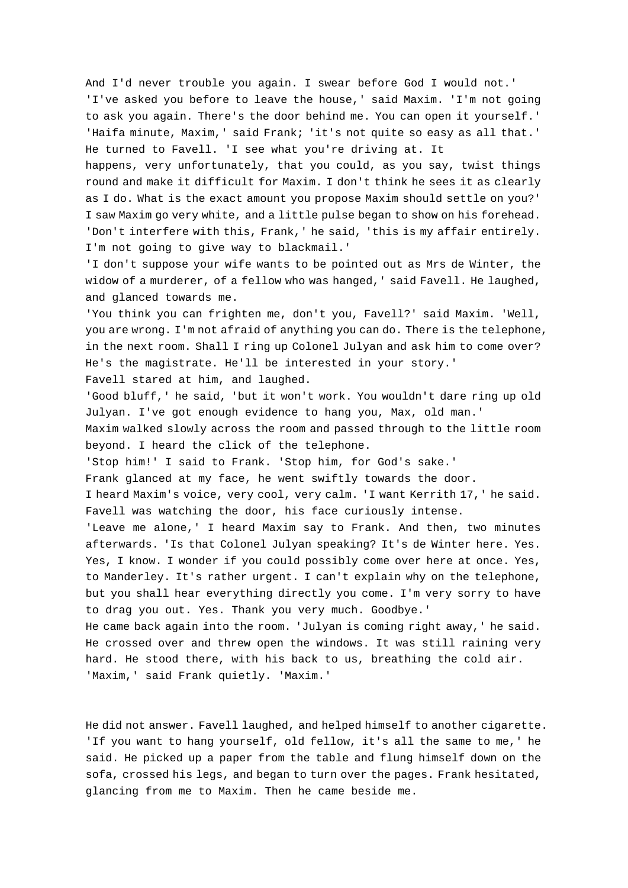And I'd never trouble you again. I swear before God I would not.'

'I've asked you before to leave the house,' said Maxim. 'I'm not going to ask you again. There's the door behind me. You can open it yourself.'

'Haifa minute, Maxim,' said Frank; 'it's not quite so easy as all that.' He turned to Favell. 'I see what you're driving at. It happens, very unfortunately, that you could, as you say, twist things round and make it difficult for Maxim. I don't think he sees it as clearly as I do. What is the exact amount you propose Maxim should settle on you?'

I saw Maxim go very white, and a little pulse began to show on his forehead. 'Don't interfere with this, Frank,' he said, 'this is my affair entirely. I'm not going to give way to blackmail.'

'I don't suppose your wife wants to be pointed out as Mrs de Winter, the widow of a murderer, of a fellow who was hanged,' said Favell. He laughed, and glanced towards me.

'You think you can frighten me, don't you, Favell?' said Maxim. 'Well, you are wrong. I'm not afraid of anything you can do. There is the telephone, in the next room. Shall I ring up Colonel Julyan and ask him to come over? He's the magistrate. He'll be interested in your story.'

Favell stared at him, and laughed.

'Good bluff,' he said, 'but it won't work. You wouldn't dare ring up old Julyan. I've got enough evidence to hang you, Max, old man.'

Maxim walked slowly across the room and passed through to the little room beyond. I heard the click of the telephone.

'Stop him!' I said to Frank. 'Stop him, for God's sake.'

Frank glanced at my face, he went swiftly towards the door.

I heard Maxim's voice, very cool, very calm. 'I want Kerrith 17,' he said.

Favell was watching the door, his face curiously intense.

'Leave me alone,' I heard Maxim say to Frank. And then, two minutes afterwards. 'Is that Colonel Julyan speaking? It's de Winter here. Yes. Yes, I know. I wonder if you could possibly come over here at once. Yes, to Manderley. It's rather urgent. I can't explain why on the telephone, but you shall hear everything directly you come. I'm very sorry to have to drag you out. Yes. Thank you very much. Goodbye.'

He came back again into the room. 'Julyan is coming right away,' he said. He crossed over and threw open the windows. It was still raining very hard. He stood there, with his back to us, breathing the cold air.

'Maxim,' said Frank quietly. 'Maxim.'

He did not answer. Favell laughed, and helped himself to another cigarette. 'If you want to hang yourself, old fellow, it's all the same to me,' he said. He picked up a paper from the table and flung himself down on the sofa, crossed his legs, and began to turn over the pages. Frank hesitated, glancing from me to Maxim. Then he came beside me.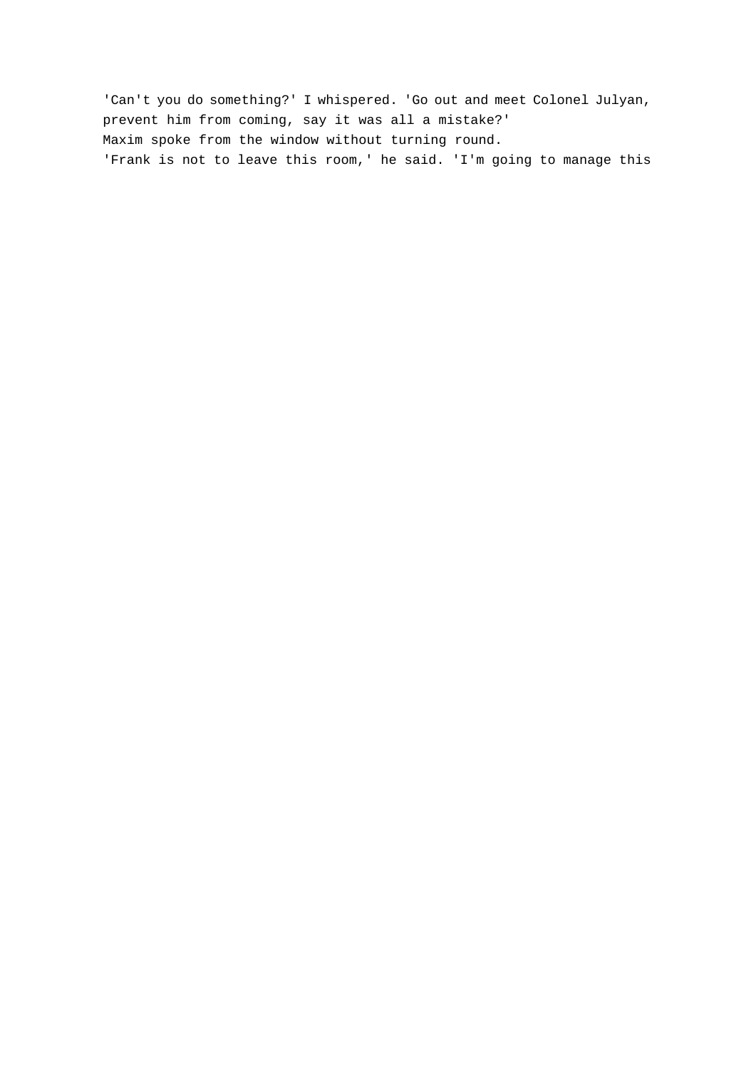'Can't you do something?' I whispered. 'Go out and meet Colonel Julyan, prevent him from coming, say it was all a mistake?'

Maxim spoke from the window without turning round.

'Frank is not to leave this room,' he said. 'I'm going to manage this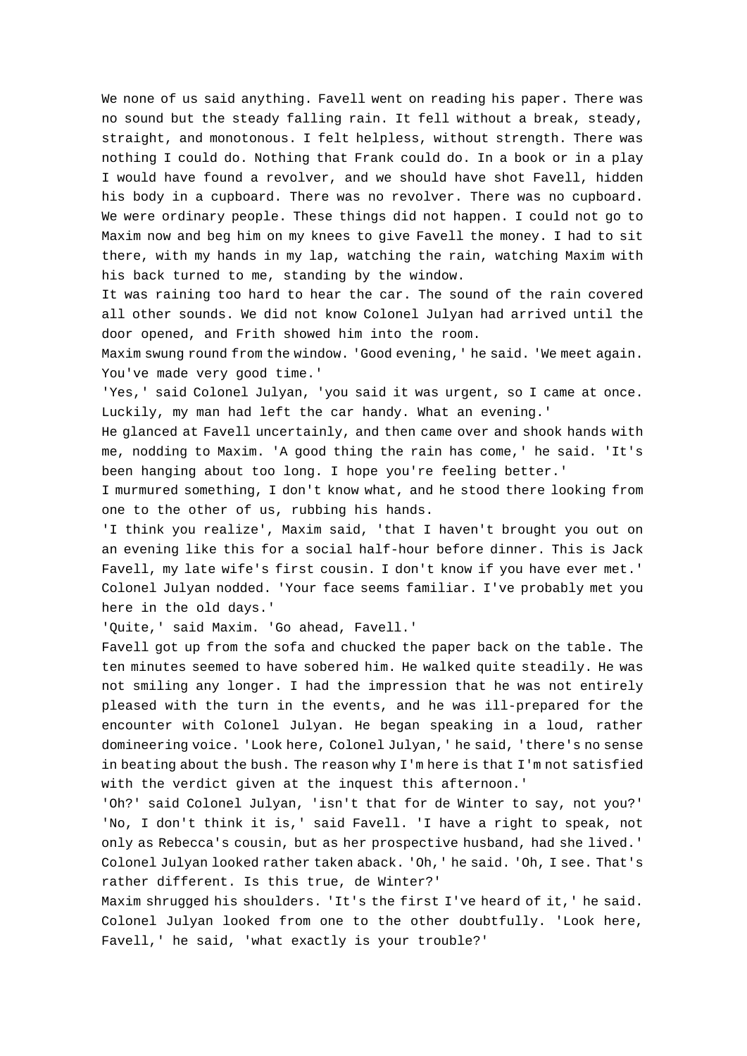We none of us said anything. Favell went on reading his paper. There was no sound but the steady falling rain. It fell without a break, steady, straight, and monotonous. I felt helpless, without strength. There was nothing I could do. Nothing that Frank could do. In a book or in a play I would have found a revolver, and we should have shot Favell, hidden his body in a cupboard. There was no revolver. There was no cupboard. We were ordinary people. These things did not happen. I could not go to Maxim now and beg him on my knees to give Favell the money. I had to sit there, with my hands in my lap, watching the rain, watching Maxim with his back turned to me, standing by the window.

It was raining too hard to hear the car. The sound of the rain covered all other sounds. We did not know Colonel Julyan had arrived until the door opened, and Frith showed him into the room.

Maxim swung round from the window. 'Good evening,' he said. 'We meet again. You've made very good time.'

'Yes,' said Colonel Julyan, 'you said it was urgent, so I came at once. Luckily, my man had left the car handy. What an evening.'

He glanced at Favell uncertainly, and then came over and shook hands with me, nodding to Maxim. 'A good thing the rain has come,' he said. 'It's been hanging about too long. I hope you're feeling better.'

I murmured something, I don't know what, and he stood there looking from one to the other of us, rubbing his hands.

'I think you realize', Maxim said, 'that I haven't brought you out on an evening like this for a social half-hour before dinner. This is Jack Favell, my late wife's first cousin. I don't know if you have ever met.'

Colonel Julyan nodded. 'Your face seems familiar. I've probably met you here in the old days.'

'Quite,' said Maxim. 'Go ahead, Favell.'

Favell got up from the sofa and chucked the paper back on the table. The ten minutes seemed to have sobered him. He walked quite steadily. He was not smiling any longer. I had the impression that he was not entirely pleased with the turn in the events, and he was ill-prepared for the encounter with Colonel Julyan. He began speaking in a loud, rather domineering voice. 'Look here, Colonel Julyan,' he said, 'there's no sense in beating about the bush. The reason why I'm here is that I'm not satisfied with the verdict given at the inquest this afternoon.'

'Oh?' said Colonel Julyan, 'isn't that for de Winter to say, not you?'

'No, I don't think it is,' said Favell. 'I have a right to speak, not only as Rebecca's cousin, but as her prospective husband, had she lived.'

Colonel Julyan looked rather taken aback. 'Oh,' he said. 'Oh, I see. That's rather different. Is this true, de Winter?'

Maxim shrugged his shoulders. 'It's the first I've heard of it,' he said.

Colonel Julyan looked from one to the other doubtfully. 'Look here, Favell,' he said, 'what exactly is your trouble?'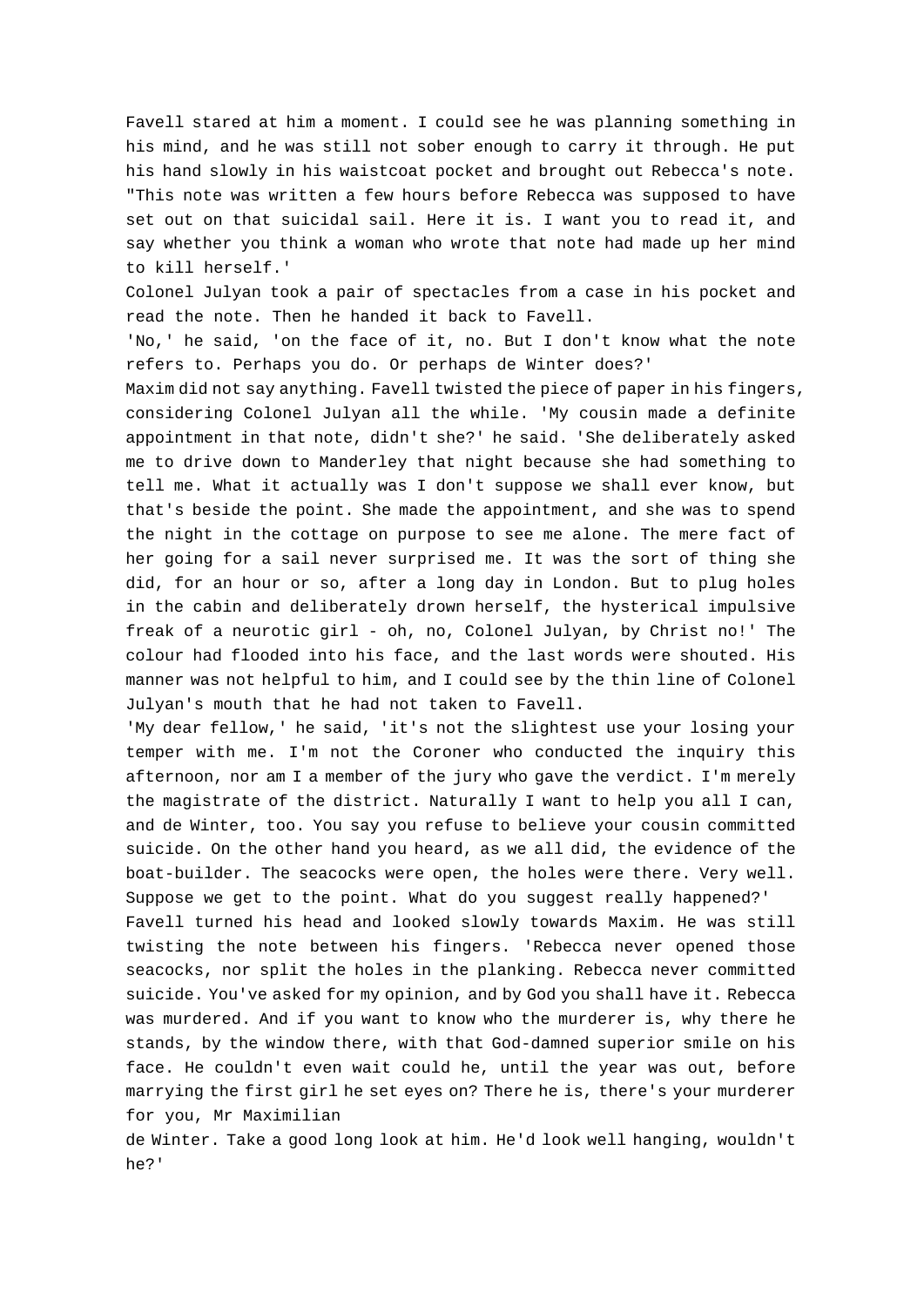Favell stared at him a moment. I could see he was planning something in his mind, and he was still not sober enough to carry it through. He put his hand slowly in his waistcoat pocket and brought out Rebecca's note. "This note was written a few hours before Rebecca was supposed to have set out on that suicidal sail. Here it is. I want you to read it, and say whether you think a woman who wrote that note had made up her mind to kill herself.'

Colonel Julyan took a pair of spectacles from a case in his pocket and read the note. Then he handed it back to Favell.

'No,' he said, 'on the face of it, no. But I don't know what the note refers to. Perhaps you do. Or perhaps de Winter does?'

Maxim did not say anything. Favell twisted the piece of paper in his fingers, considering Colonel Julyan all the while. 'My cousin made a definite appointment in that note, didn't she?' he said. 'She deliberately asked me to drive down to Manderley that night because she had something to tell me. What it actually was I don't suppose we shall ever know, but that's beside the point. She made the appointment, and she was to spend the night in the cottage on purpose to see me alone. The mere fact of her going for a sail never surprised me. It was the sort of thing she did, for an hour or so, after a long day in London. But to plug holes in the cabin and deliberately drown herself, the hysterical impulsive freak of a neurotic girl - oh, no, Colonel Julyan, by Christ no!' The colour had flooded into his face, and the last words were shouted. His manner was not helpful to him, and I could see by the thin line of Colonel Julyan's mouth that he had not taken to Favell.

'My dear fellow,' he said, 'it's not the slightest use your losing your temper with me. I'm not the Coroner who conducted the inquiry this afternoon, nor am I a member of the jury who gave the verdict. I'm merely the magistrate of the district. Naturally I want to help you all I can, and de Winter, too. You say you refuse to believe your cousin committed suicide. On the other hand you heard, as we all did, the evidence of the boat-builder. The seacocks were open, the holes were there. Very well. Suppose we get to the point. What do you suggest really happened?'

Favell turned his head and looked slowly towards Maxim. He was still twisting the note between his fingers. 'Rebecca never opened those seacocks, nor split the holes in the planking. Rebecca never committed suicide. You've asked for my opinion, and by God you shall have it. Rebecca was murdered. And if you want to know who the murderer is, why there he stands, by the window there, with that God-damned superior smile on his face. He couldn't even wait could he, until the year was out, before marrying the first girl he set eyes on? There he is, there's your murderer for you, Mr Maximilian de Winter. Take a good long look at him. He'd look well hanging, wouldn't he?'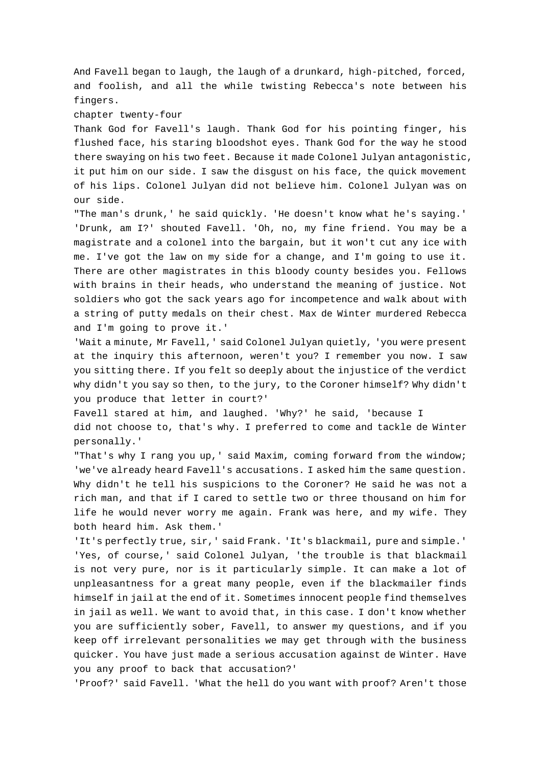And Favell began to laugh, the laugh of a drunkard, high-pitched, forced, and foolish, and all the while twisting Rebecca's note between his fingers.

## chapter twenty-four

Thank God for Favell's laugh. Thank God for his pointing finger, his flushed face, his staring bloodshot eyes. Thank God for the way he stood there swaying on his two feet. Because it made Colonel Julyan antagonistic, it put him on our side. I saw the disgust on his face, the quick movement of his lips. Colonel Julyan did not believe him. Colonel Julyan was on our side.

"The man's drunk,' he said quickly. 'He doesn't know what he's saying.'

'Drunk, am I?' shouted Favell. 'Oh, no, my fine friend. You may be a magistrate and a colonel into the bargain, but it won't cut any ice with me. I've got the law on my side for a change, and I'm going to use it. There are other magistrates in this bloody county besides you. Fellows with brains in their heads, who understand the meaning of justice. Not soldiers who got the sack years ago for incompetence and walk about with a string of putty medals on their chest. Max de Winter murdered Rebecca and I'm going to prove it.'

'Wait a minute, Mr Favell,' said Colonel Julyan quietly, 'you were present at the inquiry this afternoon, weren't you? I remember you now. I saw you sitting there. If you felt so deeply about the injustice of the verdict why didn't you say so then, to the jury, to the Coroner himself? Why didn't you produce that letter in court?'

Favell stared at him, and laughed. 'Why?' he said, 'because I did not choose to, that's why. I preferred to come and tackle de Winter personally.'

"That's why I rang you up,' said Maxim, coming forward from the window; 'we've already heard Favell's accusations. I asked him the same question. Why didn't he tell his suspicions to the Coroner? He said he was not a rich man, and that if I cared to settle two or three thousand on him for life he would never worry me again. Frank was here, and my wife. They both heard him. Ask them.'

'It's perfectly true, sir,' said Frank. 'It's blackmail, pure and simple.'

'Yes, of course,' said Colonel Julyan, 'the trouble is that blackmail is not very pure, nor is it particularly simple. It can make a lot of unpleasantness for a great many people, even if the blackmailer finds himself in jail at the end of it. Sometimes innocent people find themselves in jail as well. We want to avoid that, in this case. I don't know whether you are sufficiently sober, Favell, to answer my questions, and if you keep off irrelevant personalities we may get through with the business quicker. You have just made a serious accusation against de Winter. Have you any proof to back that accusation?'

'Proof?' said Favell. 'What the hell do you want with proof? Aren't those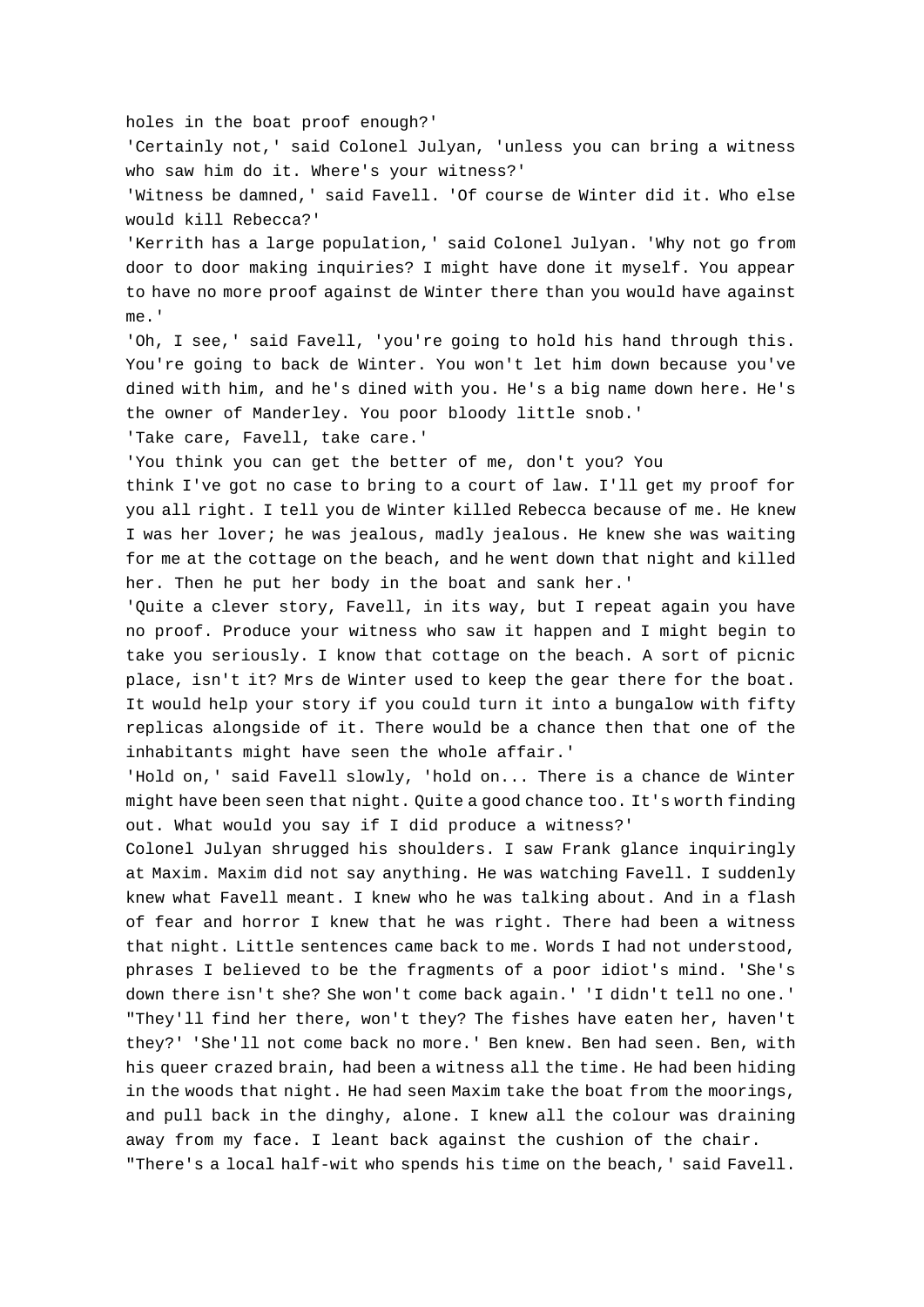holes in the boat proof enough?'

'Certainly not,' said Colonel Julyan, 'unless you can bring a witness who saw him do it. Where's your witness?'

'Witness be damned,' said Favell. 'Of course de Winter did it. Who else would kill Rebecca?'

'Kerrith has a large population,' said Colonel Julyan. 'Why not go from door to door making inquiries? I might have done it myself. You appear to have no more proof against de Winter there than you would have against me.'

'Oh, I see,' said Favell, 'you're going to hold his hand through this. You're going to back de Winter. You won't let him down because you've dined with him, and he's dined with you. He's a big name down here. He's the owner of Manderley. You poor bloody little snob.'

'Take care, Favell, take care.'

'You think you can get the better of me, don't you? You think I've got no case to bring to a court of law. I'll get my proof for you all right. I tell you de Winter killed Rebecca because of me. He knew I was her lover; he was jealous, madly jealous. He knew she was waiting for me at the cottage on the beach, and he went down that night and killed her. Then he put her body in the boat and sank her.'

'Quite a clever story, Favell, in its way, but I repeat again you have no proof. Produce your witness who saw it happen and I might begin to take you seriously. I know that cottage on the beach. A sort of picnic place, isn't it? Mrs de Winter used to keep the gear there for the boat. It would help your story if you could turn it into a bungalow with fifty replicas alongside of it. There would be a chance then that one of the inhabitants might have seen the whole affair.'

'Hold on,' said Favell slowly, 'hold on... There is a chance de Winter might have been seen that night. Quite a good chance too. It's worth finding out. What would you say if I did produce a witness?'

Colonel Julyan shrugged his shoulders. I saw Frank glance inquiringly at Maxim. Maxim did not say anything. He was watching Favell. I suddenly knew what Favell meant. I knew who he was talking about. And in a flash of fear and horror I knew that he was right. There had been a witness that night. Little sentences came back to me. Words I had not understood, phrases I believed to be the fragments of a poor idiot's mind. 'She's down there isn't she? She won't come back again.' 'I didn't tell no one.' "They'll find her there, won't they? The fishes have eaten her, haven't they?' 'She'll not come back no more.' Ben knew. Ben had seen. Ben, with his queer crazed brain, had been a witness all the time. He had been hiding in the woods that night. He had seen Maxim take the boat from the moorings, and pull back in the dinghy, alone. I knew all the colour was draining away from my face. I leant back against the cushion of the chair.

"There's a local half-wit who spends his time on the beach,' said Favell.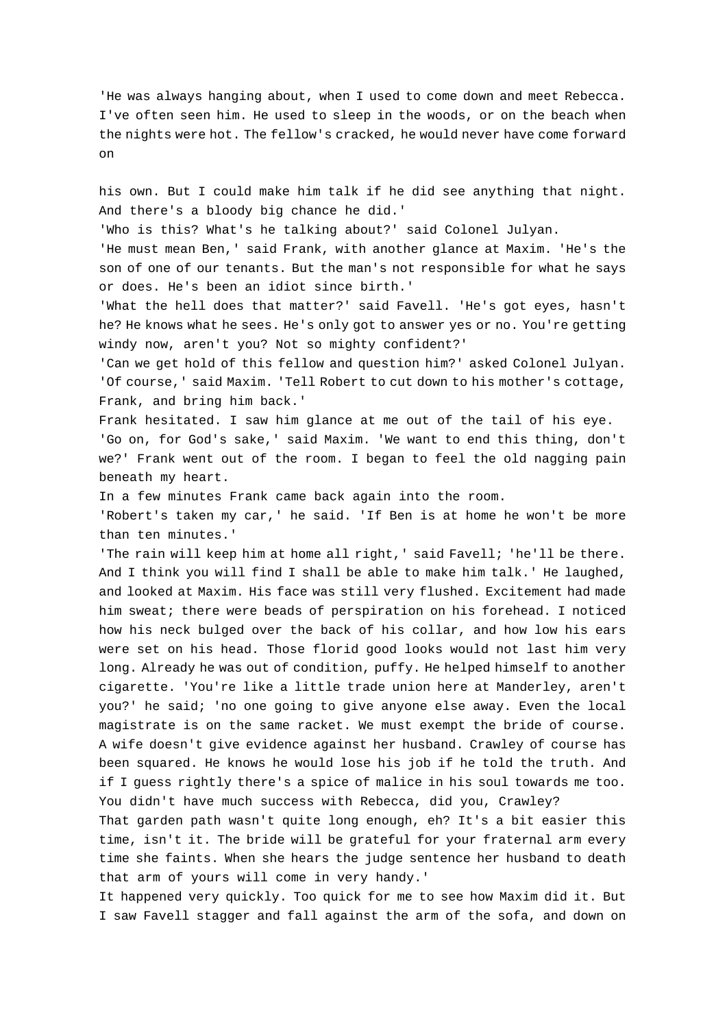'He was always hanging about, when I used to come down and meet Rebecca. I've often seen him. He used to sleep in the woods, or on the beach when the nights were hot. The fellow's cracked, he would never have come forward on his own. But I could make him talk if he did see anything that night. And there's a bloody big chance he did.'

'Who is this? What's he talking about?' said Colonel Julyan.

'He must mean Ben,' said Frank, with another glance at Maxim. 'He's the son of one of our tenants. But the man's not responsible for what he says or does. He's been an idiot since birth.'

'What the hell does that matter?' said Favell. 'He's got eyes, hasn't he? He knows what he sees. He's only got to answer yes or no. You're getting windy now, aren't you? Not so mighty confident?'

'Can we get hold of this fellow and question him?' asked Colonel Julyan.

'Of course,' said Maxim. 'Tell Robert to cut down to his mother's cottage, Frank, and bring him back.'

Frank hesitated. I saw him glance at me out of the tail of his eye.

'Go on, for God's sake,' said Maxim. 'We want to end this thing, don't we?' Frank went out of the room. I began to feel the old nagging pain beneath my heart.

In a few minutes Frank came back again into the room.

'Robert's taken my car,' he said. 'If Ben is at home he won't be more than ten minutes.'

'The rain will keep him at home all right,' said Favell; 'he'll be there. And I think you will find I shall be able to make him talk.' He laughed, and looked at Maxim. His face was still very flushed. Excitement had made him sweat; there were beads of perspiration on his forehead. I noticed how his neck bulged over the back of his collar, and how low his ears were set on his head. Those florid good looks would not last him very long. Already he was out of condition, puffy. He helped himself to another cigarette. 'You're like a little trade union here at Manderley, aren't you?' he said; 'no one going to give anyone else away. Even the local magistrate is on the same racket. We must exempt the bride of course. A wife doesn't give evidence against her husband. Crawley of course has been squared. He knows he would lose his job if he told the truth. And if I guess rightly there's a spice of malice in his soul towards me too. You didn't have much success with Rebecca, did you, Crawley? That garden path wasn't quite long enough, eh? It's a bit easier this time, isn't it. The bride will be grateful for your fraternal arm every time she faints. When she hears the judge sentence her husband to death that arm of yours will come in very handy.'

It happened very quickly. Too quick for me to see how Maxim did it. But I saw Favell stagger and fall against the arm of the sofa, and down on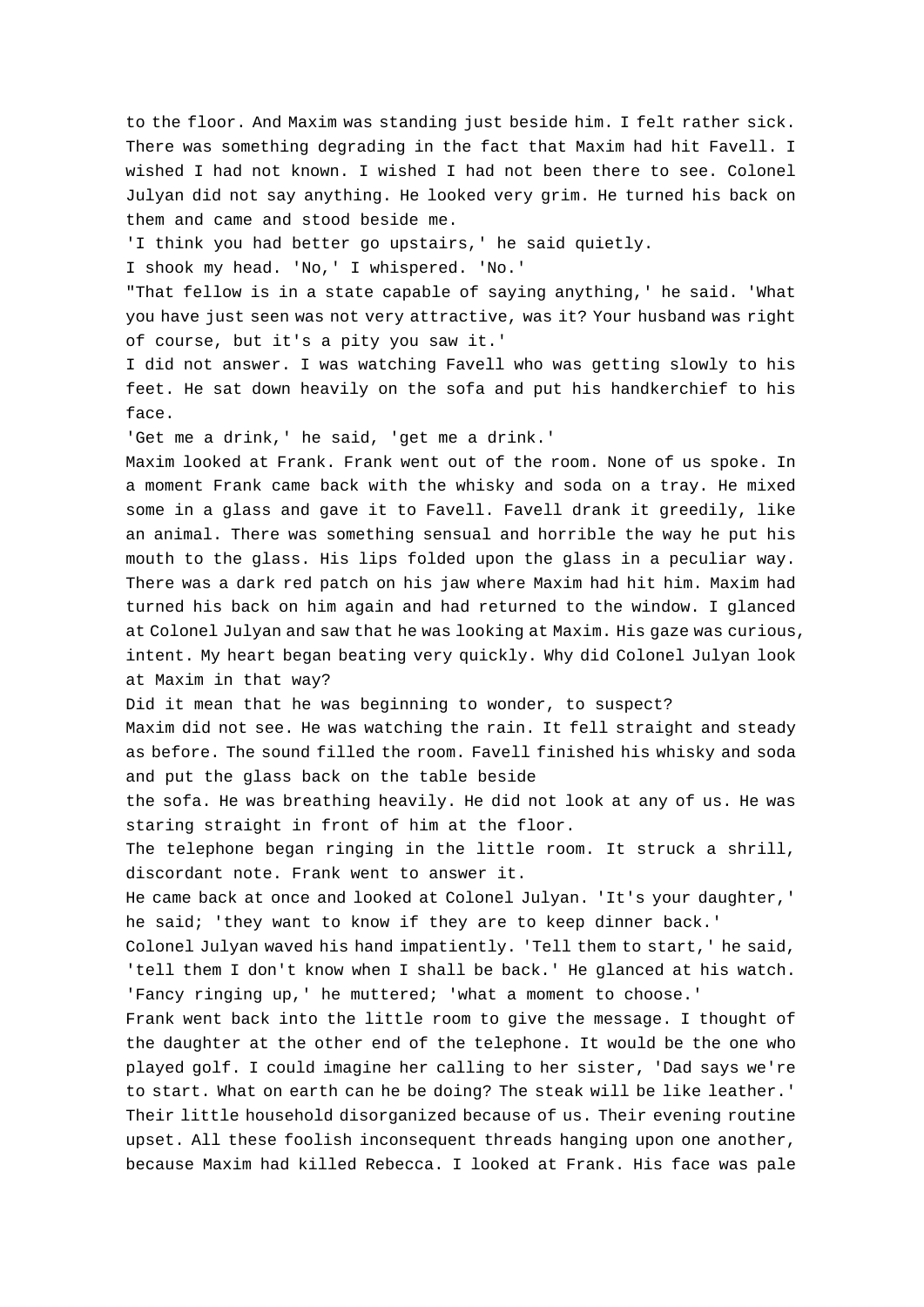to the floor. And Maxim was standing just beside him. I felt rather sick. There was something degrading in the fact that Maxim had hit Favell. I wished I had not known. I wished I had not been there to see. Colonel Julyan did not say anything. He looked very grim. He turned his back on them and came and stood beside me.

'I think you had better go upstairs,' he said quietly.

I shook my head. 'No,' I whispered. 'No.'

"That fellow is in a state capable of saying anything,' he said. 'What you have just seen was not very attractive, was it? Your husband was right of course, but it's a pity you saw it.'

I did not answer. I was watching Favell who was getting slowly to his feet. He sat down heavily on the sofa and put his handkerchief to his face.

'Get me a drink,' he said, 'get me a drink.'

Maxim looked at Frank. Frank went out of the room. None of us spoke. In a moment Frank came back with the whisky and soda on a tray. He mixed some in a glass and gave it to Favell. Favell drank it greedily, like an animal. There was something sensual and horrible the way he put his mouth to the glass. His lips folded upon the glass in a peculiar way. There was a dark red patch on his jaw where Maxim had hit him. Maxim had turned his back on him again and had returned to the window. I glanced at Colonel Julyan and saw that he was looking at Maxim. His gaze was curious, intent. My heart began beating very quickly. Why did Colonel Julyan look at Maxim in that way?

Did it mean that he was beginning to wonder, to suspect?

Maxim did not see. He was watching the rain. It fell straight and steady as before. The sound filled the room. Favell finished his whisky and soda and put the glass back on the table beside the sofa. He was breathing heavily. He did not look at any of us. He was staring straight in front of him at the floor.

The telephone began ringing in the little room. It struck a shrill, discordant note. Frank went to answer it.

He came back at once and looked at Colonel Julyan. 'It's your daughter,' he said; 'they want to know if they are to keep dinner back.'

Colonel Julyan waved his hand impatiently. 'Tell them to start,' he said, 'tell them I don't know when I shall be back.' He glanced at his watch. 'Fancy ringing up,' he muttered; 'what a moment to choose.'

Frank went back into the little room to give the message. I thought of the daughter at the other end of the telephone. It would be the one who played golf. I could imagine her calling to her sister, 'Dad says we're to start. What on earth can he be doing? The steak will be like leather.' Their little household disorganized because of us. Their evening routine upset. All these foolish inconsequent threads hanging upon one another, because Maxim had killed Rebecca. I looked at Frank. His face was pale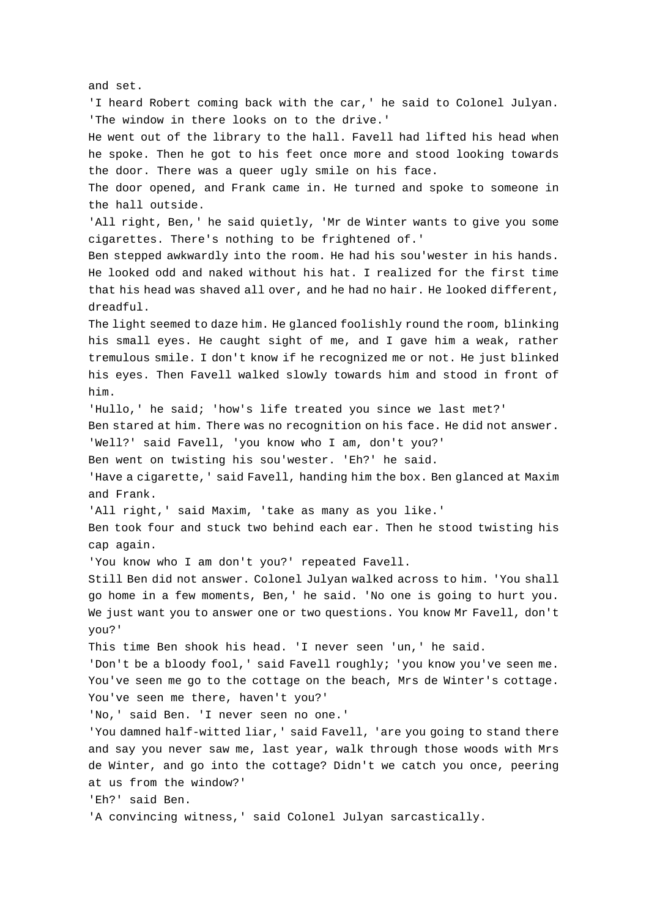and set.

'I heard Robert coming back with the car,' he said to Colonel Julyan. 'The window in there looks on to the drive.'

He went out of the library to the hall. Favell had lifted his head when he spoke. Then he got to his feet once more and stood looking towards the door. There was a queer ugly smile on his face.

The door opened, and Frank came in. He turned and spoke to someone in the hall outside.

'All right, Ben,' he said quietly, 'Mr de Winter wants to give you some cigarettes. There's nothing to be frightened of.'

Ben stepped awkwardly into the room. He had his sou'wester in his hands. He looked odd and naked without his hat. I realized for the first time that his head was shaved all over, and he had no hair. He looked different, dreadful.

The light seemed to daze him. He glanced foolishly round the room, blinking his small eyes. He caught sight of me, and I gave him a weak, rather tremulous smile. I don't know if he recognized me or not. He just blinked his eyes. Then Favell walked slowly towards him and stood in front of him.

'Hullo,' he said; 'how's life treated you since we last met?'

Ben stared at him. There was no recognition on his face. He did not answer.

'Well?' said Favell, 'you know who I am, don't you?'

Ben went on twisting his sou'wester. 'Eh?' he said.

'Have a cigarette,' said Favell, handing him the box. Ben glanced at Maxim and Frank.

'All right,' said Maxim, 'take as many as you like.'

Ben took four and stuck two behind each ear. Then he stood twisting his cap again.

'You know who I am don't you?' repeated Favell.

Still Ben did not answer. Colonel Julyan walked across to him. 'You shall go home in a few moments, Ben,' he said. 'No one is going to hurt you. We just want you to answer one or two questions. You know Mr Favell, don't you?'

This time Ben shook his head. 'I never seen 'un,' he said.

'Don't be a bloody fool,' said Favell roughly; 'you know you've seen me. You've seen me go to the cottage on the beach, Mrs de Winter's cottage. You've seen me there, haven't you?'

'No,' said Ben. 'I never seen no one.'

'You damned half-witted liar,' said Favell, 'are you going to stand there and say you never saw me, last year, walk through those woods with Mrs de Winter, and go into the cottage? Didn't we catch you once, peering at us from the window?'

'Eh?' said Ben.

'A convincing witness,' said Colonel Julyan sarcastically.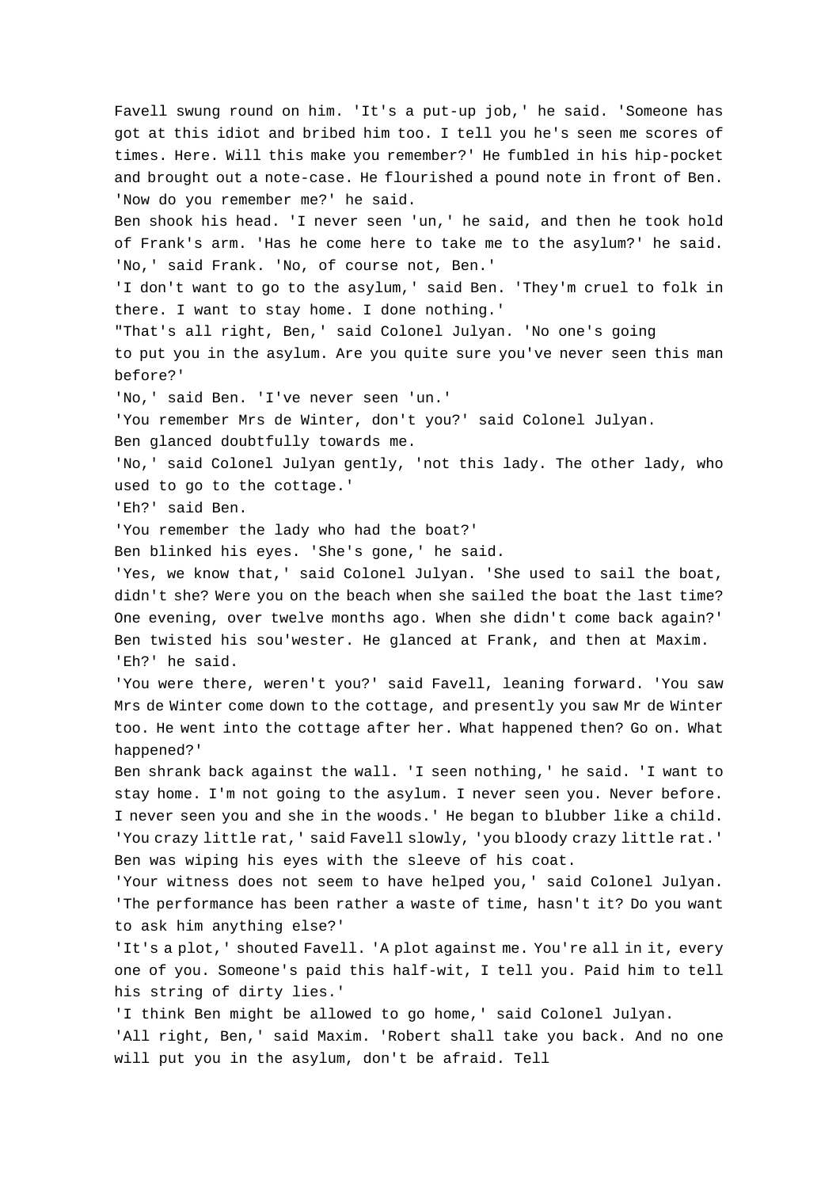Favell swung round on him. 'It's a put-up job,' he said. 'Someone has got at this idiot and bribed him too. I tell you he's seen me scores of times. Here. Will this make you remember?' He fumbled in his hip-pocket and brought out a note-case. He flourished a pound note in front of Ben. 'Now do you remember me?' he said.

Ben shook his head. 'I never seen 'un,' he said, and then he took hold of Frank's arm. 'Has he come here to take me to the asylum?' he said.

'No,' said Frank. 'No, of course not, Ben.'

'I don't want to go to the asylum,' said Ben. 'They'm cruel to folk in there. I want to stay home. I done nothing.'

"That's all right, Ben,' said Colonel Julyan. 'No one's going to put you in the asylum. Are you quite sure you've never seen this man before?'

'No,' said Ben. 'I've never seen 'un.'

'You remember Mrs de Winter, don't you?' said Colonel Julyan.

Ben glanced doubtfully towards me.

'No,' said Colonel Julyan gently, 'not this lady. The other lady, who used to go to the cottage.'

'Eh?' said Ben.

'You remember the lady who had the boat?'

Ben blinked his eyes. 'She's gone,' he said.

'Yes, we know that,' said Colonel Julyan. 'She used to sail the boat, didn't she? Were you on the beach when she sailed the boat the last time? One evening, over twelve months ago. When she didn't come back again?'

Ben twisted his sou'wester. He glanced at Frank, and then at Maxim. 'Eh?' he said.

'You were there, weren't you?' said Favell, leaning forward. 'You saw Mrs de Winter come down to the cottage, and presently you saw Mr de Winter too. He went into the cottage after her. What happened then? Go on. What happened?'

Ben shrank back against the wall. 'I seen nothing,' he said. 'I want to stay home. I'm not going to the asylum. I never seen you. Never before. I never seen you and she in the woods.' He began to blubber like a child.

'You crazy little rat,' said Favell slowly, 'you bloody crazy little rat.'

Ben was wiping his eyes with the sleeve of his coat.

'Your witness does not seem to have helped you,' said Colonel Julyan. 'The performance has been rather a waste of time, hasn't it? Do you want to ask him anything else?'

'It's a plot,' shouted Favell. 'A plot against me. You're all in it, every one of you. Someone's paid this half-wit, I tell you. Paid him to tell his string of dirty lies.'

'I think Ben might be allowed to go home,' said Colonel Julyan.

'All right, Ben,' said Maxim. 'Robert shall take you back. And no one will put you in the asylum, don't be afraid. Tell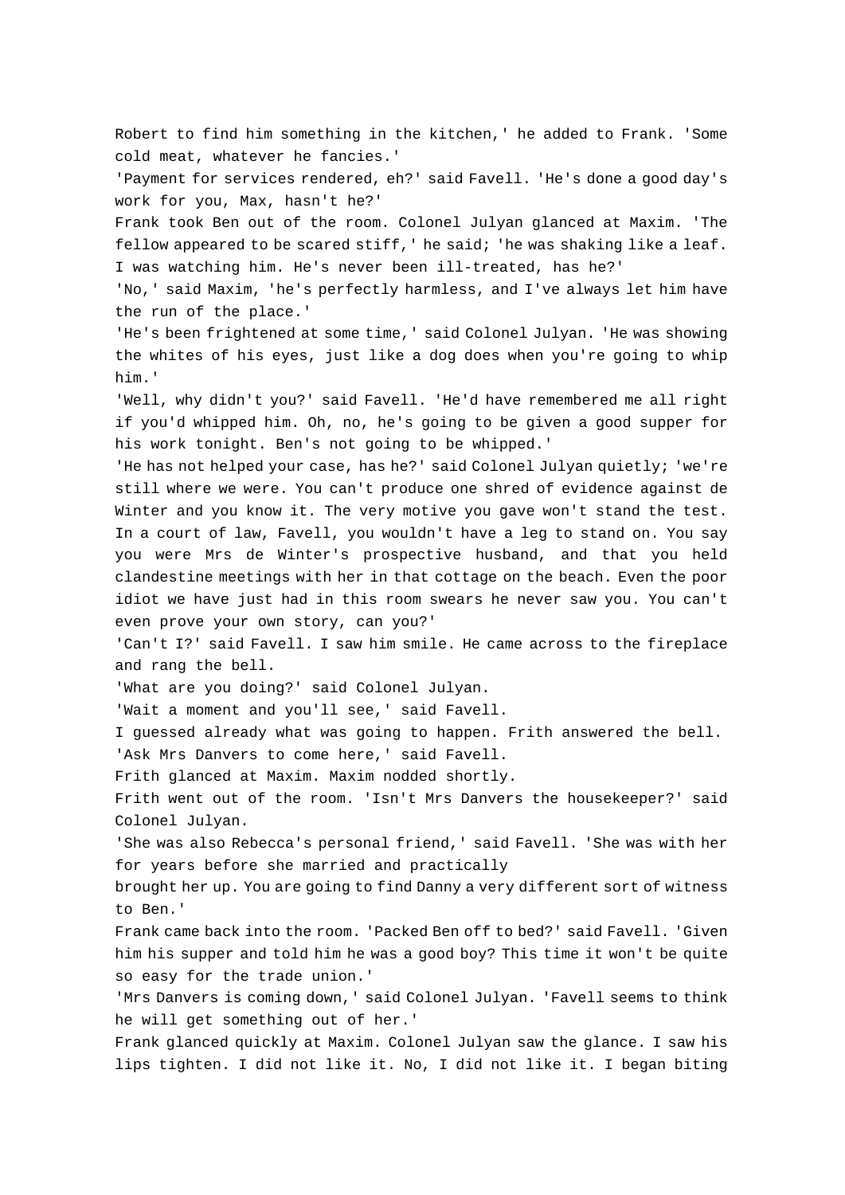Robert to find him something in the kitchen,' he added to Frank. 'Some cold meat, whatever he fancies.'

'Payment for services rendered, eh?' said Favell. 'He's done a good day's work for you, Max, hasn't he?'

Frank took Ben out of the room. Colonel Julyan glanced at Maxim. 'The fellow appeared to be scared stiff,' he said; 'he was shaking like a leaf. I was watching him. He's never been ill-treated, has he?'

'No,' said Maxim, 'he's perfectly harmless, and I've always let him have the run of the place.'

'He's been frightened at some time,' said Colonel Julyan. 'He was showing the whites of his eyes, just like a dog does when you're going to whip him.'

'Well, why didn't you?' said Favell. 'He'd have remembered me all right if you'd whipped him. Oh, no, he's going to be given a good supper for his work tonight. Ben's not going to be whipped.'

'He has not helped your case, has he?' said Colonel Julyan quietly; 'we're still where we were. You can't produce one shred of evidence against de Winter and you know it. The very motive you gave won't stand the test. In a court of law, Favell, you wouldn't have a leg to stand on. You say you were Mrs de Winter's prospective husband, and that you held clandestine meetings with her in that cottage on the beach. Even the poor idiot we have just had in this room swears he never saw you. You can't even prove your own story, can you?'

'Can't I?' said Favell. I saw him smile. He came across to the fireplace and rang the bell.

'What are you doing?' said Colonel Julyan.

'Wait a moment and you'll see,' said Favell.

I guessed already what was going to happen. Frith answered the bell.

'Ask Mrs Danvers to come here,' said Favell.

Frith glanced at Maxim. Maxim nodded shortly.

Frith went out of the room. 'Isn't Mrs Danvers the housekeeper?' said Colonel Julyan.

'She was also Rebecca's personal friend,' said Favell. 'She was with her for years before she married and practically brought her up. You are going to find Danny a very different sort of witness to Ben.'

Frank came back into the room. 'Packed Ben off to bed?' said Favell. 'Given him his supper and told him he was a good boy? This time it won't be quite so easy for the trade union.'

'Mrs Danvers is coming down,' said Colonel Julyan. 'Favell seems to think he will get something out of her.'

Frank glanced quickly at Maxim. Colonel Julyan saw the glance. I saw his lips tighten. I did not like it. No, I did not like it. I began biting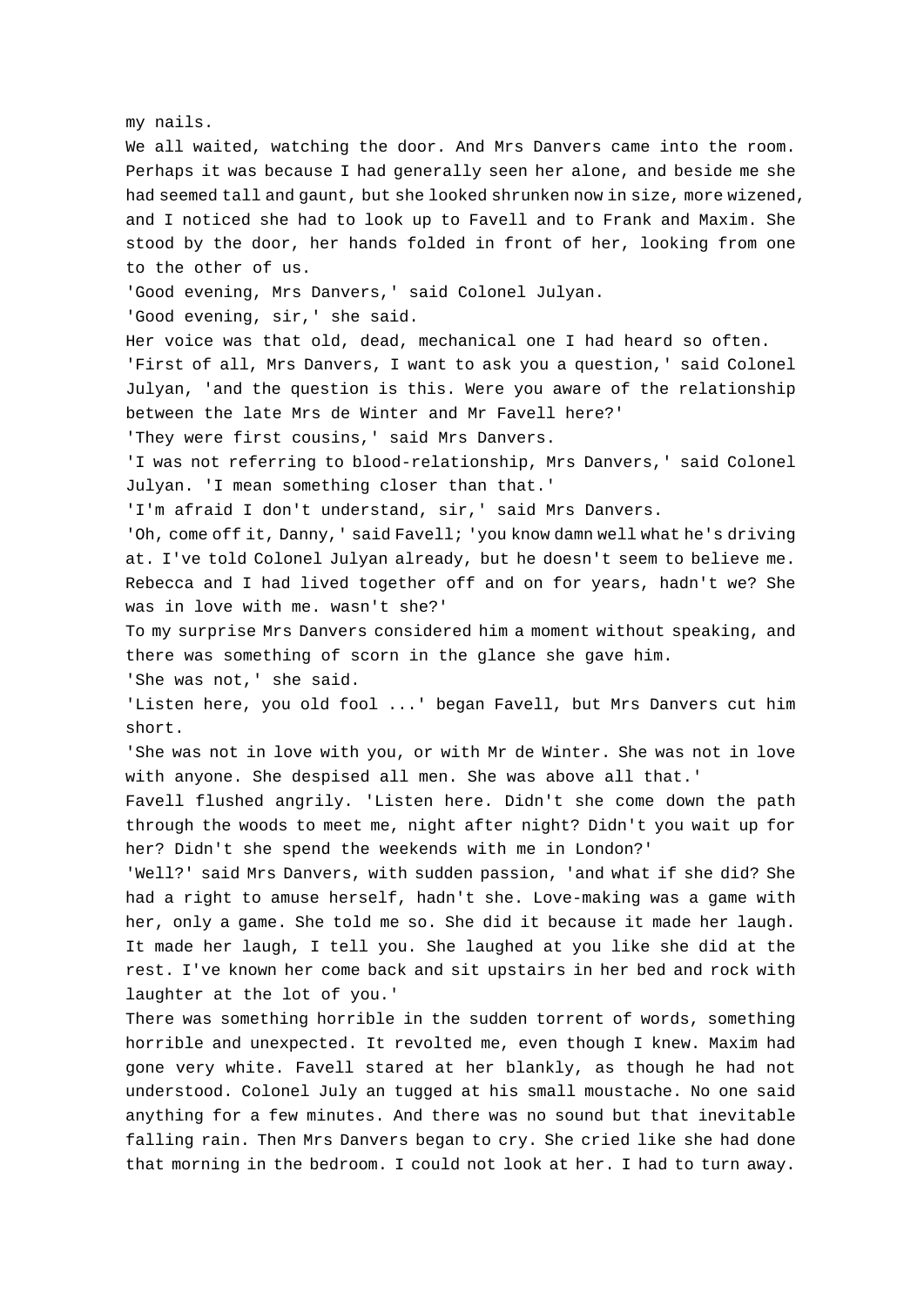my nails.

We all waited, watching the door. And Mrs Danvers came into the room. Perhaps it was because I had generally seen her alone, and beside me she had seemed tall and gaunt, but she looked shrunken now in size, more wizened, and I noticed she had to look up to Favell and to Frank and Maxim. She stood by the door, her hands folded in front of her, looking from one to the other of us.

'Good evening, Mrs Danvers,' said Colonel Julyan.

'Good evening, sir,' she said.

Her voice was that old, dead, mechanical one I had heard so often.

'First of all, Mrs Danvers, I want to ask you a question,' said Colonel Julyan, 'and the question is this. Were you aware of the relationship between the late Mrs de Winter and Mr Favell here?'

'They were first cousins,' said Mrs Danvers.

'I was not referring to blood-relationship, Mrs Danvers,' said Colonel Julyan. 'I mean something closer than that.'

'I'm afraid I don't understand, sir,' said Mrs Danvers.

'Oh, come off it, Danny,' said Favell; 'you know damn well what he's driving at. I've told Colonel Julyan already, but he doesn't seem to believe me. Rebecca and I had lived together off and on for years, hadn't we? She was in love with me. wasn't she?'

To my surprise Mrs Danvers considered him a moment without speaking, and there was something of scorn in the glance she gave him.

'She was not,' she said.

'Listen here, you old fool ...' began Favell, but Mrs Danvers cut him short.

'She was not in love with you, or with Mr de Winter. She was not in love with anyone. She despised all men. She was above all that.'

Favell flushed angrily. 'Listen here. Didn't she come down the path through the woods to meet me, night after night? Didn't you wait up for her? Didn't she spend the weekends with me in London?'

'Well?' said Mrs Danvers, with sudden passion, 'and what if she did? She had a right to amuse herself, hadn't she. Love-making was a game with her, only a game. She told me so. She did it because it made her laugh. It made her laugh, I tell you. She laughed at you like she did at the rest. I've known her come back and sit upstairs in her bed and rock with laughter at the lot of you.'

There was something horrible in the sudden torrent of words, something horrible and unexpected. It revolted me, even though I knew. Maxim had gone very white. Favell stared at her blankly, as though he had not understood. Colonel July an tugged at his small moustache. No one said anything for a few minutes. And there was no sound but that inevitable falling rain. Then Mrs Danvers began to cry. She cried like she had done that morning in the bedroom. I could not look at her. I had to turn away.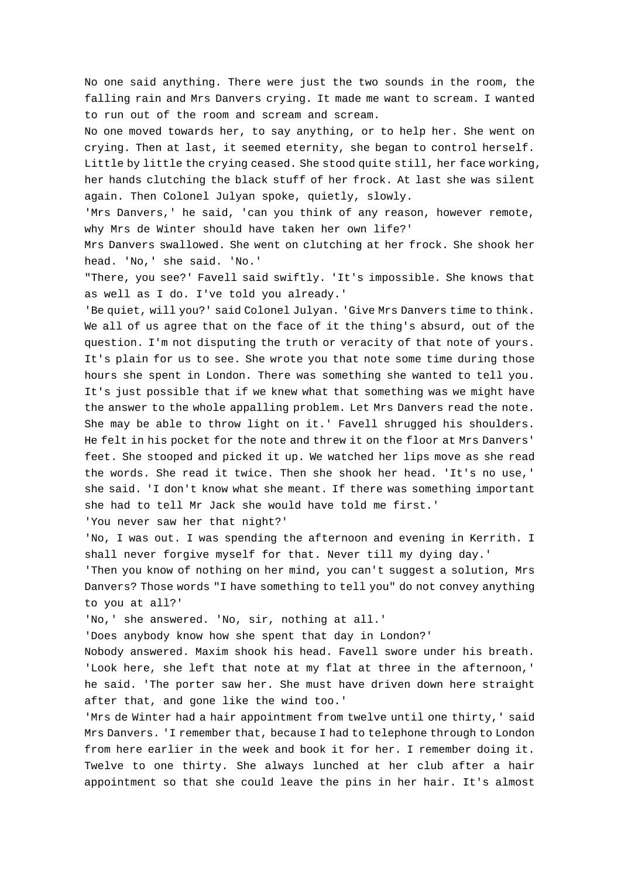No one said anything. There were just the two sounds in the room, the falling rain and Mrs Danvers crying. It made me want to scream. I wanted to run out of the room and scream and scream.

No one moved towards her, to say anything, or to help her. She went on crying. Then at last, it seemed eternity, she began to control herself. Little by little the crying ceased. She stood quite still, her face working, her hands clutching the black stuff of her frock. At last she was silent again. Then Colonel Julyan spoke, quietly, slowly.

'Mrs Danvers,' he said, 'can you think of any reason, however remote, why Mrs de Winter should have taken her own life?'

Mrs Danvers swallowed. She went on clutching at her frock. She shook her head. 'No,' she said. 'No.'

"There, you see?' Favell said swiftly. 'It's impossible. She knows that as well as I do. I've told you already.'

'Be quiet, will you?' said Colonel Julyan. 'Give Mrs Danvers time to think. We all of us agree that on the face of it the thing's absurd, out of the question. I'm not disputing the truth or veracity of that note of yours. It's plain for us to see. She wrote you that note some time during those hours she spent in London. There was something she wanted to tell you. It's just possible that if we knew what that something was we might have the answer to the whole appalling problem. Let Mrs Danvers read the note. She may be able to throw light on it.' Favell shrugged his shoulders. He felt in his pocket for the note and threw it on the floor at Mrs Danvers' feet. She stooped and picked it up. We watched her lips move as she read the words. She read it twice. Then she shook her head. 'It's no use,' she said. 'I don't know what she meant. If there was something important she had to tell Mr Jack she would have told me first.'

'You never saw her that night?'

'No, I was out. I was spending the afternoon and evening in Kerrith. I shall never forgive myself for that. Never till my dying day.'

'Then you know of nothing on her mind, you can't suggest a solution, Mrs Danvers? Those words "I have something to tell you" do not convey anything to you at all?'

'No,' she answered. 'No, sir, nothing at all.'

'Does anybody know how she spent that day in London?'

Nobody answered. Maxim shook his head. Favell swore under his breath. 'Look here, she left that note at my flat at three in the afternoon,' he said. 'The porter saw her. She must have driven down here straight after that, and gone like the wind too.'

'Mrs de Winter had a hair appointment from twelve until one thirty,' said Mrs Danvers. 'I remember that, because I had to telephone through to London from here earlier in the week and book it for her. I remember doing it. Twelve to one thirty. She always lunched at her club after a hair appointment so that she could leave the pins in her hair. It's almost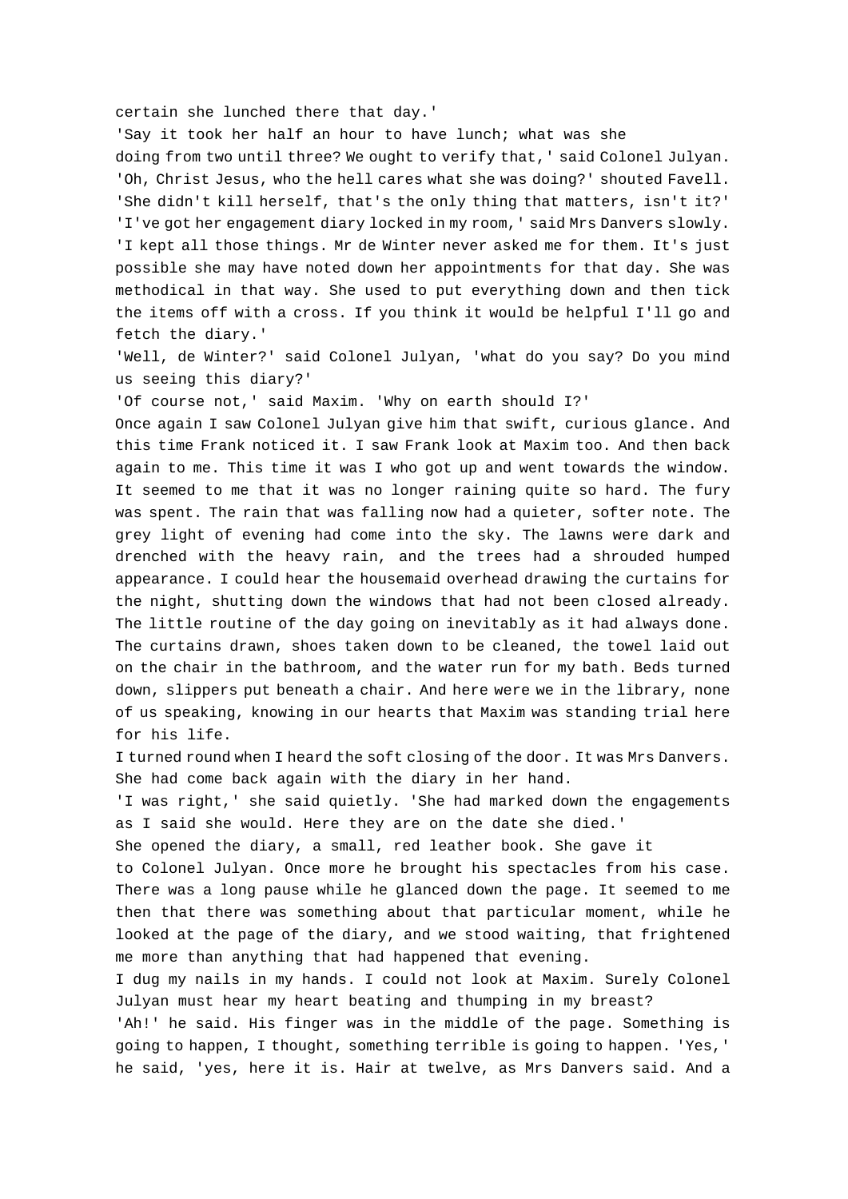certain she lunched there that day.'

'Say it took her half an hour to have lunch; what was she doing from two until three? We ought to verify that,' said Colonel Julyan.

'Oh, Christ Jesus, who the hell cares what she was doing?' shouted Favell. 'She didn't kill herself, that's the only thing that matters, isn't it?'

'I've got her engagement diary locked in my room,' said Mrs Danvers slowly. 'I kept all those things. Mr de Winter never asked me for them. It's just possible she may have noted down her appointments for that day. She was methodical in that way. She used to put everything down and then tick the items off with a cross. If you think it would be helpful I'll go and fetch the diary.'

'Well, de Winter?' said Colonel Julyan, 'what do you say? Do you mind us seeing this diary?'

'Of course not,' said Maxim. 'Why on earth should I?'

Once again I saw Colonel Julyan give him that swift, curious glance. And this time Frank noticed it. I saw Frank look at Maxim too. And then back again to me. This time it was I who got up and went towards the window. It seemed to me that it was no longer raining quite so hard. The fury was spent. The rain that was falling now had a quieter, softer note. The grey light of evening had come into the sky. The lawns were dark and drenched with the heavy rain, and the trees had a shrouded humped appearance. I could hear the housemaid overhead drawing the curtains for the night, shutting down the windows that had not been closed already. The little routine of the day going on inevitably as it had always done. The curtains drawn, shoes taken down to be cleaned, the towel laid out on the chair in the bathroom, and the water run for my bath. Beds turned down, slippers put beneath a chair. And here were we in the library, none of us speaking, knowing in our hearts that Maxim was standing trial here for his life.

I turned round when I heard the soft closing of the door. It was Mrs Danvers. She had come back again with the diary in her hand.

'I was right,' she said quietly. 'She had marked down the engagements as I said she would. Here they are on the date she died.'

She opened the diary, a small, red leather book. She gave it to Colonel Julyan. Once more he brought his spectacles from his case. There was a long pause while he glanced down the page. It seemed to me then that there was something about that particular moment, while he looked at the page of the diary, and we stood waiting, that frightened me more than anything that had happened that evening.

I dug my nails in my hands. I could not look at Maxim. Surely Colonel Julyan must hear my heart beating and thumping in my breast?

'Ah!' he said. His finger was in the middle of the page. Something is going to happen, I thought, something terrible is going to happen. 'Yes,' he said, 'yes, here it is. Hair at twelve, as Mrs Danvers said. And a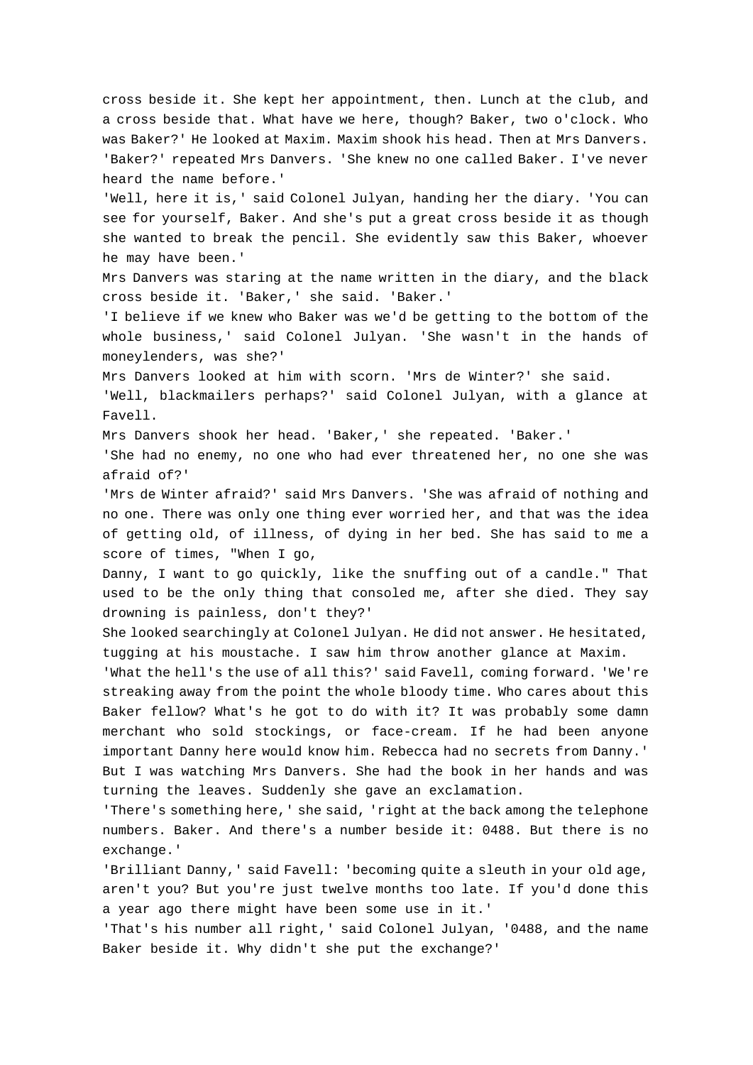cross beside it. She kept her appointment, then. Lunch at the club, and a cross beside that. What have we here, though? Baker, two o'clock. Who was Baker?' He looked at Maxim. Maxim shook his head. Then at Mrs Danvers.

'Baker?' repeated Mrs Danvers. 'She knew no one called Baker. I've never heard the name before.'

'Well, here it is,' said Colonel Julyan, handing her the diary. 'You can see for yourself, Baker. And she's put a great cross beside it as though she wanted to break the pencil. She evidently saw this Baker, whoever he may have been.'

Mrs Danvers was staring at the name written in the diary, and the black cross beside it. 'Baker,' she said. 'Baker.'

'I believe if we knew who Baker was we'd be getting to the bottom of the whole business,' said Colonel Julyan. 'She wasn't in the hands of moneylenders, was she?'

Mrs Danvers looked at him with scorn. 'Mrs de Winter?' she said.

'Well, blackmailers perhaps?' said Colonel Julyan, with a glance at Favell.

Mrs Danvers shook her head. 'Baker,' she repeated. 'Baker.'

'She had no enemy, no one who had ever threatened her, no one she was afraid of?'

'Mrs de Winter afraid?' said Mrs Danvers. 'She was afraid of nothing and no one. There was only one thing ever worried her, and that was the idea of getting old, of illness, of dying in her bed. She has said to me a score of times, "When I go, Danny, I want to go quickly, like the snuffing out of a candle." That used to be the only thing that consoled me, after she died. They say drowning is painless, don't they?'

She looked searchingly at Colonel Julyan. He did not answer. He hesitated, tugging at his moustache. I saw him throw another glance at Maxim.

'What the hell's the use of all this?' said Favell, coming forward. 'We're streaking away from the point the whole bloody time. Who cares about this Baker fellow? What's he got to do with it? It was probably some damn merchant who sold stockings, or face-cream. If he had been anyone important Danny here would know him. Rebecca had no secrets from Danny.'

But I was watching Mrs Danvers. She had the book in her hands and was turning the leaves. Suddenly she gave an exclamation.

'There's something here,' she said, 'right at the back among the telephone numbers. Baker. And there's a number beside it: 0488. But there is no exchange.'

'Brilliant Danny,' said Favell: 'becoming quite a sleuth in your old age, aren't you? But you're just twelve months too late. If you'd done this a year ago there might have been some use in it.'

'That's his number all right,' said Colonel Julyan, '0488, and the name Baker beside it. Why didn't she put the exchange?'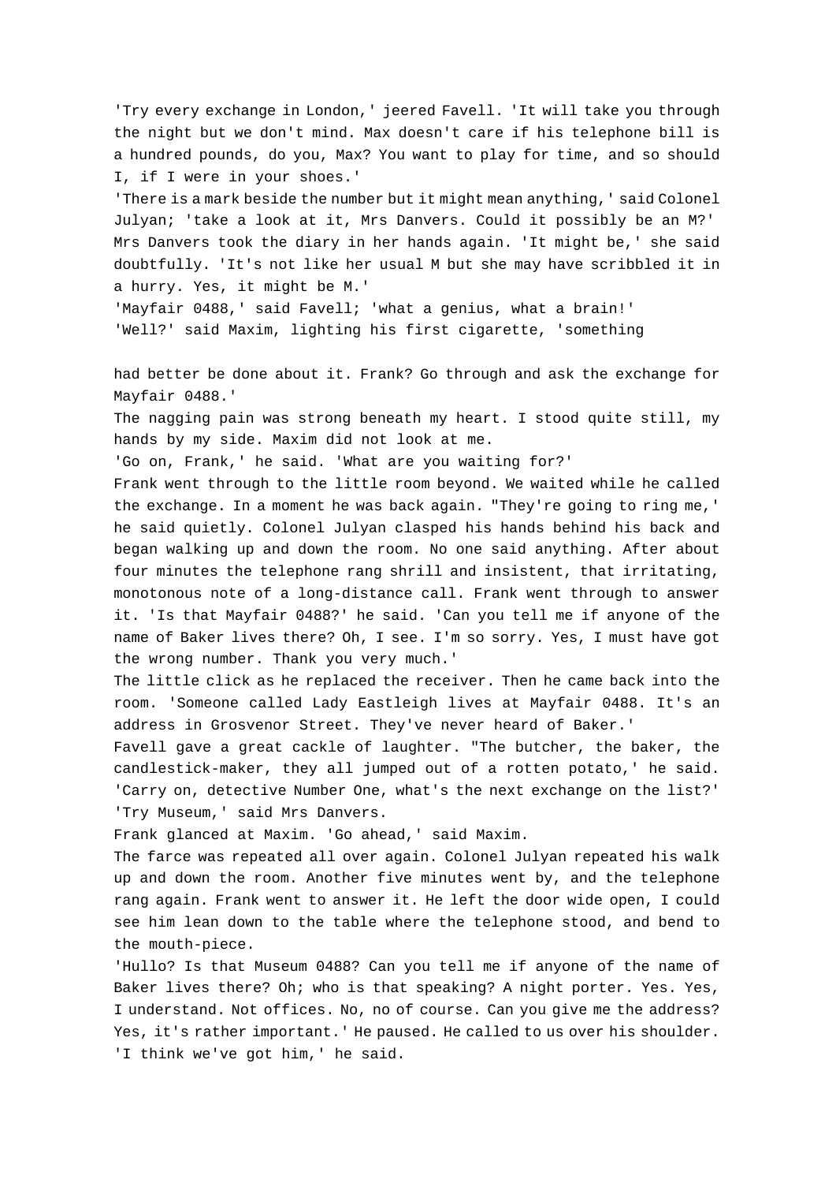'Try every exchange in London,' jeered Favell. 'It will take you through the night but we don't mind. Max doesn't care if his telephone bill is a hundred pounds, do you, Max? You want to play for time, and so should I, if I were in your shoes.'

'There is a mark beside the number but it might mean anything,' said Colonel Julyan; 'take a look at it, Mrs Danvers. Could it possibly be an M?'

Mrs Danvers took the diary in her hands again. 'It might be,' she said doubtfully. 'It's not like her usual M but she may have scribbled it in a hurry. Yes, it might be M.'

'Mayfair 0488,' said Favell; 'what a genius, what a brain!'

'Well?' said Maxim, lighting his first cigarette, 'something had better be done about it. Frank? Go through and ask the exchange for Mayfair 0488.'

The nagging pain was strong beneath my heart. I stood quite still, my hands by my side. Maxim did not look at me.

'Go on, Frank,' he said. 'What are you waiting for?'

Frank went through to the little room beyond. We waited while he called the exchange. In a moment he was back again. "They're going to ring me,' he said quietly. Colonel Julyan clasped his hands behind his back and began walking up and down the room. No one said anything. After about four minutes the telephone rang shrill and insistent, that irritating, monotonous note of a long-distance call. Frank went through to answer it. 'Is that Mayfair 0488?' he said. 'Can you tell me if anyone of the name of Baker lives there? Oh, I see. I'm so sorry. Yes, I must have got the wrong number. Thank you very much.'

The little click as he replaced the receiver. Then he came back into the room. 'Someone called Lady Eastleigh lives at Mayfair 0488. It's an address in Grosvenor Street. They've never heard of Baker.'

Favell gave a great cackle of laughter. "The butcher, the baker, the candlestick-maker, they all jumped out of a rotten potato,' he said. 'Carry on, detective Number One, what's the next exchange on the list?'

'Try Museum,' said Mrs Danvers.

Frank glanced at Maxim. 'Go ahead,' said Maxim.

The farce was repeated all over again. Colonel Julyan repeated his walk up and down the room. Another five minutes went by, and the telephone rang again. Frank went to answer it. He left the door wide open, I could see him lean down to the table where the telephone stood, and bend to the mouth-piece.

'Hullo? Is that Museum 0488? Can you tell me if anyone of the name of Baker lives there? Oh; who is that speaking? A night porter. Yes. Yes, I understand. Not offices. No, no of course. Can you give me the address? Yes, it's rather important.' He paused. He called to us over his shoulder. 'I think we've got him,' he said.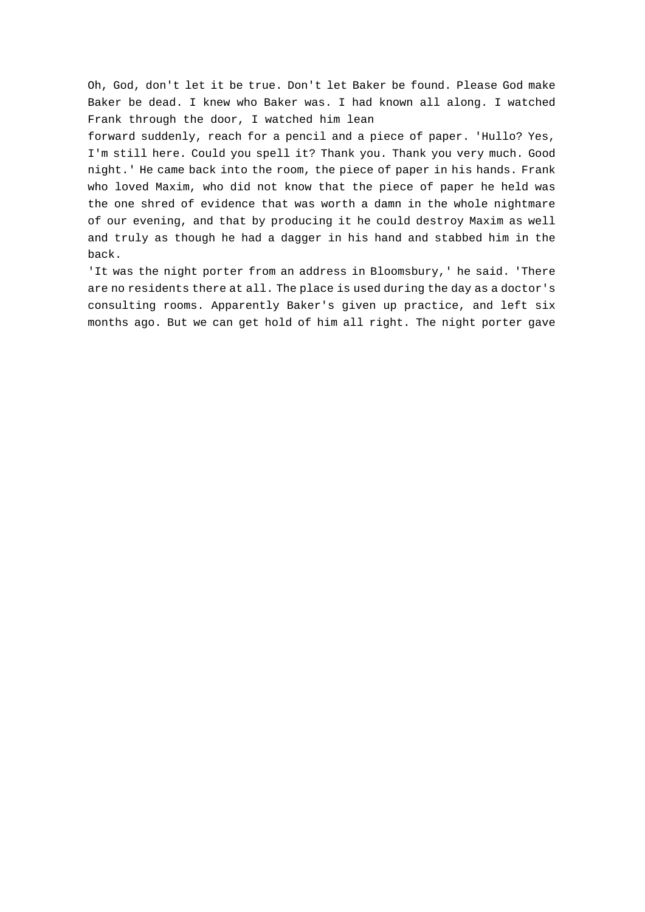Oh, God, don't let it be true. Don't let Baker be found. Please God make Baker be dead. I knew who Baker was. I had known all along. I watched Frank through the door, I watched him lean forward suddenly, reach for a pencil and a piece of paper. 'Hullo? Yes, I'm still here. Could you spell it? Thank you. Thank you very much. Good night.' He came back into the room, the piece of paper in his hands. Frank who loved Maxim, who did not know that the piece of paper he held was the one shred of evidence that was worth a damn in the whole nightmare of our evening, and that by producing it he could destroy Maxim as well and truly as though he had a dagger in his hand and stabbed him in the back.

'It was the night porter from an address in Bloomsbury,' he said. 'There are no residents there at all. The place is used during the day as a doctor's consulting rooms. Apparently Baker's given up practice, and left six months ago. But we can get hold of him all right. The night porter gave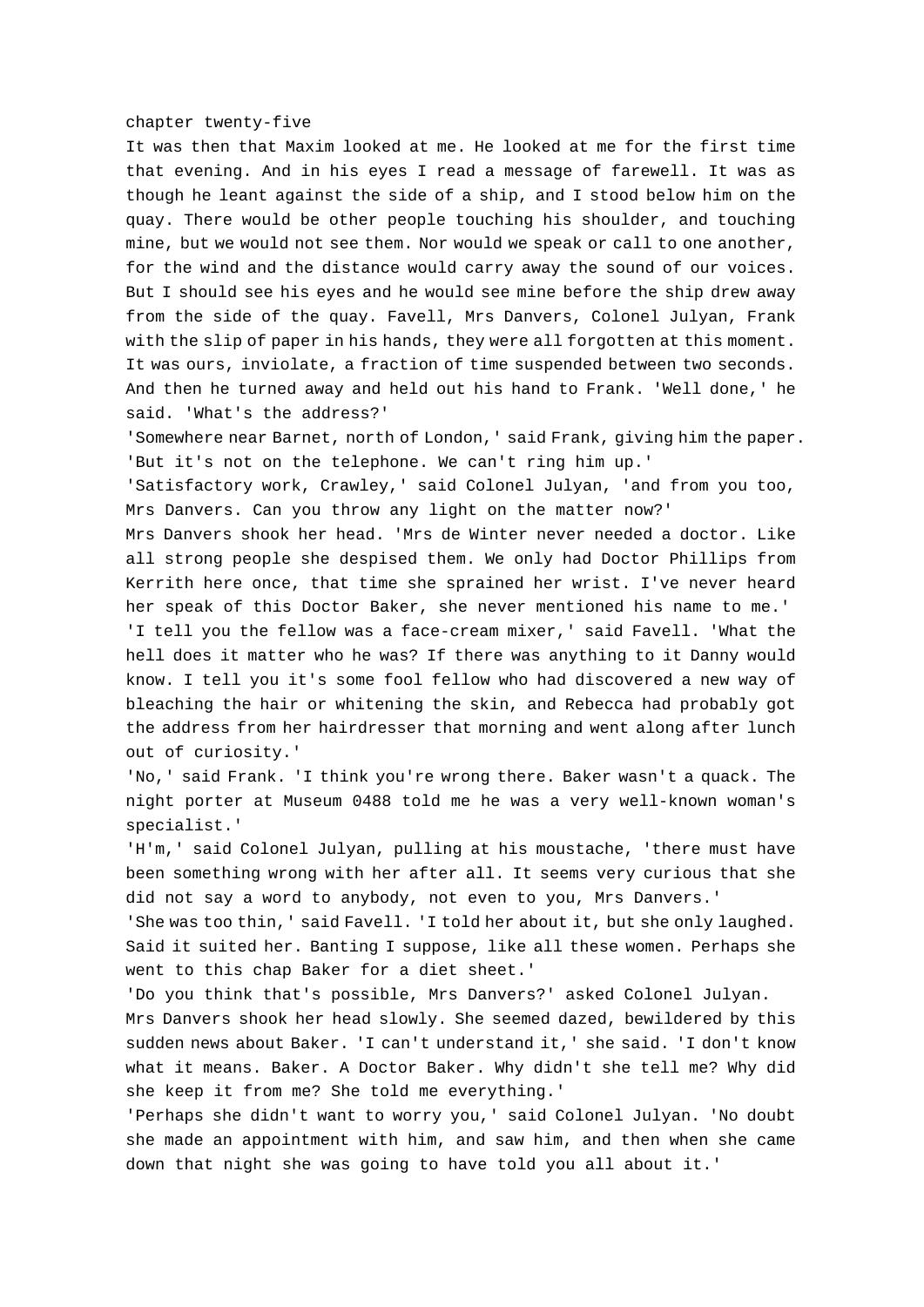# chapter twenty-five

It was then that Maxim looked at me. He looked at me for the first time that evening. And in his eyes I read a message of farewell. It was as though he leant against the side of a ship, and I stood below him on the quay. There would be other people touching his shoulder, and touching mine, but we would not see them. Nor would we speak or call to one another, for the wind and the distance would carry away the sound of our voices. But I should see his eyes and he would see mine before the ship drew away from the side of the quay. Favell, Mrs Danvers, Colonel Julyan, Frank with the slip of paper in his hands, they were all forgotten at this moment. It was ours, inviolate, a fraction of time suspended between two seconds. And then he turned away and held out his hand to Frank. 'Well done,' he said. 'What's the address?'

'Somewhere near Barnet, north of London,' said Frank, giving him the paper. 'But it's not on the telephone. We can't ring him up.'

'Satisfactory work, Crawley,' said Colonel Julyan, 'and from you too, Mrs Danvers. Can you throw any light on the matter now?'

Mrs Danvers shook her head. 'Mrs de Winter never needed a doctor. Like all strong people she despised them. We only had Doctor Phillips from Kerrith here once, that time she sprained her wrist. I've never heard her speak of this Doctor Baker, she never mentioned his name to me.'

'I tell you the fellow was a face-cream mixer,' said Favell. 'What the hell does it matter who he was? If there was anything to it Danny would know. I tell you it's some fool fellow who had discovered a new way of bleaching the hair or whitening the skin, and Rebecca had probably got the address from her hairdresser that morning and went along after lunch out of curiosity.'

'No,' said Frank. 'I think you're wrong there. Baker wasn't a quack. The night porter at Museum 0488 told me he was a very well-known woman's specialist.'

'H'm,' said Colonel Julyan, pulling at his moustache, 'there must have been something wrong with her after all. It seems very curious that she did not say a word to anybody, not even to you, Mrs Danvers.'

'She was too thin,' said Favell. 'I told her about it, but she only laughed. Said it suited her. Banting I suppose, like all these women. Perhaps she went to this chap Baker for a diet sheet.'

'Do you think that's possible, Mrs Danvers?' asked Colonel Julyan.

Mrs Danvers shook her head slowly. She seemed dazed, bewildered by this sudden news about Baker. 'I can't understand it,' she said. 'I don't know what it means. Baker. A Doctor Baker. Why didn't she tell me? Why did she keep it from me? She told me everything.'

'Perhaps she didn't want to worry you,' said Colonel Julyan. 'No doubt she made an appointment with him, and saw him, and then when she came down that night she was going to have told you all about it.'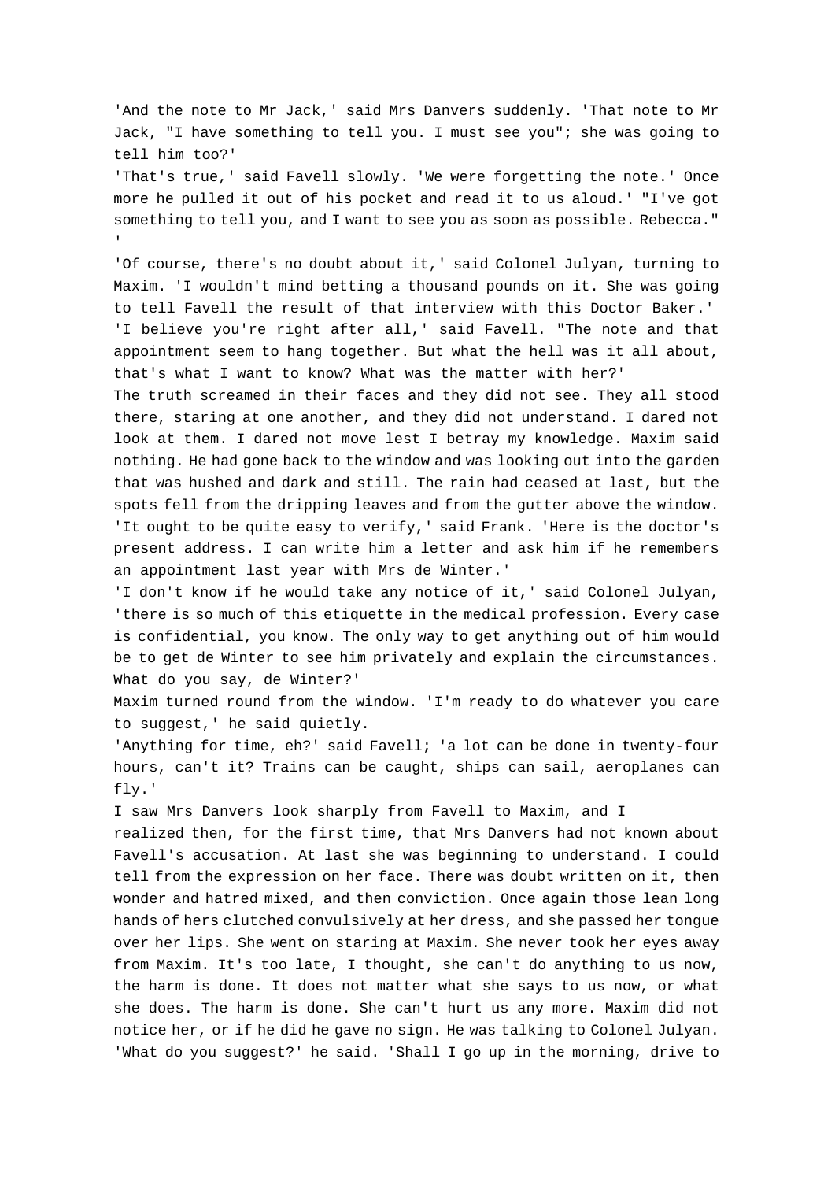'And the note to Mr Jack,' said Mrs Danvers suddenly. 'That note to Mr Jack, "I have something to tell you. I must see you"; she was going to tell him too?'

'That's true,' said Favell slowly. 'We were forgetting the note.' Once more he pulled it out of his pocket and read it to us aloud.' "I've got something to tell you, and I want to see you as soon as possible. Rebecca." '

'Of course, there's no doubt about it,' said Colonel Julyan, turning to Maxim. 'I wouldn't mind betting a thousand pounds on it. She was going to tell Favell the result of that interview with this Doctor Baker.'

'I believe you're right after all,' said Favell. "The note and that appointment seem to hang together. But what the hell was it all about, that's what I want to know? What was the matter with her?'

The truth screamed in their faces and they did not see. They all stood there, staring at one another, and they did not understand. I dared not look at them. I dared not move lest I betray my knowledge. Maxim said nothing. He had gone back to the window and was looking out into the garden that was hushed and dark and still. The rain had ceased at last, but the spots fell from the dripping leaves and from the gutter above the window.

'It ought to be quite easy to verify,' said Frank. 'Here is the doctor's present address. I can write him a letter and ask him if he remembers an appointment last year with Mrs de Winter.'

'I don't know if he would take any notice of it,' said Colonel Julyan, 'there is so much of this etiquette in the medical profession. Every case is confidential, you know. The only way to get anything out of him would be to get de Winter to see him privately and explain the circumstances. What do you say, de Winter?'

Maxim turned round from the window. 'I'm ready to do whatever you care to suggest,' he said quietly.

'Anything for time, eh?' said Favell; 'a lot can be done in twenty-four hours, can't it? Trains can be caught, ships can sail, aeroplanes can fly.'

I saw Mrs Danvers look sharply from Favell to Maxim, and I realized then, for the first time, that Mrs Danvers had not known about Favell's accusation. At last she was beginning to understand. I could tell from the expression on her face. There was doubt written on it, then wonder and hatred mixed, and then conviction. Once again those lean long hands of hers clutched convulsively at her dress, and she passed her tongue over her lips. She went on staring at Maxim. She never took her eyes away from Maxim. It's too late, I thought, she can't do anything to us now, the harm is done. It does not matter what she says to us now, or what she does. The harm is done. She can't hurt us any more. Maxim did not notice her, or if he did he gave no sign. He was talking to Colonel Julyan. 'What do you suggest?' he said. 'Shall I go up in the morning, drive to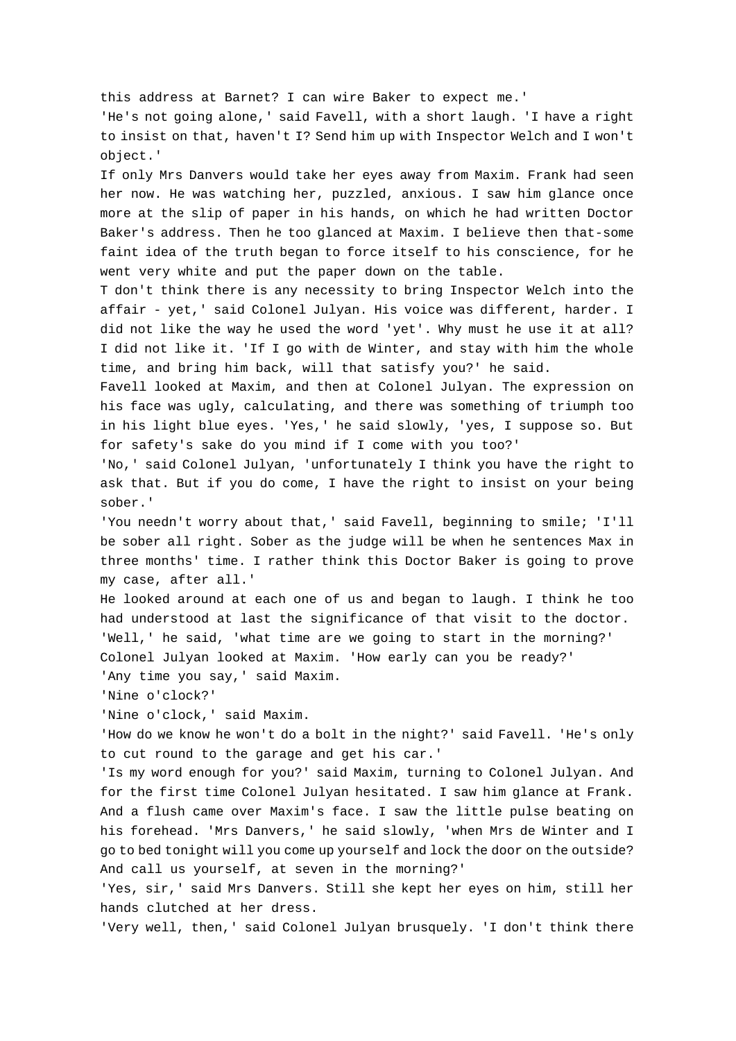this address at Barnet? I can wire Baker to expect me.'

'He's not going alone,' said Favell, with a short laugh. 'I have a right to insist on that, haven't I? Send him up with Inspector Welch and I won't object.'

If only Mrs Danvers would take her eyes away from Maxim. Frank had seen her now. He was watching her, puzzled, anxious. I saw him glance once more at the slip of paper in his hands, on which he had written Doctor Baker's address. Then he too glanced at Maxim. I believe then that-some faint idea of the truth began to force itself to his conscience, for he went very white and put the paper down on the table.

T don't think there is any necessity to bring Inspector Welch into the affair - yet,' said Colonel Julyan. His voice was different, harder. I did not like the way he used the word 'yet'. Why must he use it at all? I did not like it. 'If I go with de Winter, and stay with him the whole time, and bring him back, will that satisfy you?' he said.

Favell looked at Maxim, and then at Colonel Julyan. The expression on his face was ugly, calculating, and there was something of triumph too in his light blue eyes. 'Yes,' he said slowly, 'yes, I suppose so. But for safety's sake do you mind if I come with you too?'

'No,' said Colonel Julyan, 'unfortunately I think you have the right to ask that. But if you do come, I have the right to insist on your being sober.'

'You needn't worry about that,' said Favell, beginning to smile; 'I'll be sober all right. Sober as the judge will be when he sentences Max in three months' time. I rather think this Doctor Baker is going to prove my case, after all.'

He looked around at each one of us and began to laugh. I think he too had understood at last the significance of that visit to the doctor.

'Well,' he said, 'what time are we going to start in the morning?'

Colonel Julyan looked at Maxim. 'How early can you be ready?'

'Any time you say,' said Maxim.

'Nine o'clock?'

'Nine o'clock,' said Maxim.

'How do we know he won't do a bolt in the night?' said Favell. 'He's only to cut round to the garage and get his car.'

'Is my word enough for you?' said Maxim, turning to Colonel Julyan. And for the first time Colonel Julyan hesitated. I saw him glance at Frank. And a flush came over Maxim's face. I saw the little pulse beating on his forehead. 'Mrs Danvers,' he said slowly, 'when Mrs de Winter and I go to bed tonight will you come up yourself and lock the door on the outside? And call us yourself, at seven in the morning?'

'Yes, sir,' said Mrs Danvers. Still she kept her eyes on him, still her hands clutched at her dress.

'Very well, then,' said Colonel Julyan brusquely. 'I don't think there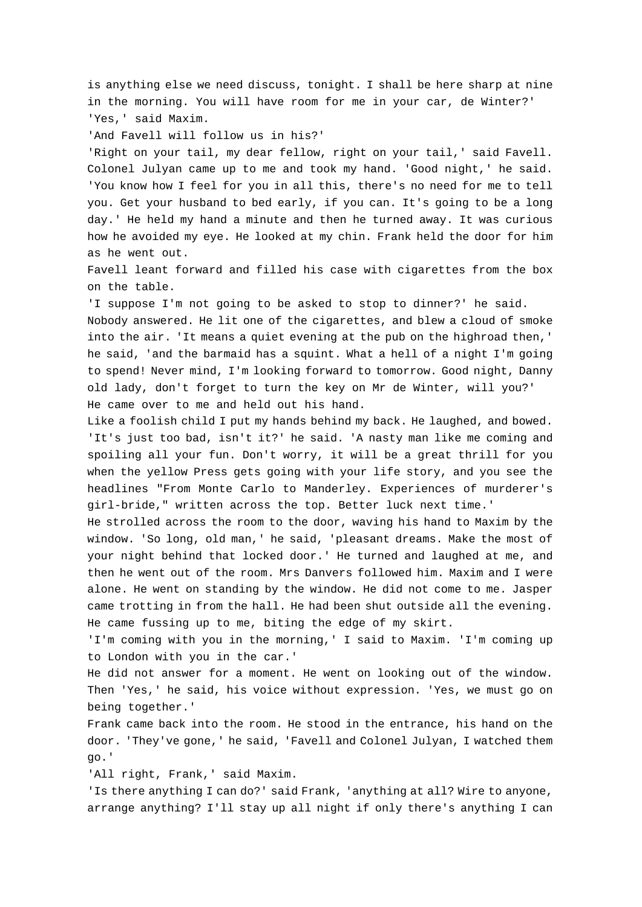is anything else we need discuss, tonight. I shall be here sharp at nine in the morning. You will have room for me in your car, de Winter?'

'Yes,' said Maxim.

'And Favell will follow us in his?'

'Right on your tail, my dear fellow, right on your tail,' said Favell.

Colonel Julyan came up to me and took my hand. 'Good night,' he said. 'You know how I feel for you in all this, there's no need for me to tell you. Get your husband to bed early, if you can. It's going to be a long day.' He held my hand a minute and then he turned away. It was curious how he avoided my eye. He looked at my chin. Frank held the door for him as he went out.

Favell leant forward and filled his case with cigarettes from the box on the table.

'I suppose I'm not going to be asked to stop to dinner?' he said.

Nobody answered. He lit one of the cigarettes, and blew a cloud of smoke into the air. 'It means a quiet evening at the pub on the highroad then,' he said, 'and the barmaid has a squint. What a hell of a night I'm going to spend! Never mind, I'm looking forward to tomorrow. Good night, Danny old lady, don't forget to turn the key on Mr de Winter, will you?'

He came over to me and held out his hand.

Like a foolish child I put my hands behind my back. He laughed, and bowed. 'It's just too bad, isn't it?' he said. 'A nasty man like me coming and spoiling all your fun. Don't worry, it will be a great thrill for you when the yellow Press gets going with your life story, and you see the headlines "From Monte Carlo to Manderley. Experiences of murderer's girl-bride," written across the top. Better luck next time.'

He strolled across the room to the door, waving his hand to Maxim by the window. 'So long, old man,' he said, 'pleasant dreams. Make the most of your night behind that locked door.' He turned and laughed at me, and then he went out of the room. Mrs Danvers followed him. Maxim and I were alone. He went on standing by the window. He did not come to me. Jasper came trotting in from the hall. He had been shut outside all the evening. He came fussing up to me, biting the edge of my skirt.

'I'm coming with you in the morning,' I said to Maxim. 'I'm coming up to London with you in the car.'

He did not answer for a moment. He went on looking out of the window. Then 'Yes,' he said, his voice without expression. 'Yes, we must go on being together.'

Frank came back into the room. He stood in the entrance, his hand on the door. 'They've gone,' he said, 'Favell and Colonel Julyan, I watched them go.'

'All right, Frank,' said Maxim.

'Is there anything I can do?' said Frank, 'anything at all? Wire to anyone, arrange anything? I'll stay up all night if only there's anything I can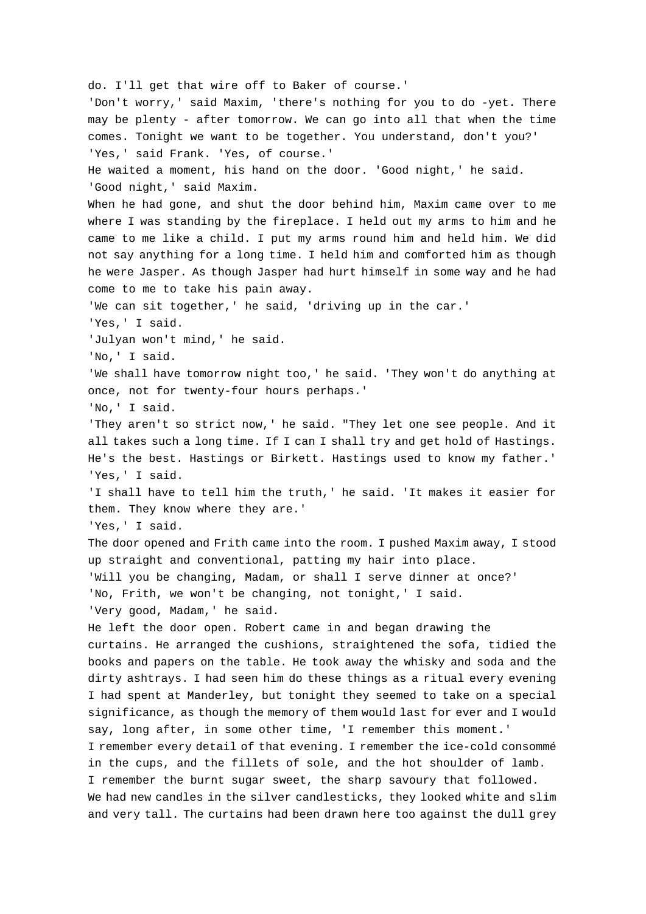do. I'll get that wire off to Baker of course.'

'Don't worry,' said Maxim, 'there's nothing for you to do -yet. There may be plenty - after tomorrow. We can go into all that when the time comes. Tonight we want to be together. You understand, don't you?'

'Yes,' said Frank. 'Yes, of course.'

He waited a moment, his hand on the door. 'Good night,' he said.

'Good night,' said Maxim.

When he had gone, and shut the door behind him, Maxim came over to me where I was standing by the fireplace. I held out my arms to him and he came to me like a child. I put my arms round him and held him. We did not say anything for a long time. I held him and comforted him as though he were Jasper. As though Jasper had hurt himself in some way and he had come to me to take his pain away.

'We can sit together,' he said, 'driving up in the car.'

'Yes,' I said.

'Julyan won't mind,' he said.

'No,' I said.

'We shall have tomorrow night too,' he said. 'They won't do anything at once, not for twenty-four hours perhaps.'

'No,' I said.

'They aren't so strict now,' he said. "They let one see people. And it all takes such a long time. If I can I shall try and get hold of Hastings. He's the best. Hastings or Birkett. Hastings used to know my father.'

'Yes,' I said.

'I shall have to tell him the truth,' he said. 'It makes it easier for them. They know where they are.'

'Yes,' I said.

The door opened and Frith came into the room. I pushed Maxim away, I stood up straight and conventional, patting my hair into place.

'Will you be changing, Madam, or shall I serve dinner at once?'

'No, Frith, we won't be changing, not tonight,' I said.

'Very good, Madam,' he said.

He left the door open. Robert came in and began drawing the curtains. He arranged the cushions, straightened the sofa, tidied the books and papers on the table. He took away the whisky and soda and the dirty ashtrays. I had seen him do these things as a ritual every evening I had spent at Manderley, but tonight they seemed to take on a special significance, as though the memory of them would last for ever and I would say, long after, in some other time, 'I remember this moment.'

I remember every detail of that evening. I remember the ice-cold consommé in the cups, and the fillets of sole, and the hot shoulder of lamb. I remember the burnt sugar sweet, the sharp savoury that followed. We had new candles in the silver candlesticks, they looked white and slim and very tall. The curtains had been drawn here too against the dull grey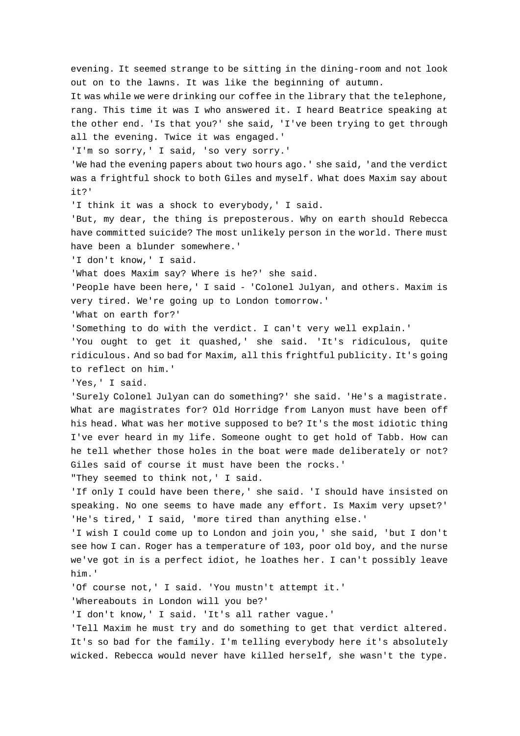evening. It seemed strange to be sitting in the dining-room and not look out on to the lawns. It was like the beginning of autumn.

It was while we were drinking our coffee in the library that the telephone, rang. This time it was I who answered it. I heard Beatrice speaking at the other end. 'Is that you?' she said, 'I've been trying to get through all the evening. Twice it was engaged.'

'I'm so sorry,' I said, 'so very sorry.'

'We had the evening papers about two hours ago.' she said, 'and the verdict was a frightful shock to both Giles and myself. What does Maxim say about it?'

'I think it was a shock to everybody,' I said.

'But, my dear, the thing is preposterous. Why on earth should Rebecca have committed suicide? The most unlikely person in the world. There must have been a blunder somewhere.'

'I don't know,' I said.

'What does Maxim say? Where is he?' she said.

'People have been here,' I said - 'Colonel Julyan, and others. Maxim is very tired. We're going up to London tomorrow.'

'What on earth for?'

'Something to do with the verdict. I can't very well explain.'

'You ought to get it quashed,' she said. 'It's ridiculous, quite ridiculous. And so bad for Maxim, all this frightful publicity. It's going to reflect on him.'

'Yes,' I said.

'Surely Colonel Julyan can do something?' she said. 'He's a magistrate. What are magistrates for? Old Horridge from Lanyon must have been off his head. What was her motive supposed to be? It's the most idiotic thing I've ever heard in my life. Someone ought to get hold of Tabb. How can he tell whether those holes in the boat were made deliberately or not? Giles said of course it must have been the rocks.'

"They seemed to think not,' I said.

'If only I could have been there,' she said. 'I should have insisted on speaking. No one seems to have made any effort. Is Maxim very upset?'

'He's tired,' I said, 'more tired than anything else.'

'I wish I could come up to London and join you,' she said, 'but I don't see how I can. Roger has a temperature of 103, poor old boy, and the nurse we've got in is a perfect idiot, he loathes her. I can't possibly leave him.'

'Of course not,' I said. 'You mustn't attempt it.'

'Whereabouts in London will you be?'

'I don't know,' I said. 'It's all rather vague.'

'Tell Maxim he must try and do something to get that verdict altered. It's so bad for the family. I'm telling everybody here it's absolutely wicked. Rebecca would never have killed herself, she wasn't the type.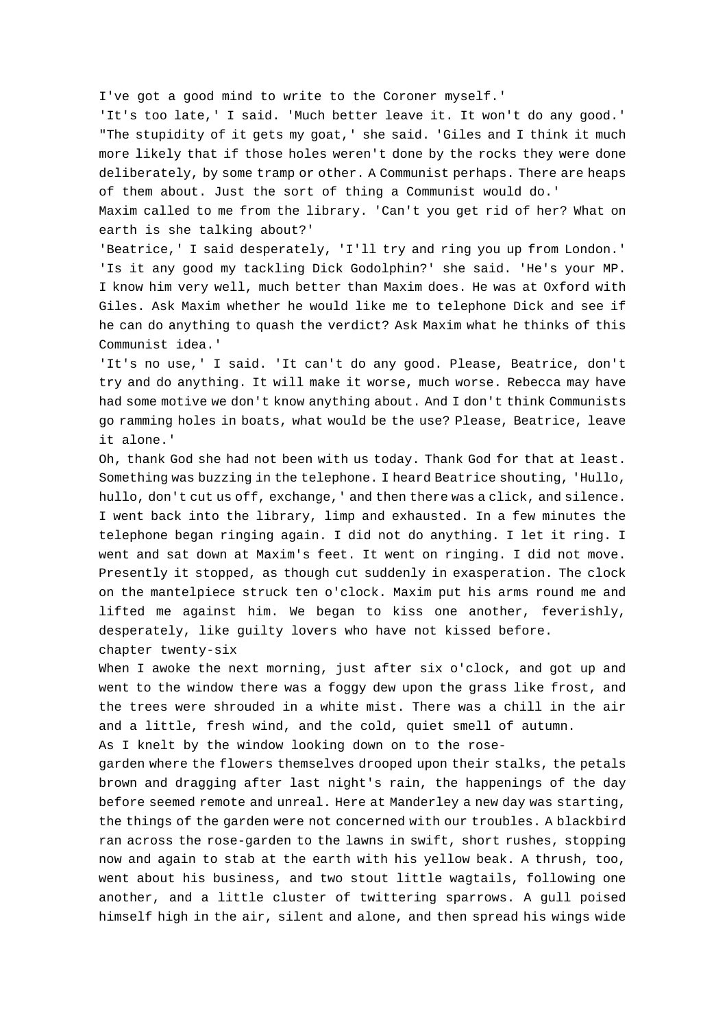I've got a good mind to write to the Coroner myself.'

'It's too late,' I said. 'Much better leave it. It won't do any good.'

"The stupidity of it gets my goat,' she said. 'Giles and I think it much more likely that if those holes weren't done by the rocks they were done deliberately, by some tramp or other. A Communist perhaps. There are heaps of them about. Just the sort of thing a Communist would do.'

Maxim called to me from the library. 'Can't you get rid of her? What on earth is she talking about?'

'Beatrice,' I said desperately, 'I'll try and ring you up from London.'

'Is it any good my tackling Dick Godolphin?' she said. 'He's your MP. I know him very well, much better than Maxim does. He was at Oxford with Giles. Ask Maxim whether he would like me to telephone Dick and see if he can do anything to quash the verdict? Ask Maxim what he thinks of this Communist idea.'

'It's no use,' I said. 'It can't do any good. Please, Beatrice, don't try and do anything. It will make it worse, much worse. Rebecca may have had some motive we don't know anything about. And I don't think Communists go ramming holes in boats, what would be the use? Please, Beatrice, leave it alone.'

Oh, thank God she had not been with us today. Thank God for that at least. Something was buzzing in the telephone. I heard Beatrice shouting, 'Hullo, hullo, don't cut us off, exchange,' and then there was a click, and silence. I went back into the library, limp and exhausted. In a few minutes the telephone began ringing again. I did not do anything. I let it ring. I went and sat down at Maxim's feet. It went on ringing. I did not move. Presently it stopped, as though cut suddenly in exasperation. The clock on the mantelpiece struck ten o'clock. Maxim put his arms round me and lifted me against him. We began to kiss one another, feverishly, desperately, like guilty lovers who have not kissed before.

## chapter twenty-six

When I awoke the next morning, just after six o'clock, and got up and went to the window there was a foggy dew upon the grass like frost, and the trees were shrouded in a white mist. There was a chill in the air and a little, fresh wind, and the cold, quiet smell of autumn.

As I knelt by the window looking down on to the rose-garden where the flowers themselves drooped upon their stalks, the petals brown and dragging after last night's rain, the happenings of the day before seemed remote and unreal. Here at Manderley a new day was starting, the things of the garden were not concerned with our troubles. A blackbird ran across the rose-garden to the lawns in swift, short rushes, stopping now and again to stab at the earth with his yellow beak. A thrush, too, went about his business, and two stout little wagtails, following one another, and a little cluster of twittering sparrows. A gull poised himself high in the air, silent and alone, and then spread his wings wide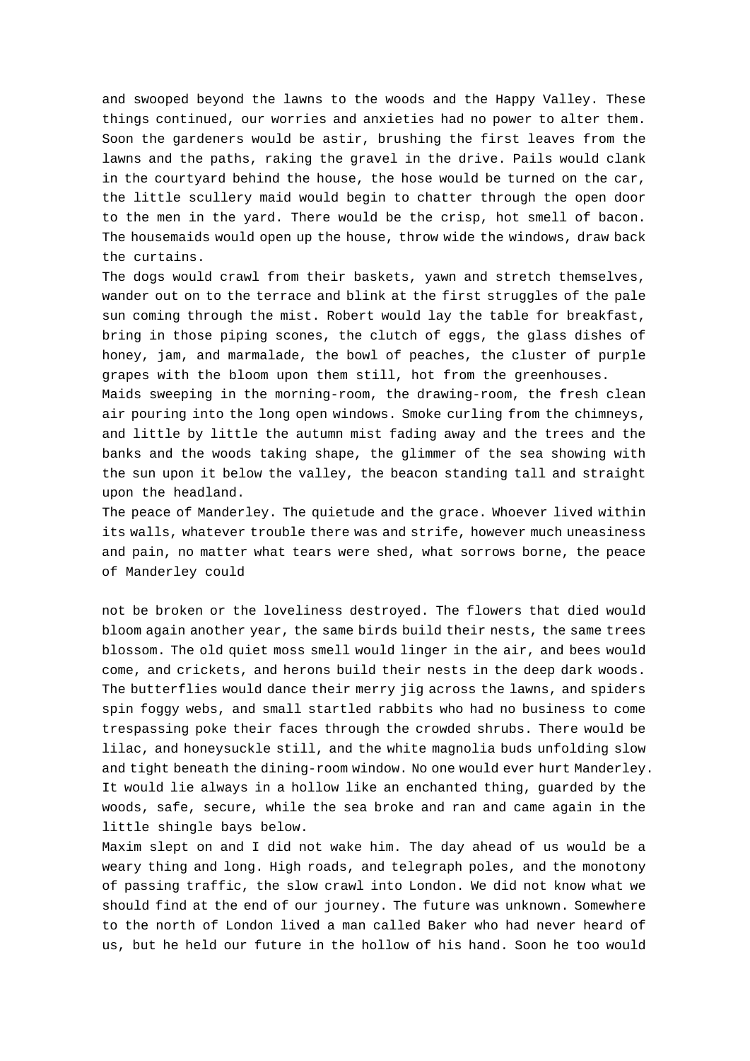and swooped beyond the lawns to the woods and the Happy Valley. These things continued, our worries and anxieties had no power to alter them. Soon the gardeners would be astir, brushing the first leaves from the lawns and the paths, raking the gravel in the drive. Pails would clank in the courtyard behind the house, the hose would be turned on the car, the little scullery maid would begin to chatter through the open door to the men in the yard. There would be the crisp, hot smell of bacon. The housemaids would open up the house, throw wide the windows, draw back the curtains.

The dogs would crawl from their baskets, yawn and stretch themselves, wander out on to the terrace and blink at the first struggles of the pale sun coming through the mist. Robert would lay the table for breakfast, bring in those piping scones, the clutch of eggs, the glass dishes of honey, jam, and marmalade, the bowl of peaches, the cluster of purple grapes with the bloom upon them still, hot from the greenhouses.

Maids sweeping in the morning-room, the drawing-room, the fresh clean air pouring into the long open windows. Smoke curling from the chimneys, and little by little the autumn mist fading away and the trees and the banks and the woods taking shape, the glimmer of the sea showing with the sun upon it below the valley, the beacon standing tall and straight upon the headland.

The peace of Manderley. The quietude and the grace. Whoever lived within its walls, whatever trouble there was and strife, however much uneasiness and pain, no matter what tears were shed, what sorrows borne, the peace of Manderley could not be broken or the loveliness destroyed. The flowers that died would bloom again another year, the same birds build their nests, the same trees blossom. The old quiet moss smell would linger in the air, and bees would come, and crickets, and herons build their nests in the deep dark woods. The butterflies would dance their merry jig across the lawns, and spiders spin foggy webs, and small startled rabbits who had no business to come trespassing poke their faces through the crowded shrubs. There would be lilac, and honeysuckle still, and the white magnolia buds unfolding slow and tight beneath the dining-room window. No one would ever hurt Manderley. It would lie always in a hollow like an enchanted thing, guarded by the woods, safe, secure, while the sea broke and ran and came again in the little shingle bays below.

Maxim slept on and I did not wake him. The day ahead of us would be a weary thing and long. High roads, and telegraph poles, and the monotony of passing traffic, the slow crawl into London. We did not know what we should find at the end of our journey. The future was unknown. Somewhere to the north of London lived a man called Baker who had never heard of us, but he held our future in the hollow of his hand. Soon he too would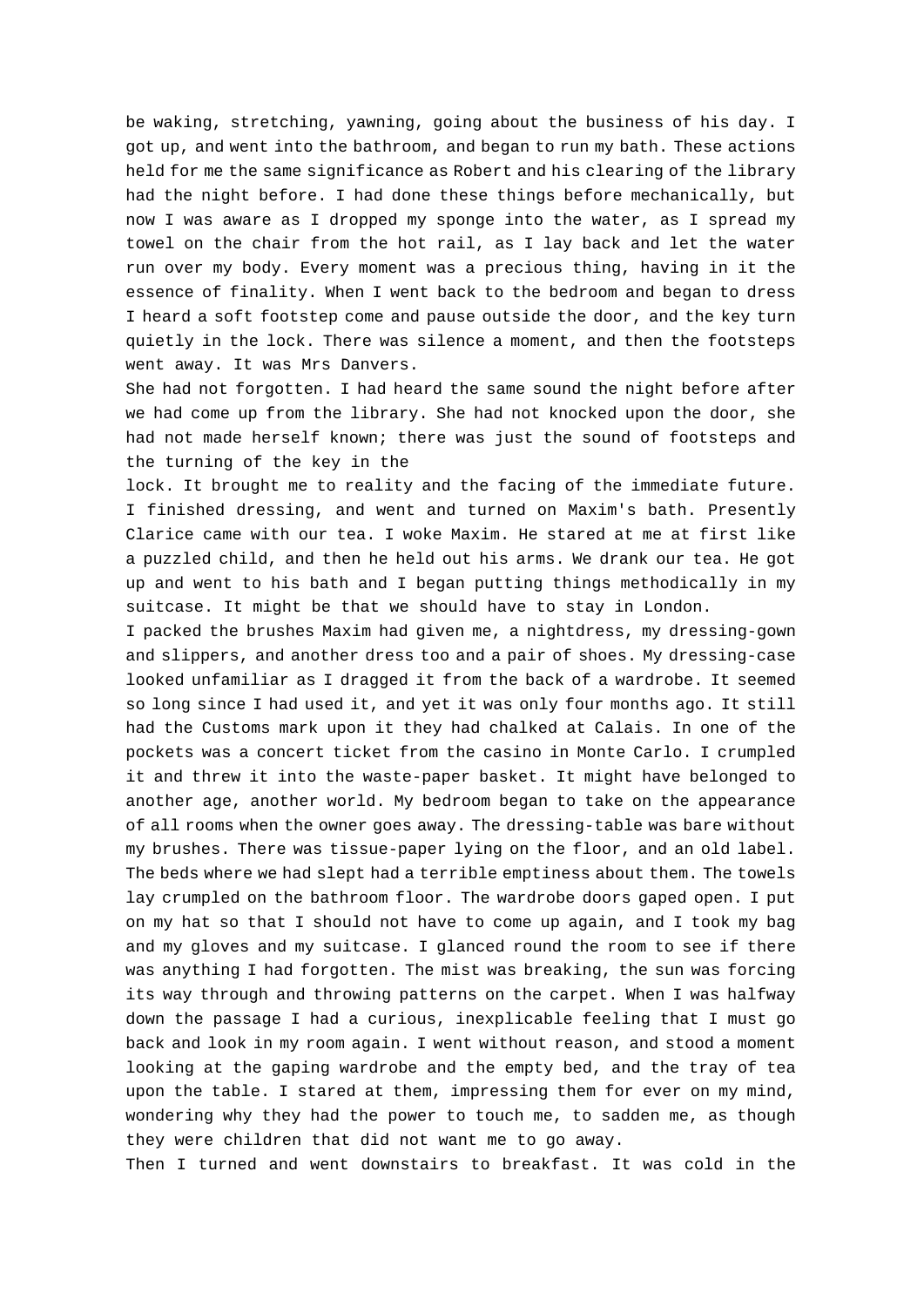be waking, stretching, yawning, going about the business of his day. I got up, and went into the bathroom, and began to run my bath. These actions held for me the same significance as Robert and his clearing of the library had the night before. I had done these things before mechanically, but now I was aware as I dropped my sponge into the water, as I spread my towel on the chair from the hot rail, as I lay back and let the water run over my body. Every moment was a precious thing, having in it the essence of finality. When I went back to the bedroom and began to dress I heard a soft footstep come and pause outside the door, and the key turn quietly in the lock. There was silence a moment, and then the footsteps went away. It was Mrs Danvers.

She had not forgotten. I had heard the same sound the night before after we had come up from the library. She had not knocked upon the door, she had not made herself known; there was just the sound of footsteps and the turning of the key in the lock. It brought me to reality and the facing of the immediate future. I finished dressing, and went and turned on Maxim's bath. Presently Clarice came with our tea. I woke Maxim. He stared at me at first like a puzzled child, and then he held out his arms. We drank our tea. He got up and went to his bath and I began putting things methodically in my suitcase. It might be that we should have to stay in London.

I packed the brushes Maxim had given me, a nightdress, my dressing-gown and slippers, and another dress too and a pair of shoes. My dressing-case looked unfamiliar as I dragged it from the back of a wardrobe. It seemed so long since I had used it, and yet it was only four months ago. It still had the Customs mark upon it they had chalked at Calais. In one of the pockets was a concert ticket from the casino in Monte Carlo. I crumpled it and threw it into the waste-paper basket. It might have belonged to another age, another world. My bedroom began to take on the appearance of all rooms when the owner goes away. The dressing-table was bare without my brushes. There was tissue-paper lying on the floor, and an old label. The beds where we had slept had a terrible emptiness about them. The towels lay crumpled on the bathroom floor. The wardrobe doors gaped open. I put on my hat so that I should not have to come up again, and I took my bag and my gloves and my suitcase. I glanced round the room to see if there was anything I had forgotten. The mist was breaking, the sun was forcing its way through and throwing patterns on the carpet. When I was halfway down the passage I had a curious, inexplicable feeling that I must go back and look in my room again. I went without reason, and stood a moment looking at the gaping wardrobe and the empty bed, and the tray of tea upon the table. I stared at them, impressing them for ever on my mind, wondering why they had the power to touch me, to sadden me, as though they were children that did not want me to go away.

Then I turned and went downstairs to breakfast. It was cold in the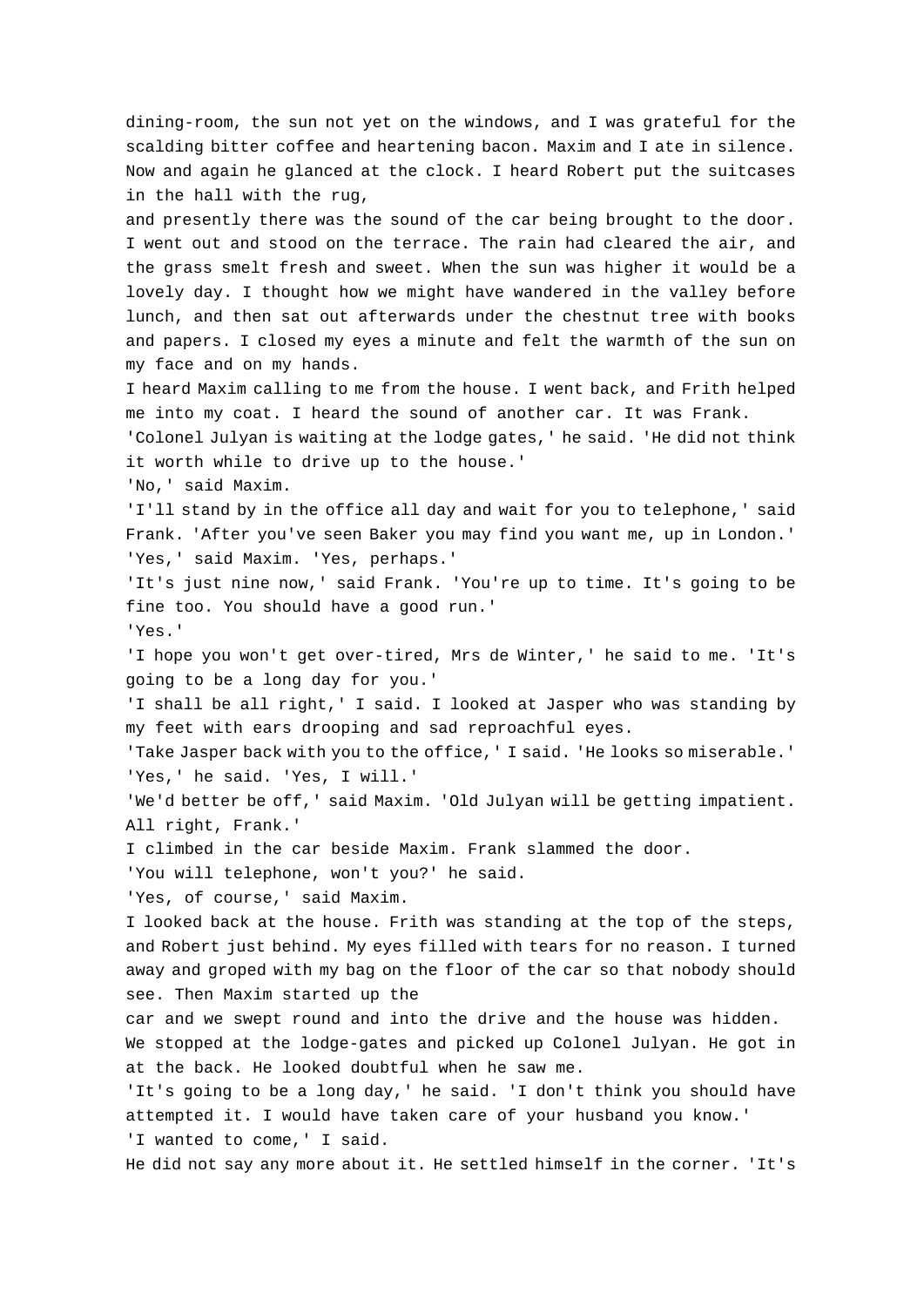dining-room, the sun not yet on the windows, and I was grateful for the scalding bitter coffee and heartening bacon. Maxim and I ate in silence. Now and again he glanced at the clock. I heard Robert put the suitcases in the hall with the rug, and presently there was the sound of the car being brought to the door. I went out and stood on the terrace. The rain had cleared the air, and the grass smelt fresh and sweet. When the sun was higher it would be a lovely day. I thought how we might have wandered in the valley before lunch, and then sat out afterwards under the chestnut tree with books and papers. I closed my eyes a minute and felt the warmth of the sun on my face and on my hands.

I heard Maxim calling to me from the house. I went back, and Frith helped me into my coat. I heard the sound of another car. It was Frank.

'Colonel Julyan is waiting at the lodge gates,' he said. 'He did not think it worth while to drive up to the house.'

'No,' said Maxim.

'I'll stand by in the office all day and wait for you to telephone,' said Frank. 'After you've seen Baker you may find you want me, up in London.'

'Yes,' said Maxim. 'Yes, perhaps.'

'It's just nine now,' said Frank. 'You're up to time. It's going to be fine too. You should have a good run.'

'Yes.'

'I hope you won't get over-tired, Mrs de Winter,' he said to me. 'It's going to be a long day for you.'

'I shall be all right,' I said. I looked at Jasper who was standing by my feet with ears drooping and sad reproachful eyes.

'Take Jasper back with you to the office,' I said. 'He looks so miserable.'

'Yes,' he said. 'Yes, I will.'

'We'd better be off,' said Maxim. 'Old Julyan will be getting impatient. All right, Frank.'

I climbed in the car beside Maxim. Frank slammed the door.

'You will telephone, won't you?' he said.

'Yes, of course,' said Maxim.

I looked back at the house. Frith was standing at the top of the steps, and Robert just behind. My eyes filled with tears for no reason. I turned away and groped with my bag on the floor of the car so that nobody should see. Then Maxim started up the car and we swept round and into the drive and the house was hidden.

We stopped at the lodge-gates and picked up Colonel Julyan. He got in at the back. He looked doubtful when he saw me.

'It's going to be a long day,' he said. 'I don't think you should have attempted it. I would have taken care of your husband you know.'

'I wanted to come,' I said.

He did not say any more about it. He settled himself in the corner. 'It's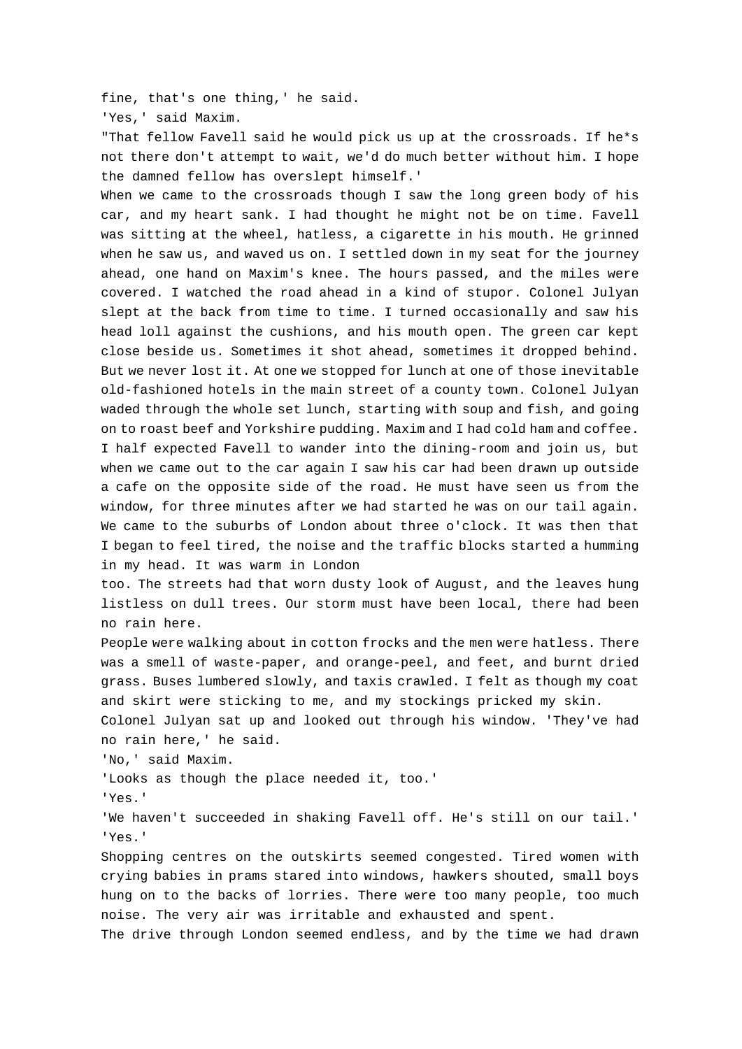fine, that's one thing,' he said.

'Yes,' said Maxim.

"That fellow Favell said he would pick us up at the crossroads. If he*s not there don't attempt to wait, we'd do much better without him. I hope the damned fellow has overslept himself.'

When we came to the crossroads though I saw the long green body of his car, and my heart sank. I had thought he might not be on time. Favell was sitting at the wheel, hatless, a cigarette in his mouth. He grinned when he saw us, and waved us on. I settled down in my seat for the journey ahead, one hand on Maxim's knee. The hours passed, and the miles were covered. I watched the road ahead in a kind of stupor. Colonel Julyan slept at the back from time to time. I turned occasionally and saw his head loll against the cushions, and his mouth open. The green car kept close beside us. Sometimes it shot ahead, sometimes it dropped behind. But we never lost it. At one we stopped for lunch at one of those inevitable old-fashioned hotels in the main street of a county town. Colonel Julyan waded through the whole set lunch, starting with soup and fish, and going on to roast beef and Yorkshire pudding. Maxim and I had cold ham and coffee. I half expected Favell to wander into the dining-room and join us, but when we came out to the car again I saw his car had been drawn up outside a cafe on the opposite side of the road. He must have seen us from the window, for three minutes after we had started he was on our tail again. We came to the suburbs of London about three o'clock. It was then that I began to feel tired, the noise and the traffic blocks started a humming in my head. It was warm in London too. The streets had that worn dusty look of August, and the leaves hung listless on dull trees. Our storm must have been local, there had been no rain here.

People were walking about in cotton frocks and the men were hatless. There was a smell of waste-paper, and orange-peel, and feet, and burnt dried grass. Buses lumbered slowly, and taxis crawled. I felt as though my coat and skirt were sticking to me, and my stockings pricked my skin.

Colonel Julyan sat up and looked out through his window. 'They've had no rain here,' he said.

'No,' said Maxim.

'Looks as though the place needed it, too.'

'Yes.'

'We haven't succeeded in shaking Favell off. He's still on our tail.'

'Yes.'

Shopping centres on the outskirts seemed congested. Tired women with crying babies in prams stared into windows, hawkers shouted, small boys hung on to the backs of lorries. There were too many people, too much noise. The very air was irritable and exhausted and spent.

The drive through London seemed endless, and by the time we had drawn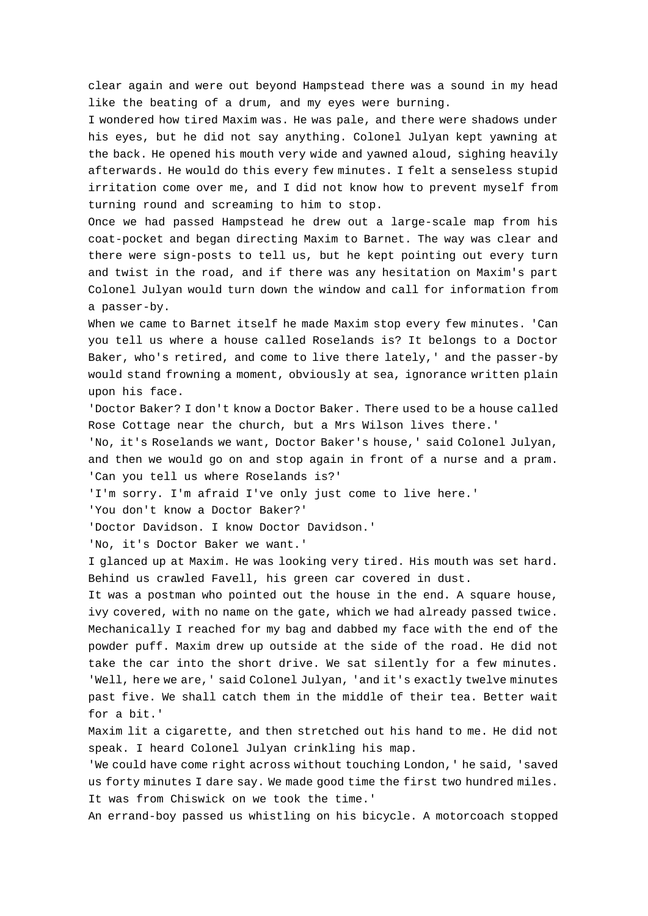clear again and were out beyond Hampstead there was a sound in my head like the beating of a drum, and my eyes were burning.

I wondered how tired Maxim was. He was pale, and there were shadows under his eyes, but he did not say anything. Colonel Julyan kept yawning at the back. He opened his mouth very wide and yawned aloud, sighing heavily afterwards. He would do this every few minutes. I felt a senseless stupid irritation come over me, and I did not know how to prevent myself from turning round and screaming to him to stop.

Once we had passed Hampstead he drew out a large-scale map from his coat-pocket and began directing Maxim to Barnet. The way was clear and there were sign-posts to tell us, but he kept pointing out every turn and twist in the road, and if there was any hesitation on Maxim's part Colonel Julyan would turn down the window and call for information from a passer-by.

When we came to Barnet itself he made Maxim stop every few minutes. 'Can you tell us where a house called Roselands is? It belongs to a Doctor Baker, who's retired, and come to live there lately,' and the passer-by would stand frowning a moment, obviously at sea, ignorance written plain upon his face.

'Doctor Baker? I don't know a Doctor Baker. There used to be a house called Rose Cottage near the church, but a Mrs Wilson lives there.'

'No, it's Roselands we want, Doctor Baker's house,' said Colonel Julyan, and then we would go on and stop again in front of a nurse and a pram. 'Can you tell us where Roselands is?'

'I'm sorry. I'm afraid I've only just come to live here.'

'You don't know a Doctor Baker?'

'Doctor Davidson. I know Doctor Davidson.'

'No, it's Doctor Baker we want.'

I glanced up at Maxim. He was looking very tired. His mouth was set hard. Behind us crawled Favell, his green car covered in dust.

It was a postman who pointed out the house in the end. A square house, ivy covered, with no name on the gate, which we had already passed twice. Mechanically I reached for my bag and dabbed my face with the end of the powder puff. Maxim drew up outside at the side of the road. He did not take the car into the short drive. We sat silently for a few minutes.

'Well, here we are,' said Colonel Julyan, 'and it's exactly twelve minutes past five. We shall catch them in the middle of their tea. Better wait for a bit.'

Maxim lit a cigarette, and then stretched out his hand to me. He did not speak. I heard Colonel Julyan crinkling his map.

'We could have come right across without touching London,' he said, 'saved us forty minutes I dare say. We made good time the first two hundred miles. It was from Chiswick on we took the time.'

An errand-boy passed us whistling on his bicycle. A motorcoach stopped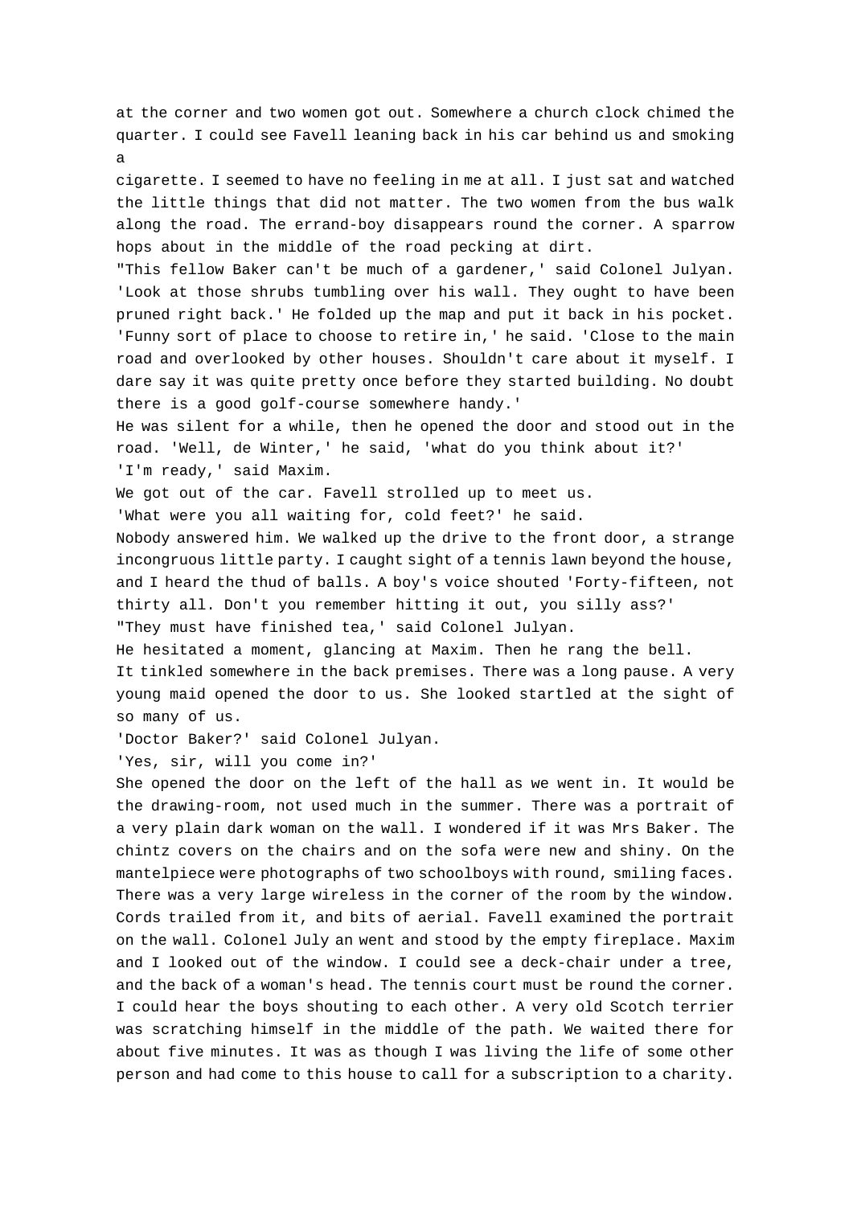at the corner and two women got out. Somewhere a church clock chimed the quarter. I could see Favell leaning back in his car behind us and smoking a
cigarette. I seemed to have no feeling in me at all. I just sat and watched the little things that did not matter. The two women from the bus walk along the road. The errand-boy disappears round the corner. A sparrow hops about in the middle of the road pecking at dirt.

"This fellow Baker can't be much of a gardener,' said Colonel Julyan. 'Look at those shrubs tumbling over his wall. They ought to have been pruned right back.' He folded up the map and put it back in his pocket. 'Funny sort of place to choose to retire in,' he said. 'Close to the main road and overlooked by other houses. Shouldn't care about it myself. I dare say it was quite pretty once before they started building. No doubt there is a good golf-course somewhere handy.'

He was silent for a while, then he opened the door and stood out in the road. 'Well, de Winter,' he said, 'what do you think about it?'

'I'm ready,' said Maxim.

We got out of the car. Favell strolled up to meet us.

'What were you all waiting for, cold feet?' he said.

Nobody answered him. We walked up the drive to the front door, a strange incongruous little party. I caught sight of a tennis lawn beyond the house, and I heard the thud of balls. A boy's voice shouted 'Forty-fifteen, not thirty all. Don't you remember hitting it out, you silly ass?'

"They must have finished tea,' said Colonel Julyan.

He hesitated a moment, glancing at Maxim. Then he rang the bell.

It tinkled somewhere in the back premises. There was a long pause. A very young maid opened the door to us. She looked startled at the sight of so many of us.

'Doctor Baker?' said Colonel Julyan.

'Yes, sir, will you come in?'

She opened the door on the left of the hall as we went in. It would be the drawing-room, not used much in the summer. There was a portrait of a very plain dark woman on the wall. I wondered if it was Mrs Baker. The chintz covers on the chairs and on the sofa were new and shiny. On the mantelpiece were photographs of two schoolboys with round, smiling faces. There was a very large wireless in the corner of the room by the window. Cords trailed from it, and bits of aerial. Favell examined the portrait on the wall. Colonel July an went and stood by the empty fireplace. Maxim and I looked out of the window. I could see a deck-chair under a tree, and the back of a woman's head. The tennis court must be round the corner. I could hear the boys shouting to each other. A very old Scotch terrier was scratching himself in the middle of the path. We waited there for about five minutes. It was as though I was living the life of some other person and had come to this house to call for a subscription to a charity.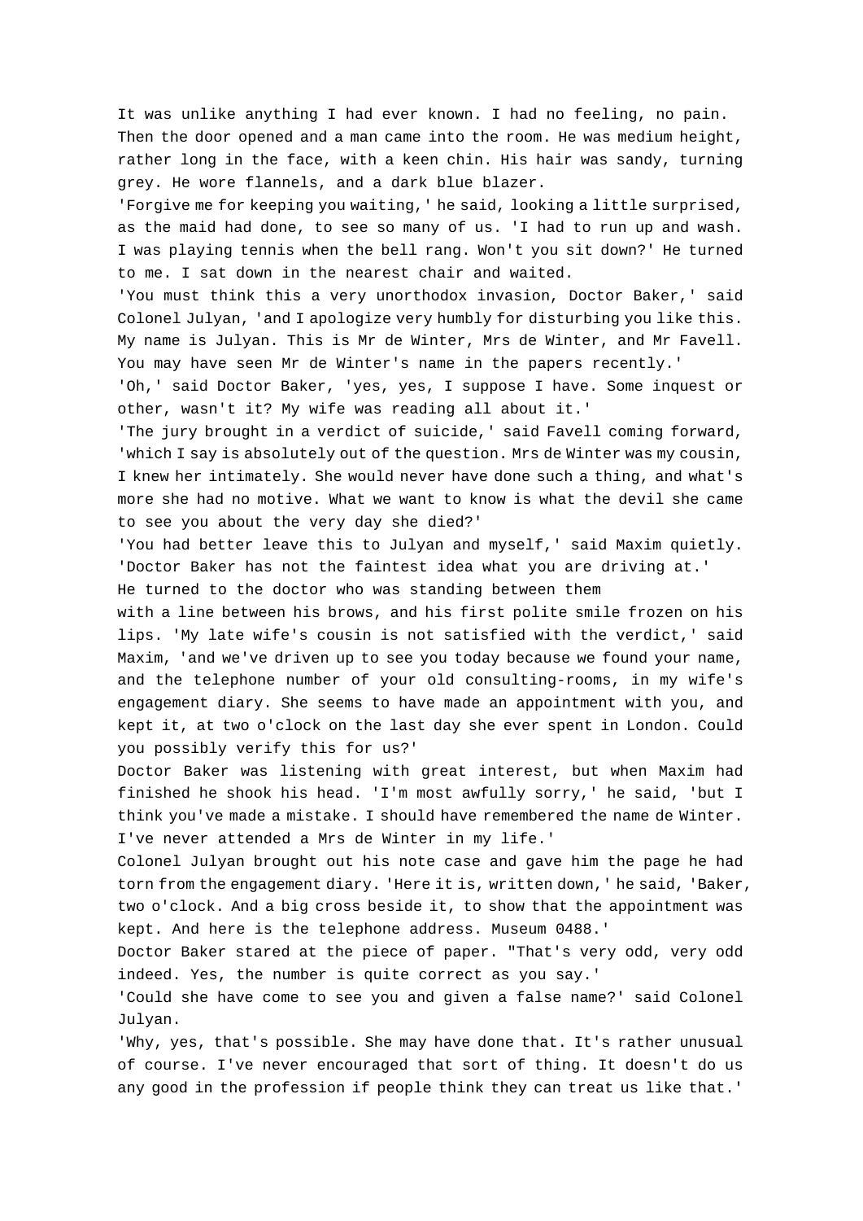It was unlike anything I had ever known. I had no feeling, no pain. Then the door opened and a man came into the room. He was medium height, rather long in the face, with a keen chin. His hair was sandy, turning grey. He wore flannels, and a dark blue blazer.

'Forgive me for keeping you waiting,' he said, looking a little surprised, as the maid had done, to see so many of us. 'I had to run up and wash. I was playing tennis when the bell rang. Won't you sit down?' He turned to me. I sat down in the nearest chair and waited.

'You must think this a very unorthodox invasion, Doctor Baker,' said Colonel Julyan, 'and I apologize very humbly for disturbing you like this. My name is Julyan. This is Mr de Winter, Mrs de Winter, and Mr Favell. You may have seen Mr de Winter's name in the papers recently.'

'Oh,' said Doctor Baker, 'yes, yes, I suppose I have. Some inquest or other, wasn't it? My wife was reading all about it.'

'The jury brought in a verdict of suicide,' said Favell coming forward, 'which I say is absolutely out of the question. Mrs de Winter was my cousin, I knew her intimately. She would never have done such a thing, and what's more she had no motive. What we want to know is what the devil she came to see you about the very day she died?'

'You had better leave this to Julyan and myself,' said Maxim quietly. 'Doctor Baker has not the faintest idea what you are driving at.'

He turned to the doctor who was standing between them with a line between his brows, and his first polite smile frozen on his lips. 'My late wife's cousin is not satisfied with the verdict,' said Maxim, 'and we've driven up to see you today because we found your name, and the telephone number of your old consulting-rooms, in my wife's engagement diary. She seems to have made an appointment with you, and kept it, at two o'clock on the last day she ever spent in London. Could you possibly verify this for us?'

Doctor Baker was listening with great interest, but when Maxim had finished he shook his head. 'I'm most awfully sorry,' he said, 'but I think you've made a mistake. I should have remembered the name de Winter. I've never attended a Mrs de Winter in my life.'

Colonel Julyan brought out his note case and gave him the page he had torn from the engagement diary. 'Here it is, written down,' he said, 'Baker, two o'clock. And a big cross beside it, to show that the appointment was kept. And here is the telephone address. Museum 0488.'

Doctor Baker stared at the piece of paper. "That's very odd, very odd indeed. Yes, the number is quite correct as you say.'

'Could she have come to see you and given a false name?' said Colonel Julyan.

'Why, yes, that's possible. She may have done that. It's rather unusual of course. I've never encouraged that sort of thing. It doesn't do us any good in the profession if people think they can treat us like that.'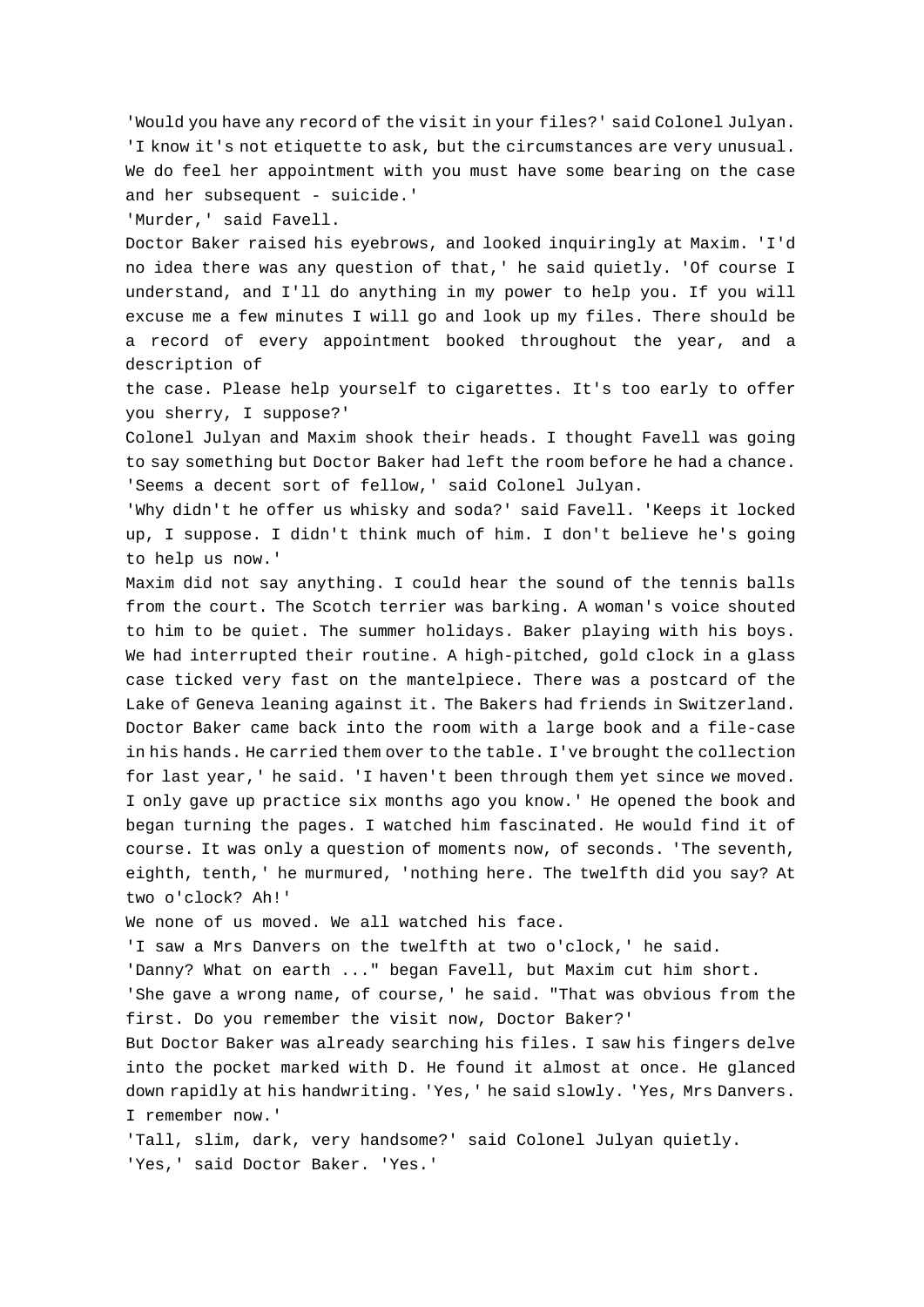'Would you have any record of the visit in your files?' said Colonel Julyan. 'I know it's not etiquette to ask, but the circumstances are very unusual. We do feel her appointment with you must have some bearing on the case and her subsequent - suicide.'

'Murder,' said Favell.

Doctor Baker raised his eyebrows, and looked inquiringly at Maxim. 'I'd no idea there was any question of that,' he said quietly. 'Of course I understand, and I'll do anything in my power to help you. If you will excuse me a few minutes I will go and look up my files. There should be a record of every appointment booked throughout the year, and a description of the case. Please help yourself to cigarettes. It's too early to offer you sherry, I suppose?'

Colonel Julyan and Maxim shook their heads. I thought Favell was going to say something but Doctor Baker had left the room before he had a chance.

'Seems a decent sort of fellow,' said Colonel Julyan.

'Why didn't he offer us whisky and soda?' said Favell. 'Keeps it locked up, I suppose. I didn't think much of him. I don't believe he's going to help us now.'

Maxim did not say anything. I could hear the sound of the tennis balls from the court. The Scotch terrier was barking. A woman's voice shouted to him to be quiet. The summer holidays. Baker playing with his boys. We had interrupted their routine. A high-pitched, gold clock in a glass case ticked very fast on the mantelpiece. There was a postcard of the Lake of Geneva leaning against it. The Bakers had friends in Switzerland. Doctor Baker came back into the room with a large book and a file-case in his hands. He carried them over to the table. I've brought the collection for last year,' he said. 'I haven't been through them yet since we moved. I only gave up practice six months ago you know.' He opened the book and began turning the pages. I watched him fascinated. He would find it of course. It was only a question of moments now, of seconds. 'The seventh, eighth, tenth,' he murmured, 'nothing here. The twelfth did you say? At two o'clock? Ah!'

We none of us moved. We all watched his face.

'I saw a Mrs Danvers on the twelfth at two o'clock,' he said.

'Danny? What on earth ..." began Favell, but Maxim cut him short.

'She gave a wrong name, of course,' he said. "That was obvious from the first. Do you remember the visit now, Doctor Baker?'

But Doctor Baker was already searching his files. I saw his fingers delve into the pocket marked with D. He found it almost at once. He glanced down rapidly at his handwriting. 'Yes,' he said slowly. 'Yes, Mrs Danvers. I remember now.'

'Tall, slim, dark, very handsome?' said Colonel Julyan quietly.

'Yes,' said Doctor Baker. 'Yes.'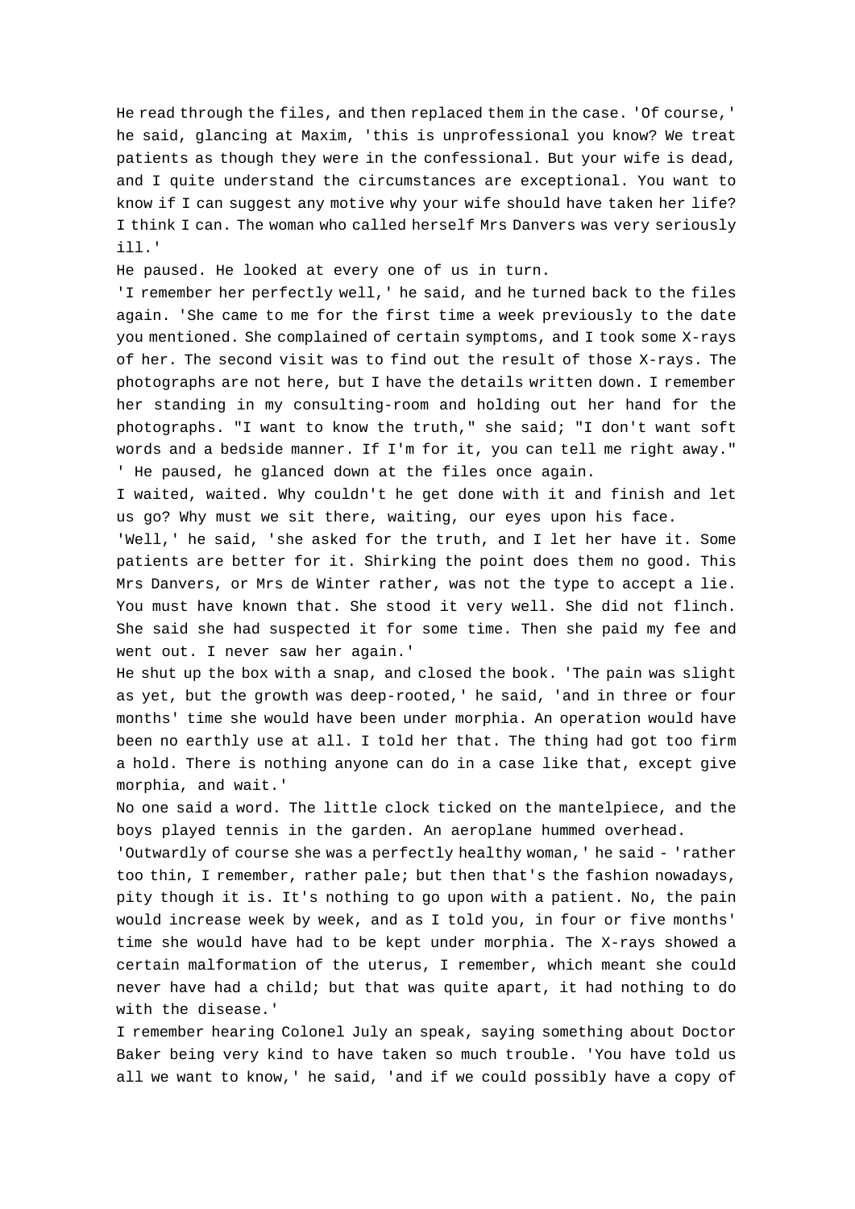He read through the files, and then replaced them in the case. 'Of course,' he said, glancing at Maxim, 'this is unprofessional you know? We treat patients as though they were in the confessional. But your wife is dead, and I quite understand the circumstances are exceptional. You want to know if I can suggest any motive why your wife should have taken her life? I think I can. The woman who called herself Mrs Danvers was very seriously ill.'

He paused. He looked at every one of us in turn.

'I remember her perfectly well,' he said, and he turned back to the files again. 'She came to me for the first time a week previously to the date you mentioned. She complained of certain symptoms, and I took some X-rays of her. The second visit was to find out the result of those X-rays. The photographs are not here, but I have the details written down. I remember her standing in my consulting-room and holding out her hand for the photographs. "I want to know the truth," she said; "I don't want soft words and a bedside manner. If I'm for it, you can tell me right away." ' He paused, he glanced down at the files once again.

I waited, waited. Why couldn't he get done with it and finish and let us go? Why must we sit there, waiting, our eyes upon his face.

'Well,' he said, 'she asked for the truth, and I let her have it. Some patients are better for it. Shirking the point does them no good. This Mrs Danvers, or Mrs de Winter rather, was not the type to accept a lie. You must have known that. She stood it very well. She did not flinch. She said she had suspected it for some time. Then she paid my fee and went out. I never saw her again.'

He shut up the box with a snap, and closed the book. 'The pain was slight as yet, but the growth was deep-rooted,' he said, 'and in three or four months' time she would have been under morphia. An operation would have been no earthly use at all. I told her that. The thing had got too firm a hold. There is nothing anyone can do in a case like that, except give morphia, and wait.'

No one said a word. The little clock ticked on the mantelpiece, and the boys played tennis in the garden. An aeroplane hummed overhead.

'Outwardly of course she was a perfectly healthy woman,' he said - 'rather too thin, I remember, rather pale; but then that's the fashion nowadays, pity though it is. It's nothing to go upon with a patient. No, the pain would increase week by week, and as I told you, in four or five months' time she would have had to be kept under morphia. The X-rays showed a certain malformation of the uterus, I remember, which meant she could never have had a child; but that was quite apart, it had nothing to do with the disease.'

I remember hearing Colonel July an speak, saying something about Doctor Baker being very kind to have taken so much trouble. 'You have told us all we want to know,' he said, 'and if we could possibly have a copy of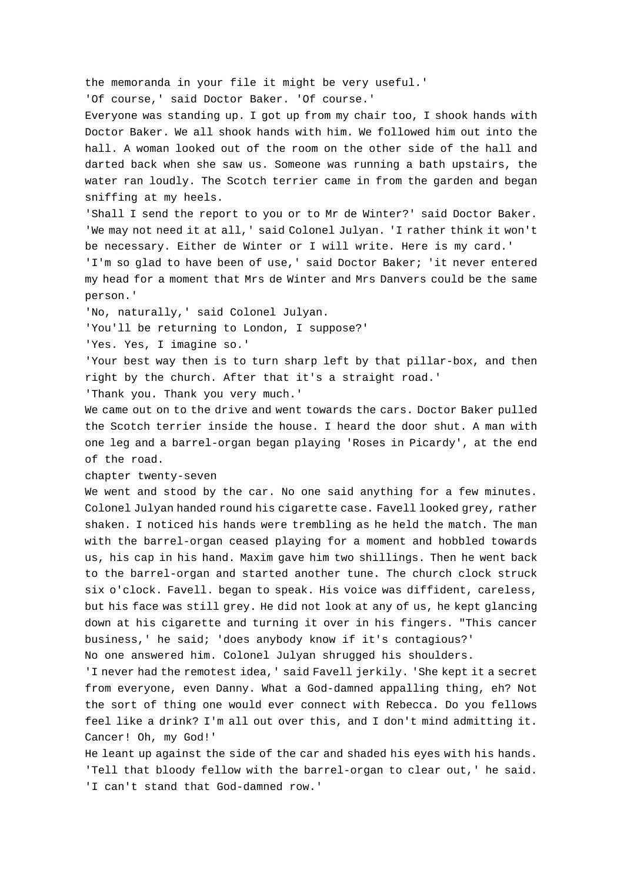the memoranda in your file it might be very useful.'

'Of course,' said Doctor Baker. 'Of course.'

Everyone was standing up. I got up from my chair too, I shook hands with Doctor Baker. We all shook hands with him. We followed him out into the hall. A woman looked out of the room on the other side of the hall and darted back when she saw us. Someone was running a bath upstairs, the water ran loudly. The Scotch terrier came in from the garden and began sniffing at my heels.

'Shall I send the report to you or to Mr de Winter?' said Doctor Baker.

'We may not need it at all,' said Colonel Julyan. 'I rather think it won't be necessary. Either de Winter or I will write. Here is my card.'

'I'm so glad to have been of use,' said Doctor Baker; 'it never entered my head for a moment that Mrs de Winter and Mrs Danvers could be the same person.'

'No, naturally,' said Colonel Julyan.

'You'll be returning to London, I suppose?'

'Yes. Yes, I imagine so.'

'Your best way then is to turn sharp left by that pillar-box, and then right by the church. After that it's a straight road.'

'Thank you. Thank you very much.'

We came out on to the drive and went towards the cars. Doctor Baker pulled the Scotch terrier inside the house. I heard the door shut. A man with one leg and a barrel-organ began playing 'Roses in Picardy', at the end of the road.

## chapter twenty-seven

We went and stood by the car. No one said anything for a few minutes. Colonel Julyan handed round his cigarette case. Favell looked grey, rather shaken. I noticed his hands were trembling as he held the match. The man with the barrel-organ ceased playing for a moment and hobbled towards us, his cap in his hand. Maxim gave him two shillings. Then he went back to the barrel-organ and started another tune. The church clock struck six o'clock. Favell. began to speak. His voice was diffident, careless, but his face was still grey. He did not look at any of us, he kept glancing down at his cigarette and turning it over in his fingers. "This cancer business,' he said; 'does anybody know if it's contagious?'

No one answered him. Colonel Julyan shrugged his shoulders.

'I never had the remotest idea,' said Favell jerkily. 'She kept it a secret from everyone, even Danny. What a God-damned appalling thing, eh? Not the sort of thing one would ever connect with Rebecca. Do you fellows feel like a drink? I'm all out over this, and I don't mind admitting it. Cancer! Oh, my God!'

He leant up against the side of the car and shaded his eyes with his hands.

'Tell that bloody fellow with the barrel-organ to clear out,' he said. 'I can't stand that God-damned row.'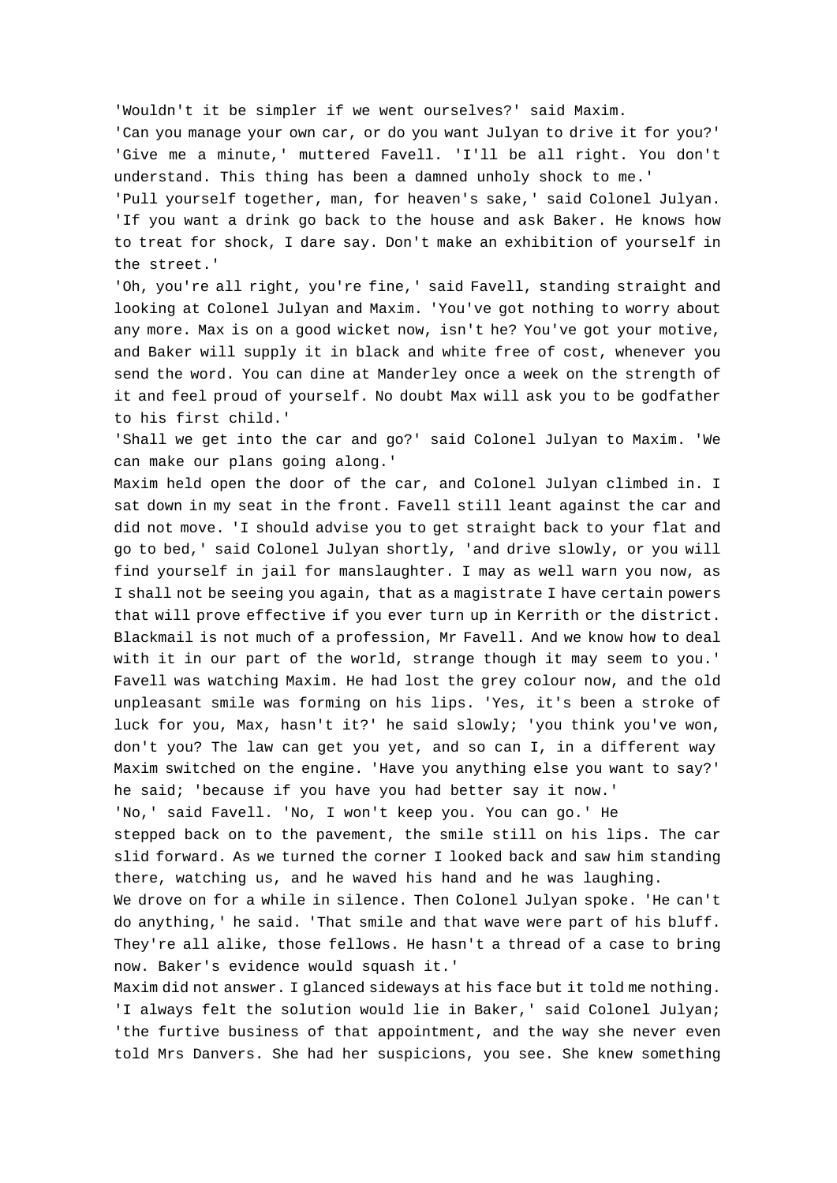'Wouldn't it be simpler if we went ourselves?' said Maxim.

'Can you manage your own car, or do you want Julyan to drive it for you?'

'Give me a minute,' muttered Favell. 'I'll be all right. You don't understand. This thing has been a damned unholy shock to me.'

'Pull yourself together, man, for heaven's sake,' said Colonel Julyan. 'If you want a drink go back to the house and ask Baker. He knows how to treat for shock, I dare say. Don't make an exhibition of yourself in the street.'

'Oh, you're all right, you're fine,' said Favell, standing straight and looking at Colonel Julyan and Maxim. 'You've got nothing to worry about any more. Max is on a good wicket now, isn't he? You've got your motive, and Baker will supply it in black and white free of cost, whenever you send the word. You can dine at Manderley once a week on the strength of it and feel proud of yourself. No doubt Max will ask you to be godfather to his first child.'

'Shall we get into the car and go?' said Colonel Julyan to Maxim. 'We can make our plans going along.'

Maxim held open the door of the car, and Colonel Julyan climbed in. I sat down in my seat in the front. Favell still leant against the car and did not move. 'I should advise you to get straight back to your flat and go to bed,' said Colonel Julyan shortly, 'and drive slowly, or you will find yourself in jail for manslaughter. I may as well warn you now, as I shall not be seeing you again, that as a magistrate I have certain powers that will prove effective if you ever turn up in Kerrith or the district. Blackmail is not much of a profession, Mr Favell. And we know how to deal with it in our part of the world, strange though it may seem to you.'

Favell was watching Maxim. He had lost the grey colour now, and the old unpleasant smile was forming on his lips. 'Yes, it's been a stroke of luck for you, Max, hasn't it?' he said slowly; 'you think you've won, don't you? The law can get you yet, and so can I, in a different way

Maxim switched on the engine. 'Have you anything else you want to say?' he said; 'because if you have you had better say it now.'

'No,' said Favell. 'No, I won't keep you. You can go.' He stepped back on to the pavement, the smile still on his lips. The car slid forward. As we turned the corner I looked back and saw him standing there, watching us, and he waved his hand and he was laughing.

We drove on for a while in silence. Then Colonel Julyan spoke. 'He can't do anything,' he said. 'That smile and that wave were part of his bluff. They're all alike, those fellows. He hasn't a thread of a case to bring now. Baker's evidence would squash it.'

Maxim did not answer. I glanced sideways at his face but it told me nothing.

'I always felt the solution would lie in Baker,' said Colonel Julyan; 'the furtive business of that appointment, and the way she never even told Mrs Danvers. She had her suspicions, you see. She knew something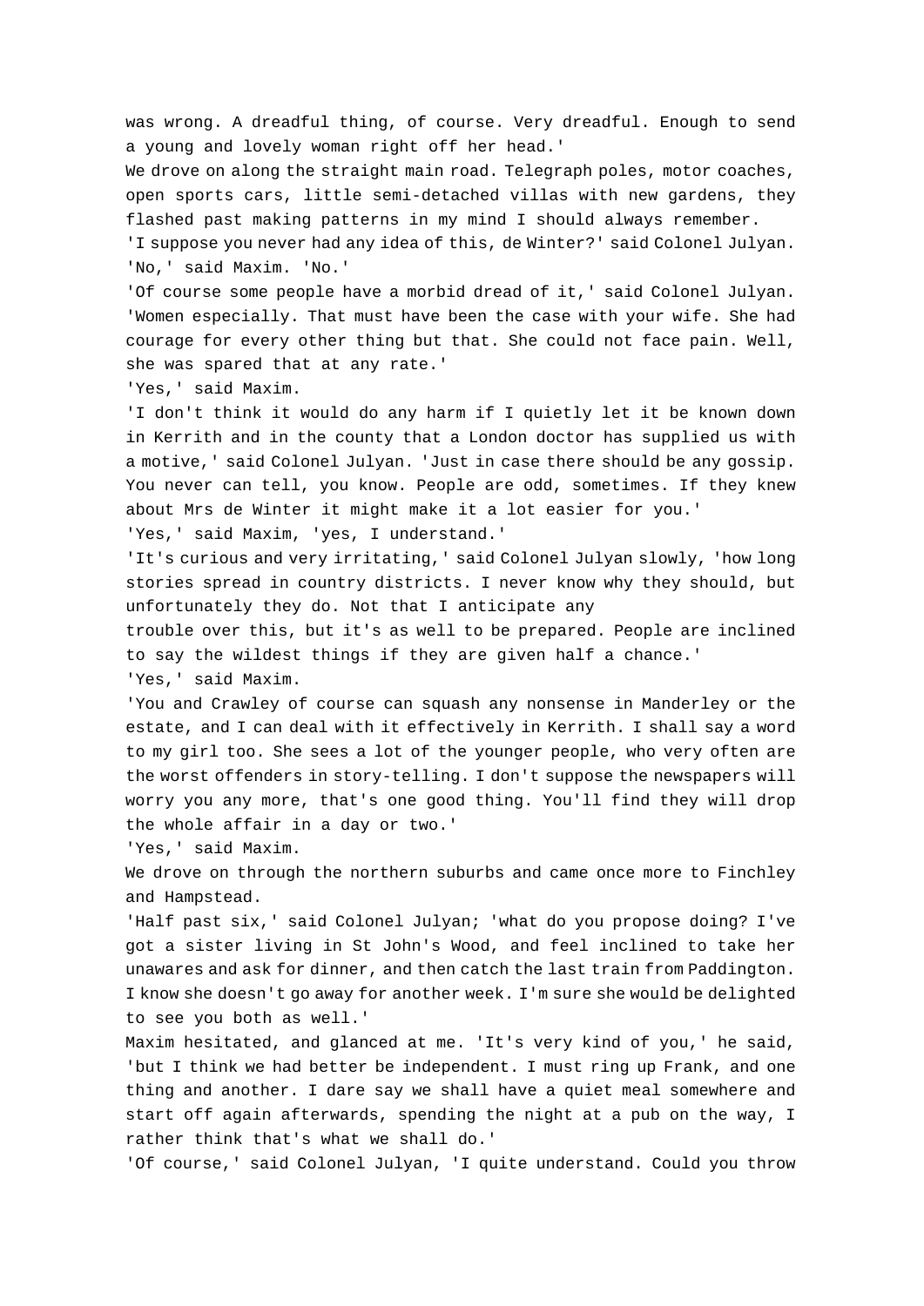was wrong. A dreadful thing, of course. Very dreadful. Enough to send a young and lovely woman right off her head.'

We drove on along the straight main road. Telegraph poles, motor coaches, open sports cars, little semi-detached villas with new gardens, they flashed past making patterns in my mind I should always remember.

'I suppose you never had any idea of this, de Winter?' said Colonel Julyan.

'No,' said Maxim. 'No.'

'Of course some people have a morbid dread of it,' said Colonel Julyan. 'Women especially. That must have been the case with your wife. She had courage for every other thing but that. She could not face pain. Well, she was spared that at any rate.'

'Yes,' said Maxim.

'I don't think it would do any harm if I quietly let it be known down in Kerrith and in the county that a London doctor has supplied us with a motive,' said Colonel Julyan. 'Just in case there should be any gossip. You never can tell, you know. People are odd, sometimes. If they knew about Mrs de Winter it might make it a lot easier for you.'

'Yes,' said Maxim, 'yes, I understand.'

'It's curious and very irritating,' said Colonel Julyan slowly, 'how long stories spread in country districts. I never know why they should, but unfortunately they do. Not that I anticipate any trouble over this, but it's as well to be prepared. People are inclined to say the wildest things if they are given half a chance.'

'Yes,' said Maxim.

'You and Crawley of course can squash any nonsense in Manderley or the estate, and I can deal with it effectively in Kerrith. I shall say a word to my girl too. She sees a lot of the younger people, who very often are the worst offenders in story-telling. I don't suppose the newspapers will worry you any more, that's one good thing. You'll find they will drop the whole affair in a day or two.'

'Yes,' said Maxim.

We drove on through the northern suburbs and came once more to Finchley and Hampstead.

'Half past six,' said Colonel Julyan; 'what do you propose doing? I've got a sister living in St John's Wood, and feel inclined to take her unawares and ask for dinner, and then catch the last train from Paddington. I know she doesn't go away for another week. I'm sure she would be delighted to see you both as well.'

Maxim hesitated, and glanced at me. 'It's very kind of you,' he said, 'but I think we had better be independent. I must ring up Frank, and one thing and another. I dare say we shall have a quiet meal somewhere and start off again afterwards, spending the night at a pub on the way, I rather think that's what we shall do.'

'Of course,' said Colonel Julyan, 'I quite understand. Could you throw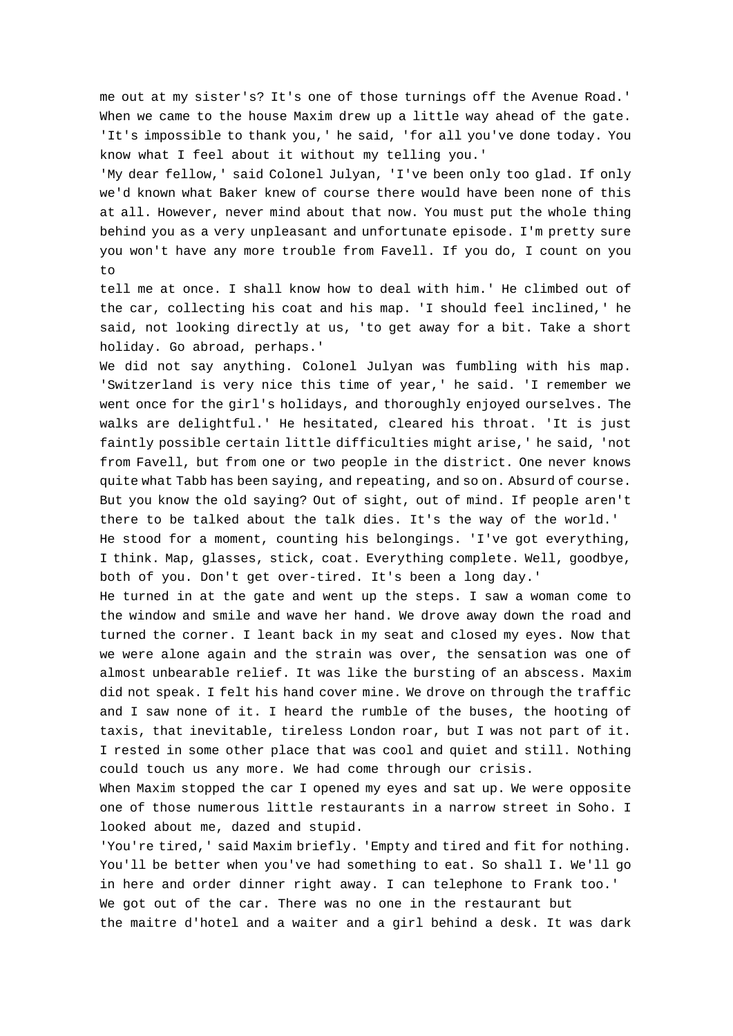me out at my sister's? It's one of those turnings off the Avenue Road.'

When we came to the house Maxim drew up a little way ahead of the gate. 'It's impossible to thank you,' he said, 'for all you've done today. You know what I feel about it without my telling you.'

'My dear fellow,' said Colonel Julyan, 'I've been only too glad. If only we'd known what Baker knew of course there would have been none of this at all. However, never mind about that now. You must put the whole thing behind you as a very unpleasant and unfortunate episode. I'm pretty sure you won't have any more trouble from Favell. If you do, I count on you to tell me at once. I shall know how to deal with him.' He climbed out of the car, collecting his coat and his map. 'I should feel inclined,' he said, not looking directly at us, 'to get away for a bit. Take a short holiday. Go abroad, perhaps.'

We did not say anything. Colonel Julyan was fumbling with his map. 'Switzerland is very nice this time of year,' he said. 'I remember we went once for the girl's holidays, and thoroughly enjoyed ourselves. The walks are delightful.' He hesitated, cleared his throat. 'It is just faintly possible certain little difficulties might arise,' he said, 'not from Favell, but from one or two people in the district. One never knows quite what Tabb has been saying, and repeating, and so on. Absurd of course. But you know the old saying? Out of sight, out of mind. If people aren't there to be talked about the talk dies. It's the way of the world.'

He stood for a moment, counting his belongings. 'I've got everything, I think. Map, glasses, stick, coat. Everything complete. Well, goodbye, both of you. Don't get over-tired. It's been a long day.'

He turned in at the gate and went up the steps. I saw a woman come to the window and smile and wave her hand. We drove away down the road and turned the corner. I leant back in my seat and closed my eyes. Now that we were alone again and the strain was over, the sensation was one of almost unbearable relief. It was like the bursting of an abscess. Maxim did not speak. I felt his hand cover mine. We drove on through the traffic and I saw none of it. I heard the rumble of the buses, the hooting of taxis, that inevitable, tireless London roar, but I was not part of it. I rested in some other place that was cool and quiet and still. Nothing could touch us any more. We had come through our crisis.

When Maxim stopped the car I opened my eyes and sat up. We were opposite one of those numerous little restaurants in a narrow street in Soho. I looked about me, dazed and stupid.

'You're tired,' said Maxim briefly. 'Empty and tired and fit for nothing. You'll be better when you've had something to eat. So shall I. We'll go in here and order dinner right away. I can telephone to Frank too.'

We got out of the car. There was no one in the restaurant but the maitre d'hotel and a waiter and a girl behind a desk. It was dark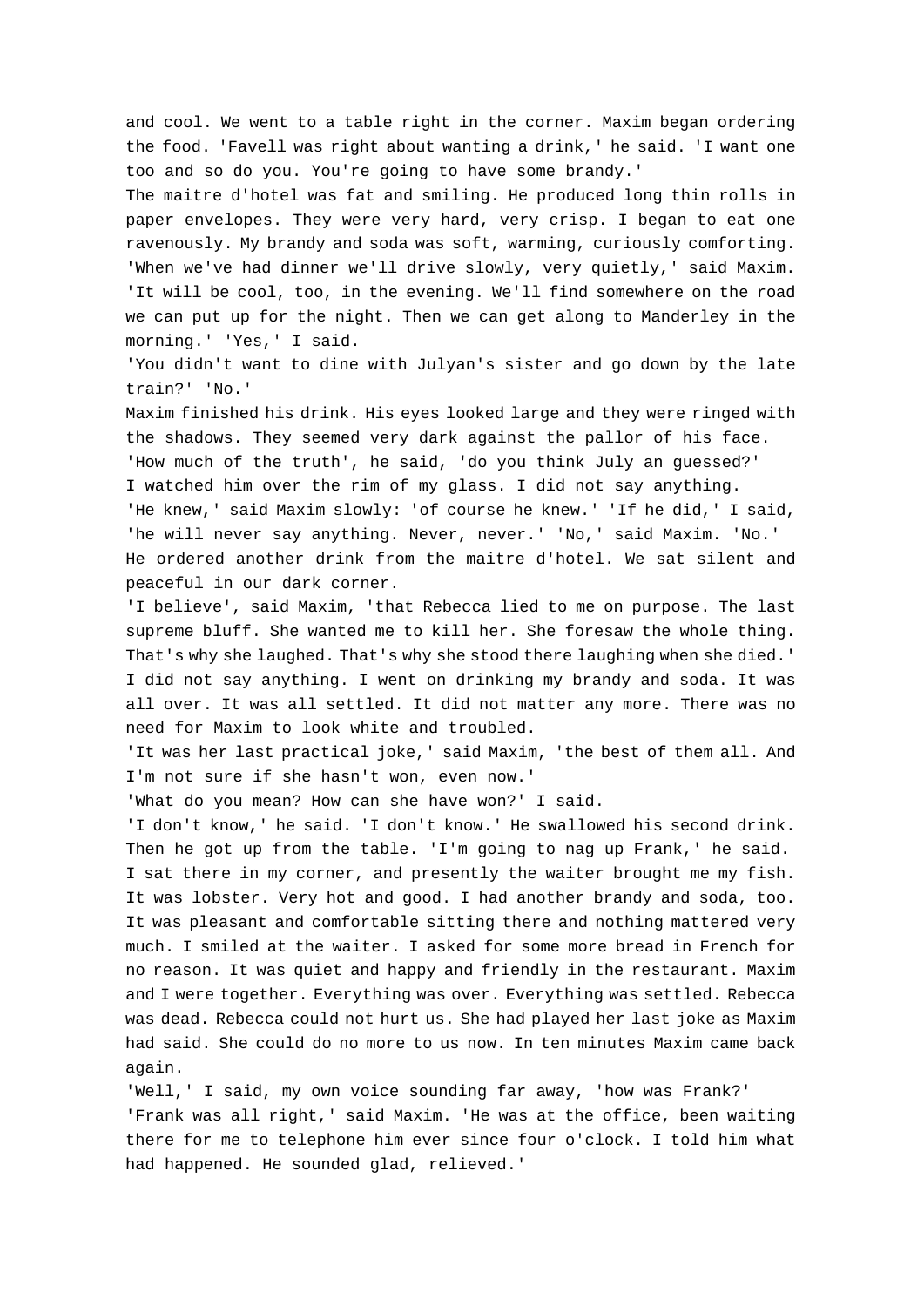and cool. We went to a table right in the corner. Maxim began ordering the food. 'Favell was right about wanting a drink,' he said. 'I want one too and so do you. You're going to have some brandy.'

The maitre d'hotel was fat and smiling. He produced long thin rolls in paper envelopes. They were very hard, very crisp. I began to eat one ravenously. My brandy and soda was soft, warming, curiously comforting. 'When we've had dinner we'll drive slowly, very quietly,' said Maxim. 'It will be cool, too, in the evening. We'll find somewhere on the road we can put up for the night. Then we can get along to Manderley in the morning.' 'Yes,' I said.

'You didn't want to dine with Julyan's sister and go down by the late train?' 'No.'

Maxim finished his drink. His eyes looked large and they were ringed with the shadows. They seemed very dark against the pallor of his face.

'How much of the truth', he said, 'do you think July an guessed?'

I watched him over the rim of my glass. I did not say anything.

'He knew,' said Maxim slowly: 'of course he knew.' 'If he did,' I said, 'he will never say anything. Never, never.' 'No,' said Maxim. 'No.'

He ordered another drink from the maitre d'hotel. We sat silent and peaceful in our dark corner.

'I believe', said Maxim, 'that Rebecca lied to me on purpose. The last supreme bluff. She wanted me to kill her. She foresaw the whole thing. That's why she laughed. That's why she stood there laughing when she died.'

I did not say anything. I went on drinking my brandy and soda. It was all over. It was all settled. It did not matter any more. There was no need for Maxim to look white and troubled.

'It was her last practical joke,' said Maxim, 'the best of them all. And I'm not sure if she hasn't won, even now.'

'What do you mean? How can she have won?' I said.

'I don't know,' he said. 'I don't know.' He swallowed his second drink. Then he got up from the table. 'I'm going to nag up Frank,' he said.

I sat there in my corner, and presently the waiter brought me my fish. It was lobster. Very hot and good. I had another brandy and soda, too. It was pleasant and comfortable sitting there and nothing mattered very much. I smiled at the waiter. I asked for some more bread in French for no reason. It was quiet and happy and friendly in the restaurant. Maxim and I were together. Everything was over. Everything was settled. Rebecca was dead. Rebecca could not hurt us. She had played her last joke as Maxim had said. She could do no more to us now. In ten minutes Maxim came back again.

'Well,' I said, my own voice sounding far away, 'how was Frank?'

'Frank was all right,' said Maxim. 'He was at the office, been waiting there for me to telephone him ever since four o'clock. I told him what had happened. He sounded glad, relieved.'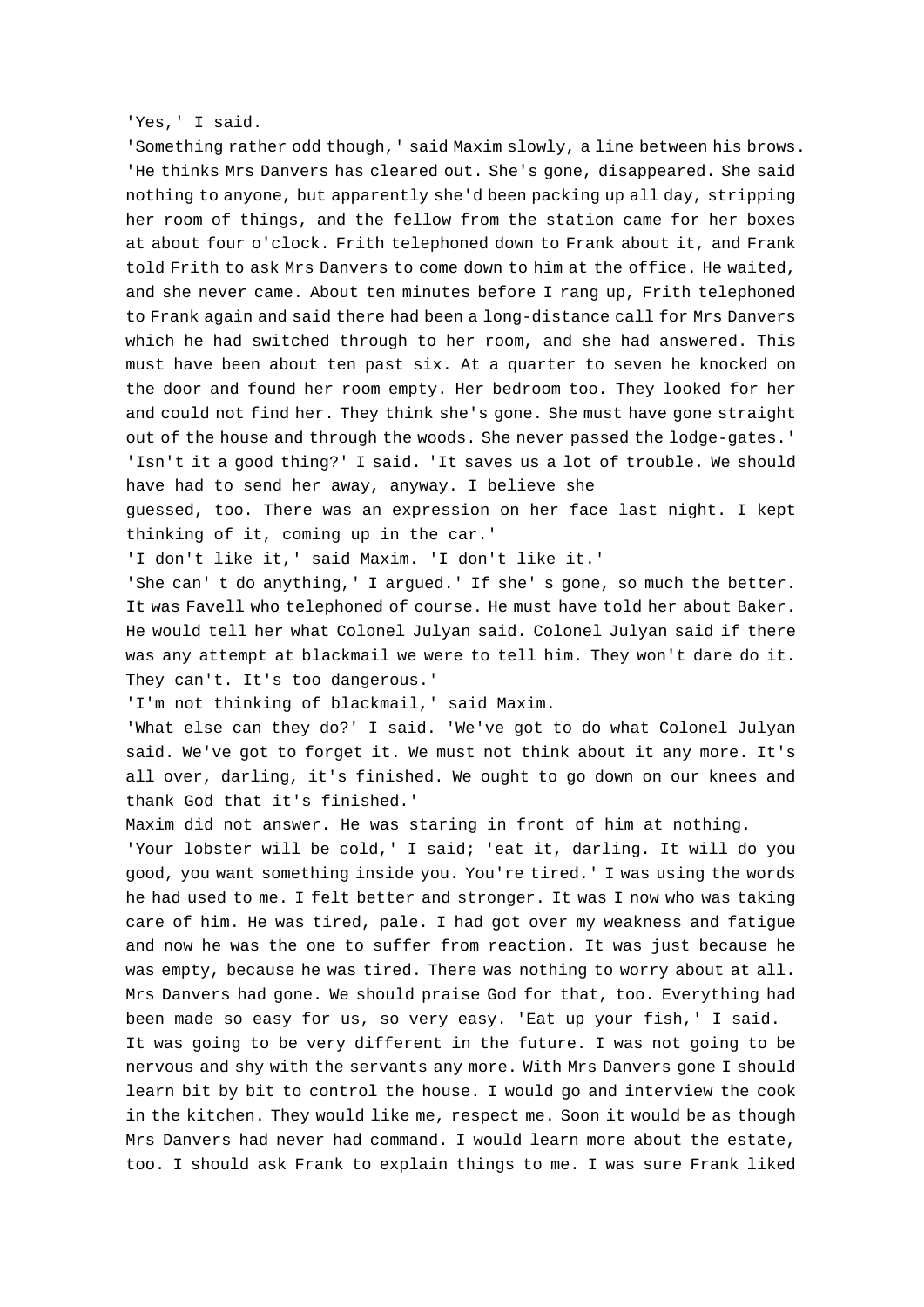'Yes,' I said.

'Something rather odd though,' said Maxim slowly, a line between his brows. 'He thinks Mrs Danvers has cleared out. She's gone, disappeared. She said nothing to anyone, but apparently she'd been packing up all day, stripping her room of things, and the fellow from the station came for her boxes at about four o'clock. Frith telephoned down to Frank about it, and Frank told Frith to ask Mrs Danvers to come down to him at the office. He waited, and she never came. About ten minutes before I rang up, Frith telephoned to Frank again and said there had been a long-distance call for Mrs Danvers which he had switched through to her room, and she had answered. This must have been about ten past six. At a quarter to seven he knocked on the door and found her room empty. Her bedroom too. They looked for her and could not find her. They think she's gone. She must have gone straight out of the house and through the woods. She never passed the lodge-gates.'

'Isn't it a good thing?' I said. 'It saves us a lot of trouble. We should have had to send her away, anyway. I believe she guessed, too. There was an expression on her face last night. I kept thinking of it, coming up in the car.'

'I don't like it,' said Maxim. 'I don't like it.'

'She can' t do anything,' I argued.' If she' s gone, so much the better. It was Favell who telephoned of course. He must have told her about Baker. He would tell her what Colonel Julyan said. Colonel Julyan said if there was any attempt at blackmail we were to tell him. They won't dare do it. They can't. It's too dangerous.'

'I'm not thinking of blackmail,' said Maxim.

'What else can they do?' I said. 'We've got to do what Colonel Julyan said. We've got to forget it. We must not think about it any more. It's all over, darling, it's finished. We ought to go down on our knees and thank God that it's finished.'

Maxim did not answer. He was staring in front of him at nothing.

'Your lobster will be cold,' I said; 'eat it, darling. It will do you good, you want something inside you. You're tired.' I was using the words he had used to me. I felt better and stronger. It was I now who was taking care of him. He was tired, pale. I had got over my weakness and fatigue and now he was the one to suffer from reaction. It was just because he was empty, because he was tired. There was nothing to worry about at all. Mrs Danvers had gone. We should praise God for that, too. Everything had been made so easy for us, so very easy. 'Eat up your fish,' I said.

It was going to be very different in the future. I was not going to be nervous and shy with the servants any more. With Mrs Danvers gone I should learn bit by bit to control the house. I would go and interview the cook in the kitchen. They would like me, respect me. Soon it would be as though Mrs Danvers had never had command. I would learn more about the estate, too. I should ask Frank to explain things to me. I was sure Frank liked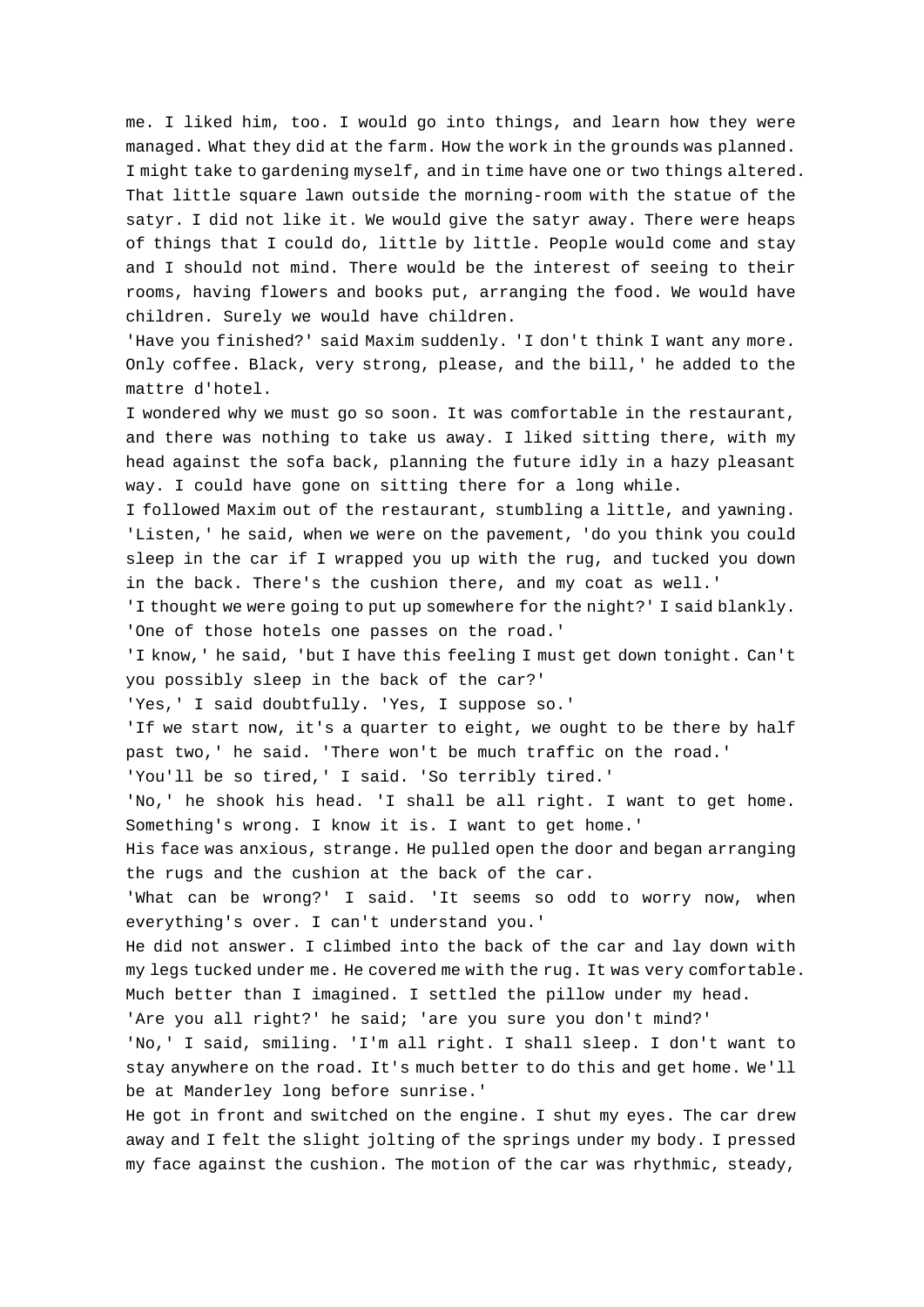me. I liked him, too. I would go into things, and learn how they were managed. What they did at the farm. How the work in the grounds was planned. I might take to gardening myself, and in time have one or two things altered. That little square lawn outside the morning-room with the statue of the satyr. I did not like it. We would give the satyr away. There were heaps of things that I could do, little by little. People would come and stay and I should not mind. There would be the interest of seeing to their rooms, having flowers and books put, arranging the food. We would have children. Surely we would have children.

'Have you finished?' said Maxim suddenly. 'I don't think I want any more. Only coffee. Black, very strong, please, and the bill,' he added to the mattre d'hotel.

I wondered why we must go so soon. It was comfortable in the restaurant, and there was nothing to take us away. I liked sitting there, with my head against the sofa back, planning the future idly in a hazy pleasant way. I could have gone on sitting there for a long while.

I followed Maxim out of the restaurant, stumbling a little, and yawning.

'Listen,' he said, when we were on the pavement, 'do you think you could sleep in the car if I wrapped you up with the rug, and tucked you down in the back. There's the cushion there, and my coat as well.'

'I thought we were going to put up somewhere for the night?' I said blankly. 'One of those hotels one passes on the road.'

'I know,' he said, 'but I have this feeling I must get down tonight. Can't you possibly sleep in the back of the car?'

'Yes,' I said doubtfully. 'Yes, I suppose so.'

'If we start now, it's a quarter to eight, we ought to be there by half past two,' he said. 'There won't be much traffic on the road.'

'You'll be so tired,' I said. 'So terribly tired.'

'No,' he shook his head. 'I shall be all right. I want to get home. Something's wrong. I know it is. I want to get home.'

His face was anxious, strange. He pulled open the door and began arranging the rugs and the cushion at the back of the car.

'What can be wrong?' I said. 'It seems so odd to worry now, when everything's over. I can't understand you.'

He did not answer. I climbed into the back of the car and lay down with my legs tucked under me. He covered me with the rug. It was very comfortable. Much better than I imagined. I settled the pillow under my head.

'Are you all right?' he said; 'are you sure you don't mind?'

'No,' I said, smiling. 'I'm all right. I shall sleep. I don't want to stay anywhere on the road. It's much better to do this and get home. We'll be at Manderley long before sunrise.'

He got in front and switched on the engine. I shut my eyes. The car drew away and I felt the slight jolting of the springs under my body. I pressed my face against the cushion. The motion of the car was rhythmic, steady,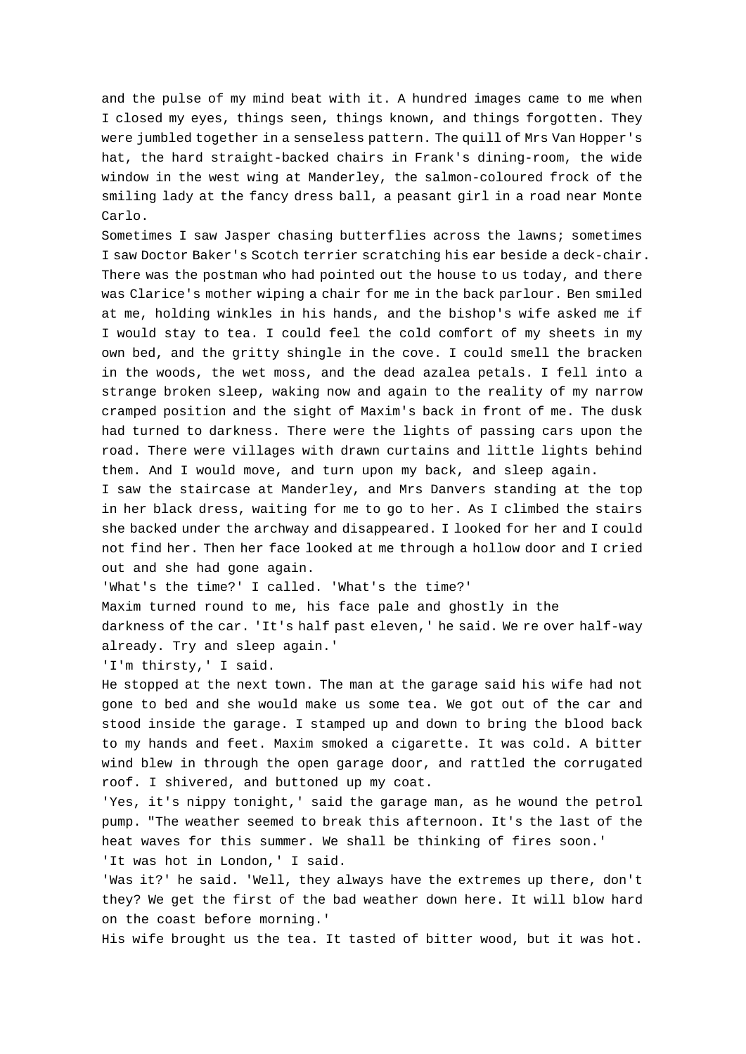and the pulse of my mind beat with it. A hundred images came to me when I closed my eyes, things seen, things known, and things forgotten. They were jumbled together in a senseless pattern. The quill of Mrs Van Hopper's hat, the hard straight-backed chairs in Frank's dining-room, the wide window in the west wing at Manderley, the salmon-coloured frock of the smiling lady at the fancy dress ball, a peasant girl in a road near Monte Carlo.

Sometimes I saw Jasper chasing butterflies across the lawns; sometimes I saw Doctor Baker's Scotch terrier scratching his ear beside a deck-chair. There was the postman who had pointed out the house to us today, and there was Clarice's mother wiping a chair for me in the back parlour. Ben smiled at me, holding winkles in his hands, and the bishop's wife asked me if I would stay to tea. I could feel the cold comfort of my sheets in my own bed, and the gritty shingle in the cove. I could smell the bracken in the woods, the wet moss, and the dead azalea petals. I fell into a strange broken sleep, waking now and again to the reality of my narrow cramped position and the sight of Maxim's back in front of me. The dusk had turned to darkness. There were the lights of passing cars upon the road. There were villages with drawn curtains and little lights behind them. And I would move, and turn upon my back, and sleep again.

I saw the staircase at Manderley, and Mrs Danvers standing at the top in her black dress, waiting for me to go to her. As I climbed the stairs she backed under the archway and disappeared. I looked for her and I could not find her. Then her face looked at me through a hollow door and I cried out and she had gone again.

'What's the time?' I called. 'What's the time?'

Maxim turned round to me, his face pale and ghostly in the darkness of the car. 'It's half past eleven,' he said. We re over half-way already. Try and sleep again.'

'I'm thirsty,' I said.

He stopped at the next town. The man at the garage said his wife had not gone to bed and she would make us some tea. We got out of the car and stood inside the garage. I stamped up and down to bring the blood back to my hands and feet. Maxim smoked a cigarette. It was cold. A bitter wind blew in through the open garage door, and rattled the corrugated roof. I shivered, and buttoned up my coat.

'Yes, it's nippy tonight,' said the garage man, as he wound the petrol pump. "The weather seemed to break this afternoon. It's the last of the heat waves for this summer. We shall be thinking of fires soon.'

'It was hot in London,' I said.

'Was it?' he said. 'Well, they always have the extremes up there, don't they? We get the first of the bad weather down here. It will blow hard on the coast before morning.'

His wife brought us the tea. It tasted of bitter wood, but it was hot.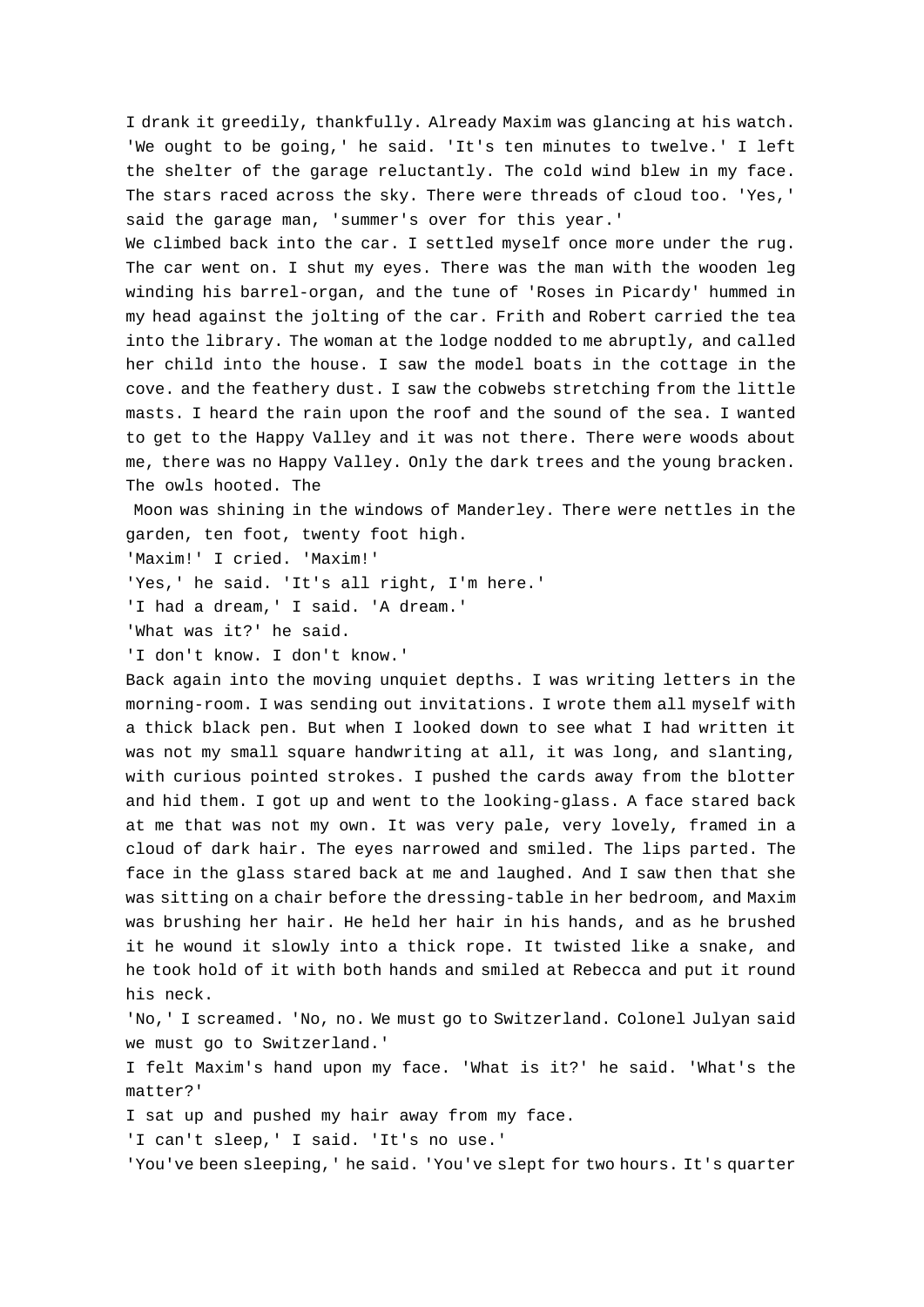I drank it greedily, thankfully. Already Maxim was glancing at his watch. 'We ought to be going,' he said. 'It's ten minutes to twelve.' I left the shelter of the garage reluctantly. The cold wind blew in my face. The stars raced across the sky. There were threads of cloud too. 'Yes,' said the garage man, 'summer's over for this year.'

We climbed back into the car. I settled myself once more under the rug. The car went on. I shut my eyes. There was the man with the wooden leg winding his barrel-organ, and the tune of 'Roses in Picardy' hummed in my head against the jolting of the car. Frith and Robert carried the tea into the library. The woman at the lodge nodded to me abruptly, and called her child into the house. I saw the model boats in the cottage in the cove. and the feathery dust. I saw the cobwebs stretching from the little masts. I heard the rain upon the roof and the sound of the sea. I wanted to get to the Happy Valley and it was not there. There were woods about me, there was no Happy Valley. Only the dark trees and the young bracken. The owls hooted. The Moon was shining in the windows of Manderley. There were nettles in the garden, ten foot, twenty foot high.

'Maxim!' I cried. 'Maxim!'

'Yes,' he said. 'It's all right, I'm here.'

'I had a dream,' I said. 'A dream.'

'What was it?' he said.

'I don't know. I don't know.'

Back again into the moving unquiet depths. I was writing letters in the morning-room. I was sending out invitations. I wrote them all myself with a thick black pen. But when I looked down to see what I had written it was not my small square handwriting at all, it was long, and slanting, with curious pointed strokes. I pushed the cards away from the blotter and hid them. I got up and went to the looking-glass. A face stared back at me that was not my own. It was very pale, very lovely, framed in a cloud of dark hair. The eyes narrowed and smiled. The lips parted. The face in the glass stared back at me and laughed. And I saw then that she was sitting on a chair before the dressing-table in her bedroom, and Maxim was brushing her hair. He held her hair in his hands, and as he brushed it he wound it slowly into a thick rope. It twisted like a snake, and he took hold of it with both hands and smiled at Rebecca and put it round his neck.

'No,' I screamed. 'No, no. We must go to Switzerland. Colonel Julyan said we must go to Switzerland.'

I felt Maxim's hand upon my face. 'What is it?' he said. 'What's the matter?'

I sat up and pushed my hair away from my face.

'I can't sleep,' I said. 'It's no use.'

'You've been sleeping,' he said. 'You've slept for two hours. It's quarter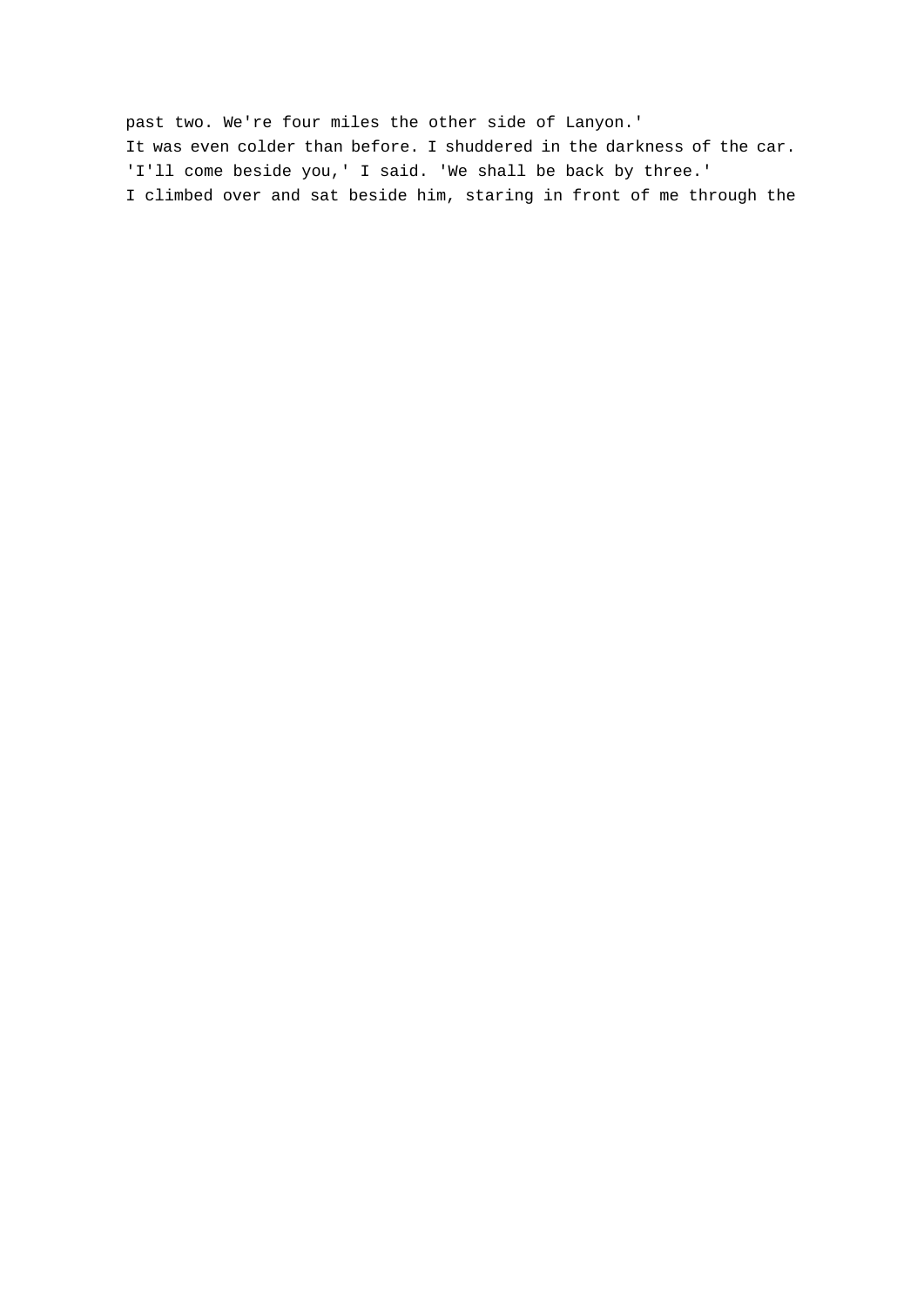past two. We're four miles the other side of Lanyon.'

It was even colder than before. I shuddered in the darkness of the car.

'I'll come beside you,' I said. 'We shall be back by three.'

I climbed over and sat beside him, staring in front of me through the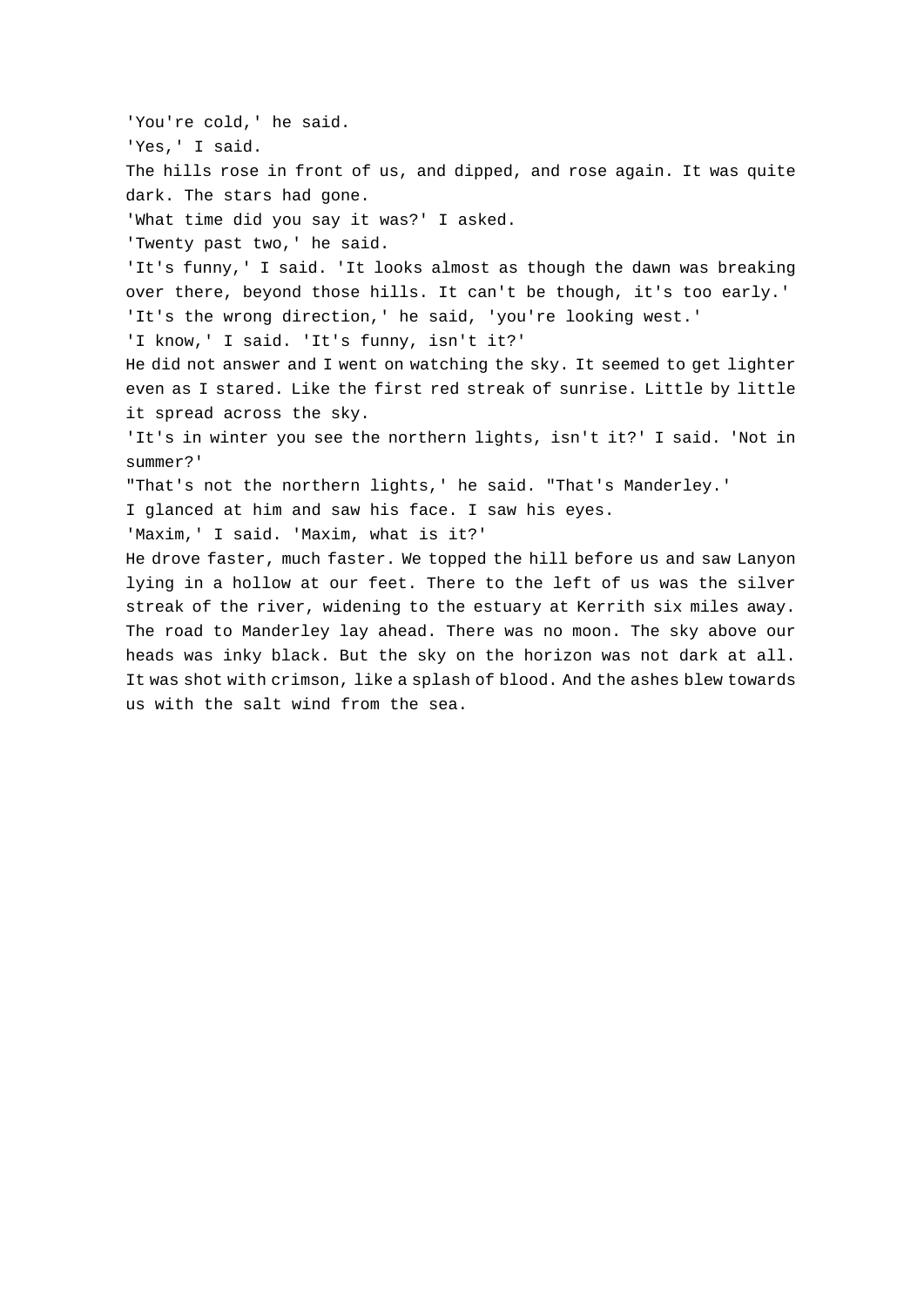'You're cold,' he said.

'Yes,' I said.

The hills rose in front of us, and dipped, and rose again. It was quite dark. The stars had gone.

'What time did you say it was?' I asked.

'Twenty past two,' he said.

'It's funny,' I said. 'It looks almost as though the dawn was breaking over there, beyond those hills. It can't be though, it's too early.'

'It's the wrong direction,' he said, 'you're looking west.'

'I know,' I said. 'It's funny, isn't it?'

He did not answer and I went on watching the sky. It seemed to get lighter even as I stared. Like the first red streak of sunrise. Little by little it spread across the sky.

'It's in winter you see the northern lights, isn't it?' I said. 'Not in summer?'

"That's not the northern lights,' he said. "That's Manderley.'

I glanced at him and saw his face. I saw his eyes.

'Maxim,' I said. 'Maxim, what is it?'

He drove faster, much faster. We topped the hill before us and saw Lanyon lying in a hollow at our feet. There to the left of us was the silver streak of the river, widening to the estuary at Kerrith six miles away. The road to Manderley lay ahead. There was no moon. The sky above our heads was inky black. But the sky on the horizon was not dark at all. It was shot with crimson, like a splash of blood. And the ashes blew towards us with the salt wind from the sea.